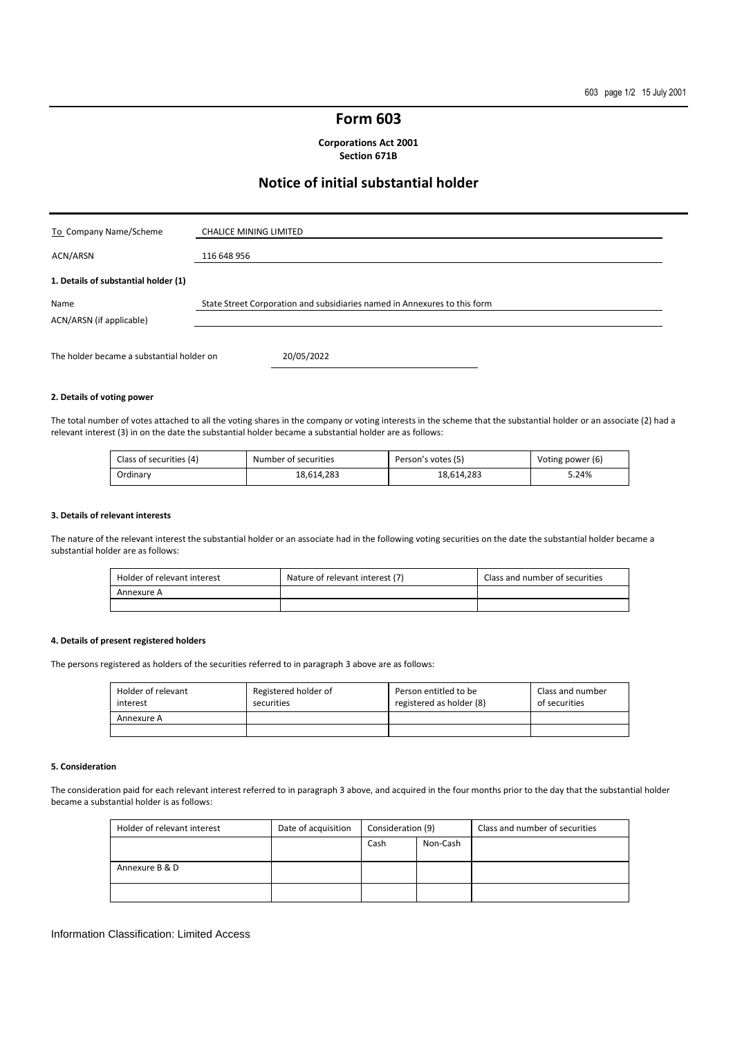# Form 603

**Corporations Act 2001**
**Section 671B**

## Notice of initial substantial holder

| | |
|---|---|
| To Company Name/Scheme | CHALICE MINING LIMITED |
| ACN/ARSN | 116 648 956 |

**1. Details of substantial holder (1)**

| | |
|---|---|
| Name | State Street Corporation and subsidiaries named in Annexures to this form |
| ACN/ARSN (if applicable) | |

The holder became a substantial holder on 20/05/2022

**2. Details of voting power**

The total number of votes attached to all the voting shares in the company or voting interests in the scheme that the substantial holder or an associate (2) had a relevant interest (3) in on the date the substantial holder became a substantial holder are as follows:

| Class of securities (4) | Number of securities | Person's votes (5) | Voting power (6) |
|---|---|---|---|
| Ordinary | 18,614,283 | 18,614,283 | 5.24% |

**3. Details of relevant interests**

The nature of the relevant interest the substantial holder or an associate had in the following voting securities on the date the substantial holder became a substantial holder are as follows:

| Holder of relevant interest | Nature of relevant interest (7) | Class and number of securities |
|---|---|---|
| Annexure A | | |
| | | |

**4. Details of present registered holders**

The persons registered as holders of the securities referred to in paragraph 3 above are as follows:

| Holder of relevant interest | Registered holder of securities | Person entitled to be registered as holder (8) | Class and number of securities |
|---|---|---|---|
| Annexure A | | | |
| | | | |

**5. Consideration**

The consideration paid for each relevant interest referred to in paragraph 3 above, and acquired in the four months prior to the day that the substantial holder became a substantial holder is as follows:

| Holder of relevant interest | Date of acquisition | Consideration (9) | | Class and number of securities |
|---|---|---|---|---|
| | | Cash | Non-Cash | |
| Annexure B & D | | | | |
| | | | | |

Information Classification: Limited Access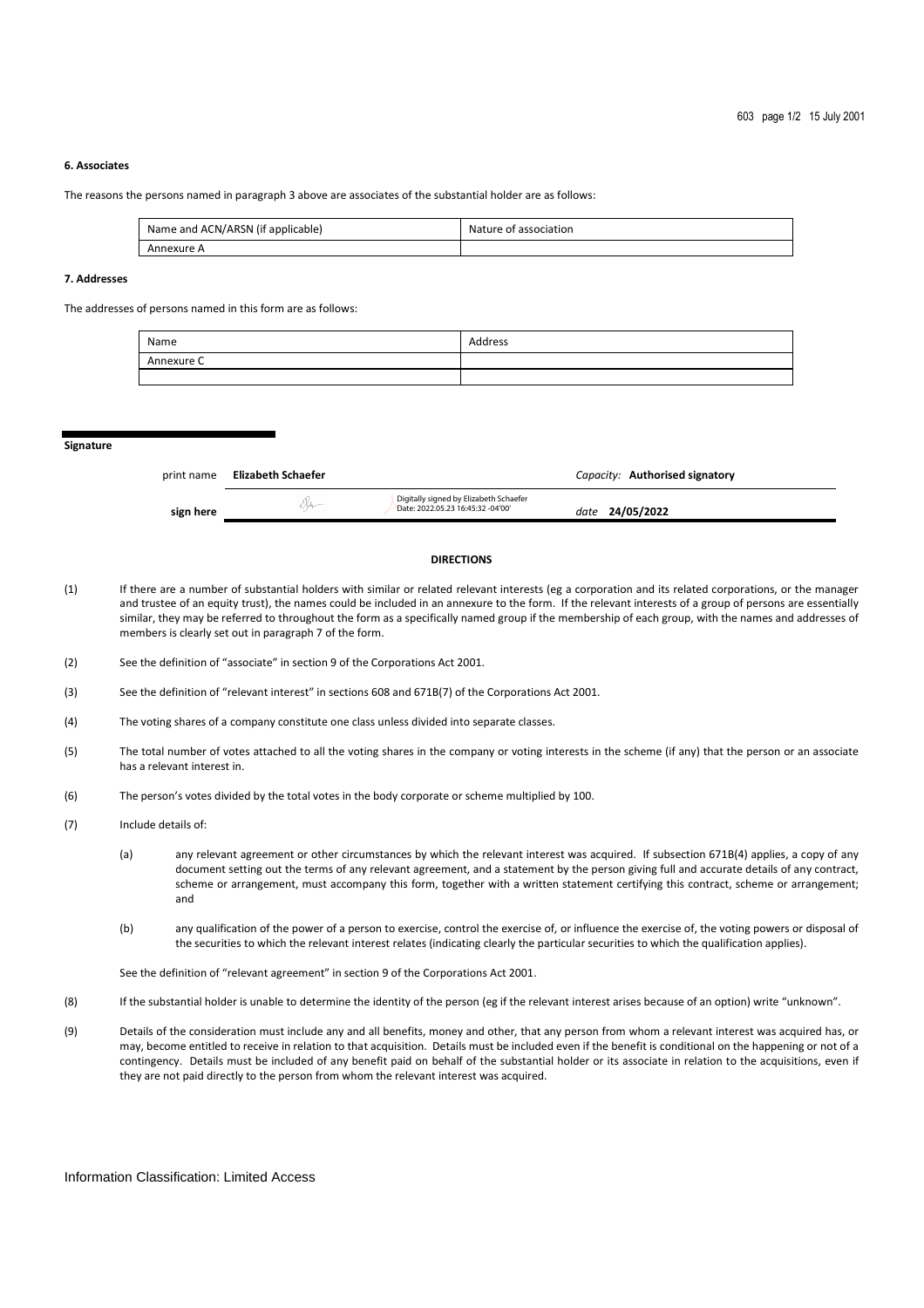### 6. Associates

The reasons the persons named in paragraph 3 above are associates of the substantial holder are as follows:

| Name and ACN/ARSN (if applicable) | Nature of association |
|---|---|
| Annexure A | |

### 7. Addresses

The addresses of persons named in this form are as follows:

| Name | Address |
|---|---|
| Annexure C | |
| | |

**Signature**

| | | | |
|---|---|---|---|
| print name | **Elizabeth Schaefer** | *Capacity:* | **Authorised signatory** |
| **sign here** | Digitally signed by Elizabeth Schaefer Date: 2022.05.23 16:45:32 -04'00' | *date* | **24/05/2022** |

**DIRECTIONS**

(1) If there are a number of substantial holders with similar or related relevant interests (eg a corporation and its related corporations, or the manager and trustee of an equity trust), the names could be included in an annexure to the form. If the relevant interests of a group of persons are essentially similar, they may be referred to throughout the form as a specifically named group if the membership of each group, with the names and addresses of members is clearly set out in paragraph 7 of the form.

(2) See the definition of "associate" in section 9 of the Corporations Act 2001.

(3) See the definition of "relevant interest" in sections 608 and 671B(7) of the Corporations Act 2001.

(4) The voting shares of a company constitute one class unless divided into separate classes.

(5) The total number of votes attached to all the voting shares in the company or voting interests in the scheme (if any) that the person or an associate has a relevant interest in.

(6) The person's votes divided by the total votes in the body corporate or scheme multiplied by 100.

(7) Include details of:

(a) any relevant agreement or other circumstances by which the relevant interest was acquired. If subsection 671B(4) applies, a copy of any document setting out the terms of any relevant agreement, and a statement by the person giving full and accurate details of any contract, scheme or arrangement, must accompany this form, together with a written statement certifying this contract, scheme or arrangement; and

(b) any qualification of the power of a person to exercise, control the exercise of, or influence the exercise of, the voting powers or disposal of the securities to which the relevant interest relates (indicating clearly the particular securities to which the qualification applies).

See the definition of "relevant agreement" in section 9 of the Corporations Act 2001.

(8) If the substantial holder is unable to determine the identity of the person (eg if the relevant interest arises because of an option) write "unknown".

(9) Details of the consideration must include any and all benefits, money and other, that any person from whom a relevant interest was acquired has, or may, become entitled to receive in relation to that acquisition. Details must be included even if the benefit is conditional on the happening or not of a contingency. Details must be included of any benefit paid on behalf of the substantial holder or its associate in relation to the acquisitions, even if they are not paid directly to the person from whom the relevant interest was acquired.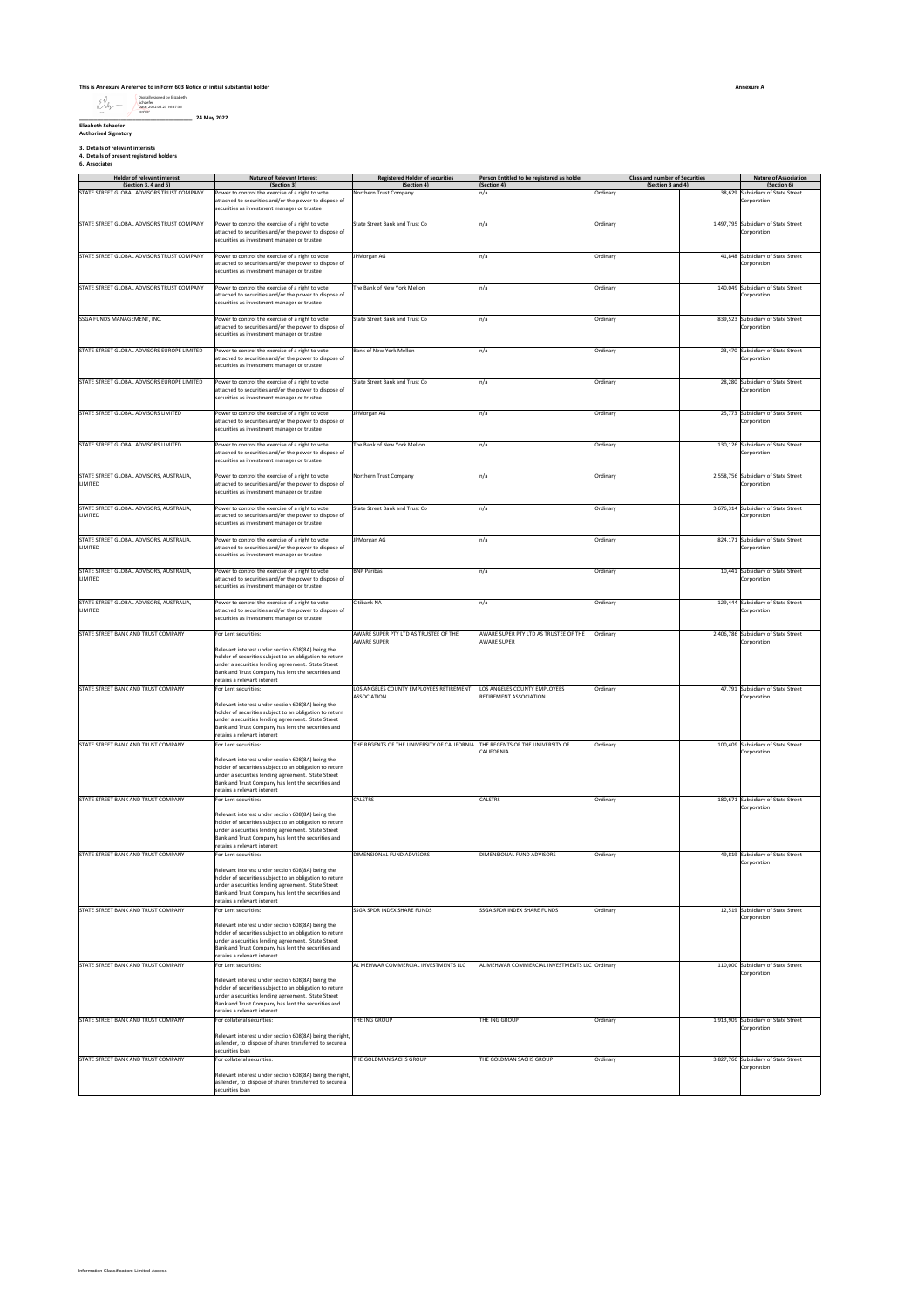**This is Annexure A referred to in Form 603 Notice of initial substantial holder**

**Annexure A**

Digitally signed by Elizabeth Schaefer
Date: 2022.05.23 16:47:36 -04'00'

__________________________ **24 May 2022**

**Elizabeth Schaefer**
**Authorised Signatory**

**3. Details of relevant interests**
**4. Details of present registered holders**
**6. Associates**

| Holder of relevant interest (Section 3, 4 and 6) | Nature of Relevant Interest (Section 3) | Registered Holder of securities (Section 4) | Person Entitled to be registered as holder (Section 4) | Class and number of Securities (Section 3 and 4) | | Nature of Association (Section 6) |
|---|---|---|---|---|---|---|
| STATE STREET GLOBAL ADVISORS TRUST COMPANY | Power to control the exercise of a right to vote attached to securities and/or the power to dispose of securities as investment manager or trustee | Northern Trust Company | n/a | Ordinary | 38,629 | Subsidiary of State Street Corporation |
| STATE STREET GLOBAL ADVISORS TRUST COMPANY | Power to control the exercise of a right to vote attached to securities and/or the power to dispose of securities as investment manager or trustee | State Street Bank and Trust Co | n/a | Ordinary | 1,497,795 | Subsidiary of State Street Corporation |
| STATE STREET GLOBAL ADVISORS TRUST COMPANY | Power to control the exercise of a right to vote attached to securities and/or the power to dispose of securities as investment manager or trustee | JPMorgan AG | n/a | Ordinary | 41,848 | Subsidiary of State Street Corporation |
| STATE STREET GLOBAL ADVISORS TRUST COMPANY | Power to control the exercise of a right to vote attached to securities and/or the power to dispose of securities as investment manager or trustee | The Bank of New York Mellon | n/a | Ordinary | 140,049 | Subsidiary of State Street Corporation |
| SSGA FUNDS MANAGEMENT, INC. | Power to control the exercise of a right to vote attached to securities and/or the power to dispose of securities as investment manager or trustee | State Street Bank and Trust Co | n/a | Ordinary | 839,523 | Subsidiary of State Street Corporation |
| STATE STREET GLOBAL ADVISORS EUROPE LIMITED | Power to control the exercise of a right to vote attached to securities and/or the power to dispose of securities as investment manager or trustee | Bank of New York Mellon | n/a | Ordinary | 23,470 | Subsidiary of State Street Corporation |
| STATE STREET GLOBAL ADVISORS EUROPE LIMITED | Power to control the exercise of a right to vote attached to securities and/or the power to dispose of securities as investment manager or trustee | State Street Bank and Trust Co | n/a | Ordinary | 28,280 | Subsidiary of State Street Corporation |
| STATE STREET GLOBAL ADVISORS LIMITED | Power to control the exercise of a right to vote attached to securities and/or the power to dispose of securities as investment manager or trustee | JPMorgan AG | n/a | Ordinary | 25,773 | Subsidiary of State Street Corporation |
| STATE STREET GLOBAL ADVISORS LIMITED | Power to control the exercise of a right to vote attached to securities and/or the power to dispose of securities as investment manager or trustee | The Bank of New York Mellon | n/a | Ordinary | 130,126 | Subsidiary of State Street Corporation |
| STATE STREET GLOBAL ADVISORS, AUSTRALIA, LIMITED | Power to control the exercise of a right to vote attached to securities and/or the power to dispose of securities as investment manager or trustee | Northern Trust Company | n/a | Ordinary | 2,558,756 | Subsidiary of State Street Corporation |
| STATE STREET GLOBAL ADVISORS, AUSTRALIA, LIMITED | Power to control the exercise of a right to vote attached to securities and/or the power to dispose of securities as investment manager or trustee | State Street Bank and Trust Co | n/a | Ordinary | 3,676,314 | Subsidiary of State Street Corporation |
| STATE STREET GLOBAL ADVISORS, AUSTRALIA, LIMITED | Power to control the exercise of a right to vote attached to securities and/or the power to dispose of securities as investment manager or trustee | JPMorgan AG | n/a | Ordinary | 824,171 | Subsidiary of State Street Corporation |
| STATE STREET GLOBAL ADVISORS, AUSTRALIA, LIMITED | Power to control the exercise of a right to vote attached to securities and/or the power to dispose of securities as investment manager or trustee | BNP Paribas | n/a | Ordinary | 10,441 | Subsidiary of State Street Corporation |
| STATE STREET GLOBAL ADVISORS, AUSTRALIA, LIMITED | Power to control the exercise of a right to vote attached to securities and/or the power to dispose of securities as investment manager or trustee | Citibank NA | n/a | Ordinary | 129,444 | Subsidiary of State Street Corporation |
| STATE STREET BANK AND TRUST COMPANY | For Lent securities: Relevant interest under section 608(8A) being the holder of securities subject to an obligation to return under a securities lending agreement. State Street Bank and Trust Company has lent the securities and retains a relevant interest | AWARE SUPER PTY LTD AS TRUSTEE OF THE AWARE SUPER | AWARE SUPER PTY LTD AS TRUSTEE OF THE AWARE SUPER | Ordinary | 2,406,786 | Subsidiary of State Street Corporation |
| STATE STREET BANK AND TRUST COMPANY | For Lent securities: Relevant interest under section 608(8A) being the holder of securities subject to an obligation to return under a securities lending agreement. State Street Bank and Trust Company has lent the securities and retains a relevant interest | LOS ANGELES COUNTY EMPLOYEES RETIREMENT ASSOCIATION | LOS ANGELES COUNTY EMPLOYEES RETIREMENT ASSOCIATION | Ordinary | 47,791 | Subsidiary of State Street Corporation |
| STATE STREET BANK AND TRUST COMPANY | For Lent securities: Relevant interest under section 608(8A) being the holder of securities subject to an obligation to return under a securities lending agreement. State Street Bank and Trust Company has lent the securities and retains a relevant interest | THE REGENTS OF THE UNIVERSITY OF CALIFORNIA | THE REGENTS OF THE UNIVERSITY OF CALIFORNIA | Ordinary | 100,409 | Subsidiary of State Street Corporation |
| STATE STREET BANK AND TRUST COMPANY | For Lent securities: Relevant interest under section 608(8A) being the holder of securities subject to an obligation to return under a securities lending agreement. State Street Bank and Trust Company has lent the securities and retains a relevant interest | CALSTRS | CALSTRS | Ordinary | 180,671 | Subsidiary of State Street Corporation |
| STATE STREET BANK AND TRUST COMPANY | For Lent securities: Relevant interest under section 608(8A) being the holder of securities subject to an obligation to return under a securities lending agreement. State Street Bank and Trust Company has lent the securities and retains a relevant interest | DIMENSIONAL FUND ADVISORS | DIMENSIONAL FUND ADVISORS | Ordinary | 49,819 | Subsidiary of State Street Corporation |
| STATE STREET BANK AND TRUST COMPANY | For Lent securities: Relevant interest under section 608(8A) being the holder of securities subject to an obligation to return under a securities lending agreement. State Street Bank and Trust Company has lent the securities and retains a relevant interest | SSGA SPDR INDEX SHARE FUNDS | SSGA SPDR INDEX SHARE FUNDS | Ordinary | 12,519 | Subsidiary of State Street Corporation |
| STATE STREET BANK AND TRUST COMPANY | For Lent securities: Relevant interest under section 608(8A) being the holder of securities subject to an obligation to return under a securities lending agreement. State Street Bank and Trust Company has lent the securities and retains a relevant interest | AL MEHWAR COMMERCIAL INVESTMENTS LLC | AL MEHWAR COMMERCIAL INVESTMENTS LLC | Ordinary | 110,000 | Subsidiary of State Street Corporation |
| STATE STREET BANK AND TRUST COMPANY | For collateral securities: Relevant interest under section 608(8A) being the right, as lender, to dispose of shares transferred to secure a securities loan | THE ING GROUP | THE ING GROUP | Ordinary | 1,913,909 | Subsidiary of State Street Corporation |
| STATE STREET BANK AND TRUST COMPANY | For collateral securities: Relevant interest under section 608(8A) being the right, as lender, to dispose of shares transferred to secure a securities loan | THE GOLDMAN SACHS GROUP | THE GOLDMAN SACHS GROUP | Ordinary | 3,827,760 | Subsidiary of State Street Corporation |

Information Classification: Limited Access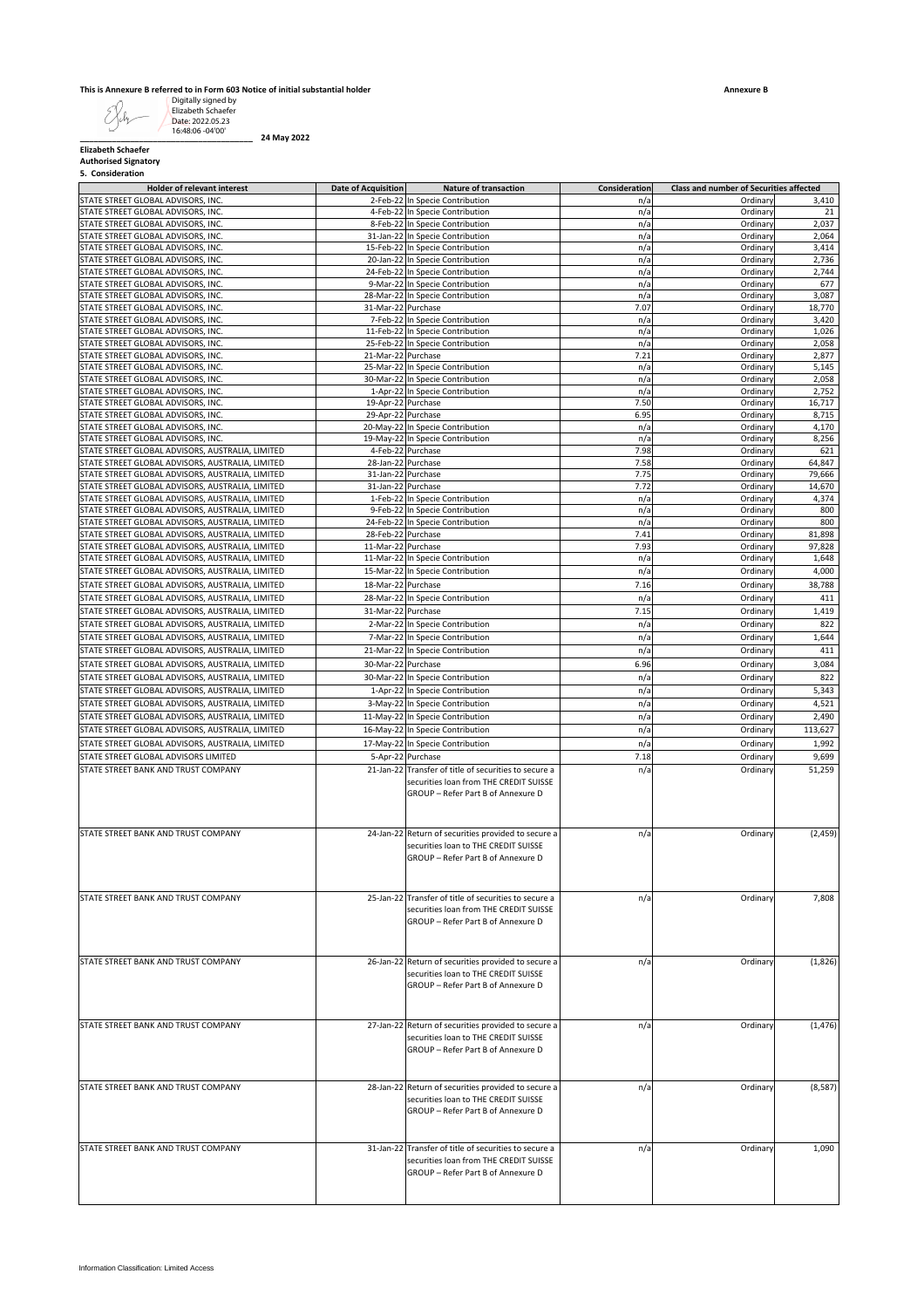**This is Annexure B referred to in Form 603 Notice of initial substantial holder**

**Annexure B**

Digitally signed by Elizabeth Schaefer
Date: 2022.05.23 16:48:06 -04'00'

**24 May 2022**

**Elizabeth Schaefer**
**Authorised Signatory**

**5. Consideration**

| Holder of relevant interest | Date of Acquisition | Nature of transaction | Consideration | Class and number of Securities affected | |
|---|---|---|---|---|---|
| STATE STREET GLOBAL ADVISORS, INC. | 2-Feb-22 | In Specie Contribution | n/a | Ordinary | 3,410 |
| STATE STREET GLOBAL ADVISORS, INC. | 4-Feb-22 | In Specie Contribution | n/a | Ordinary | 21 |
| STATE STREET GLOBAL ADVISORS, INC. | 8-Feb-22 | In Specie Contribution | n/a | Ordinary | 2,037 |
| STATE STREET GLOBAL ADVISORS, INC. | 31-Jan-22 | In Specie Contribution | n/a | Ordinary | 2,064 |
| STATE STREET GLOBAL ADVISORS, INC. | 15-Feb-22 | In Specie Contribution | n/a | Ordinary | 3,414 |
| STATE STREET GLOBAL ADVISORS, INC. | 20-Jan-22 | In Specie Contribution | n/a | Ordinary | 2,736 |
| STATE STREET GLOBAL ADVISORS, INC. | 24-Feb-22 | In Specie Contribution | n/a | Ordinary | 2,744 |
| STATE STREET GLOBAL ADVISORS, INC. | 9-Mar-22 | In Specie Contribution | n/a | Ordinary | 677 |
| STATE STREET GLOBAL ADVISORS, INC. | 28-Mar-22 | In Specie Contribution | n/a | Ordinary | 3,087 |
| STATE STREET GLOBAL ADVISORS, INC. | 31-Mar-22 | Purchase | 7.07 | Ordinary | 18,770 |
| STATE STREET GLOBAL ADVISORS, INC. | 7-Feb-22 | In Specie Contribution | n/a | Ordinary | 3,420 |
| STATE STREET GLOBAL ADVISORS, INC. | 11-Feb-22 | In Specie Contribution | n/a | Ordinary | 1,026 |
| STATE STREET GLOBAL ADVISORS, INC. | 25-Feb-22 | In Specie Contribution | n/a | Ordinary | 2,058 |
| STATE STREET GLOBAL ADVISORS, INC. | 21-Mar-22 | Purchase | 7.21 | Ordinary | 2,877 |
| STATE STREET GLOBAL ADVISORS, INC. | 25-Mar-22 | In Specie Contribution | n/a | Ordinary | 5,145 |
| STATE STREET GLOBAL ADVISORS, INC. | 30-Mar-22 | In Specie Contribution | n/a | Ordinary | 2,058 |
| STATE STREET GLOBAL ADVISORS, INC. | 1-Apr-22 | In Specie Contribution | n/a | Ordinary | 2,752 |
| STATE STREET GLOBAL ADVISORS, INC. | 19-Apr-22 | Purchase | 7.50 | Ordinary | 16,717 |
| STATE STREET GLOBAL ADVISORS, INC. | 29-Apr-22 | Purchase | 6.95 | Ordinary | 8,715 |
| STATE STREET GLOBAL ADVISORS, INC. | 20-May-22 | In Specie Contribution | n/a | Ordinary | 4,170 |
| STATE STREET GLOBAL ADVISORS, INC. | 19-May-22 | In Specie Contribution | n/a | Ordinary | 8,256 |
| STATE STREET GLOBAL ADVISORS, AUSTRALIA, LIMITED | 4-Feb-22 | Purchase | 7.98 | Ordinary | 621 |
| STATE STREET GLOBAL ADVISORS, AUSTRALIA, LIMITED | 28-Jan-22 | Purchase | 7.58 | Ordinary | 64,847 |
| STATE STREET GLOBAL ADVISORS, AUSTRALIA, LIMITED | 31-Jan-22 | Purchase | 7.75 | Ordinary | 79,666 |
| STATE STREET GLOBAL ADVISORS, AUSTRALIA, LIMITED | 31-Jan-22 | Purchase | 7.72 | Ordinary | 14,670 |
| STATE STREET GLOBAL ADVISORS, AUSTRALIA, LIMITED | 1-Feb-22 | In Specie Contribution | n/a | Ordinary | 4,374 |
| STATE STREET GLOBAL ADVISORS, AUSTRALIA, LIMITED | 9-Feb-22 | In Specie Contribution | n/a | Ordinary | 800 |
| STATE STREET GLOBAL ADVISORS, AUSTRALIA, LIMITED | 24-Feb-22 | In Specie Contribution | n/a | Ordinary | 800 |
| STATE STREET GLOBAL ADVISORS, AUSTRALIA, LIMITED | 28-Feb-22 | Purchase | 7.41 | Ordinary | 81,898 |
| STATE STREET GLOBAL ADVISORS, AUSTRALIA, LIMITED | 11-Mar-22 | Purchase | 7.93 | Ordinary | 97,828 |
| STATE STREET GLOBAL ADVISORS, AUSTRALIA, LIMITED | 11-Mar-22 | In Specie Contribution | n/a | Ordinary | 1,648 |
| STATE STREET GLOBAL ADVISORS, AUSTRALIA, LIMITED | 15-Mar-22 | In Specie Contribution | n/a | Ordinary | 4,000 |
| STATE STREET GLOBAL ADVISORS, AUSTRALIA, LIMITED | 18-Mar-22 | Purchase | 7.16 | Ordinary | 38,788 |
| STATE STREET GLOBAL ADVISORS, AUSTRALIA, LIMITED | 28-Mar-22 | In Specie Contribution | n/a | Ordinary | 411 |
| STATE STREET GLOBAL ADVISORS, AUSTRALIA, LIMITED | 31-Mar-22 | Purchase | 7.15 | Ordinary | 1,419 |
| STATE STREET GLOBAL ADVISORS, AUSTRALIA, LIMITED | 2-Mar-22 | In Specie Contribution | n/a | Ordinary | 822 |
| STATE STREET GLOBAL ADVISORS, AUSTRALIA, LIMITED | 7-Mar-22 | In Specie Contribution | n/a | Ordinary | 1,644 |
| STATE STREET GLOBAL ADVISORS, AUSTRALIA, LIMITED | 21-Mar-22 | In Specie Contribution | n/a | Ordinary | 411 |
| STATE STREET GLOBAL ADVISORS, AUSTRALIA, LIMITED | 30-Mar-22 | Purchase | 6.96 | Ordinary | 3,084 |
| STATE STREET GLOBAL ADVISORS, AUSTRALIA, LIMITED | 30-Mar-22 | In Specie Contribution | n/a | Ordinary | 822 |
| STATE STREET GLOBAL ADVISORS, AUSTRALIA, LIMITED | 1-Apr-22 | In Specie Contribution | n/a | Ordinary | 5,343 |
| STATE STREET GLOBAL ADVISORS, AUSTRALIA, LIMITED | 3-May-22 | In Specie Contribution | n/a | Ordinary | 4,521 |
| STATE STREET GLOBAL ADVISORS, AUSTRALIA, LIMITED | 11-May-22 | In Specie Contribution | n/a | Ordinary | 2,490 |
| STATE STREET GLOBAL ADVISORS, AUSTRALIA, LIMITED | 16-May-22 | In Specie Contribution | n/a | Ordinary | 113,627 |
| STATE STREET GLOBAL ADVISORS, AUSTRALIA, LIMITED | 17-May-22 | In Specie Contribution | n/a | Ordinary | 1,992 |
| STATE STREET GLOBAL ADVISORS LIMITED | 5-Apr-22 | Purchase | 7.18 | Ordinary | 9,699 |
| STATE STREET BANK AND TRUST COMPANY | 21-Jan-22 | Transfer of title of securities to secure a securities loan from THE CREDIT SUISSE GROUP – Refer Part B of Annexure D | n/a | Ordinary | 51,259 |
| STATE STREET BANK AND TRUST COMPANY | 24-Jan-22 | Return of securities provided to secure a securities loan to THE CREDIT SUISSE GROUP – Refer Part B of Annexure D | n/a | Ordinary | (2,459) |
| STATE STREET BANK AND TRUST COMPANY | 25-Jan-22 | Transfer of title of securities to secure a securities loan from THE CREDIT SUISSE GROUP – Refer Part B of Annexure D | n/a | Ordinary | 7,808 |
| STATE STREET BANK AND TRUST COMPANY | 26-Jan-22 | Return of securities provided to secure a securities loan to THE CREDIT SUISSE GROUP – Refer Part B of Annexure D | n/a | Ordinary | (1,826) |
| STATE STREET BANK AND TRUST COMPANY | 27-Jan-22 | Return of securities provided to secure a securities loan to THE CREDIT SUISSE GROUP – Refer Part B of Annexure D | n/a | Ordinary | (1,476) |
| STATE STREET BANK AND TRUST COMPANY | 28-Jan-22 | Return of securities provided to secure a securities loan to THE CREDIT SUISSE GROUP – Refer Part B of Annexure D | n/a | Ordinary | (8,587) |
| STATE STREET BANK AND TRUST COMPANY | 31-Jan-22 | Transfer of title of securities to secure a securities loan from THE CREDIT SUISSE GROUP – Refer Part B of Annexure D | n/a | Ordinary | 1,090 |

Information Classification: Limited Access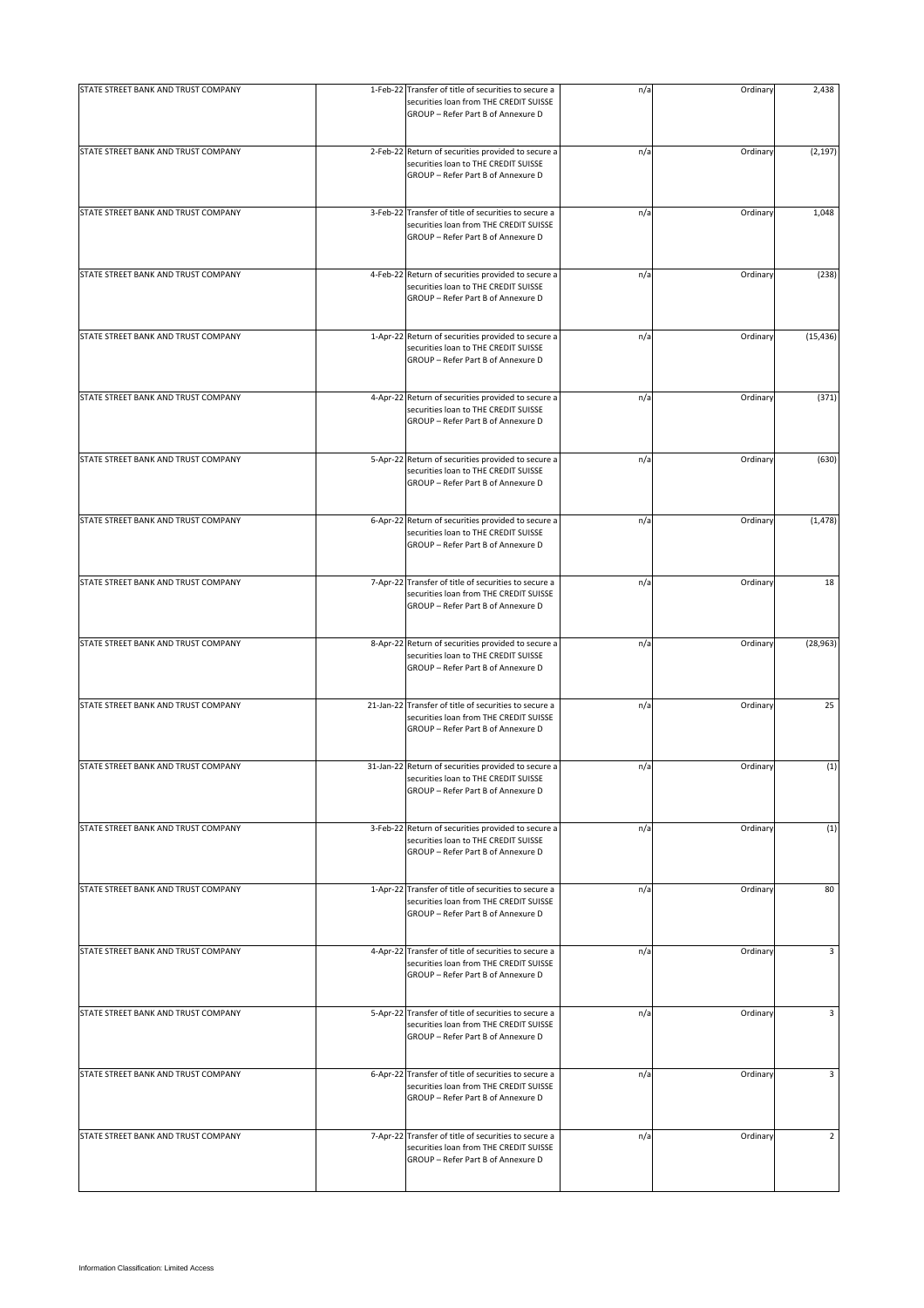| | | | | | |
|---|---|---|---|---|---|
| STATE STREET BANK AND TRUST COMPANY | 1-Feb-22 | Transfer of title of securities to secure a securities loan from THE CREDIT SUISSE GROUP – Refer Part B of Annexure D | n/a | Ordinary | 2,438 |
| STATE STREET BANK AND TRUST COMPANY | 2-Feb-22 | Return of securities provided to secure a securities loan to THE CREDIT SUISSE GROUP – Refer Part B of Annexure D | n/a | Ordinary | (2,197) |
| STATE STREET BANK AND TRUST COMPANY | 3-Feb-22 | Transfer of title of securities to secure a securities loan from THE CREDIT SUISSE GROUP – Refer Part B of Annexure D | n/a | Ordinary | 1,048 |
| STATE STREET BANK AND TRUST COMPANY | 4-Feb-22 | Return of securities provided to secure a securities loan to THE CREDIT SUISSE GROUP – Refer Part B of Annexure D | n/a | Ordinary | (238) |
| STATE STREET BANK AND TRUST COMPANY | 1-Apr-22 | Return of securities provided to secure a securities loan to THE CREDIT SUISSE GROUP – Refer Part B of Annexure D | n/a | Ordinary | (15,436) |
| STATE STREET BANK AND TRUST COMPANY | 4-Apr-22 | Return of securities provided to secure a securities loan to THE CREDIT SUISSE GROUP – Refer Part B of Annexure D | n/a | Ordinary | (371) |
| STATE STREET BANK AND TRUST COMPANY | 5-Apr-22 | Return of securities provided to secure a securities loan to THE CREDIT SUISSE GROUP – Refer Part B of Annexure D | n/a | Ordinary | (630) |
| STATE STREET BANK AND TRUST COMPANY | 6-Apr-22 | Return of securities provided to secure a securities loan to THE CREDIT SUISSE GROUP – Refer Part B of Annexure D | n/a | Ordinary | (1,478) |
| STATE STREET BANK AND TRUST COMPANY | 7-Apr-22 | Transfer of title of securities to secure a securities loan from THE CREDIT SUISSE GROUP – Refer Part B of Annexure D | n/a | Ordinary | 18 |
| STATE STREET BANK AND TRUST COMPANY | 8-Apr-22 | Return of securities provided to secure a securities loan to THE CREDIT SUISSE GROUP – Refer Part B of Annexure D | n/a | Ordinary | (28,963) |
| STATE STREET BANK AND TRUST COMPANY | 21-Jan-22 | Transfer of title of securities to secure a securities loan from THE CREDIT SUISSE GROUP – Refer Part B of Annexure D | n/a | Ordinary | 25 |
| STATE STREET BANK AND TRUST COMPANY | 31-Jan-22 | Return of securities provided to secure a securities loan to THE CREDIT SUISSE GROUP – Refer Part B of Annexure D | n/a | Ordinary | (1) |
| STATE STREET BANK AND TRUST COMPANY | 3-Feb-22 | Return of securities provided to secure a securities loan to THE CREDIT SUISSE GROUP – Refer Part B of Annexure D | n/a | Ordinary | (1) |
| STATE STREET BANK AND TRUST COMPANY | 1-Apr-22 | Transfer of title of securities to secure a securities loan from THE CREDIT SUISSE GROUP – Refer Part B of Annexure D | n/a | Ordinary | 80 |
| STATE STREET BANK AND TRUST COMPANY | 4-Apr-22 | Transfer of title of securities to secure a securities loan from THE CREDIT SUISSE GROUP – Refer Part B of Annexure D | n/a | Ordinary | 3 |
| STATE STREET BANK AND TRUST COMPANY | 5-Apr-22 | Transfer of title of securities to secure a securities loan from THE CREDIT SUISSE GROUP – Refer Part B of Annexure D | n/a | Ordinary | 3 |
| STATE STREET BANK AND TRUST COMPANY | 6-Apr-22 | Transfer of title of securities to secure a securities loan from THE CREDIT SUISSE GROUP – Refer Part B of Annexure D | n/a | Ordinary | 3 |
| STATE STREET BANK AND TRUST COMPANY | 7-Apr-22 | Transfer of title of securities to secure a securities loan from THE CREDIT SUISSE GROUP – Refer Part B of Annexure D | n/a | Ordinary | 2 |

Information Classification: Limited Access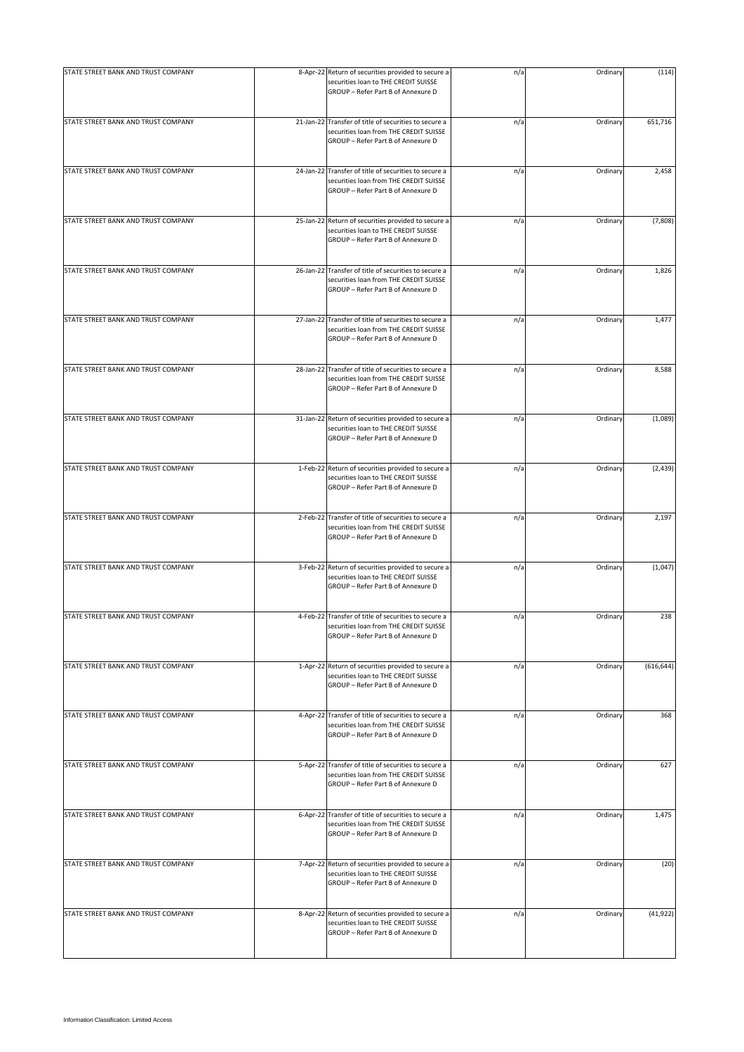| | | | | | |
|---|---|---|---|---|---|
| STATE STREET BANK AND TRUST COMPANY | 8-Apr-22 | Return of securities provided to secure a securities loan to THE CREDIT SUISSE GROUP – Refer Part B of Annexure D | n/a | Ordinary | (114) |
| STATE STREET BANK AND TRUST COMPANY | 21-Jan-22 | Transfer of title of securities to secure a securities loan from THE CREDIT SUISSE GROUP – Refer Part B of Annexure D | n/a | Ordinary | 651,716 |
| STATE STREET BANK AND TRUST COMPANY | 24-Jan-22 | Transfer of title of securities to secure a securities loan from THE CREDIT SUISSE GROUP – Refer Part B of Annexure D | n/a | Ordinary | 2,458 |
| STATE STREET BANK AND TRUST COMPANY | 25-Jan-22 | Return of securities provided to secure a securities loan to THE CREDIT SUISSE GROUP – Refer Part B of Annexure D | n/a | Ordinary | (7,808) |
| STATE STREET BANK AND TRUST COMPANY | 26-Jan-22 | Transfer of title of securities to secure a securities loan from THE CREDIT SUISSE GROUP – Refer Part B of Annexure D | n/a | Ordinary | 1,826 |
| STATE STREET BANK AND TRUST COMPANY | 27-Jan-22 | Transfer of title of securities to secure a securities loan from THE CREDIT SUISSE GROUP – Refer Part B of Annexure D | n/a | Ordinary | 1,477 |
| STATE STREET BANK AND TRUST COMPANY | 28-Jan-22 | Transfer of title of securities to secure a securities loan from THE CREDIT SUISSE GROUP – Refer Part B of Annexure D | n/a | Ordinary | 8,588 |
| STATE STREET BANK AND TRUST COMPANY | 31-Jan-22 | Return of securities provided to secure a securities loan to THE CREDIT SUISSE GROUP – Refer Part B of Annexure D | n/a | Ordinary | (1,089) |
| STATE STREET BANK AND TRUST COMPANY | 1-Feb-22 | Return of securities provided to secure a securities loan to THE CREDIT SUISSE GROUP – Refer Part B of Annexure D | n/a | Ordinary | (2,439) |
| STATE STREET BANK AND TRUST COMPANY | 2-Feb-22 | Transfer of title of securities to secure a securities loan from THE CREDIT SUISSE GROUP – Refer Part B of Annexure D | n/a | Ordinary | 2,197 |
| STATE STREET BANK AND TRUST COMPANY | 3-Feb-22 | Return of securities provided to secure a securities loan to THE CREDIT SUISSE GROUP – Refer Part B of Annexure D | n/a | Ordinary | (1,047) |
| STATE STREET BANK AND TRUST COMPANY | 4-Feb-22 | Transfer of title of securities to secure a securities loan from THE CREDIT SUISSE GROUP – Refer Part B of Annexure D | n/a | Ordinary | 238 |
| STATE STREET BANK AND TRUST COMPANY | 1-Apr-22 | Return of securities provided to secure a securities loan to THE CREDIT SUISSE GROUP – Refer Part B of Annexure D | n/a | Ordinary | (616,644) |
| STATE STREET BANK AND TRUST COMPANY | 4-Apr-22 | Transfer of title of securities to secure a securities loan from THE CREDIT SUISSE GROUP – Refer Part B of Annexure D | n/a | Ordinary | 368 |
| STATE STREET BANK AND TRUST COMPANY | 5-Apr-22 | Transfer of title of securities to secure a securities loan from THE CREDIT SUISSE GROUP – Refer Part B of Annexure D | n/a | Ordinary | 627 |
| STATE STREET BANK AND TRUST COMPANY | 6-Apr-22 | Transfer of title of securities to secure a securities loan from THE CREDIT SUISSE GROUP – Refer Part B of Annexure D | n/a | Ordinary | 1,475 |
| STATE STREET BANK AND TRUST COMPANY | 7-Apr-22 | Return of securities provided to secure a securities loan to THE CREDIT SUISSE GROUP – Refer Part B of Annexure D | n/a | Ordinary | (20) |
| STATE STREET BANK AND TRUST COMPANY | 8-Apr-22 | Return of securities provided to secure a securities loan to THE CREDIT SUISSE GROUP – Refer Part B of Annexure D | n/a | Ordinary | (41,922) |

Information Classification: Limited Access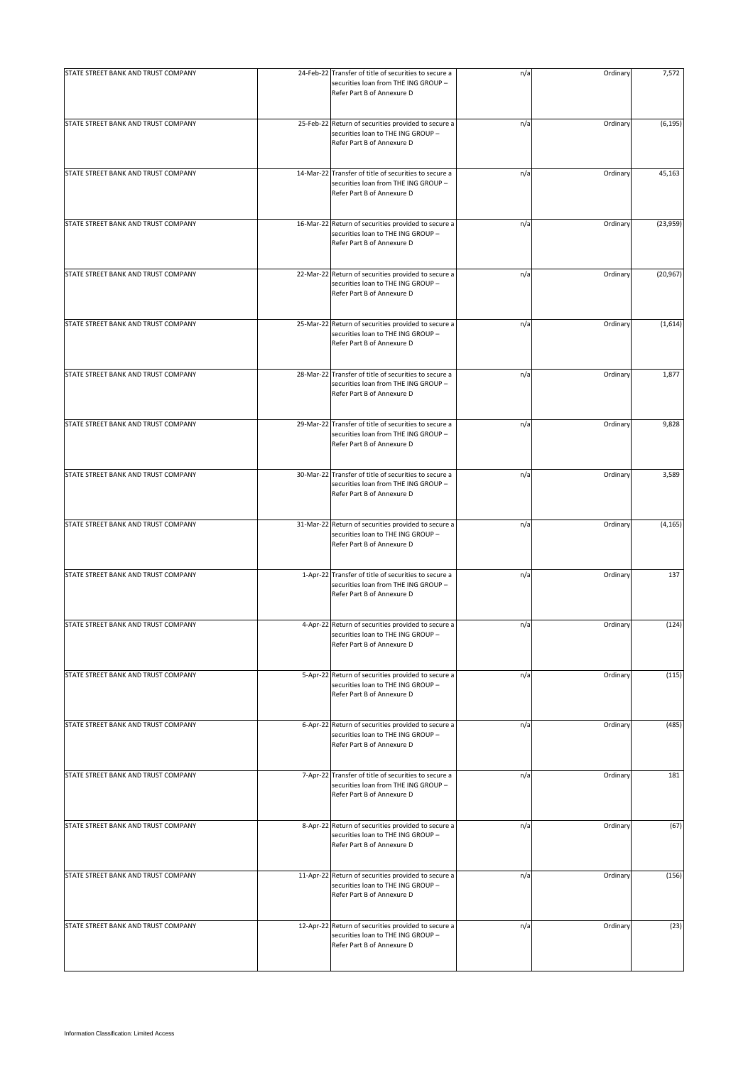| | | | | | |
|---|---|---|---|---|---|
| STATE STREET BANK AND TRUST COMPANY | 24-Feb-22 | Transfer of title of securities to secure a securities loan from THE ING GROUP – Refer Part B of Annexure D | n/a | Ordinary | 7,572 |
| STATE STREET BANK AND TRUST COMPANY | 25-Feb-22 | Return of securities provided to secure a securities loan to THE ING GROUP – Refer Part B of Annexure D | n/a | Ordinary | (6,195) |
| STATE STREET BANK AND TRUST COMPANY | 14-Mar-22 | Transfer of title of securities to secure a securities loan from THE ING GROUP – Refer Part B of Annexure D | n/a | Ordinary | 45,163 |
| STATE STREET BANK AND TRUST COMPANY | 16-Mar-22 | Return of securities provided to secure a securities loan to THE ING GROUP – Refer Part B of Annexure D | n/a | Ordinary | (23,959) |
| STATE STREET BANK AND TRUST COMPANY | 22-Mar-22 | Return of securities provided to secure a securities loan to THE ING GROUP – Refer Part B of Annexure D | n/a | Ordinary | (20,967) |
| STATE STREET BANK AND TRUST COMPANY | 25-Mar-22 | Return of securities provided to secure a securities loan to THE ING GROUP – Refer Part B of Annexure D | n/a | Ordinary | (1,614) |
| STATE STREET BANK AND TRUST COMPANY | 28-Mar-22 | Transfer of title of securities to secure a securities loan from THE ING GROUP – Refer Part B of Annexure D | n/a | Ordinary | 1,877 |
| STATE STREET BANK AND TRUST COMPANY | 29-Mar-22 | Transfer of title of securities to secure a securities loan from THE ING GROUP – Refer Part B of Annexure D | n/a | Ordinary | 9,828 |
| STATE STREET BANK AND TRUST COMPANY | 30-Mar-22 | Transfer of title of securities to secure a securities loan from THE ING GROUP – Refer Part B of Annexure D | n/a | Ordinary | 3,589 |
| STATE STREET BANK AND TRUST COMPANY | 31-Mar-22 | Return of securities provided to secure a securities loan to THE ING GROUP – Refer Part B of Annexure D | n/a | Ordinary | (4,165) |
| STATE STREET BANK AND TRUST COMPANY | 1-Apr-22 | Transfer of title of securities to secure a securities loan from THE ING GROUP – Refer Part B of Annexure D | n/a | Ordinary | 137 |
| STATE STREET BANK AND TRUST COMPANY | 4-Apr-22 | Return of securities provided to secure a securities loan to THE ING GROUP – Refer Part B of Annexure D | n/a | Ordinary | (124) |
| STATE STREET BANK AND TRUST COMPANY | 5-Apr-22 | Return of securities provided to secure a securities loan to THE ING GROUP – Refer Part B of Annexure D | n/a | Ordinary | (115) |
| STATE STREET BANK AND TRUST COMPANY | 6-Apr-22 | Return of securities provided to secure a securities loan to THE ING GROUP – Refer Part B of Annexure D | n/a | Ordinary | (485) |
| STATE STREET BANK AND TRUST COMPANY | 7-Apr-22 | Transfer of title of securities to secure a securities loan from THE ING GROUP – Refer Part B of Annexure D | n/a | Ordinary | 181 |
| STATE STREET BANK AND TRUST COMPANY | 8-Apr-22 | Return of securities provided to secure a securities loan to THE ING GROUP – Refer Part B of Annexure D | n/a | Ordinary | (67) |
| STATE STREET BANK AND TRUST COMPANY | 11-Apr-22 | Return of securities provided to secure a securities loan to THE ING GROUP – Refer Part B of Annexure D | n/a | Ordinary | (156) |
| STATE STREET BANK AND TRUST COMPANY | 12-Apr-22 | Return of securities provided to secure a securities loan to THE ING GROUP – Refer Part B of Annexure D | n/a | Ordinary | (23) |

Information Classification: Limited Access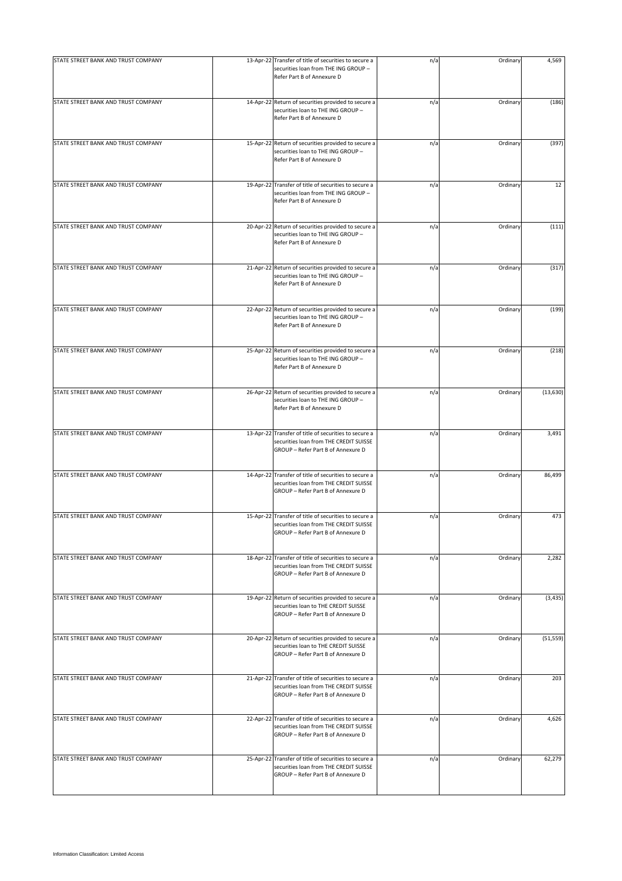| | | | | | |
|---|---|---|---|---|---|
| STATE STREET BANK AND TRUST COMPANY | 13-Apr-22 | Transfer of title of securities to secure a securities loan from THE ING GROUP – Refer Part B of Annexure D | n/a | Ordinary | 4,569 |
| STATE STREET BANK AND TRUST COMPANY | 14-Apr-22 | Return of securities provided to secure a securities loan to THE ING GROUP – Refer Part B of Annexure D | n/a | Ordinary | (186) |
| STATE STREET BANK AND TRUST COMPANY | 15-Apr-22 | Return of securities provided to secure a securities loan to THE ING GROUP – Refer Part B of Annexure D | n/a | Ordinary | (397) |
| STATE STREET BANK AND TRUST COMPANY | 19-Apr-22 | Transfer of title of securities to secure a securities loan from THE ING GROUP – Refer Part B of Annexure D | n/a | Ordinary | 12 |
| STATE STREET BANK AND TRUST COMPANY | 20-Apr-22 | Return of securities provided to secure a securities loan to THE ING GROUP – Refer Part B of Annexure D | n/a | Ordinary | (111) |
| STATE STREET BANK AND TRUST COMPANY | 21-Apr-22 | Return of securities provided to secure a securities loan to THE ING GROUP – Refer Part B of Annexure D | n/a | Ordinary | (317) |
| STATE STREET BANK AND TRUST COMPANY | 22-Apr-22 | Return of securities provided to secure a securities loan to THE ING GROUP – Refer Part B of Annexure D | n/a | Ordinary | (199) |
| STATE STREET BANK AND TRUST COMPANY | 25-Apr-22 | Return of securities provided to secure a securities loan to THE ING GROUP – Refer Part B of Annexure D | n/a | Ordinary | (218) |
| STATE STREET BANK AND TRUST COMPANY | 26-Apr-22 | Return of securities provided to secure a securities loan to THE ING GROUP – Refer Part B of Annexure D | n/a | Ordinary | (13,630) |
| STATE STREET BANK AND TRUST COMPANY | 13-Apr-22 | Transfer of title of securities to secure a securities loan from THE CREDIT SUISSE GROUP – Refer Part B of Annexure D | n/a | Ordinary | 3,491 |
| STATE STREET BANK AND TRUST COMPANY | 14-Apr-22 | Transfer of title of securities to secure a securities loan from THE CREDIT SUISSE GROUP – Refer Part B of Annexure D | n/a | Ordinary | 86,499 |
| STATE STREET BANK AND TRUST COMPANY | 15-Apr-22 | Transfer of title of securities to secure a securities loan from THE CREDIT SUISSE GROUP – Refer Part B of Annexure D | n/a | Ordinary | 473 |
| STATE STREET BANK AND TRUST COMPANY | 18-Apr-22 | Transfer of title of securities to secure a securities loan from THE CREDIT SUISSE GROUP – Refer Part B of Annexure D | n/a | Ordinary | 2,282 |
| STATE STREET BANK AND TRUST COMPANY | 19-Apr-22 | Return of securities provided to secure a securities loan to THE CREDIT SUISSE GROUP – Refer Part B of Annexure D | n/a | Ordinary | (3,435) |
| STATE STREET BANK AND TRUST COMPANY | 20-Apr-22 | Return of securities provided to secure a securities loan to THE CREDIT SUISSE GROUP – Refer Part B of Annexure D | n/a | Ordinary | (51,559) |
| STATE STREET BANK AND TRUST COMPANY | 21-Apr-22 | Transfer of title of securities to secure a securities loan from THE CREDIT SUISSE GROUP – Refer Part B of Annexure D | n/a | Ordinary | 203 |
| STATE STREET BANK AND TRUST COMPANY | 22-Apr-22 | Transfer of title of securities to secure a securities loan from THE CREDIT SUISSE GROUP – Refer Part B of Annexure D | n/a | Ordinary | 4,626 |
| STATE STREET BANK AND TRUST COMPANY | 25-Apr-22 | Transfer of title of securities to secure a securities loan from THE CREDIT SUISSE GROUP – Refer Part B of Annexure D | n/a | Ordinary | 62,279 |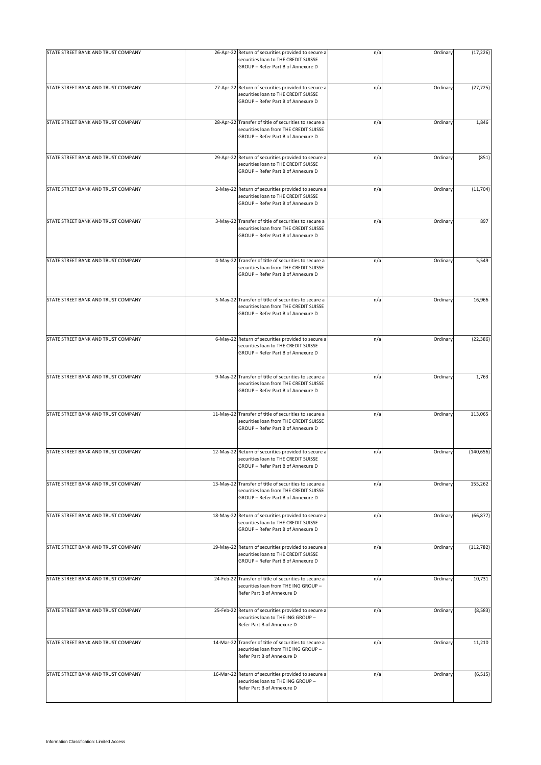| | | | | | |
|---|---|---|---|---|---|
| STATE STREET BANK AND TRUST COMPANY | 26-Apr-22 | Return of securities provided to secure a securities loan to THE CREDIT SUISSE GROUP – Refer Part B of Annexure D | n/a | Ordinary | (17,226) |
| STATE STREET BANK AND TRUST COMPANY | 27-Apr-22 | Return of securities provided to secure a securities loan to THE CREDIT SUISSE GROUP – Refer Part B of Annexure D | n/a | Ordinary | (27,725) |
| STATE STREET BANK AND TRUST COMPANY | 28-Apr-22 | Transfer of title of securities to secure a securities loan from THE CREDIT SUISSE GROUP – Refer Part B of Annexure D | n/a | Ordinary | 1,846 |
| STATE STREET BANK AND TRUST COMPANY | 29-Apr-22 | Return of securities provided to secure a securities loan to THE CREDIT SUISSE GROUP – Refer Part B of Annexure D | n/a | Ordinary | (851) |
| STATE STREET BANK AND TRUST COMPANY | 2-May-22 | Return of securities provided to secure a securities loan to THE CREDIT SUISSE GROUP – Refer Part B of Annexure D | n/a | Ordinary | (11,704) |
| STATE STREET BANK AND TRUST COMPANY | 3-May-22 | Transfer of title of securities to secure a securities loan from THE CREDIT SUISSE GROUP – Refer Part B of Annexure D | n/a | Ordinary | 897 |
| STATE STREET BANK AND TRUST COMPANY | 4-May-22 | Transfer of title of securities to secure a securities loan from THE CREDIT SUISSE GROUP – Refer Part B of Annexure D | n/a | Ordinary | 5,549 |
| STATE STREET BANK AND TRUST COMPANY | 5-May-22 | Transfer of title of securities to secure a securities loan from THE CREDIT SUISSE GROUP – Refer Part B of Annexure D | n/a | Ordinary | 16,966 |
| STATE STREET BANK AND TRUST COMPANY | 6-May-22 | Return of securities provided to secure a securities loan to THE CREDIT SUISSE GROUP – Refer Part B of Annexure D | n/a | Ordinary | (22,386) |
| STATE STREET BANK AND TRUST COMPANY | 9-May-22 | Transfer of title of securities to secure a securities loan from THE CREDIT SUISSE GROUP – Refer Part B of Annexure D | n/a | Ordinary | 1,763 |
| STATE STREET BANK AND TRUST COMPANY | 11-May-22 | Transfer of title of securities to secure a securities loan from THE CREDIT SUISSE GROUP – Refer Part B of Annexure D | n/a | Ordinary | 113,065 |
| STATE STREET BANK AND TRUST COMPANY | 12-May-22 | Return of securities provided to secure a securities loan to THE CREDIT SUISSE GROUP – Refer Part B of Annexure D | n/a | Ordinary | (140,656) |
| STATE STREET BANK AND TRUST COMPANY | 13-May-22 | Transfer of title of securities to secure a securities loan from THE CREDIT SUISSE GROUP – Refer Part B of Annexure D | n/a | Ordinary | 155,262 |
| STATE STREET BANK AND TRUST COMPANY | 18-May-22 | Return of securities provided to secure a securities loan to THE CREDIT SUISSE GROUP – Refer Part B of Annexure D | n/a | Ordinary | (66,877) |
| STATE STREET BANK AND TRUST COMPANY | 19-May-22 | Return of securities provided to secure a securities loan to THE CREDIT SUISSE GROUP – Refer Part B of Annexure D | n/a | Ordinary | (112,782) |
| STATE STREET BANK AND TRUST COMPANY | 24-Feb-22 | Transfer of title of securities to secure a securities loan from THE ING GROUP – Refer Part B of Annexure D | n/a | Ordinary | 10,731 |
| STATE STREET BANK AND TRUST COMPANY | 25-Feb-22 | Return of securities provided to secure a securities loan to THE ING GROUP – Refer Part B of Annexure D | n/a | Ordinary | (8,583) |
| STATE STREET BANK AND TRUST COMPANY | 14-Mar-22 | Transfer of title of securities to secure a securities loan from THE ING GROUP – Refer Part B of Annexure D | n/a | Ordinary | 11,210 |
| STATE STREET BANK AND TRUST COMPANY | 16-Mar-22 | Return of securities provided to secure a securities loan to THE ING GROUP – Refer Part B of Annexure D | n/a | Ordinary | (6,515) |

Information Classification: Limited Access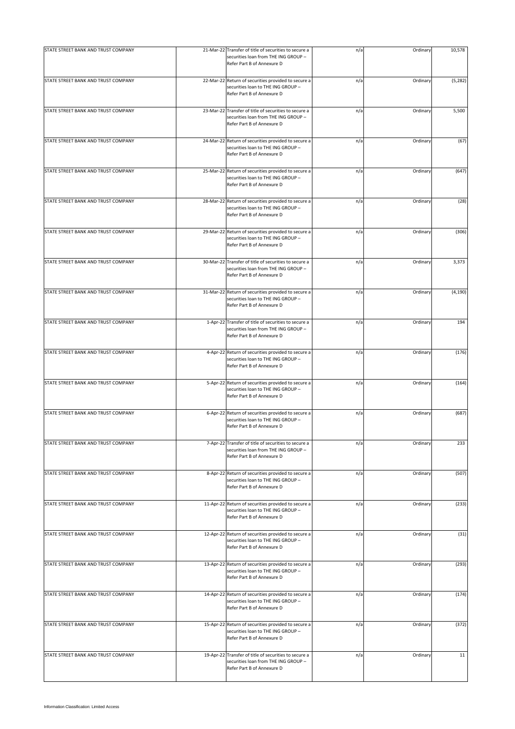| | | | | | |
|---|---|---|---|---|---|
| STATE STREET BANK AND TRUST COMPANY | 21-Mar-22 | Transfer of title of securities to secure a securities loan from THE ING GROUP – Refer Part B of Annexure D | n/a | Ordinary | 10,578 |
| STATE STREET BANK AND TRUST COMPANY | 22-Mar-22 | Return of securities provided to secure a securities loan to THE ING GROUP – Refer Part B of Annexure D | n/a | Ordinary | (5,282) |
| STATE STREET BANK AND TRUST COMPANY | 23-Mar-22 | Transfer of title of securities to secure a securities loan from THE ING GROUP – Refer Part B of Annexure D | n/a | Ordinary | 5,500 |
| STATE STREET BANK AND TRUST COMPANY | 24-Mar-22 | Return of securities provided to secure a securities loan to THE ING GROUP – Refer Part B of Annexure D | n/a | Ordinary | (67) |
| STATE STREET BANK AND TRUST COMPANY | 25-Mar-22 | Return of securities provided to secure a securities loan to THE ING GROUP – Refer Part B of Annexure D | n/a | Ordinary | (647) |
| STATE STREET BANK AND TRUST COMPANY | 28-Mar-22 | Return of securities provided to secure a securities loan to THE ING GROUP – Refer Part B of Annexure D | n/a | Ordinary | (28) |
| STATE STREET BANK AND TRUST COMPANY | 29-Mar-22 | Return of securities provided to secure a securities loan to THE ING GROUP – Refer Part B of Annexure D | n/a | Ordinary | (306) |
| STATE STREET BANK AND TRUST COMPANY | 30-Mar-22 | Transfer of title of securities to secure a securities loan from THE ING GROUP – Refer Part B of Annexure D | n/a | Ordinary | 3,373 |
| STATE STREET BANK AND TRUST COMPANY | 31-Mar-22 | Return of securities provided to secure a securities loan to THE ING GROUP – Refer Part B of Annexure D | n/a | Ordinary | (4,190) |
| STATE STREET BANK AND TRUST COMPANY | 1-Apr-22 | Transfer of title of securities to secure a securities loan from THE ING GROUP – Refer Part B of Annexure D | n/a | Ordinary | 194 |
| STATE STREET BANK AND TRUST COMPANY | 4-Apr-22 | Return of securities provided to secure a securities loan to THE ING GROUP – Refer Part B of Annexure D | n/a | Ordinary | (176) |
| STATE STREET BANK AND TRUST COMPANY | 5-Apr-22 | Return of securities provided to secure a securities loan to THE ING GROUP – Refer Part B of Annexure D | n/a | Ordinary | (164) |
| STATE STREET BANK AND TRUST COMPANY | 6-Apr-22 | Return of securities provided to secure a securities loan to THE ING GROUP – Refer Part B of Annexure D | n/a | Ordinary | (687) |
| STATE STREET BANK AND TRUST COMPANY | 7-Apr-22 | Transfer of title of securities to secure a securities loan from THE ING GROUP – Refer Part B of Annexure D | n/a | Ordinary | 233 |
| STATE STREET BANK AND TRUST COMPANY | 8-Apr-22 | Return of securities provided to secure a securities loan to THE ING GROUP – Refer Part B of Annexure D | n/a | Ordinary | (507) |
| STATE STREET BANK AND TRUST COMPANY | 11-Apr-22 | Return of securities provided to secure a securities loan to THE ING GROUP – Refer Part B of Annexure D | n/a | Ordinary | (233) |
| STATE STREET BANK AND TRUST COMPANY | 12-Apr-22 | Return of securities provided to secure a securities loan to THE ING GROUP – Refer Part B of Annexure D | n/a | Ordinary | (31) |
| STATE STREET BANK AND TRUST COMPANY | 13-Apr-22 | Return of securities provided to secure a securities loan to THE ING GROUP – Refer Part B of Annexure D | n/a | Ordinary | (293) |
| STATE STREET BANK AND TRUST COMPANY | 14-Apr-22 | Return of securities provided to secure a securities loan to THE ING GROUP – Refer Part B of Annexure D | n/a | Ordinary | (174) |
| STATE STREET BANK AND TRUST COMPANY | 15-Apr-22 | Return of securities provided to secure a securities loan to THE ING GROUP – Refer Part B of Annexure D | n/a | Ordinary | (372) |
| STATE STREET BANK AND TRUST COMPANY | 19-Apr-22 | Transfer of title of securities to secure a securities loan from THE ING GROUP – Refer Part B of Annexure D | n/a | Ordinary | 11 |

Information Classification: Limited Access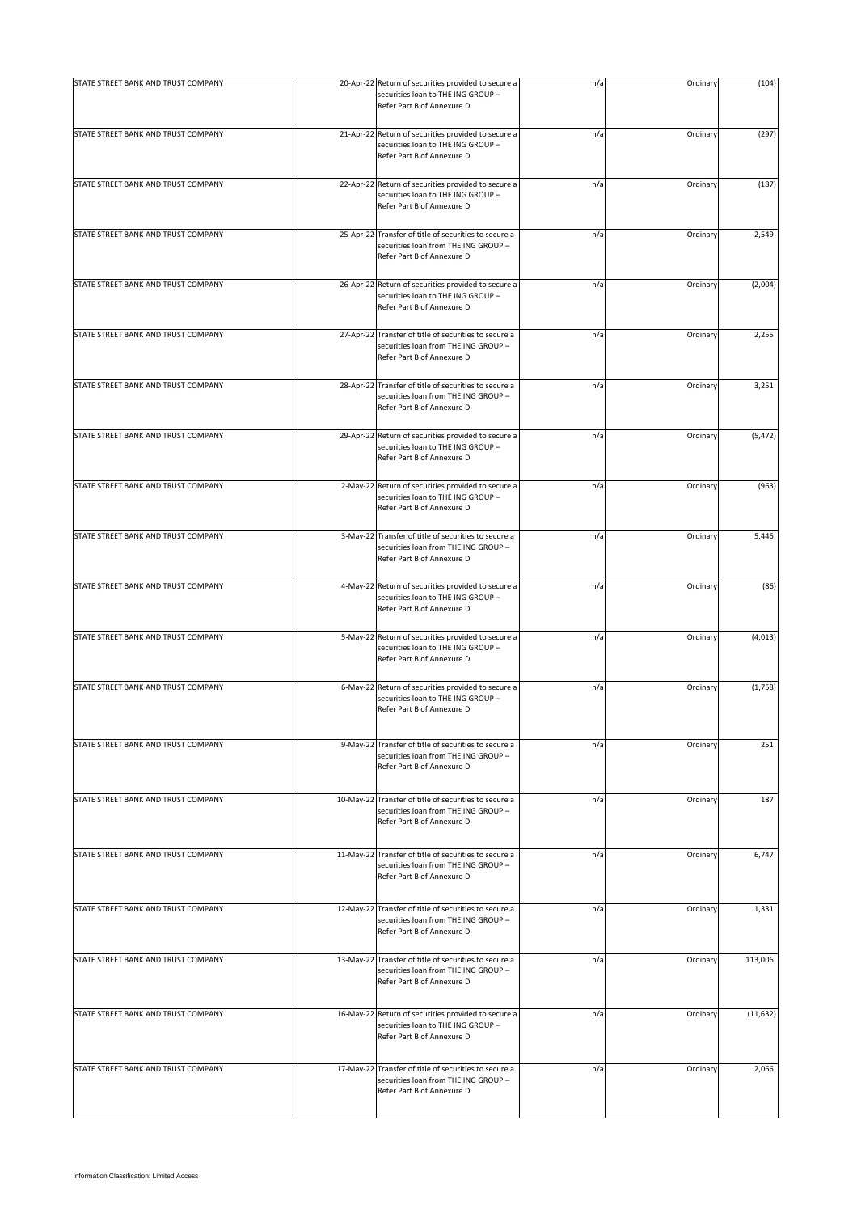| | | | | | |
|---|---|---|---|---|---|
| STATE STREET BANK AND TRUST COMPANY | 20-Apr-22 | Return of securities provided to secure a securities loan to THE ING GROUP – Refer Part B of Annexure D | n/a | Ordinary | (104) |
| STATE STREET BANK AND TRUST COMPANY | 21-Apr-22 | Return of securities provided to secure a securities loan to THE ING GROUP – Refer Part B of Annexure D | n/a | Ordinary | (297) |
| STATE STREET BANK AND TRUST COMPANY | 22-Apr-22 | Return of securities provided to secure a securities loan to THE ING GROUP – Refer Part B of Annexure D | n/a | Ordinary | (187) |
| STATE STREET BANK AND TRUST COMPANY | 25-Apr-22 | Transfer of title of securities to secure a securities loan from THE ING GROUP – Refer Part B of Annexure D | n/a | Ordinary | 2,549 |
| STATE STREET BANK AND TRUST COMPANY | 26-Apr-22 | Return of securities provided to secure a securities loan to THE ING GROUP – Refer Part B of Annexure D | n/a | Ordinary | (2,004) |
| STATE STREET BANK AND TRUST COMPANY | 27-Apr-22 | Transfer of title of securities to secure a securities loan from THE ING GROUP – Refer Part B of Annexure D | n/a | Ordinary | 2,255 |
| STATE STREET BANK AND TRUST COMPANY | 28-Apr-22 | Transfer of title of securities to secure a securities loan from THE ING GROUP – Refer Part B of Annexure D | n/a | Ordinary | 3,251 |
| STATE STREET BANK AND TRUST COMPANY | 29-Apr-22 | Return of securities provided to secure a securities loan to THE ING GROUP – Refer Part B of Annexure D | n/a | Ordinary | (5,472) |
| STATE STREET BANK AND TRUST COMPANY | 2-May-22 | Return of securities provided to secure a securities loan to THE ING GROUP – Refer Part B of Annexure D | n/a | Ordinary | (963) |
| STATE STREET BANK AND TRUST COMPANY | 3-May-22 | Transfer of title of securities to secure a securities loan from THE ING GROUP – Refer Part B of Annexure D | n/a | Ordinary | 5,446 |
| STATE STREET BANK AND TRUST COMPANY | 4-May-22 | Return of securities provided to secure a securities loan to THE ING GROUP – Refer Part B of Annexure D | n/a | Ordinary | (86) |
| STATE STREET BANK AND TRUST COMPANY | 5-May-22 | Return of securities provided to secure a securities loan to THE ING GROUP – Refer Part B of Annexure D | n/a | Ordinary | (4,013) |
| STATE STREET BANK AND TRUST COMPANY | 6-May-22 | Return of securities provided to secure a securities loan to THE ING GROUP – Refer Part B of Annexure D | n/a | Ordinary | (1,758) |
| STATE STREET BANK AND TRUST COMPANY | 9-May-22 | Transfer of title of securities to secure a securities loan from THE ING GROUP – Refer Part B of Annexure D | n/a | Ordinary | 251 |
| STATE STREET BANK AND TRUST COMPANY | 10-May-22 | Transfer of title of securities to secure a securities loan from THE ING GROUP – Refer Part B of Annexure D | n/a | Ordinary | 187 |
| STATE STREET BANK AND TRUST COMPANY | 11-May-22 | Transfer of title of securities to secure a securities loan from THE ING GROUP – Refer Part B of Annexure D | n/a | Ordinary | 6,747 |
| STATE STREET BANK AND TRUST COMPANY | 12-May-22 | Transfer of title of securities to secure a securities loan from THE ING GROUP – Refer Part B of Annexure D | n/a | Ordinary | 1,331 |
| STATE STREET BANK AND TRUST COMPANY | 13-May-22 | Transfer of title of securities to secure a securities loan from THE ING GROUP – Refer Part B of Annexure D | n/a | Ordinary | 113,006 |
| STATE STREET BANK AND TRUST COMPANY | 16-May-22 | Return of securities provided to secure a securities loan to THE ING GROUP – Refer Part B of Annexure D | n/a | Ordinary | (11,632) |
| STATE STREET BANK AND TRUST COMPANY | 17-May-22 | Transfer of title of securities to secure a securities loan from THE ING GROUP – Refer Part B of Annexure D | n/a | Ordinary | 2,066 |

Information Classification: Limited Access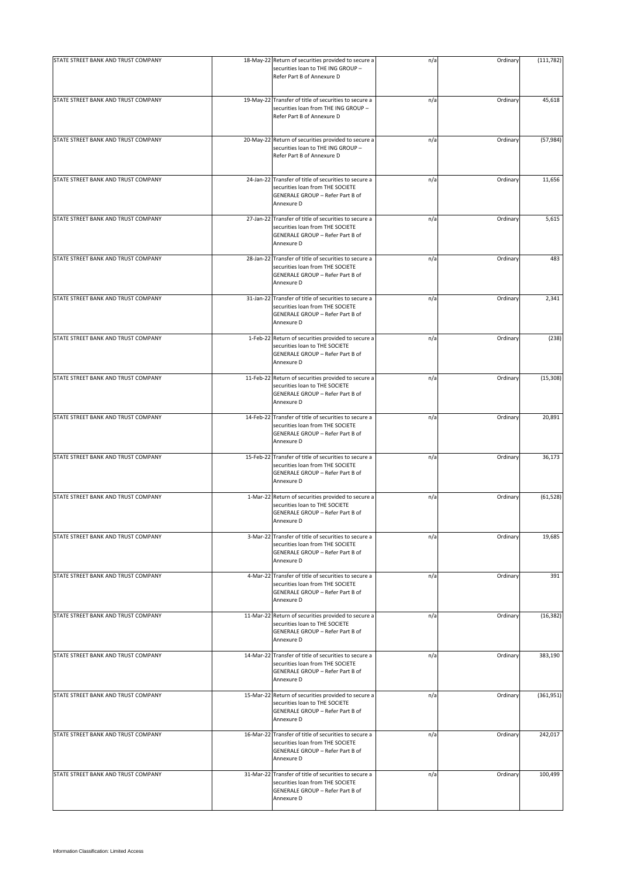| | | | | | |
|---|---|---|---|---|---|
| STATE STREET BANK AND TRUST COMPANY | 18-May-22 | Return of securities provided to secure a securities loan to THE ING GROUP – Refer Part B of Annexure D | n/a | Ordinary | (111,782) |
| STATE STREET BANK AND TRUST COMPANY | 19-May-22 | Transfer of title of securities to secure a securities loan from THE ING GROUP – Refer Part B of Annexure D | n/a | Ordinary | 45,618 |
| STATE STREET BANK AND TRUST COMPANY | 20-May-22 | Return of securities provided to secure a securities loan to THE ING GROUP – Refer Part B of Annexure D | n/a | Ordinary | (57,984) |
| STATE STREET BANK AND TRUST COMPANY | 24-Jan-22 | Transfer of title of securities to secure a securities loan from THE SOCIETE GENERALE GROUP – Refer Part B of Annexure D | n/a | Ordinary | 11,656 |
| STATE STREET BANK AND TRUST COMPANY | 27-Jan-22 | Transfer of title of securities to secure a securities loan from THE SOCIETE GENERALE GROUP – Refer Part B of Annexure D | n/a | Ordinary | 5,615 |
| STATE STREET BANK AND TRUST COMPANY | 28-Jan-22 | Transfer of title of securities to secure a securities loan from THE SOCIETE GENERALE GROUP – Refer Part B of Annexure D | n/a | Ordinary | 483 |
| STATE STREET BANK AND TRUST COMPANY | 31-Jan-22 | Transfer of title of securities to secure a securities loan from THE SOCIETE GENERALE GROUP – Refer Part B of Annexure D | n/a | Ordinary | 2,341 |
| STATE STREET BANK AND TRUST COMPANY | 1-Feb-22 | Return of securities provided to secure a securities loan to THE SOCIETE GENERALE GROUP – Refer Part B of Annexure D | n/a | Ordinary | (238) |
| STATE STREET BANK AND TRUST COMPANY | 11-Feb-22 | Return of securities provided to secure a securities loan to THE SOCIETE GENERALE GROUP – Refer Part B of Annexure D | n/a | Ordinary | (15,308) |
| STATE STREET BANK AND TRUST COMPANY | 14-Feb-22 | Transfer of title of securities to secure a securities loan from THE SOCIETE GENERALE GROUP – Refer Part B of Annexure D | n/a | Ordinary | 20,891 |
| STATE STREET BANK AND TRUST COMPANY | 15-Feb-22 | Transfer of title of securities to secure a securities loan from THE SOCIETE GENERALE GROUP – Refer Part B of Annexure D | n/a | Ordinary | 36,173 |
| STATE STREET BANK AND TRUST COMPANY | 1-Mar-22 | Return of securities provided to secure a securities loan to THE SOCIETE GENERALE GROUP – Refer Part B of Annexure D | n/a | Ordinary | (61,528) |
| STATE STREET BANK AND TRUST COMPANY | 3-Mar-22 | Transfer of title of securities to secure a securities loan from THE SOCIETE GENERALE GROUP – Refer Part B of Annexure D | n/a | Ordinary | 19,685 |
| STATE STREET BANK AND TRUST COMPANY | 4-Mar-22 | Transfer of title of securities to secure a securities loan from THE SOCIETE GENERALE GROUP – Refer Part B of Annexure D | n/a | Ordinary | 391 |
| STATE STREET BANK AND TRUST COMPANY | 11-Mar-22 | Return of securities provided to secure a securities loan to THE SOCIETE GENERALE GROUP – Refer Part B of Annexure D | n/a | Ordinary | (16,382) |
| STATE STREET BANK AND TRUST COMPANY | 14-Mar-22 | Transfer of title of securities to secure a securities loan from THE SOCIETE GENERALE GROUP – Refer Part B of Annexure D | n/a | Ordinary | 383,190 |
| STATE STREET BANK AND TRUST COMPANY | 15-Mar-22 | Return of securities provided to secure a securities loan to THE SOCIETE GENERALE GROUP – Refer Part B of Annexure D | n/a | Ordinary | (361,951) |
| STATE STREET BANK AND TRUST COMPANY | 16-Mar-22 | Transfer of title of securities to secure a securities loan from THE SOCIETE GENERALE GROUP – Refer Part B of Annexure D | n/a | Ordinary | 242,017 |
| STATE STREET BANK AND TRUST COMPANY | 31-Mar-22 | Transfer of title of securities to secure a securities loan from THE SOCIETE GENERALE GROUP – Refer Part B of Annexure D | n/a | Ordinary | 100,499 |

Information Classification: Limited Access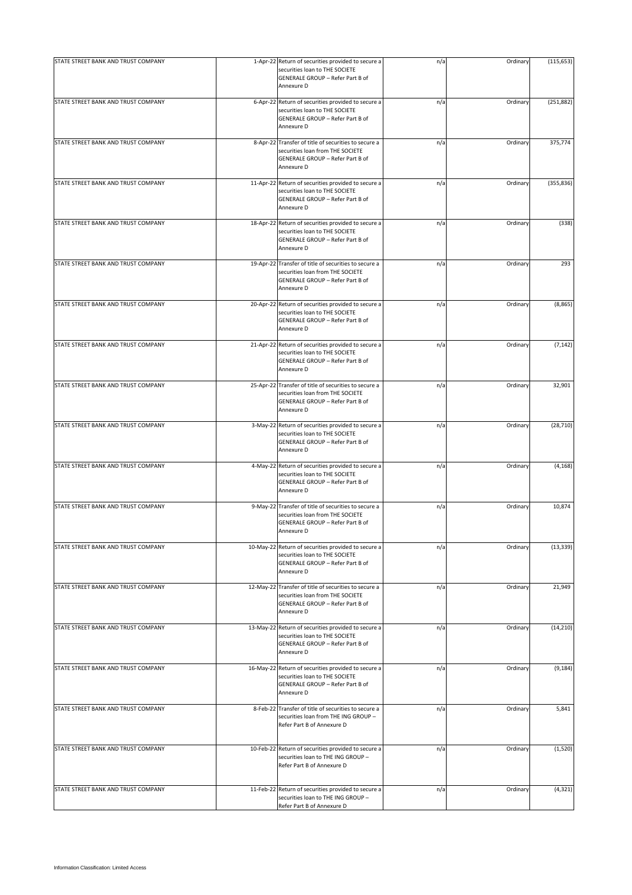| | | | | | |
|---|---|---|---|---|---|
| STATE STREET BANK AND TRUST COMPANY | 1-Apr-22 | Return of securities provided to secure a securities loan to THE SOCIETE GENERALE GROUP – Refer Part B of Annexure D | n/a | Ordinary | (115,653) |
| STATE STREET BANK AND TRUST COMPANY | 6-Apr-22 | Return of securities provided to secure a securities loan to THE SOCIETE GENERALE GROUP – Refer Part B of Annexure D | n/a | Ordinary | (251,882) |
| STATE STREET BANK AND TRUST COMPANY | 8-Apr-22 | Transfer of title of securities to secure a securities loan from THE SOCIETE GENERALE GROUP – Refer Part B of Annexure D | n/a | Ordinary | 375,774 |
| STATE STREET BANK AND TRUST COMPANY | 11-Apr-22 | Return of securities provided to secure a securities loan to THE SOCIETE GENERALE GROUP – Refer Part B of Annexure D | n/a | Ordinary | (355,836) |
| STATE STREET BANK AND TRUST COMPANY | 18-Apr-22 | Return of securities provided to secure a securities loan to THE SOCIETE GENERALE GROUP – Refer Part B of Annexure D | n/a | Ordinary | (338) |
| STATE STREET BANK AND TRUST COMPANY | 19-Apr-22 | Transfer of title of securities to secure a securities loan from THE SOCIETE GENERALE GROUP – Refer Part B of Annexure D | n/a | Ordinary | 293 |
| STATE STREET BANK AND TRUST COMPANY | 20-Apr-22 | Return of securities provided to secure a securities loan to THE SOCIETE GENERALE GROUP – Refer Part B of Annexure D | n/a | Ordinary | (8,865) |
| STATE STREET BANK AND TRUST COMPANY | 21-Apr-22 | Return of securities provided to secure a securities loan to THE SOCIETE GENERALE GROUP – Refer Part B of Annexure D | n/a | Ordinary | (7,142) |
| STATE STREET BANK AND TRUST COMPANY | 25-Apr-22 | Transfer of title of securities to secure a securities loan from THE SOCIETE GENERALE GROUP – Refer Part B of Annexure D | n/a | Ordinary | 32,901 |
| STATE STREET BANK AND TRUST COMPANY | 3-May-22 | Return of securities provided to secure a securities loan to THE SOCIETE GENERALE GROUP – Refer Part B of Annexure D | n/a | Ordinary | (28,710) |
| STATE STREET BANK AND TRUST COMPANY | 4-May-22 | Return of securities provided to secure a securities loan to THE SOCIETE GENERALE GROUP – Refer Part B of Annexure D | n/a | Ordinary | (4,168) |
| STATE STREET BANK AND TRUST COMPANY | 9-May-22 | Transfer of title of securities to secure a securities loan from THE SOCIETE GENERALE GROUP – Refer Part B of Annexure D | n/a | Ordinary | 10,874 |
| STATE STREET BANK AND TRUST COMPANY | 10-May-22 | Return of securities provided to secure a securities loan to THE SOCIETE GENERALE GROUP – Refer Part B of Annexure D | n/a | Ordinary | (13,339) |
| STATE STREET BANK AND TRUST COMPANY | 12-May-22 | Transfer of title of securities to secure a securities loan from THE SOCIETE GENERALE GROUP – Refer Part B of Annexure D | n/a | Ordinary | 21,949 |
| STATE STREET BANK AND TRUST COMPANY | 13-May-22 | Return of securities provided to secure a securities loan to THE SOCIETE GENERALE GROUP – Refer Part B of Annexure D | n/a | Ordinary | (14,210) |
| STATE STREET BANK AND TRUST COMPANY | 16-May-22 | Return of securities provided to secure a securities loan to THE SOCIETE GENERALE GROUP – Refer Part B of Annexure D | n/a | Ordinary | (9,184) |
| STATE STREET BANK AND TRUST COMPANY | 8-Feb-22 | Transfer of title of securities to secure a securities loan from THE ING GROUP – Refer Part B of Annexure D | n/a | Ordinary | 5,841 |
| STATE STREET BANK AND TRUST COMPANY | 10-Feb-22 | Return of securities provided to secure a securities loan to THE ING GROUP – Refer Part B of Annexure D | n/a | Ordinary | (1,520) |
| STATE STREET BANK AND TRUST COMPANY | 11-Feb-22 | Return of securities provided to secure a securities loan to THE ING GROUP – Refer Part B of Annexure D | n/a | Ordinary | (4,321) |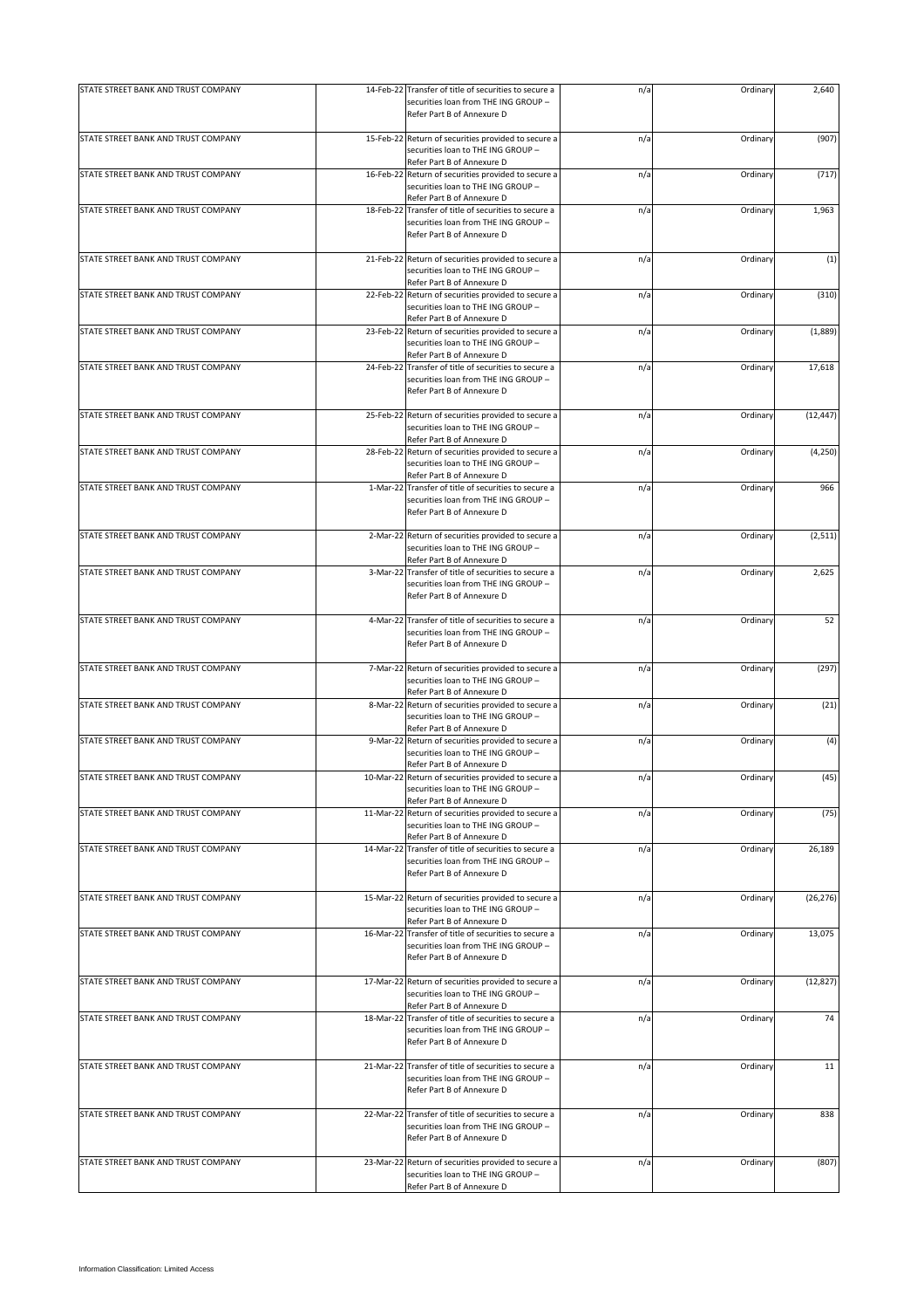| | | | | | |
|---|---|---|---|---|---|
| STATE STREET BANK AND TRUST COMPANY | 14-Feb-22 | Transfer of title of securities to secure a securities loan from THE ING GROUP – Refer Part B of Annexure D | n/a | Ordinary | 2,640 |
| STATE STREET BANK AND TRUST COMPANY | 15-Feb-22 | Return of securities provided to secure a securities loan to THE ING GROUP – Refer Part B of Annexure D | n/a | Ordinary | (907) |
| STATE STREET BANK AND TRUST COMPANY | 16-Feb-22 | Return of securities provided to secure a securities loan to THE ING GROUP – Refer Part B of Annexure D | n/a | Ordinary | (717) |
| STATE STREET BANK AND TRUST COMPANY | 18-Feb-22 | Transfer of title of securities to secure a securities loan from THE ING GROUP – Refer Part B of Annexure D | n/a | Ordinary | 1,963 |
| STATE STREET BANK AND TRUST COMPANY | 21-Feb-22 | Return of securities provided to secure a securities loan to THE ING GROUP – Refer Part B of Annexure D | n/a | Ordinary | (1) |
| STATE STREET BANK AND TRUST COMPANY | 22-Feb-22 | Return of securities provided to secure a securities loan to THE ING GROUP – Refer Part B of Annexure D | n/a | Ordinary | (310) |
| STATE STREET BANK AND TRUST COMPANY | 23-Feb-22 | Return of securities provided to secure a securities loan to THE ING GROUP – Refer Part B of Annexure D | n/a | Ordinary | (1,889) |
| STATE STREET BANK AND TRUST COMPANY | 24-Feb-22 | Transfer of title of securities to secure a securities loan from THE ING GROUP – Refer Part B of Annexure D | n/a | Ordinary | 17,618 |
| STATE STREET BANK AND TRUST COMPANY | 25-Feb-22 | Return of securities provided to secure a securities loan to THE ING GROUP – Refer Part B of Annexure D | n/a | Ordinary | (12,447) |
| STATE STREET BANK AND TRUST COMPANY | 28-Feb-22 | Return of securities provided to secure a securities loan to THE ING GROUP – Refer Part B of Annexure D | n/a | Ordinary | (4,250) |
| STATE STREET BANK AND TRUST COMPANY | 1-Mar-22 | Transfer of title of securities to secure a securities loan from THE ING GROUP – Refer Part B of Annexure D | n/a | Ordinary | 966 |
| STATE STREET BANK AND TRUST COMPANY | 2-Mar-22 | Return of securities provided to secure a securities loan to THE ING GROUP – Refer Part B of Annexure D | n/a | Ordinary | (2,511) |
| STATE STREET BANK AND TRUST COMPANY | 3-Mar-22 | Transfer of title of securities to secure a securities loan from THE ING GROUP – Refer Part B of Annexure D | n/a | Ordinary | 2,625 |
| STATE STREET BANK AND TRUST COMPANY | 4-Mar-22 | Transfer of title of securities to secure a securities loan from THE ING GROUP – Refer Part B of Annexure D | n/a | Ordinary | 52 |
| STATE STREET BANK AND TRUST COMPANY | 7-Mar-22 | Return of securities provided to secure a securities loan to THE ING GROUP – Refer Part B of Annexure D | n/a | Ordinary | (297) |
| STATE STREET BANK AND TRUST COMPANY | 8-Mar-22 | Return of securities provided to secure a securities loan to THE ING GROUP – Refer Part B of Annexure D | n/a | Ordinary | (21) |
| STATE STREET BANK AND TRUST COMPANY | 9-Mar-22 | Return of securities provided to secure a securities loan to THE ING GROUP – Refer Part B of Annexure D | n/a | Ordinary | (4) |
| STATE STREET BANK AND TRUST COMPANY | 10-Mar-22 | Return of securities provided to secure a securities loan to THE ING GROUP – Refer Part B of Annexure D | n/a | Ordinary | (45) |
| STATE STREET BANK AND TRUST COMPANY | 11-Mar-22 | Return of securities provided to secure a securities loan to THE ING GROUP – Refer Part B of Annexure D | n/a | Ordinary | (75) |
| STATE STREET BANK AND TRUST COMPANY | 14-Mar-22 | Transfer of title of securities to secure a securities loan from THE ING GROUP – Refer Part B of Annexure D | n/a | Ordinary | 26,189 |
| STATE STREET BANK AND TRUST COMPANY | 15-Mar-22 | Return of securities provided to secure a securities loan to THE ING GROUP – Refer Part B of Annexure D | n/a | Ordinary | (26,276) |
| STATE STREET BANK AND TRUST COMPANY | 16-Mar-22 | Transfer of title of securities to secure a securities loan from THE ING GROUP – Refer Part B of Annexure D | n/a | Ordinary | 13,075 |
| STATE STREET BANK AND TRUST COMPANY | 17-Mar-22 | Return of securities provided to secure a securities loan to THE ING GROUP – Refer Part B of Annexure D | n/a | Ordinary | (12,827) |
| STATE STREET BANK AND TRUST COMPANY | 18-Mar-22 | Transfer of title of securities to secure a securities loan from THE ING GROUP – Refer Part B of Annexure D | n/a | Ordinary | 74 |
| STATE STREET BANK AND TRUST COMPANY | 21-Mar-22 | Transfer of title of securities to secure a securities loan from THE ING GROUP – Refer Part B of Annexure D | n/a | Ordinary | 11 |
| STATE STREET BANK AND TRUST COMPANY | 22-Mar-22 | Transfer of title of securities to secure a securities loan from THE ING GROUP – Refer Part B of Annexure D | n/a | Ordinary | 838 |
| STATE STREET BANK AND TRUST COMPANY | 23-Mar-22 | Return of securities provided to secure a securities loan to THE ING GROUP – Refer Part B of Annexure D | n/a | Ordinary | (807) |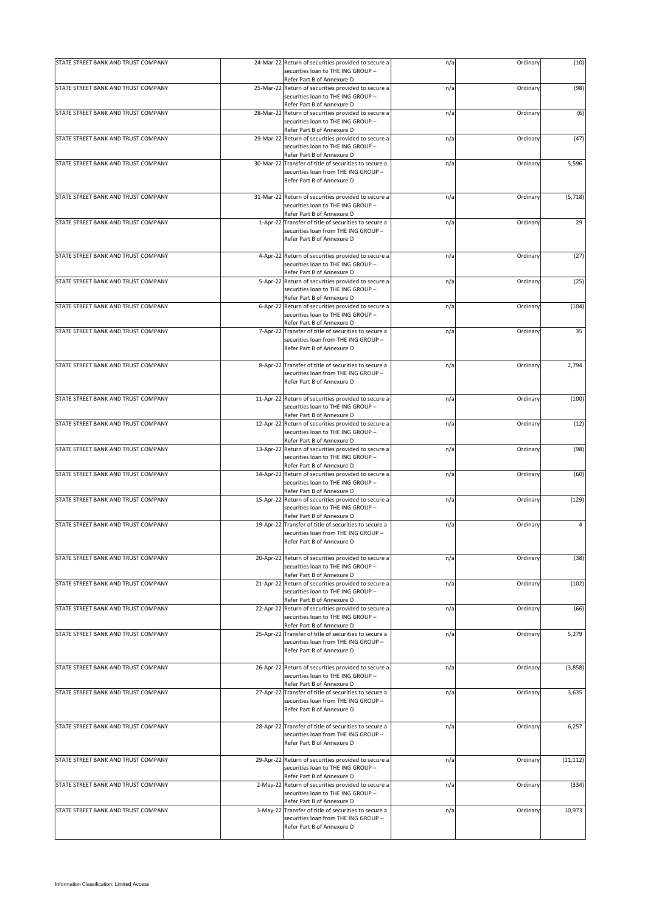| | | | | | |
|---|---|---|---|---|---|
| STATE STREET BANK AND TRUST COMPANY | 24-Mar-22 | Return of securities provided to secure a securities loan to THE ING GROUP – Refer Part B of Annexure D | n/a | Ordinary | (10) |
| STATE STREET BANK AND TRUST COMPANY | 25-Mar-22 | Return of securities provided to secure a securities loan to THE ING GROUP – Refer Part B of Annexure D | n/a | Ordinary | (98) |
| STATE STREET BANK AND TRUST COMPANY | 28-Mar-22 | Return of securities provided to secure a securities loan to THE ING GROUP – Refer Part B of Annexure D | n/a | Ordinary | (6) |
| STATE STREET BANK AND TRUST COMPANY | 29-Mar-22 | Return of securities provided to secure a securities loan to THE ING GROUP – Refer Part B of Annexure D | n/a | Ordinary | (47) |
| STATE STREET BANK AND TRUST COMPANY | 30-Mar-22 | Transfer of title of securities to secure a securities loan from THE ING GROUP – Refer Part B of Annexure D | n/a | Ordinary | 5,596 |
| STATE STREET BANK AND TRUST COMPANY | 31-Mar-22 | Return of securities provided to secure a securities loan to THE ING GROUP – Refer Part B of Annexure D | n/a | Ordinary | (5,718) |
| STATE STREET BANK AND TRUST COMPANY | 1-Apr-22 | Transfer of title of securities to secure a securities loan from THE ING GROUP – Refer Part B of Annexure D | n/a | Ordinary | 29 |
| STATE STREET BANK AND TRUST COMPANY | 4-Apr-22 | Return of securities provided to secure a securities loan to THE ING GROUP – Refer Part B of Annexure D | n/a | Ordinary | (27) |
| STATE STREET BANK AND TRUST COMPANY | 5-Apr-22 | Return of securities provided to secure a securities loan to THE ING GROUP – Refer Part B of Annexure D | n/a | Ordinary | (25) |
| STATE STREET BANK AND TRUST COMPANY | 6-Apr-22 | Return of securities provided to secure a securities loan to THE ING GROUP – Refer Part B of Annexure D | n/a | Ordinary | (104) |
| STATE STREET BANK AND TRUST COMPANY | 7-Apr-22 | Transfer of title of securities to secure a securities loan from THE ING GROUP – Refer Part B of Annexure D | n/a | Ordinary | 35 |
| STATE STREET BANK AND TRUST COMPANY | 8-Apr-22 | Transfer of title of securities to secure a securities loan from THE ING GROUP – Refer Part B of Annexure D | n/a | Ordinary | 2,794 |
| STATE STREET BANK AND TRUST COMPANY | 11-Apr-22 | Return of securities provided to secure a securities loan to THE ING GROUP – Refer Part B of Annexure D | n/a | Ordinary | (100) |
| STATE STREET BANK AND TRUST COMPANY | 12-Apr-22 | Return of securities provided to secure a securities loan to THE ING GROUP – Refer Part B of Annexure D | n/a | Ordinary | (12) |
| STATE STREET BANK AND TRUST COMPANY | 13-Apr-22 | Return of securities provided to secure a securities loan to THE ING GROUP – Refer Part B of Annexure D | n/a | Ordinary | (98) |
| STATE STREET BANK AND TRUST COMPANY | 14-Apr-22 | Return of securities provided to secure a securities loan to THE ING GROUP – Refer Part B of Annexure D | n/a | Ordinary | (60) |
| STATE STREET BANK AND TRUST COMPANY | 15-Apr-22 | Return of securities provided to secure a securities loan to THE ING GROUP – Refer Part B of Annexure D | n/a | Ordinary | (129) |
| STATE STREET BANK AND TRUST COMPANY | 19-Apr-22 | Transfer of title of securities to secure a securities loan from THE ING GROUP – Refer Part B of Annexure D | n/a | Ordinary | 4 |
| STATE STREET BANK AND TRUST COMPANY | 20-Apr-22 | Return of securities provided to secure a securities loan to THE ING GROUP – Refer Part B of Annexure D | n/a | Ordinary | (38) |
| STATE STREET BANK AND TRUST COMPANY | 21-Apr-22 | Return of securities provided to secure a securities loan to THE ING GROUP – Refer Part B of Annexure D | n/a | Ordinary | (102) |
| STATE STREET BANK AND TRUST COMPANY | 22-Apr-22 | Return of securities provided to secure a securities loan to THE ING GROUP – Refer Part B of Annexure D | n/a | Ordinary | (66) |
| STATE STREET BANK AND TRUST COMPANY | 25-Apr-22 | Transfer of title of securities to secure a securities loan from THE ING GROUP – Refer Part B of Annexure D | n/a | Ordinary | 5,279 |
| STATE STREET BANK AND TRUST COMPANY | 26-Apr-22 | Return of securities provided to secure a securities loan to THE ING GROUP – Refer Part B of Annexure D | n/a | Ordinary | (3,858) |
| STATE STREET BANK AND TRUST COMPANY | 27-Apr-22 | Transfer of title of securities to secure a securities loan from THE ING GROUP – Refer Part B of Annexure D | n/a | Ordinary | 3,635 |
| STATE STREET BANK AND TRUST COMPANY | 28-Apr-22 | Transfer of title of securities to secure a securities loan from THE ING GROUP – Refer Part B of Annexure D | n/a | Ordinary | 6,257 |
| STATE STREET BANK AND TRUST COMPANY | 29-Apr-22 | Return of securities provided to secure a securities loan to THE ING GROUP – Refer Part B of Annexure D | n/a | Ordinary | (11,112) |
| STATE STREET BANK AND TRUST COMPANY | 2-May-22 | Return of securities provided to secure a securities loan to THE ING GROUP – Refer Part B of Annexure D | n/a | Ordinary | (334) |
| STATE STREET BANK AND TRUST COMPANY | 3-May-22 | Transfer of title of securities to secure a securities loan from THE ING GROUP – Refer Part B of Annexure D | n/a | Ordinary | 10,973 |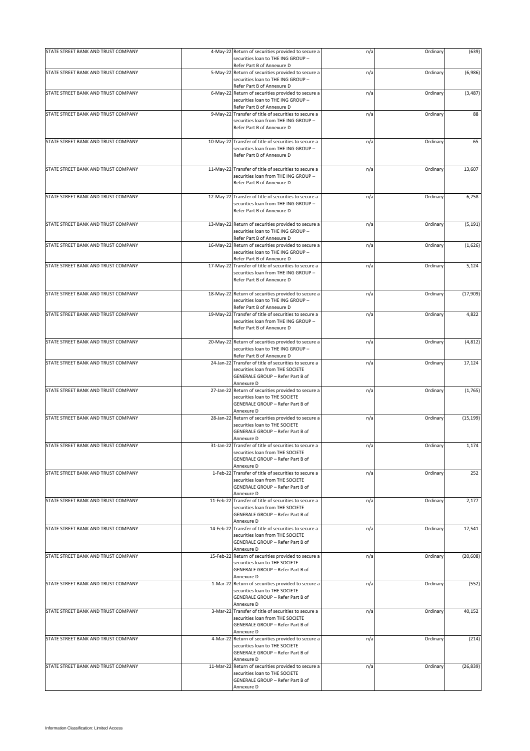| | | | | | |
|---|---|---|---|---|---|
| STATE STREET BANK AND TRUST COMPANY | 4-May-22 | Return of securities provided to secure a securities loan to THE ING GROUP – Refer Part B of Annexure D | n/a | Ordinary | (639) |
| STATE STREET BANK AND TRUST COMPANY | 5-May-22 | Return of securities provided to secure a securities loan to THE ING GROUP – Refer Part B of Annexure D | n/a | Ordinary | (6,986) |
| STATE STREET BANK AND TRUST COMPANY | 6-May-22 | Return of securities provided to secure a securities loan to THE ING GROUP – Refer Part B of Annexure D | n/a | Ordinary | (3,487) |
| STATE STREET BANK AND TRUST COMPANY | 9-May-22 | Transfer of title of securities to secure a securities loan from THE ING GROUP – Refer Part B of Annexure D | n/a | Ordinary | 88 |
| STATE STREET BANK AND TRUST COMPANY | 10-May-22 | Transfer of title of securities to secure a securities loan from THE ING GROUP – Refer Part B of Annexure D | n/a | Ordinary | 65 |
| STATE STREET BANK AND TRUST COMPANY | 11-May-22 | Transfer of title of securities to secure a securities loan from THE ING GROUP – Refer Part B of Annexure D | n/a | Ordinary | 13,607 |
| STATE STREET BANK AND TRUST COMPANY | 12-May-22 | Transfer of title of securities to secure a securities loan from THE ING GROUP – Refer Part B of Annexure D | n/a | Ordinary | 6,758 |
| STATE STREET BANK AND TRUST COMPANY | 13-May-22 | Return of securities provided to secure a securities loan to THE ING GROUP – Refer Part B of Annexure D | n/a | Ordinary | (5,191) |
| STATE STREET BANK AND TRUST COMPANY | 16-May-22 | Return of securities provided to secure a securities loan to THE ING GROUP – Refer Part B of Annexure D | n/a | Ordinary | (1,626) |
| STATE STREET BANK AND TRUST COMPANY | 17-May-22 | Transfer of title of securities to secure a securities loan from THE ING GROUP – Refer Part B of Annexure D | n/a | Ordinary | 5,124 |
| STATE STREET BANK AND TRUST COMPANY | 18-May-22 | Return of securities provided to secure a securities loan to THE ING GROUP – Refer Part B of Annexure D | n/a | Ordinary | (17,909) |
| STATE STREET BANK AND TRUST COMPANY | 19-May-22 | Transfer of title of securities to secure a securities loan from THE ING GROUP – Refer Part B of Annexure D | n/a | Ordinary | 4,822 |
| STATE STREET BANK AND TRUST COMPANY | 20-May-22 | Return of securities provided to secure a securities loan to THE ING GROUP – Refer Part B of Annexure D | n/a | Ordinary | (4,812) |
| STATE STREET BANK AND TRUST COMPANY | 24-Jan-22 | Transfer of title of securities to secure a securities loan from THE SOCIETE GENERALE GROUP – Refer Part B of Annexure D | n/a | Ordinary | 17,124 |
| STATE STREET BANK AND TRUST COMPANY | 27-Jan-22 | Return of securities provided to secure a securities loan to THE SOCIETE GENERALE GROUP – Refer Part B of Annexure D | n/a | Ordinary | (1,765) |
| STATE STREET BANK AND TRUST COMPANY | 28-Jan-22 | Return of securities provided to secure a securities loan to THE SOCIETE GENERALE GROUP – Refer Part B of Annexure D | n/a | Ordinary | (15,199) |
| STATE STREET BANK AND TRUST COMPANY | 31-Jan-22 | Transfer of title of securities to secure a securities loan from THE SOCIETE GENERALE GROUP – Refer Part B of Annexure D | n/a | Ordinary | 1,174 |
| STATE STREET BANK AND TRUST COMPANY | 1-Feb-22 | Transfer of title of securities to secure a securities loan from THE SOCIETE GENERALE GROUP – Refer Part B of Annexure D | n/a | Ordinary | 252 |
| STATE STREET BANK AND TRUST COMPANY | 11-Feb-22 | Transfer of title of securities to secure a securities loan from THE SOCIETE GENERALE GROUP – Refer Part B of Annexure D | n/a | Ordinary | 2,177 |
| STATE STREET BANK AND TRUST COMPANY | 14-Feb-22 | Transfer of title of securities to secure a securities loan from THE SOCIETE GENERALE GROUP – Refer Part B of Annexure D | n/a | Ordinary | 17,541 |
| STATE STREET BANK AND TRUST COMPANY | 15-Feb-22 | Return of securities provided to secure a securities loan to THE SOCIETE GENERALE GROUP – Refer Part B of Annexure D | n/a | Ordinary | (20,608) |
| STATE STREET BANK AND TRUST COMPANY | 1-Mar-22 | Return of securities provided to secure a securities loan to THE SOCIETE GENERALE GROUP – Refer Part B of Annexure D | n/a | Ordinary | (552) |
| STATE STREET BANK AND TRUST COMPANY | 3-Mar-22 | Transfer of title of securities to secure a securities loan from THE SOCIETE GENERALE GROUP – Refer Part B of Annexure D | n/a | Ordinary | 40,152 |
| STATE STREET BANK AND TRUST COMPANY | 4-Mar-22 | Return of securities provided to secure a securities loan to THE SOCIETE GENERALE GROUP – Refer Part B of Annexure D | n/a | Ordinary | (214) |
| STATE STREET BANK AND TRUST COMPANY | 11-Mar-22 | Return of securities provided to secure a securities loan to THE SOCIETE GENERALE GROUP – Refer Part B of Annexure D | n/a | Ordinary | (26,839) |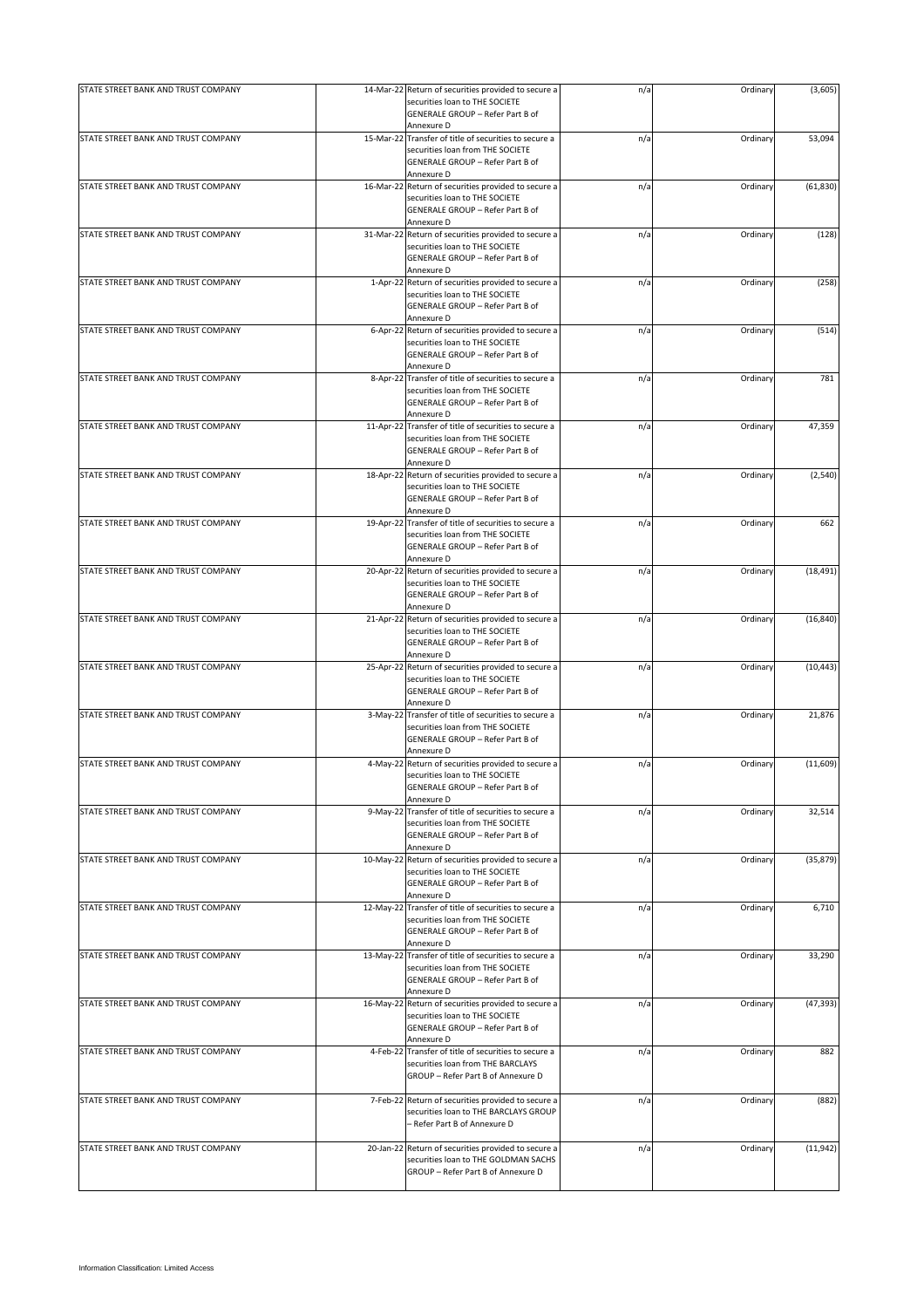| | | | | | |
|---|---|---|---|---|---|
| STATE STREET BANK AND TRUST COMPANY | 14-Mar-22 | Return of securities provided to secure a securities loan to THE SOCIETE GENERALE GROUP – Refer Part B of Annexure D | n/a | Ordinary | (3,605) |
| STATE STREET BANK AND TRUST COMPANY | 15-Mar-22 | Transfer of title of securities to secure a securities loan from THE SOCIETE GENERALE GROUP – Refer Part B of Annexure D | n/a | Ordinary | 53,094 |
| STATE STREET BANK AND TRUST COMPANY | 16-Mar-22 | Return of securities provided to secure a securities loan to THE SOCIETE GENERALE GROUP – Refer Part B of Annexure D | n/a | Ordinary | (61,830) |
| STATE STREET BANK AND TRUST COMPANY | 31-Mar-22 | Return of securities provided to secure a securities loan to THE SOCIETE GENERALE GROUP – Refer Part B of Annexure D | n/a | Ordinary | (128) |
| STATE STREET BANK AND TRUST COMPANY | 1-Apr-22 | Return of securities provided to secure a securities loan to THE SOCIETE GENERALE GROUP – Refer Part B of Annexure D | n/a | Ordinary | (258) |
| STATE STREET BANK AND TRUST COMPANY | 6-Apr-22 | Return of securities provided to secure a securities loan to THE SOCIETE GENERALE GROUP – Refer Part B of Annexure D | n/a | Ordinary | (514) |
| STATE STREET BANK AND TRUST COMPANY | 8-Apr-22 | Transfer of title of securities to secure a securities loan from THE SOCIETE GENERALE GROUP – Refer Part B of Annexure D | n/a | Ordinary | 781 |
| STATE STREET BANK AND TRUST COMPANY | 11-Apr-22 | Transfer of title of securities to secure a securities loan from THE SOCIETE GENERALE GROUP – Refer Part B of Annexure D | n/a | Ordinary | 47,359 |
| STATE STREET BANK AND TRUST COMPANY | 18-Apr-22 | Return of securities provided to secure a securities loan to THE SOCIETE GENERALE GROUP – Refer Part B of Annexure D | n/a | Ordinary | (2,540) |
| STATE STREET BANK AND TRUST COMPANY | 19-Apr-22 | Transfer of title of securities to secure a securities loan from THE SOCIETE GENERALE GROUP – Refer Part B of Annexure D | n/a | Ordinary | 662 |
| STATE STREET BANK AND TRUST COMPANY | 20-Apr-22 | Return of securities provided to secure a securities loan to THE SOCIETE GENERALE GROUP – Refer Part B of Annexure D | n/a | Ordinary | (18,491) |
| STATE STREET BANK AND TRUST COMPANY | 21-Apr-22 | Return of securities provided to secure a securities loan to THE SOCIETE GENERALE GROUP – Refer Part B of Annexure D | n/a | Ordinary | (16,840) |
| STATE STREET BANK AND TRUST COMPANY | 25-Apr-22 | Return of securities provided to secure a securities loan to THE SOCIETE GENERALE GROUP – Refer Part B of Annexure D | n/a | Ordinary | (10,443) |
| STATE STREET BANK AND TRUST COMPANY | 3-May-22 | Transfer of title of securities to secure a securities loan from THE SOCIETE GENERALE GROUP – Refer Part B of Annexure D | n/a | Ordinary | 21,876 |
| STATE STREET BANK AND TRUST COMPANY | 4-May-22 | Return of securities provided to secure a securities loan to THE SOCIETE GENERALE GROUP – Refer Part B of Annexure D | n/a | Ordinary | (11,609) |
| STATE STREET BANK AND TRUST COMPANY | 9-May-22 | Transfer of title of securities to secure a securities loan from THE SOCIETE GENERALE GROUP – Refer Part B of Annexure D | n/a | Ordinary | 32,514 |
| STATE STREET BANK AND TRUST COMPANY | 10-May-22 | Return of securities provided to secure a securities loan to THE SOCIETE GENERALE GROUP – Refer Part B of Annexure D | n/a | Ordinary | (35,879) |
| STATE STREET BANK AND TRUST COMPANY | 12-May-22 | Transfer of title of securities to secure a securities loan from THE SOCIETE GENERALE GROUP – Refer Part B of Annexure D | n/a | Ordinary | 6,710 |
| STATE STREET BANK AND TRUST COMPANY | 13-May-22 | Transfer of title of securities to secure a securities loan from THE SOCIETE GENERALE GROUP – Refer Part B of Annexure D | n/a | Ordinary | 33,290 |
| STATE STREET BANK AND TRUST COMPANY | 16-May-22 | Return of securities provided to secure a securities loan to THE SOCIETE GENERALE GROUP – Refer Part B of Annexure D | n/a | Ordinary | (47,393) |
| STATE STREET BANK AND TRUST COMPANY | 4-Feb-22 | Transfer of title of securities to secure a securities loan from THE BARCLAYS GROUP – Refer Part B of Annexure D | n/a | Ordinary | 882 |
| STATE STREET BANK AND TRUST COMPANY | 7-Feb-22 | Return of securities provided to secure a securities loan to THE BARCLAYS GROUP – Refer Part B of Annexure D | n/a | Ordinary | (882) |
| STATE STREET BANK AND TRUST COMPANY | 20-Jan-22 | Return of securities provided to secure a securities loan to THE GOLDMAN SACHS GROUP – Refer Part B of Annexure D | n/a | Ordinary | (11,942) |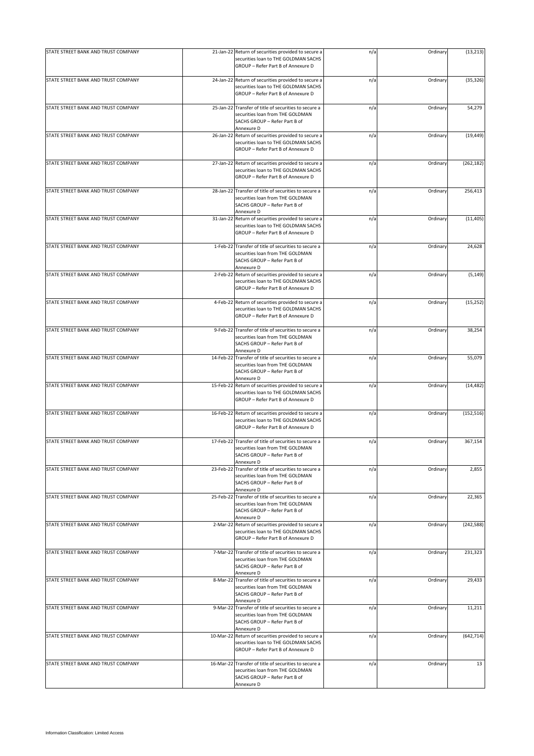| | | | | | |
|---|---|---|---|---|---|
| STATE STREET BANK AND TRUST COMPANY | 21-Jan-22 | Return of securities provided to secure a securities loan to THE GOLDMAN SACHS GROUP – Refer Part B of Annexure D | n/a | Ordinary | (13,213) |
| STATE STREET BANK AND TRUST COMPANY | 24-Jan-22 | Return of securities provided to secure a securities loan to THE GOLDMAN SACHS GROUP – Refer Part B of Annexure D | n/a | Ordinary | (35,326) |
| STATE STREET BANK AND TRUST COMPANY | 25-Jan-22 | Transfer of title of securities to secure a securities loan from THE GOLDMAN SACHS GROUP – Refer Part B of Annexure D | n/a | Ordinary | 54,279 |
| STATE STREET BANK AND TRUST COMPANY | 26-Jan-22 | Return of securities provided to secure a securities loan to THE GOLDMAN SACHS GROUP – Refer Part B of Annexure D | n/a | Ordinary | (19,449) |
| STATE STREET BANK AND TRUST COMPANY | 27-Jan-22 | Return of securities provided to secure a securities loan to THE GOLDMAN SACHS GROUP – Refer Part B of Annexure D | n/a | Ordinary | (262,182) |
| STATE STREET BANK AND TRUST COMPANY | 28-Jan-22 | Transfer of title of securities to secure a securities loan from THE GOLDMAN SACHS GROUP – Refer Part B of Annexure D | n/a | Ordinary | 256,413 |
| STATE STREET BANK AND TRUST COMPANY | 31-Jan-22 | Return of securities provided to secure a securities loan to THE GOLDMAN SACHS GROUP – Refer Part B of Annexure D | n/a | Ordinary | (11,405) |
| STATE STREET BANK AND TRUST COMPANY | 1-Feb-22 | Transfer of title of securities to secure a securities loan from THE GOLDMAN SACHS GROUP – Refer Part B of Annexure D | n/a | Ordinary | 24,628 |
| STATE STREET BANK AND TRUST COMPANY | 2-Feb-22 | Return of securities provided to secure a securities loan to THE GOLDMAN SACHS GROUP – Refer Part B of Annexure D | n/a | Ordinary | (5,149) |
| STATE STREET BANK AND TRUST COMPANY | 4-Feb-22 | Return of securities provided to secure a securities loan to THE GOLDMAN SACHS GROUP – Refer Part B of Annexure D | n/a | Ordinary | (15,252) |
| STATE STREET BANK AND TRUST COMPANY | 9-Feb-22 | Transfer of title of securities to secure a securities loan from THE GOLDMAN SACHS GROUP – Refer Part B of Annexure D | n/a | Ordinary | 38,254 |
| STATE STREET BANK AND TRUST COMPANY | 14-Feb-22 | Transfer of title of securities to secure a securities loan from THE GOLDMAN SACHS GROUP – Refer Part B of Annexure D | n/a | Ordinary | 55,079 |
| STATE STREET BANK AND TRUST COMPANY | 15-Feb-22 | Return of securities provided to secure a securities loan to THE GOLDMAN SACHS GROUP – Refer Part B of Annexure D | n/a | Ordinary | (14,482) |
| STATE STREET BANK AND TRUST COMPANY | 16-Feb-22 | Return of securities provided to secure a securities loan to THE GOLDMAN SACHS GROUP – Refer Part B of Annexure D | n/a | Ordinary | (152,516) |
| STATE STREET BANK AND TRUST COMPANY | 17-Feb-22 | Transfer of title of securities to secure a securities loan from THE GOLDMAN SACHS GROUP – Refer Part B of Annexure D | n/a | Ordinary | 367,154 |
| STATE STREET BANK AND TRUST COMPANY | 23-Feb-22 | Transfer of title of securities to secure a securities loan from THE GOLDMAN SACHS GROUP – Refer Part B of Annexure D | n/a | Ordinary | 2,855 |
| STATE STREET BANK AND TRUST COMPANY | 25-Feb-22 | Transfer of title of securities to secure a securities loan from THE GOLDMAN SACHS GROUP – Refer Part B of Annexure D | n/a | Ordinary | 22,365 |
| STATE STREET BANK AND TRUST COMPANY | 2-Mar-22 | Return of securities provided to secure a securities loan to THE GOLDMAN SACHS GROUP – Refer Part B of Annexure D | n/a | Ordinary | (242,588) |
| STATE STREET BANK AND TRUST COMPANY | 7-Mar-22 | Transfer of title of securities to secure a securities loan from THE GOLDMAN SACHS GROUP – Refer Part B of Annexure D | n/a | Ordinary | 231,323 |
| STATE STREET BANK AND TRUST COMPANY | 8-Mar-22 | Transfer of title of securities to secure a securities loan from THE GOLDMAN SACHS GROUP – Refer Part B of Annexure D | n/a | Ordinary | 29,433 |
| STATE STREET BANK AND TRUST COMPANY | 9-Mar-22 | Transfer of title of securities to secure a securities loan from THE GOLDMAN SACHS GROUP – Refer Part B of Annexure D | n/a | Ordinary | 11,211 |
| STATE STREET BANK AND TRUST COMPANY | 10-Mar-22 | Return of securities provided to secure a securities loan to THE GOLDMAN SACHS GROUP – Refer Part B of Annexure D | n/a | Ordinary | (642,714) |
| STATE STREET BANK AND TRUST COMPANY | 16-Mar-22 | Transfer of title of securities to secure a securities loan from THE GOLDMAN SACHS GROUP – Refer Part B of Annexure D | n/a | Ordinary | 13 |

Information Classification: Limited Access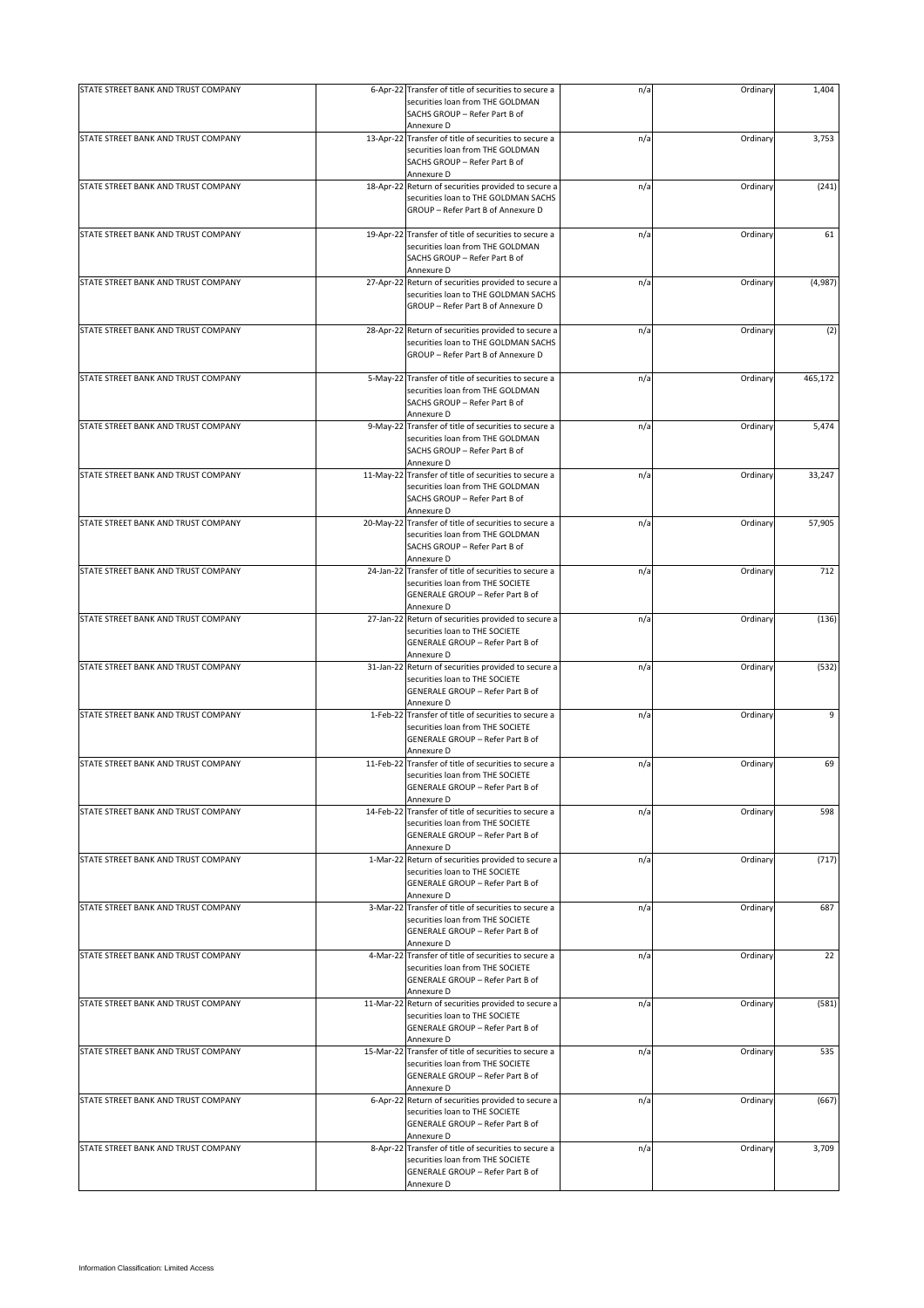| | | | | | |
|---|---|---|---|---|---|
| STATE STREET BANK AND TRUST COMPANY | 6-Apr-22 | Transfer of title of securities to secure a securities loan from THE GOLDMAN SACHS GROUP – Refer Part B of Annexure D | n/a | Ordinary | 1,404 |
| STATE STREET BANK AND TRUST COMPANY | 13-Apr-22 | Transfer of title of securities to secure a securities loan from THE GOLDMAN SACHS GROUP – Refer Part B of Annexure D | n/a | Ordinary | 3,753 |
| STATE STREET BANK AND TRUST COMPANY | 18-Apr-22 | Return of securities provided to secure a securities loan to THE GOLDMAN SACHS GROUP – Refer Part B of Annexure D | n/a | Ordinary | (241) |
| STATE STREET BANK AND TRUST COMPANY | 19-Apr-22 | Transfer of title of securities to secure a securities loan from THE GOLDMAN SACHS GROUP – Refer Part B of Annexure D | n/a | Ordinary | 61 |
| STATE STREET BANK AND TRUST COMPANY | 27-Apr-22 | Return of securities provided to secure a securities loan to THE GOLDMAN SACHS GROUP – Refer Part B of Annexure D | n/a | Ordinary | (4,987) |
| STATE STREET BANK AND TRUST COMPANY | 28-Apr-22 | Return of securities provided to secure a securities loan to THE GOLDMAN SACHS GROUP – Refer Part B of Annexure D | n/a | Ordinary | (2) |
| STATE STREET BANK AND TRUST COMPANY | 5-May-22 | Transfer of title of securities to secure a securities loan from THE GOLDMAN SACHS GROUP – Refer Part B of Annexure D | n/a | Ordinary | 465,172 |
| STATE STREET BANK AND TRUST COMPANY | 9-May-22 | Transfer of title of securities to secure a securities loan from THE GOLDMAN SACHS GROUP – Refer Part B of Annexure D | n/a | Ordinary | 5,474 |
| STATE STREET BANK AND TRUST COMPANY | 11-May-22 | Transfer of title of securities to secure a securities loan from THE GOLDMAN SACHS GROUP – Refer Part B of Annexure D | n/a | Ordinary | 33,247 |
| STATE STREET BANK AND TRUST COMPANY | 20-May-22 | Transfer of title of securities to secure a securities loan from THE GOLDMAN SACHS GROUP – Refer Part B of Annexure D | n/a | Ordinary | 57,905 |
| STATE STREET BANK AND TRUST COMPANY | 24-Jan-22 | Transfer of title of securities to secure a securities loan from THE SOCIETE GENERALE GROUP – Refer Part B of Annexure D | n/a | Ordinary | 712 |
| STATE STREET BANK AND TRUST COMPANY | 27-Jan-22 | Return of securities provided to secure a securities loan to THE SOCIETE GENERALE GROUP – Refer Part B of Annexure D | n/a | Ordinary | (136) |
| STATE STREET BANK AND TRUST COMPANY | 31-Jan-22 | Return of securities provided to secure a securities loan to THE SOCIETE GENERALE GROUP – Refer Part B of Annexure D | n/a | Ordinary | (532) |
| STATE STREET BANK AND TRUST COMPANY | 1-Feb-22 | Transfer of title of securities to secure a securities loan from THE SOCIETE GENERALE GROUP – Refer Part B of Annexure D | n/a | Ordinary | 9 |
| STATE STREET BANK AND TRUST COMPANY | 11-Feb-22 | Transfer of title of securities to secure a securities loan from THE SOCIETE GENERALE GROUP – Refer Part B of Annexure D | n/a | Ordinary | 69 |
| STATE STREET BANK AND TRUST COMPANY | 14-Feb-22 | Transfer of title of securities to secure a securities loan from THE SOCIETE GENERALE GROUP – Refer Part B of Annexure D | n/a | Ordinary | 598 |
| STATE STREET BANK AND TRUST COMPANY | 1-Mar-22 | Return of securities provided to secure a securities loan to THE SOCIETE GENERALE GROUP – Refer Part B of Annexure D | n/a | Ordinary | (717) |
| STATE STREET BANK AND TRUST COMPANY | 3-Mar-22 | Transfer of title of securities to secure a securities loan from THE SOCIETE GENERALE GROUP – Refer Part B of Annexure D | n/a | Ordinary | 687 |
| STATE STREET BANK AND TRUST COMPANY | 4-Mar-22 | Transfer of title of securities to secure a securities loan from THE SOCIETE GENERALE GROUP – Refer Part B of Annexure D | n/a | Ordinary | 22 |
| STATE STREET BANK AND TRUST COMPANY | 11-Mar-22 | Return of securities provided to secure a securities loan to THE SOCIETE GENERALE GROUP – Refer Part B of Annexure D | n/a | Ordinary | (581) |
| STATE STREET BANK AND TRUST COMPANY | 15-Mar-22 | Transfer of title of securities to secure a securities loan from THE SOCIETE GENERALE GROUP – Refer Part B of Annexure D | n/a | Ordinary | 535 |
| STATE STREET BANK AND TRUST COMPANY | 6-Apr-22 | Return of securities provided to secure a securities loan to THE SOCIETE GENERALE GROUP – Refer Part B of Annexure D | n/a | Ordinary | (667) |
| STATE STREET BANK AND TRUST COMPANY | 8-Apr-22 | Transfer of title of securities to secure a securities loan from THE SOCIETE GENERALE GROUP – Refer Part B of Annexure D | n/a | Ordinary | 3,709 |

Information Classification: Limited Access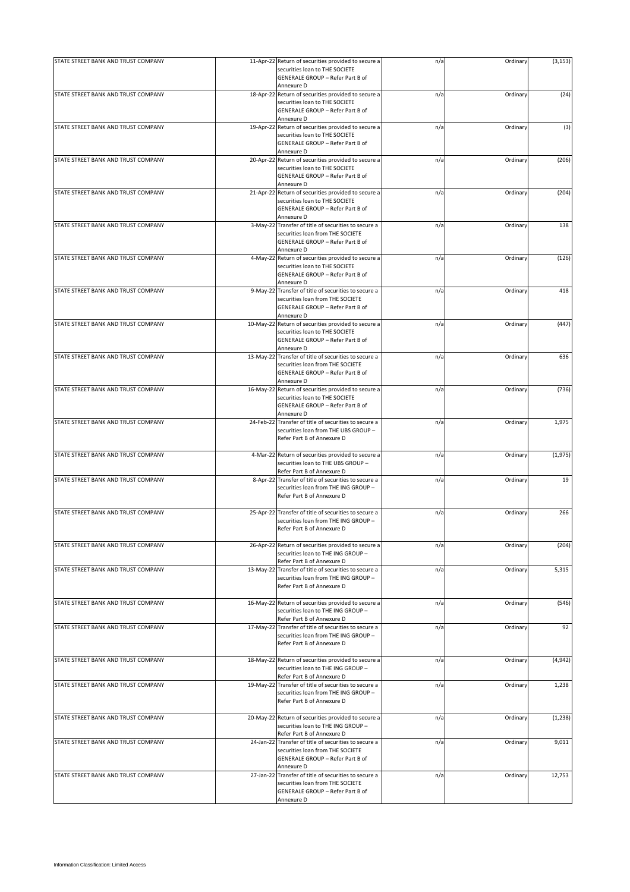| | | | | | |
|---|---|---|---|---|---|
| STATE STREET BANK AND TRUST COMPANY | 11-Apr-22 | Return of securities provided to secure a securities loan to THE SOCIETE GENERALE GROUP – Refer Part B of Annexure D | n/a | Ordinary | (3,153) |
| STATE STREET BANK AND TRUST COMPANY | 18-Apr-22 | Return of securities provided to secure a securities loan to THE SOCIETE GENERALE GROUP – Refer Part B of Annexure D | n/a | Ordinary | (24) |
| STATE STREET BANK AND TRUST COMPANY | 19-Apr-22 | Return of securities provided to secure a securities loan to THE SOCIETE GENERALE GROUP – Refer Part B of Annexure D | n/a | Ordinary | (3) |
| STATE STREET BANK AND TRUST COMPANY | 20-Apr-22 | Return of securities provided to secure a securities loan to THE SOCIETE GENERALE GROUP – Refer Part B of Annexure D | n/a | Ordinary | (206) |
| STATE STREET BANK AND TRUST COMPANY | 21-Apr-22 | Return of securities provided to secure a securities loan to THE SOCIETE GENERALE GROUP – Refer Part B of Annexure D | n/a | Ordinary | (204) |
| STATE STREET BANK AND TRUST COMPANY | 3-May-22 | Transfer of title of securities to secure a securities loan from THE SOCIETE GENERALE GROUP – Refer Part B of Annexure D | n/a | Ordinary | 138 |
| STATE STREET BANK AND TRUST COMPANY | 4-May-22 | Return of securities provided to secure a securities loan to THE SOCIETE GENERALE GROUP – Refer Part B of Annexure D | n/a | Ordinary | (126) |
| STATE STREET BANK AND TRUST COMPANY | 9-May-22 | Transfer of title of securities to secure a securities loan from THE SOCIETE GENERALE GROUP – Refer Part B of Annexure D | n/a | Ordinary | 418 |
| STATE STREET BANK AND TRUST COMPANY | 10-May-22 | Return of securities provided to secure a securities loan to THE SOCIETE GENERALE GROUP – Refer Part B of Annexure D | n/a | Ordinary | (447) |
| STATE STREET BANK AND TRUST COMPANY | 13-May-22 | Transfer of title of securities to secure a securities loan from THE SOCIETE GENERALE GROUP – Refer Part B of Annexure D | n/a | Ordinary | 636 |
| STATE STREET BANK AND TRUST COMPANY | 16-May-22 | Return of securities provided to secure a securities loan to THE SOCIETE GENERALE GROUP – Refer Part B of Annexure D | n/a | Ordinary | (736) |
| STATE STREET BANK AND TRUST COMPANY | 24-Feb-22 | Transfer of title of securities to secure a securities loan from THE UBS GROUP – Refer Part B of Annexure D | n/a | Ordinary | 1,975 |
| STATE STREET BANK AND TRUST COMPANY | 4-Mar-22 | Return of securities provided to secure a securities loan to THE UBS GROUP – Refer Part B of Annexure D | n/a | Ordinary | (1,975) |
| STATE STREET BANK AND TRUST COMPANY | 8-Apr-22 | Transfer of title of securities to secure a securities loan from THE ING GROUP – Refer Part B of Annexure D | n/a | Ordinary | 19 |
| STATE STREET BANK AND TRUST COMPANY | 25-Apr-22 | Transfer of title of securities to secure a securities loan from THE ING GROUP – Refer Part B of Annexure D | n/a | Ordinary | 266 |
| STATE STREET BANK AND TRUST COMPANY | 26-Apr-22 | Return of securities provided to secure a securities loan to THE ING GROUP – Refer Part B of Annexure D | n/a | Ordinary | (204) |
| STATE STREET BANK AND TRUST COMPANY | 13-May-22 | Transfer of title of securities to secure a securities loan from THE ING GROUP – Refer Part B of Annexure D | n/a | Ordinary | 5,315 |
| STATE STREET BANK AND TRUST COMPANY | 16-May-22 | Return of securities provided to secure a securities loan to THE ING GROUP – Refer Part B of Annexure D | n/a | Ordinary | (546) |
| STATE STREET BANK AND TRUST COMPANY | 17-May-22 | Transfer of title of securities to secure a securities loan from THE ING GROUP – Refer Part B of Annexure D | n/a | Ordinary | 92 |
| STATE STREET BANK AND TRUST COMPANY | 18-May-22 | Return of securities provided to secure a securities loan to THE ING GROUP – Refer Part B of Annexure D | n/a | Ordinary | (4,942) |
| STATE STREET BANK AND TRUST COMPANY | 19-May-22 | Transfer of title of securities to secure a securities loan from THE ING GROUP – Refer Part B of Annexure D | n/a | Ordinary | 1,238 |
| STATE STREET BANK AND TRUST COMPANY | 20-May-22 | Return of securities provided to secure a securities loan to THE ING GROUP – Refer Part B of Annexure D | n/a | Ordinary | (1,238) |
| STATE STREET BANK AND TRUST COMPANY | 24-Jan-22 | Transfer of title of securities to secure a securities loan from THE SOCIETE GENERALE GROUP – Refer Part B of Annexure D | n/a | Ordinary | 9,011 |
| STATE STREET BANK AND TRUST COMPANY | 27-Jan-22 | Transfer of title of securities to secure a securities loan from THE SOCIETE GENERALE GROUP – Refer Part B of Annexure D | n/a | Ordinary | 12,753 |

Information Classification: Limited Access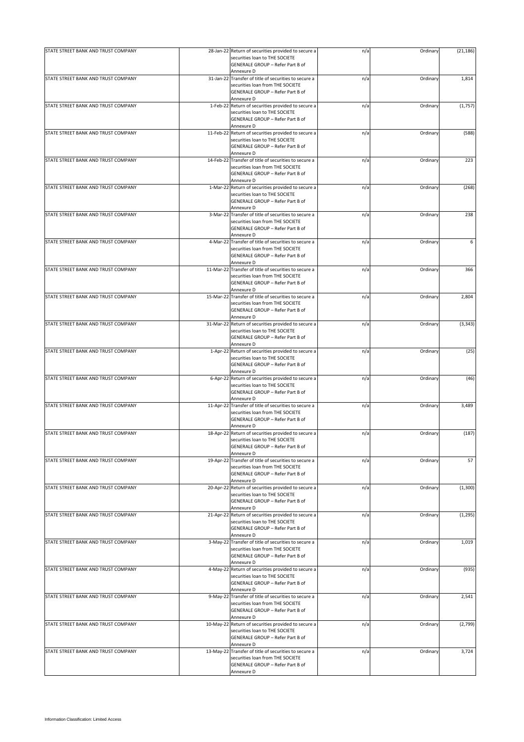| | | | | | |
|---|---|---|---|---|---|
| STATE STREET BANK AND TRUST COMPANY | 28-Jan-22 | Return of securities provided to secure a securities loan to THE SOCIETE GENERALE GROUP – Refer Part B of Annexure D | n/a | Ordinary | (21,186) |
| STATE STREET BANK AND TRUST COMPANY | 31-Jan-22 | Transfer of title of securities to secure a securities loan from THE SOCIETE GENERALE GROUP – Refer Part B of Annexure D | n/a | Ordinary | 1,814 |
| STATE STREET BANK AND TRUST COMPANY | 1-Feb-22 | Return of securities provided to secure a securities loan to THE SOCIETE GENERALE GROUP – Refer Part B of Annexure D | n/a | Ordinary | (1,757) |
| STATE STREET BANK AND TRUST COMPANY | 11-Feb-22 | Return of securities provided to secure a securities loan to THE SOCIETE GENERALE GROUP – Refer Part B of Annexure D | n/a | Ordinary | (588) |
| STATE STREET BANK AND TRUST COMPANY | 14-Feb-22 | Transfer of title of securities to secure a securities loan from THE SOCIETE GENERALE GROUP – Refer Part B of Annexure D | n/a | Ordinary | 223 |
| STATE STREET BANK AND TRUST COMPANY | 1-Mar-22 | Return of securities provided to secure a securities loan to THE SOCIETE GENERALE GROUP – Refer Part B of Annexure D | n/a | Ordinary | (268) |
| STATE STREET BANK AND TRUST COMPANY | 3-Mar-22 | Transfer of title of securities to secure a securities loan from THE SOCIETE GENERALE GROUP – Refer Part B of Annexure D | n/a | Ordinary | 238 |
| STATE STREET BANK AND TRUST COMPANY | 4-Mar-22 | Transfer of title of securities to secure a securities loan from THE SOCIETE GENERALE GROUP – Refer Part B of Annexure D | n/a | Ordinary | 6 |
| STATE STREET BANK AND TRUST COMPANY | 11-Mar-22 | Transfer of title of securities to secure a securities loan from THE SOCIETE GENERALE GROUP – Refer Part B of Annexure D | n/a | Ordinary | 366 |
| STATE STREET BANK AND TRUST COMPANY | 15-Mar-22 | Transfer of title of securities to secure a securities loan from THE SOCIETE GENERALE GROUP – Refer Part B of Annexure D | n/a | Ordinary | 2,804 |
| STATE STREET BANK AND TRUST COMPANY | 31-Mar-22 | Return of securities provided to secure a securities loan to THE SOCIETE GENERALE GROUP – Refer Part B of Annexure D | n/a | Ordinary | (3,343) |
| STATE STREET BANK AND TRUST COMPANY | 1-Apr-22 | Return of securities provided to secure a securities loan to THE SOCIETE GENERALE GROUP – Refer Part B of Annexure D | n/a | Ordinary | (25) |
| STATE STREET BANK AND TRUST COMPANY | 6-Apr-22 | Return of securities provided to secure a securities loan to THE SOCIETE GENERALE GROUP – Refer Part B of Annexure D | n/a | Ordinary | (46) |
| STATE STREET BANK AND TRUST COMPANY | 11-Apr-22 | Transfer of title of securities to secure a securities loan from THE SOCIETE GENERALE GROUP – Refer Part B of Annexure D | n/a | Ordinary | 3,489 |
| STATE STREET BANK AND TRUST COMPANY | 18-Apr-22 | Return of securities provided to secure a securities loan to THE SOCIETE GENERALE GROUP – Refer Part B of Annexure D | n/a | Ordinary | (187) |
| STATE STREET BANK AND TRUST COMPANY | 19-Apr-22 | Transfer of title of securities to secure a securities loan from THE SOCIETE GENERALE GROUP – Refer Part B of Annexure D | n/a | Ordinary | 57 |
| STATE STREET BANK AND TRUST COMPANY | 20-Apr-22 | Return of securities provided to secure a securities loan to THE SOCIETE GENERALE GROUP – Refer Part B of Annexure D | n/a | Ordinary | (1,300) |
| STATE STREET BANK AND TRUST COMPANY | 21-Apr-22 | Return of securities provided to secure a securities loan to THE SOCIETE GENERALE GROUP – Refer Part B of Annexure D | n/a | Ordinary | (1,295) |
| STATE STREET BANK AND TRUST COMPANY | 3-May-22 | Transfer of title of securities to secure a securities loan from THE SOCIETE GENERALE GROUP – Refer Part B of Annexure D | n/a | Ordinary | 1,019 |
| STATE STREET BANK AND TRUST COMPANY | 4-May-22 | Return of securities provided to secure a securities loan to THE SOCIETE GENERALE GROUP – Refer Part B of Annexure D | n/a | Ordinary | (935) |
| STATE STREET BANK AND TRUST COMPANY | 9-May-22 | Transfer of title of securities to secure a securities loan from THE SOCIETE GENERALE GROUP – Refer Part B of Annexure D | n/a | Ordinary | 2,541 |
| STATE STREET BANK AND TRUST COMPANY | 10-May-22 | Return of securities provided to secure a securities loan to THE SOCIETE GENERALE GROUP – Refer Part B of Annexure D | n/a | Ordinary | (2,799) |
| STATE STREET BANK AND TRUST COMPANY | 13-May-22 | Transfer of title of securities to secure a securities loan from THE SOCIETE GENERALE GROUP – Refer Part B of Annexure D | n/a | Ordinary | 3,724 |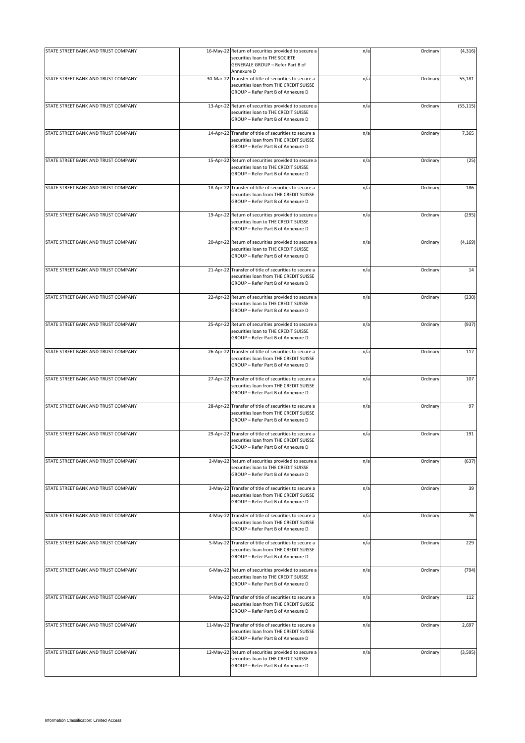| | | | | | |
|---|---|---|---|---|---|
| STATE STREET BANK AND TRUST COMPANY | 16-May-22 | Return of securities provided to secure a securities loan to THE SOCIETE GENERALE GROUP – Refer Part B of Annexure D | n/a | Ordinary | (4,316) |
| STATE STREET BANK AND TRUST COMPANY | 30-Mar-22 | Transfer of title of securities to secure a securities loan from THE CREDIT SUISSE GROUP – Refer Part B of Annexure D | n/a | Ordinary | 55,181 |
| STATE STREET BANK AND TRUST COMPANY | 13-Apr-22 | Return of securities provided to secure a securities loan to THE CREDIT SUISSE GROUP – Refer Part B of Annexure D | n/a | Ordinary | (55,115) |
| STATE STREET BANK AND TRUST COMPANY | 14-Apr-22 | Transfer of title of securities to secure a securities loan from THE CREDIT SUISSE GROUP – Refer Part B of Annexure D | n/a | Ordinary | 7,365 |
| STATE STREET BANK AND TRUST COMPANY | 15-Apr-22 | Return of securities provided to secure a securities loan to THE CREDIT SUISSE GROUP – Refer Part B of Annexure D | n/a | Ordinary | (25) |
| STATE STREET BANK AND TRUST COMPANY | 18-Apr-22 | Transfer of title of securities to secure a securities loan from THE CREDIT SUISSE GROUP – Refer Part B of Annexure D | n/a | Ordinary | 186 |
| STATE STREET BANK AND TRUST COMPANY | 19-Apr-22 | Return of securities provided to secure a securities loan to THE CREDIT SUISSE GROUP – Refer Part B of Annexure D | n/a | Ordinary | (295) |
| STATE STREET BANK AND TRUST COMPANY | 20-Apr-22 | Return of securities provided to secure a securities loan to THE CREDIT SUISSE GROUP – Refer Part B of Annexure D | n/a | Ordinary | (4,169) |
| STATE STREET BANK AND TRUST COMPANY | 21-Apr-22 | Transfer of title of securities to secure a securities loan from THE CREDIT SUISSE GROUP – Refer Part B of Annexure D | n/a | Ordinary | 14 |
| STATE STREET BANK AND TRUST COMPANY | 22-Apr-22 | Return of securities provided to secure a securities loan to THE CREDIT SUISSE GROUP – Refer Part B of Annexure D | n/a | Ordinary | (230) |
| STATE STREET BANK AND TRUST COMPANY | 25-Apr-22 | Return of securities provided to secure a securities loan to THE CREDIT SUISSE GROUP – Refer Part B of Annexure D | n/a | Ordinary | (937) |
| STATE STREET BANK AND TRUST COMPANY | 26-Apr-22 | Transfer of title of securities to secure a securities loan from THE CREDIT SUISSE GROUP – Refer Part B of Annexure D | n/a | Ordinary | 117 |
| STATE STREET BANK AND TRUST COMPANY | 27-Apr-22 | Transfer of title of securities to secure a securities loan from THE CREDIT SUISSE GROUP – Refer Part B of Annexure D | n/a | Ordinary | 107 |
| STATE STREET BANK AND TRUST COMPANY | 28-Apr-22 | Transfer of title of securities to secure a securities loan from THE CREDIT SUISSE GROUP – Refer Part B of Annexure D | n/a | Ordinary | 97 |
| STATE STREET BANK AND TRUST COMPANY | 29-Apr-22 | Transfer of title of securities to secure a securities loan from THE CREDIT SUISSE GROUP – Refer Part B of Annexure D | n/a | Ordinary | 191 |
| STATE STREET BANK AND TRUST COMPANY | 2-May-22 | Return of securities provided to secure a securities loan to THE CREDIT SUISSE GROUP – Refer Part B of Annexure D | n/a | Ordinary | (637) |
| STATE STREET BANK AND TRUST COMPANY | 3-May-22 | Transfer of title of securities to secure a securities loan from THE CREDIT SUISSE GROUP – Refer Part B of Annexure D | n/a | Ordinary | 39 |
| STATE STREET BANK AND TRUST COMPANY | 4-May-22 | Transfer of title of securities to secure a securities loan from THE CREDIT SUISSE GROUP – Refer Part B of Annexure D | n/a | Ordinary | 76 |
| STATE STREET BANK AND TRUST COMPANY | 5-May-22 | Transfer of title of securities to secure a securities loan from THE CREDIT SUISSE GROUP – Refer Part B of Annexure D | n/a | Ordinary | 229 |
| STATE STREET BANK AND TRUST COMPANY | 6-May-22 | Return of securities provided to secure a securities loan to THE CREDIT SUISSE GROUP – Refer Part B of Annexure D | n/a | Ordinary | (794) |
| STATE STREET BANK AND TRUST COMPANY | 9-May-22 | Transfer of title of securities to secure a securities loan from THE CREDIT SUISSE GROUP – Refer Part B of Annexure D | n/a | Ordinary | 112 |
| STATE STREET BANK AND TRUST COMPANY | 11-May-22 | Transfer of title of securities to secure a securities loan from THE CREDIT SUISSE GROUP – Refer Part B of Annexure D | n/a | Ordinary | 2,697 |
| STATE STREET BANK AND TRUST COMPANY | 12-May-22 | Return of securities provided to secure a securities loan to THE CREDIT SUISSE GROUP – Refer Part B of Annexure D | n/a | Ordinary | (3,595) |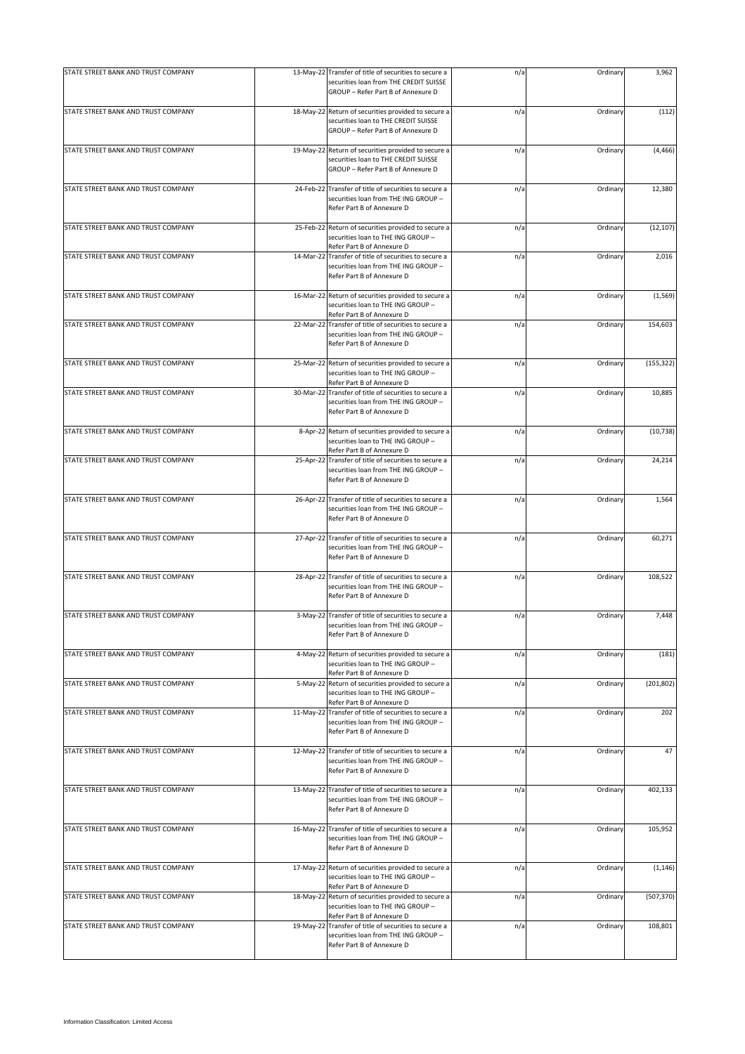| | | | | | |
|---|---|---|---|---|---|
| STATE STREET BANK AND TRUST COMPANY | 13-May-22 | Transfer of title of securities to secure a securities loan from THE CREDIT SUISSE GROUP – Refer Part B of Annexure D | n/a | Ordinary | 3,962 |
| STATE STREET BANK AND TRUST COMPANY | 18-May-22 | Return of securities provided to secure a securities loan to THE CREDIT SUISSE GROUP – Refer Part B of Annexure D | n/a | Ordinary | (112) |
| STATE STREET BANK AND TRUST COMPANY | 19-May-22 | Return of securities provided to secure a securities loan to THE CREDIT SUISSE GROUP – Refer Part B of Annexure D | n/a | Ordinary | (4,466) |
| STATE STREET BANK AND TRUST COMPANY | 24-Feb-22 | Transfer of title of securities to secure a securities loan from THE ING GROUP – Refer Part B of Annexure D | n/a | Ordinary | 12,380 |
| STATE STREET BANK AND TRUST COMPANY | 25-Feb-22 | Return of securities provided to secure a securities loan to THE ING GROUP – Refer Part B of Annexure D | n/a | Ordinary | (12,107) |
| STATE STREET BANK AND TRUST COMPANY | 14-Mar-22 | Transfer of title of securities to secure a securities loan from THE ING GROUP – Refer Part B of Annexure D | n/a | Ordinary | 2,016 |
| STATE STREET BANK AND TRUST COMPANY | 16-Mar-22 | Return of securities provided to secure a securities loan to THE ING GROUP – Refer Part B of Annexure D | n/a | Ordinary | (1,569) |
| STATE STREET BANK AND TRUST COMPANY | 22-Mar-22 | Transfer of title of securities to secure a securities loan from THE ING GROUP – Refer Part B of Annexure D | n/a | Ordinary | 154,603 |
| STATE STREET BANK AND TRUST COMPANY | 25-Mar-22 | Return of securities provided to secure a securities loan to THE ING GROUP – Refer Part B of Annexure D | n/a | Ordinary | (155,322) |
| STATE STREET BANK AND TRUST COMPANY | 30-Mar-22 | Transfer of title of securities to secure a securities loan from THE ING GROUP – Refer Part B of Annexure D | n/a | Ordinary | 10,885 |
| STATE STREET BANK AND TRUST COMPANY | 8-Apr-22 | Return of securities provided to secure a securities loan to THE ING GROUP – Refer Part B of Annexure D | n/a | Ordinary | (10,738) |
| STATE STREET BANK AND TRUST COMPANY | 25-Apr-22 | Transfer of title of securities to secure a securities loan from THE ING GROUP – Refer Part B of Annexure D | n/a | Ordinary | 24,214 |
| STATE STREET BANK AND TRUST COMPANY | 26-Apr-22 | Transfer of title of securities to secure a securities loan from THE ING GROUP – Refer Part B of Annexure D | n/a | Ordinary | 1,564 |
| STATE STREET BANK AND TRUST COMPANY | 27-Apr-22 | Transfer of title of securities to secure a securities loan from THE ING GROUP – Refer Part B of Annexure D | n/a | Ordinary | 60,271 |
| STATE STREET BANK AND TRUST COMPANY | 28-Apr-22 | Transfer of title of securities to secure a securities loan from THE ING GROUP – Refer Part B of Annexure D | n/a | Ordinary | 108,522 |
| STATE STREET BANK AND TRUST COMPANY | 3-May-22 | Transfer of title of securities to secure a securities loan from THE ING GROUP – Refer Part B of Annexure D | n/a | Ordinary | 7,448 |
| STATE STREET BANK AND TRUST COMPANY | 4-May-22 | Return of securities provided to secure a securities loan to THE ING GROUP – Refer Part B of Annexure D | n/a | Ordinary | (181) |
| STATE STREET BANK AND TRUST COMPANY | 5-May-22 | Return of securities provided to secure a securities loan to THE ING GROUP – Refer Part B of Annexure D | n/a | Ordinary | (201,802) |
| STATE STREET BANK AND TRUST COMPANY | 11-May-22 | Transfer of title of securities to secure a securities loan from THE ING GROUP – Refer Part B of Annexure D | n/a | Ordinary | 202 |
| STATE STREET BANK AND TRUST COMPANY | 12-May-22 | Transfer of title of securities to secure a securities loan from THE ING GROUP – Refer Part B of Annexure D | n/a | Ordinary | 47 |
| STATE STREET BANK AND TRUST COMPANY | 13-May-22 | Transfer of title of securities to secure a securities loan from THE ING GROUP – Refer Part B of Annexure D | n/a | Ordinary | 402,133 |
| STATE STREET BANK AND TRUST COMPANY | 16-May-22 | Transfer of title of securities to secure a securities loan from THE ING GROUP – Refer Part B of Annexure D | n/a | Ordinary | 105,952 |
| STATE STREET BANK AND TRUST COMPANY | 17-May-22 | Return of securities provided to secure a securities loan to THE ING GROUP – Refer Part B of Annexure D | n/a | Ordinary | (1,146) |
| STATE STREET BANK AND TRUST COMPANY | 18-May-22 | Return of securities provided to secure a securities loan to THE ING GROUP – Refer Part B of Annexure D | n/a | Ordinary | (507,370) |
| STATE STREET BANK AND TRUST COMPANY | 19-May-22 | Transfer of title of securities to secure a securities loan from THE ING GROUP – Refer Part B of Annexure D | n/a | Ordinary | 108,801 |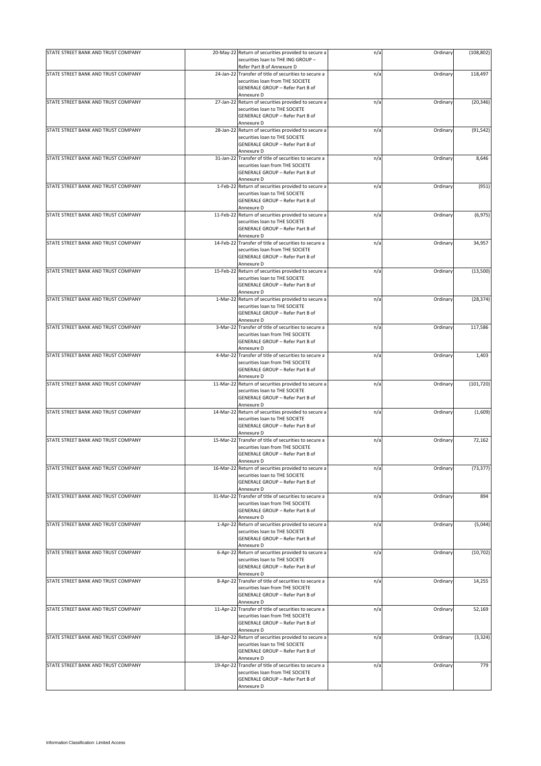| | | | | | |
|---|---|---|---|---|---|
| STATE STREET BANK AND TRUST COMPANY | 20-May-22 | Return of securities provided to secure a securities loan to THE ING GROUP – Refer Part B of Annexure D | n/a | Ordinary | (108,802) |
| STATE STREET BANK AND TRUST COMPANY | 24-Jan-22 | Transfer of title of securities to secure a securities loan from THE SOCIETE GENERALE GROUP – Refer Part B of Annexure D | n/a | Ordinary | 118,497 |
| STATE STREET BANK AND TRUST COMPANY | 27-Jan-22 | Return of securities provided to secure a securities loan to THE SOCIETE GENERALE GROUP – Refer Part B of Annexure D | n/a | Ordinary | (20,346) |
| STATE STREET BANK AND TRUST COMPANY | 28-Jan-22 | Return of securities provided to secure a securities loan to THE SOCIETE GENERALE GROUP – Refer Part B of Annexure D | n/a | Ordinary | (91,542) |
| STATE STREET BANK AND TRUST COMPANY | 31-Jan-22 | Transfer of title of securities to secure a securities loan from THE SOCIETE GENERALE GROUP – Refer Part B of Annexure D | n/a | Ordinary | 8,646 |
| STATE STREET BANK AND TRUST COMPANY | 1-Feb-22 | Return of securities provided to secure a securities loan to THE SOCIETE GENERALE GROUP – Refer Part B of Annexure D | n/a | Ordinary | (951) |
| STATE STREET BANK AND TRUST COMPANY | 11-Feb-22 | Return of securities provided to secure a securities loan to THE SOCIETE GENERALE GROUP – Refer Part B of Annexure D | n/a | Ordinary | (6,975) |
| STATE STREET BANK AND TRUST COMPANY | 14-Feb-22 | Transfer of title of securities to secure a securities loan from THE SOCIETE GENERALE GROUP – Refer Part B of Annexure D | n/a | Ordinary | 34,957 |
| STATE STREET BANK AND TRUST COMPANY | 15-Feb-22 | Return of securities provided to secure a securities loan to THE SOCIETE GENERALE GROUP – Refer Part B of Annexure D | n/a | Ordinary | (13,500) |
| STATE STREET BANK AND TRUST COMPANY | 1-Mar-22 | Return of securities provided to secure a securities loan to THE SOCIETE GENERALE GROUP – Refer Part B of Annexure D | n/a | Ordinary | (28,374) |
| STATE STREET BANK AND TRUST COMPANY | 3-Mar-22 | Transfer of title of securities to secure a securities loan from THE SOCIETE GENERALE GROUP – Refer Part B of Annexure D | n/a | Ordinary | 117,586 |
| STATE STREET BANK AND TRUST COMPANY | 4-Mar-22 | Transfer of title of securities to secure a securities loan from THE SOCIETE GENERALE GROUP – Refer Part B of Annexure D | n/a | Ordinary | 1,403 |
| STATE STREET BANK AND TRUST COMPANY | 11-Mar-22 | Return of securities provided to secure a securities loan to THE SOCIETE GENERALE GROUP – Refer Part B of Annexure D | n/a | Ordinary | (101,720) |
| STATE STREET BANK AND TRUST COMPANY | 14-Mar-22 | Return of securities provided to secure a securities loan to THE SOCIETE GENERALE GROUP – Refer Part B of Annexure D | n/a | Ordinary | (1,609) |
| STATE STREET BANK AND TRUST COMPANY | 15-Mar-22 | Transfer of title of securities to secure a securities loan from THE SOCIETE GENERALE GROUP – Refer Part B of Annexure D | n/a | Ordinary | 72,162 |
| STATE STREET BANK AND TRUST COMPANY | 16-Mar-22 | Return of securities provided to secure a securities loan to THE SOCIETE GENERALE GROUP – Refer Part B of Annexure D | n/a | Ordinary | (73,377) |
| STATE STREET BANK AND TRUST COMPANY | 31-Mar-22 | Transfer of title of securities to secure a securities loan from THE SOCIETE GENERALE GROUP – Refer Part B of Annexure D | n/a | Ordinary | 894 |
| STATE STREET BANK AND TRUST COMPANY | 1-Apr-22 | Return of securities provided to secure a securities loan to THE SOCIETE GENERALE GROUP – Refer Part B of Annexure D | n/a | Ordinary | (5,044) |
| STATE STREET BANK AND TRUST COMPANY | 6-Apr-22 | Return of securities provided to secure a securities loan to THE SOCIETE GENERALE GROUP – Refer Part B of Annexure D | n/a | Ordinary | (10,702) |
| STATE STREET BANK AND TRUST COMPANY | 8-Apr-22 | Transfer of title of securities to secure a securities loan from THE SOCIETE GENERALE GROUP – Refer Part B of Annexure D | n/a | Ordinary | 14,255 |
| STATE STREET BANK AND TRUST COMPANY | 11-Apr-22 | Transfer of title of securities to secure a securities loan from THE SOCIETE GENERALE GROUP – Refer Part B of Annexure D | n/a | Ordinary | 52,169 |
| STATE STREET BANK AND TRUST COMPANY | 18-Apr-22 | Return of securities provided to secure a securities loan to THE SOCIETE GENERALE GROUP – Refer Part B of Annexure D | n/a | Ordinary | (3,324) |
| STATE STREET BANK AND TRUST COMPANY | 19-Apr-22 | Transfer of title of securities to secure a securities loan from THE SOCIETE GENERALE GROUP – Refer Part B of Annexure D | n/a | Ordinary | 779 |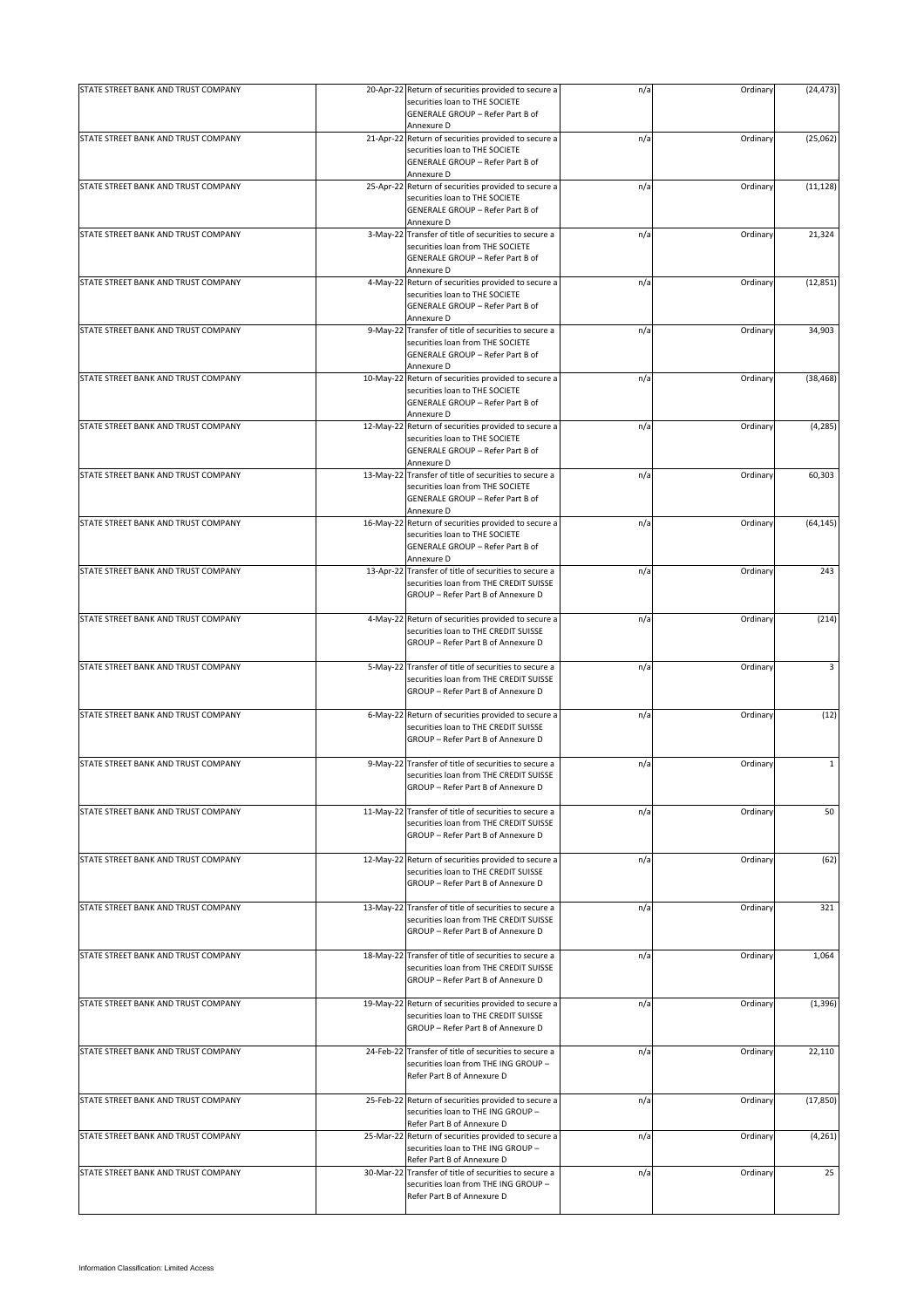| | | | | | |
|---|---|---|---|---|---|
| STATE STREET BANK AND TRUST COMPANY | 20-Apr-22 | Return of securities provided to secure a securities loan to THE SOCIETE GENERALE GROUP – Refer Part B of Annexure D | n/a | Ordinary | (24,473) |
| STATE STREET BANK AND TRUST COMPANY | 21-Apr-22 | Return of securities provided to secure a securities loan to THE SOCIETE GENERALE GROUP – Refer Part B of Annexure D | n/a | Ordinary | (25,062) |
| STATE STREET BANK AND TRUST COMPANY | 25-Apr-22 | Return of securities provided to secure a securities loan to THE SOCIETE GENERALE GROUP – Refer Part B of Annexure D | n/a | Ordinary | (11,128) |
| STATE STREET BANK AND TRUST COMPANY | 3-May-22 | Transfer of title of securities to secure a securities loan from THE SOCIETE GENERALE GROUP – Refer Part B of Annexure D | n/a | Ordinary | 21,324 |
| STATE STREET BANK AND TRUST COMPANY | 4-May-22 | Return of securities provided to secure a securities loan to THE SOCIETE GENERALE GROUP – Refer Part B of Annexure D | n/a | Ordinary | (12,851) |
| STATE STREET BANK AND TRUST COMPANY | 9-May-22 | Transfer of title of securities to secure a securities loan from THE SOCIETE GENERALE GROUP – Refer Part B of Annexure D | n/a | Ordinary | 34,903 |
| STATE STREET BANK AND TRUST COMPANY | 10-May-22 | Return of securities provided to secure a securities loan to THE SOCIETE GENERALE GROUP – Refer Part B of Annexure D | n/a | Ordinary | (38,468) |
| STATE STREET BANK AND TRUST COMPANY | 12-May-22 | Return of securities provided to secure a securities loan to THE SOCIETE GENERALE GROUP – Refer Part B of Annexure D | n/a | Ordinary | (4,285) |
| STATE STREET BANK AND TRUST COMPANY | 13-May-22 | Transfer of title of securities to secure a securities loan from THE SOCIETE GENERALE GROUP – Refer Part B of Annexure D | n/a | Ordinary | 60,303 |
| STATE STREET BANK AND TRUST COMPANY | 16-May-22 | Return of securities provided to secure a securities loan to THE SOCIETE GENERALE GROUP – Refer Part B of Annexure D | n/a | Ordinary | (64,145) |
| STATE STREET BANK AND TRUST COMPANY | 13-Apr-22 | Transfer of title of securities to secure a securities loan from THE CREDIT SUISSE GROUP – Refer Part B of Annexure D | n/a | Ordinary | 243 |
| STATE STREET BANK AND TRUST COMPANY | 4-May-22 | Return of securities provided to secure a securities loan to THE CREDIT SUISSE GROUP – Refer Part B of Annexure D | n/a | Ordinary | (214) |
| STATE STREET BANK AND TRUST COMPANY | 5-May-22 | Transfer of title of securities to secure a securities loan from THE CREDIT SUISSE GROUP – Refer Part B of Annexure D | n/a | Ordinary | 3 |
| STATE STREET BANK AND TRUST COMPANY | 6-May-22 | Return of securities provided to secure a securities loan to THE CREDIT SUISSE GROUP – Refer Part B of Annexure D | n/a | Ordinary | (12) |
| STATE STREET BANK AND TRUST COMPANY | 9-May-22 | Transfer of title of securities to secure a securities loan from THE CREDIT SUISSE GROUP – Refer Part B of Annexure D | n/a | Ordinary | 1 |
| STATE STREET BANK AND TRUST COMPANY | 11-May-22 | Transfer of title of securities to secure a securities loan from THE CREDIT SUISSE GROUP – Refer Part B of Annexure D | n/a | Ordinary | 50 |
| STATE STREET BANK AND TRUST COMPANY | 12-May-22 | Return of securities provided to secure a securities loan to THE CREDIT SUISSE GROUP – Refer Part B of Annexure D | n/a | Ordinary | (62) |
| STATE STREET BANK AND TRUST COMPANY | 13-May-22 | Transfer of title of securities to secure a securities loan from THE CREDIT SUISSE GROUP – Refer Part B of Annexure D | n/a | Ordinary | 321 |
| STATE STREET BANK AND TRUST COMPANY | 18-May-22 | Transfer of title of securities to secure a securities loan from THE CREDIT SUISSE GROUP – Refer Part B of Annexure D | n/a | Ordinary | 1,064 |
| STATE STREET BANK AND TRUST COMPANY | 19-May-22 | Return of securities provided to secure a securities loan to THE CREDIT SUISSE GROUP – Refer Part B of Annexure D | n/a | Ordinary | (1,396) |
| STATE STREET BANK AND TRUST COMPANY | 24-Feb-22 | Transfer of title of securities to secure a securities loan from THE ING GROUP – Refer Part B of Annexure D | n/a | Ordinary | 22,110 |
| STATE STREET BANK AND TRUST COMPANY | 25-Feb-22 | Return of securities provided to secure a securities loan to THE ING GROUP – Refer Part B of Annexure D | n/a | Ordinary | (17,850) |
| STATE STREET BANK AND TRUST COMPANY | 25-Mar-22 | Return of securities provided to secure a securities loan to THE ING GROUP – Refer Part B of Annexure D | n/a | Ordinary | (4,261) |
| STATE STREET BANK AND TRUST COMPANY | 30-Mar-22 | Transfer of title of securities to secure a securities loan from THE ING GROUP – Refer Part B of Annexure D | n/a | Ordinary | 25 |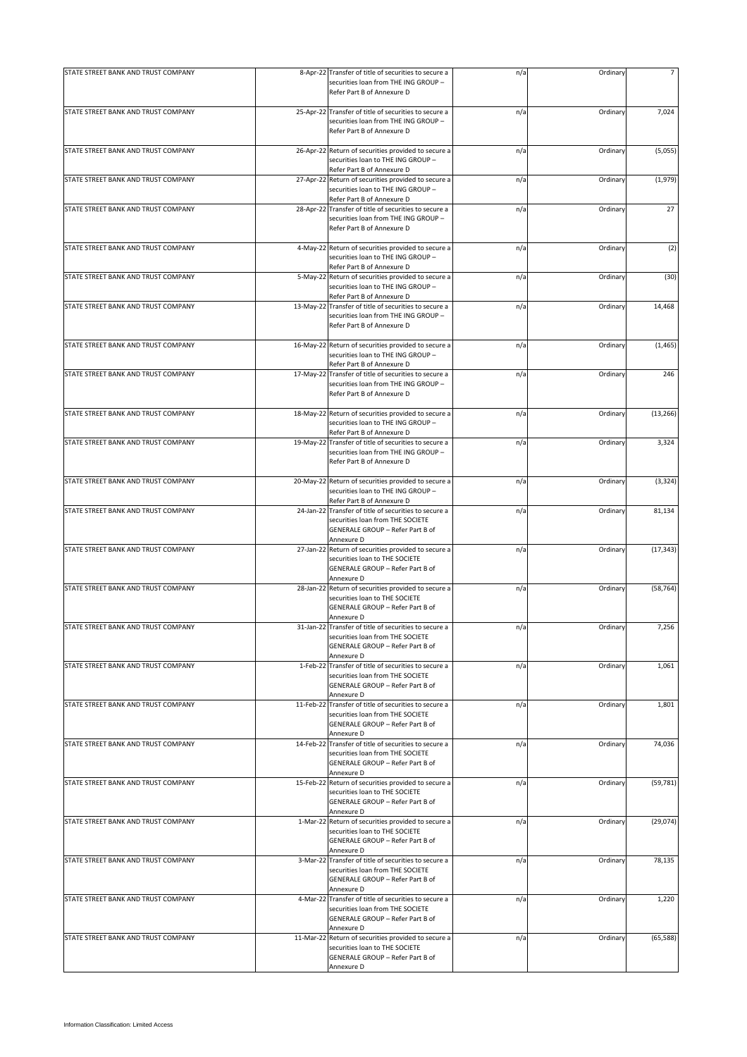| | | | | | |
|---|---|---|---|---|---|
| STATE STREET BANK AND TRUST COMPANY | 8-Apr-22 | Transfer of title of securities to secure a securities loan from THE ING GROUP – Refer Part B of Annexure D | n/a | Ordinary | 7 |
| STATE STREET BANK AND TRUST COMPANY | 25-Apr-22 | Transfer of title of securities to secure a securities loan from THE ING GROUP – Refer Part B of Annexure D | n/a | Ordinary | 7,024 |
| STATE STREET BANK AND TRUST COMPANY | 26-Apr-22 | Return of securities provided to secure a securities loan to THE ING GROUP – Refer Part B of Annexure D | n/a | Ordinary | (5,055) |
| STATE STREET BANK AND TRUST COMPANY | 27-Apr-22 | Return of securities provided to secure a securities loan to THE ING GROUP – Refer Part B of Annexure D | n/a | Ordinary | (1,979) |
| STATE STREET BANK AND TRUST COMPANY | 28-Apr-22 | Transfer of title of securities to secure a securities loan from THE ING GROUP – Refer Part B of Annexure D | n/a | Ordinary | 27 |
| STATE STREET BANK AND TRUST COMPANY | 4-May-22 | Return of securities provided to secure a securities loan to THE ING GROUP – Refer Part B of Annexure D | n/a | Ordinary | (2) |
| STATE STREET BANK AND TRUST COMPANY | 5-May-22 | Return of securities provided to secure a securities loan to THE ING GROUP – Refer Part B of Annexure D | n/a | Ordinary | (30) |
| STATE STREET BANK AND TRUST COMPANY | 13-May-22 | Transfer of title of securities to secure a securities loan from THE ING GROUP – Refer Part B of Annexure D | n/a | Ordinary | 14,468 |
| STATE STREET BANK AND TRUST COMPANY | 16-May-22 | Return of securities provided to secure a securities loan to THE ING GROUP – Refer Part B of Annexure D | n/a | Ordinary | (1,465) |
| STATE STREET BANK AND TRUST COMPANY | 17-May-22 | Transfer of title of securities to secure a securities loan from THE ING GROUP – Refer Part B of Annexure D | n/a | Ordinary | 246 |
| STATE STREET BANK AND TRUST COMPANY | 18-May-22 | Return of securities provided to secure a securities loan to THE ING GROUP – Refer Part B of Annexure D | n/a | Ordinary | (13,266) |
| STATE STREET BANK AND TRUST COMPANY | 19-May-22 | Transfer of title of securities to secure a securities loan from THE ING GROUP – Refer Part B of Annexure D | n/a | Ordinary | 3,324 |
| STATE STREET BANK AND TRUST COMPANY | 20-May-22 | Return of securities provided to secure a securities loan to THE ING GROUP – Refer Part B of Annexure D | n/a | Ordinary | (3,324) |
| STATE STREET BANK AND TRUST COMPANY | 24-Jan-22 | Transfer of title of securities to secure a securities loan from THE SOCIETE GENERALE GROUP – Refer Part B of Annexure D | n/a | Ordinary | 81,134 |
| STATE STREET BANK AND TRUST COMPANY | 27-Jan-22 | Return of securities provided to secure a securities loan to THE SOCIETE GENERALE GROUP – Refer Part B of Annexure D | n/a | Ordinary | (17,343) |
| STATE STREET BANK AND TRUST COMPANY | 28-Jan-22 | Return of securities provided to secure a securities loan to THE SOCIETE GENERALE GROUP – Refer Part B of Annexure D | n/a | Ordinary | (58,764) |
| STATE STREET BANK AND TRUST COMPANY | 31-Jan-22 | Transfer of title of securities to secure a securities loan from THE SOCIETE GENERALE GROUP – Refer Part B of Annexure D | n/a | Ordinary | 7,256 |
| STATE STREET BANK AND TRUST COMPANY | 1-Feb-22 | Transfer of title of securities to secure a securities loan from THE SOCIETE GENERALE GROUP – Refer Part B of Annexure D | n/a | Ordinary | 1,061 |
| STATE STREET BANK AND TRUST COMPANY | 11-Feb-22 | Transfer of title of securities to secure a securities loan from THE SOCIETE GENERALE GROUP – Refer Part B of Annexure D | n/a | Ordinary | 1,801 |
| STATE STREET BANK AND TRUST COMPANY | 14-Feb-22 | Transfer of title of securities to secure a securities loan from THE SOCIETE GENERALE GROUP – Refer Part B of Annexure D | n/a | Ordinary | 74,036 |
| STATE STREET BANK AND TRUST COMPANY | 15-Feb-22 | Return of securities provided to secure a securities loan to THE SOCIETE GENERALE GROUP – Refer Part B of Annexure D | n/a | Ordinary | (59,781) |
| STATE STREET BANK AND TRUST COMPANY | 1-Mar-22 | Return of securities provided to secure a securities loan to THE SOCIETE GENERALE GROUP – Refer Part B of Annexure D | n/a | Ordinary | (29,074) |
| STATE STREET BANK AND TRUST COMPANY | 3-Mar-22 | Transfer of title of securities to secure a securities loan from THE SOCIETE GENERALE GROUP – Refer Part B of Annexure D | n/a | Ordinary | 78,135 |
| STATE STREET BANK AND TRUST COMPANY | 4-Mar-22 | Transfer of title of securities to secure a securities loan from THE SOCIETE GENERALE GROUP – Refer Part B of Annexure D | n/a | Ordinary | 1,220 |
| STATE STREET BANK AND TRUST COMPANY | 11-Mar-22 | Return of securities provided to secure a securities loan to THE SOCIETE GENERALE GROUP – Refer Part B of Annexure D | n/a | Ordinary | (65,588) |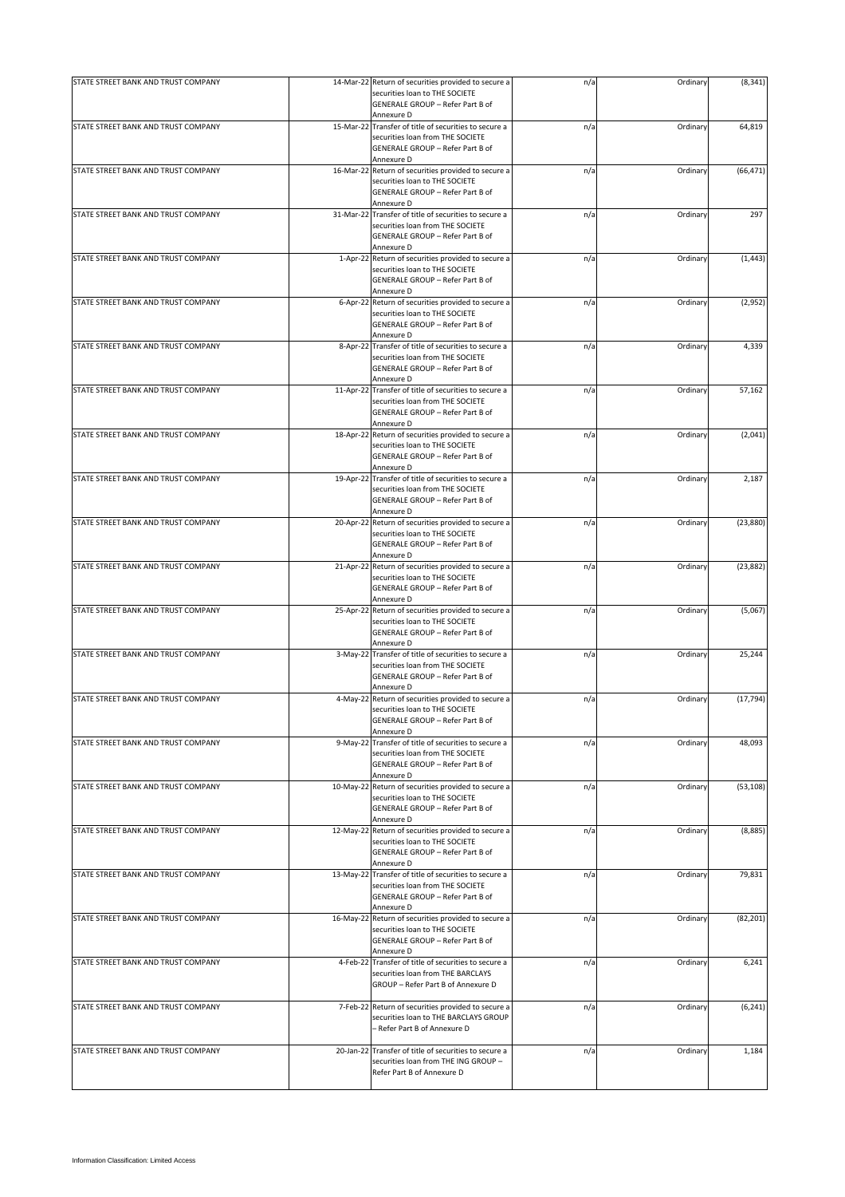| | | | | | |
|---|---|---|---|---|---|
| STATE STREET BANK AND TRUST COMPANY | 14-Mar-22 | Return of securities provided to secure a securities loan to THE SOCIETE GENERALE GROUP – Refer Part B of Annexure D | n/a | Ordinary | (8,341) |
| STATE STREET BANK AND TRUST COMPANY | 15-Mar-22 | Transfer of title of securities to secure a securities loan from THE SOCIETE GENERALE GROUP – Refer Part B of Annexure D | n/a | Ordinary | 64,819 |
| STATE STREET BANK AND TRUST COMPANY | 16-Mar-22 | Return of securities provided to secure a securities loan to THE SOCIETE GENERALE GROUP – Refer Part B of Annexure D | n/a | Ordinary | (66,471) |
| STATE STREET BANK AND TRUST COMPANY | 31-Mar-22 | Transfer of title of securities to secure a securities loan from THE SOCIETE GENERALE GROUP – Refer Part B of Annexure D | n/a | Ordinary | 297 |
| STATE STREET BANK AND TRUST COMPANY | 1-Apr-22 | Return of securities provided to secure a securities loan to THE SOCIETE GENERALE GROUP – Refer Part B of Annexure D | n/a | Ordinary | (1,443) |
| STATE STREET BANK AND TRUST COMPANY | 6-Apr-22 | Return of securities provided to secure a securities loan to THE SOCIETE GENERALE GROUP – Refer Part B of Annexure D | n/a | Ordinary | (2,952) |
| STATE STREET BANK AND TRUST COMPANY | 8-Apr-22 | Transfer of title of securities to secure a securities loan from THE SOCIETE GENERALE GROUP – Refer Part B of Annexure D | n/a | Ordinary | 4,339 |
| STATE STREET BANK AND TRUST COMPANY | 11-Apr-22 | Transfer of title of securities to secure a securities loan from THE SOCIETE GENERALE GROUP – Refer Part B of Annexure D | n/a | Ordinary | 57,162 |
| STATE STREET BANK AND TRUST COMPANY | 18-Apr-22 | Return of securities provided to secure a securities loan to THE SOCIETE GENERALE GROUP – Refer Part B of Annexure D | n/a | Ordinary | (2,041) |
| STATE STREET BANK AND TRUST COMPANY | 19-Apr-22 | Transfer of title of securities to secure a securities loan from THE SOCIETE GENERALE GROUP – Refer Part B of Annexure D | n/a | Ordinary | 2,187 |
| STATE STREET BANK AND TRUST COMPANY | 20-Apr-22 | Return of securities provided to secure a securities loan to THE SOCIETE GENERALE GROUP – Refer Part B of Annexure D | n/a | Ordinary | (23,880) |
| STATE STREET BANK AND TRUST COMPANY | 21-Apr-22 | Return of securities provided to secure a securities loan to THE SOCIETE GENERALE GROUP – Refer Part B of Annexure D | n/a | Ordinary | (23,882) |
| STATE STREET BANK AND TRUST COMPANY | 25-Apr-22 | Return of securities provided to secure a securities loan to THE SOCIETE GENERALE GROUP – Refer Part B of Annexure D | n/a | Ordinary | (5,067) |
| STATE STREET BANK AND TRUST COMPANY | 3-May-22 | Transfer of title of securities to secure a securities loan from THE SOCIETE GENERALE GROUP – Refer Part B of Annexure D | n/a | Ordinary | 25,244 |
| STATE STREET BANK AND TRUST COMPANY | 4-May-22 | Return of securities provided to secure a securities loan to THE SOCIETE GENERALE GROUP – Refer Part B of Annexure D | n/a | Ordinary | (17,794) |
| STATE STREET BANK AND TRUST COMPANY | 9-May-22 | Transfer of title of securities to secure a securities loan from THE SOCIETE GENERALE GROUP – Refer Part B of Annexure D | n/a | Ordinary | 48,093 |
| STATE STREET BANK AND TRUST COMPANY | 10-May-22 | Return of securities provided to secure a securities loan to THE SOCIETE GENERALE GROUP – Refer Part B of Annexure D | n/a | Ordinary | (53,108) |
| STATE STREET BANK AND TRUST COMPANY | 12-May-22 | Return of securities provided to secure a securities loan to THE SOCIETE GENERALE GROUP – Refer Part B of Annexure D | n/a | Ordinary | (8,885) |
| STATE STREET BANK AND TRUST COMPANY | 13-May-22 | Transfer of title of securities to secure a securities loan from THE SOCIETE GENERALE GROUP – Refer Part B of Annexure D | n/a | Ordinary | 79,831 |
| STATE STREET BANK AND TRUST COMPANY | 16-May-22 | Return of securities provided to secure a securities loan to THE SOCIETE GENERALE GROUP – Refer Part B of Annexure D | n/a | Ordinary | (82,201) |
| STATE STREET BANK AND TRUST COMPANY | 4-Feb-22 | Transfer of title of securities to secure a securities loan from THE BARCLAYS GROUP – Refer Part B of Annexure D | n/a | Ordinary | 6,241 |
| STATE STREET BANK AND TRUST COMPANY | 7-Feb-22 | Return of securities provided to secure a securities loan to THE BARCLAYS GROUP – Refer Part B of Annexure D | n/a | Ordinary | (6,241) |
| STATE STREET BANK AND TRUST COMPANY | 20-Jan-22 | Transfer of title of securities to secure a securities loan from THE ING GROUP – Refer Part B of Annexure D | n/a | Ordinary | 1,184 |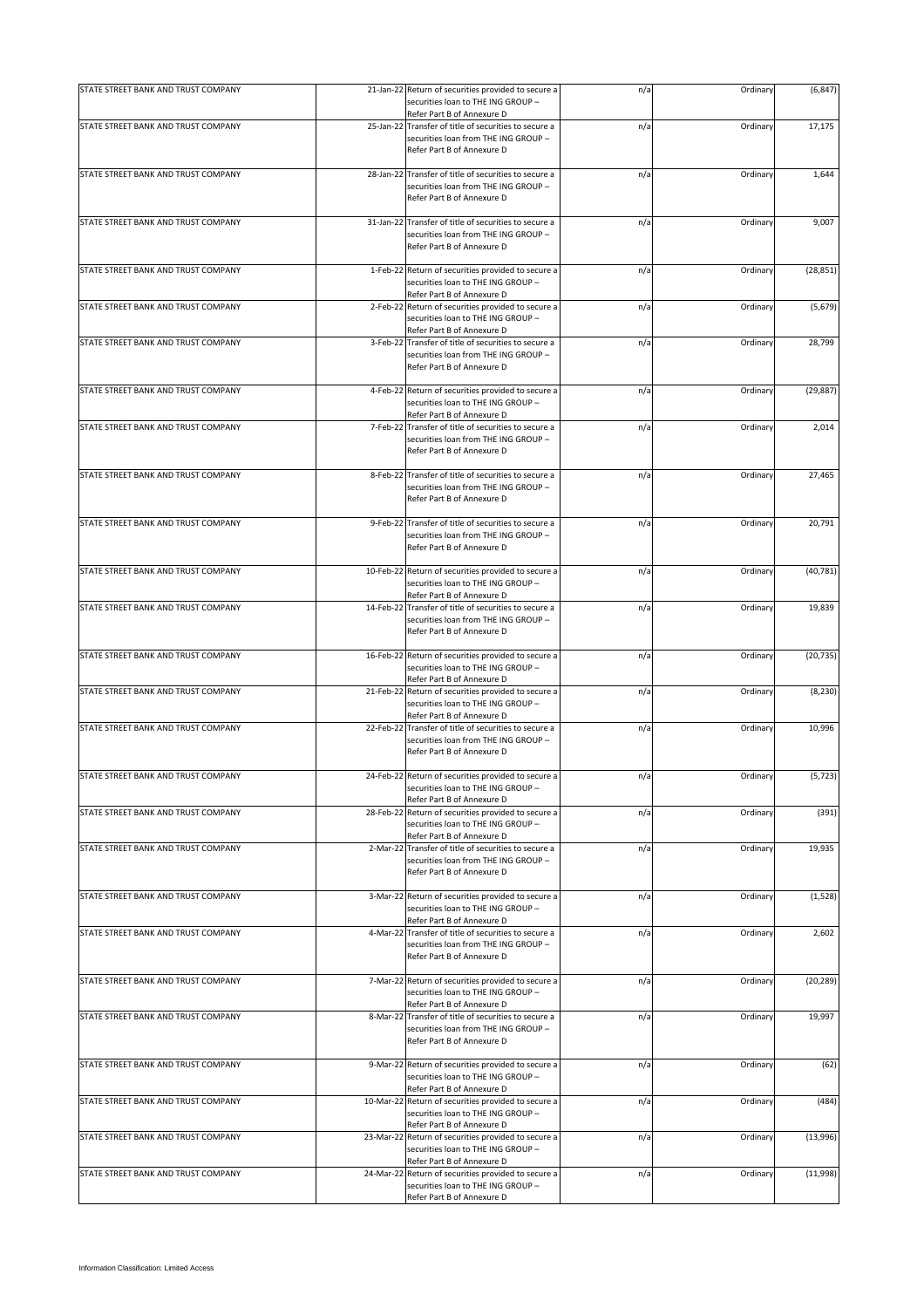| | | | | | |
|---|---|---|---|---|---|
| STATE STREET BANK AND TRUST COMPANY | 21-Jan-22 | Return of securities provided to secure a securities loan to THE ING GROUP – Refer Part B of Annexure D | n/a | Ordinary | (6,847) |
| STATE STREET BANK AND TRUST COMPANY | 25-Jan-22 | Transfer of title of securities to secure a securities loan from THE ING GROUP – Refer Part B of Annexure D | n/a | Ordinary | 17,175 |
| STATE STREET BANK AND TRUST COMPANY | 28-Jan-22 | Transfer of title of securities to secure a securities loan from THE ING GROUP – Refer Part B of Annexure D | n/a | Ordinary | 1,644 |
| STATE STREET BANK AND TRUST COMPANY | 31-Jan-22 | Transfer of title of securities to secure a securities loan from THE ING GROUP – Refer Part B of Annexure D | n/a | Ordinary | 9,007 |
| STATE STREET BANK AND TRUST COMPANY | 1-Feb-22 | Return of securities provided to secure a securities loan to THE ING GROUP – Refer Part B of Annexure D | n/a | Ordinary | (28,851) |
| STATE STREET BANK AND TRUST COMPANY | 2-Feb-22 | Return of securities provided to secure a securities loan to THE ING GROUP – Refer Part B of Annexure D | n/a | Ordinary | (5,679) |
| STATE STREET BANK AND TRUST COMPANY | 3-Feb-22 | Transfer of title of securities to secure a securities loan from THE ING GROUP – Refer Part B of Annexure D | n/a | Ordinary | 28,799 |
| STATE STREET BANK AND TRUST COMPANY | 4-Feb-22 | Return of securities provided to secure a securities loan to THE ING GROUP – Refer Part B of Annexure D | n/a | Ordinary | (29,887) |
| STATE STREET BANK AND TRUST COMPANY | 7-Feb-22 | Transfer of title of securities to secure a securities loan from THE ING GROUP – Refer Part B of Annexure D | n/a | Ordinary | 2,014 |
| STATE STREET BANK AND TRUST COMPANY | 8-Feb-22 | Transfer of title of securities to secure a securities loan from THE ING GROUP – Refer Part B of Annexure D | n/a | Ordinary | 27,465 |
| STATE STREET BANK AND TRUST COMPANY | 9-Feb-22 | Transfer of title of securities to secure a securities loan from THE ING GROUP – Refer Part B of Annexure D | n/a | Ordinary | 20,791 |
| STATE STREET BANK AND TRUST COMPANY | 10-Feb-22 | Return of securities provided to secure a securities loan to THE ING GROUP – Refer Part B of Annexure D | n/a | Ordinary | (40,781) |
| STATE STREET BANK AND TRUST COMPANY | 14-Feb-22 | Transfer of title of securities to secure a securities loan from THE ING GROUP – Refer Part B of Annexure D | n/a | Ordinary | 19,839 |
| STATE STREET BANK AND TRUST COMPANY | 16-Feb-22 | Return of securities provided to secure a securities loan to THE ING GROUP – Refer Part B of Annexure D | n/a | Ordinary | (20,735) |
| STATE STREET BANK AND TRUST COMPANY | 21-Feb-22 | Return of securities provided to secure a securities loan to THE ING GROUP – Refer Part B of Annexure D | n/a | Ordinary | (8,230) |
| STATE STREET BANK AND TRUST COMPANY | 22-Feb-22 | Transfer of title of securities to secure a securities loan from THE ING GROUP – Refer Part B of Annexure D | n/a | Ordinary | 10,996 |
| STATE STREET BANK AND TRUST COMPANY | 24-Feb-22 | Return of securities provided to secure a securities loan to THE ING GROUP – Refer Part B of Annexure D | n/a | Ordinary | (5,723) |
| STATE STREET BANK AND TRUST COMPANY | 28-Feb-22 | Return of securities provided to secure a securities loan to THE ING GROUP – Refer Part B of Annexure D | n/a | Ordinary | (391) |
| STATE STREET BANK AND TRUST COMPANY | 2-Mar-22 | Transfer of title of securities to secure a securities loan from THE ING GROUP – Refer Part B of Annexure D | n/a | Ordinary | 19,935 |
| STATE STREET BANK AND TRUST COMPANY | 3-Mar-22 | Return of securities provided to secure a securities loan to THE ING GROUP – Refer Part B of Annexure D | n/a | Ordinary | (1,528) |
| STATE STREET BANK AND TRUST COMPANY | 4-Mar-22 | Transfer of title of securities to secure a securities loan from THE ING GROUP – Refer Part B of Annexure D | n/a | Ordinary | 2,602 |
| STATE STREET BANK AND TRUST COMPANY | 7-Mar-22 | Return of securities provided to secure a securities loan to THE ING GROUP – Refer Part B of Annexure D | n/a | Ordinary | (20,289) |
| STATE STREET BANK AND TRUST COMPANY | 8-Mar-22 | Transfer of title of securities to secure a securities loan from THE ING GROUP – Refer Part B of Annexure D | n/a | Ordinary | 19,997 |
| STATE STREET BANK AND TRUST COMPANY | 9-Mar-22 | Return of securities provided to secure a securities loan to THE ING GROUP – Refer Part B of Annexure D | n/a | Ordinary | (62) |
| STATE STREET BANK AND TRUST COMPANY | 10-Mar-22 | Return of securities provided to secure a securities loan to THE ING GROUP – Refer Part B of Annexure D | n/a | Ordinary | (484) |
| STATE STREET BANK AND TRUST COMPANY | 23-Mar-22 | Return of securities provided to secure a securities loan to THE ING GROUP – Refer Part B of Annexure D | n/a | Ordinary | (13,996) |
| STATE STREET BANK AND TRUST COMPANY | 24-Mar-22 | Return of securities provided to secure a securities loan to THE ING GROUP – Refer Part B of Annexure D | n/a | Ordinary | (11,998) |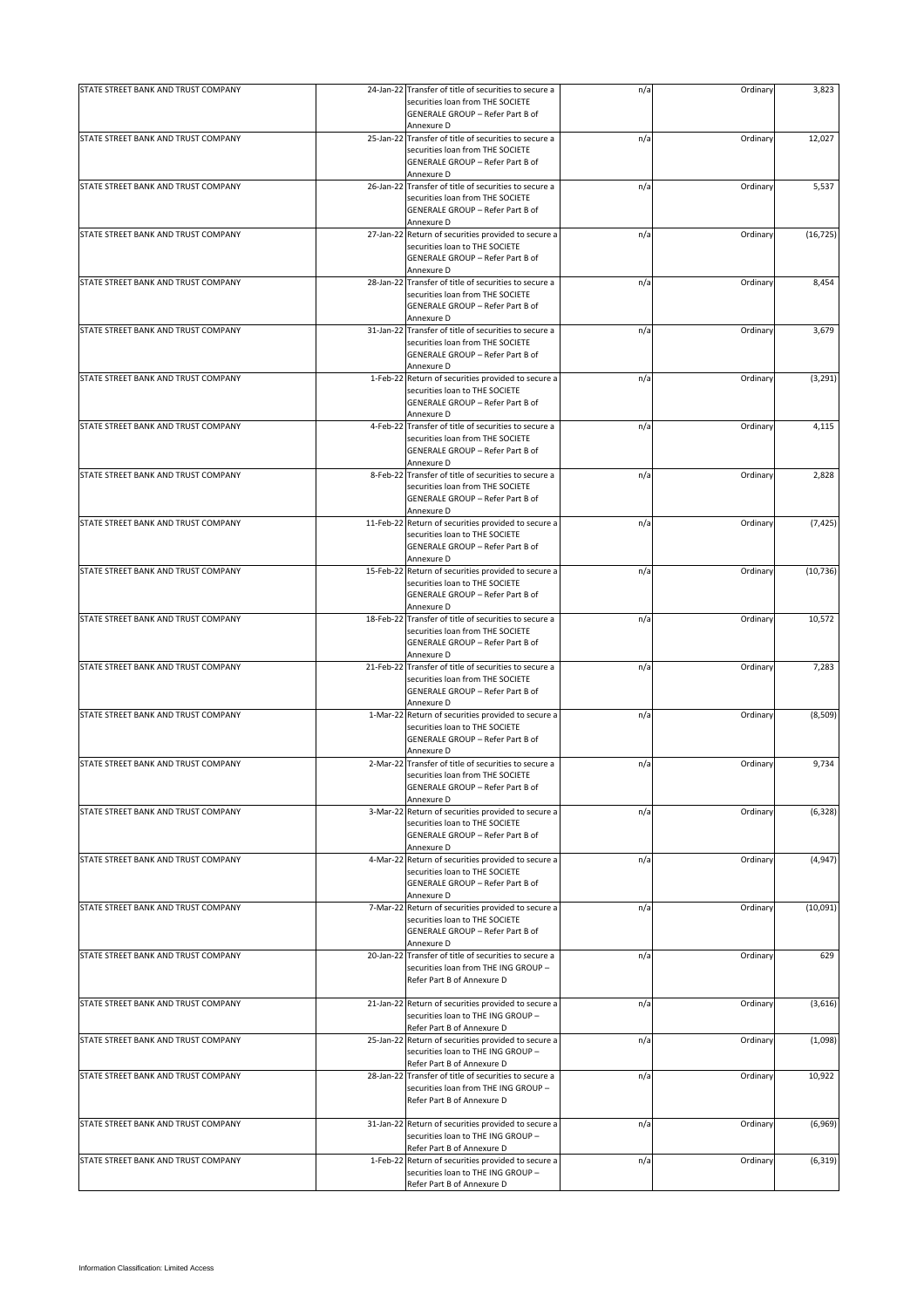| | | | | | |
|---|---|---|---|---|---|
| STATE STREET BANK AND TRUST COMPANY | 24-Jan-22 | Transfer of title of securities to secure a securities loan from THE SOCIETE GENERALE GROUP – Refer Part B of Annexure D | n/a | Ordinary | 3,823 |
| STATE STREET BANK AND TRUST COMPANY | 25-Jan-22 | Transfer of title of securities to secure a securities loan from THE SOCIETE GENERALE GROUP – Refer Part B of Annexure D | n/a | Ordinary | 12,027 |
| STATE STREET BANK AND TRUST COMPANY | 26-Jan-22 | Transfer of title of securities to secure a securities loan from THE SOCIETE GENERALE GROUP – Refer Part B of Annexure D | n/a | Ordinary | 5,537 |
| STATE STREET BANK AND TRUST COMPANY | 27-Jan-22 | Return of securities provided to secure a securities loan to THE SOCIETE GENERALE GROUP – Refer Part B of Annexure D | n/a | Ordinary | (16,725) |
| STATE STREET BANK AND TRUST COMPANY | 28-Jan-22 | Transfer of title of securities to secure a securities loan from THE SOCIETE GENERALE GROUP – Refer Part B of Annexure D | n/a | Ordinary | 8,454 |
| STATE STREET BANK AND TRUST COMPANY | 31-Jan-22 | Transfer of title of securities to secure a securities loan from THE SOCIETE GENERALE GROUP – Refer Part B of Annexure D | n/a | Ordinary | 3,679 |
| STATE STREET BANK AND TRUST COMPANY | 1-Feb-22 | Return of securities provided to secure a securities loan to THE SOCIETE GENERALE GROUP – Refer Part B of Annexure D | n/a | Ordinary | (3,291) |
| STATE STREET BANK AND TRUST COMPANY | 4-Feb-22 | Transfer of title of securities to secure a securities loan from THE SOCIETE GENERALE GROUP – Refer Part B of Annexure D | n/a | Ordinary | 4,115 |
| STATE STREET BANK AND TRUST COMPANY | 8-Feb-22 | Transfer of title of securities to secure a securities loan from THE SOCIETE GENERALE GROUP – Refer Part B of Annexure D | n/a | Ordinary | 2,828 |
| STATE STREET BANK AND TRUST COMPANY | 11-Feb-22 | Return of securities provided to secure a securities loan to THE SOCIETE GENERALE GROUP – Refer Part B of Annexure D | n/a | Ordinary | (7,425) |
| STATE STREET BANK AND TRUST COMPANY | 15-Feb-22 | Return of securities provided to secure a securities loan to THE SOCIETE GENERALE GROUP – Refer Part B of Annexure D | n/a | Ordinary | (10,736) |
| STATE STREET BANK AND TRUST COMPANY | 18-Feb-22 | Transfer of title of securities to secure a securities loan from THE SOCIETE GENERALE GROUP – Refer Part B of Annexure D | n/a | Ordinary | 10,572 |
| STATE STREET BANK AND TRUST COMPANY | 21-Feb-22 | Transfer of title of securities to secure a securities loan from THE SOCIETE GENERALE GROUP – Refer Part B of Annexure D | n/a | Ordinary | 7,283 |
| STATE STREET BANK AND TRUST COMPANY | 1-Mar-22 | Return of securities provided to secure a securities loan to THE SOCIETE GENERALE GROUP – Refer Part B of Annexure D | n/a | Ordinary | (8,509) |
| STATE STREET BANK AND TRUST COMPANY | 2-Mar-22 | Transfer of title of securities to secure a securities loan from THE SOCIETE GENERALE GROUP – Refer Part B of Annexure D | n/a | Ordinary | 9,734 |
| STATE STREET BANK AND TRUST COMPANY | 3-Mar-22 | Return of securities provided to secure a securities loan to THE SOCIETE GENERALE GROUP – Refer Part B of Annexure D | n/a | Ordinary | (6,328) |
| STATE STREET BANK AND TRUST COMPANY | 4-Mar-22 | Return of securities provided to secure a securities loan to THE SOCIETE GENERALE GROUP – Refer Part B of Annexure D | n/a | Ordinary | (4,947) |
| STATE STREET BANK AND TRUST COMPANY | 7-Mar-22 | Return of securities provided to secure a securities loan to THE SOCIETE GENERALE GROUP – Refer Part B of Annexure D | n/a | Ordinary | (10,091) |
| STATE STREET BANK AND TRUST COMPANY | 20-Jan-22 | Transfer of title of securities to secure a securities loan from THE ING GROUP – Refer Part B of Annexure D | n/a | Ordinary | 629 |
| STATE STREET BANK AND TRUST COMPANY | 21-Jan-22 | Return of securities provided to secure a securities loan to THE ING GROUP – Refer Part B of Annexure D | n/a | Ordinary | (3,616) |
| STATE STREET BANK AND TRUST COMPANY | 25-Jan-22 | Return of securities provided to secure a securities loan to THE ING GROUP – Refer Part B of Annexure D | n/a | Ordinary | (1,098) |
| STATE STREET BANK AND TRUST COMPANY | 28-Jan-22 | Transfer of title of securities to secure a securities loan from THE ING GROUP – Refer Part B of Annexure D | n/a | Ordinary | 10,922 |
| STATE STREET BANK AND TRUST COMPANY | 31-Jan-22 | Return of securities provided to secure a securities loan to THE ING GROUP – Refer Part B of Annexure D | n/a | Ordinary | (6,969) |
| STATE STREET BANK AND TRUST COMPANY | 1-Feb-22 | Return of securities provided to secure a securities loan to THE ING GROUP – Refer Part B of Annexure D | n/a | Ordinary | (6,319) |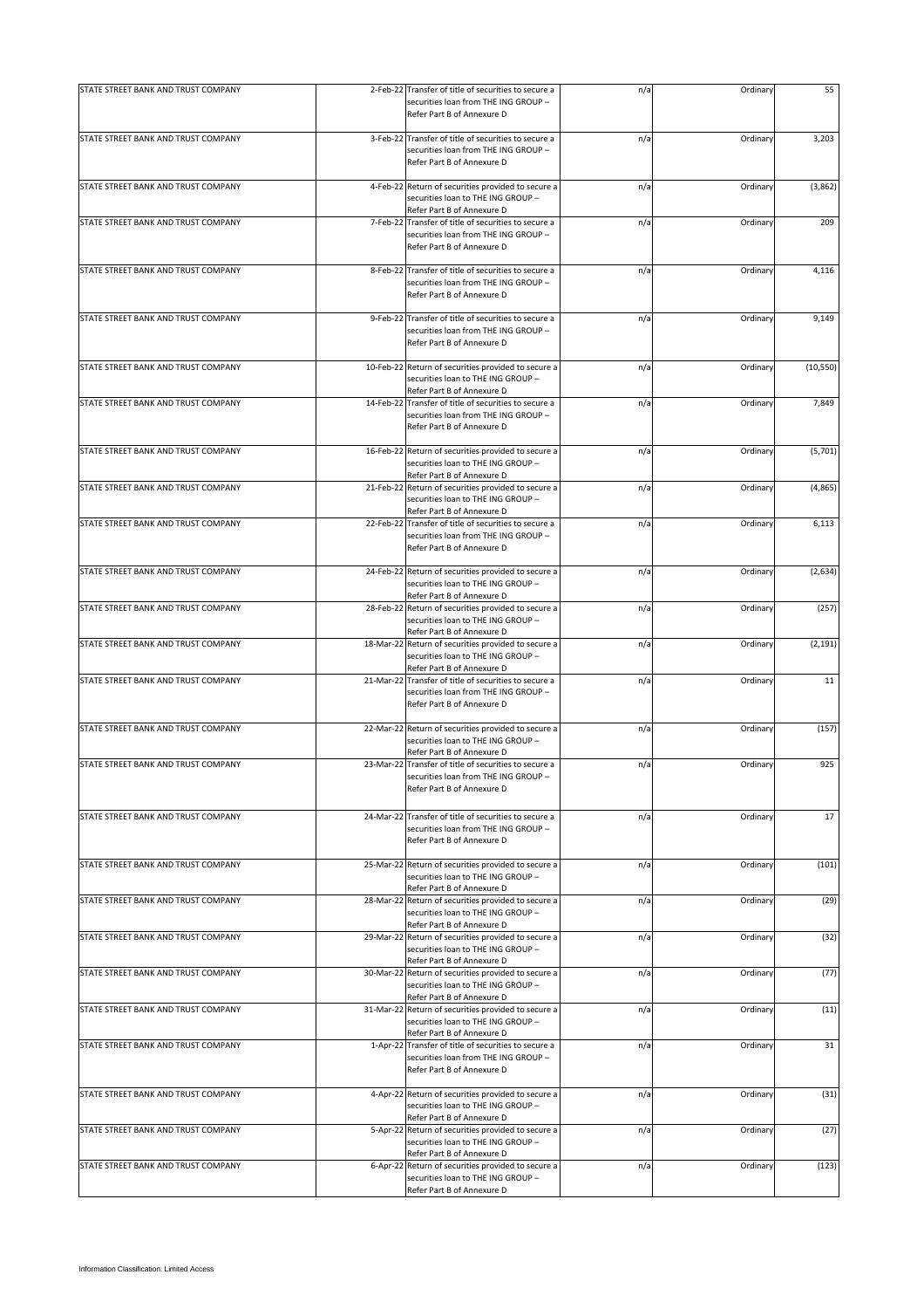| | | | | | |
|---|---|---|---|---|---|
| STATE STREET BANK AND TRUST COMPANY | 2-Feb-22 | Transfer of title of securities to secure a securities loan from THE ING GROUP – Refer Part B of Annexure D | n/a | Ordinary | 55 |
| STATE STREET BANK AND TRUST COMPANY | 3-Feb-22 | Transfer of title of securities to secure a securities loan from THE ING GROUP – Refer Part B of Annexure D | n/a | Ordinary | 3,203 |
| STATE STREET BANK AND TRUST COMPANY | 4-Feb-22 | Return of securities provided to secure a securities loan to THE ING GROUP – Refer Part B of Annexure D | n/a | Ordinary | (3,862) |
| STATE STREET BANK AND TRUST COMPANY | 7-Feb-22 | Transfer of title of securities to secure a securities loan from THE ING GROUP – Refer Part B of Annexure D | n/a | Ordinary | 209 |
| STATE STREET BANK AND TRUST COMPANY | 8-Feb-22 | Transfer of title of securities to secure a securities loan from THE ING GROUP – Refer Part B of Annexure D | n/a | Ordinary | 4,116 |
| STATE STREET BANK AND TRUST COMPANY | 9-Feb-22 | Transfer of title of securities to secure a securities loan from THE ING GROUP – Refer Part B of Annexure D | n/a | Ordinary | 9,149 |
| STATE STREET BANK AND TRUST COMPANY | 10-Feb-22 | Return of securities provided to secure a securities loan to THE ING GROUP – Refer Part B of Annexure D | n/a | Ordinary | (10,550) |
| STATE STREET BANK AND TRUST COMPANY | 14-Feb-22 | Transfer of title of securities to secure a securities loan from THE ING GROUP – Refer Part B of Annexure D | n/a | Ordinary | 7,849 |
| STATE STREET BANK AND TRUST COMPANY | 16-Feb-22 | Return of securities provided to secure a securities loan to THE ING GROUP – Refer Part B of Annexure D | n/a | Ordinary | (5,701) |
| STATE STREET BANK AND TRUST COMPANY | 21-Feb-22 | Return of securities provided to secure a securities loan to THE ING GROUP – Refer Part B of Annexure D | n/a | Ordinary | (4,865) |
| STATE STREET BANK AND TRUST COMPANY | 22-Feb-22 | Transfer of title of securities to secure a securities loan from THE ING GROUP – Refer Part B of Annexure D | n/a | Ordinary | 6,113 |
| STATE STREET BANK AND TRUST COMPANY | 24-Feb-22 | Return of securities provided to secure a securities loan to THE ING GROUP – Refer Part B of Annexure D | n/a | Ordinary | (2,634) |
| STATE STREET BANK AND TRUST COMPANY | 28-Feb-22 | Return of securities provided to secure a securities loan to THE ING GROUP – Refer Part B of Annexure D | n/a | Ordinary | (257) |
| STATE STREET BANK AND TRUST COMPANY | 18-Mar-22 | Return of securities provided to secure a securities loan to THE ING GROUP – Refer Part B of Annexure D | n/a | Ordinary | (2,191) |
| STATE STREET BANK AND TRUST COMPANY | 21-Mar-22 | Transfer of title of securities to secure a securities loan from THE ING GROUP – Refer Part B of Annexure D | n/a | Ordinary | 11 |
| STATE STREET BANK AND TRUST COMPANY | 22-Mar-22 | Return of securities provided to secure a securities loan to THE ING GROUP – Refer Part B of Annexure D | n/a | Ordinary | (157) |
| STATE STREET BANK AND TRUST COMPANY | 23-Mar-22 | Transfer of title of securities to secure a securities loan from THE ING GROUP – Refer Part B of Annexure D | n/a | Ordinary | 925 |
| STATE STREET BANK AND TRUST COMPANY | 24-Mar-22 | Transfer of title of securities to secure a securities loan from THE ING GROUP – Refer Part B of Annexure D | n/a | Ordinary | 17 |
| STATE STREET BANK AND TRUST COMPANY | 25-Mar-22 | Return of securities provided to secure a securities loan to THE ING GROUP – Refer Part B of Annexure D | n/a | Ordinary | (101) |
| STATE STREET BANK AND TRUST COMPANY | 28-Mar-22 | Return of securities provided to secure a securities loan to THE ING GROUP – Refer Part B of Annexure D | n/a | Ordinary | (29) |
| STATE STREET BANK AND TRUST COMPANY | 29-Mar-22 | Return of securities provided to secure a securities loan to THE ING GROUP – Refer Part B of Annexure D | n/a | Ordinary | (32) |
| STATE STREET BANK AND TRUST COMPANY | 30-Mar-22 | Return of securities provided to secure a securities loan to THE ING GROUP – Refer Part B of Annexure D | n/a | Ordinary | (77) |
| STATE STREET BANK AND TRUST COMPANY | 31-Mar-22 | Return of securities provided to secure a securities loan to THE ING GROUP – Refer Part B of Annexure D | n/a | Ordinary | (11) |
| STATE STREET BANK AND TRUST COMPANY | 1-Apr-22 | Transfer of title of securities to secure a securities loan from THE ING GROUP – Refer Part B of Annexure D | n/a | Ordinary | 31 |
| STATE STREET BANK AND TRUST COMPANY | 4-Apr-22 | Return of securities provided to secure a securities loan to THE ING GROUP – Refer Part B of Annexure D | n/a | Ordinary | (31) |
| STATE STREET BANK AND TRUST COMPANY | 5-Apr-22 | Return of securities provided to secure a securities loan to THE ING GROUP – Refer Part B of Annexure D | n/a | Ordinary | (27) |
| STATE STREET BANK AND TRUST COMPANY | 6-Apr-22 | Return of securities provided to secure a securities loan to THE ING GROUP – Refer Part B of Annexure D | n/a | Ordinary | (123) |

Information Classification: Limited Access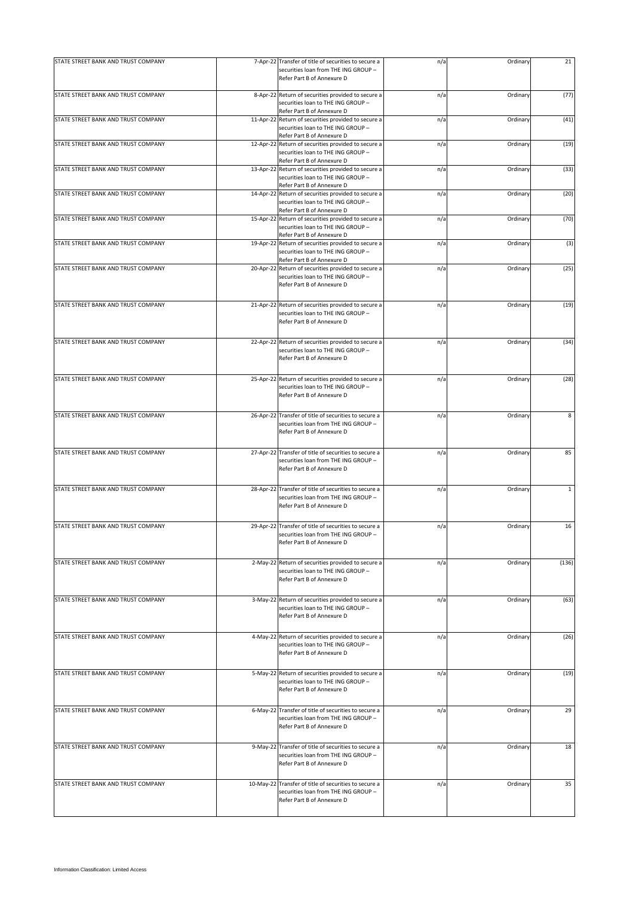| | | | | | |
|---|---|---|---|---|---|
| STATE STREET BANK AND TRUST COMPANY | 7-Apr-22 | Transfer of title of securities to secure a securities loan from THE ING GROUP – Refer Part B of Annexure D | n/a | Ordinary | 21 |
| STATE STREET BANK AND TRUST COMPANY | 8-Apr-22 | Return of securities provided to secure a securities loan to THE ING GROUP – Refer Part B of Annexure D | n/a | Ordinary | (77) |
| STATE STREET BANK AND TRUST COMPANY | 11-Apr-22 | Return of securities provided to secure a securities loan to THE ING GROUP – Refer Part B of Annexure D | n/a | Ordinary | (41) |
| STATE STREET BANK AND TRUST COMPANY | 12-Apr-22 | Return of securities provided to secure a securities loan to THE ING GROUP – Refer Part B of Annexure D | n/a | Ordinary | (19) |
| STATE STREET BANK AND TRUST COMPANY | 13-Apr-22 | Return of securities provided to secure a securities loan to THE ING GROUP – Refer Part B of Annexure D | n/a | Ordinary | (33) |
| STATE STREET BANK AND TRUST COMPANY | 14-Apr-22 | Return of securities provided to secure a securities loan to THE ING GROUP – Refer Part B of Annexure D | n/a | Ordinary | (20) |
| STATE STREET BANK AND TRUST COMPANY | 15-Apr-22 | Return of securities provided to secure a securities loan to THE ING GROUP – Refer Part B of Annexure D | n/a | Ordinary | (70) |
| STATE STREET BANK AND TRUST COMPANY | 19-Apr-22 | Return of securities provided to secure a securities loan to THE ING GROUP – Refer Part B of Annexure D | n/a | Ordinary | (3) |
| STATE STREET BANK AND TRUST COMPANY | 20-Apr-22 | Return of securities provided to secure a securities loan to THE ING GROUP – Refer Part B of Annexure D | n/a | Ordinary | (25) |
| STATE STREET BANK AND TRUST COMPANY | 21-Apr-22 | Return of securities provided to secure a securities loan to THE ING GROUP – Refer Part B of Annexure D | n/a | Ordinary | (19) |
| STATE STREET BANK AND TRUST COMPANY | 22-Apr-22 | Return of securities provided to secure a securities loan to THE ING GROUP – Refer Part B of Annexure D | n/a | Ordinary | (34) |
| STATE STREET BANK AND TRUST COMPANY | 25-Apr-22 | Return of securities provided to secure a securities loan to THE ING GROUP – Refer Part B of Annexure D | n/a | Ordinary | (28) |
| STATE STREET BANK AND TRUST COMPANY | 26-Apr-22 | Transfer of title of securities to secure a securities loan from THE ING GROUP – Refer Part B of Annexure D | n/a | Ordinary | 8 |
| STATE STREET BANK AND TRUST COMPANY | 27-Apr-22 | Transfer of title of securities to secure a securities loan from THE ING GROUP – Refer Part B of Annexure D | n/a | Ordinary | 85 |
| STATE STREET BANK AND TRUST COMPANY | 28-Apr-22 | Transfer of title of securities to secure a securities loan from THE ING GROUP – Refer Part B of Annexure D | n/a | Ordinary | 1 |
| STATE STREET BANK AND TRUST COMPANY | 29-Apr-22 | Transfer of title of securities to secure a securities loan from THE ING GROUP – Refer Part B of Annexure D | n/a | Ordinary | 16 |
| STATE STREET BANK AND TRUST COMPANY | 2-May-22 | Return of securities provided to secure a securities loan to THE ING GROUP – Refer Part B of Annexure D | n/a | Ordinary | (136) |
| STATE STREET BANK AND TRUST COMPANY | 3-May-22 | Return of securities provided to secure a securities loan to THE ING GROUP – Refer Part B of Annexure D | n/a | Ordinary | (63) |
| STATE STREET BANK AND TRUST COMPANY | 4-May-22 | Return of securities provided to secure a securities loan to THE ING GROUP – Refer Part B of Annexure D | n/a | Ordinary | (26) |
| STATE STREET BANK AND TRUST COMPANY | 5-May-22 | Return of securities provided to secure a securities loan to THE ING GROUP – Refer Part B of Annexure D | n/a | Ordinary | (19) |
| STATE STREET BANK AND TRUST COMPANY | 6-May-22 | Transfer of title of securities to secure a securities loan from THE ING GROUP – Refer Part B of Annexure D | n/a | Ordinary | 29 |
| STATE STREET BANK AND TRUST COMPANY | 9-May-22 | Transfer of title of securities to secure a securities loan from THE ING GROUP – Refer Part B of Annexure D | n/a | Ordinary | 18 |
| STATE STREET BANK AND TRUST COMPANY | 10-May-22 | Transfer of title of securities to secure a securities loan from THE ING GROUP – Refer Part B of Annexure D | n/a | Ordinary | 35 |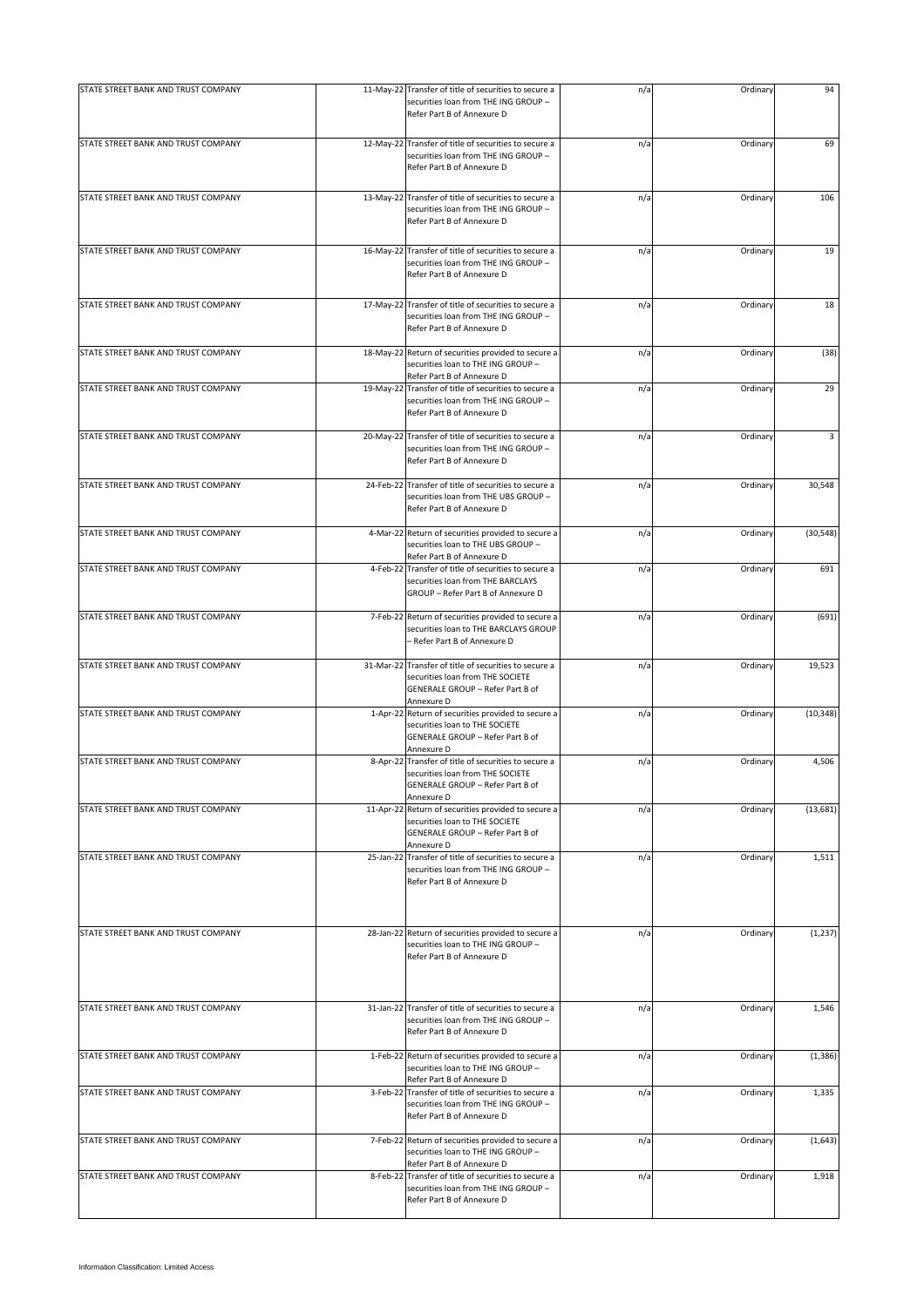| | | | | | |
|---|---|---|---|---|---|
| STATE STREET BANK AND TRUST COMPANY | 11-May-22 | Transfer of title of securities to secure a securities loan from THE ING GROUP – Refer Part B of Annexure D | n/a | Ordinary | 94 |
| STATE STREET BANK AND TRUST COMPANY | 12-May-22 | Transfer of title of securities to secure a securities loan from THE ING GROUP – Refer Part B of Annexure D | n/a | Ordinary | 69 |
| STATE STREET BANK AND TRUST COMPANY | 13-May-22 | Transfer of title of securities to secure a securities loan from THE ING GROUP – Refer Part B of Annexure D | n/a | Ordinary | 106 |
| STATE STREET BANK AND TRUST COMPANY | 16-May-22 | Transfer of title of securities to secure a securities loan from THE ING GROUP – Refer Part B of Annexure D | n/a | Ordinary | 19 |
| STATE STREET BANK AND TRUST COMPANY | 17-May-22 | Transfer of title of securities to secure a securities loan from THE ING GROUP – Refer Part B of Annexure D | n/a | Ordinary | 18 |
| STATE STREET BANK AND TRUST COMPANY | 18-May-22 | Return of securities provided to secure a securities loan to THE ING GROUP – Refer Part B of Annexure D | n/a | Ordinary | (38) |
| STATE STREET BANK AND TRUST COMPANY | 19-May-22 | Transfer of title of securities to secure a securities loan from THE ING GROUP – Refer Part B of Annexure D | n/a | Ordinary | 29 |
| STATE STREET BANK AND TRUST COMPANY | 20-May-22 | Transfer of title of securities to secure a securities loan from THE ING GROUP – Refer Part B of Annexure D | n/a | Ordinary | 3 |
| STATE STREET BANK AND TRUST COMPANY | 24-Feb-22 | Transfer of title of securities to secure a securities loan from THE UBS GROUP – Refer Part B of Annexure D | n/a | Ordinary | 30,548 |
| STATE STREET BANK AND TRUST COMPANY | 4-Mar-22 | Return of securities provided to secure a securities loan to THE UBS GROUP – Refer Part B of Annexure D | n/a | Ordinary | (30,548) |
| STATE STREET BANK AND TRUST COMPANY | 4-Feb-22 | Transfer of title of securities to secure a securities loan from THE BARCLAYS GROUP – Refer Part B of Annexure D | n/a | Ordinary | 691 |
| STATE STREET BANK AND TRUST COMPANY | 7-Feb-22 | Return of securities provided to secure a securities loan to THE BARCLAYS GROUP – Refer Part B of Annexure D | n/a | Ordinary | (691) |
| STATE STREET BANK AND TRUST COMPANY | 31-Mar-22 | Transfer of title of securities to secure a securities loan from THE SOCIETE GENERALE GROUP – Refer Part B of Annexure D | n/a | Ordinary | 19,523 |
| STATE STREET BANK AND TRUST COMPANY | 1-Apr-22 | Return of securities provided to secure a securities loan to THE SOCIETE GENERALE GROUP – Refer Part B of Annexure D | n/a | Ordinary | (10,348) |
| STATE STREET BANK AND TRUST COMPANY | 8-Apr-22 | Transfer of title of securities to secure a securities loan from THE SOCIETE GENERALE GROUP – Refer Part B of Annexure D | n/a | Ordinary | 4,506 |
| STATE STREET BANK AND TRUST COMPANY | 11-Apr-22 | Return of securities provided to secure a securities loan to THE SOCIETE GENERALE GROUP – Refer Part B of Annexure D | n/a | Ordinary | (13,681) |
| STATE STREET BANK AND TRUST COMPANY | 25-Jan-22 | Transfer of title of securities to secure a securities loan from THE ING GROUP – Refer Part B of Annexure D | n/a | Ordinary | 1,511 |
| STATE STREET BANK AND TRUST COMPANY | 28-Jan-22 | Return of securities provided to secure a securities loan to THE ING GROUP – Refer Part B of Annexure D | n/a | Ordinary | (1,237) |
| STATE STREET BANK AND TRUST COMPANY | 31-Jan-22 | Transfer of title of securities to secure a securities loan from THE ING GROUP – Refer Part B of Annexure D | n/a | Ordinary | 1,546 |
| STATE STREET BANK AND TRUST COMPANY | 1-Feb-22 | Return of securities provided to secure a securities loan to THE ING GROUP – Refer Part B of Annexure D | n/a | Ordinary | (1,386) |
| STATE STREET BANK AND TRUST COMPANY | 3-Feb-22 | Transfer of title of securities to secure a securities loan from THE ING GROUP – Refer Part B of Annexure D | n/a | Ordinary | 1,335 |
| STATE STREET BANK AND TRUST COMPANY | 7-Feb-22 | Return of securities provided to secure a securities loan to THE ING GROUP – Refer Part B of Annexure D | n/a | Ordinary | (1,643) |
| STATE STREET BANK AND TRUST COMPANY | 8-Feb-22 | Transfer of title of securities to secure a securities loan from THE ING GROUP – Refer Part B of Annexure D | n/a | Ordinary | 1,918 |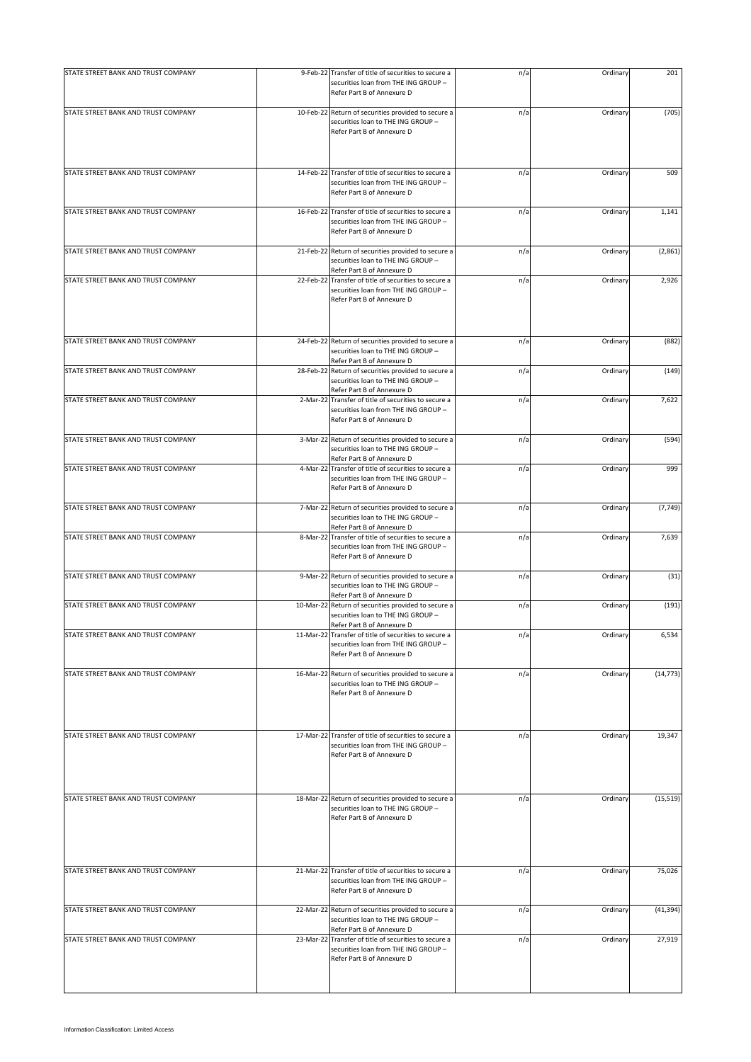| | | | | | |
|---|---|---|---|---|---|
| STATE STREET BANK AND TRUST COMPANY | 9-Feb-22 | Transfer of title of securities to secure a securities loan from THE ING GROUP – Refer Part B of Annexure D | n/a | Ordinary | 201 |
| STATE STREET BANK AND TRUST COMPANY | 10-Feb-22 | Return of securities provided to secure a securities loan to THE ING GROUP – Refer Part B of Annexure D | n/a | Ordinary | (705) |
| STATE STREET BANK AND TRUST COMPANY | 14-Feb-22 | Transfer of title of securities to secure a securities loan from THE ING GROUP – Refer Part B of Annexure D | n/a | Ordinary | 509 |
| STATE STREET BANK AND TRUST COMPANY | 16-Feb-22 | Transfer of title of securities to secure a securities loan from THE ING GROUP – Refer Part B of Annexure D | n/a | Ordinary | 1,141 |
| STATE STREET BANK AND TRUST COMPANY | 21-Feb-22 | Return of securities provided to secure a securities loan to THE ING GROUP – Refer Part B of Annexure D | n/a | Ordinary | (2,861) |
| STATE STREET BANK AND TRUST COMPANY | 22-Feb-22 | Transfer of title of securities to secure a securities loan from THE ING GROUP – Refer Part B of Annexure D | n/a | Ordinary | 2,926 |
| STATE STREET BANK AND TRUST COMPANY | 24-Feb-22 | Return of securities provided to secure a securities loan to THE ING GROUP – Refer Part B of Annexure D | n/a | Ordinary | (882) |
| STATE STREET BANK AND TRUST COMPANY | 28-Feb-22 | Return of securities provided to secure a securities loan to THE ING GROUP – Refer Part B of Annexure D | n/a | Ordinary | (149) |
| STATE STREET BANK AND TRUST COMPANY | 2-Mar-22 | Transfer of title of securities to secure a securities loan from THE ING GROUP – Refer Part B of Annexure D | n/a | Ordinary | 7,622 |
| STATE STREET BANK AND TRUST COMPANY | 3-Mar-22 | Return of securities provided to secure a securities loan to THE ING GROUP – Refer Part B of Annexure D | n/a | Ordinary | (594) |
| STATE STREET BANK AND TRUST COMPANY | 4-Mar-22 | Transfer of title of securities to secure a securities loan from THE ING GROUP – Refer Part B of Annexure D | n/a | Ordinary | 999 |
| STATE STREET BANK AND TRUST COMPANY | 7-Mar-22 | Return of securities provided to secure a securities loan to THE ING GROUP – Refer Part B of Annexure D | n/a | Ordinary | (7,749) |
| STATE STREET BANK AND TRUST COMPANY | 8-Mar-22 | Transfer of title of securities to secure a securities loan from THE ING GROUP – Refer Part B of Annexure D | n/a | Ordinary | 7,639 |
| STATE STREET BANK AND TRUST COMPANY | 9-Mar-22 | Return of securities provided to secure a securities loan to THE ING GROUP – Refer Part B of Annexure D | n/a | Ordinary | (31) |
| STATE STREET BANK AND TRUST COMPANY | 10-Mar-22 | Return of securities provided to secure a securities loan to THE ING GROUP – Refer Part B of Annexure D | n/a | Ordinary | (191) |
| STATE STREET BANK AND TRUST COMPANY | 11-Mar-22 | Transfer of title of securities to secure a securities loan from THE ING GROUP – Refer Part B of Annexure D | n/a | Ordinary | 6,534 |
| STATE STREET BANK AND TRUST COMPANY | 16-Mar-22 | Return of securities provided to secure a securities loan to THE ING GROUP – Refer Part B of Annexure D | n/a | Ordinary | (14,773) |
| STATE STREET BANK AND TRUST COMPANY | 17-Mar-22 | Transfer of title of securities to secure a securities loan from THE ING GROUP – Refer Part B of Annexure D | n/a | Ordinary | 19,347 |
| STATE STREET BANK AND TRUST COMPANY | 18-Mar-22 | Return of securities provided to secure a securities loan to THE ING GROUP – Refer Part B of Annexure D | n/a | Ordinary | (15,519) |
| STATE STREET BANK AND TRUST COMPANY | 21-Mar-22 | Transfer of title of securities to secure a securities loan from THE ING GROUP – Refer Part B of Annexure D | n/a | Ordinary | 75,026 |
| STATE STREET BANK AND TRUST COMPANY | 22-Mar-22 | Return of securities provided to secure a securities loan to THE ING GROUP – Refer Part B of Annexure D | n/a | Ordinary | (41,394) |
| STATE STREET BANK AND TRUST COMPANY | 23-Mar-22 | Transfer of title of securities to secure a securities loan from THE ING GROUP – Refer Part B of Annexure D | n/a | Ordinary | 27,919 |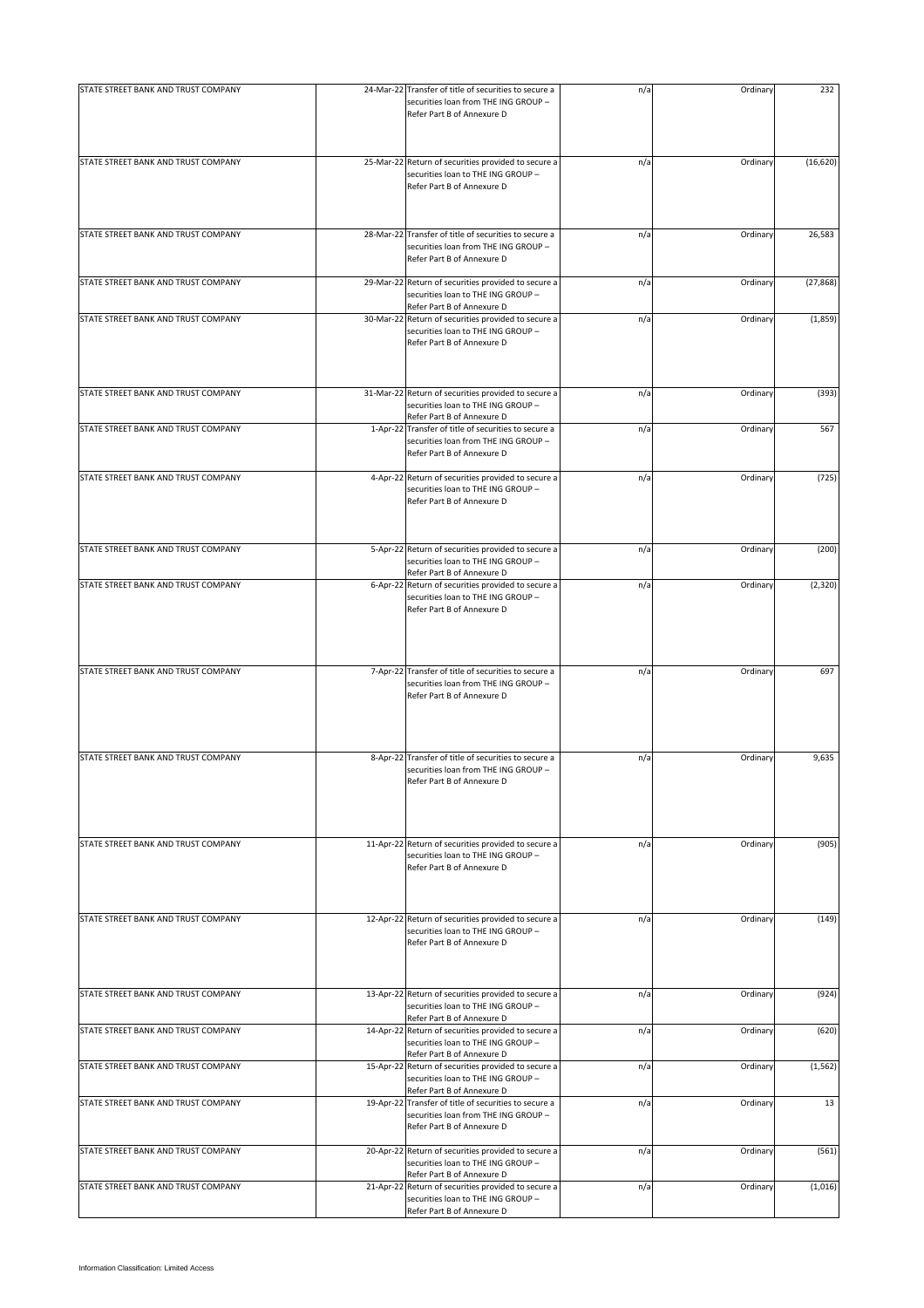| | | | | | |
|---|---|---|---|---|---|
| STATE STREET BANK AND TRUST COMPANY | 24-Mar-22 | Transfer of title of securities to secure a securities loan from THE ING GROUP – Refer Part B of Annexure D | n/a | Ordinary | 232 |
| STATE STREET BANK AND TRUST COMPANY | 25-Mar-22 | Return of securities provided to secure a securities loan to THE ING GROUP – Refer Part B of Annexure D | n/a | Ordinary | (16,620) |
| STATE STREET BANK AND TRUST COMPANY | 28-Mar-22 | Transfer of title of securities to secure a securities loan from THE ING GROUP – Refer Part B of Annexure D | n/a | Ordinary | 26,583 |
| STATE STREET BANK AND TRUST COMPANY | 29-Mar-22 | Return of securities provided to secure a securities loan to THE ING GROUP – Refer Part B of Annexure D | n/a | Ordinary | (27,868) |
| STATE STREET BANK AND TRUST COMPANY | 30-Mar-22 | Return of securities provided to secure a securities loan to THE ING GROUP – Refer Part B of Annexure D | n/a | Ordinary | (1,859) |
| STATE STREET BANK AND TRUST COMPANY | 31-Mar-22 | Return of securities provided to secure a securities loan to THE ING GROUP – Refer Part B of Annexure D | n/a | Ordinary | (393) |
| STATE STREET BANK AND TRUST COMPANY | 1-Apr-22 | Transfer of title of securities to secure a securities loan from THE ING GROUP – Refer Part B of Annexure D | n/a | Ordinary | 567 |
| STATE STREET BANK AND TRUST COMPANY | 4-Apr-22 | Return of securities provided to secure a securities loan to THE ING GROUP – Refer Part B of Annexure D | n/a | Ordinary | (725) |
| STATE STREET BANK AND TRUST COMPANY | 5-Apr-22 | Return of securities provided to secure a securities loan to THE ING GROUP – Refer Part B of Annexure D | n/a | Ordinary | (200) |
| STATE STREET BANK AND TRUST COMPANY | 6-Apr-22 | Return of securities provided to secure a securities loan to THE ING GROUP – Refer Part B of Annexure D | n/a | Ordinary | (2,320) |
| STATE STREET BANK AND TRUST COMPANY | 7-Apr-22 | Transfer of title of securities to secure a securities loan from THE ING GROUP – Refer Part B of Annexure D | n/a | Ordinary | 697 |
| STATE STREET BANK AND TRUST COMPANY | 8-Apr-22 | Transfer of title of securities to secure a securities loan from THE ING GROUP – Refer Part B of Annexure D | n/a | Ordinary | 9,635 |
| STATE STREET BANK AND TRUST COMPANY | 11-Apr-22 | Return of securities provided to secure a securities loan to THE ING GROUP – Refer Part B of Annexure D | n/a | Ordinary | (905) |
| STATE STREET BANK AND TRUST COMPANY | 12-Apr-22 | Return of securities provided to secure a securities loan to THE ING GROUP – Refer Part B of Annexure D | n/a | Ordinary | (149) |
| STATE STREET BANK AND TRUST COMPANY | 13-Apr-22 | Return of securities provided to secure a securities loan to THE ING GROUP – Refer Part B of Annexure D | n/a | Ordinary | (924) |
| STATE STREET BANK AND TRUST COMPANY | 14-Apr-22 | Return of securities provided to secure a securities loan to THE ING GROUP – Refer Part B of Annexure D | n/a | Ordinary | (620) |
| STATE STREET BANK AND TRUST COMPANY | 15-Apr-22 | Return of securities provided to secure a securities loan to THE ING GROUP – Refer Part B of Annexure D | n/a | Ordinary | (1,562) |
| STATE STREET BANK AND TRUST COMPANY | 19-Apr-22 | Transfer of title of securities to secure a securities loan from THE ING GROUP – Refer Part B of Annexure D | n/a | Ordinary | 13 |
| STATE STREET BANK AND TRUST COMPANY | 20-Apr-22 | Return of securities provided to secure a securities loan to THE ING GROUP – Refer Part B of Annexure D | n/a | Ordinary | (561) |
| STATE STREET BANK AND TRUST COMPANY | 21-Apr-22 | Return of securities provided to secure a securities loan to THE ING GROUP – Refer Part B of Annexure D | n/a | Ordinary | (1,016) |

Information Classification: Limited Access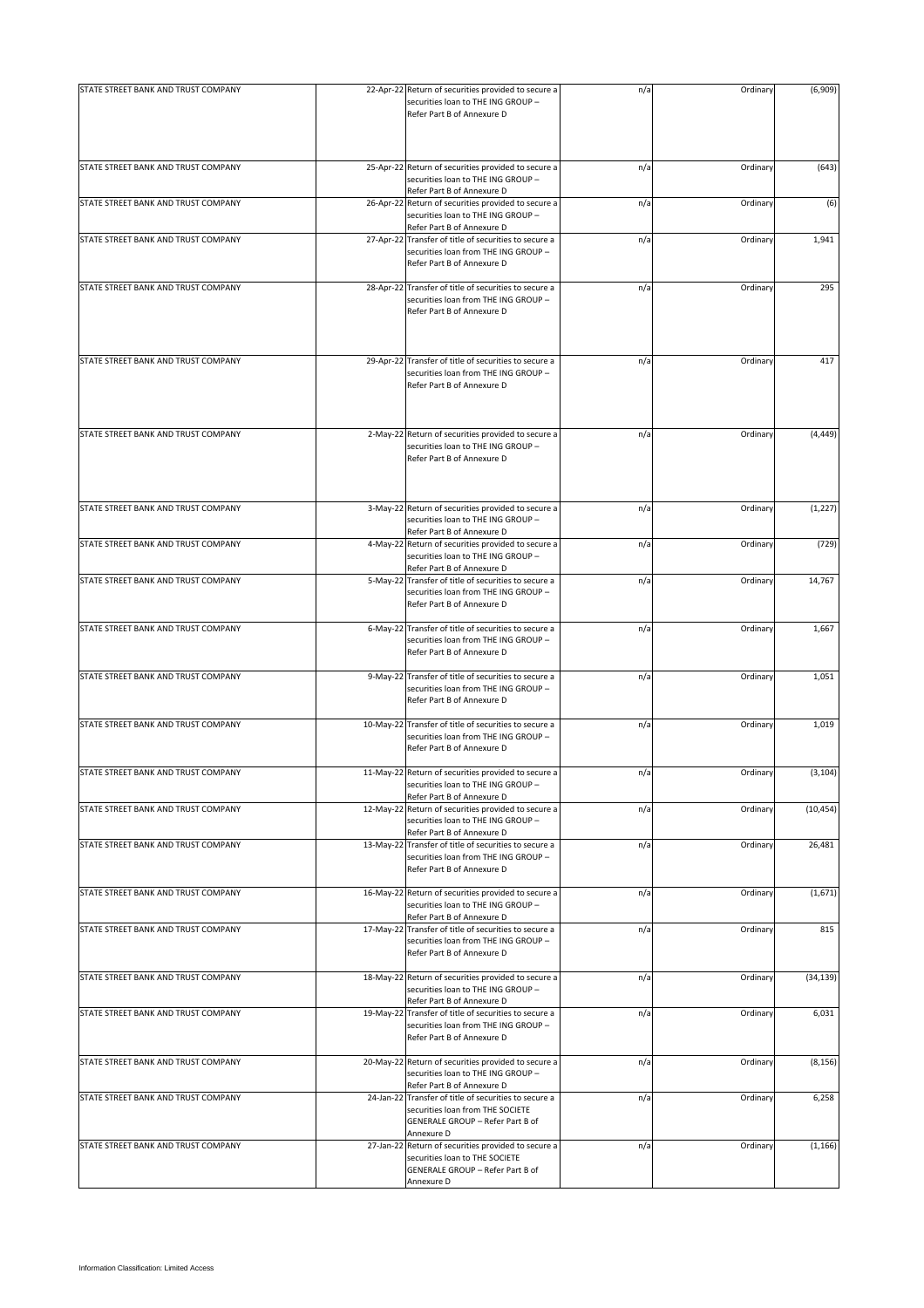| | | | | | |
|---|---|---|---|---|---|
| STATE STREET BANK AND TRUST COMPANY | 22-Apr-22 | Return of securities provided to secure a securities loan to THE ING GROUP – Refer Part B of Annexure D | n/a | Ordinary | (6,909) |
| STATE STREET BANK AND TRUST COMPANY | 25-Apr-22 | Return of securities provided to secure a securities loan to THE ING GROUP – Refer Part B of Annexure D | n/a | Ordinary | (643) |
| STATE STREET BANK AND TRUST COMPANY | 26-Apr-22 | Return of securities provided to secure a securities loan to THE ING GROUP – Refer Part B of Annexure D | n/a | Ordinary | (6) |
| STATE STREET BANK AND TRUST COMPANY | 27-Apr-22 | Transfer of title of securities to secure a securities loan from THE ING GROUP – Refer Part B of Annexure D | n/a | Ordinary | 1,941 |
| STATE STREET BANK AND TRUST COMPANY | 28-Apr-22 | Transfer of title of securities to secure a securities loan from THE ING GROUP – Refer Part B of Annexure D | n/a | Ordinary | 295 |
| STATE STREET BANK AND TRUST COMPANY | 29-Apr-22 | Transfer of title of securities to secure a securities loan from THE ING GROUP – Refer Part B of Annexure D | n/a | Ordinary | 417 |
| STATE STREET BANK AND TRUST COMPANY | 2-May-22 | Return of securities provided to secure a securities loan to THE ING GROUP – Refer Part B of Annexure D | n/a | Ordinary | (4,449) |
| STATE STREET BANK AND TRUST COMPANY | 3-May-22 | Return of securities provided to secure a securities loan to THE ING GROUP – Refer Part B of Annexure D | n/a | Ordinary | (1,227) |
| STATE STREET BANK AND TRUST COMPANY | 4-May-22 | Return of securities provided to secure a securities loan to THE ING GROUP – Refer Part B of Annexure D | n/a | Ordinary | (729) |
| STATE STREET BANK AND TRUST COMPANY | 5-May-22 | Transfer of title of securities to secure a securities loan from THE ING GROUP – Refer Part B of Annexure D | n/a | Ordinary | 14,767 |
| STATE STREET BANK AND TRUST COMPANY | 6-May-22 | Transfer of title of securities to secure a securities loan from THE ING GROUP – Refer Part B of Annexure D | n/a | Ordinary | 1,667 |
| STATE STREET BANK AND TRUST COMPANY | 9-May-22 | Transfer of title of securities to secure a securities loan from THE ING GROUP – Refer Part B of Annexure D | n/a | Ordinary | 1,051 |
| STATE STREET BANK AND TRUST COMPANY | 10-May-22 | Transfer of title of securities to secure a securities loan from THE ING GROUP – Refer Part B of Annexure D | n/a | Ordinary | 1,019 |
| STATE STREET BANK AND TRUST COMPANY | 11-May-22 | Return of securities provided to secure a securities loan to THE ING GROUP – Refer Part B of Annexure D | n/a | Ordinary | (3,104) |
| STATE STREET BANK AND TRUST COMPANY | 12-May-22 | Return of securities provided to secure a securities loan to THE ING GROUP – Refer Part B of Annexure D | n/a | Ordinary | (10,454) |
| STATE STREET BANK AND TRUST COMPANY | 13-May-22 | Transfer of title of securities to secure a securities loan from THE ING GROUP – Refer Part B of Annexure D | n/a | Ordinary | 26,481 |
| STATE STREET BANK AND TRUST COMPANY | 16-May-22 | Return of securities provided to secure a securities loan to THE ING GROUP – Refer Part B of Annexure D | n/a | Ordinary | (1,671) |
| STATE STREET BANK AND TRUST COMPANY | 17-May-22 | Transfer of title of securities to secure a securities loan from THE ING GROUP – Refer Part B of Annexure D | n/a | Ordinary | 815 |
| STATE STREET BANK AND TRUST COMPANY | 18-May-22 | Return of securities provided to secure a securities loan to THE ING GROUP – Refer Part B of Annexure D | n/a | Ordinary | (34,139) |
| STATE STREET BANK AND TRUST COMPANY | 19-May-22 | Transfer of title of securities to secure a securities loan from THE ING GROUP – Refer Part B of Annexure D | n/a | Ordinary | 6,031 |
| STATE STREET BANK AND TRUST COMPANY | 20-May-22 | Return of securities provided to secure a securities loan to THE ING GROUP – Refer Part B of Annexure D | n/a | Ordinary | (8,156) |
| STATE STREET BANK AND TRUST COMPANY | 24-Jan-22 | Transfer of title of securities to secure a securities loan from THE SOCIETE GENERALE GROUP – Refer Part B of Annexure D | n/a | Ordinary | 6,258 |
| STATE STREET BANK AND TRUST COMPANY | 27-Jan-22 | Return of securities provided to secure a securities loan to THE SOCIETE GENERALE GROUP – Refer Part B of Annexure D | n/a | Ordinary | (1,166) |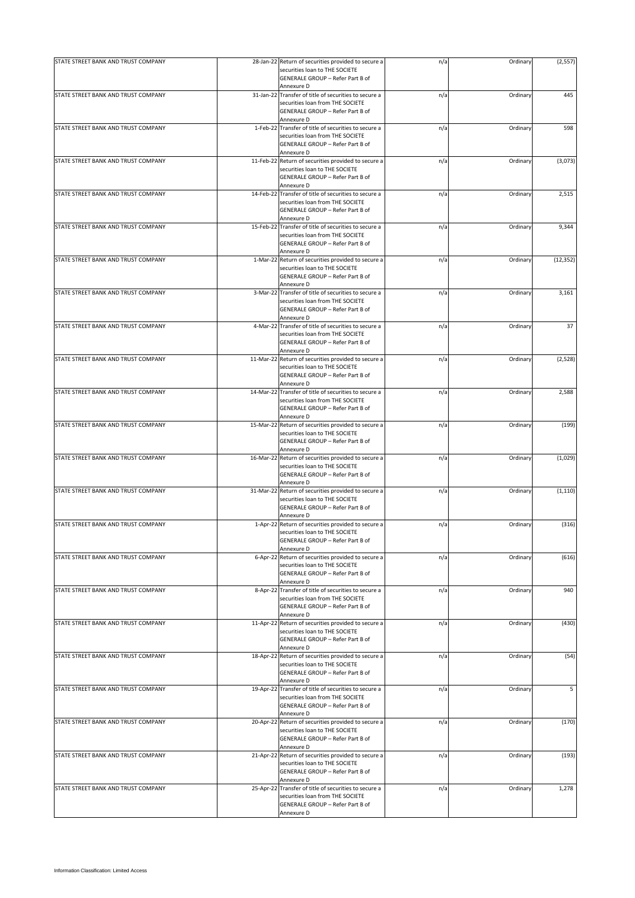| | | | | | |
|---|---|---|---|---|---|
| STATE STREET BANK AND TRUST COMPANY | 28-Jan-22 | Return of securities provided to secure a securities loan to THE SOCIETE GENERALE GROUP – Refer Part B of Annexure D | n/a | Ordinary | (2,557) |
| STATE STREET BANK AND TRUST COMPANY | 31-Jan-22 | Transfer of title of securities to secure a securities loan from THE SOCIETE GENERALE GROUP – Refer Part B of Annexure D | n/a | Ordinary | 445 |
| STATE STREET BANK AND TRUST COMPANY | 1-Feb-22 | Transfer of title of securities to secure a securities loan from THE SOCIETE GENERALE GROUP – Refer Part B of Annexure D | n/a | Ordinary | 598 |
| STATE STREET BANK AND TRUST COMPANY | 11-Feb-22 | Return of securities provided to secure a securities loan to THE SOCIETE GENERALE GROUP – Refer Part B of Annexure D | n/a | Ordinary | (3,073) |
| STATE STREET BANK AND TRUST COMPANY | 14-Feb-22 | Transfer of title of securities to secure a securities loan from THE SOCIETE GENERALE GROUP – Refer Part B of Annexure D | n/a | Ordinary | 2,515 |
| STATE STREET BANK AND TRUST COMPANY | 15-Feb-22 | Transfer of title of securities to secure a securities loan from THE SOCIETE GENERALE GROUP – Refer Part B of Annexure D | n/a | Ordinary | 9,344 |
| STATE STREET BANK AND TRUST COMPANY | 1-Mar-22 | Return of securities provided to secure a securities loan to THE SOCIETE GENERALE GROUP – Refer Part B of Annexure D | n/a | Ordinary | (12,352) |
| STATE STREET BANK AND TRUST COMPANY | 3-Mar-22 | Transfer of title of securities to secure a securities loan from THE SOCIETE GENERALE GROUP – Refer Part B of Annexure D | n/a | Ordinary | 3,161 |
| STATE STREET BANK AND TRUST COMPANY | 4-Mar-22 | Transfer of title of securities to secure a securities loan from THE SOCIETE GENERALE GROUP – Refer Part B of Annexure D | n/a | Ordinary | 37 |
| STATE STREET BANK AND TRUST COMPANY | 11-Mar-22 | Return of securities provided to secure a securities loan to THE SOCIETE GENERALE GROUP – Refer Part B of Annexure D | n/a | Ordinary | (2,528) |
| STATE STREET BANK AND TRUST COMPANY | 14-Mar-22 | Transfer of title of securities to secure a securities loan from THE SOCIETE GENERALE GROUP – Refer Part B of Annexure D | n/a | Ordinary | 2,588 |
| STATE STREET BANK AND TRUST COMPANY | 15-Mar-22 | Return of securities provided to secure a securities loan to THE SOCIETE GENERALE GROUP – Refer Part B of Annexure D | n/a | Ordinary | (199) |
| STATE STREET BANK AND TRUST COMPANY | 16-Mar-22 | Return of securities provided to secure a securities loan to THE SOCIETE GENERALE GROUP – Refer Part B of Annexure D | n/a | Ordinary | (1,029) |
| STATE STREET BANK AND TRUST COMPANY | 31-Mar-22 | Return of securities provided to secure a securities loan to THE SOCIETE GENERALE GROUP – Refer Part B of Annexure D | n/a | Ordinary | (1,110) |
| STATE STREET BANK AND TRUST COMPANY | 1-Apr-22 | Return of securities provided to secure a securities loan to THE SOCIETE GENERALE GROUP – Refer Part B of Annexure D | n/a | Ordinary | (316) |
| STATE STREET BANK AND TRUST COMPANY | 6-Apr-22 | Return of securities provided to secure a securities loan to THE SOCIETE GENERALE GROUP – Refer Part B of Annexure D | n/a | Ordinary | (616) |
| STATE STREET BANK AND TRUST COMPANY | 8-Apr-22 | Transfer of title of securities to secure a securities loan from THE SOCIETE GENERALE GROUP – Refer Part B of Annexure D | n/a | Ordinary | 940 |
| STATE STREET BANK AND TRUST COMPANY | 11-Apr-22 | Return of securities provided to secure a securities loan to THE SOCIETE GENERALE GROUP – Refer Part B of Annexure D | n/a | Ordinary | (430) |
| STATE STREET BANK AND TRUST COMPANY | 18-Apr-22 | Return of securities provided to secure a securities loan to THE SOCIETE GENERALE GROUP – Refer Part B of Annexure D | n/a | Ordinary | (54) |
| STATE STREET BANK AND TRUST COMPANY | 19-Apr-22 | Transfer of title of securities to secure a securities loan from THE SOCIETE GENERALE GROUP – Refer Part B of Annexure D | n/a | Ordinary | 5 |
| STATE STREET BANK AND TRUST COMPANY | 20-Apr-22 | Return of securities provided to secure a securities loan to THE SOCIETE GENERALE GROUP – Refer Part B of Annexure D | n/a | Ordinary | (170) |
| STATE STREET BANK AND TRUST COMPANY | 21-Apr-22 | Return of securities provided to secure a securities loan to THE SOCIETE GENERALE GROUP – Refer Part B of Annexure D | n/a | Ordinary | (193) |
| STATE STREET BANK AND TRUST COMPANY | 25-Apr-22 | Transfer of title of securities to secure a securities loan from THE SOCIETE GENERALE GROUP – Refer Part B of Annexure D | n/a | Ordinary | 1,278 |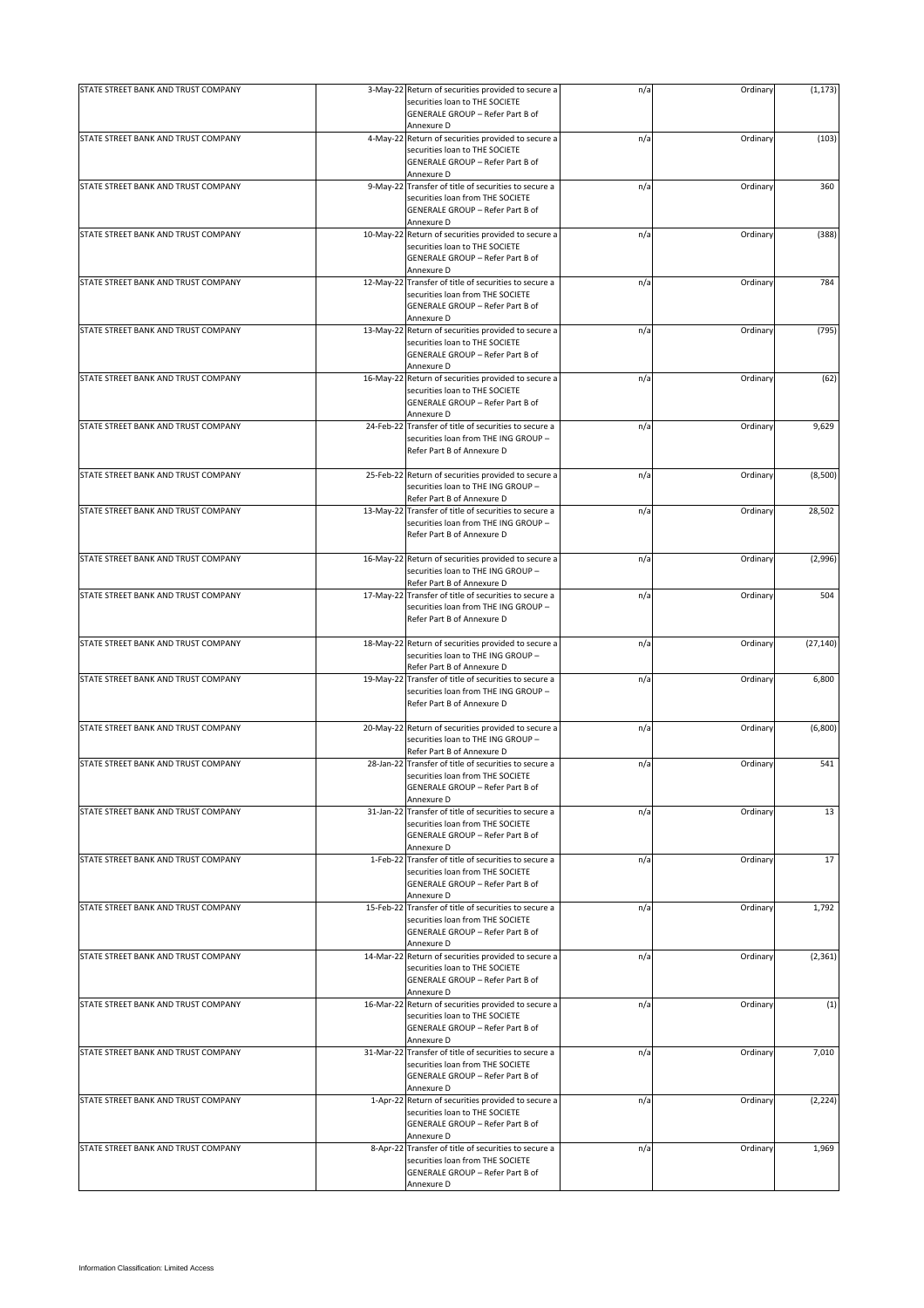| | | | | | |
|---|---|---|---|---|---|
| STATE STREET BANK AND TRUST COMPANY | 3-May-22 | Return of securities provided to secure a securities loan to THE SOCIETE GENERALE GROUP – Refer Part B of Annexure D | n/a | Ordinary | (1,173) |
| STATE STREET BANK AND TRUST COMPANY | 4-May-22 | Return of securities provided to secure a securities loan to THE SOCIETE GENERALE GROUP – Refer Part B of Annexure D | n/a | Ordinary | (103) |
| STATE STREET BANK AND TRUST COMPANY | 9-May-22 | Transfer of title of securities to secure a securities loan from THE SOCIETE GENERALE GROUP – Refer Part B of Annexure D | n/a | Ordinary | 360 |
| STATE STREET BANK AND TRUST COMPANY | 10-May-22 | Return of securities provided to secure a securities loan to THE SOCIETE GENERALE GROUP – Refer Part B of Annexure D | n/a | Ordinary | (388) |
| STATE STREET BANK AND TRUST COMPANY | 12-May-22 | Transfer of title of securities to secure a securities loan from THE SOCIETE GENERALE GROUP – Refer Part B of Annexure D | n/a | Ordinary | 784 |
| STATE STREET BANK AND TRUST COMPANY | 13-May-22 | Return of securities provided to secure a securities loan to THE SOCIETE GENERALE GROUP – Refer Part B of Annexure D | n/a | Ordinary | (795) |
| STATE STREET BANK AND TRUST COMPANY | 16-May-22 | Return of securities provided to secure a securities loan to THE SOCIETE GENERALE GROUP – Refer Part B of Annexure D | n/a | Ordinary | (62) |
| STATE STREET BANK AND TRUST COMPANY | 24-Feb-22 | Transfer of title of securities to secure a securities loan from THE ING GROUP – Refer Part B of Annexure D | n/a | Ordinary | 9,629 |
| STATE STREET BANK AND TRUST COMPANY | 25-Feb-22 | Return of securities provided to secure a securities loan to THE ING GROUP – Refer Part B of Annexure D | n/a | Ordinary | (8,500) |
| STATE STREET BANK AND TRUST COMPANY | 13-May-22 | Transfer of title of securities to secure a securities loan from THE ING GROUP – Refer Part B of Annexure D | n/a | Ordinary | 28,502 |
| STATE STREET BANK AND TRUST COMPANY | 16-May-22 | Return of securities provided to secure a securities loan to THE ING GROUP – Refer Part B of Annexure D | n/a | Ordinary | (2,996) |
| STATE STREET BANK AND TRUST COMPANY | 17-May-22 | Transfer of title of securities to secure a securities loan from THE ING GROUP – Refer Part B of Annexure D | n/a | Ordinary | 504 |
| STATE STREET BANK AND TRUST COMPANY | 18-May-22 | Return of securities provided to secure a securities loan to THE ING GROUP – Refer Part B of Annexure D | n/a | Ordinary | (27,140) |
| STATE STREET BANK AND TRUST COMPANY | 19-May-22 | Transfer of title of securities to secure a securities loan from THE ING GROUP – Refer Part B of Annexure D | n/a | Ordinary | 6,800 |
| STATE STREET BANK AND TRUST COMPANY | 20-May-22 | Return of securities provided to secure a securities loan to THE ING GROUP – Refer Part B of Annexure D | n/a | Ordinary | (6,800) |
| STATE STREET BANK AND TRUST COMPANY | 28-Jan-22 | Transfer of title of securities to secure a securities loan from THE SOCIETE GENERALE GROUP – Refer Part B of Annexure D | n/a | Ordinary | 541 |
| STATE STREET BANK AND TRUST COMPANY | 31-Jan-22 | Transfer of title of securities to secure a securities loan from THE SOCIETE GENERALE GROUP – Refer Part B of Annexure D | n/a | Ordinary | 13 |
| STATE STREET BANK AND TRUST COMPANY | 1-Feb-22 | Transfer of title of securities to secure a securities loan from THE SOCIETE GENERALE GROUP – Refer Part B of Annexure D | n/a | Ordinary | 17 |
| STATE STREET BANK AND TRUST COMPANY | 15-Feb-22 | Transfer of title of securities to secure a securities loan from THE SOCIETE GENERALE GROUP – Refer Part B of Annexure D | n/a | Ordinary | 1,792 |
| STATE STREET BANK AND TRUST COMPANY | 14-Mar-22 | Return of securities provided to secure a securities loan to THE SOCIETE GENERALE GROUP – Refer Part B of Annexure D | n/a | Ordinary | (2,361) |
| STATE STREET BANK AND TRUST COMPANY | 16-Mar-22 | Return of securities provided to secure a securities loan to THE SOCIETE GENERALE GROUP – Refer Part B of Annexure D | n/a | Ordinary | (1) |
| STATE STREET BANK AND TRUST COMPANY | 31-Mar-22 | Transfer of title of securities to secure a securities loan from THE SOCIETE GENERALE GROUP – Refer Part B of Annexure D | n/a | Ordinary | 7,010 |
| STATE STREET BANK AND TRUST COMPANY | 1-Apr-22 | Return of securities provided to secure a securities loan to THE SOCIETE GENERALE GROUP – Refer Part B of Annexure D | n/a | Ordinary | (2,224) |
| STATE STREET BANK AND TRUST COMPANY | 8-Apr-22 | Transfer of title of securities to secure a securities loan from THE SOCIETE GENERALE GROUP – Refer Part B of Annexure D | n/a | Ordinary | 1,969 |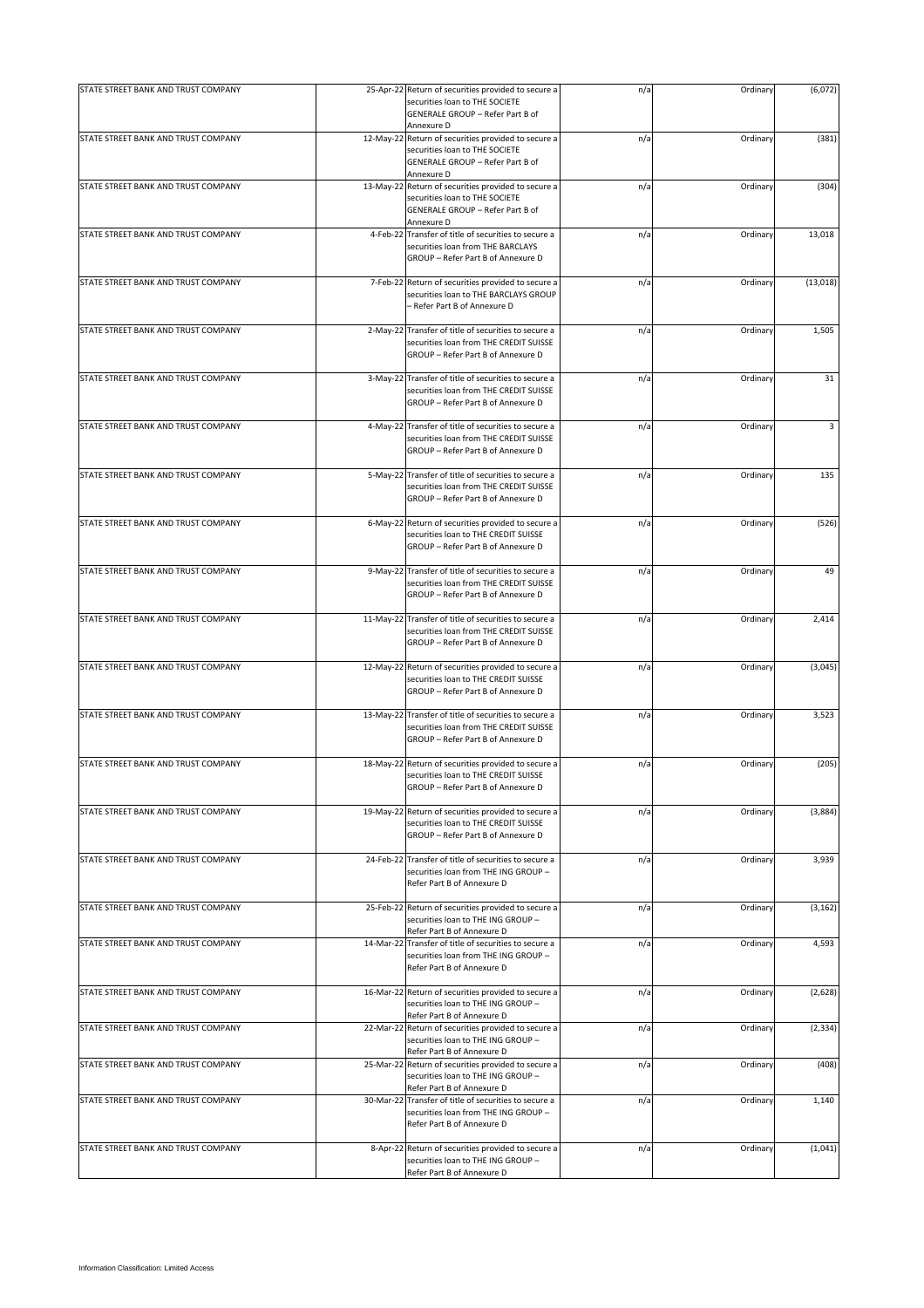| | | | | | |
|---|---|---|---|---|---|
| STATE STREET BANK AND TRUST COMPANY | 25-Apr-22 | Return of securities provided to secure a securities loan to THE SOCIETE GENERALE GROUP – Refer Part B of Annexure D | n/a | Ordinary | (6,072) |
| STATE STREET BANK AND TRUST COMPANY | 12-May-22 | Return of securities provided to secure a securities loan to THE SOCIETE GENERALE GROUP – Refer Part B of Annexure D | n/a | Ordinary | (381) |
| STATE STREET BANK AND TRUST COMPANY | 13-May-22 | Return of securities provided to secure a securities loan to THE SOCIETE GENERALE GROUP – Refer Part B of Annexure D | n/a | Ordinary | (304) |
| STATE STREET BANK AND TRUST COMPANY | 4-Feb-22 | Transfer of title of securities to secure a securities loan from THE BARCLAYS GROUP – Refer Part B of Annexure D | n/a | Ordinary | 13,018 |
| STATE STREET BANK AND TRUST COMPANY | 7-Feb-22 | Return of securities provided to secure a securities loan to THE BARCLAYS GROUP – Refer Part B of Annexure D | n/a | Ordinary | (13,018) |
| STATE STREET BANK AND TRUST COMPANY | 2-May-22 | Transfer of title of securities to secure a securities loan from THE CREDIT SUISSE GROUP – Refer Part B of Annexure D | n/a | Ordinary | 1,505 |
| STATE STREET BANK AND TRUST COMPANY | 3-May-22 | Transfer of title of securities to secure a securities loan from THE CREDIT SUISSE GROUP – Refer Part B of Annexure D | n/a | Ordinary | 31 |
| STATE STREET BANK AND TRUST COMPANY | 4-May-22 | Transfer of title of securities to secure a securities loan from THE CREDIT SUISSE GROUP – Refer Part B of Annexure D | n/a | Ordinary | 3 |
| STATE STREET BANK AND TRUST COMPANY | 5-May-22 | Transfer of title of securities to secure a securities loan from THE CREDIT SUISSE GROUP – Refer Part B of Annexure D | n/a | Ordinary | 135 |
| STATE STREET BANK AND TRUST COMPANY | 6-May-22 | Return of securities provided to secure a securities loan to THE CREDIT SUISSE GROUP – Refer Part B of Annexure D | n/a | Ordinary | (526) |
| STATE STREET BANK AND TRUST COMPANY | 9-May-22 | Transfer of title of securities to secure a securities loan from THE CREDIT SUISSE GROUP – Refer Part B of Annexure D | n/a | Ordinary | 49 |
| STATE STREET BANK AND TRUST COMPANY | 11-May-22 | Transfer of title of securities to secure a securities loan from THE CREDIT SUISSE GROUP – Refer Part B of Annexure D | n/a | Ordinary | 2,414 |
| STATE STREET BANK AND TRUST COMPANY | 12-May-22 | Return of securities provided to secure a securities loan to THE CREDIT SUISSE GROUP – Refer Part B of Annexure D | n/a | Ordinary | (3,045) |
| STATE STREET BANK AND TRUST COMPANY | 13-May-22 | Transfer of title of securities to secure a securities loan from THE CREDIT SUISSE GROUP – Refer Part B of Annexure D | n/a | Ordinary | 3,523 |
| STATE STREET BANK AND TRUST COMPANY | 18-May-22 | Return of securities provided to secure a securities loan to THE CREDIT SUISSE GROUP – Refer Part B of Annexure D | n/a | Ordinary | (205) |
| STATE STREET BANK AND TRUST COMPANY | 19-May-22 | Return of securities provided to secure a securities loan to THE CREDIT SUISSE GROUP – Refer Part B of Annexure D | n/a | Ordinary | (3,884) |
| STATE STREET BANK AND TRUST COMPANY | 24-Feb-22 | Transfer of title of securities to secure a securities loan from THE ING GROUP – Refer Part B of Annexure D | n/a | Ordinary | 3,939 |
| STATE STREET BANK AND TRUST COMPANY | 25-Feb-22 | Return of securities provided to secure a securities loan to THE ING GROUP – Refer Part B of Annexure D | n/a | Ordinary | (3,162) |
| STATE STREET BANK AND TRUST COMPANY | 14-Mar-22 | Transfer of title of securities to secure a securities loan from THE ING GROUP – Refer Part B of Annexure D | n/a | Ordinary | 4,593 |
| STATE STREET BANK AND TRUST COMPANY | 16-Mar-22 | Return of securities provided to secure a securities loan to THE ING GROUP – Refer Part B of Annexure D | n/a | Ordinary | (2,628) |
| STATE STREET BANK AND TRUST COMPANY | 22-Mar-22 | Return of securities provided to secure a securities loan to THE ING GROUP – Refer Part B of Annexure D | n/a | Ordinary | (2,334) |
| STATE STREET BANK AND TRUST COMPANY | 25-Mar-22 | Return of securities provided to secure a securities loan to THE ING GROUP – Refer Part B of Annexure D | n/a | Ordinary | (408) |
| STATE STREET BANK AND TRUST COMPANY | 30-Mar-22 | Transfer of title of securities to secure a securities loan from THE ING GROUP – Refer Part B of Annexure D | n/a | Ordinary | 1,140 |
| STATE STREET BANK AND TRUST COMPANY | 8-Apr-22 | Return of securities provided to secure a securities loan to THE ING GROUP – Refer Part B of Annexure D | n/a | Ordinary | (1,041) |

Information Classification: Limited Access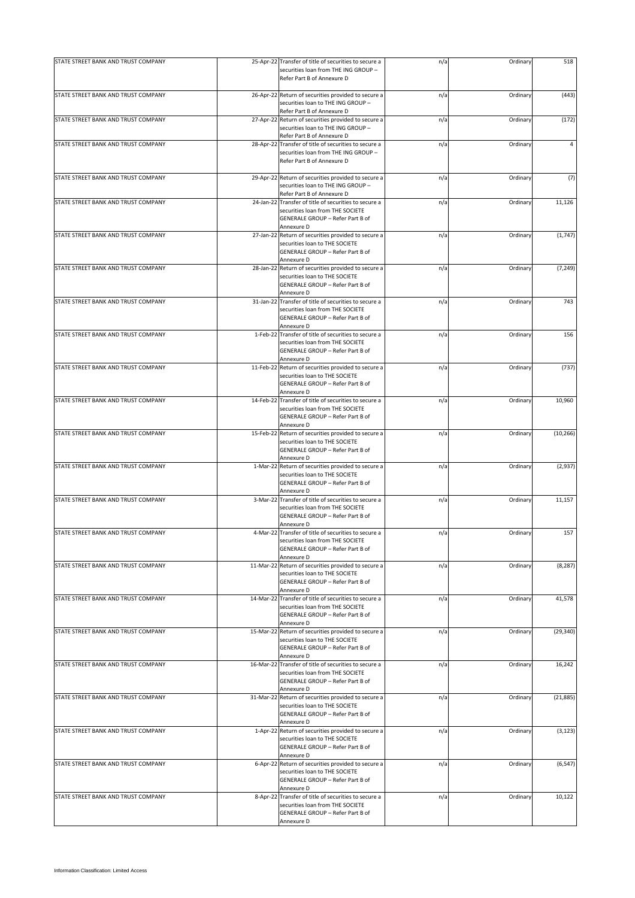| | | | | | |
|---|---|---|---|---|---|
| STATE STREET BANK AND TRUST COMPANY | 25-Apr-22 | Transfer of title of securities to secure a securities loan from THE ING GROUP – Refer Part B of Annexure D | n/a | Ordinary | 518 |
| STATE STREET BANK AND TRUST COMPANY | 26-Apr-22 | Return of securities provided to secure a securities loan to THE ING GROUP – Refer Part B of Annexure D | n/a | Ordinary | (443) |
| STATE STREET BANK AND TRUST COMPANY | 27-Apr-22 | Return of securities provided to secure a securities loan to THE ING GROUP – Refer Part B of Annexure D | n/a | Ordinary | (172) |
| STATE STREET BANK AND TRUST COMPANY | 28-Apr-22 | Transfer of title of securities to secure a securities loan from THE ING GROUP – Refer Part B of Annexure D | n/a | Ordinary | 4 |
| STATE STREET BANK AND TRUST COMPANY | 29-Apr-22 | Return of securities provided to secure a securities loan to THE ING GROUP – Refer Part B of Annexure D | n/a | Ordinary | (7) |
| STATE STREET BANK AND TRUST COMPANY | 24-Jan-22 | Transfer of title of securities to secure a securities loan from THE SOCIETE GENERALE GROUP – Refer Part B of Annexure D | n/a | Ordinary | 11,126 |
| STATE STREET BANK AND TRUST COMPANY | 27-Jan-22 | Return of securities provided to secure a securities loan to THE SOCIETE GENERALE GROUP – Refer Part B of Annexure D | n/a | Ordinary | (1,747) |
| STATE STREET BANK AND TRUST COMPANY | 28-Jan-22 | Return of securities provided to secure a securities loan to THE SOCIETE GENERALE GROUP – Refer Part B of Annexure D | n/a | Ordinary | (7,249) |
| STATE STREET BANK AND TRUST COMPANY | 31-Jan-22 | Transfer of title of securities to secure a securities loan from THE SOCIETE GENERALE GROUP – Refer Part B of Annexure D | n/a | Ordinary | 743 |
| STATE STREET BANK AND TRUST COMPANY | 1-Feb-22 | Transfer of title of securities to secure a securities loan from THE SOCIETE GENERALE GROUP – Refer Part B of Annexure D | n/a | Ordinary | 156 |
| STATE STREET BANK AND TRUST COMPANY | 11-Feb-22 | Return of securities provided to secure a securities loan to THE SOCIETE GENERALE GROUP – Refer Part B of Annexure D | n/a | Ordinary | (737) |
| STATE STREET BANK AND TRUST COMPANY | 14-Feb-22 | Transfer of title of securities to secure a securities loan from THE SOCIETE GENERALE GROUP – Refer Part B of Annexure D | n/a | Ordinary | 10,960 |
| STATE STREET BANK AND TRUST COMPANY | 15-Feb-22 | Return of securities provided to secure a securities loan to THE SOCIETE GENERALE GROUP – Refer Part B of Annexure D | n/a | Ordinary | (10,266) |
| STATE STREET BANK AND TRUST COMPANY | 1-Mar-22 | Return of securities provided to secure a securities loan to THE SOCIETE GENERALE GROUP – Refer Part B of Annexure D | n/a | Ordinary | (2,937) |
| STATE STREET BANK AND TRUST COMPANY | 3-Mar-22 | Transfer of title of securities to secure a securities loan from THE SOCIETE GENERALE GROUP – Refer Part B of Annexure D | n/a | Ordinary | 11,157 |
| STATE STREET BANK AND TRUST COMPANY | 4-Mar-22 | Transfer of title of securities to secure a securities loan from THE SOCIETE GENERALE GROUP – Refer Part B of Annexure D | n/a | Ordinary | 157 |
| STATE STREET BANK AND TRUST COMPANY | 11-Mar-22 | Return of securities provided to secure a securities loan to THE SOCIETE GENERALE GROUP – Refer Part B of Annexure D | n/a | Ordinary | (8,287) |
| STATE STREET BANK AND TRUST COMPANY | 14-Mar-22 | Transfer of title of securities to secure a securities loan from THE SOCIETE GENERALE GROUP – Refer Part B of Annexure D | n/a | Ordinary | 41,578 |
| STATE STREET BANK AND TRUST COMPANY | 15-Mar-22 | Return of securities provided to secure a securities loan to THE SOCIETE GENERALE GROUP – Refer Part B of Annexure D | n/a | Ordinary | (29,340) |
| STATE STREET BANK AND TRUST COMPANY | 16-Mar-22 | Transfer of title of securities to secure a securities loan from THE SOCIETE GENERALE GROUP – Refer Part B of Annexure D | n/a | Ordinary | 16,242 |
| STATE STREET BANK AND TRUST COMPANY | 31-Mar-22 | Return of securities provided to secure a securities loan to THE SOCIETE GENERALE GROUP – Refer Part B of Annexure D | n/a | Ordinary | (21,885) |
| STATE STREET BANK AND TRUST COMPANY | 1-Apr-22 | Return of securities provided to secure a securities loan to THE SOCIETE GENERALE GROUP – Refer Part B of Annexure D | n/a | Ordinary | (3,123) |
| STATE STREET BANK AND TRUST COMPANY | 6-Apr-22 | Return of securities provided to secure a securities loan to THE SOCIETE GENERALE GROUP – Refer Part B of Annexure D | n/a | Ordinary | (6,547) |
| STATE STREET BANK AND TRUST COMPANY | 8-Apr-22 | Transfer of title of securities to secure a securities loan from THE SOCIETE GENERALE GROUP – Refer Part B of Annexure D | n/a | Ordinary | 10,122 |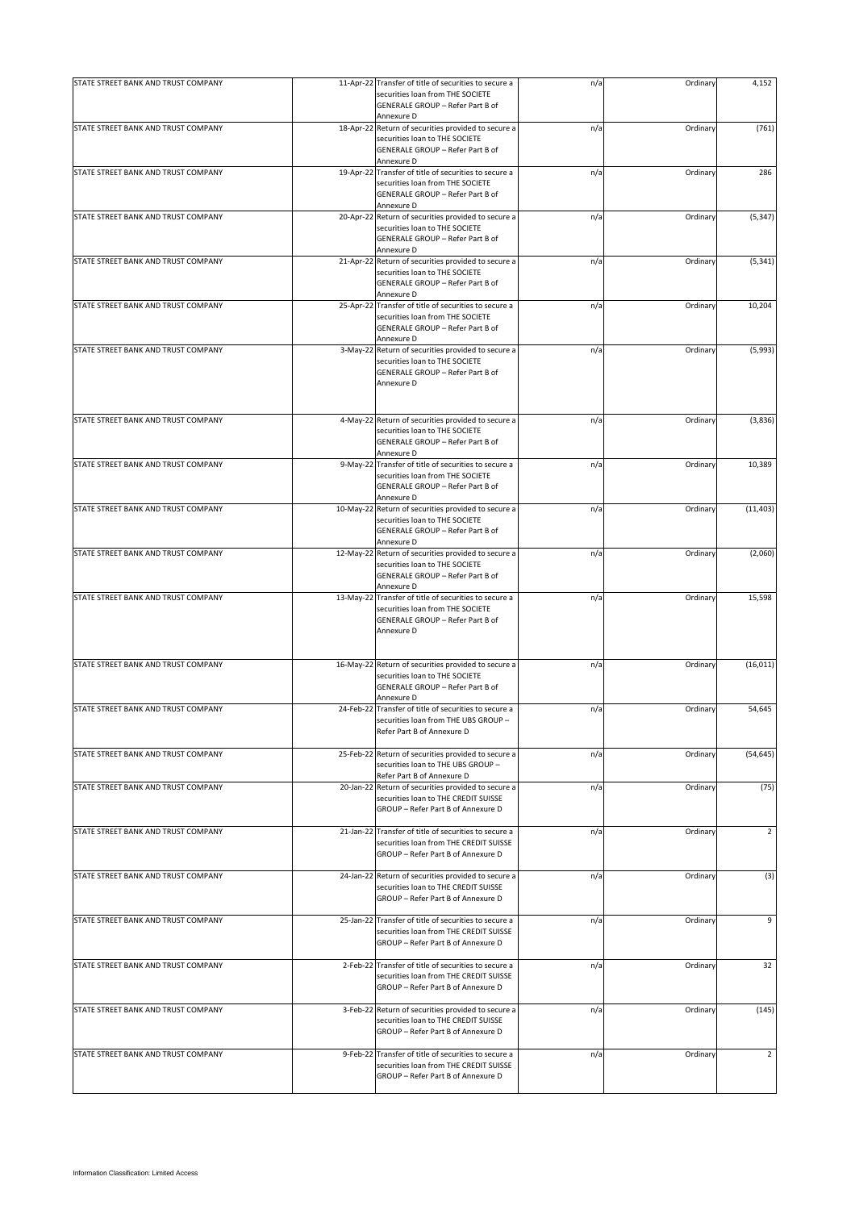| | | | | | |
|---|---|---|---|---|---|
| STATE STREET BANK AND TRUST COMPANY | 11-Apr-22 | Transfer of title of securities to secure a securities loan from THE SOCIETE GENERALE GROUP – Refer Part B of Annexure D | n/a | Ordinary | 4,152 |
| STATE STREET BANK AND TRUST COMPANY | 18-Apr-22 | Return of securities provided to secure a securities loan to THE SOCIETE GENERALE GROUP – Refer Part B of Annexure D | n/a | Ordinary | (761) |
| STATE STREET BANK AND TRUST COMPANY | 19-Apr-22 | Transfer of title of securities to secure a securities loan from THE SOCIETE GENERALE GROUP – Refer Part B of Annexure D | n/a | Ordinary | 286 |
| STATE STREET BANK AND TRUST COMPANY | 20-Apr-22 | Return of securities provided to secure a securities loan to THE SOCIETE GENERALE GROUP – Refer Part B of Annexure D | n/a | Ordinary | (5,347) |
| STATE STREET BANK AND TRUST COMPANY | 21-Apr-22 | Return of securities provided to secure a securities loan to THE SOCIETE GENERALE GROUP – Refer Part B of Annexure D | n/a | Ordinary | (5,341) |
| STATE STREET BANK AND TRUST COMPANY | 25-Apr-22 | Transfer of title of securities to secure a securities loan from THE SOCIETE GENERALE GROUP – Refer Part B of Annexure D | n/a | Ordinary | 10,204 |
| STATE STREET BANK AND TRUST COMPANY | 3-May-22 | Return of securities provided to secure a securities loan to THE SOCIETE GENERALE GROUP – Refer Part B of Annexure D | n/a | Ordinary | (5,993) |
| STATE STREET BANK AND TRUST COMPANY | 4-May-22 | Return of securities provided to secure a securities loan to THE SOCIETE GENERALE GROUP – Refer Part B of Annexure D | n/a | Ordinary | (3,836) |
| STATE STREET BANK AND TRUST COMPANY | 9-May-22 | Transfer of title of securities to secure a securities loan from THE SOCIETE GENERALE GROUP – Refer Part B of Annexure D | n/a | Ordinary | 10,389 |
| STATE STREET BANK AND TRUST COMPANY | 10-May-22 | Return of securities provided to secure a securities loan to THE SOCIETE GENERALE GROUP – Refer Part B of Annexure D | n/a | Ordinary | (11,403) |
| STATE STREET BANK AND TRUST COMPANY | 12-May-22 | Return of securities provided to secure a securities loan to THE SOCIETE GENERALE GROUP – Refer Part B of Annexure D | n/a | Ordinary | (2,060) |
| STATE STREET BANK AND TRUST COMPANY | 13-May-22 | Transfer of title of securities to secure a securities loan from THE SOCIETE GENERALE GROUP – Refer Part B of Annexure D | n/a | Ordinary | 15,598 |
| STATE STREET BANK AND TRUST COMPANY | 16-May-22 | Return of securities provided to secure a securities loan to THE SOCIETE GENERALE GROUP – Refer Part B of Annexure D | n/a | Ordinary | (16,011) |
| STATE STREET BANK AND TRUST COMPANY | 24-Feb-22 | Transfer of title of securities to secure a securities loan from THE UBS GROUP – Refer Part B of Annexure D | n/a | Ordinary | 54,645 |
| STATE STREET BANK AND TRUST COMPANY | 25-Feb-22 | Return of securities provided to secure a securities loan to THE UBS GROUP – Refer Part B of Annexure D | n/a | Ordinary | (54,645) |
| STATE STREET BANK AND TRUST COMPANY | 20-Jan-22 | Return of securities provided to secure a securities loan to THE CREDIT SUISSE GROUP – Refer Part B of Annexure D | n/a | Ordinary | (75) |
| STATE STREET BANK AND TRUST COMPANY | 21-Jan-22 | Transfer of title of securities to secure a securities loan from THE CREDIT SUISSE GROUP – Refer Part B of Annexure D | n/a | Ordinary | 2 |
| STATE STREET BANK AND TRUST COMPANY | 24-Jan-22 | Return of securities provided to secure a securities loan to THE CREDIT SUISSE GROUP – Refer Part B of Annexure D | n/a | Ordinary | (3) |
| STATE STREET BANK AND TRUST COMPANY | 25-Jan-22 | Transfer of title of securities to secure a securities loan from THE CREDIT SUISSE GROUP – Refer Part B of Annexure D | n/a | Ordinary | 9 |
| STATE STREET BANK AND TRUST COMPANY | 2-Feb-22 | Transfer of title of securities to secure a securities loan from THE CREDIT SUISSE GROUP – Refer Part B of Annexure D | n/a | Ordinary | 32 |
| STATE STREET BANK AND TRUST COMPANY | 3-Feb-22 | Return of securities provided to secure a securities loan to THE CREDIT SUISSE GROUP – Refer Part B of Annexure D | n/a | Ordinary | (145) |
| STATE STREET BANK AND TRUST COMPANY | 9-Feb-22 | Transfer of title of securities to secure a securities loan from THE CREDIT SUISSE GROUP – Refer Part B of Annexure D | n/a | Ordinary | 2 |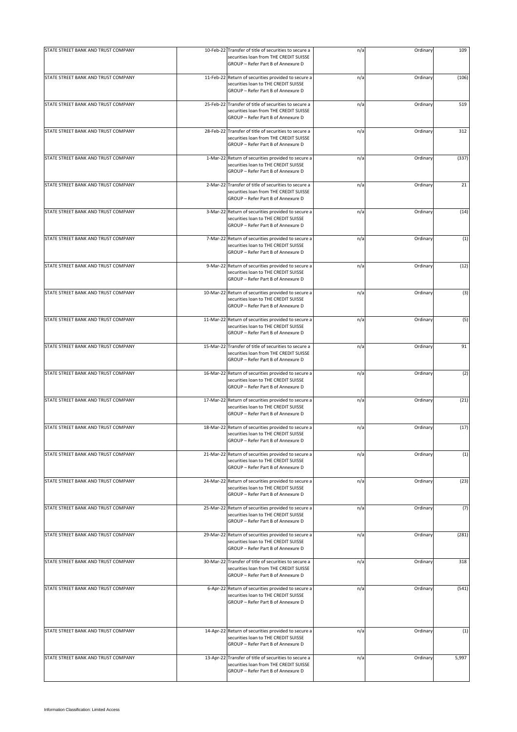| | | | | | |
|---|---|---|---|---|---|
| STATE STREET BANK AND TRUST COMPANY | 10-Feb-22 | Transfer of title of securities to secure a securities loan from THE CREDIT SUISSE GROUP – Refer Part B of Annexure D | n/a | Ordinary | 109 |
| STATE STREET BANK AND TRUST COMPANY | 11-Feb-22 | Return of securities provided to secure a securities loan to THE CREDIT SUISSE GROUP – Refer Part B of Annexure D | n/a | Ordinary | (106) |
| STATE STREET BANK AND TRUST COMPANY | 25-Feb-22 | Transfer of title of securities to secure a securities loan from THE CREDIT SUISSE GROUP – Refer Part B of Annexure D | n/a | Ordinary | 519 |
| STATE STREET BANK AND TRUST COMPANY | 28-Feb-22 | Transfer of title of securities to secure a securities loan from THE CREDIT SUISSE GROUP – Refer Part B of Annexure D | n/a | Ordinary | 312 |
| STATE STREET BANK AND TRUST COMPANY | 1-Mar-22 | Return of securities provided to secure a securities loan to THE CREDIT SUISSE GROUP – Refer Part B of Annexure D | n/a | Ordinary | (337) |
| STATE STREET BANK AND TRUST COMPANY | 2-Mar-22 | Transfer of title of securities to secure a securities loan from THE CREDIT SUISSE GROUP – Refer Part B of Annexure D | n/a | Ordinary | 21 |
| STATE STREET BANK AND TRUST COMPANY | 3-Mar-22 | Return of securities provided to secure a securities loan to THE CREDIT SUISSE GROUP – Refer Part B of Annexure D | n/a | Ordinary | (14) |
| STATE STREET BANK AND TRUST COMPANY | 7-Mar-22 | Return of securities provided to secure a securities loan to THE CREDIT SUISSE GROUP – Refer Part B of Annexure D | n/a | Ordinary | (1) |
| STATE STREET BANK AND TRUST COMPANY | 9-Mar-22 | Return of securities provided to secure a securities loan to THE CREDIT SUISSE GROUP – Refer Part B of Annexure D | n/a | Ordinary | (12) |
| STATE STREET BANK AND TRUST COMPANY | 10-Mar-22 | Return of securities provided to secure a securities loan to THE CREDIT SUISSE GROUP – Refer Part B of Annexure D | n/a | Ordinary | (3) |
| STATE STREET BANK AND TRUST COMPANY | 11-Mar-22 | Return of securities provided to secure a securities loan to THE CREDIT SUISSE GROUP – Refer Part B of Annexure D | n/a | Ordinary | (5) |
| STATE STREET BANK AND TRUST COMPANY | 15-Mar-22 | Transfer of title of securities to secure a securities loan from THE CREDIT SUISSE GROUP – Refer Part B of Annexure D | n/a | Ordinary | 91 |
| STATE STREET BANK AND TRUST COMPANY | 16-Mar-22 | Return of securities provided to secure a securities loan to THE CREDIT SUISSE GROUP – Refer Part B of Annexure D | n/a | Ordinary | (2) |
| STATE STREET BANK AND TRUST COMPANY | 17-Mar-22 | Return of securities provided to secure a securities loan to THE CREDIT SUISSE GROUP – Refer Part B of Annexure D | n/a | Ordinary | (21) |
| STATE STREET BANK AND TRUST COMPANY | 18-Mar-22 | Return of securities provided to secure a securities loan to THE CREDIT SUISSE GROUP – Refer Part B of Annexure D | n/a | Ordinary | (17) |
| STATE STREET BANK AND TRUST COMPANY | 21-Mar-22 | Return of securities provided to secure a securities loan to THE CREDIT SUISSE GROUP – Refer Part B of Annexure D | n/a | Ordinary | (1) |
| STATE STREET BANK AND TRUST COMPANY | 24-Mar-22 | Return of securities provided to secure a securities loan to THE CREDIT SUISSE GROUP – Refer Part B of Annexure D | n/a | Ordinary | (23) |
| STATE STREET BANK AND TRUST COMPANY | 25-Mar-22 | Return of securities provided to secure a securities loan to THE CREDIT SUISSE GROUP – Refer Part B of Annexure D | n/a | Ordinary | (7) |
| STATE STREET BANK AND TRUST COMPANY | 29-Mar-22 | Return of securities provided to secure a securities loan to THE CREDIT SUISSE GROUP – Refer Part B of Annexure D | n/a | Ordinary | (281) |
| STATE STREET BANK AND TRUST COMPANY | 30-Mar-22 | Transfer of title of securities to secure a securities loan from THE CREDIT SUISSE GROUP – Refer Part B of Annexure D | n/a | Ordinary | 318 |
| STATE STREET BANK AND TRUST COMPANY | 6-Apr-22 | Return of securities provided to secure a securities loan to THE CREDIT SUISSE GROUP – Refer Part B of Annexure D | n/a | Ordinary | (541) |
| STATE STREET BANK AND TRUST COMPANY | 14-Apr-22 | Return of securities provided to secure a securities loan to THE CREDIT SUISSE GROUP – Refer Part B of Annexure D | n/a | Ordinary | (1) |
| STATE STREET BANK AND TRUST COMPANY | 13-Apr-22 | Transfer of title of securities to secure a securities loan from THE CREDIT SUISSE GROUP – Refer Part B of Annexure D | n/a | Ordinary | 5,997 |

Information Classification: Limited Access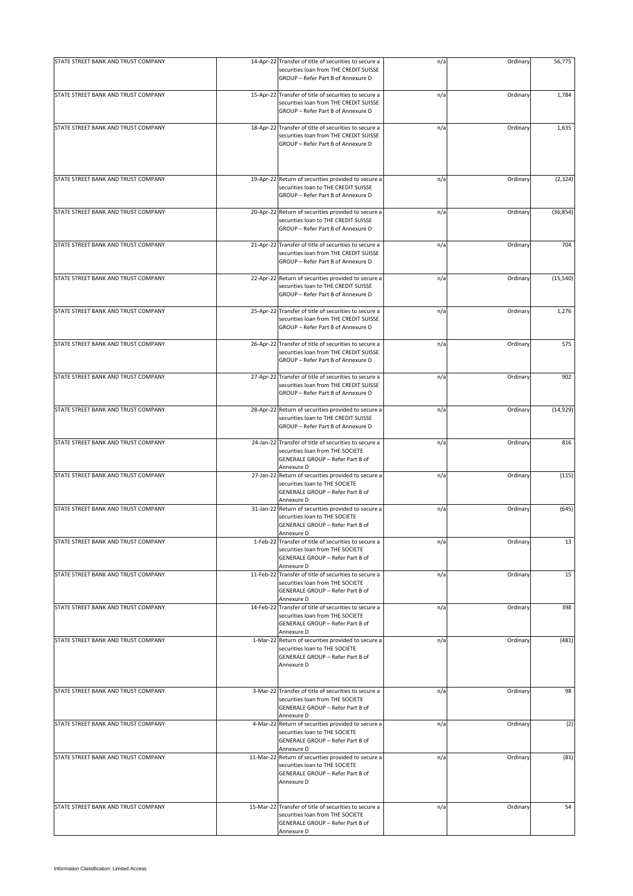| | | | | | |
|---|---|---|---|---|---|
| STATE STREET BANK AND TRUST COMPANY | 14-Apr-22 | Transfer of title of securities to secure a securities loan from THE CREDIT SUISSE GROUP – Refer Part B of Annexure D | n/a | Ordinary | 56,775 |
| STATE STREET BANK AND TRUST COMPANY | 15-Apr-22 | Transfer of title of securities to secure a securities loan from THE CREDIT SUISSE GROUP – Refer Part B of Annexure D | n/a | Ordinary | 1,784 |
| STATE STREET BANK AND TRUST COMPANY | 18-Apr-22 | Transfer of title of securities to secure a securities loan from THE CREDIT SUISSE GROUP – Refer Part B of Annexure D | n/a | Ordinary | 1,635 |
| STATE STREET BANK AND TRUST COMPANY | 19-Apr-22 | Return of securities provided to secure a securities loan to THE CREDIT SUISSE GROUP – Refer Part B of Annexure D | n/a | Ordinary | (2,324) |
| STATE STREET BANK AND TRUST COMPANY | 20-Apr-22 | Return of securities provided to secure a securities loan to THE CREDIT SUISSE GROUP – Refer Part B of Annexure D | n/a | Ordinary | (36,854) |
| STATE STREET BANK AND TRUST COMPANY | 21-Apr-22 | Transfer of title of securities to secure a securities loan from THE CREDIT SUISSE GROUP – Refer Part B of Annexure D | n/a | Ordinary | 704 |
| STATE STREET BANK AND TRUST COMPANY | 22-Apr-22 | Return of securities provided to secure a securities loan to THE CREDIT SUISSE GROUP – Refer Part B of Annexure D | n/a | Ordinary | (15,540) |
| STATE STREET BANK AND TRUST COMPANY | 25-Apr-22 | Transfer of title of securities to secure a securities loan from THE CREDIT SUISSE GROUP – Refer Part B of Annexure D | n/a | Ordinary | 1,276 |
| STATE STREET BANK AND TRUST COMPANY | 26-Apr-22 | Transfer of title of securities to secure a securities loan from THE CREDIT SUISSE GROUP – Refer Part B of Annexure D | n/a | Ordinary | 575 |
| STATE STREET BANK AND TRUST COMPANY | 27-Apr-22 | Transfer of title of securities to secure a securities loan from THE CREDIT SUISSE GROUP – Refer Part B of Annexure D | n/a | Ordinary | 902 |
| STATE STREET BANK AND TRUST COMPANY | 28-Apr-22 | Return of securities provided to secure a securities loan to THE CREDIT SUISSE GROUP – Refer Part B of Annexure D | n/a | Ordinary | (14,929) |
| STATE STREET BANK AND TRUST COMPANY | 24-Jan-22 | Transfer of title of securities to secure a securities loan from THE SOCIETE GENERALE GROUP – Refer Part B of Annexure D | n/a | Ordinary | 816 |
| STATE STREET BANK AND TRUST COMPANY | 27-Jan-22 | Return of securities provided to secure a securities loan to THE SOCIETE GENERALE GROUP – Refer Part B of Annexure D | n/a | Ordinary | (115) |
| STATE STREET BANK AND TRUST COMPANY | 31-Jan-22 | Return of securities provided to secure a securities loan to THE SOCIETE GENERALE GROUP – Refer Part B of Annexure D | n/a | Ordinary | (645) |
| STATE STREET BANK AND TRUST COMPANY | 1-Feb-22 | Transfer of title of securities to secure a securities loan from THE SOCIETE GENERALE GROUP – Refer Part B of Annexure D | n/a | Ordinary | 13 |
| STATE STREET BANK AND TRUST COMPANY | 11-Feb-22 | Transfer of title of securities to secure a securities loan from THE SOCIETE GENERALE GROUP – Refer Part B of Annexure D | n/a | Ordinary | 15 |
| STATE STREET BANK AND TRUST COMPANY | 14-Feb-22 | Transfer of title of securities to secure a securities loan from THE SOCIETE GENERALE GROUP – Refer Part B of Annexure D | n/a | Ordinary | 398 |
| STATE STREET BANK AND TRUST COMPANY | 1-Mar-22 | Return of securities provided to secure a securities loan to THE SOCIETE GENERALE GROUP – Refer Part B of Annexure D | n/a | Ordinary | (481) |
| STATE STREET BANK AND TRUST COMPANY | 3-Mar-22 | Transfer of title of securities to secure a securities loan from THE SOCIETE GENERALE GROUP – Refer Part B of Annexure D | n/a | Ordinary | 98 |
| STATE STREET BANK AND TRUST COMPANY | 4-Mar-22 | Return of securities provided to secure a securities loan to THE SOCIETE GENERALE GROUP – Refer Part B of Annexure D | n/a | Ordinary | (2) |
| STATE STREET BANK AND TRUST COMPANY | 11-Mar-22 | Return of securities provided to secure a securities loan to THE SOCIETE GENERALE GROUP – Refer Part B of Annexure D | n/a | Ordinary | (81) |
| STATE STREET BANK AND TRUST COMPANY | 15-Mar-22 | Transfer of title of securities to secure a securities loan from THE SOCIETE GENERALE GROUP – Refer Part B of Annexure D | n/a | Ordinary | 54 |

Information Classification: Limited Access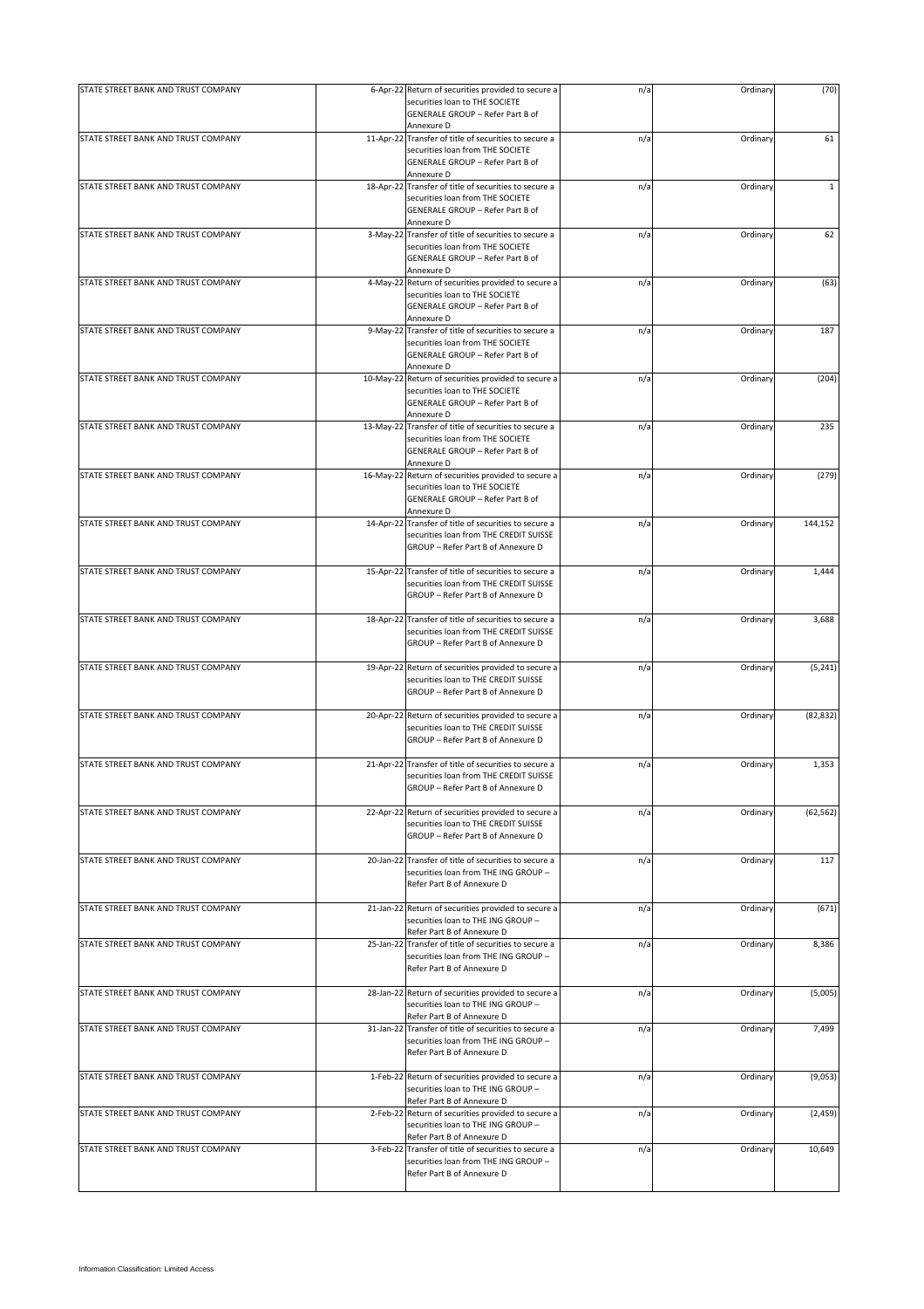| | | | | | |
|---|---|---|---|---|---|
| STATE STREET BANK AND TRUST COMPANY | 6-Apr-22 | Return of securities provided to secure a securities loan to THE SOCIETE GENERALE GROUP – Refer Part B of Annexure D | n/a | Ordinary | (70) |
| STATE STREET BANK AND TRUST COMPANY | 11-Apr-22 | Transfer of title of securities to secure a securities loan from THE SOCIETE GENERALE GROUP – Refer Part B of Annexure D | n/a | Ordinary | 61 |
| STATE STREET BANK AND TRUST COMPANY | 18-Apr-22 | Transfer of title of securities to secure a securities loan from THE SOCIETE GENERALE GROUP – Refer Part B of Annexure D | n/a | Ordinary | 1 |
| STATE STREET BANK AND TRUST COMPANY | 3-May-22 | Transfer of title of securities to secure a securities loan from THE SOCIETE GENERALE GROUP – Refer Part B of Annexure D | n/a | Ordinary | 62 |
| STATE STREET BANK AND TRUST COMPANY | 4-May-22 | Return of securities provided to secure a securities loan to THE SOCIETE GENERALE GROUP – Refer Part B of Annexure D | n/a | Ordinary | (63) |
| STATE STREET BANK AND TRUST COMPANY | 9-May-22 | Transfer of title of securities to secure a securities loan from THE SOCIETE GENERALE GROUP – Refer Part B of Annexure D | n/a | Ordinary | 187 |
| STATE STREET BANK AND TRUST COMPANY | 10-May-22 | Return of securities provided to secure a securities loan to THE SOCIETE GENERALE GROUP – Refer Part B of Annexure D | n/a | Ordinary | (204) |
| STATE STREET BANK AND TRUST COMPANY | 13-May-22 | Transfer of title of securities to secure a securities loan from THE SOCIETE GENERALE GROUP – Refer Part B of Annexure D | n/a | Ordinary | 235 |
| STATE STREET BANK AND TRUST COMPANY | 16-May-22 | Return of securities provided to secure a securities loan to THE SOCIETE GENERALE GROUP – Refer Part B of Annexure D | n/a | Ordinary | (279) |
| STATE STREET BANK AND TRUST COMPANY | 14-Apr-22 | Transfer of title of securities to secure a securities loan from THE CREDIT SUISSE GROUP – Refer Part B of Annexure D | n/a | Ordinary | 144,152 |
| STATE STREET BANK AND TRUST COMPANY | 15-Apr-22 | Transfer of title of securities to secure a securities loan from THE CREDIT SUISSE GROUP – Refer Part B of Annexure D | n/a | Ordinary | 1,444 |
| STATE STREET BANK AND TRUST COMPANY | 18-Apr-22 | Transfer of title of securities to secure a securities loan from THE CREDIT SUISSE GROUP – Refer Part B of Annexure D | n/a | Ordinary | 3,688 |
| STATE STREET BANK AND TRUST COMPANY | 19-Apr-22 | Return of securities provided to secure a securities loan to THE CREDIT SUISSE GROUP – Refer Part B of Annexure D | n/a | Ordinary | (5,241) |
| STATE STREET BANK AND TRUST COMPANY | 20-Apr-22 | Return of securities provided to secure a securities loan to THE CREDIT SUISSE GROUP – Refer Part B of Annexure D | n/a | Ordinary | (82,832) |
| STATE STREET BANK AND TRUST COMPANY | 21-Apr-22 | Transfer of title of securities to secure a securities loan from THE CREDIT SUISSE GROUP – Refer Part B of Annexure D | n/a | Ordinary | 1,353 |
| STATE STREET BANK AND TRUST COMPANY | 22-Apr-22 | Return of securities provided to secure a securities loan to THE CREDIT SUISSE GROUP – Refer Part B of Annexure D | n/a | Ordinary | (62,562) |
| STATE STREET BANK AND TRUST COMPANY | 20-Jan-22 | Transfer of title of securities to secure a securities loan from THE ING GROUP – Refer Part B of Annexure D | n/a | Ordinary | 117 |
| STATE STREET BANK AND TRUST COMPANY | 21-Jan-22 | Return of securities provided to secure a securities loan to THE ING GROUP – Refer Part B of Annexure D | n/a | Ordinary | (671) |
| STATE STREET BANK AND TRUST COMPANY | 25-Jan-22 | Transfer of title of securities to secure a securities loan from THE ING GROUP – Refer Part B of Annexure D | n/a | Ordinary | 8,386 |
| STATE STREET BANK AND TRUST COMPANY | 28-Jan-22 | Return of securities provided to secure a securities loan to THE ING GROUP – Refer Part B of Annexure D | n/a | Ordinary | (5,005) |
| STATE STREET BANK AND TRUST COMPANY | 31-Jan-22 | Transfer of title of securities to secure a securities loan from THE ING GROUP – Refer Part B of Annexure D | n/a | Ordinary | 7,499 |
| STATE STREET BANK AND TRUST COMPANY | 1-Feb-22 | Return of securities provided to secure a securities loan to THE ING GROUP – Refer Part B of Annexure D | n/a | Ordinary | (9,053) |
| STATE STREET BANK AND TRUST COMPANY | 2-Feb-22 | Return of securities provided to secure a securities loan to THE ING GROUP – Refer Part B of Annexure D | n/a | Ordinary | (2,459) |
| STATE STREET BANK AND TRUST COMPANY | 3-Feb-22 | Transfer of title of securities to secure a securities loan from THE ING GROUP – Refer Part B of Annexure D | n/a | Ordinary | 10,649 |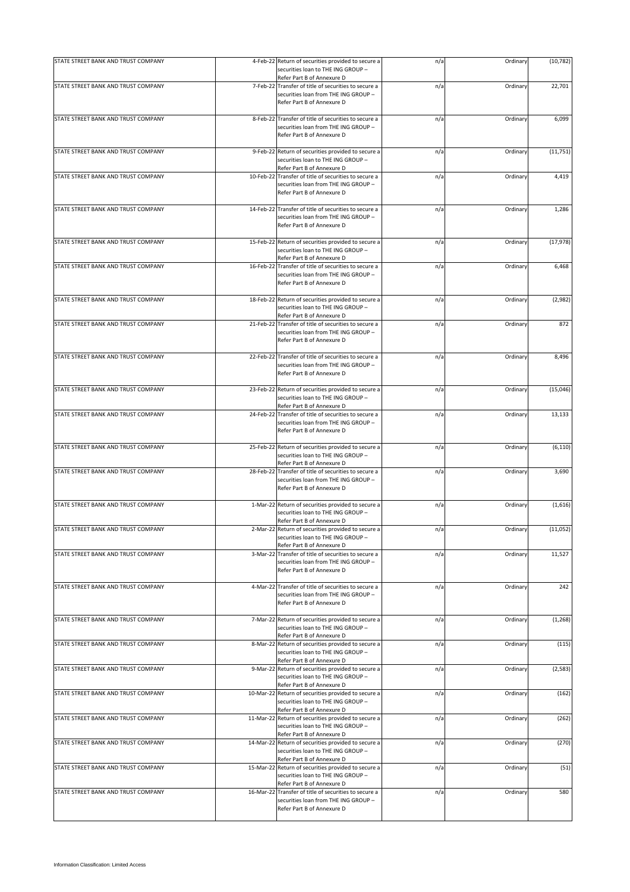| | | | | | |
|---|---|---|---|---|---|
| STATE STREET BANK AND TRUST COMPANY | 4-Feb-22 | Return of securities provided to secure a securities loan to THE ING GROUP – Refer Part B of Annexure D | n/a | Ordinary | (10,782) |
| STATE STREET BANK AND TRUST COMPANY | 7-Feb-22 | Transfer of title of securities to secure a securities loan from THE ING GROUP – Refer Part B of Annexure D | n/a | Ordinary | 22,701 |
| STATE STREET BANK AND TRUST COMPANY | 8-Feb-22 | Transfer of title of securities to secure a securities loan from THE ING GROUP – Refer Part B of Annexure D | n/a | Ordinary | 6,099 |
| STATE STREET BANK AND TRUST COMPANY | 9-Feb-22 | Return of securities provided to secure a securities loan to THE ING GROUP – Refer Part B of Annexure D | n/a | Ordinary | (11,751) |
| STATE STREET BANK AND TRUST COMPANY | 10-Feb-22 | Transfer of title of securities to secure a securities loan from THE ING GROUP – Refer Part B of Annexure D | n/a | Ordinary | 4,419 |
| STATE STREET BANK AND TRUST COMPANY | 14-Feb-22 | Transfer of title of securities to secure a securities loan from THE ING GROUP – Refer Part B of Annexure D | n/a | Ordinary | 1,286 |
| STATE STREET BANK AND TRUST COMPANY | 15-Feb-22 | Return of securities provided to secure a securities loan to THE ING GROUP – Refer Part B of Annexure D | n/a | Ordinary | (17,978) |
| STATE STREET BANK AND TRUST COMPANY | 16-Feb-22 | Transfer of title of securities to secure a securities loan from THE ING GROUP – Refer Part B of Annexure D | n/a | Ordinary | 6,468 |
| STATE STREET BANK AND TRUST COMPANY | 18-Feb-22 | Return of securities provided to secure a securities loan to THE ING GROUP – Refer Part B of Annexure D | n/a | Ordinary | (2,982) |
| STATE STREET BANK AND TRUST COMPANY | 21-Feb-22 | Transfer of title of securities to secure a securities loan from THE ING GROUP – Refer Part B of Annexure D | n/a | Ordinary | 872 |
| STATE STREET BANK AND TRUST COMPANY | 22-Feb-22 | Transfer of title of securities to secure a securities loan from THE ING GROUP – Refer Part B of Annexure D | n/a | Ordinary | 8,496 |
| STATE STREET BANK AND TRUST COMPANY | 23-Feb-22 | Return of securities provided to secure a securities loan to THE ING GROUP – Refer Part B of Annexure D | n/a | Ordinary | (15,046) |
| STATE STREET BANK AND TRUST COMPANY | 24-Feb-22 | Transfer of title of securities to secure a securities loan from THE ING GROUP – Refer Part B of Annexure D | n/a | Ordinary | 13,133 |
| STATE STREET BANK AND TRUST COMPANY | 25-Feb-22 | Return of securities provided to secure a securities loan to THE ING GROUP – Refer Part B of Annexure D | n/a | Ordinary | (6,110) |
| STATE STREET BANK AND TRUST COMPANY | 28-Feb-22 | Transfer of title of securities to secure a securities loan from THE ING GROUP – Refer Part B of Annexure D | n/a | Ordinary | 3,690 |
| STATE STREET BANK AND TRUST COMPANY | 1-Mar-22 | Return of securities provided to secure a securities loan to THE ING GROUP – Refer Part B of Annexure D | n/a | Ordinary | (1,616) |
| STATE STREET BANK AND TRUST COMPANY | 2-Mar-22 | Return of securities provided to secure a securities loan to THE ING GROUP – Refer Part B of Annexure D | n/a | Ordinary | (11,052) |
| STATE STREET BANK AND TRUST COMPANY | 3-Mar-22 | Transfer of title of securities to secure a securities loan from THE ING GROUP – Refer Part B of Annexure D | n/a | Ordinary | 11,527 |
| STATE STREET BANK AND TRUST COMPANY | 4-Mar-22 | Transfer of title of securities to secure a securities loan from THE ING GROUP – Refer Part B of Annexure D | n/a | Ordinary | 242 |
| STATE STREET BANK AND TRUST COMPANY | 7-Mar-22 | Return of securities provided to secure a securities loan to THE ING GROUP – Refer Part B of Annexure D | n/a | Ordinary | (1,268) |
| STATE STREET BANK AND TRUST COMPANY | 8-Mar-22 | Return of securities provided to secure a securities loan to THE ING GROUP – Refer Part B of Annexure D | n/a | Ordinary | (115) |
| STATE STREET BANK AND TRUST COMPANY | 9-Mar-22 | Return of securities provided to secure a securities loan to THE ING GROUP – Refer Part B of Annexure D | n/a | Ordinary | (2,583) |
| STATE STREET BANK AND TRUST COMPANY | 10-Mar-22 | Return of securities provided to secure a securities loan to THE ING GROUP – Refer Part B of Annexure D | n/a | Ordinary | (162) |
| STATE STREET BANK AND TRUST COMPANY | 11-Mar-22 | Return of securities provided to secure a securities loan to THE ING GROUP – Refer Part B of Annexure D | n/a | Ordinary | (262) |
| STATE STREET BANK AND TRUST COMPANY | 14-Mar-22 | Return of securities provided to secure a securities loan to THE ING GROUP – Refer Part B of Annexure D | n/a | Ordinary | (270) |
| STATE STREET BANK AND TRUST COMPANY | 15-Mar-22 | Return of securities provided to secure a securities loan to THE ING GROUP – Refer Part B of Annexure D | n/a | Ordinary | (51) |
| STATE STREET BANK AND TRUST COMPANY | 16-Mar-22 | Transfer of title of securities to secure a securities loan from THE ING GROUP – Refer Part B of Annexure D | n/a | Ordinary | 580 |

Information Classification: Limited Access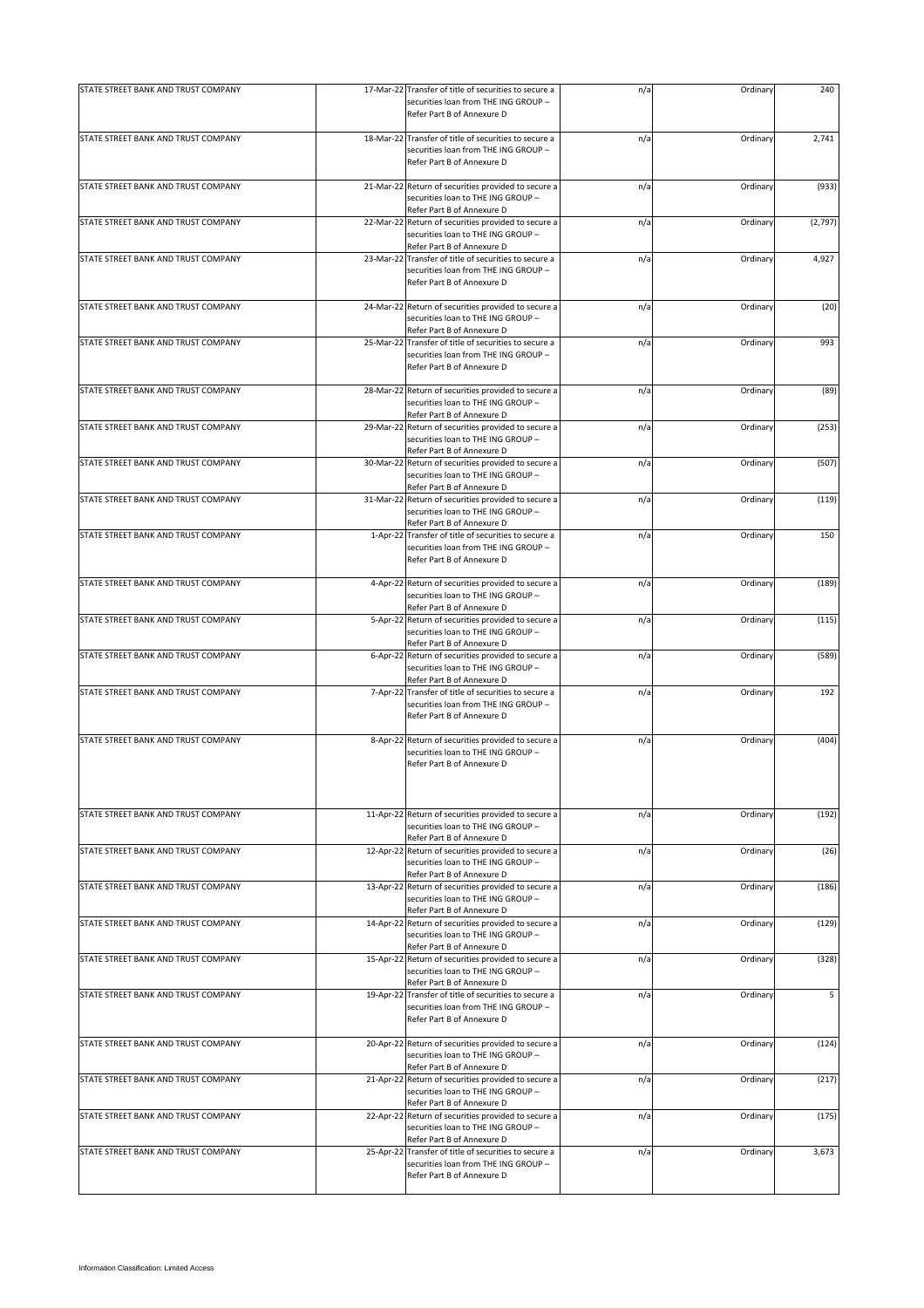| | | | | | |
|---|---|---|---|---|---|
| STATE STREET BANK AND TRUST COMPANY | 17-Mar-22 | Transfer of title of securities to secure a securities loan from THE ING GROUP – Refer Part B of Annexure D | n/a | Ordinary | 240 |
| STATE STREET BANK AND TRUST COMPANY | 18-Mar-22 | Transfer of title of securities to secure a securities loan from THE ING GROUP – Refer Part B of Annexure D | n/a | Ordinary | 2,741 |
| STATE STREET BANK AND TRUST COMPANY | 21-Mar-22 | Return of securities provided to secure a securities loan to THE ING GROUP – Refer Part B of Annexure D | n/a | Ordinary | (933) |
| STATE STREET BANK AND TRUST COMPANY | 22-Mar-22 | Return of securities provided to secure a securities loan to THE ING GROUP – Refer Part B of Annexure D | n/a | Ordinary | (2,797) |
| STATE STREET BANK AND TRUST COMPANY | 23-Mar-22 | Transfer of title of securities to secure a securities loan from THE ING GROUP – Refer Part B of Annexure D | n/a | Ordinary | 4,927 |
| STATE STREET BANK AND TRUST COMPANY | 24-Mar-22 | Return of securities provided to secure a securities loan to THE ING GROUP – Refer Part B of Annexure D | n/a | Ordinary | (20) |
| STATE STREET BANK AND TRUST COMPANY | 25-Mar-22 | Transfer of title of securities to secure a securities loan from THE ING GROUP – Refer Part B of Annexure D | n/a | Ordinary | 993 |
| STATE STREET BANK AND TRUST COMPANY | 28-Mar-22 | Return of securities provided to secure a securities loan to THE ING GROUP – Refer Part B of Annexure D | n/a | Ordinary | (89) |
| STATE STREET BANK AND TRUST COMPANY | 29-Mar-22 | Return of securities provided to secure a securities loan to THE ING GROUP – Refer Part B of Annexure D | n/a | Ordinary | (253) |
| STATE STREET BANK AND TRUST COMPANY | 30-Mar-22 | Return of securities provided to secure a securities loan to THE ING GROUP – Refer Part B of Annexure D | n/a | Ordinary | (507) |
| STATE STREET BANK AND TRUST COMPANY | 31-Mar-22 | Return of securities provided to secure a securities loan to THE ING GROUP – Refer Part B of Annexure D | n/a | Ordinary | (119) |
| STATE STREET BANK AND TRUST COMPANY | 1-Apr-22 | Transfer of title of securities to secure a securities loan from THE ING GROUP – Refer Part B of Annexure D | n/a | Ordinary | 150 |
| STATE STREET BANK AND TRUST COMPANY | 4-Apr-22 | Return of securities provided to secure a securities loan to THE ING GROUP – Refer Part B of Annexure D | n/a | Ordinary | (189) |
| STATE STREET BANK AND TRUST COMPANY | 5-Apr-22 | Return of securities provided to secure a securities loan to THE ING GROUP – Refer Part B of Annexure D | n/a | Ordinary | (115) |
| STATE STREET BANK AND TRUST COMPANY | 6-Apr-22 | Return of securities provided to secure a securities loan to THE ING GROUP – Refer Part B of Annexure D | n/a | Ordinary | (589) |
| STATE STREET BANK AND TRUST COMPANY | 7-Apr-22 | Transfer of title of securities to secure a securities loan from THE ING GROUP – Refer Part B of Annexure D | n/a | Ordinary | 192 |
| STATE STREET BANK AND TRUST COMPANY | 8-Apr-22 | Return of securities provided to secure a securities loan to THE ING GROUP – Refer Part B of Annexure D | n/a | Ordinary | (404) |
| STATE STREET BANK AND TRUST COMPANY | 11-Apr-22 | Return of securities provided to secure a securities loan to THE ING GROUP – Refer Part B of Annexure D | n/a | Ordinary | (192) |
| STATE STREET BANK AND TRUST COMPANY | 12-Apr-22 | Return of securities provided to secure a securities loan to THE ING GROUP – Refer Part B of Annexure D | n/a | Ordinary | (26) |
| STATE STREET BANK AND TRUST COMPANY | 13-Apr-22 | Return of securities provided to secure a securities loan to THE ING GROUP – Refer Part B of Annexure D | n/a | Ordinary | (186) |
| STATE STREET BANK AND TRUST COMPANY | 14-Apr-22 | Return of securities provided to secure a securities loan to THE ING GROUP – Refer Part B of Annexure D | n/a | Ordinary | (129) |
| STATE STREET BANK AND TRUST COMPANY | 15-Apr-22 | Return of securities provided to secure a securities loan to THE ING GROUP – Refer Part B of Annexure D | n/a | Ordinary | (328) |
| STATE STREET BANK AND TRUST COMPANY | 19-Apr-22 | Transfer of title of securities to secure a securities loan from THE ING GROUP – Refer Part B of Annexure D | n/a | Ordinary | 5 |
| STATE STREET BANK AND TRUST COMPANY | 20-Apr-22 | Return of securities provided to secure a securities loan to THE ING GROUP – Refer Part B of Annexure D | n/a | Ordinary | (124) |
| STATE STREET BANK AND TRUST COMPANY | 21-Apr-22 | Return of securities provided to secure a securities loan to THE ING GROUP – Refer Part B of Annexure D | n/a | Ordinary | (217) |
| STATE STREET BANK AND TRUST COMPANY | 22-Apr-22 | Return of securities provided to secure a securities loan to THE ING GROUP – Refer Part B of Annexure D | n/a | Ordinary | (175) |
| STATE STREET BANK AND TRUST COMPANY | 25-Apr-22 | Transfer of title of securities to secure a securities loan from THE ING GROUP – Refer Part B of Annexure D | n/a | Ordinary | 3,673 |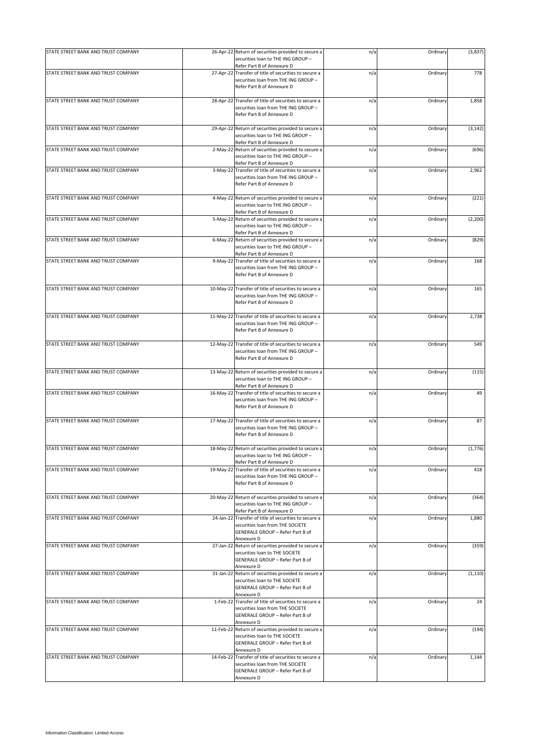| | | | | | |
|---|---|---|---|---|---|
| STATE STREET BANK AND TRUST COMPANY | 26-Apr-22 | Return of securities provided to secure a securities loan to THE ING GROUP – Refer Part B of Annexure D | n/a | Ordinary | (3,837) |
| STATE STREET BANK AND TRUST COMPANY | 27-Apr-22 | Transfer of title of securities to secure a securities loan from THE ING GROUP – Refer Part B of Annexure D | n/a | Ordinary | 778 |
| STATE STREET BANK AND TRUST COMPANY | 28-Apr-22 | Transfer of title of securities to secure a securities loan from THE ING GROUP – Refer Part B of Annexure D | n/a | Ordinary | 1,858 |
| STATE STREET BANK AND TRUST COMPANY | 29-Apr-22 | Return of securities provided to secure a securities loan to THE ING GROUP – Refer Part B of Annexure D | n/a | Ordinary | (3,142) |
| STATE STREET BANK AND TRUST COMPANY | 2-May-22 | Return of securities provided to secure a securities loan to THE ING GROUP – Refer Part B of Annexure D | n/a | Ordinary | (696) |
| STATE STREET BANK AND TRUST COMPANY | 3-May-22 | Transfer of title of securities to secure a securities loan from THE ING GROUP – Refer Part B of Annexure D | n/a | Ordinary | 2,962 |
| STATE STREET BANK AND TRUST COMPANY | 4-May-22 | Return of securities provided to secure a securities loan to THE ING GROUP – Refer Part B of Annexure D | n/a | Ordinary | (221) |
| STATE STREET BANK AND TRUST COMPANY | 5-May-22 | Return of securities provided to secure a securities loan to THE ING GROUP – Refer Part B of Annexure D | n/a | Ordinary | (2,200) |
| STATE STREET BANK AND TRUST COMPANY | 6-May-22 | Return of securities provided to secure a securities loan to THE ING GROUP – Refer Part B of Annexure D | n/a | Ordinary | (829) |
| STATE STREET BANK AND TRUST COMPANY | 9-May-22 | Transfer of title of securities to secure a securities loan from THE ING GROUP – Refer Part B of Annexure D | n/a | Ordinary | 168 |
| STATE STREET BANK AND TRUST COMPANY | 10-May-22 | Transfer of title of securities to secure a securities loan from THE ING GROUP – Refer Part B of Annexure D | n/a | Ordinary | 165 |
| STATE STREET BANK AND TRUST COMPANY | 11-May-22 | Transfer of title of securities to secure a securities loan from THE ING GROUP – Refer Part B of Annexure D | n/a | Ordinary | 2,738 |
| STATE STREET BANK AND TRUST COMPANY | 12-May-22 | Transfer of title of securities to secure a securities loan from THE ING GROUP – Refer Part B of Annexure D | n/a | Ordinary | 549 |
| STATE STREET BANK AND TRUST COMPANY | 13-May-22 | Return of securities provided to secure a securities loan to THE ING GROUP – Refer Part B of Annexure D | n/a | Ordinary | (115) |
| STATE STREET BANK AND TRUST COMPANY | 16-May-22 | Transfer of title of securities to secure a securities loan from THE ING GROUP – Refer Part B of Annexure D | n/a | Ordinary | 49 |
| STATE STREET BANK AND TRUST COMPANY | 17-May-22 | Transfer of title of securities to secure a securities loan from THE ING GROUP – Refer Part B of Annexure D | n/a | Ordinary | 87 |
| STATE STREET BANK AND TRUST COMPANY | 18-May-22 | Return of securities provided to secure a securities loan to THE ING GROUP – Refer Part B of Annexure D | n/a | Ordinary | (1,776) |
| STATE STREET BANK AND TRUST COMPANY | 19-May-22 | Transfer of title of securities to secure a securities loan from THE ING GROUP – Refer Part B of Annexure D | n/a | Ordinary | 418 |
| STATE STREET BANK AND TRUST COMPANY | 20-May-22 | Return of securities provided to secure a securities loan to THE ING GROUP – Refer Part B of Annexure D | n/a | Ordinary | (364) |
| STATE STREET BANK AND TRUST COMPANY | 24-Jan-22 | Transfer of title of securities to secure a securities loan from THE SOCIETE GENERALE GROUP – Refer Part B of Annexure D | n/a | Ordinary | 1,880 |
| STATE STREET BANK AND TRUST COMPANY | 27-Jan-22 | Return of securities provided to secure a securities loan to THE SOCIETE GENERALE GROUP – Refer Part B of Annexure D | n/a | Ordinary | (359) |
| STATE STREET BANK AND TRUST COMPANY | 31-Jan-22 | Return of securities provided to secure a securities loan to THE SOCIETE GENERALE GROUP – Refer Part B of Annexure D | n/a | Ordinary | (1,110) |
| STATE STREET BANK AND TRUST COMPANY | 1-Feb-22 | Transfer of title of securities to secure a securities loan from THE SOCIETE GENERALE GROUP – Refer Part B of Annexure D | n/a | Ordinary | 24 |
| STATE STREET BANK AND TRUST COMPANY | 11-Feb-22 | Return of securities provided to secure a securities loan to THE SOCIETE GENERALE GROUP – Refer Part B of Annexure D | n/a | Ordinary | (194) |
| STATE STREET BANK AND TRUST COMPANY | 14-Feb-22 | Transfer of title of securities to secure a securities loan from THE SOCIETE GENERALE GROUP – Refer Part B of Annexure D | n/a | Ordinary | 1,144 |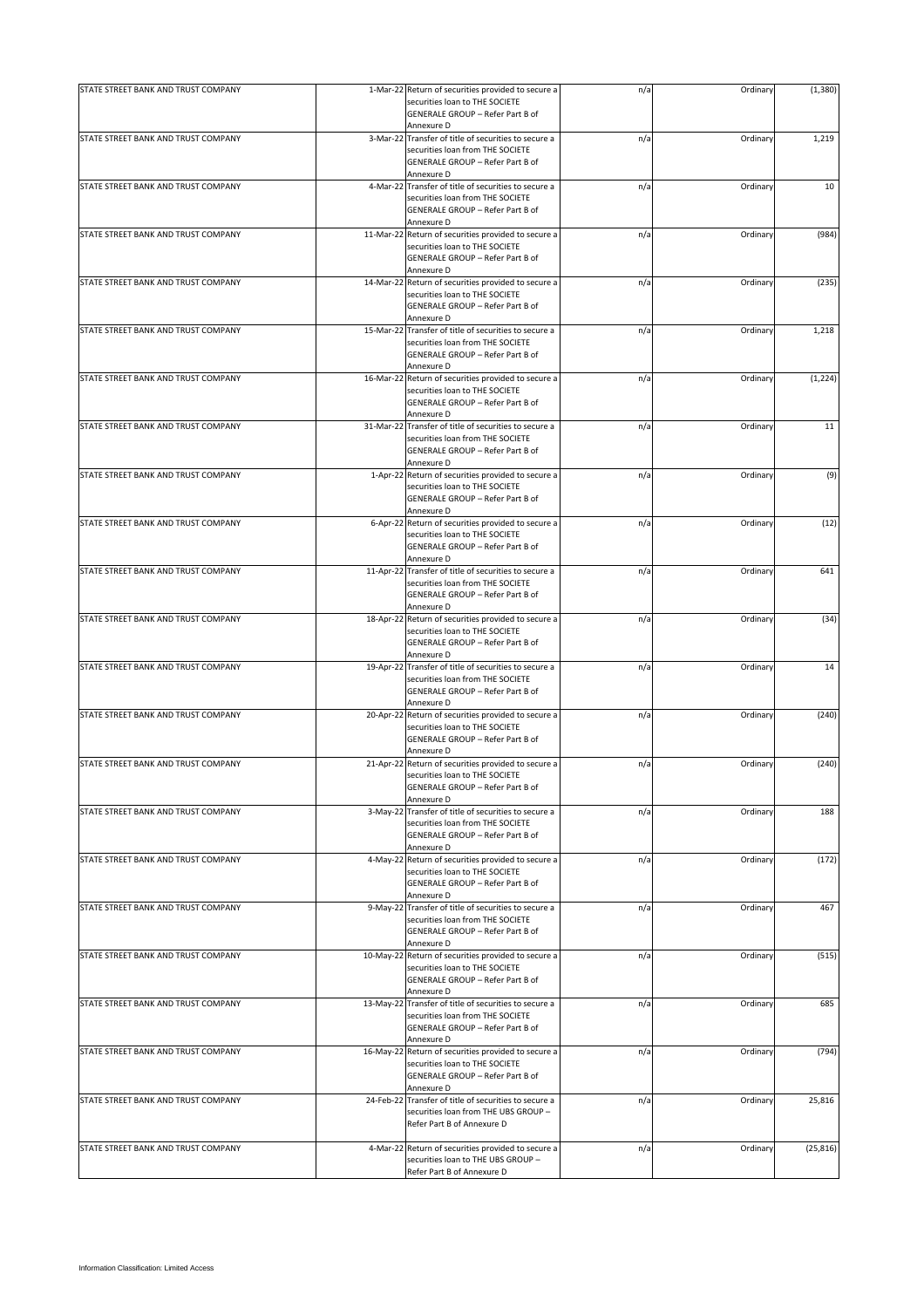| | | | | | |
|---|---|---|---|---|---|
| STATE STREET BANK AND TRUST COMPANY | 1-Mar-22 | Return of securities provided to secure a securities loan to THE SOCIETE GENERALE GROUP – Refer Part B of Annexure D | n/a | Ordinary | (1,380) |
| STATE STREET BANK AND TRUST COMPANY | 3-Mar-22 | Transfer of title of securities to secure a securities loan from THE SOCIETE GENERALE GROUP – Refer Part B of Annexure D | n/a | Ordinary | 1,219 |
| STATE STREET BANK AND TRUST COMPANY | 4-Mar-22 | Transfer of title of securities to secure a securities loan from THE SOCIETE GENERALE GROUP – Refer Part B of Annexure D | n/a | Ordinary | 10 |
| STATE STREET BANK AND TRUST COMPANY | 11-Mar-22 | Return of securities provided to secure a securities loan to THE SOCIETE GENERALE GROUP – Refer Part B of Annexure D | n/a | Ordinary | (984) |
| STATE STREET BANK AND TRUST COMPANY | 14-Mar-22 | Return of securities provided to secure a securities loan to THE SOCIETE GENERALE GROUP – Refer Part B of Annexure D | n/a | Ordinary | (235) |
| STATE STREET BANK AND TRUST COMPANY | 15-Mar-22 | Transfer of title of securities to secure a securities loan from THE SOCIETE GENERALE GROUP – Refer Part B of Annexure D | n/a | Ordinary | 1,218 |
| STATE STREET BANK AND TRUST COMPANY | 16-Mar-22 | Return of securities provided to secure a securities loan to THE SOCIETE GENERALE GROUP – Refer Part B of Annexure D | n/a | Ordinary | (1,224) |
| STATE STREET BANK AND TRUST COMPANY | 31-Mar-22 | Transfer of title of securities to secure a securities loan from THE SOCIETE GENERALE GROUP – Refer Part B of Annexure D | n/a | Ordinary | 11 |
| STATE STREET BANK AND TRUST COMPANY | 1-Apr-22 | Return of securities provided to secure a securities loan to THE SOCIETE GENERALE GROUP – Refer Part B of Annexure D | n/a | Ordinary | (9) |
| STATE STREET BANK AND TRUST COMPANY | 6-Apr-22 | Return of securities provided to secure a securities loan to THE SOCIETE GENERALE GROUP – Refer Part B of Annexure D | n/a | Ordinary | (12) |
| STATE STREET BANK AND TRUST COMPANY | 11-Apr-22 | Transfer of title of securities to secure a securities loan from THE SOCIETE GENERALE GROUP – Refer Part B of Annexure D | n/a | Ordinary | 641 |
| STATE STREET BANK AND TRUST COMPANY | 18-Apr-22 | Return of securities provided to secure a securities loan to THE SOCIETE GENERALE GROUP – Refer Part B of Annexure D | n/a | Ordinary | (34) |
| STATE STREET BANK AND TRUST COMPANY | 19-Apr-22 | Transfer of title of securities to secure a securities loan from THE SOCIETE GENERALE GROUP – Refer Part B of Annexure D | n/a | Ordinary | 14 |
| STATE STREET BANK AND TRUST COMPANY | 20-Apr-22 | Return of securities provided to secure a securities loan to THE SOCIETE GENERALE GROUP – Refer Part B of Annexure D | n/a | Ordinary | (240) |
| STATE STREET BANK AND TRUST COMPANY | 21-Apr-22 | Return of securities provided to secure a securities loan to THE SOCIETE GENERALE GROUP – Refer Part B of Annexure D | n/a | Ordinary | (240) |
| STATE STREET BANK AND TRUST COMPANY | 3-May-22 | Transfer of title of securities to secure a securities loan from THE SOCIETE GENERALE GROUP – Refer Part B of Annexure D | n/a | Ordinary | 188 |
| STATE STREET BANK AND TRUST COMPANY | 4-May-22 | Return of securities provided to secure a securities loan to THE SOCIETE GENERALE GROUP – Refer Part B of Annexure D | n/a | Ordinary | (172) |
| STATE STREET BANK AND TRUST COMPANY | 9-May-22 | Transfer of title of securities to secure a securities loan from THE SOCIETE GENERALE GROUP – Refer Part B of Annexure D | n/a | Ordinary | 467 |
| STATE STREET BANK AND TRUST COMPANY | 10-May-22 | Return of securities provided to secure a securities loan to THE SOCIETE GENERALE GROUP – Refer Part B of Annexure D | n/a | Ordinary | (515) |
| STATE STREET BANK AND TRUST COMPANY | 13-May-22 | Transfer of title of securities to secure a securities loan from THE SOCIETE GENERALE GROUP – Refer Part B of Annexure D | n/a | Ordinary | 685 |
| STATE STREET BANK AND TRUST COMPANY | 16-May-22 | Return of securities provided to secure a securities loan to THE SOCIETE GENERALE GROUP – Refer Part B of Annexure D | n/a | Ordinary | (794) |
| STATE STREET BANK AND TRUST COMPANY | 24-Feb-22 | Transfer of title of securities to secure a securities loan from THE UBS GROUP – Refer Part B of Annexure D | n/a | Ordinary | 25,816 |
| STATE STREET BANK AND TRUST COMPANY | 4-Mar-22 | Return of securities provided to secure a securities loan to THE UBS GROUP – Refer Part B of Annexure D | n/a | Ordinary | (25,816) |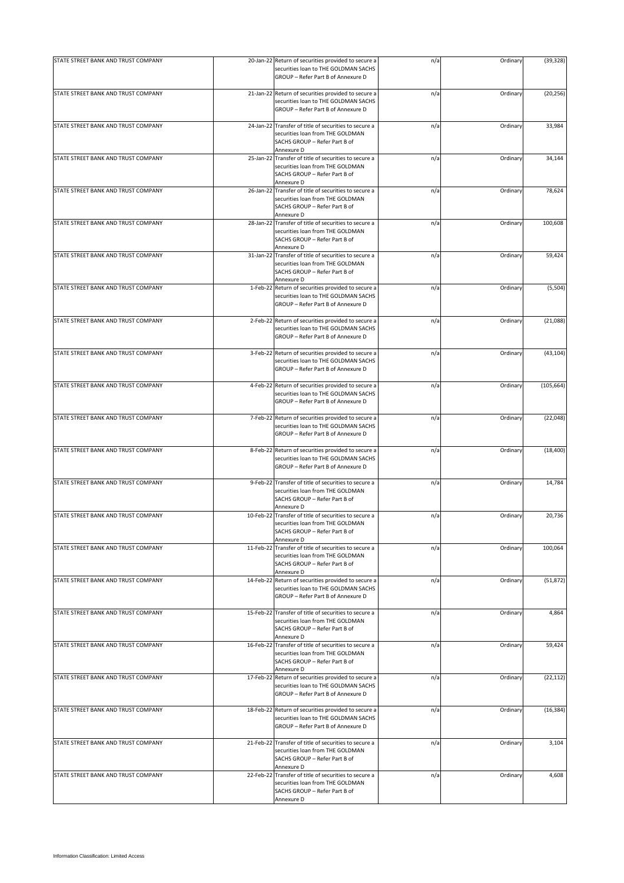| | | | | | |
|---|---|---|---|---|---|
| STATE STREET BANK AND TRUST COMPANY | 20-Jan-22 | Return of securities provided to secure a securities loan to THE GOLDMAN SACHS GROUP – Refer Part B of Annexure D | n/a | Ordinary | (39,328) |
| STATE STREET BANK AND TRUST COMPANY | 21-Jan-22 | Return of securities provided to secure a securities loan to THE GOLDMAN SACHS GROUP – Refer Part B of Annexure D | n/a | Ordinary | (20,256) |
| STATE STREET BANK AND TRUST COMPANY | 24-Jan-22 | Transfer of title of securities to secure a securities loan from THE GOLDMAN SACHS GROUP – Refer Part B of Annexure D | n/a | Ordinary | 33,984 |
| STATE STREET BANK AND TRUST COMPANY | 25-Jan-22 | Transfer of title of securities to secure a securities loan from THE GOLDMAN SACHS GROUP – Refer Part B of Annexure D | n/a | Ordinary | 34,144 |
| STATE STREET BANK AND TRUST COMPANY | 26-Jan-22 | Transfer of title of securities to secure a securities loan from THE GOLDMAN SACHS GROUP – Refer Part B of Annexure D | n/a | Ordinary | 78,624 |
| STATE STREET BANK AND TRUST COMPANY | 28-Jan-22 | Transfer of title of securities to secure a securities loan from THE GOLDMAN SACHS GROUP – Refer Part B of Annexure D | n/a | Ordinary | 100,608 |
| STATE STREET BANK AND TRUST COMPANY | 31-Jan-22 | Transfer of title of securities to secure a securities loan from THE GOLDMAN SACHS GROUP – Refer Part B of Annexure D | n/a | Ordinary | 59,424 |
| STATE STREET BANK AND TRUST COMPANY | 1-Feb-22 | Return of securities provided to secure a securities loan to THE GOLDMAN SACHS GROUP – Refer Part B of Annexure D | n/a | Ordinary | (5,504) |
| STATE STREET BANK AND TRUST COMPANY | 2-Feb-22 | Return of securities provided to secure a securities loan to THE GOLDMAN SACHS GROUP – Refer Part B of Annexure D | n/a | Ordinary | (21,088) |
| STATE STREET BANK AND TRUST COMPANY | 3-Feb-22 | Return of securities provided to secure a securities loan to THE GOLDMAN SACHS GROUP – Refer Part B of Annexure D | n/a | Ordinary | (43,104) |
| STATE STREET BANK AND TRUST COMPANY | 4-Feb-22 | Return of securities provided to secure a securities loan to THE GOLDMAN SACHS GROUP – Refer Part B of Annexure D | n/a | Ordinary | (105,664) |
| STATE STREET BANK AND TRUST COMPANY | 7-Feb-22 | Return of securities provided to secure a securities loan to THE GOLDMAN SACHS GROUP – Refer Part B of Annexure D | n/a | Ordinary | (22,048) |
| STATE STREET BANK AND TRUST COMPANY | 8-Feb-22 | Return of securities provided to secure a securities loan to THE GOLDMAN SACHS GROUP – Refer Part B of Annexure D | n/a | Ordinary | (18,400) |
| STATE STREET BANK AND TRUST COMPANY | 9-Feb-22 | Transfer of title of securities to secure a securities loan from THE GOLDMAN SACHS GROUP – Refer Part B of Annexure D | n/a | Ordinary | 14,784 |
| STATE STREET BANK AND TRUST COMPANY | 10-Feb-22 | Transfer of title of securities to secure a securities loan from THE GOLDMAN SACHS GROUP – Refer Part B of Annexure D | n/a | Ordinary | 20,736 |
| STATE STREET BANK AND TRUST COMPANY | 11-Feb-22 | Transfer of title of securities to secure a securities loan from THE GOLDMAN SACHS GROUP – Refer Part B of Annexure D | n/a | Ordinary | 100,064 |
| STATE STREET BANK AND TRUST COMPANY | 14-Feb-22 | Return of securities provided to secure a securities loan to THE GOLDMAN SACHS GROUP – Refer Part B of Annexure D | n/a | Ordinary | (51,872) |
| STATE STREET BANK AND TRUST COMPANY | 15-Feb-22 | Transfer of title of securities to secure a securities loan from THE GOLDMAN SACHS GROUP – Refer Part B of Annexure D | n/a | Ordinary | 4,864 |
| STATE STREET BANK AND TRUST COMPANY | 16-Feb-22 | Transfer of title of securities to secure a securities loan from THE GOLDMAN SACHS GROUP – Refer Part B of Annexure D | n/a | Ordinary | 59,424 |
| STATE STREET BANK AND TRUST COMPANY | 17-Feb-22 | Return of securities provided to secure a securities loan to THE GOLDMAN SACHS GROUP – Refer Part B of Annexure D | n/a | Ordinary | (22,112) |
| STATE STREET BANK AND TRUST COMPANY | 18-Feb-22 | Return of securities provided to secure a securities loan to THE GOLDMAN SACHS GROUP – Refer Part B of Annexure D | n/a | Ordinary | (16,384) |
| STATE STREET BANK AND TRUST COMPANY | 21-Feb-22 | Transfer of title of securities to secure a securities loan from THE GOLDMAN SACHS GROUP – Refer Part B of Annexure D | n/a | Ordinary | 3,104 |
| STATE STREET BANK AND TRUST COMPANY | 22-Feb-22 | Transfer of title of securities to secure a securities loan from THE GOLDMAN SACHS GROUP – Refer Part B of Annexure D | n/a | Ordinary | 4,608 |

Information Classification: Limited Access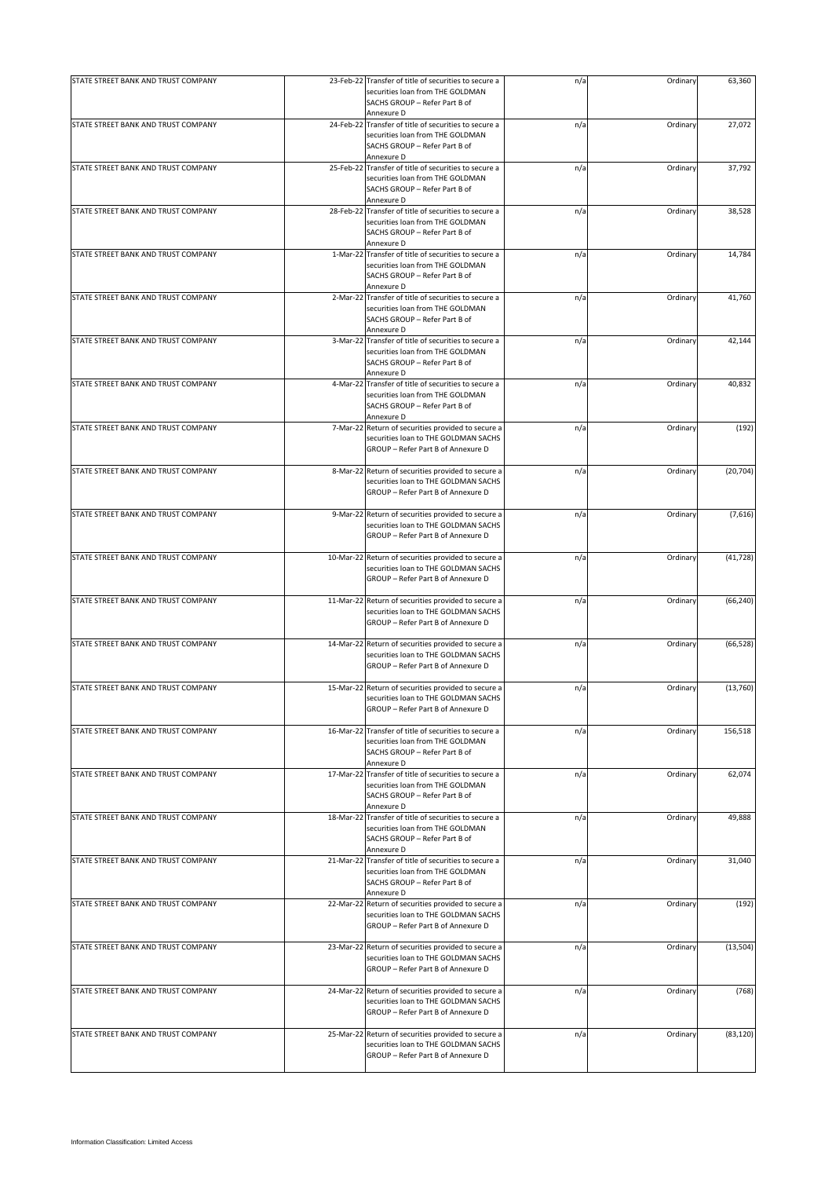| | | | | | |
|---|---|---|---|---|---|
| STATE STREET BANK AND TRUST COMPANY | 23-Feb-22 | Transfer of title of securities to secure a securities loan from THE GOLDMAN SACHS GROUP – Refer Part B of Annexure D | n/a | Ordinary | 63,360 |
| STATE STREET BANK AND TRUST COMPANY | 24-Feb-22 | Transfer of title of securities to secure a securities loan from THE GOLDMAN SACHS GROUP – Refer Part B of Annexure D | n/a | Ordinary | 27,072 |
| STATE STREET BANK AND TRUST COMPANY | 25-Feb-22 | Transfer of title of securities to secure a securities loan from THE GOLDMAN SACHS GROUP – Refer Part B of Annexure D | n/a | Ordinary | 37,792 |
| STATE STREET BANK AND TRUST COMPANY | 28-Feb-22 | Transfer of title of securities to secure a securities loan from THE GOLDMAN SACHS GROUP – Refer Part B of Annexure D | n/a | Ordinary | 38,528 |
| STATE STREET BANK AND TRUST COMPANY | 1-Mar-22 | Transfer of title of securities to secure a securities loan from THE GOLDMAN SACHS GROUP – Refer Part B of Annexure D | n/a | Ordinary | 14,784 |
| STATE STREET BANK AND TRUST COMPANY | 2-Mar-22 | Transfer of title of securities to secure a securities loan from THE GOLDMAN SACHS GROUP – Refer Part B of Annexure D | n/a | Ordinary | 41,760 |
| STATE STREET BANK AND TRUST COMPANY | 3-Mar-22 | Transfer of title of securities to secure a securities loan from THE GOLDMAN SACHS GROUP – Refer Part B of Annexure D | n/a | Ordinary | 42,144 |
| STATE STREET BANK AND TRUST COMPANY | 4-Mar-22 | Transfer of title of securities to secure a securities loan from THE GOLDMAN SACHS GROUP – Refer Part B of Annexure D | n/a | Ordinary | 40,832 |
| STATE STREET BANK AND TRUST COMPANY | 7-Mar-22 | Return of securities provided to secure a securities loan to THE GOLDMAN SACHS GROUP – Refer Part B of Annexure D | n/a | Ordinary | (192) |
| STATE STREET BANK AND TRUST COMPANY | 8-Mar-22 | Return of securities provided to secure a securities loan to THE GOLDMAN SACHS GROUP – Refer Part B of Annexure D | n/a | Ordinary | (20,704) |
| STATE STREET BANK AND TRUST COMPANY | 9-Mar-22 | Return of securities provided to secure a securities loan to THE GOLDMAN SACHS GROUP – Refer Part B of Annexure D | n/a | Ordinary | (7,616) |
| STATE STREET BANK AND TRUST COMPANY | 10-Mar-22 | Return of securities provided to secure a securities loan to THE GOLDMAN SACHS GROUP – Refer Part B of Annexure D | n/a | Ordinary | (41,728) |
| STATE STREET BANK AND TRUST COMPANY | 11-Mar-22 | Return of securities provided to secure a securities loan to THE GOLDMAN SACHS GROUP – Refer Part B of Annexure D | n/a | Ordinary | (66,240) |
| STATE STREET BANK AND TRUST COMPANY | 14-Mar-22 | Return of securities provided to secure a securities loan to THE GOLDMAN SACHS GROUP – Refer Part B of Annexure D | n/a | Ordinary | (66,528) |
| STATE STREET BANK AND TRUST COMPANY | 15-Mar-22 | Return of securities provided to secure a securities loan to THE GOLDMAN SACHS GROUP – Refer Part B of Annexure D | n/a | Ordinary | (13,760) |
| STATE STREET BANK AND TRUST COMPANY | 16-Mar-22 | Transfer of title of securities to secure a securities loan from THE GOLDMAN SACHS GROUP – Refer Part B of Annexure D | n/a | Ordinary | 156,518 |
| STATE STREET BANK AND TRUST COMPANY | 17-Mar-22 | Transfer of title of securities to secure a securities loan from THE GOLDMAN SACHS GROUP – Refer Part B of Annexure D | n/a | Ordinary | 62,074 |
| STATE STREET BANK AND TRUST COMPANY | 18-Mar-22 | Transfer of title of securities to secure a securities loan from THE GOLDMAN SACHS GROUP – Refer Part B of Annexure D | n/a | Ordinary | 49,888 |
| STATE STREET BANK AND TRUST COMPANY | 21-Mar-22 | Transfer of title of securities to secure a securities loan from THE GOLDMAN SACHS GROUP – Refer Part B of Annexure D | n/a | Ordinary | 31,040 |
| STATE STREET BANK AND TRUST COMPANY | 22-Mar-22 | Return of securities provided to secure a securities loan to THE GOLDMAN SACHS GROUP – Refer Part B of Annexure D | n/a | Ordinary | (192) |
| STATE STREET BANK AND TRUST COMPANY | 23-Mar-22 | Return of securities provided to secure a securities loan to THE GOLDMAN SACHS GROUP – Refer Part B of Annexure D | n/a | Ordinary | (13,504) |
| STATE STREET BANK AND TRUST COMPANY | 24-Mar-22 | Return of securities provided to secure a securities loan to THE GOLDMAN SACHS GROUP – Refer Part B of Annexure D | n/a | Ordinary | (768) |
| STATE STREET BANK AND TRUST COMPANY | 25-Mar-22 | Return of securities provided to secure a securities loan to THE GOLDMAN SACHS GROUP – Refer Part B of Annexure D | n/a | Ordinary | (83,120) |

Information Classification: Limited Access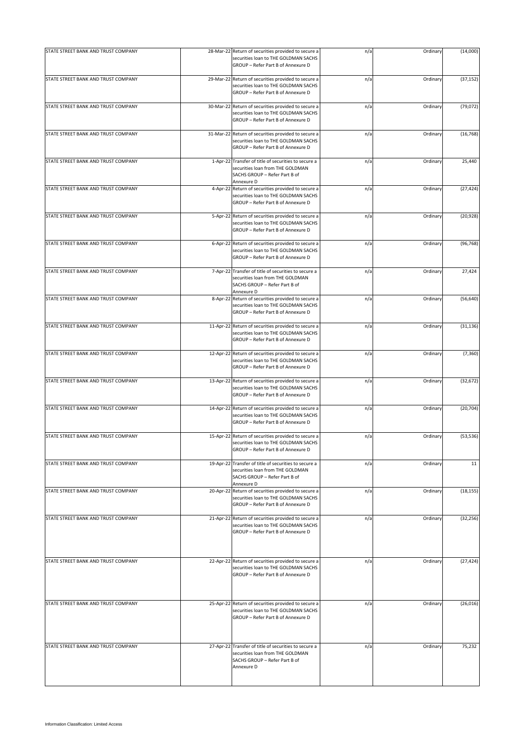| | | | | | |
|---|---|---|---|---|---|
| STATE STREET BANK AND TRUST COMPANY | 28-Mar-22 | Return of securities provided to secure a securities loan to THE GOLDMAN SACHS GROUP – Refer Part B of Annexure D | n/a | Ordinary | (14,000) |
| STATE STREET BANK AND TRUST COMPANY | 29-Mar-22 | Return of securities provided to secure a securities loan to THE GOLDMAN SACHS GROUP – Refer Part B of Annexure D | n/a | Ordinary | (37,152) |
| STATE STREET BANK AND TRUST COMPANY | 30-Mar-22 | Return of securities provided to secure a securities loan to THE GOLDMAN SACHS GROUP – Refer Part B of Annexure D | n/a | Ordinary | (79,072) |
| STATE STREET BANK AND TRUST COMPANY | 31-Mar-22 | Return of securities provided to secure a securities loan to THE GOLDMAN SACHS GROUP – Refer Part B of Annexure D | n/a | Ordinary | (16,768) |
| STATE STREET BANK AND TRUST COMPANY | 1-Apr-22 | Transfer of title of securities to secure a securities loan from THE GOLDMAN SACHS GROUP – Refer Part B of Annexure D | n/a | Ordinary | 25,440 |
| STATE STREET BANK AND TRUST COMPANY | 4-Apr-22 | Return of securities provided to secure a securities loan to THE GOLDMAN SACHS GROUP – Refer Part B of Annexure D | n/a | Ordinary | (27,424) |
| STATE STREET BANK AND TRUST COMPANY | 5-Apr-22 | Return of securities provided to secure a securities loan to THE GOLDMAN SACHS GROUP – Refer Part B of Annexure D | n/a | Ordinary | (20,928) |
| STATE STREET BANK AND TRUST COMPANY | 6-Apr-22 | Return of securities provided to secure a securities loan to THE GOLDMAN SACHS GROUP – Refer Part B of Annexure D | n/a | Ordinary | (96,768) |
| STATE STREET BANK AND TRUST COMPANY | 7-Apr-22 | Transfer of title of securities to secure a securities loan from THE GOLDMAN SACHS GROUP – Refer Part B of Annexure D | n/a | Ordinary | 27,424 |
| STATE STREET BANK AND TRUST COMPANY | 8-Apr-22 | Return of securities provided to secure a securities loan to THE GOLDMAN SACHS GROUP – Refer Part B of Annexure D | n/a | Ordinary | (56,640) |
| STATE STREET BANK AND TRUST COMPANY | 11-Apr-22 | Return of securities provided to secure a securities loan to THE GOLDMAN SACHS GROUP – Refer Part B of Annexure D | n/a | Ordinary | (31,136) |
| STATE STREET BANK AND TRUST COMPANY | 12-Apr-22 | Return of securities provided to secure a securities loan to THE GOLDMAN SACHS GROUP – Refer Part B of Annexure D | n/a | Ordinary | (7,360) |
| STATE STREET BANK AND TRUST COMPANY | 13-Apr-22 | Return of securities provided to secure a securities loan to THE GOLDMAN SACHS GROUP – Refer Part B of Annexure D | n/a | Ordinary | (32,672) |
| STATE STREET BANK AND TRUST COMPANY | 14-Apr-22 | Return of securities provided to secure a securities loan to THE GOLDMAN SACHS GROUP – Refer Part B of Annexure D | n/a | Ordinary | (20,704) |
| STATE STREET BANK AND TRUST COMPANY | 15-Apr-22 | Return of securities provided to secure a securities loan to THE GOLDMAN SACHS GROUP – Refer Part B of Annexure D | n/a | Ordinary | (53,536) |
| STATE STREET BANK AND TRUST COMPANY | 19-Apr-22 | Transfer of title of securities to secure a securities loan from THE GOLDMAN SACHS GROUP – Refer Part B of Annexure D | n/a | Ordinary | 11 |
| STATE STREET BANK AND TRUST COMPANY | 20-Apr-22 | Return of securities provided to secure a securities loan to THE GOLDMAN SACHS GROUP – Refer Part B of Annexure D | n/a | Ordinary | (18,155) |
| STATE STREET BANK AND TRUST COMPANY | 21-Apr-22 | Return of securities provided to secure a securities loan to THE GOLDMAN SACHS GROUP – Refer Part B of Annexure D | n/a | Ordinary | (32,256) |
| STATE STREET BANK AND TRUST COMPANY | 22-Apr-22 | Return of securities provided to secure a securities loan to THE GOLDMAN SACHS GROUP – Refer Part B of Annexure D | n/a | Ordinary | (27,424) |
| STATE STREET BANK AND TRUST COMPANY | 25-Apr-22 | Return of securities provided to secure a securities loan to THE GOLDMAN SACHS GROUP – Refer Part B of Annexure D | n/a | Ordinary | (26,016) |
| STATE STREET BANK AND TRUST COMPANY | 27-Apr-22 | Transfer of title of securities to secure a securities loan from THE GOLDMAN SACHS GROUP – Refer Part B of Annexure D | n/a | Ordinary | 75,232 |

Information Classification: Limited Access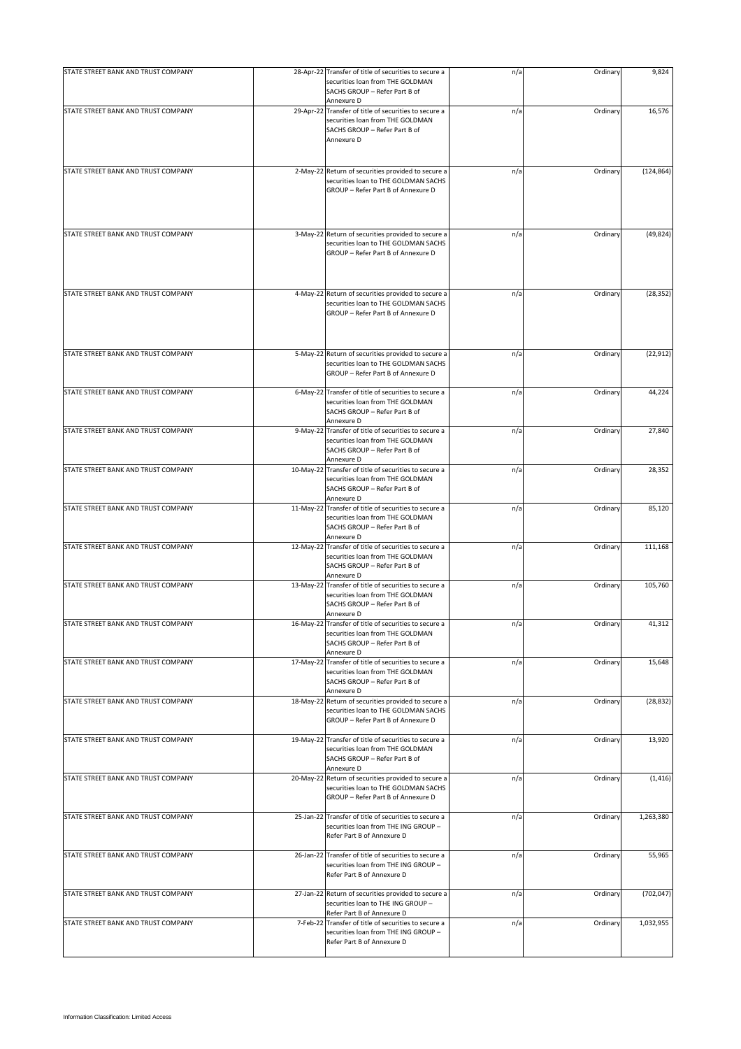| | | | | | |
|---|---|---|---|---|---|
| STATE STREET BANK AND TRUST COMPANY | 28-Apr-22 | Transfer of title of securities to secure a securities loan from THE GOLDMAN SACHS GROUP – Refer Part B of Annexure D | n/a | Ordinary | 9,824 |
| STATE STREET BANK AND TRUST COMPANY | 29-Apr-22 | Transfer of title of securities to secure a securities loan from THE GOLDMAN SACHS GROUP – Refer Part B of Annexure D | n/a | Ordinary | 16,576 |
| STATE STREET BANK AND TRUST COMPANY | 2-May-22 | Return of securities provided to secure a securities loan to THE GOLDMAN SACHS GROUP – Refer Part B of Annexure D | n/a | Ordinary | (124,864) |
| STATE STREET BANK AND TRUST COMPANY | 3-May-22 | Return of securities provided to secure a securities loan to THE GOLDMAN SACHS GROUP – Refer Part B of Annexure D | n/a | Ordinary | (49,824) |
| STATE STREET BANK AND TRUST COMPANY | 4-May-22 | Return of securities provided to secure a securities loan to THE GOLDMAN SACHS GROUP – Refer Part B of Annexure D | n/a | Ordinary | (28,352) |
| STATE STREET BANK AND TRUST COMPANY | 5-May-22 | Return of securities provided to secure a securities loan to THE GOLDMAN SACHS GROUP – Refer Part B of Annexure D | n/a | Ordinary | (22,912) |
| STATE STREET BANK AND TRUST COMPANY | 6-May-22 | Transfer of title of securities to secure a securities loan from THE GOLDMAN SACHS GROUP – Refer Part B of Annexure D | n/a | Ordinary | 44,224 |
| STATE STREET BANK AND TRUST COMPANY | 9-May-22 | Transfer of title of securities to secure a securities loan from THE GOLDMAN SACHS GROUP – Refer Part B of Annexure D | n/a | Ordinary | 27,840 |
| STATE STREET BANK AND TRUST COMPANY | 10-May-22 | Transfer of title of securities to secure a securities loan from THE GOLDMAN SACHS GROUP – Refer Part B of Annexure D | n/a | Ordinary | 28,352 |
| STATE STREET BANK AND TRUST COMPANY | 11-May-22 | Transfer of title of securities to secure a securities loan from THE GOLDMAN SACHS GROUP – Refer Part B of Annexure D | n/a | Ordinary | 85,120 |
| STATE STREET BANK AND TRUST COMPANY | 12-May-22 | Transfer of title of securities to secure a securities loan from THE GOLDMAN SACHS GROUP – Refer Part B of Annexure D | n/a | Ordinary | 111,168 |
| STATE STREET BANK AND TRUST COMPANY | 13-May-22 | Transfer of title of securities to secure a securities loan from THE GOLDMAN SACHS GROUP – Refer Part B of Annexure D | n/a | Ordinary | 105,760 |
| STATE STREET BANK AND TRUST COMPANY | 16-May-22 | Transfer of title of securities to secure a securities loan from THE GOLDMAN SACHS GROUP – Refer Part B of Annexure D | n/a | Ordinary | 41,312 |
| STATE STREET BANK AND TRUST COMPANY | 17-May-22 | Transfer of title of securities to secure a securities loan from THE GOLDMAN SACHS GROUP – Refer Part B of Annexure D | n/a | Ordinary | 15,648 |
| STATE STREET BANK AND TRUST COMPANY | 18-May-22 | Return of securities provided to secure a securities loan to THE GOLDMAN SACHS GROUP – Refer Part B of Annexure D | n/a | Ordinary | (28,832) |
| STATE STREET BANK AND TRUST COMPANY | 19-May-22 | Transfer of title of securities to secure a securities loan from THE GOLDMAN SACHS GROUP – Refer Part B of Annexure D | n/a | Ordinary | 13,920 |
| STATE STREET BANK AND TRUST COMPANY | 20-May-22 | Return of securities provided to secure a securities loan to THE GOLDMAN SACHS GROUP – Refer Part B of Annexure D | n/a | Ordinary | (1,416) |
| STATE STREET BANK AND TRUST COMPANY | 25-Jan-22 | Transfer of title of securities to secure a securities loan from THE ING GROUP – Refer Part B of Annexure D | n/a | Ordinary | 1,263,380 |
| STATE STREET BANK AND TRUST COMPANY | 26-Jan-22 | Transfer of title of securities to secure a securities loan from THE ING GROUP – Refer Part B of Annexure D | n/a | Ordinary | 55,965 |
| STATE STREET BANK AND TRUST COMPANY | 27-Jan-22 | Return of securities provided to secure a securities loan to THE ING GROUP – Refer Part B of Annexure D | n/a | Ordinary | (702,047) |
| STATE STREET BANK AND TRUST COMPANY | 7-Feb-22 | Transfer of title of securities to secure a securities loan from THE ING GROUP – Refer Part B of Annexure D | n/a | Ordinary | 1,032,955 |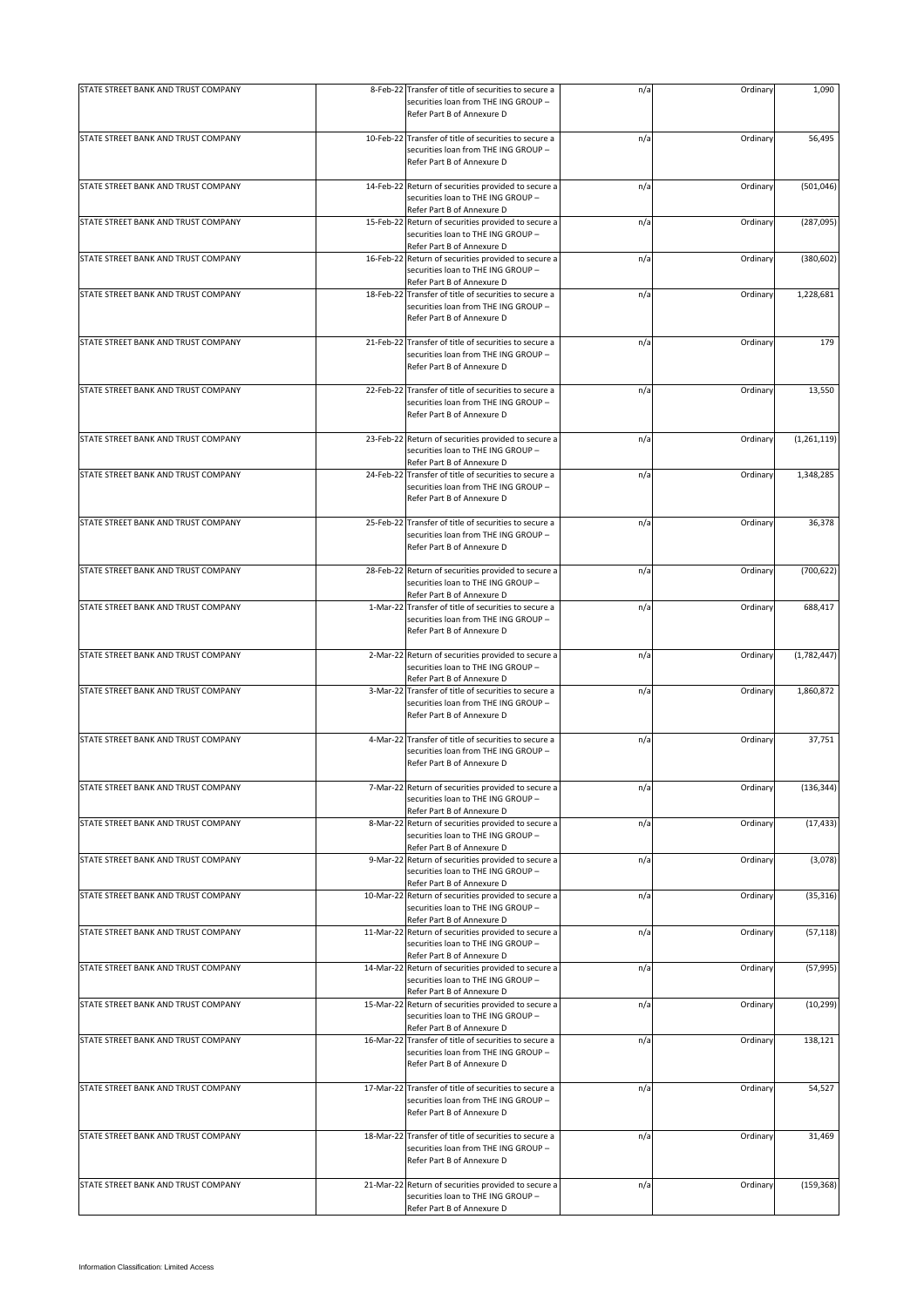| | | | | | |
|---|---|---|---|---|---|
| STATE STREET BANK AND TRUST COMPANY | 8-Feb-22 | Transfer of title of securities to secure a securities loan from THE ING GROUP – Refer Part B of Annexure D | n/a | Ordinary | 1,090 |
| STATE STREET BANK AND TRUST COMPANY | 10-Feb-22 | Transfer of title of securities to secure a securities loan from THE ING GROUP – Refer Part B of Annexure D | n/a | Ordinary | 56,495 |
| STATE STREET BANK AND TRUST COMPANY | 14-Feb-22 | Return of securities provided to secure a securities loan to THE ING GROUP – Refer Part B of Annexure D | n/a | Ordinary | (501,046) |
| STATE STREET BANK AND TRUST COMPANY | 15-Feb-22 | Return of securities provided to secure a securities loan to THE ING GROUP – Refer Part B of Annexure D | n/a | Ordinary | (287,095) |
| STATE STREET BANK AND TRUST COMPANY | 16-Feb-22 | Return of securities provided to secure a securities loan to THE ING GROUP – Refer Part B of Annexure D | n/a | Ordinary | (380,602) |
| STATE STREET BANK AND TRUST COMPANY | 18-Feb-22 | Transfer of title of securities to secure a securities loan from THE ING GROUP – Refer Part B of Annexure D | n/a | Ordinary | 1,228,681 |
| STATE STREET BANK AND TRUST COMPANY | 21-Feb-22 | Transfer of title of securities to secure a securities loan from THE ING GROUP – Refer Part B of Annexure D | n/a | Ordinary | 179 |
| STATE STREET BANK AND TRUST COMPANY | 22-Feb-22 | Transfer of title of securities to secure a securities loan from THE ING GROUP – Refer Part B of Annexure D | n/a | Ordinary | 13,550 |
| STATE STREET BANK AND TRUST COMPANY | 23-Feb-22 | Return of securities provided to secure a securities loan to THE ING GROUP – Refer Part B of Annexure D | n/a | Ordinary | (1,261,119) |
| STATE STREET BANK AND TRUST COMPANY | 24-Feb-22 | Transfer of title of securities to secure a securities loan from THE ING GROUP – Refer Part B of Annexure D | n/a | Ordinary | 1,348,285 |
| STATE STREET BANK AND TRUST COMPANY | 25-Feb-22 | Transfer of title of securities to secure a securities loan from THE ING GROUP – Refer Part B of Annexure D | n/a | Ordinary | 36,378 |
| STATE STREET BANK AND TRUST COMPANY | 28-Feb-22 | Return of securities provided to secure a securities loan to THE ING GROUP – Refer Part B of Annexure D | n/a | Ordinary | (700,622) |
| STATE STREET BANK AND TRUST COMPANY | 1-Mar-22 | Transfer of title of securities to secure a securities loan from THE ING GROUP – Refer Part B of Annexure D | n/a | Ordinary | 688,417 |
| STATE STREET BANK AND TRUST COMPANY | 2-Mar-22 | Return of securities provided to secure a securities loan to THE ING GROUP – Refer Part B of Annexure D | n/a | Ordinary | (1,782,447) |
| STATE STREET BANK AND TRUST COMPANY | 3-Mar-22 | Transfer of title of securities to secure a securities loan from THE ING GROUP – Refer Part B of Annexure D | n/a | Ordinary | 1,860,872 |
| STATE STREET BANK AND TRUST COMPANY | 4-Mar-22 | Transfer of title of securities to secure a securities loan from THE ING GROUP – Refer Part B of Annexure D | n/a | Ordinary | 37,751 |
| STATE STREET BANK AND TRUST COMPANY | 7-Mar-22 | Return of securities provided to secure a securities loan to THE ING GROUP – Refer Part B of Annexure D | n/a | Ordinary | (136,344) |
| STATE STREET BANK AND TRUST COMPANY | 8-Mar-22 | Return of securities provided to secure a securities loan to THE ING GROUP – Refer Part B of Annexure D | n/a | Ordinary | (17,433) |
| STATE STREET BANK AND TRUST COMPANY | 9-Mar-22 | Return of securities provided to secure a securities loan to THE ING GROUP – Refer Part B of Annexure D | n/a | Ordinary | (3,078) |
| STATE STREET BANK AND TRUST COMPANY | 10-Mar-22 | Return of securities provided to secure a securities loan to THE ING GROUP – Refer Part B of Annexure D | n/a | Ordinary | (35,316) |
| STATE STREET BANK AND TRUST COMPANY | 11-Mar-22 | Return of securities provided to secure a securities loan to THE ING GROUP – Refer Part B of Annexure D | n/a | Ordinary | (57,118) |
| STATE STREET BANK AND TRUST COMPANY | 14-Mar-22 | Return of securities provided to secure a securities loan to THE ING GROUP – Refer Part B of Annexure D | n/a | Ordinary | (57,995) |
| STATE STREET BANK AND TRUST COMPANY | 15-Mar-22 | Return of securities provided to secure a securities loan to THE ING GROUP – Refer Part B of Annexure D | n/a | Ordinary | (10,299) |
| STATE STREET BANK AND TRUST COMPANY | 16-Mar-22 | Transfer of title of securities to secure a securities loan from THE ING GROUP – Refer Part B of Annexure D | n/a | Ordinary | 138,121 |
| STATE STREET BANK AND TRUST COMPANY | 17-Mar-22 | Transfer of title of securities to secure a securities loan from THE ING GROUP – Refer Part B of Annexure D | n/a | Ordinary | 54,527 |
| STATE STREET BANK AND TRUST COMPANY | 18-Mar-22 | Transfer of title of securities to secure a securities loan from THE ING GROUP – Refer Part B of Annexure D | n/a | Ordinary | 31,469 |
| STATE STREET BANK AND TRUST COMPANY | 21-Mar-22 | Return of securities provided to secure a securities loan to THE ING GROUP – Refer Part B of Annexure D | n/a | Ordinary | (159,368) |

Information Classification: Limited Access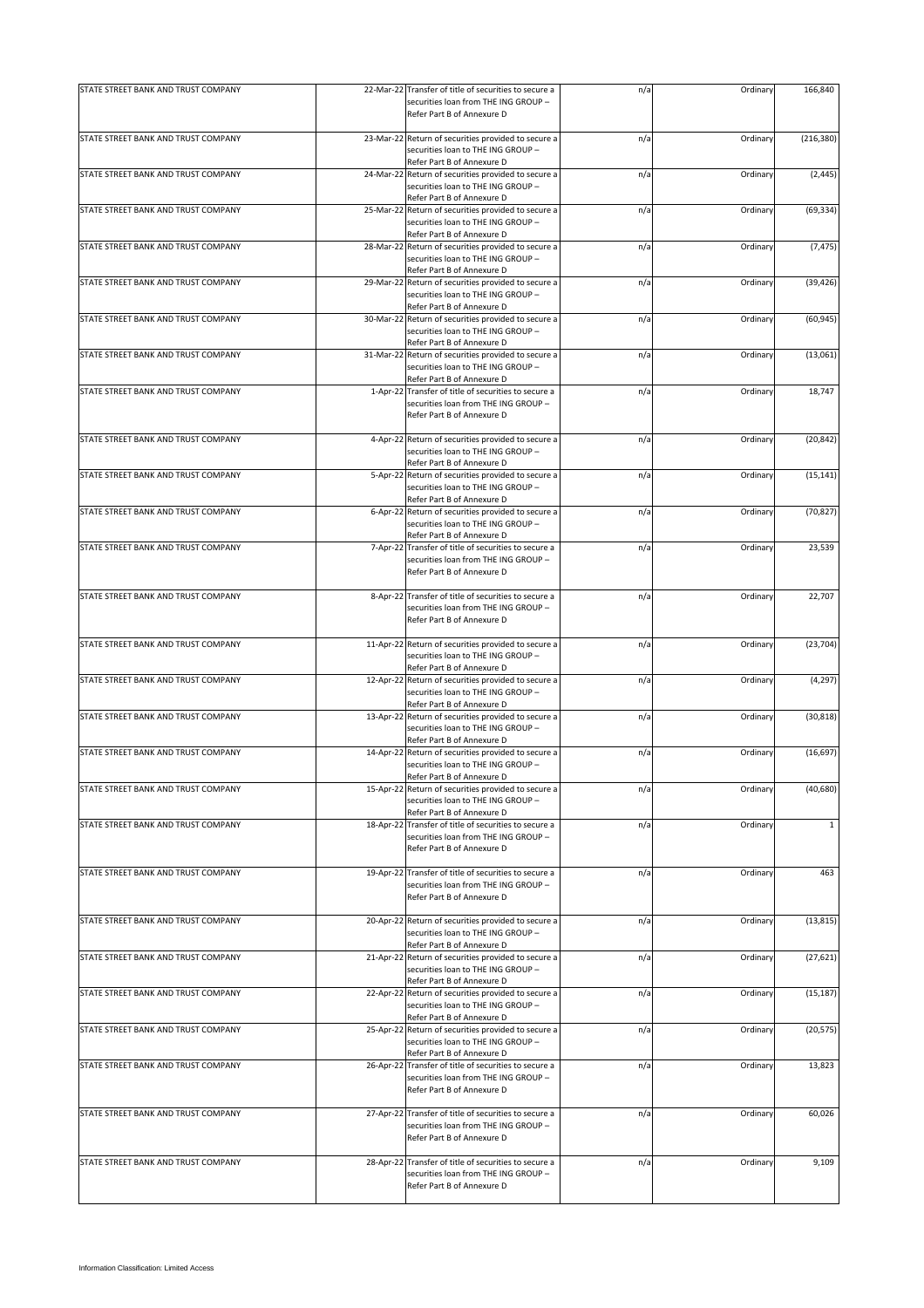| | | | | | |
|---|---|---|---|---|---|
| STATE STREET BANK AND TRUST COMPANY | 22-Mar-22 | Transfer of title of securities to secure a securities loan from THE ING GROUP – Refer Part B of Annexure D | n/a | Ordinary | 166,840 |
| STATE STREET BANK AND TRUST COMPANY | 23-Mar-22 | Return of securities provided to secure a securities loan to THE ING GROUP – Refer Part B of Annexure D | n/a | Ordinary | (216,380) |
| STATE STREET BANK AND TRUST COMPANY | 24-Mar-22 | Return of securities provided to secure a securities loan to THE ING GROUP – Refer Part B of Annexure D | n/a | Ordinary | (2,445) |
| STATE STREET BANK AND TRUST COMPANY | 25-Mar-22 | Return of securities provided to secure a securities loan to THE ING GROUP – Refer Part B of Annexure D | n/a | Ordinary | (69,334) |
| STATE STREET BANK AND TRUST COMPANY | 28-Mar-22 | Return of securities provided to secure a securities loan to THE ING GROUP – Refer Part B of Annexure D | n/a | Ordinary | (7,475) |
| STATE STREET BANK AND TRUST COMPANY | 29-Mar-22 | Return of securities provided to secure a securities loan to THE ING GROUP – Refer Part B of Annexure D | n/a | Ordinary | (39,426) |
| STATE STREET BANK AND TRUST COMPANY | 30-Mar-22 | Return of securities provided to secure a securities loan to THE ING GROUP – Refer Part B of Annexure D | n/a | Ordinary | (60,945) |
| STATE STREET BANK AND TRUST COMPANY | 31-Mar-22 | Return of securities provided to secure a securities loan to THE ING GROUP – Refer Part B of Annexure D | n/a | Ordinary | (13,061) |
| STATE STREET BANK AND TRUST COMPANY | 1-Apr-22 | Transfer of title of securities to secure a securities loan from THE ING GROUP – Refer Part B of Annexure D | n/a | Ordinary | 18,747 |
| STATE STREET BANK AND TRUST COMPANY | 4-Apr-22 | Return of securities provided to secure a securities loan to THE ING GROUP – Refer Part B of Annexure D | n/a | Ordinary | (20,842) |
| STATE STREET BANK AND TRUST COMPANY | 5-Apr-22 | Return of securities provided to secure a securities loan to THE ING GROUP – Refer Part B of Annexure D | n/a | Ordinary | (15,141) |
| STATE STREET BANK AND TRUST COMPANY | 6-Apr-22 | Return of securities provided to secure a securities loan to THE ING GROUP – Refer Part B of Annexure D | n/a | Ordinary | (70,827) |
| STATE STREET BANK AND TRUST COMPANY | 7-Apr-22 | Transfer of title of securities to secure a securities loan from THE ING GROUP – Refer Part B of Annexure D | n/a | Ordinary | 23,539 |
| STATE STREET BANK AND TRUST COMPANY | 8-Apr-22 | Transfer of title of securities to secure a securities loan from THE ING GROUP – Refer Part B of Annexure D | n/a | Ordinary | 22,707 |
| STATE STREET BANK AND TRUST COMPANY | 11-Apr-22 | Return of securities provided to secure a securities loan to THE ING GROUP – Refer Part B of Annexure D | n/a | Ordinary | (23,704) |
| STATE STREET BANK AND TRUST COMPANY | 12-Apr-22 | Return of securities provided to secure a securities loan to THE ING GROUP – Refer Part B of Annexure D | n/a | Ordinary | (4,297) |
| STATE STREET BANK AND TRUST COMPANY | 13-Apr-22 | Return of securities provided to secure a securities loan to THE ING GROUP – Refer Part B of Annexure D | n/a | Ordinary | (30,818) |
| STATE STREET BANK AND TRUST COMPANY | 14-Apr-22 | Return of securities provided to secure a securities loan to THE ING GROUP – Refer Part B of Annexure D | n/a | Ordinary | (16,697) |
| STATE STREET BANK AND TRUST COMPANY | 15-Apr-22 | Return of securities provided to secure a securities loan to THE ING GROUP – Refer Part B of Annexure D | n/a | Ordinary | (40,680) |
| STATE STREET BANK AND TRUST COMPANY | 18-Apr-22 | Transfer of title of securities to secure a securities loan from THE ING GROUP – Refer Part B of Annexure D | n/a | Ordinary | 1 |
| STATE STREET BANK AND TRUST COMPANY | 19-Apr-22 | Transfer of title of securities to secure a securities loan from THE ING GROUP – Refer Part B of Annexure D | n/a | Ordinary | 463 |
| STATE STREET BANK AND TRUST COMPANY | 20-Apr-22 | Return of securities provided to secure a securities loan to THE ING GROUP – Refer Part B of Annexure D | n/a | Ordinary | (13,815) |
| STATE STREET BANK AND TRUST COMPANY | 21-Apr-22 | Return of securities provided to secure a securities loan to THE ING GROUP – Refer Part B of Annexure D | n/a | Ordinary | (27,621) |
| STATE STREET BANK AND TRUST COMPANY | 22-Apr-22 | Return of securities provided to secure a securities loan to THE ING GROUP – Refer Part B of Annexure D | n/a | Ordinary | (15,187) |
| STATE STREET BANK AND TRUST COMPANY | 25-Apr-22 | Return of securities provided to secure a securities loan to THE ING GROUP – Refer Part B of Annexure D | n/a | Ordinary | (20,575) |
| STATE STREET BANK AND TRUST COMPANY | 26-Apr-22 | Transfer of title of securities to secure a securities loan from THE ING GROUP – Refer Part B of Annexure D | n/a | Ordinary | 13,823 |
| STATE STREET BANK AND TRUST COMPANY | 27-Apr-22 | Transfer of title of securities to secure a securities loan from THE ING GROUP – Refer Part B of Annexure D | n/a | Ordinary | 60,026 |
| STATE STREET BANK AND TRUST COMPANY | 28-Apr-22 | Transfer of title of securities to secure a securities loan from THE ING GROUP – Refer Part B of Annexure D | n/a | Ordinary | 9,109 |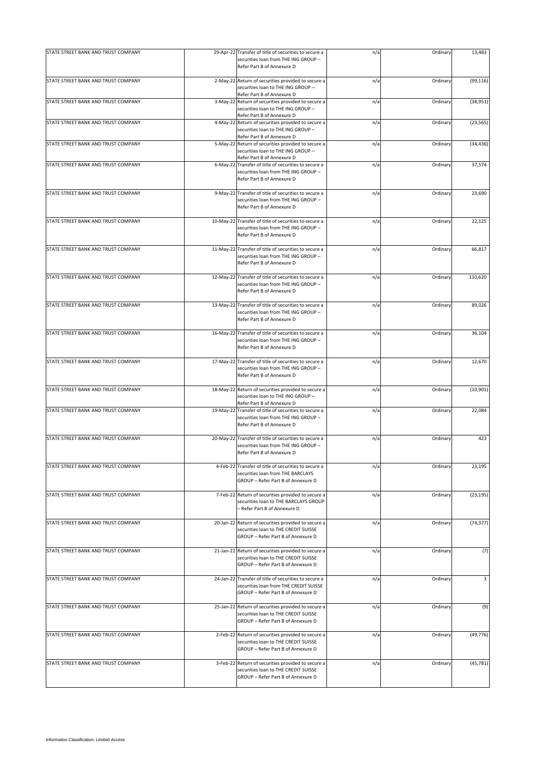| | | | | | |
|---|---|---|---|---|---|
| STATE STREET BANK AND TRUST COMPANY | 29-Apr-22 | Transfer of title of securities to secure a securities loan from THE ING GROUP – Refer Part B of Annexure D | n/a | Ordinary | 13,483 |
| STATE STREET BANK AND TRUST COMPANY | 2-May-22 | Return of securities provided to secure a securities loan to THE ING GROUP – Refer Part B of Annexure D | n/a | Ordinary | (99,116) |
| STATE STREET BANK AND TRUST COMPANY | 3-May-22 | Return of securities provided to secure a securities loan to THE ING GROUP – Refer Part B of Annexure D | n/a | Ordinary | (38,951) |
| STATE STREET BANK AND TRUST COMPANY | 4-May-22 | Return of securities provided to secure a securities loan to THE ING GROUP – Refer Part B of Annexure D | n/a | Ordinary | (23,565) |
| STATE STREET BANK AND TRUST COMPANY | 5-May-22 | Return of securities provided to secure a securities loan to THE ING GROUP – Refer Part B of Annexure D | n/a | Ordinary | (34,436) |
| STATE STREET BANK AND TRUST COMPANY | 6-May-22 | Transfer of title of securities to secure a securities loan from THE ING GROUP – Refer Part B of Annexure D | n/a | Ordinary | 37,574 |
| STATE STREET BANK AND TRUST COMPANY | 9-May-22 | Transfer of title of securities to secure a securities loan from THE ING GROUP – Refer Part B of Annexure D | n/a | Ordinary | 23,690 |
| STATE STREET BANK AND TRUST COMPANY | 10-May-22 | Transfer of title of securities to secure a securities loan from THE ING GROUP – Refer Part B of Annexure D | n/a | Ordinary | 22,125 |
| STATE STREET BANK AND TRUST COMPANY | 11-May-22 | Transfer of title of securities to secure a securities loan from THE ING GROUP – Refer Part B of Annexure D | n/a | Ordinary | 66,817 |
| STATE STREET BANK AND TRUST COMPANY | 12-May-22 | Transfer of title of securities to secure a securities loan from THE ING GROUP – Refer Part B of Annexure D | n/a | Ordinary | 110,620 |
| STATE STREET BANK AND TRUST COMPANY | 13-May-22 | Transfer of title of securities to secure a securities loan from THE ING GROUP – Refer Part B of Annexure D | n/a | Ordinary | 89,026 |
| STATE STREET BANK AND TRUST COMPANY | 16-May-22 | Transfer of title of securities to secure a securities loan from THE ING GROUP – Refer Part B of Annexure D | n/a | Ordinary | 36,104 |
| STATE STREET BANK AND TRUST COMPANY | 17-May-22 | Transfer of title of securities to secure a securities loan from THE ING GROUP – Refer Part B of Annexure D | n/a | Ordinary | 12,670 |
| STATE STREET BANK AND TRUST COMPANY | 18-May-22 | Return of securities provided to secure a securities loan to THE ING GROUP – Refer Part B of Annexure D | n/a | Ordinary | (10,901) |
| STATE STREET BANK AND TRUST COMPANY | 19-May-22 | Transfer of title of securities to secure a securities loan from THE ING GROUP – Refer Part B of Annexure D | n/a | Ordinary | 22,084 |
| STATE STREET BANK AND TRUST COMPANY | 20-May-22 | Transfer of title of securities to secure a securities loan from THE ING GROUP – Refer Part B of Annexure D | n/a | Ordinary | 423 |
| STATE STREET BANK AND TRUST COMPANY | 4-Feb-22 | Transfer of title of securities to secure a securities loan from THE BARCLAYS GROUP – Refer Part B of Annexure D | n/a | Ordinary | 23,195 |
| STATE STREET BANK AND TRUST COMPANY | 7-Feb-22 | Return of securities provided to secure a securities loan to THE BARCLAYS GROUP – Refer Part B of Annexure D | n/a | Ordinary | (23,195) |
| STATE STREET BANK AND TRUST COMPANY | 20-Jan-22 | Return of securities provided to secure a securities loan to THE CREDIT SUISSE GROUP – Refer Part B of Annexure D | n/a | Ordinary | (74,377) |
| STATE STREET BANK AND TRUST COMPANY | 21-Jan-22 | Return of securities provided to secure a securities loan to THE CREDIT SUISSE GROUP – Refer Part B of Annexure D | n/a | Ordinary | (7) |
| STATE STREET BANK AND TRUST COMPANY | 24-Jan-22 | Transfer of title of securities to secure a securities loan from THE CREDIT SUISSE GROUP – Refer Part B of Annexure D | n/a | Ordinary | 3 |
| STATE STREET BANK AND TRUST COMPANY | 25-Jan-22 | Return of securities provided to secure a securities loan to THE CREDIT SUISSE GROUP – Refer Part B of Annexure D | n/a | Ordinary | (9) |
| STATE STREET BANK AND TRUST COMPANY | 2-Feb-22 | Return of securities provided to secure a securities loan to THE CREDIT SUISSE GROUP – Refer Part B of Annexure D | n/a | Ordinary | (49,776) |
| STATE STREET BANK AND TRUST COMPANY | 3-Feb-22 | Return of securities provided to secure a securities loan to THE CREDIT SUISSE GROUP – Refer Part B of Annexure D | n/a | Ordinary | (45,781) |

Information Classification: Limited Access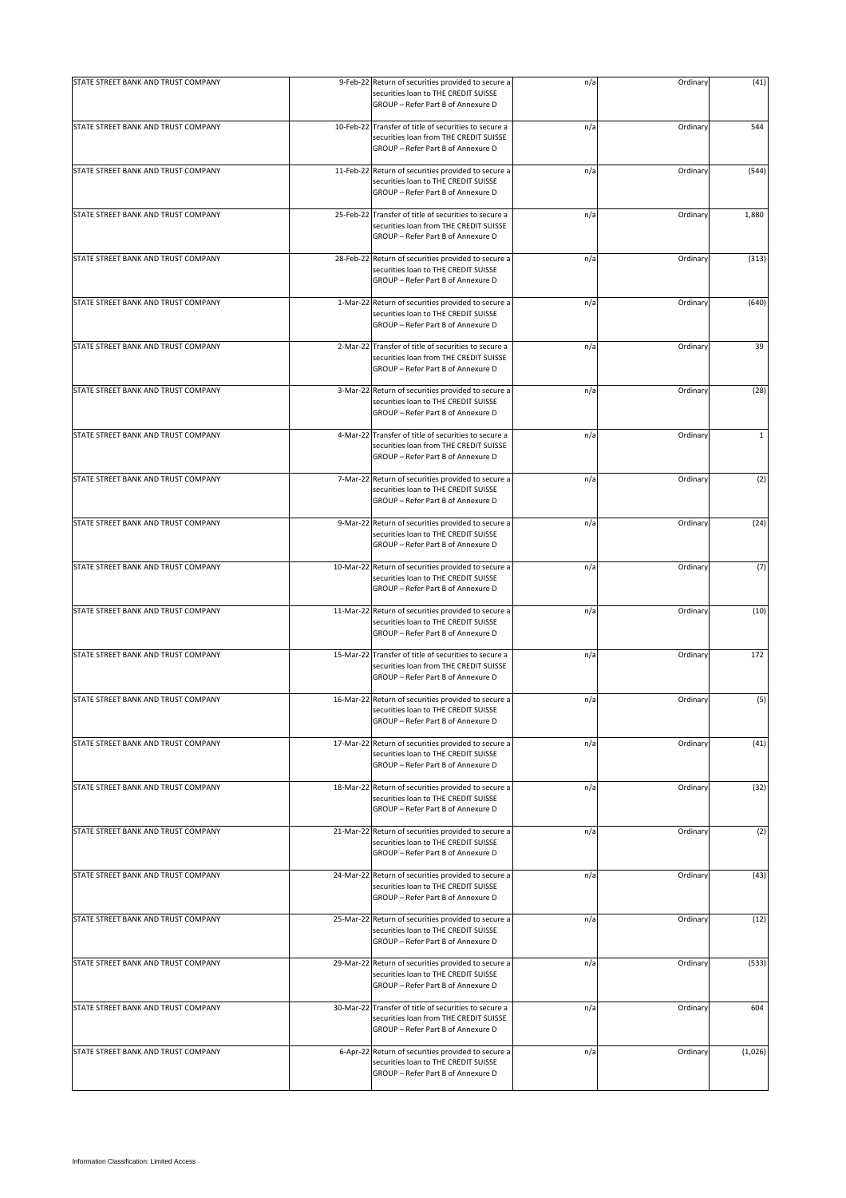| | | | | | |
|---|---|---|---|---|---|
| STATE STREET BANK AND TRUST COMPANY | 9-Feb-22 | Return of securities provided to secure a securities loan to THE CREDIT SUISSE GROUP – Refer Part B of Annexure D | n/a | Ordinary | (41) |
| STATE STREET BANK AND TRUST COMPANY | 10-Feb-22 | Transfer of title of securities to secure a securities loan from THE CREDIT SUISSE GROUP – Refer Part B of Annexure D | n/a | Ordinary | 544 |
| STATE STREET BANK AND TRUST COMPANY | 11-Feb-22 | Return of securities provided to secure a securities loan to THE CREDIT SUISSE GROUP – Refer Part B of Annexure D | n/a | Ordinary | (544) |
| STATE STREET BANK AND TRUST COMPANY | 25-Feb-22 | Transfer of title of securities to secure a securities loan from THE CREDIT SUISSE GROUP – Refer Part B of Annexure D | n/a | Ordinary | 1,880 |
| STATE STREET BANK AND TRUST COMPANY | 28-Feb-22 | Return of securities provided to secure a securities loan to THE CREDIT SUISSE GROUP – Refer Part B of Annexure D | n/a | Ordinary | (313) |
| STATE STREET BANK AND TRUST COMPANY | 1-Mar-22 | Return of securities provided to secure a securities loan to THE CREDIT SUISSE GROUP – Refer Part B of Annexure D | n/a | Ordinary | (640) |
| STATE STREET BANK AND TRUST COMPANY | 2-Mar-22 | Transfer of title of securities to secure a securities loan from THE CREDIT SUISSE GROUP – Refer Part B of Annexure D | n/a | Ordinary | 39 |
| STATE STREET BANK AND TRUST COMPANY | 3-Mar-22 | Return of securities provided to secure a securities loan to THE CREDIT SUISSE GROUP – Refer Part B of Annexure D | n/a | Ordinary | (28) |
| STATE STREET BANK AND TRUST COMPANY | 4-Mar-22 | Transfer of title of securities to secure a securities loan from THE CREDIT SUISSE GROUP – Refer Part B of Annexure D | n/a | Ordinary | 1 |
| STATE STREET BANK AND TRUST COMPANY | 7-Mar-22 | Return of securities provided to secure a securities loan to THE CREDIT SUISSE GROUP – Refer Part B of Annexure D | n/a | Ordinary | (2) |
| STATE STREET BANK AND TRUST COMPANY | 9-Mar-22 | Return of securities provided to secure a securities loan to THE CREDIT SUISSE GROUP – Refer Part B of Annexure D | n/a | Ordinary | (24) |
| STATE STREET BANK AND TRUST COMPANY | 10-Mar-22 | Return of securities provided to secure a securities loan to THE CREDIT SUISSE GROUP – Refer Part B of Annexure D | n/a | Ordinary | (7) |
| STATE STREET BANK AND TRUST COMPANY | 11-Mar-22 | Return of securities provided to secure a securities loan to THE CREDIT SUISSE GROUP – Refer Part B of Annexure D | n/a | Ordinary | (10) |
| STATE STREET BANK AND TRUST COMPANY | 15-Mar-22 | Transfer of title of securities to secure a securities loan from THE CREDIT SUISSE GROUP – Refer Part B of Annexure D | n/a | Ordinary | 172 |
| STATE STREET BANK AND TRUST COMPANY | 16-Mar-22 | Return of securities provided to secure a securities loan to THE CREDIT SUISSE GROUP – Refer Part B of Annexure D | n/a | Ordinary | (5) |
| STATE STREET BANK AND TRUST COMPANY | 17-Mar-22 | Return of securities provided to secure a securities loan to THE CREDIT SUISSE GROUP – Refer Part B of Annexure D | n/a | Ordinary | (41) |
| STATE STREET BANK AND TRUST COMPANY | 18-Mar-22 | Return of securities provided to secure a securities loan to THE CREDIT SUISSE GROUP – Refer Part B of Annexure D | n/a | Ordinary | (32) |
| STATE STREET BANK AND TRUST COMPANY | 21-Mar-22 | Return of securities provided to secure a securities loan to THE CREDIT SUISSE GROUP – Refer Part B of Annexure D | n/a | Ordinary | (2) |
| STATE STREET BANK AND TRUST COMPANY | 24-Mar-22 | Return of securities provided to secure a securities loan to THE CREDIT SUISSE GROUP – Refer Part B of Annexure D | n/a | Ordinary | (43) |
| STATE STREET BANK AND TRUST COMPANY | 25-Mar-22 | Return of securities provided to secure a securities loan to THE CREDIT SUISSE GROUP – Refer Part B of Annexure D | n/a | Ordinary | (12) |
| STATE STREET BANK AND TRUST COMPANY | 29-Mar-22 | Return of securities provided to secure a securities loan to THE CREDIT SUISSE GROUP – Refer Part B of Annexure D | n/a | Ordinary | (533) |
| STATE STREET BANK AND TRUST COMPANY | 30-Mar-22 | Transfer of title of securities to secure a securities loan from THE CREDIT SUISSE GROUP – Refer Part B of Annexure D | n/a | Ordinary | 604 |
| STATE STREET BANK AND TRUST COMPANY | 6-Apr-22 | Return of securities provided to secure a securities loan to THE CREDIT SUISSE GROUP – Refer Part B of Annexure D | n/a | Ordinary | (1,026) |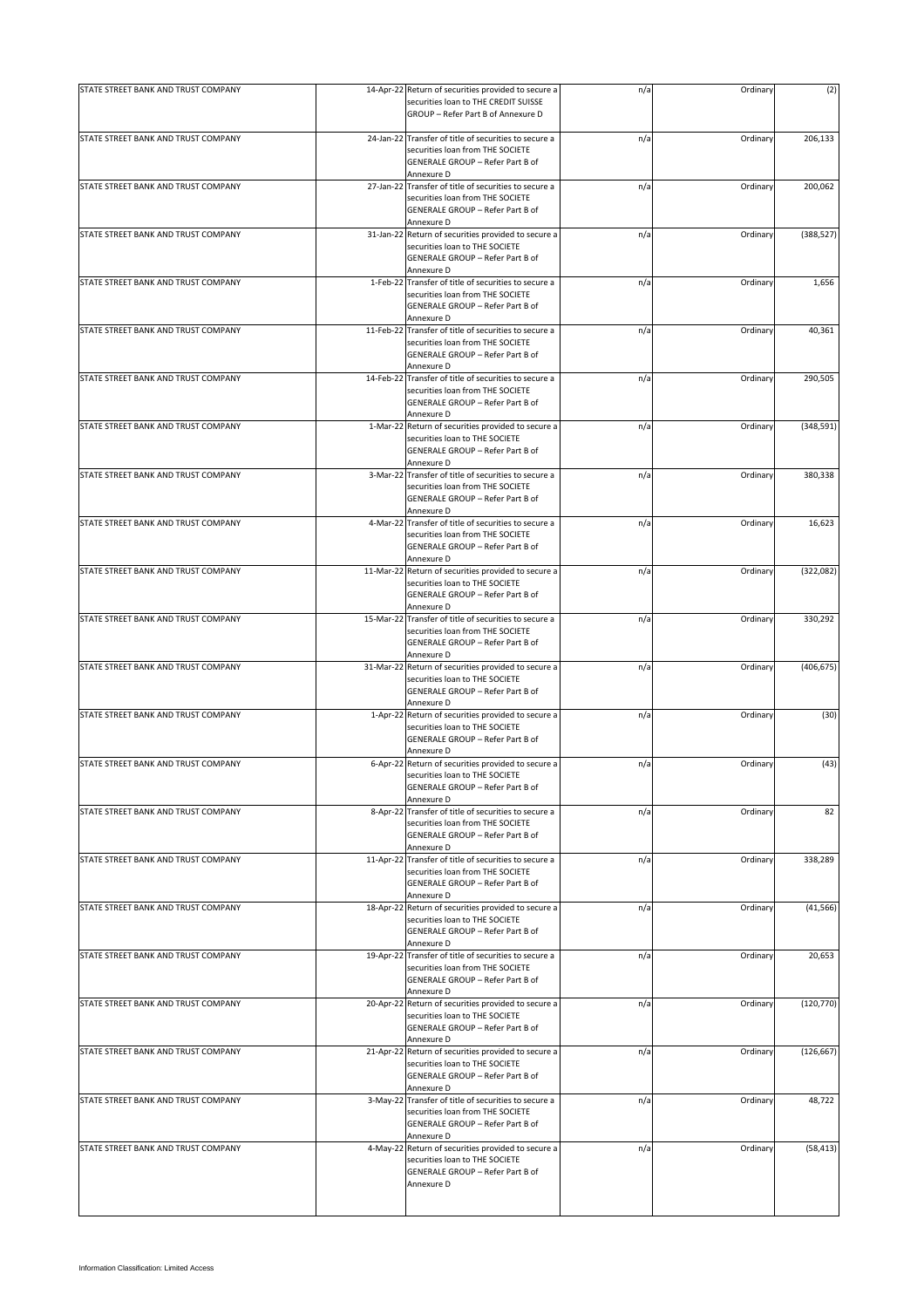| | | | | | |
|---|---|---|---|---|---|
| STATE STREET BANK AND TRUST COMPANY | 14-Apr-22 | Return of securities provided to secure a securities loan to THE CREDIT SUISSE GROUP – Refer Part B of Annexure D | n/a | Ordinary | (2) |
| STATE STREET BANK AND TRUST COMPANY | 24-Jan-22 | Transfer of title of securities to secure a securities loan from THE SOCIETE GENERALE GROUP – Refer Part B of Annexure D | n/a | Ordinary | 206,133 |
| STATE STREET BANK AND TRUST COMPANY | 27-Jan-22 | Transfer of title of securities to secure a securities loan from THE SOCIETE GENERALE GROUP – Refer Part B of Annexure D | n/a | Ordinary | 200,062 |
| STATE STREET BANK AND TRUST COMPANY | 31-Jan-22 | Return of securities provided to secure a securities loan to THE SOCIETE GENERALE GROUP – Refer Part B of Annexure D | n/a | Ordinary | (388,527) |
| STATE STREET BANK AND TRUST COMPANY | 1-Feb-22 | Transfer of title of securities to secure a securities loan from THE SOCIETE GENERALE GROUP – Refer Part B of Annexure D | n/a | Ordinary | 1,656 |
| STATE STREET BANK AND TRUST COMPANY | 11-Feb-22 | Transfer of title of securities to secure a securities loan from THE SOCIETE GENERALE GROUP – Refer Part B of Annexure D | n/a | Ordinary | 40,361 |
| STATE STREET BANK AND TRUST COMPANY | 14-Feb-22 | Transfer of title of securities to secure a securities loan from THE SOCIETE GENERALE GROUP – Refer Part B of Annexure D | n/a | Ordinary | 290,505 |
| STATE STREET BANK AND TRUST COMPANY | 1-Mar-22 | Return of securities provided to secure a securities loan to THE SOCIETE GENERALE GROUP – Refer Part B of Annexure D | n/a | Ordinary | (348,591) |
| STATE STREET BANK AND TRUST COMPANY | 3-Mar-22 | Transfer of title of securities to secure a securities loan from THE SOCIETE GENERALE GROUP – Refer Part B of Annexure D | n/a | Ordinary | 380,338 |
| STATE STREET BANK AND TRUST COMPANY | 4-Mar-22 | Transfer of title of securities to secure a securities loan from THE SOCIETE GENERALE GROUP – Refer Part B of Annexure D | n/a | Ordinary | 16,623 |
| STATE STREET BANK AND TRUST COMPANY | 11-Mar-22 | Return of securities provided to secure a securities loan to THE SOCIETE GENERALE GROUP – Refer Part B of Annexure D | n/a | Ordinary | (322,082) |
| STATE STREET BANK AND TRUST COMPANY | 15-Mar-22 | Transfer of title of securities to secure a securities loan from THE SOCIETE GENERALE GROUP – Refer Part B of Annexure D | n/a | Ordinary | 330,292 |
| STATE STREET BANK AND TRUST COMPANY | 31-Mar-22 | Return of securities provided to secure a securities loan to THE SOCIETE GENERALE GROUP – Refer Part B of Annexure D | n/a | Ordinary | (406,675) |
| STATE STREET BANK AND TRUST COMPANY | 1-Apr-22 | Return of securities provided to secure a securities loan to THE SOCIETE GENERALE GROUP – Refer Part B of Annexure D | n/a | Ordinary | (30) |
| STATE STREET BANK AND TRUST COMPANY | 6-Apr-22 | Return of securities provided to secure a securities loan to THE SOCIETE GENERALE GROUP – Refer Part B of Annexure D | n/a | Ordinary | (43) |
| STATE STREET BANK AND TRUST COMPANY | 8-Apr-22 | Transfer of title of securities to secure a securities loan from THE SOCIETE GENERALE GROUP – Refer Part B of Annexure D | n/a | Ordinary | 82 |
| STATE STREET BANK AND TRUST COMPANY | 11-Apr-22 | Transfer of title of securities to secure a securities loan from THE SOCIETE GENERALE GROUP – Refer Part B of Annexure D | n/a | Ordinary | 338,289 |
| STATE STREET BANK AND TRUST COMPANY | 18-Apr-22 | Return of securities provided to secure a securities loan to THE SOCIETE GENERALE GROUP – Refer Part B of Annexure D | n/a | Ordinary | (41,566) |
| STATE STREET BANK AND TRUST COMPANY | 19-Apr-22 | Transfer of title of securities to secure a securities loan from THE SOCIETE GENERALE GROUP – Refer Part B of Annexure D | n/a | Ordinary | 20,653 |
| STATE STREET BANK AND TRUST COMPANY | 20-Apr-22 | Return of securities provided to secure a securities loan to THE SOCIETE GENERALE GROUP – Refer Part B of Annexure D | n/a | Ordinary | (120,770) |
| STATE STREET BANK AND TRUST COMPANY | 21-Apr-22 | Return of securities provided to secure a securities loan to THE SOCIETE GENERALE GROUP – Refer Part B of Annexure D | n/a | Ordinary | (126,667) |
| STATE STREET BANK AND TRUST COMPANY | 3-May-22 | Transfer of title of securities to secure a securities loan from THE SOCIETE GENERALE GROUP – Refer Part B of Annexure D | n/a | Ordinary | 48,722 |
| STATE STREET BANK AND TRUST COMPANY | 4-May-22 | Return of securities provided to secure a securities loan to THE SOCIETE GENERALE GROUP – Refer Part B of Annexure D | n/a | Ordinary | (58,413) |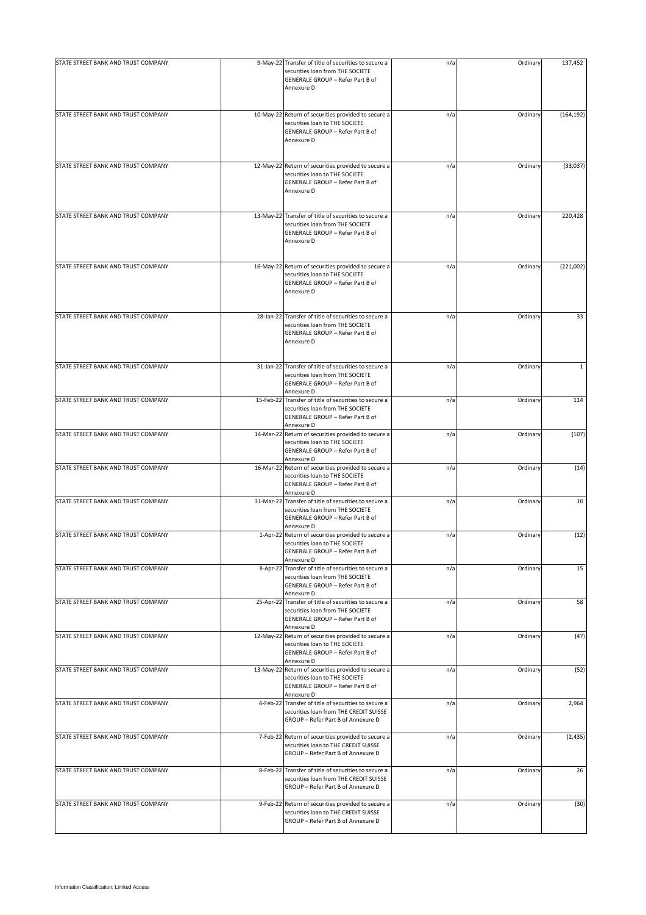| | | | | | |
|---|---|---|---|---|---|
| STATE STREET BANK AND TRUST COMPANY | 9-May-22 | Transfer of title of securities to secure a securities loan from THE SOCIETE GENERALE GROUP – Refer Part B of Annexure D | n/a | Ordinary | 137,452 |
| STATE STREET BANK AND TRUST COMPANY | 10-May-22 | Return of securities provided to secure a securities loan to THE SOCIETE GENERALE GROUP – Refer Part B of Annexure D | n/a | Ordinary | (164,192) |
| STATE STREET BANK AND TRUST COMPANY | 12-May-22 | Return of securities provided to secure a securities loan to THE SOCIETE GENERALE GROUP – Refer Part B of Annexure D | n/a | Ordinary | (33,037) |
| STATE STREET BANK AND TRUST COMPANY | 13-May-22 | Transfer of title of securities to secure a securities loan from THE SOCIETE GENERALE GROUP – Refer Part B of Annexure D | n/a | Ordinary | 220,428 |
| STATE STREET BANK AND TRUST COMPANY | 16-May-22 | Return of securities provided to secure a securities loan to THE SOCIETE GENERALE GROUP – Refer Part B of Annexure D | n/a | Ordinary | (221,002) |
| STATE STREET BANK AND TRUST COMPANY | 28-Jan-22 | Transfer of title of securities to secure a securities loan from THE SOCIETE GENERALE GROUP – Refer Part B of Annexure D | n/a | Ordinary | 33 |
| STATE STREET BANK AND TRUST COMPANY | 31-Jan-22 | Transfer of title of securities to secure a securities loan from THE SOCIETE GENERALE GROUP – Refer Part B of Annexure D | n/a | Ordinary | 1 |
| STATE STREET BANK AND TRUST COMPANY | 15-Feb-22 | Transfer of title of securities to secure a securities loan from THE SOCIETE GENERALE GROUP – Refer Part B of Annexure D | n/a | Ordinary | 114 |
| STATE STREET BANK AND TRUST COMPANY | 14-Mar-22 | Return of securities provided to secure a securities loan to THE SOCIETE GENERALE GROUP – Refer Part B of Annexure D | n/a | Ordinary | (107) |
| STATE STREET BANK AND TRUST COMPANY | 16-Mar-22 | Return of securities provided to secure a securities loan to THE SOCIETE GENERALE GROUP – Refer Part B of Annexure D | n/a | Ordinary | (14) |
| STATE STREET BANK AND TRUST COMPANY | 31-Mar-22 | Transfer of title of securities to secure a securities loan from THE SOCIETE GENERALE GROUP – Refer Part B of Annexure D | n/a | Ordinary | 10 |
| STATE STREET BANK AND TRUST COMPANY | 1-Apr-22 | Return of securities provided to secure a securities loan to THE SOCIETE GENERALE GROUP – Refer Part B of Annexure D | n/a | Ordinary | (12) |
| STATE STREET BANK AND TRUST COMPANY | 8-Apr-22 | Transfer of title of securities to secure a securities loan from THE SOCIETE GENERALE GROUP – Refer Part B of Annexure D | n/a | Ordinary | 15 |
| STATE STREET BANK AND TRUST COMPANY | 25-Apr-22 | Transfer of title of securities to secure a securities loan from THE SOCIETE GENERALE GROUP – Refer Part B of Annexure D | n/a | Ordinary | 58 |
| STATE STREET BANK AND TRUST COMPANY | 12-May-22 | Return of securities provided to secure a securities loan to THE SOCIETE GENERALE GROUP – Refer Part B of Annexure D | n/a | Ordinary | (47) |
| STATE STREET BANK AND TRUST COMPANY | 13-May-22 | Return of securities provided to secure a securities loan to THE SOCIETE GENERALE GROUP – Refer Part B of Annexure D | n/a | Ordinary | (52) |
| STATE STREET BANK AND TRUST COMPANY | 4-Feb-22 | Transfer of title of securities to secure a securities loan from THE CREDIT SUISSE GROUP – Refer Part B of Annexure D | n/a | Ordinary | 2,964 |
| STATE STREET BANK AND TRUST COMPANY | 7-Feb-22 | Return of securities provided to secure a securities loan to THE CREDIT SUISSE GROUP – Refer Part B of Annexure D | n/a | Ordinary | (2,435) |
| STATE STREET BANK AND TRUST COMPANY | 8-Feb-22 | Transfer of title of securities to secure a securities loan from THE CREDIT SUISSE GROUP – Refer Part B of Annexure D | n/a | Ordinary | 26 |
| STATE STREET BANK AND TRUST COMPANY | 9-Feb-22 | Return of securities provided to secure a securities loan to THE CREDIT SUISSE GROUP – Refer Part B of Annexure D | n/a | Ordinary | (30) |

Information Classification: Limited Access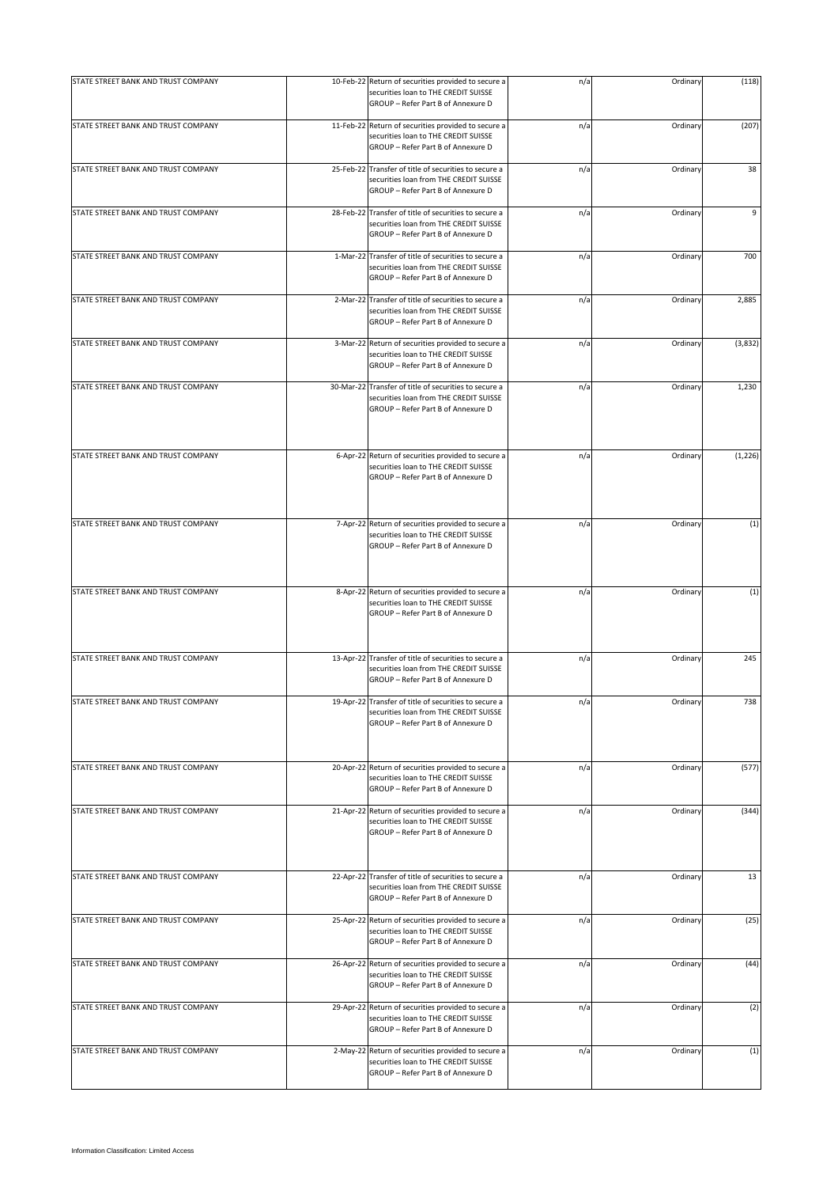| | | | | | |
|---|---|---|---|---|---|
| STATE STREET BANK AND TRUST COMPANY | 10-Feb-22 | Return of securities provided to secure a securities loan to THE CREDIT SUISSE GROUP – Refer Part B of Annexure D | n/a | Ordinary | (118) |
| STATE STREET BANK AND TRUST COMPANY | 11-Feb-22 | Return of securities provided to secure a securities loan to THE CREDIT SUISSE GROUP – Refer Part B of Annexure D | n/a | Ordinary | (207) |
| STATE STREET BANK AND TRUST COMPANY | 25-Feb-22 | Transfer of title of securities to secure a securities loan from THE CREDIT SUISSE GROUP – Refer Part B of Annexure D | n/a | Ordinary | 38 |
| STATE STREET BANK AND TRUST COMPANY | 28-Feb-22 | Transfer of title of securities to secure a securities loan from THE CREDIT SUISSE GROUP – Refer Part B of Annexure D | n/a | Ordinary | 9 |
| STATE STREET BANK AND TRUST COMPANY | 1-Mar-22 | Transfer of title of securities to secure a securities loan from THE CREDIT SUISSE GROUP – Refer Part B of Annexure D | n/a | Ordinary | 700 |
| STATE STREET BANK AND TRUST COMPANY | 2-Mar-22 | Transfer of title of securities to secure a securities loan from THE CREDIT SUISSE GROUP – Refer Part B of Annexure D | n/a | Ordinary | 2,885 |
| STATE STREET BANK AND TRUST COMPANY | 3-Mar-22 | Return of securities provided to secure a securities loan to THE CREDIT SUISSE GROUP – Refer Part B of Annexure D | n/a | Ordinary | (3,832) |
| STATE STREET BANK AND TRUST COMPANY | 30-Mar-22 | Transfer of title of securities to secure a securities loan from THE CREDIT SUISSE GROUP – Refer Part B of Annexure D | n/a | Ordinary | 1,230 |
| STATE STREET BANK AND TRUST COMPANY | 6-Apr-22 | Return of securities provided to secure a securities loan to THE CREDIT SUISSE GROUP – Refer Part B of Annexure D | n/a | Ordinary | (1,226) |
| STATE STREET BANK AND TRUST COMPANY | 7-Apr-22 | Return of securities provided to secure a securities loan to THE CREDIT SUISSE GROUP – Refer Part B of Annexure D | n/a | Ordinary | (1) |
| STATE STREET BANK AND TRUST COMPANY | 8-Apr-22 | Return of securities provided to secure a securities loan to THE CREDIT SUISSE GROUP – Refer Part B of Annexure D | n/a | Ordinary | (1) |
| STATE STREET BANK AND TRUST COMPANY | 13-Apr-22 | Transfer of title of securities to secure a securities loan from THE CREDIT SUISSE GROUP – Refer Part B of Annexure D | n/a | Ordinary | 245 |
| STATE STREET BANK AND TRUST COMPANY | 19-Apr-22 | Transfer of title of securities to secure a securities loan from THE CREDIT SUISSE GROUP – Refer Part B of Annexure D | n/a | Ordinary | 738 |
| STATE STREET BANK AND TRUST COMPANY | 20-Apr-22 | Return of securities provided to secure a securities loan to THE CREDIT SUISSE GROUP – Refer Part B of Annexure D | n/a | Ordinary | (577) |
| STATE STREET BANK AND TRUST COMPANY | 21-Apr-22 | Return of securities provided to secure a securities loan to THE CREDIT SUISSE GROUP – Refer Part B of Annexure D | n/a | Ordinary | (344) |
| STATE STREET BANK AND TRUST COMPANY | 22-Apr-22 | Transfer of title of securities to secure a securities loan from THE CREDIT SUISSE GROUP – Refer Part B of Annexure D | n/a | Ordinary | 13 |
| STATE STREET BANK AND TRUST COMPANY | 25-Apr-22 | Return of securities provided to secure a securities loan to THE CREDIT SUISSE GROUP – Refer Part B of Annexure D | n/a | Ordinary | (25) |
| STATE STREET BANK AND TRUST COMPANY | 26-Apr-22 | Return of securities provided to secure a securities loan to THE CREDIT SUISSE GROUP – Refer Part B of Annexure D | n/a | Ordinary | (44) |
| STATE STREET BANK AND TRUST COMPANY | 29-Apr-22 | Return of securities provided to secure a securities loan to THE CREDIT SUISSE GROUP – Refer Part B of Annexure D | n/a | Ordinary | (2) |
| STATE STREET BANK AND TRUST COMPANY | 2-May-22 | Return of securities provided to secure a securities loan to THE CREDIT SUISSE GROUP – Refer Part B of Annexure D | n/a | Ordinary | (1) |

Information Classification: Limited Access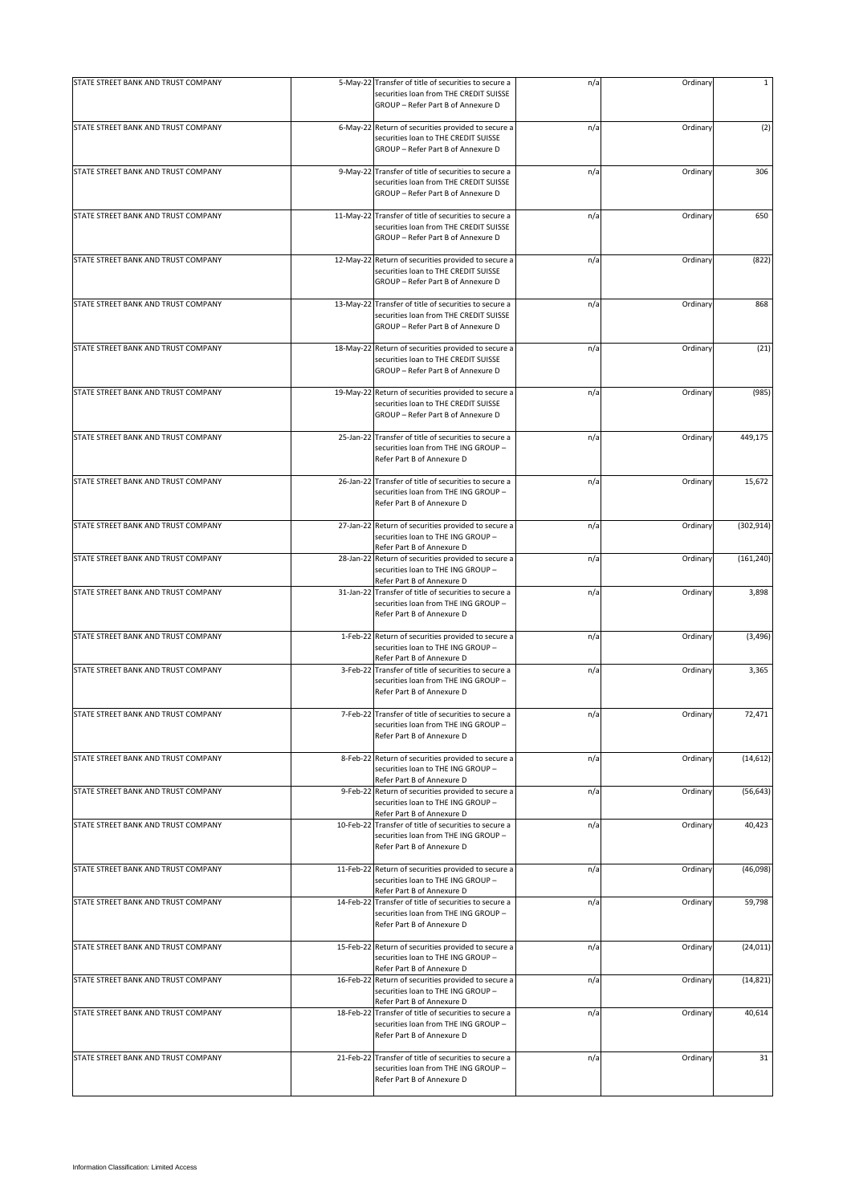| | | | | | |
|---|---|---|---|---|---|
| STATE STREET BANK AND TRUST COMPANY | 5-May-22 | Transfer of title of securities to secure a securities loan from THE CREDIT SUISSE GROUP – Refer Part B of Annexure D | n/a | Ordinary | 1 |
| STATE STREET BANK AND TRUST COMPANY | 6-May-22 | Return of securities provided to secure a securities loan to THE CREDIT SUISSE GROUP – Refer Part B of Annexure D | n/a | Ordinary | (2) |
| STATE STREET BANK AND TRUST COMPANY | 9-May-22 | Transfer of title of securities to secure a securities loan from THE CREDIT SUISSE GROUP – Refer Part B of Annexure D | n/a | Ordinary | 306 |
| STATE STREET BANK AND TRUST COMPANY | 11-May-22 | Transfer of title of securities to secure a securities loan from THE CREDIT SUISSE GROUP – Refer Part B of Annexure D | n/a | Ordinary | 650 |
| STATE STREET BANK AND TRUST COMPANY | 12-May-22 | Return of securities provided to secure a securities loan to THE CREDIT SUISSE GROUP – Refer Part B of Annexure D | n/a | Ordinary | (822) |
| STATE STREET BANK AND TRUST COMPANY | 13-May-22 | Transfer of title of securities to secure a securities loan from THE CREDIT SUISSE GROUP – Refer Part B of Annexure D | n/a | Ordinary | 868 |
| STATE STREET BANK AND TRUST COMPANY | 18-May-22 | Return of securities provided to secure a securities loan to THE CREDIT SUISSE GROUP – Refer Part B of Annexure D | n/a | Ordinary | (21) |
| STATE STREET BANK AND TRUST COMPANY | 19-May-22 | Return of securities provided to secure a securities loan to THE CREDIT SUISSE GROUP – Refer Part B of Annexure D | n/a | Ordinary | (985) |
| STATE STREET BANK AND TRUST COMPANY | 25-Jan-22 | Transfer of title of securities to secure a securities loan from THE ING GROUP – Refer Part B of Annexure D | n/a | Ordinary | 449,175 |
| STATE STREET BANK AND TRUST COMPANY | 26-Jan-22 | Transfer of title of securities to secure a securities loan from THE ING GROUP – Refer Part B of Annexure D | n/a | Ordinary | 15,672 |
| STATE STREET BANK AND TRUST COMPANY | 27-Jan-22 | Return of securities provided to secure a securities loan to THE ING GROUP – Refer Part B of Annexure D | n/a | Ordinary | (302,914) |
| STATE STREET BANK AND TRUST COMPANY | 28-Jan-22 | Return of securities provided to secure a securities loan to THE ING GROUP – Refer Part B of Annexure D | n/a | Ordinary | (161,240) |
| STATE STREET BANK AND TRUST COMPANY | 31-Jan-22 | Transfer of title of securities to secure a securities loan from THE ING GROUP – Refer Part B of Annexure D | n/a | Ordinary | 3,898 |
| STATE STREET BANK AND TRUST COMPANY | 1-Feb-22 | Return of securities provided to secure a securities loan to THE ING GROUP – Refer Part B of Annexure D | n/a | Ordinary | (3,496) |
| STATE STREET BANK AND TRUST COMPANY | 3-Feb-22 | Transfer of title of securities to secure a securities loan from THE ING GROUP – Refer Part B of Annexure D | n/a | Ordinary | 3,365 |
| STATE STREET BANK AND TRUST COMPANY | 7-Feb-22 | Transfer of title of securities to secure a securities loan from THE ING GROUP – Refer Part B of Annexure D | n/a | Ordinary | 72,471 |
| STATE STREET BANK AND TRUST COMPANY | 8-Feb-22 | Return of securities provided to secure a securities loan to THE ING GROUP – Refer Part B of Annexure D | n/a | Ordinary | (14,612) |
| STATE STREET BANK AND TRUST COMPANY | 9-Feb-22 | Return of securities provided to secure a securities loan to THE ING GROUP – Refer Part B of Annexure D | n/a | Ordinary | (56,643) |
| STATE STREET BANK AND TRUST COMPANY | 10-Feb-22 | Transfer of title of securities to secure a securities loan from THE ING GROUP – Refer Part B of Annexure D | n/a | Ordinary | 40,423 |
| STATE STREET BANK AND TRUST COMPANY | 11-Feb-22 | Return of securities provided to secure a securities loan to THE ING GROUP – Refer Part B of Annexure D | n/a | Ordinary | (46,098) |
| STATE STREET BANK AND TRUST COMPANY | 14-Feb-22 | Transfer of title of securities to secure a securities loan from THE ING GROUP – Refer Part B of Annexure D | n/a | Ordinary | 59,798 |
| STATE STREET BANK AND TRUST COMPANY | 15-Feb-22 | Return of securities provided to secure a securities loan to THE ING GROUP – Refer Part B of Annexure D | n/a | Ordinary | (24,011) |
| STATE STREET BANK AND TRUST COMPANY | 16-Feb-22 | Return of securities provided to secure a securities loan to THE ING GROUP – Refer Part B of Annexure D | n/a | Ordinary | (14,821) |
| STATE STREET BANK AND TRUST COMPANY | 18-Feb-22 | Transfer of title of securities to secure a securities loan from THE ING GROUP – Refer Part B of Annexure D | n/a | Ordinary | 40,614 |
| STATE STREET BANK AND TRUST COMPANY | 21-Feb-22 | Transfer of title of securities to secure a securities loan from THE ING GROUP – Refer Part B of Annexure D | n/a | Ordinary | 31 |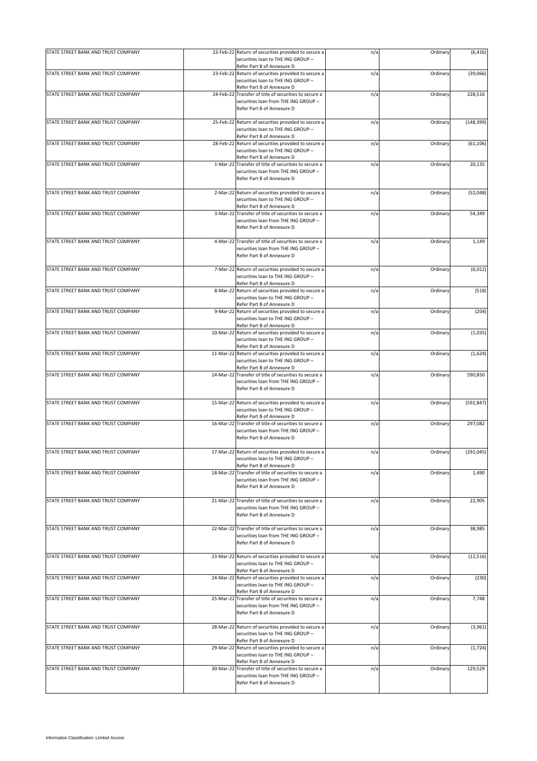| | | | | | |
|---|---|---|---|---|---|
| STATE STREET BANK AND TRUST COMPANY | 22-Feb-22 | Return of securities provided to secure a securities loan to THE ING GROUP – Refer Part B of Annexure D | n/a | Ordinary | (6,416) |
| STATE STREET BANK AND TRUST COMPANY | 23-Feb-22 | Return of securities provided to secure a securities loan to THE ING GROUP – Refer Part B of Annexure D | n/a | Ordinary | (39,066) |
| STATE STREET BANK AND TRUST COMPANY | 24-Feb-22 | Transfer of title of securities to secure a securities loan from THE ING GROUP – Refer Part B of Annexure D | n/a | Ordinary | 228,516 |
| STATE STREET BANK AND TRUST COMPANY | 25-Feb-22 | Return of securities provided to secure a securities loan to THE ING GROUP – Refer Part B of Annexure D | n/a | Ordinary | (148,399) |
| STATE STREET BANK AND TRUST COMPANY | 28-Feb-22 | Return of securities provided to secure a securities loan to THE ING GROUP – Refer Part B of Annexure D | n/a | Ordinary | (61,106) |
| STATE STREET BANK AND TRUST COMPANY | 1-Mar-22 | Transfer of title of securities to secure a securities loan from THE ING GROUP – Refer Part B of Annexure D | n/a | Ordinary | 20,135 |
| STATE STREET BANK AND TRUST COMPANY | 2-Mar-22 | Return of securities provided to secure a securities loan to THE ING GROUP – Refer Part B of Annexure D | n/a | Ordinary | (52,048) |
| STATE STREET BANK AND TRUST COMPANY | 3-Mar-22 | Transfer of title of securities to secure a securities loan from THE ING GROUP – Refer Part B of Annexure D | n/a | Ordinary | 54,349 |
| STATE STREET BANK AND TRUST COMPANY | 4-Mar-22 | Transfer of title of securities to secure a securities loan from THE ING GROUP – Refer Part B of Annexure D | n/a | Ordinary | 1,149 |
| STATE STREET BANK AND TRUST COMPANY | 7-Mar-22 | Return of securities provided to secure a securities loan to THE ING GROUP – Refer Part B of Annexure D | n/a | Ordinary | (6,012) |
| STATE STREET BANK AND TRUST COMPANY | 8-Mar-22 | Return of securities provided to secure a securities loan to THE ING GROUP – Refer Part B of Annexure D | n/a | Ordinary | (518) |
| STATE STREET BANK AND TRUST COMPANY | 9-Mar-22 | Return of securities provided to secure a securities loan to THE ING GROUP – Refer Part B of Annexure D | n/a | Ordinary | (204) |
| STATE STREET BANK AND TRUST COMPANY | 10-Mar-22 | Return of securities provided to secure a securities loan to THE ING GROUP – Refer Part B of Annexure D | n/a | Ordinary | (1,035) |
| STATE STREET BANK AND TRUST COMPANY | 11-Mar-22 | Return of securities provided to secure a securities loan to THE ING GROUP – Refer Part B of Annexure D | n/a | Ordinary | (1,624) |
| STATE STREET BANK AND TRUST COMPANY | 14-Mar-22 | Transfer of title of securities to secure a securities loan from THE ING GROUP – Refer Part B of Annexure D | n/a | Ordinary | 590,850 |
| STATE STREET BANK AND TRUST COMPANY | 15-Mar-22 | Return of securities provided to secure a securities loan to THE ING GROUP – Refer Part B of Annexure D | n/a | Ordinary | (592,847) |
| STATE STREET BANK AND TRUST COMPANY | 16-Mar-22 | Transfer of title of securities to secure a securities loan from THE ING GROUP – Refer Part B of Annexure D | n/a | Ordinary | 297,082 |
| STATE STREET BANK AND TRUST COMPANY | 17-Mar-22 | Return of securities provided to secure a securities loan to THE ING GROUP – Refer Part B of Annexure D | n/a | Ordinary | (292,045) |
| STATE STREET BANK AND TRUST COMPANY | 18-Mar-22 | Transfer of title of securities to secure a securities loan from THE ING GROUP – Refer Part B of Annexure D | n/a | Ordinary | 1,490 |
| STATE STREET BANK AND TRUST COMPANY | 21-Mar-22 | Transfer of title of securities to secure a securities loan from THE ING GROUP – Refer Part B of Annexure D | n/a | Ordinary | 22,905 |
| STATE STREET BANK AND TRUST COMPANY | 22-Mar-22 | Transfer of title of securities to secure a securities loan from THE ING GROUP – Refer Part B of Annexure D | n/a | Ordinary | 38,985 |
| STATE STREET BANK AND TRUST COMPANY | 23-Mar-22 | Return of securities provided to secure a securities loan to THE ING GROUP – Refer Part B of Annexure D | n/a | Ordinary | (12,516) |
| STATE STREET BANK AND TRUST COMPANY | 24-Mar-22 | Return of securities provided to secure a securities loan to THE ING GROUP – Refer Part B of Annexure D | n/a | Ordinary | (230) |
| STATE STREET BANK AND TRUST COMPANY | 25-Mar-22 | Transfer of title of securities to secure a securities loan from THE ING GROUP – Refer Part B of Annexure D | n/a | Ordinary | 7,748 |
| STATE STREET BANK AND TRUST COMPANY | 28-Mar-22 | Return of securities provided to secure a securities loan to THE ING GROUP – Refer Part B of Annexure D | n/a | Ordinary | (3,961) |
| STATE STREET BANK AND TRUST COMPANY | 29-Mar-22 | Return of securities provided to secure a securities loan to THE ING GROUP – Refer Part B of Annexure D | n/a | Ordinary | (1,724) |
| STATE STREET BANK AND TRUST COMPANY | 30-Mar-22 | Transfer of title of securities to secure a securities loan from THE ING GROUP – Refer Part B of Annexure D | n/a | Ordinary | 129,529 |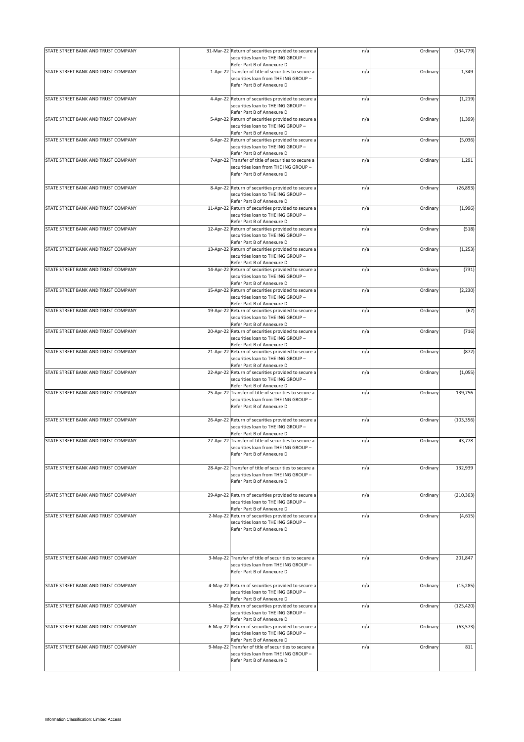| | | | | | |
|---|---|---|---|---|---|
| STATE STREET BANK AND TRUST COMPANY | 31-Mar-22 | Return of securities provided to secure a securities loan to THE ING GROUP – Refer Part B of Annexure D | n/a | Ordinary | (134,779) |
| STATE STREET BANK AND TRUST COMPANY | 1-Apr-22 | Transfer of title of securities to secure a securities loan from THE ING GROUP – Refer Part B of Annexure D | n/a | Ordinary | 1,349 |
| STATE STREET BANK AND TRUST COMPANY | 4-Apr-22 | Return of securities provided to secure a securities loan to THE ING GROUP – Refer Part B of Annexure D | n/a | Ordinary | (1,219) |
| STATE STREET BANK AND TRUST COMPANY | 5-Apr-22 | Return of securities provided to secure a securities loan to THE ING GROUP – Refer Part B of Annexure D | n/a | Ordinary | (1,399) |
| STATE STREET BANK AND TRUST COMPANY | 6-Apr-22 | Return of securities provided to secure a securities loan to THE ING GROUP – Refer Part B of Annexure D | n/a | Ordinary | (5,036) |
| STATE STREET BANK AND TRUST COMPANY | 7-Apr-22 | Transfer of title of securities to secure a securities loan from THE ING GROUP – Refer Part B of Annexure D | n/a | Ordinary | 1,291 |
| STATE STREET BANK AND TRUST COMPANY | 8-Apr-22 | Return of securities provided to secure a securities loan to THE ING GROUP – Refer Part B of Annexure D | n/a | Ordinary | (26,893) |
| STATE STREET BANK AND TRUST COMPANY | 11-Apr-22 | Return of securities provided to secure a securities loan to THE ING GROUP – Refer Part B of Annexure D | n/a | Ordinary | (1,996) |
| STATE STREET BANK AND TRUST COMPANY | 12-Apr-22 | Return of securities provided to secure a securities loan to THE ING GROUP – Refer Part B of Annexure D | n/a | Ordinary | (518) |
| STATE STREET BANK AND TRUST COMPANY | 13-Apr-22 | Return of securities provided to secure a securities loan to THE ING GROUP – Refer Part B of Annexure D | n/a | Ordinary | (1,253) |
| STATE STREET BANK AND TRUST COMPANY | 14-Apr-22 | Return of securities provided to secure a securities loan to THE ING GROUP – Refer Part B of Annexure D | n/a | Ordinary | (731) |
| STATE STREET BANK AND TRUST COMPANY | 15-Apr-22 | Return of securities provided to secure a securities loan to THE ING GROUP – Refer Part B of Annexure D | n/a | Ordinary | (2,230) |
| STATE STREET BANK AND TRUST COMPANY | 19-Apr-22 | Return of securities provided to secure a securities loan to THE ING GROUP – Refer Part B of Annexure D | n/a | Ordinary | (67) |
| STATE STREET BANK AND TRUST COMPANY | 20-Apr-22 | Return of securities provided to secure a securities loan to THE ING GROUP – Refer Part B of Annexure D | n/a | Ordinary | (716) |
| STATE STREET BANK AND TRUST COMPANY | 21-Apr-22 | Return of securities provided to secure a securities loan to THE ING GROUP – Refer Part B of Annexure D | n/a | Ordinary | (872) |
| STATE STREET BANK AND TRUST COMPANY | 22-Apr-22 | Return of securities provided to secure a securities loan to THE ING GROUP – Refer Part B of Annexure D | n/a | Ordinary | (1,055) |
| STATE STREET BANK AND TRUST COMPANY | 25-Apr-22 | Transfer of title of securities to secure a securities loan from THE ING GROUP – Refer Part B of Annexure D | n/a | Ordinary | 139,756 |
| STATE STREET BANK AND TRUST COMPANY | 26-Apr-22 | Return of securities provided to secure a securities loan to THE ING GROUP – Refer Part B of Annexure D | n/a | Ordinary | (103,356) |
| STATE STREET BANK AND TRUST COMPANY | 27-Apr-22 | Transfer of title of securities to secure a securities loan from THE ING GROUP – Refer Part B of Annexure D | n/a | Ordinary | 43,778 |
| STATE STREET BANK AND TRUST COMPANY | 28-Apr-22 | Transfer of title of securities to secure a securities loan from THE ING GROUP – Refer Part B of Annexure D | n/a | Ordinary | 132,939 |
| STATE STREET BANK AND TRUST COMPANY | 29-Apr-22 | Return of securities provided to secure a securities loan to THE ING GROUP – Refer Part B of Annexure D | n/a | Ordinary | (210,363) |
| STATE STREET BANK AND TRUST COMPANY | 2-May-22 | Return of securities provided to secure a securities loan to THE ING GROUP – Refer Part B of Annexure D | n/a | Ordinary | (4,615) |
| STATE STREET BANK AND TRUST COMPANY | 3-May-22 | Transfer of title of securities to secure a securities loan from THE ING GROUP – Refer Part B of Annexure D | n/a | Ordinary | 201,847 |
| STATE STREET BANK AND TRUST COMPANY | 4-May-22 | Return of securities provided to secure a securities loan to THE ING GROUP – Refer Part B of Annexure D | n/a | Ordinary | (15,285) |
| STATE STREET BANK AND TRUST COMPANY | 5-May-22 | Return of securities provided to secure a securities loan to THE ING GROUP – Refer Part B of Annexure D | n/a | Ordinary | (125,420) |
| STATE STREET BANK AND TRUST COMPANY | 6-May-22 | Return of securities provided to secure a securities loan to THE ING GROUP – Refer Part B of Annexure D | n/a | Ordinary | (63,573) |
| STATE STREET BANK AND TRUST COMPANY | 9-May-22 | Transfer of title of securities to secure a securities loan from THE ING GROUP – Refer Part B of Annexure D | n/a | Ordinary | 811 |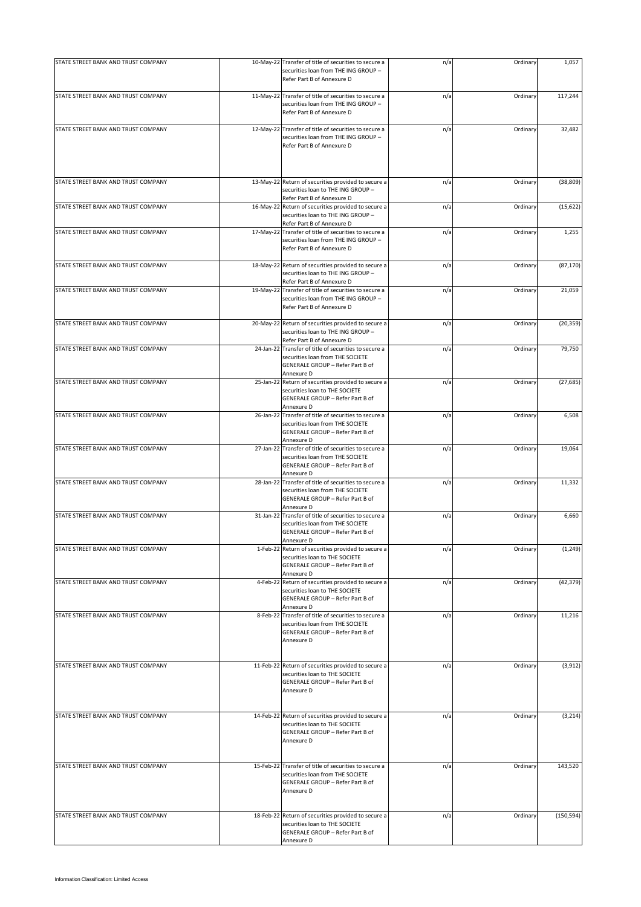| | | | | | |
|---|---|---|---|---|---|
| STATE STREET BANK AND TRUST COMPANY | 10-May-22 | Transfer of title of securities to secure a securities loan from THE ING GROUP – Refer Part B of Annexure D | n/a | Ordinary | 1,057 |
| STATE STREET BANK AND TRUST COMPANY | 11-May-22 | Transfer of title of securities to secure a securities loan from THE ING GROUP – Refer Part B of Annexure D | n/a | Ordinary | 117,244 |
| STATE STREET BANK AND TRUST COMPANY | 12-May-22 | Transfer of title of securities to secure a securities loan from THE ING GROUP – Refer Part B of Annexure D | n/a | Ordinary | 32,482 |
| STATE STREET BANK AND TRUST COMPANY | 13-May-22 | Return of securities provided to secure a securities loan to THE ING GROUP – Refer Part B of Annexure D | n/a | Ordinary | (38,809) |
| STATE STREET BANK AND TRUST COMPANY | 16-May-22 | Return of securities provided to secure a securities loan to THE ING GROUP – Refer Part B of Annexure D | n/a | Ordinary | (15,622) |
| STATE STREET BANK AND TRUST COMPANY | 17-May-22 | Transfer of title of securities to secure a securities loan from THE ING GROUP – Refer Part B of Annexure D | n/a | Ordinary | 1,255 |
| STATE STREET BANK AND TRUST COMPANY | 18-May-22 | Return of securities provided to secure a securities loan to THE ING GROUP – Refer Part B of Annexure D | n/a | Ordinary | (87,170) |
| STATE STREET BANK AND TRUST COMPANY | 19-May-22 | Transfer of title of securities to secure a securities loan from THE ING GROUP – Refer Part B of Annexure D | n/a | Ordinary | 21,059 |
| STATE STREET BANK AND TRUST COMPANY | 20-May-22 | Return of securities provided to secure a securities loan to THE ING GROUP – Refer Part B of Annexure D | n/a | Ordinary | (20,359) |
| STATE STREET BANK AND TRUST COMPANY | 24-Jan-22 | Transfer of title of securities to secure a securities loan from THE SOCIETE GENERALE GROUP – Refer Part B of Annexure D | n/a | Ordinary | 79,750 |
| STATE STREET BANK AND TRUST COMPANY | 25-Jan-22 | Return of securities provided to secure a securities loan to THE SOCIETE GENERALE GROUP – Refer Part B of Annexure D | n/a | Ordinary | (27,685) |
| STATE STREET BANK AND TRUST COMPANY | 26-Jan-22 | Transfer of title of securities to secure a securities loan from THE SOCIETE GENERALE GROUP – Refer Part B of Annexure D | n/a | Ordinary | 6,508 |
| STATE STREET BANK AND TRUST COMPANY | 27-Jan-22 | Transfer of title of securities to secure a securities loan from THE SOCIETE GENERALE GROUP – Refer Part B of Annexure D | n/a | Ordinary | 19,064 |
| STATE STREET BANK AND TRUST COMPANY | 28-Jan-22 | Transfer of title of securities to secure a securities loan from THE SOCIETE GENERALE GROUP – Refer Part B of Annexure D | n/a | Ordinary | 11,332 |
| STATE STREET BANK AND TRUST COMPANY | 31-Jan-22 | Transfer of title of securities to secure a securities loan from THE SOCIETE GENERALE GROUP – Refer Part B of Annexure D | n/a | Ordinary | 6,660 |
| STATE STREET BANK AND TRUST COMPANY | 1-Feb-22 | Return of securities provided to secure a securities loan to THE SOCIETE GENERALE GROUP – Refer Part B of Annexure D | n/a | Ordinary | (1,249) |
| STATE STREET BANK AND TRUST COMPANY | 4-Feb-22 | Return of securities provided to secure a securities loan to THE SOCIETE GENERALE GROUP – Refer Part B of Annexure D | n/a | Ordinary | (42,379) |
| STATE STREET BANK AND TRUST COMPANY | 8-Feb-22 | Transfer of title of securities to secure a securities loan from THE SOCIETE GENERALE GROUP – Refer Part B of Annexure D | n/a | Ordinary | 11,216 |
| STATE STREET BANK AND TRUST COMPANY | 11-Feb-22 | Return of securities provided to secure a securities loan to THE SOCIETE GENERALE GROUP – Refer Part B of Annexure D | n/a | Ordinary | (3,912) |
| STATE STREET BANK AND TRUST COMPANY | 14-Feb-22 | Return of securities provided to secure a securities loan to THE SOCIETE GENERALE GROUP – Refer Part B of Annexure D | n/a | Ordinary | (3,214) |
| STATE STREET BANK AND TRUST COMPANY | 15-Feb-22 | Transfer of title of securities to secure a securities loan from THE SOCIETE GENERALE GROUP – Refer Part B of Annexure D | n/a | Ordinary | 143,520 |
| STATE STREET BANK AND TRUST COMPANY | 18-Feb-22 | Return of securities provided to secure a securities loan to THE SOCIETE GENERALE GROUP – Refer Part B of Annexure D | n/a | Ordinary | (150,594) |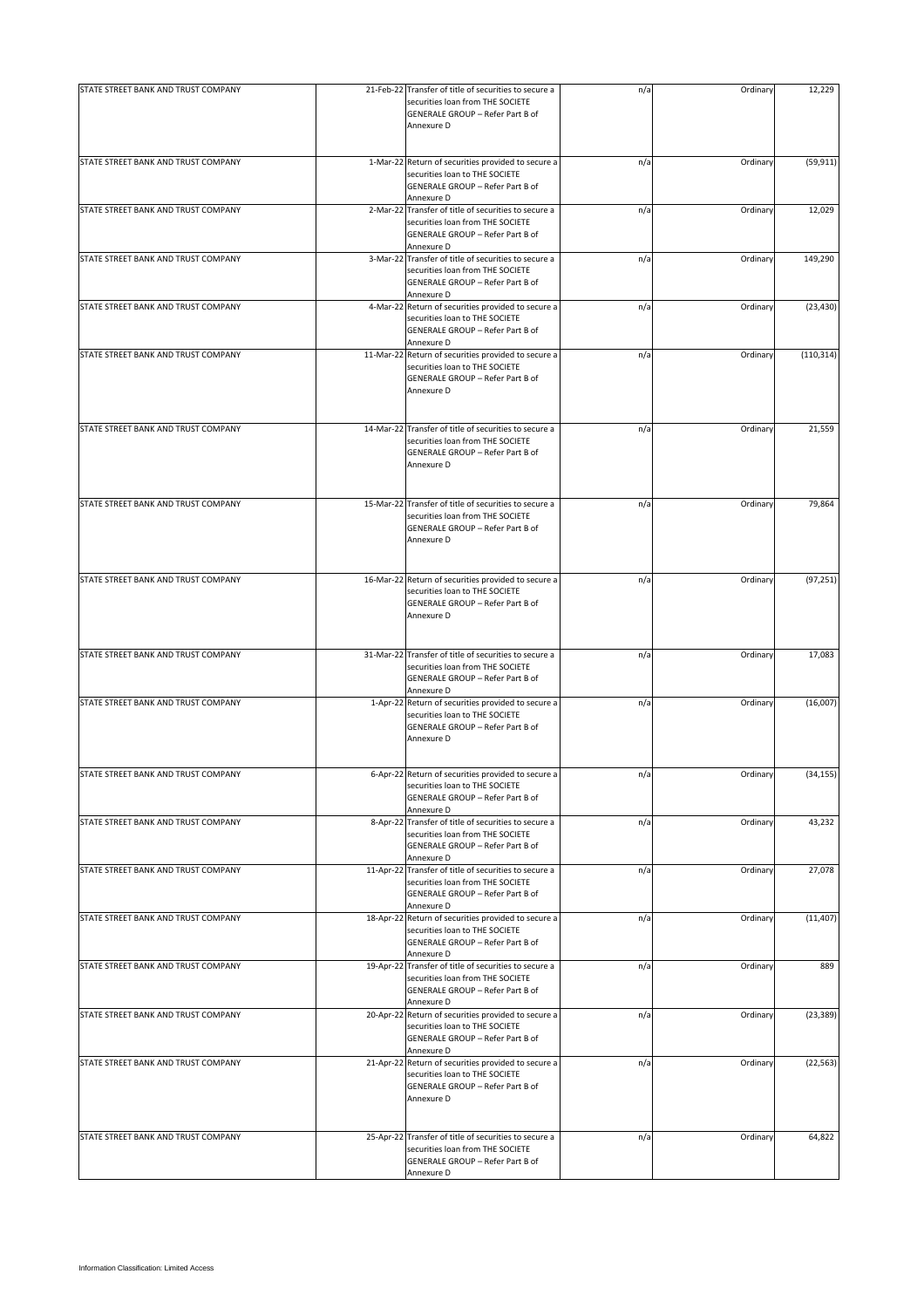| | | | | | |
|---|---|---|---|---|---|
| STATE STREET BANK AND TRUST COMPANY | 21-Feb-22 | Transfer of title of securities to secure a securities loan from THE SOCIETE GENERALE GROUP – Refer Part B of Annexure D | n/a | Ordinary | 12,229 |
| STATE STREET BANK AND TRUST COMPANY | 1-Mar-22 | Return of securities provided to secure a securities loan to THE SOCIETE GENERALE GROUP – Refer Part B of Annexure D | n/a | Ordinary | (59,911) |
| STATE STREET BANK AND TRUST COMPANY | 2-Mar-22 | Transfer of title of securities to secure a securities loan from THE SOCIETE GENERALE GROUP – Refer Part B of Annexure D | n/a | Ordinary | 12,029 |
| STATE STREET BANK AND TRUST COMPANY | 3-Mar-22 | Transfer of title of securities to secure a securities loan from THE SOCIETE GENERALE GROUP – Refer Part B of Annexure D | n/a | Ordinary | 149,290 |
| STATE STREET BANK AND TRUST COMPANY | 4-Mar-22 | Return of securities provided to secure a securities loan to THE SOCIETE GENERALE GROUP – Refer Part B of Annexure D | n/a | Ordinary | (23,430) |
| STATE STREET BANK AND TRUST COMPANY | 11-Mar-22 | Return of securities provided to secure a securities loan to THE SOCIETE GENERALE GROUP – Refer Part B of Annexure D | n/a | Ordinary | (110,314) |
| STATE STREET BANK AND TRUST COMPANY | 14-Mar-22 | Transfer of title of securities to secure a securities loan from THE SOCIETE GENERALE GROUP – Refer Part B of Annexure D | n/a | Ordinary | 21,559 |
| STATE STREET BANK AND TRUST COMPANY | 15-Mar-22 | Transfer of title of securities to secure a securities loan from THE SOCIETE GENERALE GROUP – Refer Part B of Annexure D | n/a | Ordinary | 79,864 |
| STATE STREET BANK AND TRUST COMPANY | 16-Mar-22 | Return of securities provided to secure a securities loan to THE SOCIETE GENERALE GROUP – Refer Part B of Annexure D | n/a | Ordinary | (97,251) |
| STATE STREET BANK AND TRUST COMPANY | 31-Mar-22 | Transfer of title of securities to secure a securities loan from THE SOCIETE GENERALE GROUP – Refer Part B of Annexure D | n/a | Ordinary | 17,083 |
| STATE STREET BANK AND TRUST COMPANY | 1-Apr-22 | Return of securities provided to secure a securities loan to THE SOCIETE GENERALE GROUP – Refer Part B of Annexure D | n/a | Ordinary | (16,007) |
| STATE STREET BANK AND TRUST COMPANY | 6-Apr-22 | Return of securities provided to secure a securities loan to THE SOCIETE GENERALE GROUP – Refer Part B of Annexure D | n/a | Ordinary | (34,155) |
| STATE STREET BANK AND TRUST COMPANY | 8-Apr-22 | Transfer of title of securities to secure a securities loan from THE SOCIETE GENERALE GROUP – Refer Part B of Annexure D | n/a | Ordinary | 43,232 |
| STATE STREET BANK AND TRUST COMPANY | 11-Apr-22 | Transfer of title of securities to secure a securities loan from THE SOCIETE GENERALE GROUP – Refer Part B of Annexure D | n/a | Ordinary | 27,078 |
| STATE STREET BANK AND TRUST COMPANY | 18-Apr-22 | Return of securities provided to secure a securities loan to THE SOCIETE GENERALE GROUP – Refer Part B of Annexure D | n/a | Ordinary | (11,407) |
| STATE STREET BANK AND TRUST COMPANY | 19-Apr-22 | Transfer of title of securities to secure a securities loan from THE SOCIETE GENERALE GROUP – Refer Part B of Annexure D | n/a | Ordinary | 889 |
| STATE STREET BANK AND TRUST COMPANY | 20-Apr-22 | Return of securities provided to secure a securities loan to THE SOCIETE GENERALE GROUP – Refer Part B of Annexure D | n/a | Ordinary | (23,389) |
| STATE STREET BANK AND TRUST COMPANY | 21-Apr-22 | Return of securities provided to secure a securities loan to THE SOCIETE GENERALE GROUP – Refer Part B of Annexure D | n/a | Ordinary | (22,563) |
| STATE STREET BANK AND TRUST COMPANY | 25-Apr-22 | Transfer of title of securities to secure a securities loan from THE SOCIETE GENERALE GROUP – Refer Part B of Annexure D | n/a | Ordinary | 64,822 |

Information Classification: Limited Access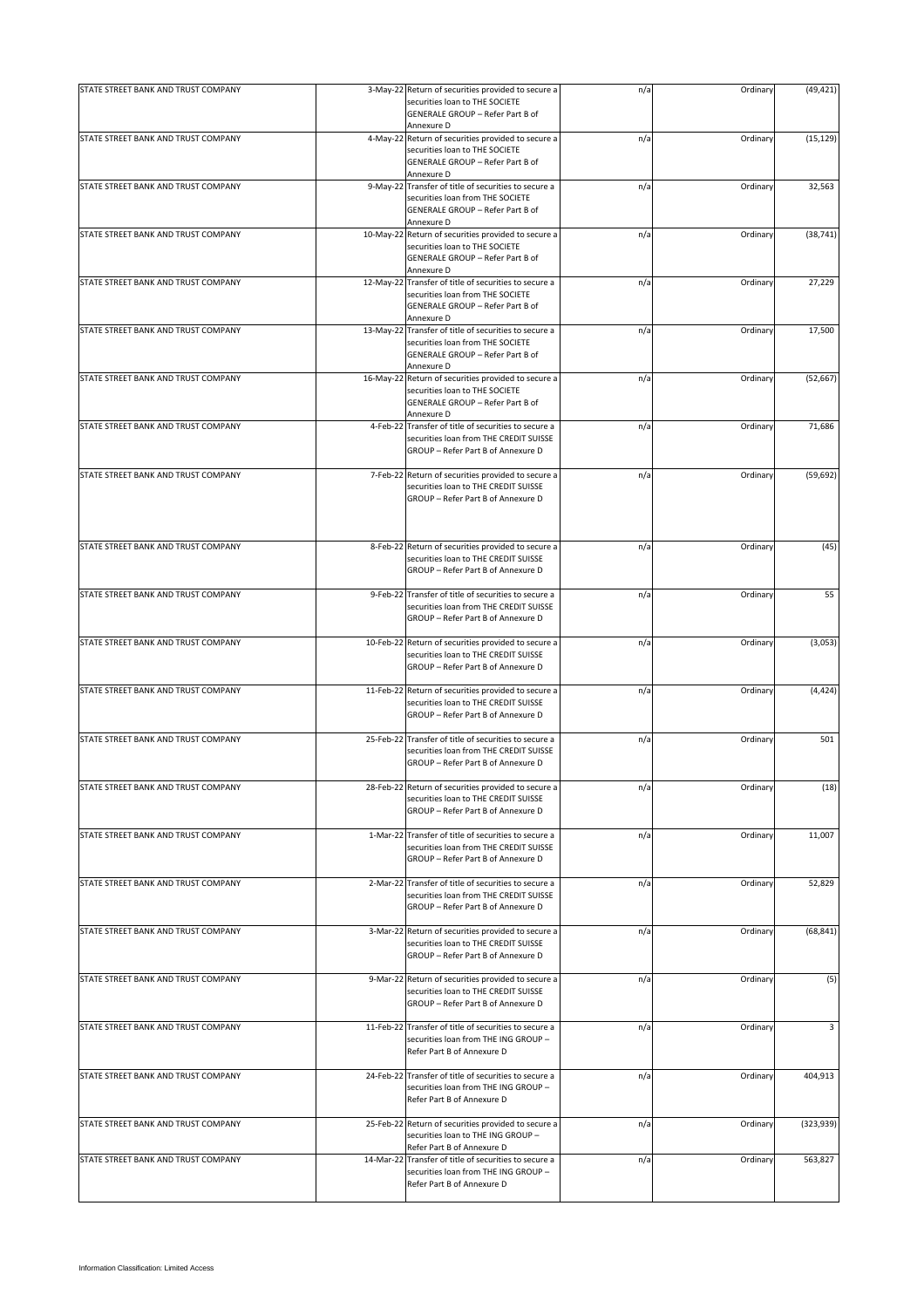| | | | | | |
|---|---|---|---|---|---|
| STATE STREET BANK AND TRUST COMPANY | 3-May-22 | Return of securities provided to secure a securities loan to THE SOCIETE GENERALE GROUP – Refer Part B of Annexure D | n/a | Ordinary | (49,421) |
| STATE STREET BANK AND TRUST COMPANY | 4-May-22 | Return of securities provided to secure a securities loan to THE SOCIETE GENERALE GROUP – Refer Part B of Annexure D | n/a | Ordinary | (15,129) |
| STATE STREET BANK AND TRUST COMPANY | 9-May-22 | Transfer of title of securities to secure a securities loan from THE SOCIETE GENERALE GROUP – Refer Part B of Annexure D | n/a | Ordinary | 32,563 |
| STATE STREET BANK AND TRUST COMPANY | 10-May-22 | Return of securities provided to secure a securities loan to THE SOCIETE GENERALE GROUP – Refer Part B of Annexure D | n/a | Ordinary | (38,741) |
| STATE STREET BANK AND TRUST COMPANY | 12-May-22 | Transfer of title of securities to secure a securities loan from THE SOCIETE GENERALE GROUP – Refer Part B of Annexure D | n/a | Ordinary | 27,229 |
| STATE STREET BANK AND TRUST COMPANY | 13-May-22 | Transfer of title of securities to secure a securities loan from THE SOCIETE GENERALE GROUP – Refer Part B of Annexure D | n/a | Ordinary | 17,500 |
| STATE STREET BANK AND TRUST COMPANY | 16-May-22 | Return of securities provided to secure a securities loan to THE SOCIETE GENERALE GROUP – Refer Part B of Annexure D | n/a | Ordinary | (52,667) |
| STATE STREET BANK AND TRUST COMPANY | 4-Feb-22 | Transfer of title of securities to secure a securities loan from THE CREDIT SUISSE GROUP – Refer Part B of Annexure D | n/a | Ordinary | 71,686 |
| STATE STREET BANK AND TRUST COMPANY | 7-Feb-22 | Return of securities provided to secure a securities loan to THE CREDIT SUISSE GROUP – Refer Part B of Annexure D | n/a | Ordinary | (59,692) |
| STATE STREET BANK AND TRUST COMPANY | 8-Feb-22 | Return of securities provided to secure a securities loan to THE CREDIT SUISSE GROUP – Refer Part B of Annexure D | n/a | Ordinary | (45) |
| STATE STREET BANK AND TRUST COMPANY | 9-Feb-22 | Transfer of title of securities to secure a securities loan from THE CREDIT SUISSE GROUP – Refer Part B of Annexure D | n/a | Ordinary | 55 |
| STATE STREET BANK AND TRUST COMPANY | 10-Feb-22 | Return of securities provided to secure a securities loan to THE CREDIT SUISSE GROUP – Refer Part B of Annexure D | n/a | Ordinary | (3,053) |
| STATE STREET BANK AND TRUST COMPANY | 11-Feb-22 | Return of securities provided to secure a securities loan to THE CREDIT SUISSE GROUP – Refer Part B of Annexure D | n/a | Ordinary | (4,424) |
| STATE STREET BANK AND TRUST COMPANY | 25-Feb-22 | Transfer of title of securities to secure a securities loan from THE CREDIT SUISSE GROUP – Refer Part B of Annexure D | n/a | Ordinary | 501 |
| STATE STREET BANK AND TRUST COMPANY | 28-Feb-22 | Return of securities provided to secure a securities loan to THE CREDIT SUISSE GROUP – Refer Part B of Annexure D | n/a | Ordinary | (18) |
| STATE STREET BANK AND TRUST COMPANY | 1-Mar-22 | Transfer of title of securities to secure a securities loan from THE CREDIT SUISSE GROUP – Refer Part B of Annexure D | n/a | Ordinary | 11,007 |
| STATE STREET BANK AND TRUST COMPANY | 2-Mar-22 | Transfer of title of securities to secure a securities loan from THE CREDIT SUISSE GROUP – Refer Part B of Annexure D | n/a | Ordinary | 52,829 |
| STATE STREET BANK AND TRUST COMPANY | 3-Mar-22 | Return of securities provided to secure a securities loan to THE CREDIT SUISSE GROUP – Refer Part B of Annexure D | n/a | Ordinary | (68,841) |
| STATE STREET BANK AND TRUST COMPANY | 9-Mar-22 | Return of securities provided to secure a securities loan to THE CREDIT SUISSE GROUP – Refer Part B of Annexure D | n/a | Ordinary | (5) |
| STATE STREET BANK AND TRUST COMPANY | 11-Feb-22 | Transfer of title of securities to secure a securities loan from THE ING GROUP – Refer Part B of Annexure D | n/a | Ordinary | 3 |
| STATE STREET BANK AND TRUST COMPANY | 24-Feb-22 | Transfer of title of securities to secure a securities loan from THE ING GROUP – Refer Part B of Annexure D | n/a | Ordinary | 404,913 |
| STATE STREET BANK AND TRUST COMPANY | 25-Feb-22 | Return of securities provided to secure a securities loan to THE ING GROUP – Refer Part B of Annexure D | n/a | Ordinary | (323,939) |
| STATE STREET BANK AND TRUST COMPANY | 14-Mar-22 | Transfer of title of securities to secure a securities loan from THE ING GROUP – Refer Part B of Annexure D | n/a | Ordinary | 563,827 |

Information Classification: Limited Access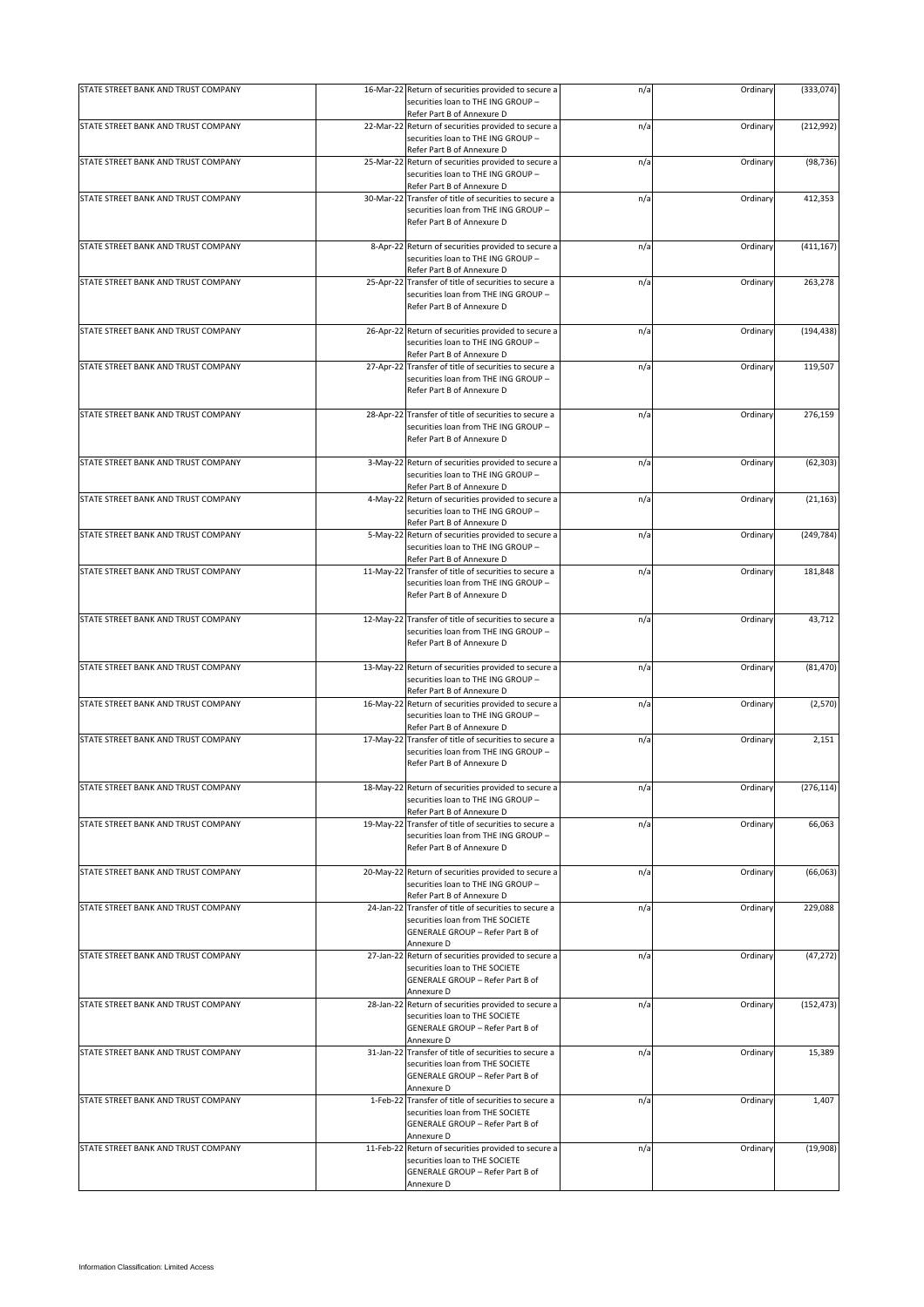| | | | | | |
|---|---|---|---|---|---|
| STATE STREET BANK AND TRUST COMPANY | 16-Mar-22 | Return of securities provided to secure a securities loan to THE ING GROUP – Refer Part B of Annexure D | n/a | Ordinary | (333,074) |
| STATE STREET BANK AND TRUST COMPANY | 22-Mar-22 | Return of securities provided to secure a securities loan to THE ING GROUP – Refer Part B of Annexure D | n/a | Ordinary | (212,992) |
| STATE STREET BANK AND TRUST COMPANY | 25-Mar-22 | Return of securities provided to secure a securities loan to THE ING GROUP – Refer Part B of Annexure D | n/a | Ordinary | (98,736) |
| STATE STREET BANK AND TRUST COMPANY | 30-Mar-22 | Transfer of title of securities to secure a securities loan from THE ING GROUP – Refer Part B of Annexure D | n/a | Ordinary | 412,353 |
| STATE STREET BANK AND TRUST COMPANY | 8-Apr-22 | Return of securities provided to secure a securities loan to THE ING GROUP – Refer Part B of Annexure D | n/a | Ordinary | (411,167) |
| STATE STREET BANK AND TRUST COMPANY | 25-Apr-22 | Transfer of title of securities to secure a securities loan from THE ING GROUP – Refer Part B of Annexure D | n/a | Ordinary | 263,278 |
| STATE STREET BANK AND TRUST COMPANY | 26-Apr-22 | Return of securities provided to secure a securities loan to THE ING GROUP – Refer Part B of Annexure D | n/a | Ordinary | (194,438) |
| STATE STREET BANK AND TRUST COMPANY | 27-Apr-22 | Transfer of title of securities to secure a securities loan from THE ING GROUP – Refer Part B of Annexure D | n/a | Ordinary | 119,507 |
| STATE STREET BANK AND TRUST COMPANY | 28-Apr-22 | Transfer of title of securities to secure a securities loan from THE ING GROUP – Refer Part B of Annexure D | n/a | Ordinary | 276,159 |
| STATE STREET BANK AND TRUST COMPANY | 3-May-22 | Return of securities provided to secure a securities loan to THE ING GROUP – Refer Part B of Annexure D | n/a | Ordinary | (62,303) |
| STATE STREET BANK AND TRUST COMPANY | 4-May-22 | Return of securities provided to secure a securities loan to THE ING GROUP – Refer Part B of Annexure D | n/a | Ordinary | (21,163) |
| STATE STREET BANK AND TRUST COMPANY | 5-May-22 | Return of securities provided to secure a securities loan to THE ING GROUP – Refer Part B of Annexure D | n/a | Ordinary | (249,784) |
| STATE STREET BANK AND TRUST COMPANY | 11-May-22 | Transfer of title of securities to secure a securities loan from THE ING GROUP – Refer Part B of Annexure D | n/a | Ordinary | 181,848 |
| STATE STREET BANK AND TRUST COMPANY | 12-May-22 | Transfer of title of securities to secure a securities loan from THE ING GROUP – Refer Part B of Annexure D | n/a | Ordinary | 43,712 |
| STATE STREET BANK AND TRUST COMPANY | 13-May-22 | Return of securities provided to secure a securities loan to THE ING GROUP – Refer Part B of Annexure D | n/a | Ordinary | (81,470) |
| STATE STREET BANK AND TRUST COMPANY | 16-May-22 | Return of securities provided to secure a securities loan to THE ING GROUP – Refer Part B of Annexure D | n/a | Ordinary | (2,570) |
| STATE STREET BANK AND TRUST COMPANY | 17-May-22 | Transfer of title of securities to secure a securities loan from THE ING GROUP – Refer Part B of Annexure D | n/a | Ordinary | 2,151 |
| STATE STREET BANK AND TRUST COMPANY | 18-May-22 | Return of securities provided to secure a securities loan to THE ING GROUP – Refer Part B of Annexure D | n/a | Ordinary | (276,114) |
| STATE STREET BANK AND TRUST COMPANY | 19-May-22 | Transfer of title of securities to secure a securities loan from THE ING GROUP – Refer Part B of Annexure D | n/a | Ordinary | 66,063 |
| STATE STREET BANK AND TRUST COMPANY | 20-May-22 | Return of securities provided to secure a securities loan to THE ING GROUP – Refer Part B of Annexure D | n/a | Ordinary | (66,063) |
| STATE STREET BANK AND TRUST COMPANY | 24-Jan-22 | Transfer of title of securities to secure a securities loan from THE SOCIETE GENERALE GROUP – Refer Part B of Annexure D | n/a | Ordinary | 229,088 |
| STATE STREET BANK AND TRUST COMPANY | 27-Jan-22 | Return of securities provided to secure a securities loan to THE SOCIETE GENERALE GROUP – Refer Part B of Annexure D | n/a | Ordinary | (47,272) |
| STATE STREET BANK AND TRUST COMPANY | 28-Jan-22 | Return of securities provided to secure a securities loan to THE SOCIETE GENERALE GROUP – Refer Part B of Annexure D | n/a | Ordinary | (152,473) |
| STATE STREET BANK AND TRUST COMPANY | 31-Jan-22 | Transfer of title of securities to secure a securities loan from THE SOCIETE GENERALE GROUP – Refer Part B of Annexure D | n/a | Ordinary | 15,389 |
| STATE STREET BANK AND TRUST COMPANY | 1-Feb-22 | Transfer of title of securities to secure a securities loan from THE SOCIETE GENERALE GROUP – Refer Part B of Annexure D | n/a | Ordinary | 1,407 |
| STATE STREET BANK AND TRUST COMPANY | 11-Feb-22 | Return of securities provided to secure a securities loan to THE SOCIETE GENERALE GROUP – Refer Part B of Annexure D | n/a | Ordinary | (19,908) |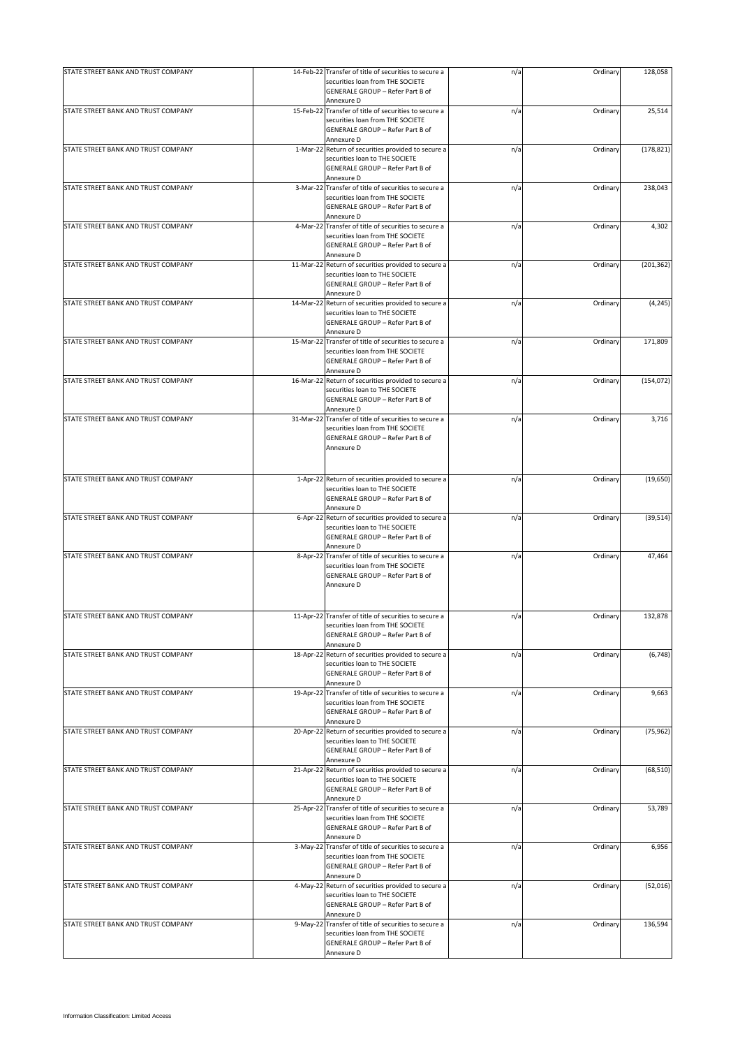| | | | | | |
|---|---|---|---|---|---|
| STATE STREET BANK AND TRUST COMPANY | 14-Feb-22 | Transfer of title of securities to secure a securities loan from THE SOCIETE GENERALE GROUP – Refer Part B of Annexure D | n/a | Ordinary | 128,058 |
| STATE STREET BANK AND TRUST COMPANY | 15-Feb-22 | Transfer of title of securities to secure a securities loan from THE SOCIETE GENERALE GROUP – Refer Part B of Annexure D | n/a | Ordinary | 25,514 |
| STATE STREET BANK AND TRUST COMPANY | 1-Mar-22 | Return of securities provided to secure a securities loan to THE SOCIETE GENERALE GROUP – Refer Part B of Annexure D | n/a | Ordinary | (178,821) |
| STATE STREET BANK AND TRUST COMPANY | 3-Mar-22 | Transfer of title of securities to secure a securities loan from THE SOCIETE GENERALE GROUP – Refer Part B of Annexure D | n/a | Ordinary | 238,043 |
| STATE STREET BANK AND TRUST COMPANY | 4-Mar-22 | Transfer of title of securities to secure a securities loan from THE SOCIETE GENERALE GROUP – Refer Part B of Annexure D | n/a | Ordinary | 4,302 |
| STATE STREET BANK AND TRUST COMPANY | 11-Mar-22 | Return of securities provided to secure a securities loan to THE SOCIETE GENERALE GROUP – Refer Part B of Annexure D | n/a | Ordinary | (201,362) |
| STATE STREET BANK AND TRUST COMPANY | 14-Mar-22 | Return of securities provided to secure a securities loan to THE SOCIETE GENERALE GROUP – Refer Part B of Annexure D | n/a | Ordinary | (4,245) |
| STATE STREET BANK AND TRUST COMPANY | 15-Mar-22 | Transfer of title of securities to secure a securities loan from THE SOCIETE GENERALE GROUP – Refer Part B of Annexure D | n/a | Ordinary | 171,809 |
| STATE STREET BANK AND TRUST COMPANY | 16-Mar-22 | Return of securities provided to secure a securities loan to THE SOCIETE GENERALE GROUP – Refer Part B of Annexure D | n/a | Ordinary | (154,072) |
| STATE STREET BANK AND TRUST COMPANY | 31-Mar-22 | Transfer of title of securities to secure a securities loan from THE SOCIETE GENERALE GROUP – Refer Part B of Annexure D | n/a | Ordinary | 3,716 |
| STATE STREET BANK AND TRUST COMPANY | 1-Apr-22 | Return of securities provided to secure a securities loan to THE SOCIETE GENERALE GROUP – Refer Part B of Annexure D | n/a | Ordinary | (19,650) |
| STATE STREET BANK AND TRUST COMPANY | 6-Apr-22 | Return of securities provided to secure a securities loan to THE SOCIETE GENERALE GROUP – Refer Part B of Annexure D | n/a | Ordinary | (39,514) |
| STATE STREET BANK AND TRUST COMPANY | 8-Apr-22 | Transfer of title of securities to secure a securities loan from THE SOCIETE GENERALE GROUP – Refer Part B of Annexure D | n/a | Ordinary | 47,464 |
| STATE STREET BANK AND TRUST COMPANY | 11-Apr-22 | Transfer of title of securities to secure a securities loan from THE SOCIETE GENERALE GROUP – Refer Part B of Annexure D | n/a | Ordinary | 132,878 |
| STATE STREET BANK AND TRUST COMPANY | 18-Apr-22 | Return of securities provided to secure a securities loan to THE SOCIETE GENERALE GROUP – Refer Part B of Annexure D | n/a | Ordinary | (6,748) |
| STATE STREET BANK AND TRUST COMPANY | 19-Apr-22 | Transfer of title of securities to secure a securities loan from THE SOCIETE GENERALE GROUP – Refer Part B of Annexure D | n/a | Ordinary | 9,663 |
| STATE STREET BANK AND TRUST COMPANY | 20-Apr-22 | Return of securities provided to secure a securities loan to THE SOCIETE GENERALE GROUP – Refer Part B of Annexure D | n/a | Ordinary | (75,962) |
| STATE STREET BANK AND TRUST COMPANY | 21-Apr-22 | Return of securities provided to secure a securities loan to THE SOCIETE GENERALE GROUP – Refer Part B of Annexure D | n/a | Ordinary | (68,510) |
| STATE STREET BANK AND TRUST COMPANY | 25-Apr-22 | Transfer of title of securities to secure a securities loan from THE SOCIETE GENERALE GROUP – Refer Part B of Annexure D | n/a | Ordinary | 53,789 |
| STATE STREET BANK AND TRUST COMPANY | 3-May-22 | Transfer of title of securities to secure a securities loan from THE SOCIETE GENERALE GROUP – Refer Part B of Annexure D | n/a | Ordinary | 6,956 |
| STATE STREET BANK AND TRUST COMPANY | 4-May-22 | Return of securities provided to secure a securities loan to THE SOCIETE GENERALE GROUP – Refer Part B of Annexure D | n/a | Ordinary | (52,016) |
| STATE STREET BANK AND TRUST COMPANY | 9-May-22 | Transfer of title of securities to secure a securities loan from THE SOCIETE GENERALE GROUP – Refer Part B of Annexure D | n/a | Ordinary | 136,594 |

Information Classification: Limited Access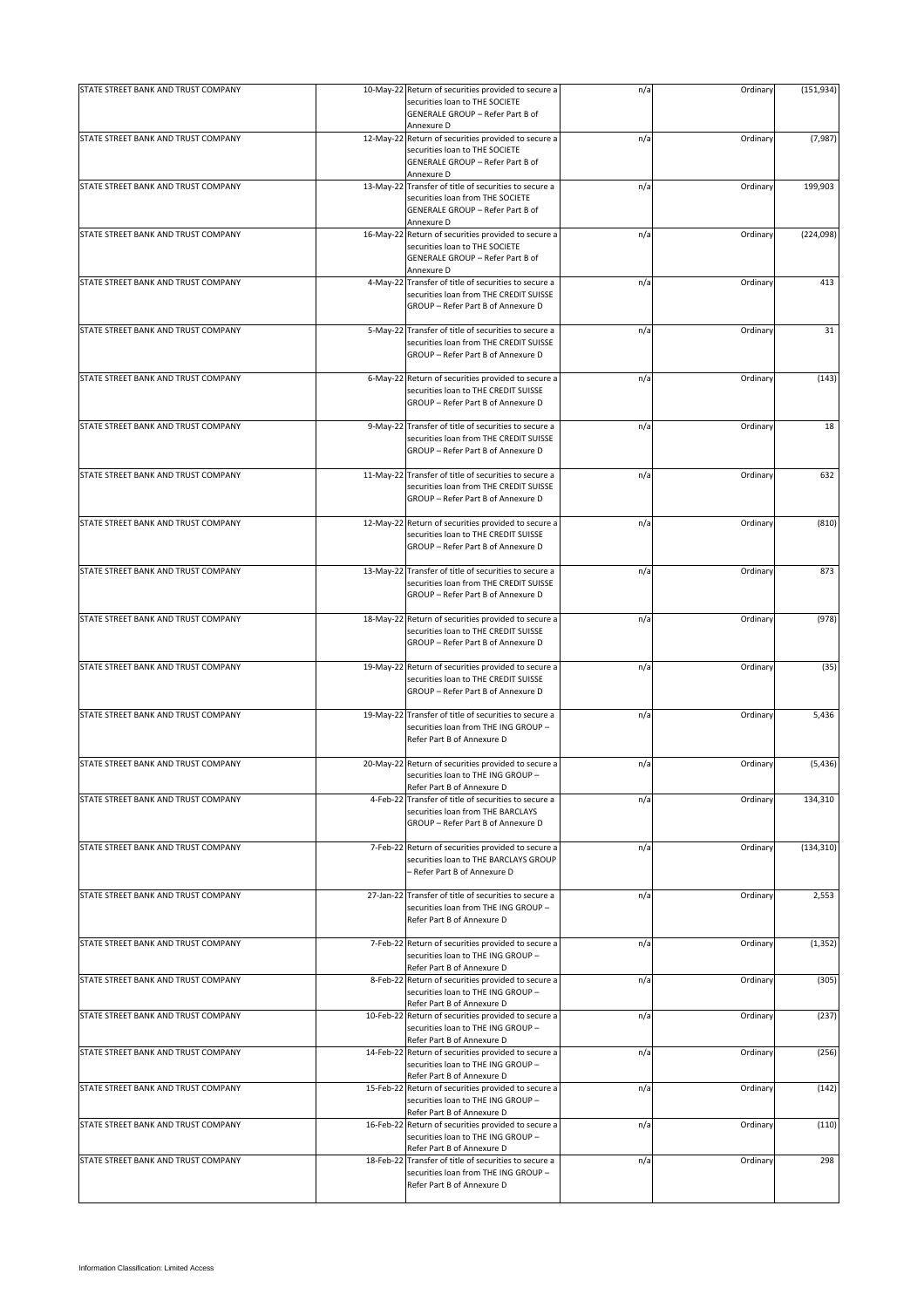| | | | | | |
|---|---|---|---|---|---|
| STATE STREET BANK AND TRUST COMPANY | 10-May-22 | Return of securities provided to secure a securities loan to THE SOCIETE GENERALE GROUP – Refer Part B of Annexure D | n/a | Ordinary | (151,934) |
| STATE STREET BANK AND TRUST COMPANY | 12-May-22 | Return of securities provided to secure a securities loan to THE SOCIETE GENERALE GROUP – Refer Part B of Annexure D | n/a | Ordinary | (7,987) |
| STATE STREET BANK AND TRUST COMPANY | 13-May-22 | Transfer of title of securities to secure a securities loan from THE SOCIETE GENERALE GROUP – Refer Part B of Annexure D | n/a | Ordinary | 199,903 |
| STATE STREET BANK AND TRUST COMPANY | 16-May-22 | Return of securities provided to secure a securities loan to THE SOCIETE GENERALE GROUP – Refer Part B of Annexure D | n/a | Ordinary | (224,098) |
| STATE STREET BANK AND TRUST COMPANY | 4-May-22 | Transfer of title of securities to secure a securities loan from THE CREDIT SUISSE GROUP – Refer Part B of Annexure D | n/a | Ordinary | 413 |
| STATE STREET BANK AND TRUST COMPANY | 5-May-22 | Transfer of title of securities to secure a securities loan from THE CREDIT SUISSE GROUP – Refer Part B of Annexure D | n/a | Ordinary | 31 |
| STATE STREET BANK AND TRUST COMPANY | 6-May-22 | Return of securities provided to secure a securities loan to THE CREDIT SUISSE GROUP – Refer Part B of Annexure D | n/a | Ordinary | (143) |
| STATE STREET BANK AND TRUST COMPANY | 9-May-22 | Transfer of title of securities to secure a securities loan from THE CREDIT SUISSE GROUP – Refer Part B of Annexure D | n/a | Ordinary | 18 |
| STATE STREET BANK AND TRUST COMPANY | 11-May-22 | Transfer of title of securities to secure a securities loan from THE CREDIT SUISSE GROUP – Refer Part B of Annexure D | n/a | Ordinary | 632 |
| STATE STREET BANK AND TRUST COMPANY | 12-May-22 | Return of securities provided to secure a securities loan to THE CREDIT SUISSE GROUP – Refer Part B of Annexure D | n/a | Ordinary | (810) |
| STATE STREET BANK AND TRUST COMPANY | 13-May-22 | Transfer of title of securities to secure a securities loan from THE CREDIT SUISSE GROUP – Refer Part B of Annexure D | n/a | Ordinary | 873 |
| STATE STREET BANK AND TRUST COMPANY | 18-May-22 | Return of securities provided to secure a securities loan to THE CREDIT SUISSE GROUP – Refer Part B of Annexure D | n/a | Ordinary | (978) |
| STATE STREET BANK AND TRUST COMPANY | 19-May-22 | Return of securities provided to secure a securities loan to THE CREDIT SUISSE GROUP – Refer Part B of Annexure D | n/a | Ordinary | (35) |
| STATE STREET BANK AND TRUST COMPANY | 19-May-22 | Transfer of title of securities to secure a securities loan from THE ING GROUP – Refer Part B of Annexure D | n/a | Ordinary | 5,436 |
| STATE STREET BANK AND TRUST COMPANY | 20-May-22 | Return of securities provided to secure a securities loan to THE ING GROUP – Refer Part B of Annexure D | n/a | Ordinary | (5,436) |
| STATE STREET BANK AND TRUST COMPANY | 4-Feb-22 | Transfer of title of securities to secure a securities loan from THE BARCLAYS GROUP – Refer Part B of Annexure D | n/a | Ordinary | 134,310 |
| STATE STREET BANK AND TRUST COMPANY | 7-Feb-22 | Return of securities provided to secure a securities loan to THE BARCLAYS GROUP – Refer Part B of Annexure D | n/a | Ordinary | (134,310) |
| STATE STREET BANK AND TRUST COMPANY | 27-Jan-22 | Transfer of title of securities to secure a securities loan from THE ING GROUP – Refer Part B of Annexure D | n/a | Ordinary | 2,553 |
| STATE STREET BANK AND TRUST COMPANY | 7-Feb-22 | Return of securities provided to secure a securities loan to THE ING GROUP – Refer Part B of Annexure D | n/a | Ordinary | (1,352) |
| STATE STREET BANK AND TRUST COMPANY | 8-Feb-22 | Return of securities provided to secure a securities loan to THE ING GROUP – Refer Part B of Annexure D | n/a | Ordinary | (305) |
| STATE STREET BANK AND TRUST COMPANY | 10-Feb-22 | Return of securities provided to secure a securities loan to THE ING GROUP – Refer Part B of Annexure D | n/a | Ordinary | (237) |
| STATE STREET BANK AND TRUST COMPANY | 14-Feb-22 | Return of securities provided to secure a securities loan to THE ING GROUP – Refer Part B of Annexure D | n/a | Ordinary | (256) |
| STATE STREET BANK AND TRUST COMPANY | 15-Feb-22 | Return of securities provided to secure a securities loan to THE ING GROUP – Refer Part B of Annexure D | n/a | Ordinary | (142) |
| STATE STREET BANK AND TRUST COMPANY | 16-Feb-22 | Return of securities provided to secure a securities loan to THE ING GROUP – Refer Part B of Annexure D | n/a | Ordinary | (110) |
| STATE STREET BANK AND TRUST COMPANY | 18-Feb-22 | Transfer of title of securities to secure a securities loan from THE ING GROUP – Refer Part B of Annexure D | n/a | Ordinary | 298 |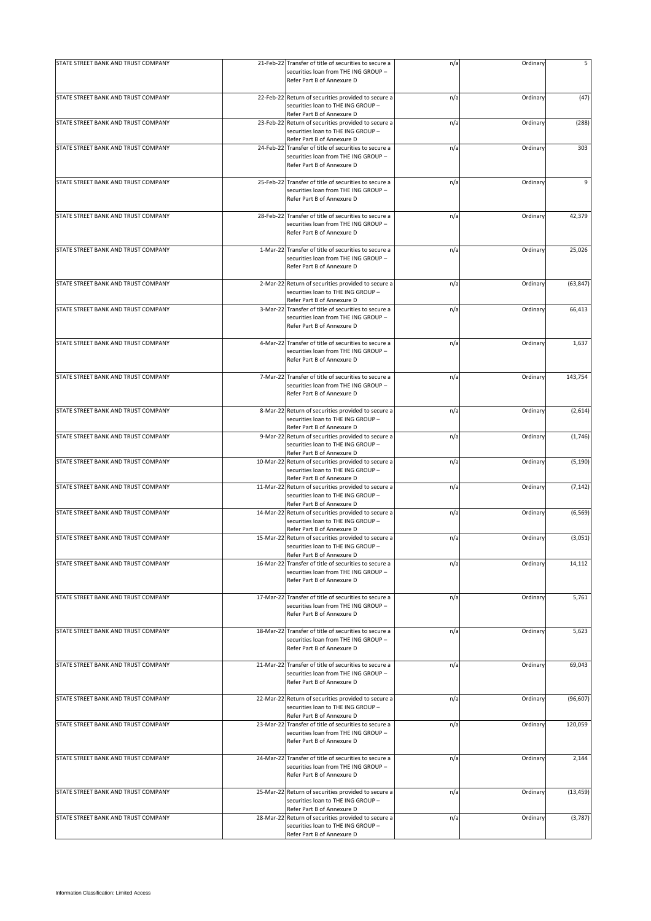| | | | | | |
|---|---|---|---|---|---|
| STATE STREET BANK AND TRUST COMPANY | 21-Feb-22 | Transfer of title of securities to secure a securities loan from THE ING GROUP – Refer Part B of Annexure D | n/a | Ordinary | 5 |
| STATE STREET BANK AND TRUST COMPANY | 22-Feb-22 | Return of securities provided to secure a securities loan to THE ING GROUP – Refer Part B of Annexure D | n/a | Ordinary | (47) |
| STATE STREET BANK AND TRUST COMPANY | 23-Feb-22 | Return of securities provided to secure a securities loan to THE ING GROUP – Refer Part B of Annexure D | n/a | Ordinary | (288) |
| STATE STREET BANK AND TRUST COMPANY | 24-Feb-22 | Transfer of title of securities to secure a securities loan from THE ING GROUP – Refer Part B of Annexure D | n/a | Ordinary | 303 |
| STATE STREET BANK AND TRUST COMPANY | 25-Feb-22 | Transfer of title of securities to secure a securities loan from THE ING GROUP – Refer Part B of Annexure D | n/a | Ordinary | 9 |
| STATE STREET BANK AND TRUST COMPANY | 28-Feb-22 | Transfer of title of securities to secure a securities loan from THE ING GROUP – Refer Part B of Annexure D | n/a | Ordinary | 42,379 |
| STATE STREET BANK AND TRUST COMPANY | 1-Mar-22 | Transfer of title of securities to secure a securities loan from THE ING GROUP – Refer Part B of Annexure D | n/a | Ordinary | 25,026 |
| STATE STREET BANK AND TRUST COMPANY | 2-Mar-22 | Return of securities provided to secure a securities loan to THE ING GROUP – Refer Part B of Annexure D | n/a | Ordinary | (63,847) |
| STATE STREET BANK AND TRUST COMPANY | 3-Mar-22 | Transfer of title of securities to secure a securities loan from THE ING GROUP – Refer Part B of Annexure D | n/a | Ordinary | 66,413 |
| STATE STREET BANK AND TRUST COMPANY | 4-Mar-22 | Transfer of title of securities to secure a securities loan from THE ING GROUP – Refer Part B of Annexure D | n/a | Ordinary | 1,637 |
| STATE STREET BANK AND TRUST COMPANY | 7-Mar-22 | Transfer of title of securities to secure a securities loan from THE ING GROUP – Refer Part B of Annexure D | n/a | Ordinary | 143,754 |
| STATE STREET BANK AND TRUST COMPANY | 8-Mar-22 | Return of securities provided to secure a securities loan to THE ING GROUP – Refer Part B of Annexure D | n/a | Ordinary | (2,614) |
| STATE STREET BANK AND TRUST COMPANY | 9-Mar-22 | Return of securities provided to secure a securities loan to THE ING GROUP – Refer Part B of Annexure D | n/a | Ordinary | (1,746) |
| STATE STREET BANK AND TRUST COMPANY | 10-Mar-22 | Return of securities provided to secure a securities loan to THE ING GROUP – Refer Part B of Annexure D | n/a | Ordinary | (5,190) |
| STATE STREET BANK AND TRUST COMPANY | 11-Mar-22 | Return of securities provided to secure a securities loan to THE ING GROUP – Refer Part B of Annexure D | n/a | Ordinary | (7,142) |
| STATE STREET BANK AND TRUST COMPANY | 14-Mar-22 | Return of securities provided to secure a securities loan to THE ING GROUP – Refer Part B of Annexure D | n/a | Ordinary | (6,569) |
| STATE STREET BANK AND TRUST COMPANY | 15-Mar-22 | Return of securities provided to secure a securities loan to THE ING GROUP – Refer Part B of Annexure D | n/a | Ordinary | (3,051) |
| STATE STREET BANK AND TRUST COMPANY | 16-Mar-22 | Transfer of title of securities to secure a securities loan from THE ING GROUP – Refer Part B of Annexure D | n/a | Ordinary | 14,112 |
| STATE STREET BANK AND TRUST COMPANY | 17-Mar-22 | Transfer of title of securities to secure a securities loan from THE ING GROUP – Refer Part B of Annexure D | n/a | Ordinary | 5,761 |
| STATE STREET BANK AND TRUST COMPANY | 18-Mar-22 | Transfer of title of securities to secure a securities loan from THE ING GROUP – Refer Part B of Annexure D | n/a | Ordinary | 5,623 |
| STATE STREET BANK AND TRUST COMPANY | 21-Mar-22 | Transfer of title of securities to secure a securities loan from THE ING GROUP – Refer Part B of Annexure D | n/a | Ordinary | 69,043 |
| STATE STREET BANK AND TRUST COMPANY | 22-Mar-22 | Return of securities provided to secure a securities loan to THE ING GROUP – Refer Part B of Annexure D | n/a | Ordinary | (96,607) |
| STATE STREET BANK AND TRUST COMPANY | 23-Mar-22 | Transfer of title of securities to secure a securities loan from THE ING GROUP – Refer Part B of Annexure D | n/a | Ordinary | 120,059 |
| STATE STREET BANK AND TRUST COMPANY | 24-Mar-22 | Transfer of title of securities to secure a securities loan from THE ING GROUP – Refer Part B of Annexure D | n/a | Ordinary | 2,144 |
| STATE STREET BANK AND TRUST COMPANY | 25-Mar-22 | Return of securities provided to secure a securities loan to THE ING GROUP – Refer Part B of Annexure D | n/a | Ordinary | (13,459) |
| STATE STREET BANK AND TRUST COMPANY | 28-Mar-22 | Return of securities provided to secure a securities loan to THE ING GROUP – Refer Part B of Annexure D | n/a | Ordinary | (3,787) |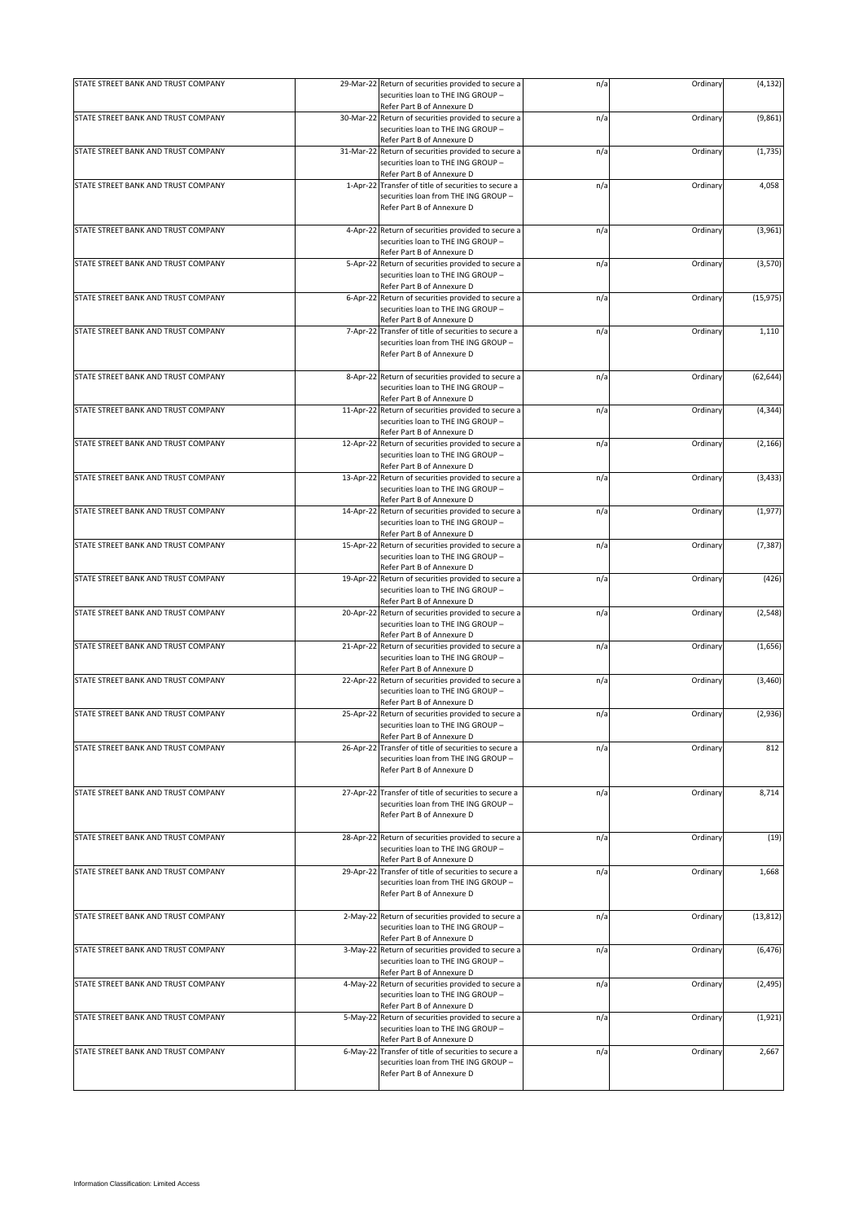| | | | | | |
|---|---|---|---|---|---|
| STATE STREET BANK AND TRUST COMPANY | 29-Mar-22 | Return of securities provided to secure a securities loan to THE ING GROUP – Refer Part B of Annexure D | n/a | Ordinary | (4,132) |
| STATE STREET BANK AND TRUST COMPANY | 30-Mar-22 | Return of securities provided to secure a securities loan to THE ING GROUP – Refer Part B of Annexure D | n/a | Ordinary | (9,861) |
| STATE STREET BANK AND TRUST COMPANY | 31-Mar-22 | Return of securities provided to secure a securities loan to THE ING GROUP – Refer Part B of Annexure D | n/a | Ordinary | (1,735) |
| STATE STREET BANK AND TRUST COMPANY | 1-Apr-22 | Transfer of title of securities to secure a securities loan from THE ING GROUP – Refer Part B of Annexure D | n/a | Ordinary | 4,058 |
| STATE STREET BANK AND TRUST COMPANY | 4-Apr-22 | Return of securities provided to secure a securities loan to THE ING GROUP – Refer Part B of Annexure D | n/a | Ordinary | (3,961) |
| STATE STREET BANK AND TRUST COMPANY | 5-Apr-22 | Return of securities provided to secure a securities loan to THE ING GROUP – Refer Part B of Annexure D | n/a | Ordinary | (3,570) |
| STATE STREET BANK AND TRUST COMPANY | 6-Apr-22 | Return of securities provided to secure a securities loan to THE ING GROUP – Refer Part B of Annexure D | n/a | Ordinary | (15,975) |
| STATE STREET BANK AND TRUST COMPANY | 7-Apr-22 | Transfer of title of securities to secure a securities loan from THE ING GROUP – Refer Part B of Annexure D | n/a | Ordinary | 1,110 |
| STATE STREET BANK AND TRUST COMPANY | 8-Apr-22 | Return of securities provided to secure a securities loan to THE ING GROUP – Refer Part B of Annexure D | n/a | Ordinary | (62,644) |
| STATE STREET BANK AND TRUST COMPANY | 11-Apr-22 | Return of securities provided to secure a securities loan to THE ING GROUP – Refer Part B of Annexure D | n/a | Ordinary | (4,344) |
| STATE STREET BANK AND TRUST COMPANY | 12-Apr-22 | Return of securities provided to secure a securities loan to THE ING GROUP – Refer Part B of Annexure D | n/a | Ordinary | (2,166) |
| STATE STREET BANK AND TRUST COMPANY | 13-Apr-22 | Return of securities provided to secure a securities loan to THE ING GROUP – Refer Part B of Annexure D | n/a | Ordinary | (3,433) |
| STATE STREET BANK AND TRUST COMPANY | 14-Apr-22 | Return of securities provided to secure a securities loan to THE ING GROUP – Refer Part B of Annexure D | n/a | Ordinary | (1,977) |
| STATE STREET BANK AND TRUST COMPANY | 15-Apr-22 | Return of securities provided to secure a securities loan to THE ING GROUP – Refer Part B of Annexure D | n/a | Ordinary | (7,387) |
| STATE STREET BANK AND TRUST COMPANY | 19-Apr-22 | Return of securities provided to secure a securities loan to THE ING GROUP – Refer Part B of Annexure D | n/a | Ordinary | (426) |
| STATE STREET BANK AND TRUST COMPANY | 20-Apr-22 | Return of securities provided to secure a securities loan to THE ING GROUP – Refer Part B of Annexure D | n/a | Ordinary | (2,548) |
| STATE STREET BANK AND TRUST COMPANY | 21-Apr-22 | Return of securities provided to secure a securities loan to THE ING GROUP – Refer Part B of Annexure D | n/a | Ordinary | (1,656) |
| STATE STREET BANK AND TRUST COMPANY | 22-Apr-22 | Return of securities provided to secure a securities loan to THE ING GROUP – Refer Part B of Annexure D | n/a | Ordinary | (3,460) |
| STATE STREET BANK AND TRUST COMPANY | 25-Apr-22 | Return of securities provided to secure a securities loan to THE ING GROUP – Refer Part B of Annexure D | n/a | Ordinary | (2,936) |
| STATE STREET BANK AND TRUST COMPANY | 26-Apr-22 | Transfer of title of securities to secure a securities loan from THE ING GROUP – Refer Part B of Annexure D | n/a | Ordinary | 812 |
| STATE STREET BANK AND TRUST COMPANY | 27-Apr-22 | Transfer of title of securities to secure a securities loan from THE ING GROUP – Refer Part B of Annexure D | n/a | Ordinary | 8,714 |
| STATE STREET BANK AND TRUST COMPANY | 28-Apr-22 | Return of securities provided to secure a securities loan to THE ING GROUP – Refer Part B of Annexure D | n/a | Ordinary | (19) |
| STATE STREET BANK AND TRUST COMPANY | 29-Apr-22 | Transfer of title of securities to secure a securities loan from THE ING GROUP – Refer Part B of Annexure D | n/a | Ordinary | 1,668 |
| STATE STREET BANK AND TRUST COMPANY | 2-May-22 | Return of securities provided to secure a securities loan to THE ING GROUP – Refer Part B of Annexure D | n/a | Ordinary | (13,812) |
| STATE STREET BANK AND TRUST COMPANY | 3-May-22 | Return of securities provided to secure a securities loan to THE ING GROUP – Refer Part B of Annexure D | n/a | Ordinary | (6,476) |
| STATE STREET BANK AND TRUST COMPANY | 4-May-22 | Return of securities provided to secure a securities loan to THE ING GROUP – Refer Part B of Annexure D | n/a | Ordinary | (2,495) |
| STATE STREET BANK AND TRUST COMPANY | 5-May-22 | Return of securities provided to secure a securities loan to THE ING GROUP – Refer Part B of Annexure D | n/a | Ordinary | (1,921) |
| STATE STREET BANK AND TRUST COMPANY | 6-May-22 | Transfer of title of securities to secure a securities loan from THE ING GROUP – Refer Part B of Annexure D | n/a | Ordinary | 2,667 |

Information Classification: Limited Access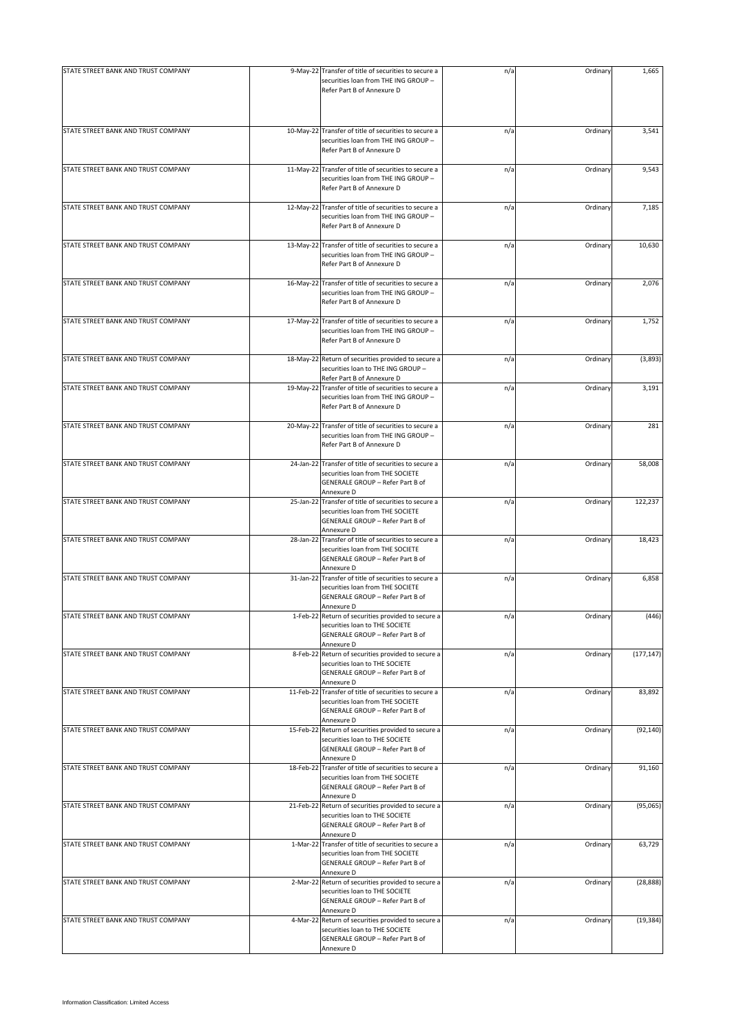| | | | | | |
|---|---|---|---|---|---|
| STATE STREET BANK AND TRUST COMPANY | 9-May-22 | Transfer of title of securities to secure a securities loan from THE ING GROUP – Refer Part B of Annexure D | n/a | Ordinary | 1,665 |
| STATE STREET BANK AND TRUST COMPANY | 10-May-22 | Transfer of title of securities to secure a securities loan from THE ING GROUP – Refer Part B of Annexure D | n/a | Ordinary | 3,541 |
| STATE STREET BANK AND TRUST COMPANY | 11-May-22 | Transfer of title of securities to secure a securities loan from THE ING GROUP – Refer Part B of Annexure D | n/a | Ordinary | 9,543 |
| STATE STREET BANK AND TRUST COMPANY | 12-May-22 | Transfer of title of securities to secure a securities loan from THE ING GROUP – Refer Part B of Annexure D | n/a | Ordinary | 7,185 |
| STATE STREET BANK AND TRUST COMPANY | 13-May-22 | Transfer of title of securities to secure a securities loan from THE ING GROUP – Refer Part B of Annexure D | n/a | Ordinary | 10,630 |
| STATE STREET BANK AND TRUST COMPANY | 16-May-22 | Transfer of title of securities to secure a securities loan from THE ING GROUP – Refer Part B of Annexure D | n/a | Ordinary | 2,076 |
| STATE STREET BANK AND TRUST COMPANY | 17-May-22 | Transfer of title of securities to secure a securities loan from THE ING GROUP – Refer Part B of Annexure D | n/a | Ordinary | 1,752 |
| STATE STREET BANK AND TRUST COMPANY | 18-May-22 | Return of securities provided to secure a securities loan to THE ING GROUP – Refer Part B of Annexure D | n/a | Ordinary | (3,893) |
| STATE STREET BANK AND TRUST COMPANY | 19-May-22 | Transfer of title of securities to secure a securities loan from THE ING GROUP – Refer Part B of Annexure D | n/a | Ordinary | 3,191 |
| STATE STREET BANK AND TRUST COMPANY | 20-May-22 | Transfer of title of securities to secure a securities loan from THE ING GROUP – Refer Part B of Annexure D | n/a | Ordinary | 281 |
| STATE STREET BANK AND TRUST COMPANY | 24-Jan-22 | Transfer of title of securities to secure a securities loan from THE SOCIETE GENERALE GROUP – Refer Part B of Annexure D | n/a | Ordinary | 58,008 |
| STATE STREET BANK AND TRUST COMPANY | 25-Jan-22 | Transfer of title of securities to secure a securities loan from THE SOCIETE GENERALE GROUP – Refer Part B of Annexure D | n/a | Ordinary | 122,237 |
| STATE STREET BANK AND TRUST COMPANY | 28-Jan-22 | Transfer of title of securities to secure a securities loan from THE SOCIETE GENERALE GROUP – Refer Part B of Annexure D | n/a | Ordinary | 18,423 |
| STATE STREET BANK AND TRUST COMPANY | 31-Jan-22 | Transfer of title of securities to secure a securities loan from THE SOCIETE GENERALE GROUP – Refer Part B of Annexure D | n/a | Ordinary | 6,858 |
| STATE STREET BANK AND TRUST COMPANY | 1-Feb-22 | Return of securities provided to secure a securities loan to THE SOCIETE GENERALE GROUP – Refer Part B of Annexure D | n/a | Ordinary | (446) |
| STATE STREET BANK AND TRUST COMPANY | 8-Feb-22 | Return of securities provided to secure a securities loan to THE SOCIETE GENERALE GROUP – Refer Part B of Annexure D | n/a | Ordinary | (177,147) |
| STATE STREET BANK AND TRUST COMPANY | 11-Feb-22 | Transfer of title of securities to secure a securities loan from THE SOCIETE GENERALE GROUP – Refer Part B of Annexure D | n/a | Ordinary | 83,892 |
| STATE STREET BANK AND TRUST COMPANY | 15-Feb-22 | Return of securities provided to secure a securities loan to THE SOCIETE GENERALE GROUP – Refer Part B of Annexure D | n/a | Ordinary | (92,140) |
| STATE STREET BANK AND TRUST COMPANY | 18-Feb-22 | Transfer of title of securities to secure a securities loan from THE SOCIETE GENERALE GROUP – Refer Part B of Annexure D | n/a | Ordinary | 91,160 |
| STATE STREET BANK AND TRUST COMPANY | 21-Feb-22 | Return of securities provided to secure a securities loan to THE SOCIETE GENERALE GROUP – Refer Part B of Annexure D | n/a | Ordinary | (95,065) |
| STATE STREET BANK AND TRUST COMPANY | 1-Mar-22 | Transfer of title of securities to secure a securities loan from THE SOCIETE GENERALE GROUP – Refer Part B of Annexure D | n/a | Ordinary | 63,729 |
| STATE STREET BANK AND TRUST COMPANY | 2-Mar-22 | Return of securities provided to secure a securities loan to THE SOCIETE GENERALE GROUP – Refer Part B of Annexure D | n/a | Ordinary | (28,888) |
| STATE STREET BANK AND TRUST COMPANY | 4-Mar-22 | Return of securities provided to secure a securities loan to THE SOCIETE GENERALE GROUP – Refer Part B of Annexure D | n/a | Ordinary | (19,384) |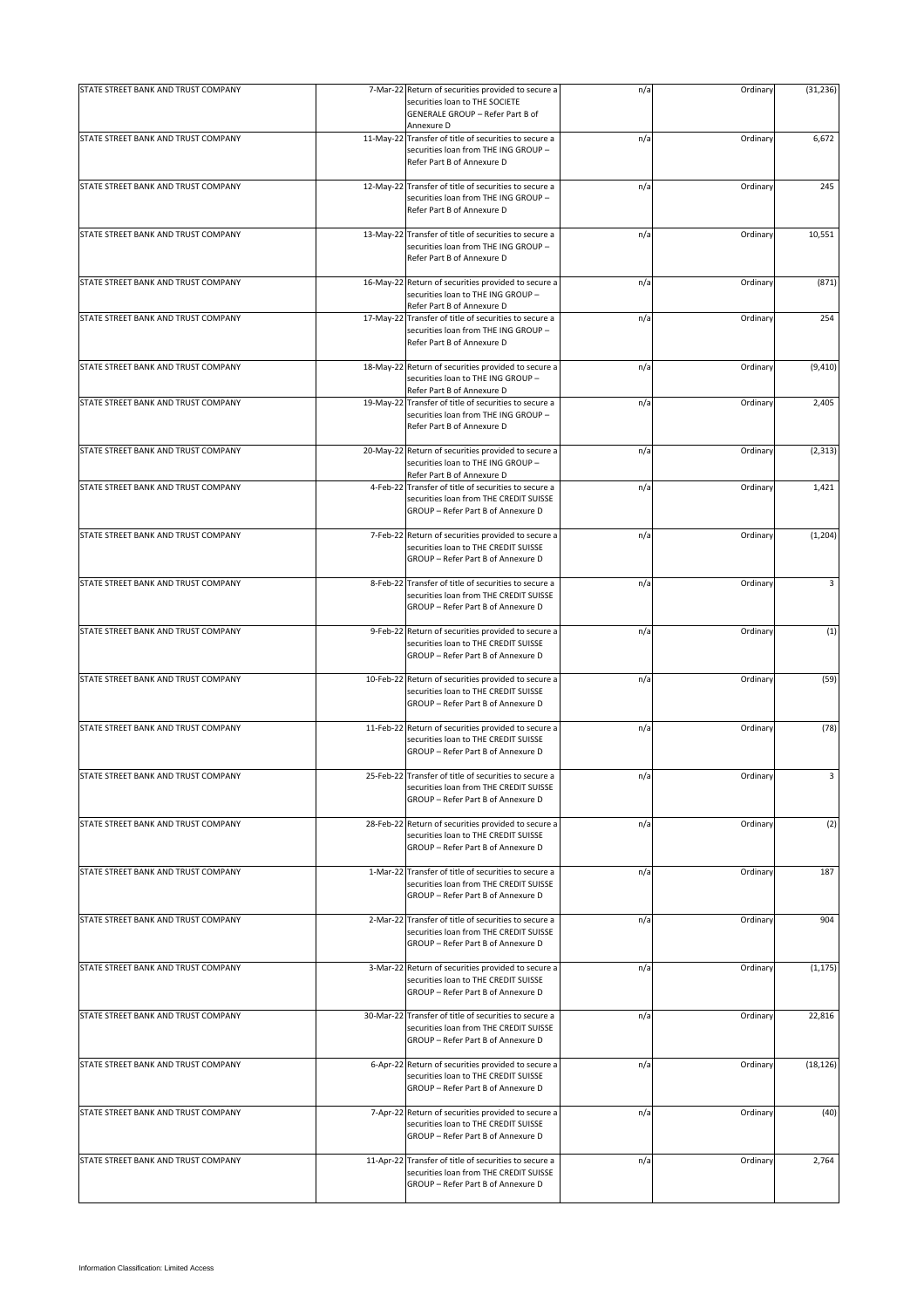| | | | | | |
|---|---|---|---|---|---|
| STATE STREET BANK AND TRUST COMPANY | 7-Mar-22 | Return of securities provided to secure a securities loan to THE SOCIETE GENERALE GROUP – Refer Part B of Annexure D | n/a | Ordinary | (31,236) |
| STATE STREET BANK AND TRUST COMPANY | 11-May-22 | Transfer of title of securities to secure a securities loan from THE ING GROUP – Refer Part B of Annexure D | n/a | Ordinary | 6,672 |
| STATE STREET BANK AND TRUST COMPANY | 12-May-22 | Transfer of title of securities to secure a securities loan from THE ING GROUP – Refer Part B of Annexure D | n/a | Ordinary | 245 |
| STATE STREET BANK AND TRUST COMPANY | 13-May-22 | Transfer of title of securities to secure a securities loan from THE ING GROUP – Refer Part B of Annexure D | n/a | Ordinary | 10,551 |
| STATE STREET BANK AND TRUST COMPANY | 16-May-22 | Return of securities provided to secure a securities loan to THE ING GROUP – Refer Part B of Annexure D | n/a | Ordinary | (871) |
| STATE STREET BANK AND TRUST COMPANY | 17-May-22 | Transfer of title of securities to secure a securities loan from THE ING GROUP – Refer Part B of Annexure D | n/a | Ordinary | 254 |
| STATE STREET BANK AND TRUST COMPANY | 18-May-22 | Return of securities provided to secure a securities loan to THE ING GROUP – Refer Part B of Annexure D | n/a | Ordinary | (9,410) |
| STATE STREET BANK AND TRUST COMPANY | 19-May-22 | Transfer of title of securities to secure a securities loan from THE ING GROUP – Refer Part B of Annexure D | n/a | Ordinary | 2,405 |
| STATE STREET BANK AND TRUST COMPANY | 20-May-22 | Return of securities provided to secure a securities loan to THE ING GROUP – Refer Part B of Annexure D | n/a | Ordinary | (2,313) |
| STATE STREET BANK AND TRUST COMPANY | 4-Feb-22 | Transfer of title of securities to secure a securities loan from THE CREDIT SUISSE GROUP – Refer Part B of Annexure D | n/a | Ordinary | 1,421 |
| STATE STREET BANK AND TRUST COMPANY | 7-Feb-22 | Return of securities provided to secure a securities loan to THE CREDIT SUISSE GROUP – Refer Part B of Annexure D | n/a | Ordinary | (1,204) |
| STATE STREET BANK AND TRUST COMPANY | 8-Feb-22 | Transfer of title of securities to secure a securities loan from THE CREDIT SUISSE GROUP – Refer Part B of Annexure D | n/a | Ordinary | 3 |
| STATE STREET BANK AND TRUST COMPANY | 9-Feb-22 | Return of securities provided to secure a securities loan to THE CREDIT SUISSE GROUP – Refer Part B of Annexure D | n/a | Ordinary | (1) |
| STATE STREET BANK AND TRUST COMPANY | 10-Feb-22 | Return of securities provided to secure a securities loan to THE CREDIT SUISSE GROUP – Refer Part B of Annexure D | n/a | Ordinary | (59) |
| STATE STREET BANK AND TRUST COMPANY | 11-Feb-22 | Return of securities provided to secure a securities loan to THE CREDIT SUISSE GROUP – Refer Part B of Annexure D | n/a | Ordinary | (78) |
| STATE STREET BANK AND TRUST COMPANY | 25-Feb-22 | Transfer of title of securities to secure a securities loan from THE CREDIT SUISSE GROUP – Refer Part B of Annexure D | n/a | Ordinary | 3 |
| STATE STREET BANK AND TRUST COMPANY | 28-Feb-22 | Return of securities provided to secure a securities loan to THE CREDIT SUISSE GROUP – Refer Part B of Annexure D | n/a | Ordinary | (2) |
| STATE STREET BANK AND TRUST COMPANY | 1-Mar-22 | Transfer of title of securities to secure a securities loan from THE CREDIT SUISSE GROUP – Refer Part B of Annexure D | n/a | Ordinary | 187 |
| STATE STREET BANK AND TRUST COMPANY | 2-Mar-22 | Transfer of title of securities to secure a securities loan from THE CREDIT SUISSE GROUP – Refer Part B of Annexure D | n/a | Ordinary | 904 |
| STATE STREET BANK AND TRUST COMPANY | 3-Mar-22 | Return of securities provided to secure a securities loan to THE CREDIT SUISSE GROUP – Refer Part B of Annexure D | n/a | Ordinary | (1,175) |
| STATE STREET BANK AND TRUST COMPANY | 30-Mar-22 | Transfer of title of securities to secure a securities loan from THE CREDIT SUISSE GROUP – Refer Part B of Annexure D | n/a | Ordinary | 22,816 |
| STATE STREET BANK AND TRUST COMPANY | 6-Apr-22 | Return of securities provided to secure a securities loan to THE CREDIT SUISSE GROUP – Refer Part B of Annexure D | n/a | Ordinary | (18,126) |
| STATE STREET BANK AND TRUST COMPANY | 7-Apr-22 | Return of securities provided to secure a securities loan to THE CREDIT SUISSE GROUP – Refer Part B of Annexure D | n/a | Ordinary | (40) |
| STATE STREET BANK AND TRUST COMPANY | 11-Apr-22 | Transfer of title of securities to secure a securities loan from THE CREDIT SUISSE GROUP – Refer Part B of Annexure D | n/a | Ordinary | 2,764 |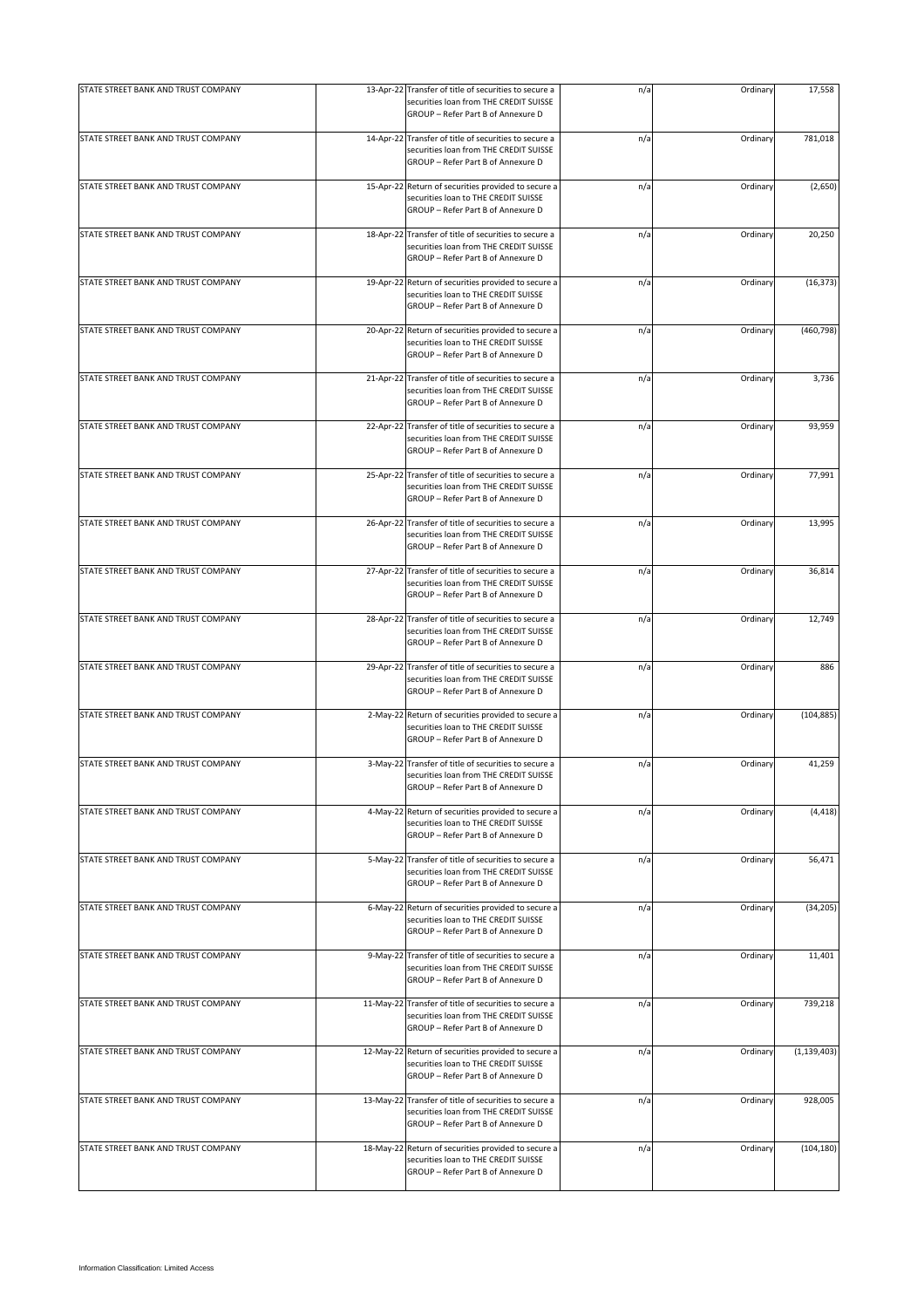| | | | | | |
|---|---|---|---|---|---|
| STATE STREET BANK AND TRUST COMPANY | 13-Apr-22 | Transfer of title of securities to secure a securities loan from THE CREDIT SUISSE GROUP – Refer Part B of Annexure D | n/a | Ordinary | 17,558 |
| STATE STREET BANK AND TRUST COMPANY | 14-Apr-22 | Transfer of title of securities to secure a securities loan from THE CREDIT SUISSE GROUP – Refer Part B of Annexure D | n/a | Ordinary | 781,018 |
| STATE STREET BANK AND TRUST COMPANY | 15-Apr-22 | Return of securities provided to secure a securities loan to THE CREDIT SUISSE GROUP – Refer Part B of Annexure D | n/a | Ordinary | (2,650) |
| STATE STREET BANK AND TRUST COMPANY | 18-Apr-22 | Transfer of title of securities to secure a securities loan from THE CREDIT SUISSE GROUP – Refer Part B of Annexure D | n/a | Ordinary | 20,250 |
| STATE STREET BANK AND TRUST COMPANY | 19-Apr-22 | Return of securities provided to secure a securities loan to THE CREDIT SUISSE GROUP – Refer Part B of Annexure D | n/a | Ordinary | (16,373) |
| STATE STREET BANK AND TRUST COMPANY | 20-Apr-22 | Return of securities provided to secure a securities loan to THE CREDIT SUISSE GROUP – Refer Part B of Annexure D | n/a | Ordinary | (460,798) |
| STATE STREET BANK AND TRUST COMPANY | 21-Apr-22 | Transfer of title of securities to secure a securities loan from THE CREDIT SUISSE GROUP – Refer Part B of Annexure D | n/a | Ordinary | 3,736 |
| STATE STREET BANK AND TRUST COMPANY | 22-Apr-22 | Transfer of title of securities to secure a securities loan from THE CREDIT SUISSE GROUP – Refer Part B of Annexure D | n/a | Ordinary | 93,959 |
| STATE STREET BANK AND TRUST COMPANY | 25-Apr-22 | Transfer of title of securities to secure a securities loan from THE CREDIT SUISSE GROUP – Refer Part B of Annexure D | n/a | Ordinary | 77,991 |
| STATE STREET BANK AND TRUST COMPANY | 26-Apr-22 | Transfer of title of securities to secure a securities loan from THE CREDIT SUISSE GROUP – Refer Part B of Annexure D | n/a | Ordinary | 13,995 |
| STATE STREET BANK AND TRUST COMPANY | 27-Apr-22 | Transfer of title of securities to secure a securities loan from THE CREDIT SUISSE GROUP – Refer Part B of Annexure D | n/a | Ordinary | 36,814 |
| STATE STREET BANK AND TRUST COMPANY | 28-Apr-22 | Transfer of title of securities to secure a securities loan from THE CREDIT SUISSE GROUP – Refer Part B of Annexure D | n/a | Ordinary | 12,749 |
| STATE STREET BANK AND TRUST COMPANY | 29-Apr-22 | Transfer of title of securities to secure a securities loan from THE CREDIT SUISSE GROUP – Refer Part B of Annexure D | n/a | Ordinary | 886 |
| STATE STREET BANK AND TRUST COMPANY | 2-May-22 | Return of securities provided to secure a securities loan to THE CREDIT SUISSE GROUP – Refer Part B of Annexure D | n/a | Ordinary | (104,885) |
| STATE STREET BANK AND TRUST COMPANY | 3-May-22 | Transfer of title of securities to secure a securities loan from THE CREDIT SUISSE GROUP – Refer Part B of Annexure D | n/a | Ordinary | 41,259 |
| STATE STREET BANK AND TRUST COMPANY | 4-May-22 | Return of securities provided to secure a securities loan to THE CREDIT SUISSE GROUP – Refer Part B of Annexure D | n/a | Ordinary | (4,418) |
| STATE STREET BANK AND TRUST COMPANY | 5-May-22 | Transfer of title of securities to secure a securities loan from THE CREDIT SUISSE GROUP – Refer Part B of Annexure D | n/a | Ordinary | 56,471 |
| STATE STREET BANK AND TRUST COMPANY | 6-May-22 | Return of securities provided to secure a securities loan to THE CREDIT SUISSE GROUP – Refer Part B of Annexure D | n/a | Ordinary | (34,205) |
| STATE STREET BANK AND TRUST COMPANY | 9-May-22 | Transfer of title of securities to secure a securities loan from THE CREDIT SUISSE GROUP – Refer Part B of Annexure D | n/a | Ordinary | 11,401 |
| STATE STREET BANK AND TRUST COMPANY | 11-May-22 | Transfer of title of securities to secure a securities loan from THE CREDIT SUISSE GROUP – Refer Part B of Annexure D | n/a | Ordinary | 739,218 |
| STATE STREET BANK AND TRUST COMPANY | 12-May-22 | Return of securities provided to secure a securities loan to THE CREDIT SUISSE GROUP – Refer Part B of Annexure D | n/a | Ordinary | (1,139,403) |
| STATE STREET BANK AND TRUST COMPANY | 13-May-22 | Transfer of title of securities to secure a securities loan from THE CREDIT SUISSE GROUP – Refer Part B of Annexure D | n/a | Ordinary | 928,005 |
| STATE STREET BANK AND TRUST COMPANY | 18-May-22 | Return of securities provided to secure a securities loan to THE CREDIT SUISSE GROUP – Refer Part B of Annexure D | n/a | Ordinary | (104,180) |

Information Classification: Limited Access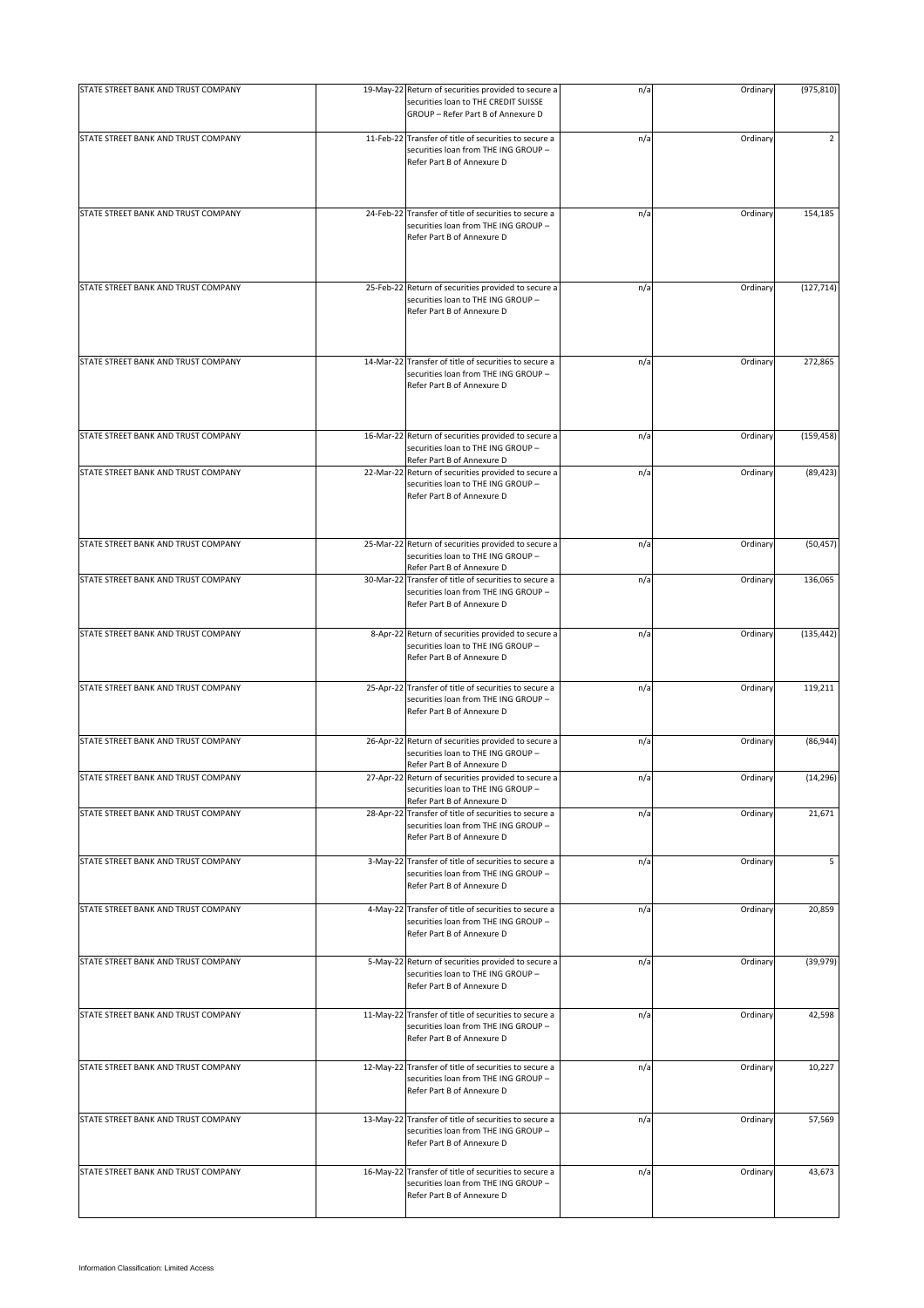| | | | | | |
|---|---|---|---|---|---|
| STATE STREET BANK AND TRUST COMPANY | 19-May-22 | Return of securities provided to secure a securities loan to THE CREDIT SUISSE GROUP – Refer Part B of Annexure D | n/a | Ordinary | (975,810) |
| STATE STREET BANK AND TRUST COMPANY | 11-Feb-22 | Transfer of title of securities to secure a securities loan from THE ING GROUP – Refer Part B of Annexure D | n/a | Ordinary | 2 |
| STATE STREET BANK AND TRUST COMPANY | 24-Feb-22 | Transfer of title of securities to secure a securities loan from THE ING GROUP – Refer Part B of Annexure D | n/a | Ordinary | 154,185 |
| STATE STREET BANK AND TRUST COMPANY | 25-Feb-22 | Return of securities provided to secure a securities loan to THE ING GROUP – Refer Part B of Annexure D | n/a | Ordinary | (127,714) |
| STATE STREET BANK AND TRUST COMPANY | 14-Mar-22 | Transfer of title of securities to secure a securities loan from THE ING GROUP – Refer Part B of Annexure D | n/a | Ordinary | 272,865 |
| STATE STREET BANK AND TRUST COMPANY | 16-Mar-22 | Return of securities provided to secure a securities loan to THE ING GROUP – Refer Part B of Annexure D | n/a | Ordinary | (159,458) |
| STATE STREET BANK AND TRUST COMPANY | 22-Mar-22 | Return of securities provided to secure a securities loan to THE ING GROUP – Refer Part B of Annexure D | n/a | Ordinary | (89,423) |
| STATE STREET BANK AND TRUST COMPANY | 25-Mar-22 | Return of securities provided to secure a securities loan to THE ING GROUP – Refer Part B of Annexure D | n/a | Ordinary | (50,457) |
| STATE STREET BANK AND TRUST COMPANY | 30-Mar-22 | Transfer of title of securities to secure a securities loan from THE ING GROUP – Refer Part B of Annexure D | n/a | Ordinary | 136,065 |
| STATE STREET BANK AND TRUST COMPANY | 8-Apr-22 | Return of securities provided to secure a securities loan to THE ING GROUP – Refer Part B of Annexure D | n/a | Ordinary | (135,442) |
| STATE STREET BANK AND TRUST COMPANY | 25-Apr-22 | Transfer of title of securities to secure a securities loan from THE ING GROUP – Refer Part B of Annexure D | n/a | Ordinary | 119,211 |
| STATE STREET BANK AND TRUST COMPANY | 26-Apr-22 | Return of securities provided to secure a securities loan to THE ING GROUP – Refer Part B of Annexure D | n/a | Ordinary | (86,944) |
| STATE STREET BANK AND TRUST COMPANY | 27-Apr-22 | Return of securities provided to secure a securities loan to THE ING GROUP – Refer Part B of Annexure D | n/a | Ordinary | (14,296) |
| STATE STREET BANK AND TRUST COMPANY | 28-Apr-22 | Transfer of title of securities to secure a securities loan from THE ING GROUP – Refer Part B of Annexure D | n/a | Ordinary | 21,671 |
| STATE STREET BANK AND TRUST COMPANY | 3-May-22 | Transfer of title of securities to secure a securities loan from THE ING GROUP – Refer Part B of Annexure D | n/a | Ordinary | 5 |
| STATE STREET BANK AND TRUST COMPANY | 4-May-22 | Transfer of title of securities to secure a securities loan from THE ING GROUP – Refer Part B of Annexure D | n/a | Ordinary | 20,859 |
| STATE STREET BANK AND TRUST COMPANY | 5-May-22 | Return of securities provided to secure a securities loan to THE ING GROUP – Refer Part B of Annexure D | n/a | Ordinary | (39,979) |
| STATE STREET BANK AND TRUST COMPANY | 11-May-22 | Transfer of title of securities to secure a securities loan from THE ING GROUP – Refer Part B of Annexure D | n/a | Ordinary | 42,598 |
| STATE STREET BANK AND TRUST COMPANY | 12-May-22 | Transfer of title of securities to secure a securities loan from THE ING GROUP – Refer Part B of Annexure D | n/a | Ordinary | 10,227 |
| STATE STREET BANK AND TRUST COMPANY | 13-May-22 | Transfer of title of securities to secure a securities loan from THE ING GROUP – Refer Part B of Annexure D | n/a | Ordinary | 57,569 |
| STATE STREET BANK AND TRUST COMPANY | 16-May-22 | Transfer of title of securities to secure a securities loan from THE ING GROUP – Refer Part B of Annexure D | n/a | Ordinary | 43,673 |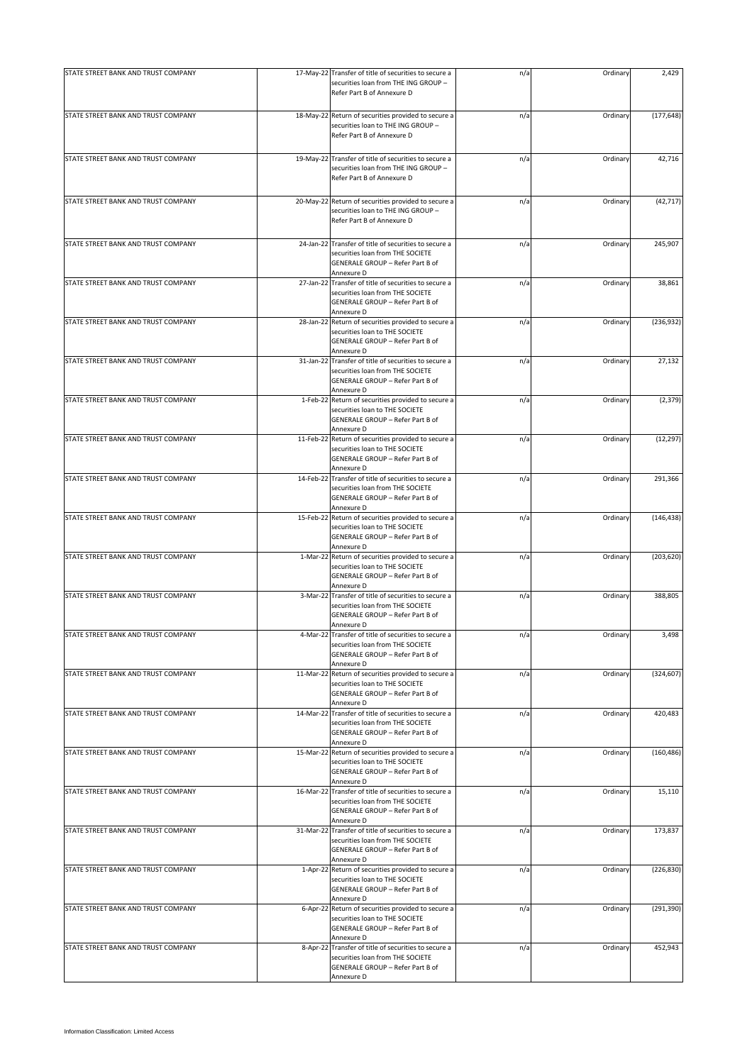| | | | | | |
|---|---|---|---|---|---|
| STATE STREET BANK AND TRUST COMPANY | 17-May-22 | Transfer of title of securities to secure a securities loan from THE ING GROUP – Refer Part B of Annexure D | n/a | Ordinary | 2,429 |
| STATE STREET BANK AND TRUST COMPANY | 18-May-22 | Return of securities provided to secure a securities loan to THE ING GROUP – Refer Part B of Annexure D | n/a | Ordinary | (177,648) |
| STATE STREET BANK AND TRUST COMPANY | 19-May-22 | Transfer of title of securities to secure a securities loan from THE ING GROUP – Refer Part B of Annexure D | n/a | Ordinary | 42,716 |
| STATE STREET BANK AND TRUST COMPANY | 20-May-22 | Return of securities provided to secure a securities loan to THE ING GROUP – Refer Part B of Annexure D | n/a | Ordinary | (42,717) |
| STATE STREET BANK AND TRUST COMPANY | 24-Jan-22 | Transfer of title of securities to secure a securities loan from THE SOCIETE GENERALE GROUP – Refer Part B of Annexure D | n/a | Ordinary | 245,907 |
| STATE STREET BANK AND TRUST COMPANY | 27-Jan-22 | Transfer of title of securities to secure a securities loan from THE SOCIETE GENERALE GROUP – Refer Part B of Annexure D | n/a | Ordinary | 38,861 |
| STATE STREET BANK AND TRUST COMPANY | 28-Jan-22 | Return of securities provided to secure a securities loan to THE SOCIETE GENERALE GROUP – Refer Part B of Annexure D | n/a | Ordinary | (236,932) |
| STATE STREET BANK AND TRUST COMPANY | 31-Jan-22 | Transfer of title of securities to secure a securities loan from THE SOCIETE GENERALE GROUP – Refer Part B of Annexure D | n/a | Ordinary | 27,132 |
| STATE STREET BANK AND TRUST COMPANY | 1-Feb-22 | Return of securities provided to secure a securities loan to THE SOCIETE GENERALE GROUP – Refer Part B of Annexure D | n/a | Ordinary | (2,379) |
| STATE STREET BANK AND TRUST COMPANY | 11-Feb-22 | Return of securities provided to secure a securities loan to THE SOCIETE GENERALE GROUP – Refer Part B of Annexure D | n/a | Ordinary | (12,297) |
| STATE STREET BANK AND TRUST COMPANY | 14-Feb-22 | Transfer of title of securities to secure a securities loan from THE SOCIETE GENERALE GROUP – Refer Part B of Annexure D | n/a | Ordinary | 291,366 |
| STATE STREET BANK AND TRUST COMPANY | 15-Feb-22 | Return of securities provided to secure a securities loan to THE SOCIETE GENERALE GROUP – Refer Part B of Annexure D | n/a | Ordinary | (146,438) |
| STATE STREET BANK AND TRUST COMPANY | 1-Mar-22 | Return of securities provided to secure a securities loan to THE SOCIETE GENERALE GROUP – Refer Part B of Annexure D | n/a | Ordinary | (203,620) |
| STATE STREET BANK AND TRUST COMPANY | 3-Mar-22 | Transfer of title of securities to secure a securities loan from THE SOCIETE GENERALE GROUP – Refer Part B of Annexure D | n/a | Ordinary | 388,805 |
| STATE STREET BANK AND TRUST COMPANY | 4-Mar-22 | Transfer of title of securities to secure a securities loan from THE SOCIETE GENERALE GROUP – Refer Part B of Annexure D | n/a | Ordinary | 3,498 |
| STATE STREET BANK AND TRUST COMPANY | 11-Mar-22 | Return of securities provided to secure a securities loan to THE SOCIETE GENERALE GROUP – Refer Part B of Annexure D | n/a | Ordinary | (324,607) |
| STATE STREET BANK AND TRUST COMPANY | 14-Mar-22 | Transfer of title of securities to secure a securities loan from THE SOCIETE GENERALE GROUP – Refer Part B of Annexure D | n/a | Ordinary | 420,483 |
| STATE STREET BANK AND TRUST COMPANY | 15-Mar-22 | Return of securities provided to secure a securities loan to THE SOCIETE GENERALE GROUP – Refer Part B of Annexure D | n/a | Ordinary | (160,486) |
| STATE STREET BANK AND TRUST COMPANY | 16-Mar-22 | Transfer of title of securities to secure a securities loan from THE SOCIETE GENERALE GROUP – Refer Part B of Annexure D | n/a | Ordinary | 15,110 |
| STATE STREET BANK AND TRUST COMPANY | 31-Mar-22 | Transfer of title of securities to secure a securities loan from THE SOCIETE GENERALE GROUP – Refer Part B of Annexure D | n/a | Ordinary | 173,837 |
| STATE STREET BANK AND TRUST COMPANY | 1-Apr-22 | Return of securities provided to secure a securities loan to THE SOCIETE GENERALE GROUP – Refer Part B of Annexure D | n/a | Ordinary | (226,830) |
| STATE STREET BANK AND TRUST COMPANY | 6-Apr-22 | Return of securities provided to secure a securities loan to THE SOCIETE GENERALE GROUP – Refer Part B of Annexure D | n/a | Ordinary | (291,390) |
| STATE STREET BANK AND TRUST COMPANY | 8-Apr-22 | Transfer of title of securities to secure a securities loan from THE SOCIETE GENERALE GROUP – Refer Part B of Annexure D | n/a | Ordinary | 452,943 |

Information Classification: Limited Access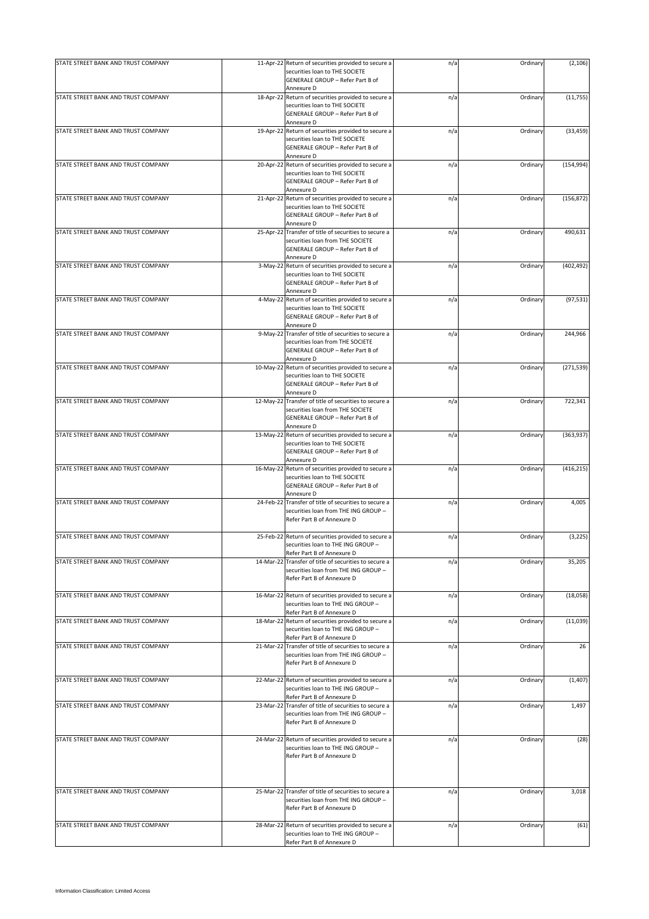| | | | | | |
|---|---|---|---|---|---|
| STATE STREET BANK AND TRUST COMPANY | 11-Apr-22 | Return of securities provided to secure a securities loan to THE SOCIETE GENERALE GROUP – Refer Part B of Annexure D | n/a | Ordinary | (2,106) |
| STATE STREET BANK AND TRUST COMPANY | 18-Apr-22 | Return of securities provided to secure a securities loan to THE SOCIETE GENERALE GROUP – Refer Part B of Annexure D | n/a | Ordinary | (11,755) |
| STATE STREET BANK AND TRUST COMPANY | 19-Apr-22 | Return of securities provided to secure a securities loan to THE SOCIETE GENERALE GROUP – Refer Part B of Annexure D | n/a | Ordinary | (33,459) |
| STATE STREET BANK AND TRUST COMPANY | 20-Apr-22 | Return of securities provided to secure a securities loan to THE SOCIETE GENERALE GROUP – Refer Part B of Annexure D | n/a | Ordinary | (154,994) |
| STATE STREET BANK AND TRUST COMPANY | 21-Apr-22 | Return of securities provided to secure a securities loan to THE SOCIETE GENERALE GROUP – Refer Part B of Annexure D | n/a | Ordinary | (156,872) |
| STATE STREET BANK AND TRUST COMPANY | 25-Apr-22 | Transfer of title of securities to secure a securities loan from THE SOCIETE GENERALE GROUP – Refer Part B of Annexure D | n/a | Ordinary | 490,631 |
| STATE STREET BANK AND TRUST COMPANY | 3-May-22 | Return of securities provided to secure a securities loan to THE SOCIETE GENERALE GROUP – Refer Part B of Annexure D | n/a | Ordinary | (402,492) |
| STATE STREET BANK AND TRUST COMPANY | 4-May-22 | Return of securities provided to secure a securities loan to THE SOCIETE GENERALE GROUP – Refer Part B of Annexure D | n/a | Ordinary | (97,531) |
| STATE STREET BANK AND TRUST COMPANY | 9-May-22 | Transfer of title of securities to secure a securities loan from THE SOCIETE GENERALE GROUP – Refer Part B of Annexure D | n/a | Ordinary | 244,966 |
| STATE STREET BANK AND TRUST COMPANY | 10-May-22 | Return of securities provided to secure a securities loan to THE SOCIETE GENERALE GROUP – Refer Part B of Annexure D | n/a | Ordinary | (271,539) |
| STATE STREET BANK AND TRUST COMPANY | 12-May-22 | Transfer of title of securities to secure a securities loan from THE SOCIETE GENERALE GROUP – Refer Part B of Annexure D | n/a | Ordinary | 722,341 |
| STATE STREET BANK AND TRUST COMPANY | 13-May-22 | Return of securities provided to secure a securities loan to THE SOCIETE GENERALE GROUP – Refer Part B of Annexure D | n/a | Ordinary | (363,937) |
| STATE STREET BANK AND TRUST COMPANY | 16-May-22 | Return of securities provided to secure a securities loan to THE SOCIETE GENERALE GROUP – Refer Part B of Annexure D | n/a | Ordinary | (416,215) |
| STATE STREET BANK AND TRUST COMPANY | 24-Feb-22 | Transfer of title of securities to secure a securities loan from THE ING GROUP – Refer Part B of Annexure D | n/a | Ordinary | 4,005 |
| STATE STREET BANK AND TRUST COMPANY | 25-Feb-22 | Return of securities provided to secure a securities loan to THE ING GROUP – Refer Part B of Annexure D | n/a | Ordinary | (3,225) |
| STATE STREET BANK AND TRUST COMPANY | 14-Mar-22 | Transfer of title of securities to secure a securities loan from THE ING GROUP – Refer Part B of Annexure D | n/a | Ordinary | 35,205 |
| STATE STREET BANK AND TRUST COMPANY | 16-Mar-22 | Return of securities provided to secure a securities loan to THE ING GROUP – Refer Part B of Annexure D | n/a | Ordinary | (18,058) |
| STATE STREET BANK AND TRUST COMPANY | 18-Mar-22 | Return of securities provided to secure a securities loan to THE ING GROUP – Refer Part B of Annexure D | n/a | Ordinary | (11,039) |
| STATE STREET BANK AND TRUST COMPANY | 21-Mar-22 | Transfer of title of securities to secure a securities loan from THE ING GROUP – Refer Part B of Annexure D | n/a | Ordinary | 26 |
| STATE STREET BANK AND TRUST COMPANY | 22-Mar-22 | Return of securities provided to secure a securities loan to THE ING GROUP – Refer Part B of Annexure D | n/a | Ordinary | (1,407) |
| STATE STREET BANK AND TRUST COMPANY | 23-Mar-22 | Transfer of title of securities to secure a securities loan from THE ING GROUP – Refer Part B of Annexure D | n/a | Ordinary | 1,497 |
| STATE STREET BANK AND TRUST COMPANY | 24-Mar-22 | Return of securities provided to secure a securities loan to THE ING GROUP – Refer Part B of Annexure D | n/a | Ordinary | (28) |
| STATE STREET BANK AND TRUST COMPANY | 25-Mar-22 | Transfer of title of securities to secure a securities loan from THE ING GROUP – Refer Part B of Annexure D | n/a | Ordinary | 3,018 |
| STATE STREET BANK AND TRUST COMPANY | 28-Mar-22 | Return of securities provided to secure a securities loan to THE ING GROUP – Refer Part B of Annexure D | n/a | Ordinary | (61) |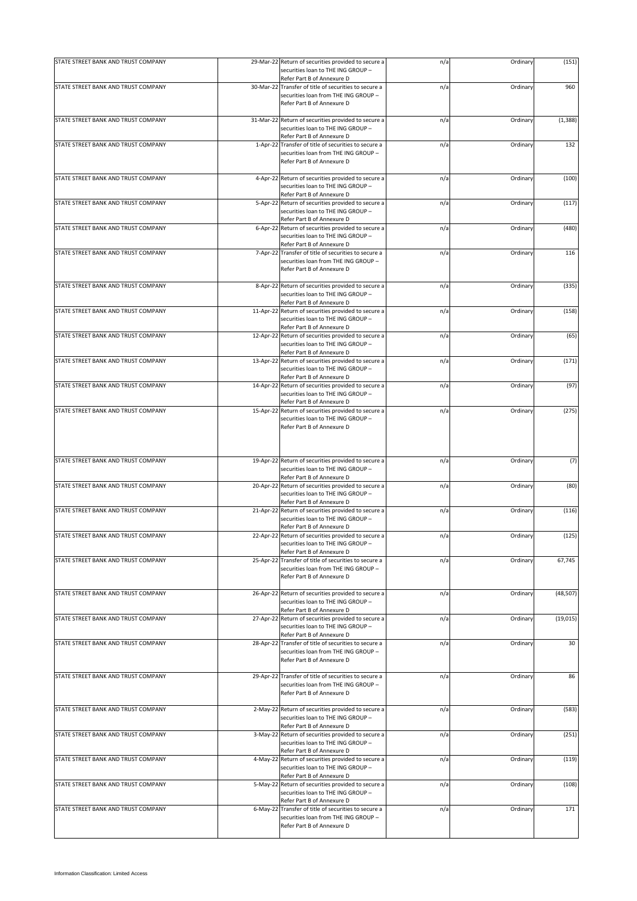| | | | | | |
|---|---|---|---|---|---|
| STATE STREET BANK AND TRUST COMPANY | 29-Mar-22 | Return of securities provided to secure a securities loan to THE ING GROUP – Refer Part B of Annexure D | n/a | Ordinary | (151) |
| STATE STREET BANK AND TRUST COMPANY | 30-Mar-22 | Transfer of title of securities to secure a securities loan from THE ING GROUP – Refer Part B of Annexure D | n/a | Ordinary | 960 |
| STATE STREET BANK AND TRUST COMPANY | 31-Mar-22 | Return of securities provided to secure a securities loan to THE ING GROUP – Refer Part B of Annexure D | n/a | Ordinary | (1,388) |
| STATE STREET BANK AND TRUST COMPANY | 1-Apr-22 | Transfer of title of securities to secure a securities loan from THE ING GROUP – Refer Part B of Annexure D | n/a | Ordinary | 132 |
| STATE STREET BANK AND TRUST COMPANY | 4-Apr-22 | Return of securities provided to secure a securities loan to THE ING GROUP – Refer Part B of Annexure D | n/a | Ordinary | (100) |
| STATE STREET BANK AND TRUST COMPANY | 5-Apr-22 | Return of securities provided to secure a securities loan to THE ING GROUP – Refer Part B of Annexure D | n/a | Ordinary | (117) |
| STATE STREET BANK AND TRUST COMPANY | 6-Apr-22 | Return of securities provided to secure a securities loan to THE ING GROUP – Refer Part B of Annexure D | n/a | Ordinary | (480) |
| STATE STREET BANK AND TRUST COMPANY | 7-Apr-22 | Transfer of title of securities to secure a securities loan from THE ING GROUP – Refer Part B of Annexure D | n/a | Ordinary | 116 |
| STATE STREET BANK AND TRUST COMPANY | 8-Apr-22 | Return of securities provided to secure a securities loan to THE ING GROUP – Refer Part B of Annexure D | n/a | Ordinary | (335) |
| STATE STREET BANK AND TRUST COMPANY | 11-Apr-22 | Return of securities provided to secure a securities loan to THE ING GROUP – Refer Part B of Annexure D | n/a | Ordinary | (158) |
| STATE STREET BANK AND TRUST COMPANY | 12-Apr-22 | Return of securities provided to secure a securities loan to THE ING GROUP – Refer Part B of Annexure D | n/a | Ordinary | (65) |
| STATE STREET BANK AND TRUST COMPANY | 13-Apr-22 | Return of securities provided to secure a securities loan to THE ING GROUP – Refer Part B of Annexure D | n/a | Ordinary | (171) |
| STATE STREET BANK AND TRUST COMPANY | 14-Apr-22 | Return of securities provided to secure a securities loan to THE ING GROUP – Refer Part B of Annexure D | n/a | Ordinary | (97) |
| STATE STREET BANK AND TRUST COMPANY | 15-Apr-22 | Return of securities provided to secure a securities loan to THE ING GROUP – Refer Part B of Annexure D | n/a | Ordinary | (275) |
| STATE STREET BANK AND TRUST COMPANY | 19-Apr-22 | Return of securities provided to secure a securities loan to THE ING GROUP – Refer Part B of Annexure D | n/a | Ordinary | (7) |
| STATE STREET BANK AND TRUST COMPANY | 20-Apr-22 | Return of securities provided to secure a securities loan to THE ING GROUP – Refer Part B of Annexure D | n/a | Ordinary | (80) |
| STATE STREET BANK AND TRUST COMPANY | 21-Apr-22 | Return of securities provided to secure a securities loan to THE ING GROUP – Refer Part B of Annexure D | n/a | Ordinary | (116) |
| STATE STREET BANK AND TRUST COMPANY | 22-Apr-22 | Return of securities provided to secure a securities loan to THE ING GROUP – Refer Part B of Annexure D | n/a | Ordinary | (125) |
| STATE STREET BANK AND TRUST COMPANY | 25-Apr-22 | Transfer of title of securities to secure a securities loan from THE ING GROUP – Refer Part B of Annexure D | n/a | Ordinary | 67,745 |
| STATE STREET BANK AND TRUST COMPANY | 26-Apr-22 | Return of securities provided to secure a securities loan to THE ING GROUP – Refer Part B of Annexure D | n/a | Ordinary | (48,507) |
| STATE STREET BANK AND TRUST COMPANY | 27-Apr-22 | Return of securities provided to secure a securities loan to THE ING GROUP – Refer Part B of Annexure D | n/a | Ordinary | (19,015) |
| STATE STREET BANK AND TRUST COMPANY | 28-Apr-22 | Transfer of title of securities to secure a securities loan from THE ING GROUP – Refer Part B of Annexure D | n/a | Ordinary | 30 |
| STATE STREET BANK AND TRUST COMPANY | 29-Apr-22 | Transfer of title of securities to secure a securities loan from THE ING GROUP – Refer Part B of Annexure D | n/a | Ordinary | 86 |
| STATE STREET BANK AND TRUST COMPANY | 2-May-22 | Return of securities provided to secure a securities loan to THE ING GROUP – Refer Part B of Annexure D | n/a | Ordinary | (583) |
| STATE STREET BANK AND TRUST COMPANY | 3-May-22 | Return of securities provided to secure a securities loan to THE ING GROUP – Refer Part B of Annexure D | n/a | Ordinary | (251) |
| STATE STREET BANK AND TRUST COMPANY | 4-May-22 | Return of securities provided to secure a securities loan to THE ING GROUP – Refer Part B of Annexure D | n/a | Ordinary | (119) |
| STATE STREET BANK AND TRUST COMPANY | 5-May-22 | Return of securities provided to secure a securities loan to THE ING GROUP – Refer Part B of Annexure D | n/a | Ordinary | (108) |
| STATE STREET BANK AND TRUST COMPANY | 6-May-22 | Transfer of title of securities to secure a securities loan from THE ING GROUP – Refer Part B of Annexure D | n/a | Ordinary | 171 |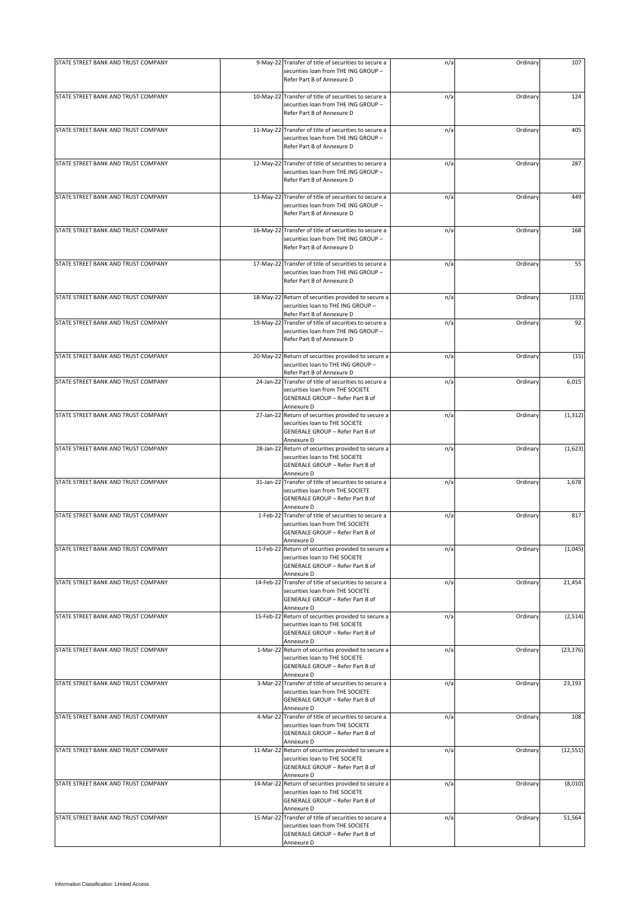| | | | | | |
|---|---|---|---|---|---|
| STATE STREET BANK AND TRUST COMPANY | 9-May-22 | Transfer of title of securities to secure a securities loan from THE ING GROUP – Refer Part B of Annexure D | n/a | Ordinary | 107 |
| STATE STREET BANK AND TRUST COMPANY | 10-May-22 | Transfer of title of securities to secure a securities loan from THE ING GROUP – Refer Part B of Annexure D | n/a | Ordinary | 124 |
| STATE STREET BANK AND TRUST COMPANY | 11-May-22 | Transfer of title of securities to secure a securities loan from THE ING GROUP – Refer Part B of Annexure D | n/a | Ordinary | 405 |
| STATE STREET BANK AND TRUST COMPANY | 12-May-22 | Transfer of title of securities to secure a securities loan from THE ING GROUP – Refer Part B of Annexure D | n/a | Ordinary | 287 |
| STATE STREET BANK AND TRUST COMPANY | 13-May-22 | Transfer of title of securities to secure a securities loan from THE ING GROUP – Refer Part B of Annexure D | n/a | Ordinary | 449 |
| STATE STREET BANK AND TRUST COMPANY | 16-May-22 | Transfer of title of securities to secure a securities loan from THE ING GROUP – Refer Part B of Annexure D | n/a | Ordinary | 168 |
| STATE STREET BANK AND TRUST COMPANY | 17-May-22 | Transfer of title of securities to secure a securities loan from THE ING GROUP – Refer Part B of Annexure D | n/a | Ordinary | 55 |
| STATE STREET BANK AND TRUST COMPANY | 18-May-22 | Return of securities provided to secure a securities loan to THE ING GROUP – Refer Part B of Annexure D | n/a | Ordinary | (133) |
| STATE STREET BANK AND TRUST COMPANY | 19-May-22 | Transfer of title of securities to secure a securities loan from THE ING GROUP – Refer Part B of Annexure D | n/a | Ordinary | 92 |
| STATE STREET BANK AND TRUST COMPANY | 20-May-22 | Return of securities provided to secure a securities loan to THE ING GROUP – Refer Part B of Annexure D | n/a | Ordinary | (15) |
| STATE STREET BANK AND TRUST COMPANY | 24-Jan-22 | Transfer of title of securities to secure a securities loan from THE SOCIETE GENERALE GROUP – Refer Part B of Annexure D | n/a | Ordinary | 6,015 |
| STATE STREET BANK AND TRUST COMPANY | 27-Jan-22 | Return of securities provided to secure a securities loan to THE SOCIETE GENERALE GROUP – Refer Part B of Annexure D | n/a | Ordinary | (1,312) |
| STATE STREET BANK AND TRUST COMPANY | 28-Jan-22 | Return of securities provided to secure a securities loan to THE SOCIETE GENERALE GROUP – Refer Part B of Annexure D | n/a | Ordinary | (1,623) |
| STATE STREET BANK AND TRUST COMPANY | 31-Jan-22 | Transfer of title of securities to secure a securities loan from THE SOCIETE GENERALE GROUP – Refer Part B of Annexure D | n/a | Ordinary | 1,678 |
| STATE STREET BANK AND TRUST COMPANY | 1-Feb-22 | Transfer of title of securities to secure a securities loan from THE SOCIETE GENERALE GROUP – Refer Part B of Annexure D | n/a | Ordinary | 817 |
| STATE STREET BANK AND TRUST COMPANY | 11-Feb-22 | Return of securities provided to secure a securities loan to THE SOCIETE GENERALE GROUP – Refer Part B of Annexure D | n/a | Ordinary | (1,045) |
| STATE STREET BANK AND TRUST COMPANY | 14-Feb-22 | Transfer of title of securities to secure a securities loan from THE SOCIETE GENERALE GROUP – Refer Part B of Annexure D | n/a | Ordinary | 21,454 |
| STATE STREET BANK AND TRUST COMPANY | 15-Feb-22 | Return of securities provided to secure a securities loan to THE SOCIETE GENERALE GROUP – Refer Part B of Annexure D | n/a | Ordinary | (2,514) |
| STATE STREET BANK AND TRUST COMPANY | 1-Mar-22 | Return of securities provided to secure a securities loan to THE SOCIETE GENERALE GROUP – Refer Part B of Annexure D | n/a | Ordinary | (23,376) |
| STATE STREET BANK AND TRUST COMPANY | 3-Mar-22 | Transfer of title of securities to secure a securities loan from THE SOCIETE GENERALE GROUP – Refer Part B of Annexure D | n/a | Ordinary | 23,193 |
| STATE STREET BANK AND TRUST COMPANY | 4-Mar-22 | Transfer of title of securities to secure a securities loan from THE SOCIETE GENERALE GROUP – Refer Part B of Annexure D | n/a | Ordinary | 108 |
| STATE STREET BANK AND TRUST COMPANY | 11-Mar-22 | Return of securities provided to secure a securities loan to THE SOCIETE GENERALE GROUP – Refer Part B of Annexure D | n/a | Ordinary | (12,551) |
| STATE STREET BANK AND TRUST COMPANY | 14-Mar-22 | Return of securities provided to secure a securities loan to THE SOCIETE GENERALE GROUP – Refer Part B of Annexure D | n/a | Ordinary | (8,010) |
| STATE STREET BANK AND TRUST COMPANY | 15-Mar-22 | Transfer of title of securities to secure a securities loan from THE SOCIETE GENERALE GROUP – Refer Part B of Annexure D | n/a | Ordinary | 51,564 |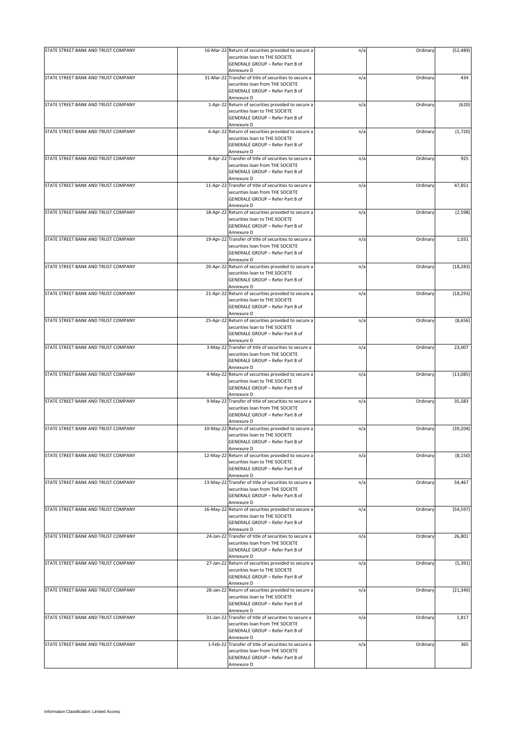| | | | | | |
|---|---|---|---|---|---|
| STATE STREET BANK AND TRUST COMPANY | 16-Mar-22 | Return of securities provided to secure a securities loan to THE SOCIETE GENERALE GROUP – Refer Part B of Annexure D | n/a | Ordinary | (52,489) |
| STATE STREET BANK AND TRUST COMPANY | 31-Mar-22 | Transfer of title of securities to secure a securities loan from THE SOCIETE GENERALE GROUP – Refer Part B of Annexure D | n/a | Ordinary | 434 |
| STATE STREET BANK AND TRUST COMPANY | 1-Apr-22 | Return of securities provided to secure a securities loan to THE SOCIETE GENERALE GROUP – Refer Part B of Annexure D | n/a | Ordinary | (620) |
| STATE STREET BANK AND TRUST COMPANY | 6-Apr-22 | Return of securities provided to secure a securities loan to THE SOCIETE GENERALE GROUP – Refer Part B of Annexure D | n/a | Ordinary | (1,720) |
| STATE STREET BANK AND TRUST COMPANY | 8-Apr-22 | Transfer of title of securities to secure a securities loan from THE SOCIETE GENERALE GROUP – Refer Part B of Annexure D | n/a | Ordinary | 925 |
| STATE STREET BANK AND TRUST COMPANY | 11-Apr-22 | Transfer of title of securities to secure a securities loan from THE SOCIETE GENERALE GROUP – Refer Part B of Annexure D | n/a | Ordinary | 47,851 |
| STATE STREET BANK AND TRUST COMPANY | 18-Apr-22 | Return of securities provided to secure a securities loan to THE SOCIETE GENERALE GROUP – Refer Part B of Annexure D | n/a | Ordinary | (2,598) |
| STATE STREET BANK AND TRUST COMPANY | 19-Apr-22 | Transfer of title of securities to secure a securities loan from THE SOCIETE GENERALE GROUP – Refer Part B of Annexure D | n/a | Ordinary | 1,031 |
| STATE STREET BANK AND TRUST COMPANY | 20-Apr-22 | Return of securities provided to secure a securities loan to THE SOCIETE GENERALE GROUP – Refer Part B of Annexure D | n/a | Ordinary | (18,283) |
| STATE STREET BANK AND TRUST COMPANY | 21-Apr-22 | Return of securities provided to secure a securities loan to THE SOCIETE GENERALE GROUP – Refer Part B of Annexure D | n/a | Ordinary | (18,293) |
| STATE STREET BANK AND TRUST COMPANY | 25-Apr-22 | Return of securities provided to secure a securities loan to THE SOCIETE GENERALE GROUP – Refer Part B of Annexure D | n/a | Ordinary | (8,656) |
| STATE STREET BANK AND TRUST COMPANY | 3-May-22 | Transfer of title of securities to secure a securities loan from THE SOCIETE GENERALE GROUP – Refer Part B of Annexure D | n/a | Ordinary | 23,007 |
| STATE STREET BANK AND TRUST COMPANY | 4-May-22 | Return of securities provided to secure a securities loan to THE SOCIETE GENERALE GROUP – Refer Part B of Annexure D | n/a | Ordinary | (13,085) |
| STATE STREET BANK AND TRUST COMPANY | 9-May-22 | Transfer of title of securities to secure a securities loan from THE SOCIETE GENERALE GROUP – Refer Part B of Annexure D | n/a | Ordinary | 35,583 |
| STATE STREET BANK AND TRUST COMPANY | 10-May-22 | Return of securities provided to secure a securities loan to THE SOCIETE GENERALE GROUP – Refer Part B of Annexure D | n/a | Ordinary | (39,204) |
| STATE STREET BANK AND TRUST COMPANY | 12-May-22 | Return of securities provided to secure a securities loan to THE SOCIETE GENERALE GROUP – Refer Part B of Annexure D | n/a | Ordinary | (8,150) |
| STATE STREET BANK AND TRUST COMPANY | 13-May-22 | Transfer of title of securities to secure a securities loan from THE SOCIETE GENERALE GROUP – Refer Part B of Annexure D | n/a | Ordinary | 54,467 |
| STATE STREET BANK AND TRUST COMPANY | 16-May-22 | Return of securities provided to secure a securities loan to THE SOCIETE GENERALE GROUP – Refer Part B of Annexure D | n/a | Ordinary | (54,597) |
| STATE STREET BANK AND TRUST COMPANY | 24-Jan-22 | Transfer of title of securities to secure a securities loan from THE SOCIETE GENERALE GROUP – Refer Part B of Annexure D | n/a | Ordinary | 26,801 |
| STATE STREET BANK AND TRUST COMPANY | 27-Jan-22 | Return of securities provided to secure a securities loan to THE SOCIETE GENERALE GROUP – Refer Part B of Annexure D | n/a | Ordinary | (5,391) |
| STATE STREET BANK AND TRUST COMPANY | 28-Jan-22 | Return of securities provided to secure a securities loan to THE SOCIETE GENERALE GROUP – Refer Part B of Annexure D | n/a | Ordinary | (21,340) |
| STATE STREET BANK AND TRUST COMPANY | 31-Jan-22 | Transfer of title of securities to secure a securities loan from THE SOCIETE GENERALE GROUP – Refer Part B of Annexure D | n/a | Ordinary | 1,817 |
| STATE STREET BANK AND TRUST COMPANY | 1-Feb-22 | Transfer of title of securities to secure a securities loan from THE SOCIETE GENERALE GROUP – Refer Part B of Annexure D | n/a | Ordinary | 365 |

Information Classification: Limited Access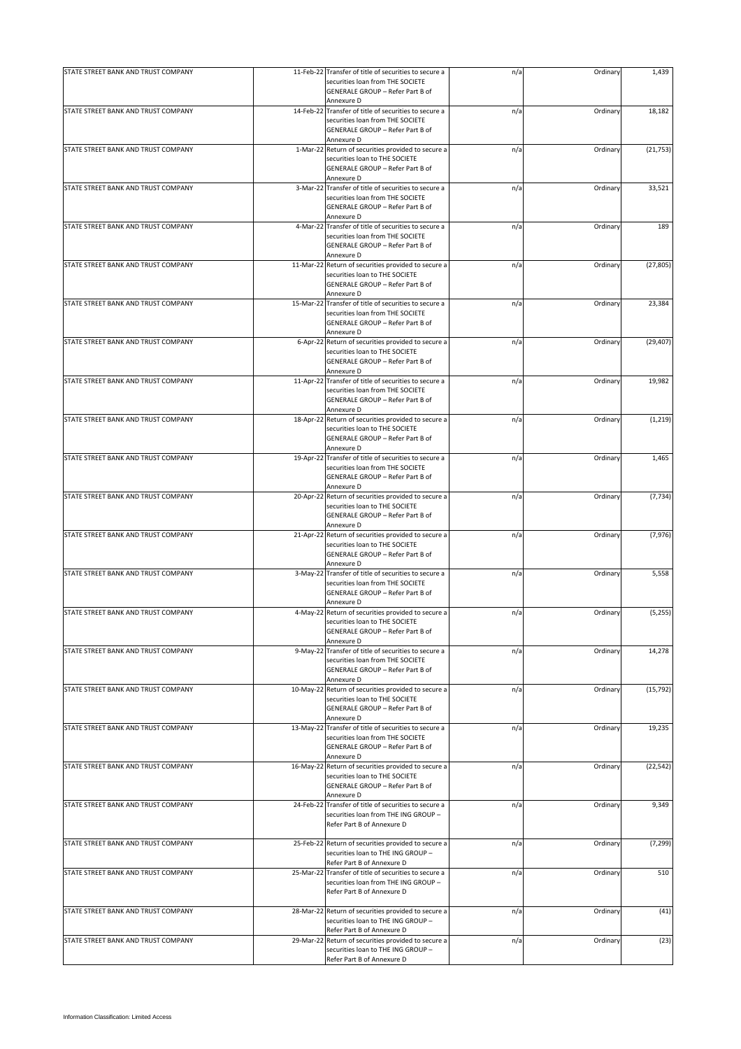| | | | | | |
|---|---|---|---|---|---|
| STATE STREET BANK AND TRUST COMPANY | 11-Feb-22 | Transfer of title of securities to secure a securities loan from THE SOCIETE GENERALE GROUP – Refer Part B of Annexure D | n/a | Ordinary | 1,439 |
| STATE STREET BANK AND TRUST COMPANY | 14-Feb-22 | Transfer of title of securities to secure a securities loan from THE SOCIETE GENERALE GROUP – Refer Part B of Annexure D | n/a | Ordinary | 18,182 |
| STATE STREET BANK AND TRUST COMPANY | 1-Mar-22 | Return of securities provided to secure a securities loan to THE SOCIETE GENERALE GROUP – Refer Part B of Annexure D | n/a | Ordinary | (21,753) |
| STATE STREET BANK AND TRUST COMPANY | 3-Mar-22 | Transfer of title of securities to secure a securities loan from THE SOCIETE GENERALE GROUP – Refer Part B of Annexure D | n/a | Ordinary | 33,521 |
| STATE STREET BANK AND TRUST COMPANY | 4-Mar-22 | Transfer of title of securities to secure a securities loan from THE SOCIETE GENERALE GROUP – Refer Part B of Annexure D | n/a | Ordinary | 189 |
| STATE STREET BANK AND TRUST COMPANY | 11-Mar-22 | Return of securities provided to secure a securities loan to THE SOCIETE GENERALE GROUP – Refer Part B of Annexure D | n/a | Ordinary | (27,805) |
| STATE STREET BANK AND TRUST COMPANY | 15-Mar-22 | Transfer of title of securities to secure a securities loan from THE SOCIETE GENERALE GROUP – Refer Part B of Annexure D | n/a | Ordinary | 23,384 |
| STATE STREET BANK AND TRUST COMPANY | 6-Apr-22 | Return of securities provided to secure a securities loan to THE SOCIETE GENERALE GROUP – Refer Part B of Annexure D | n/a | Ordinary | (29,407) |
| STATE STREET BANK AND TRUST COMPANY | 11-Apr-22 | Transfer of title of securities to secure a securities loan from THE SOCIETE GENERALE GROUP – Refer Part B of Annexure D | n/a | Ordinary | 19,982 |
| STATE STREET BANK AND TRUST COMPANY | 18-Apr-22 | Return of securities provided to secure a securities loan to THE SOCIETE GENERALE GROUP – Refer Part B of Annexure D | n/a | Ordinary | (1,219) |
| STATE STREET BANK AND TRUST COMPANY | 19-Apr-22 | Transfer of title of securities to secure a securities loan from THE SOCIETE GENERALE GROUP – Refer Part B of Annexure D | n/a | Ordinary | 1,465 |
| STATE STREET BANK AND TRUST COMPANY | 20-Apr-22 | Return of securities provided to secure a securities loan to THE SOCIETE GENERALE GROUP – Refer Part B of Annexure D | n/a | Ordinary | (7,734) |
| STATE STREET BANK AND TRUST COMPANY | 21-Apr-22 | Return of securities provided to secure a securities loan to THE SOCIETE GENERALE GROUP – Refer Part B of Annexure D | n/a | Ordinary | (7,976) |
| STATE STREET BANK AND TRUST COMPANY | 3-May-22 | Transfer of title of securities to secure a securities loan from THE SOCIETE GENERALE GROUP – Refer Part B of Annexure D | n/a | Ordinary | 5,558 |
| STATE STREET BANK AND TRUST COMPANY | 4-May-22 | Return of securities provided to secure a securities loan to THE SOCIETE GENERALE GROUP – Refer Part B of Annexure D | n/a | Ordinary | (5,255) |
| STATE STREET BANK AND TRUST COMPANY | 9-May-22 | Transfer of title of securities to secure a securities loan from THE SOCIETE GENERALE GROUP – Refer Part B of Annexure D | n/a | Ordinary | 14,278 |
| STATE STREET BANK AND TRUST COMPANY | 10-May-22 | Return of securities provided to secure a securities loan to THE SOCIETE GENERALE GROUP – Refer Part B of Annexure D | n/a | Ordinary | (15,792) |
| STATE STREET BANK AND TRUST COMPANY | 13-May-22 | Transfer of title of securities to secure a securities loan from THE SOCIETE GENERALE GROUP – Refer Part B of Annexure D | n/a | Ordinary | 19,235 |
| STATE STREET BANK AND TRUST COMPANY | 16-May-22 | Return of securities provided to secure a securities loan to THE SOCIETE GENERALE GROUP – Refer Part B of Annexure D | n/a | Ordinary | (22,542) |
| STATE STREET BANK AND TRUST COMPANY | 24-Feb-22 | Transfer of title of securities to secure a securities loan from THE ING GROUP – Refer Part B of Annexure D | n/a | Ordinary | 9,349 |
| STATE STREET BANK AND TRUST COMPANY | 25-Feb-22 | Return of securities provided to secure a securities loan to THE ING GROUP – Refer Part B of Annexure D | n/a | Ordinary | (7,299) |
| STATE STREET BANK AND TRUST COMPANY | 25-Mar-22 | Transfer of title of securities to secure a securities loan from THE ING GROUP – Refer Part B of Annexure D | n/a | Ordinary | 510 |
| STATE STREET BANK AND TRUST COMPANY | 28-Mar-22 | Return of securities provided to secure a securities loan to THE ING GROUP – Refer Part B of Annexure D | n/a | Ordinary | (41) |
| STATE STREET BANK AND TRUST COMPANY | 29-Mar-22 | Return of securities provided to secure a securities loan to THE ING GROUP – Refer Part B of Annexure D | n/a | Ordinary | (23) |

Information Classification: Limited Access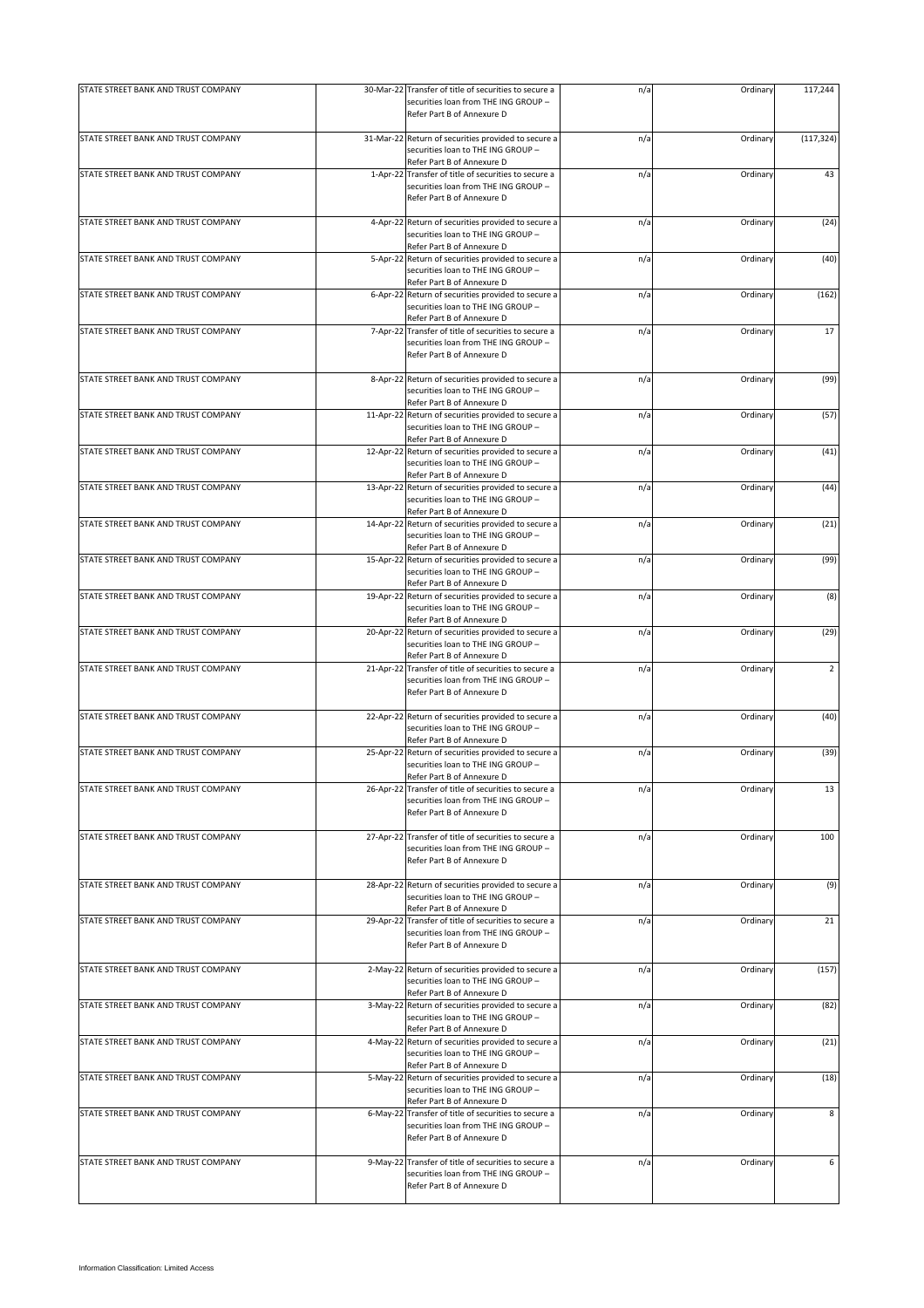| | | | | | |
|---|---|---|---|---|---|
| STATE STREET BANK AND TRUST COMPANY | 30-Mar-22 | Transfer of title of securities to secure a securities loan from THE ING GROUP – Refer Part B of Annexure D | n/a | Ordinary | 117,244 |
| STATE STREET BANK AND TRUST COMPANY | 31-Mar-22 | Return of securities provided to secure a securities loan to THE ING GROUP – Refer Part B of Annexure D | n/a | Ordinary | (117,324) |
| STATE STREET BANK AND TRUST COMPANY | 1-Apr-22 | Transfer of title of securities to secure a securities loan from THE ING GROUP – Refer Part B of Annexure D | n/a | Ordinary | 43 |
| STATE STREET BANK AND TRUST COMPANY | 4-Apr-22 | Return of securities provided to secure a securities loan to THE ING GROUP – Refer Part B of Annexure D | n/a | Ordinary | (24) |
| STATE STREET BANK AND TRUST COMPANY | 5-Apr-22 | Return of securities provided to secure a securities loan to THE ING GROUP – Refer Part B of Annexure D | n/a | Ordinary | (40) |
| STATE STREET BANK AND TRUST COMPANY | 6-Apr-22 | Return of securities provided to secure a securities loan to THE ING GROUP – Refer Part B of Annexure D | n/a | Ordinary | (162) |
| STATE STREET BANK AND TRUST COMPANY | 7-Apr-22 | Transfer of title of securities to secure a securities loan from THE ING GROUP – Refer Part B of Annexure D | n/a | Ordinary | 17 |
| STATE STREET BANK AND TRUST COMPANY | 8-Apr-22 | Return of securities provided to secure a securities loan to THE ING GROUP – Refer Part B of Annexure D | n/a | Ordinary | (99) |
| STATE STREET BANK AND TRUST COMPANY | 11-Apr-22 | Return of securities provided to secure a securities loan to THE ING GROUP – Refer Part B of Annexure D | n/a | Ordinary | (57) |
| STATE STREET BANK AND TRUST COMPANY | 12-Apr-22 | Return of securities provided to secure a securities loan to THE ING GROUP – Refer Part B of Annexure D | n/a | Ordinary | (41) |
| STATE STREET BANK AND TRUST COMPANY | 13-Apr-22 | Return of securities provided to secure a securities loan to THE ING GROUP – Refer Part B of Annexure D | n/a | Ordinary | (44) |
| STATE STREET BANK AND TRUST COMPANY | 14-Apr-22 | Return of securities provided to secure a securities loan to THE ING GROUP – Refer Part B of Annexure D | n/a | Ordinary | (21) |
| STATE STREET BANK AND TRUST COMPANY | 15-Apr-22 | Return of securities provided to secure a securities loan to THE ING GROUP – Refer Part B of Annexure D | n/a | Ordinary | (99) |
| STATE STREET BANK AND TRUST COMPANY | 19-Apr-22 | Return of securities provided to secure a securities loan to THE ING GROUP – Refer Part B of Annexure D | n/a | Ordinary | (8) |
| STATE STREET BANK AND TRUST COMPANY | 20-Apr-22 | Return of securities provided to secure a securities loan to THE ING GROUP – Refer Part B of Annexure D | n/a | Ordinary | (29) |
| STATE STREET BANK AND TRUST COMPANY | 21-Apr-22 | Transfer of title of securities to secure a securities loan from THE ING GROUP – Refer Part B of Annexure D | n/a | Ordinary | 2 |
| STATE STREET BANK AND TRUST COMPANY | 22-Apr-22 | Return of securities provided to secure a securities loan to THE ING GROUP – Refer Part B of Annexure D | n/a | Ordinary | (40) |
| STATE STREET BANK AND TRUST COMPANY | 25-Apr-22 | Return of securities provided to secure a securities loan to THE ING GROUP – Refer Part B of Annexure D | n/a | Ordinary | (39) |
| STATE STREET BANK AND TRUST COMPANY | 26-Apr-22 | Transfer of title of securities to secure a securities loan from THE ING GROUP – Refer Part B of Annexure D | n/a | Ordinary | 13 |
| STATE STREET BANK AND TRUST COMPANY | 27-Apr-22 | Transfer of title of securities to secure a securities loan from THE ING GROUP – Refer Part B of Annexure D | n/a | Ordinary | 100 |
| STATE STREET BANK AND TRUST COMPANY | 28-Apr-22 | Return of securities provided to secure a securities loan to THE ING GROUP – Refer Part B of Annexure D | n/a | Ordinary | (9) |
| STATE STREET BANK AND TRUST COMPANY | 29-Apr-22 | Transfer of title of securities to secure a securities loan from THE ING GROUP – Refer Part B of Annexure D | n/a | Ordinary | 21 |
| STATE STREET BANK AND TRUST COMPANY | 2-May-22 | Return of securities provided to secure a securities loan to THE ING GROUP – Refer Part B of Annexure D | n/a | Ordinary | (157) |
| STATE STREET BANK AND TRUST COMPANY | 3-May-22 | Return of securities provided to secure a securities loan to THE ING GROUP – Refer Part B of Annexure D | n/a | Ordinary | (82) |
| STATE STREET BANK AND TRUST COMPANY | 4-May-22 | Return of securities provided to secure a securities loan to THE ING GROUP – Refer Part B of Annexure D | n/a | Ordinary | (21) |
| STATE STREET BANK AND TRUST COMPANY | 5-May-22 | Return of securities provided to secure a securities loan to THE ING GROUP – Refer Part B of Annexure D | n/a | Ordinary | (18) |
| STATE STREET BANK AND TRUST COMPANY | 6-May-22 | Transfer of title of securities to secure a securities loan from THE ING GROUP – Refer Part B of Annexure D | n/a | Ordinary | 8 |
| STATE STREET BANK AND TRUST COMPANY | 9-May-22 | Transfer of title of securities to secure a securities loan from THE ING GROUP – Refer Part B of Annexure D | n/a | Ordinary | 6 |

Information Classification: Limited Access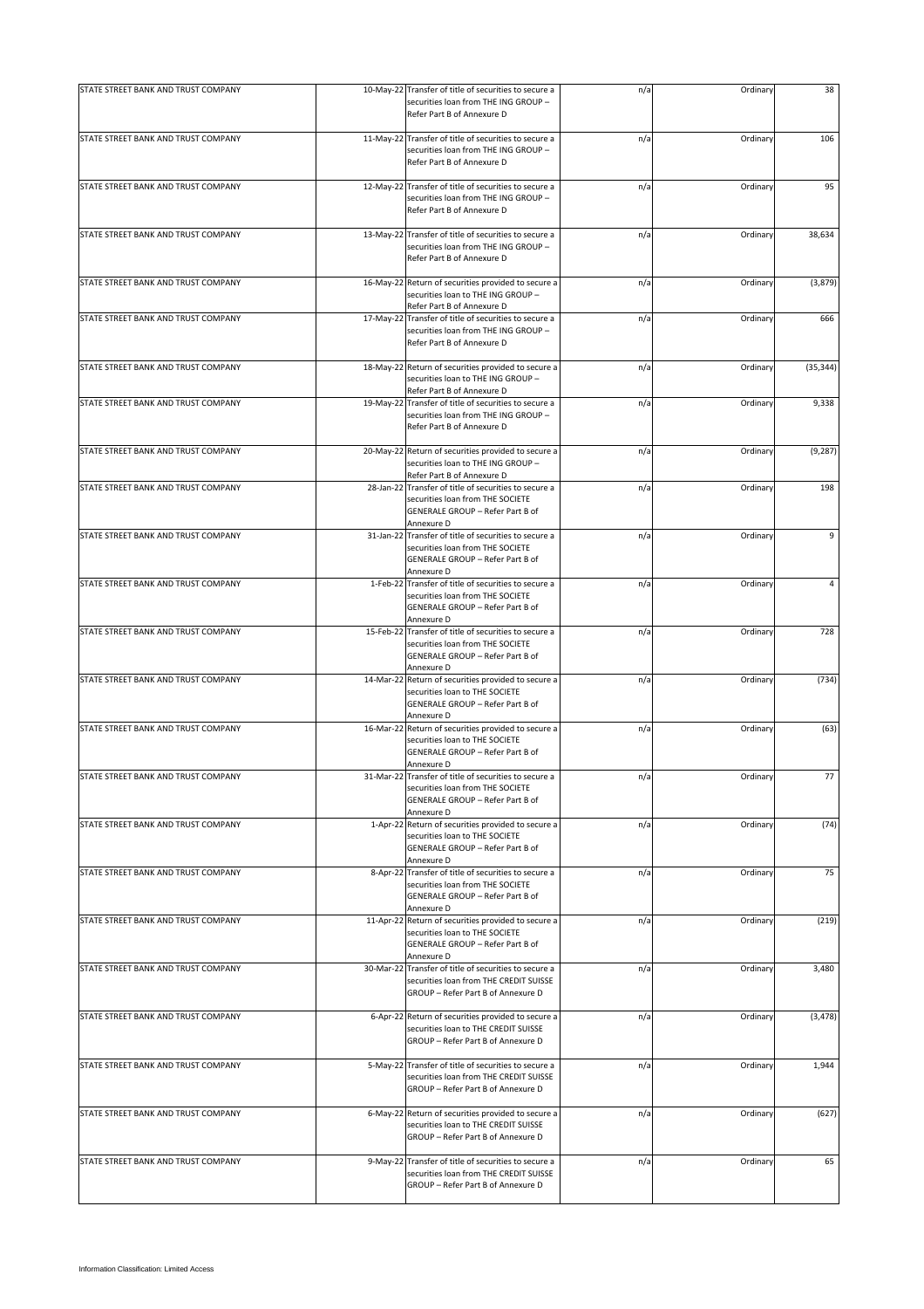| | | | | | |
|---|---|---|---|---|---|
| STATE STREET BANK AND TRUST COMPANY | 10-May-22 | Transfer of title of securities to secure a securities loan from THE ING GROUP – Refer Part B of Annexure D | n/a | Ordinary | 38 |
| STATE STREET BANK AND TRUST COMPANY | 11-May-22 | Transfer of title of securities to secure a securities loan from THE ING GROUP – Refer Part B of Annexure D | n/a | Ordinary | 106 |
| STATE STREET BANK AND TRUST COMPANY | 12-May-22 | Transfer of title of securities to secure a securities loan from THE ING GROUP – Refer Part B of Annexure D | n/a | Ordinary | 95 |
| STATE STREET BANK AND TRUST COMPANY | 13-May-22 | Transfer of title of securities to secure a securities loan from THE ING GROUP – Refer Part B of Annexure D | n/a | Ordinary | 38,634 |
| STATE STREET BANK AND TRUST COMPANY | 16-May-22 | Return of securities provided to secure a securities loan to THE ING GROUP – Refer Part B of Annexure D | n/a | Ordinary | (3,879) |
| STATE STREET BANK AND TRUST COMPANY | 17-May-22 | Transfer of title of securities to secure a securities loan from THE ING GROUP – Refer Part B of Annexure D | n/a | Ordinary | 666 |
| STATE STREET BANK AND TRUST COMPANY | 18-May-22 | Return of securities provided to secure a securities loan to THE ING GROUP – Refer Part B of Annexure D | n/a | Ordinary | (35,344) |
| STATE STREET BANK AND TRUST COMPANY | 19-May-22 | Transfer of title of securities to secure a securities loan from THE ING GROUP – Refer Part B of Annexure D | n/a | Ordinary | 9,338 |
| STATE STREET BANK AND TRUST COMPANY | 20-May-22 | Return of securities provided to secure a securities loan to THE ING GROUP – Refer Part B of Annexure D | n/a | Ordinary | (9,287) |
| STATE STREET BANK AND TRUST COMPANY | 28-Jan-22 | Transfer of title of securities to secure a securities loan from THE SOCIETE GENERALE GROUP – Refer Part B of Annexure D | n/a | Ordinary | 198 |
| STATE STREET BANK AND TRUST COMPANY | 31-Jan-22 | Transfer of title of securities to secure a securities loan from THE SOCIETE GENERALE GROUP – Refer Part B of Annexure D | n/a | Ordinary | 9 |
| STATE STREET BANK AND TRUST COMPANY | 1-Feb-22 | Transfer of title of securities to secure a securities loan from THE SOCIETE GENERALE GROUP – Refer Part B of Annexure D | n/a | Ordinary | 4 |
| STATE STREET BANK AND TRUST COMPANY | 15-Feb-22 | Transfer of title of securities to secure a securities loan from THE SOCIETE GENERALE GROUP – Refer Part B of Annexure D | n/a | Ordinary | 728 |
| STATE STREET BANK AND TRUST COMPANY | 14-Mar-22 | Return of securities provided to secure a securities loan to THE SOCIETE GENERALE GROUP – Refer Part B of Annexure D | n/a | Ordinary | (734) |
| STATE STREET BANK AND TRUST COMPANY | 16-Mar-22 | Return of securities provided to secure a securities loan to THE SOCIETE GENERALE GROUP – Refer Part B of Annexure D | n/a | Ordinary | (63) |
| STATE STREET BANK AND TRUST COMPANY | 31-Mar-22 | Transfer of title of securities to secure a securities loan from THE SOCIETE GENERALE GROUP – Refer Part B of Annexure D | n/a | Ordinary | 77 |
| STATE STREET BANK AND TRUST COMPANY | 1-Apr-22 | Return of securities provided to secure a securities loan to THE SOCIETE GENERALE GROUP – Refer Part B of Annexure D | n/a | Ordinary | (74) |
| STATE STREET BANK AND TRUST COMPANY | 8-Apr-22 | Transfer of title of securities to secure a securities loan from THE SOCIETE GENERALE GROUP – Refer Part B of Annexure D | n/a | Ordinary | 75 |
| STATE STREET BANK AND TRUST COMPANY | 11-Apr-22 | Return of securities provided to secure a securities loan to THE SOCIETE GENERALE GROUP – Refer Part B of Annexure D | n/a | Ordinary | (219) |
| STATE STREET BANK AND TRUST COMPANY | 30-Mar-22 | Transfer of title of securities to secure a securities loan from THE CREDIT SUISSE GROUP – Refer Part B of Annexure D | n/a | Ordinary | 3,480 |
| STATE STREET BANK AND TRUST COMPANY | 6-Apr-22 | Return of securities provided to secure a securities loan to THE CREDIT SUISSE GROUP – Refer Part B of Annexure D | n/a | Ordinary | (3,478) |
| STATE STREET BANK AND TRUST COMPANY | 5-May-22 | Transfer of title of securities to secure a securities loan from THE CREDIT SUISSE GROUP – Refer Part B of Annexure D | n/a | Ordinary | 1,944 |
| STATE STREET BANK AND TRUST COMPANY | 6-May-22 | Return of securities provided to secure a securities loan to THE CREDIT SUISSE GROUP – Refer Part B of Annexure D | n/a | Ordinary | (627) |
| STATE STREET BANK AND TRUST COMPANY | 9-May-22 | Transfer of title of securities to secure a securities loan from THE CREDIT SUISSE GROUP – Refer Part B of Annexure D | n/a | Ordinary | 65 |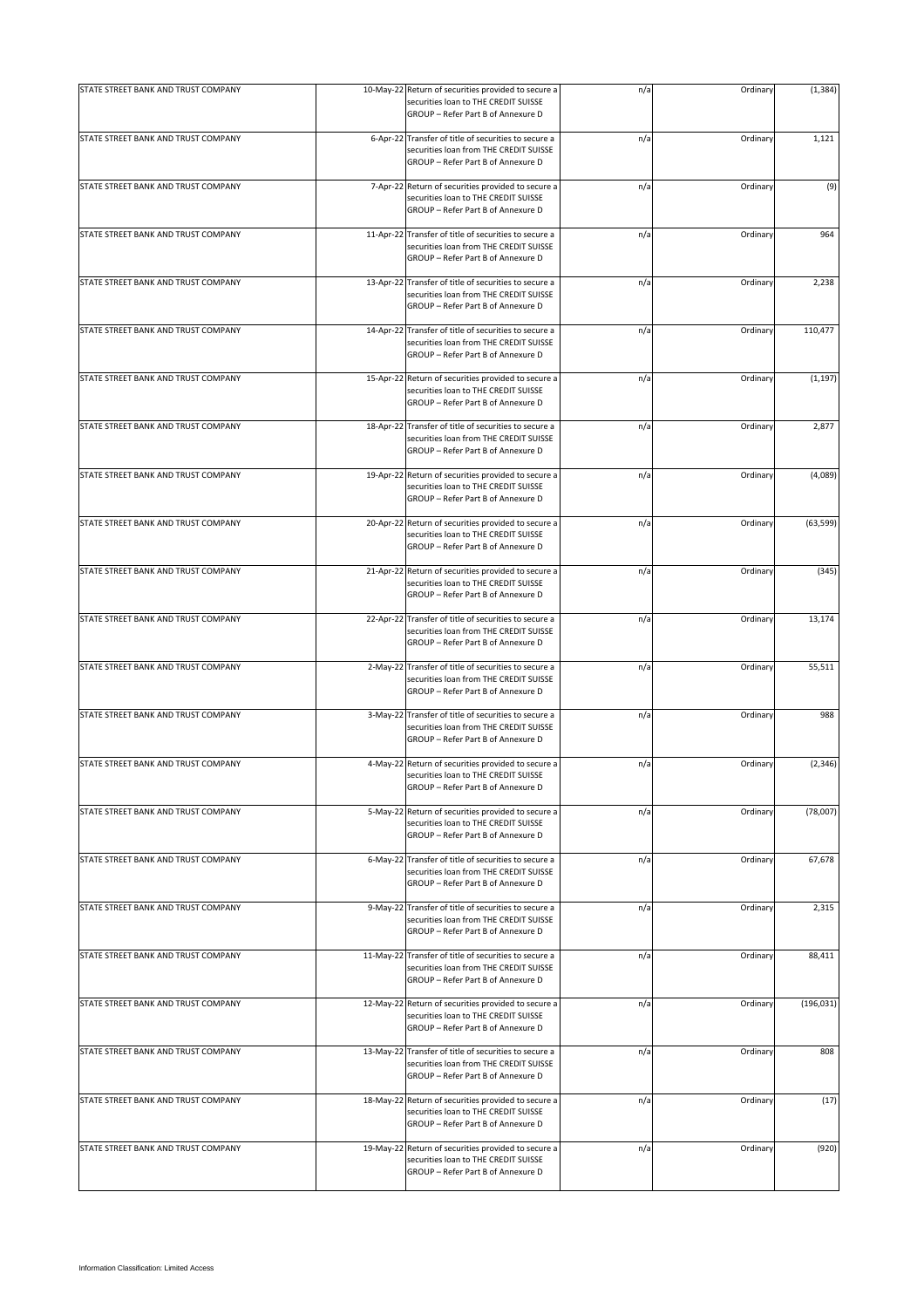| | | | | | |
|---|---|---|---|---|---|
| STATE STREET BANK AND TRUST COMPANY | 10-May-22 | Return of securities provided to secure a securities loan to THE CREDIT SUISSE GROUP – Refer Part B of Annexure D | n/a | Ordinary | (1,384) |
| STATE STREET BANK AND TRUST COMPANY | 6-Apr-22 | Transfer of title of securities to secure a securities loan from THE CREDIT SUISSE GROUP – Refer Part B of Annexure D | n/a | Ordinary | 1,121 |
| STATE STREET BANK AND TRUST COMPANY | 7-Apr-22 | Return of securities provided to secure a securities loan to THE CREDIT SUISSE GROUP – Refer Part B of Annexure D | n/a | Ordinary | (9) |
| STATE STREET BANK AND TRUST COMPANY | 11-Apr-22 | Transfer of title of securities to secure a securities loan from THE CREDIT SUISSE GROUP – Refer Part B of Annexure D | n/a | Ordinary | 964 |
| STATE STREET BANK AND TRUST COMPANY | 13-Apr-22 | Transfer of title of securities to secure a securities loan from THE CREDIT SUISSE GROUP – Refer Part B of Annexure D | n/a | Ordinary | 2,238 |
| STATE STREET BANK AND TRUST COMPANY | 14-Apr-22 | Transfer of title of securities to secure a securities loan from THE CREDIT SUISSE GROUP – Refer Part B of Annexure D | n/a | Ordinary | 110,477 |
| STATE STREET BANK AND TRUST COMPANY | 15-Apr-22 | Return of securities provided to secure a securities loan to THE CREDIT SUISSE GROUP – Refer Part B of Annexure D | n/a | Ordinary | (1,197) |
| STATE STREET BANK AND TRUST COMPANY | 18-Apr-22 | Transfer of title of securities to secure a securities loan from THE CREDIT SUISSE GROUP – Refer Part B of Annexure D | n/a | Ordinary | 2,877 |
| STATE STREET BANK AND TRUST COMPANY | 19-Apr-22 | Return of securities provided to secure a securities loan to THE CREDIT SUISSE GROUP – Refer Part B of Annexure D | n/a | Ordinary | (4,089) |
| STATE STREET BANK AND TRUST COMPANY | 20-Apr-22 | Return of securities provided to secure a securities loan to THE CREDIT SUISSE GROUP – Refer Part B of Annexure D | n/a | Ordinary | (63,599) |
| STATE STREET BANK AND TRUST COMPANY | 21-Apr-22 | Return of securities provided to secure a securities loan to THE CREDIT SUISSE GROUP – Refer Part B of Annexure D | n/a | Ordinary | (345) |
| STATE STREET BANK AND TRUST COMPANY | 22-Apr-22 | Transfer of title of securities to secure a securities loan from THE CREDIT SUISSE GROUP – Refer Part B of Annexure D | n/a | Ordinary | 13,174 |
| STATE STREET BANK AND TRUST COMPANY | 2-May-22 | Transfer of title of securities to secure a securities loan from THE CREDIT SUISSE GROUP – Refer Part B of Annexure D | n/a | Ordinary | 55,511 |
| STATE STREET BANK AND TRUST COMPANY | 3-May-22 | Transfer of title of securities to secure a securities loan from THE CREDIT SUISSE GROUP – Refer Part B of Annexure D | n/a | Ordinary | 988 |
| STATE STREET BANK AND TRUST COMPANY | 4-May-22 | Return of securities provided to secure a securities loan to THE CREDIT SUISSE GROUP – Refer Part B of Annexure D | n/a | Ordinary | (2,346) |
| STATE STREET BANK AND TRUST COMPANY | 5-May-22 | Return of securities provided to secure a securities loan to THE CREDIT SUISSE GROUP – Refer Part B of Annexure D | n/a | Ordinary | (78,007) |
| STATE STREET BANK AND TRUST COMPANY | 6-May-22 | Transfer of title of securities to secure a securities loan from THE CREDIT SUISSE GROUP – Refer Part B of Annexure D | n/a | Ordinary | 67,678 |
| STATE STREET BANK AND TRUST COMPANY | 9-May-22 | Transfer of title of securities to secure a securities loan from THE CREDIT SUISSE GROUP – Refer Part B of Annexure D | n/a | Ordinary | 2,315 |
| STATE STREET BANK AND TRUST COMPANY | 11-May-22 | Transfer of title of securities to secure a securities loan from THE CREDIT SUISSE GROUP – Refer Part B of Annexure D | n/a | Ordinary | 88,411 |
| STATE STREET BANK AND TRUST COMPANY | 12-May-22 | Return of securities provided to secure a securities loan to THE CREDIT SUISSE GROUP – Refer Part B of Annexure D | n/a | Ordinary | (196,031) |
| STATE STREET BANK AND TRUST COMPANY | 13-May-22 | Transfer of title of securities to secure a securities loan from THE CREDIT SUISSE GROUP – Refer Part B of Annexure D | n/a | Ordinary | 808 |
| STATE STREET BANK AND TRUST COMPANY | 18-May-22 | Return of securities provided to secure a securities loan to THE CREDIT SUISSE GROUP – Refer Part B of Annexure D | n/a | Ordinary | (17) |
| STATE STREET BANK AND TRUST COMPANY | 19-May-22 | Return of securities provided to secure a securities loan to THE CREDIT SUISSE GROUP – Refer Part B of Annexure D | n/a | Ordinary | (920) |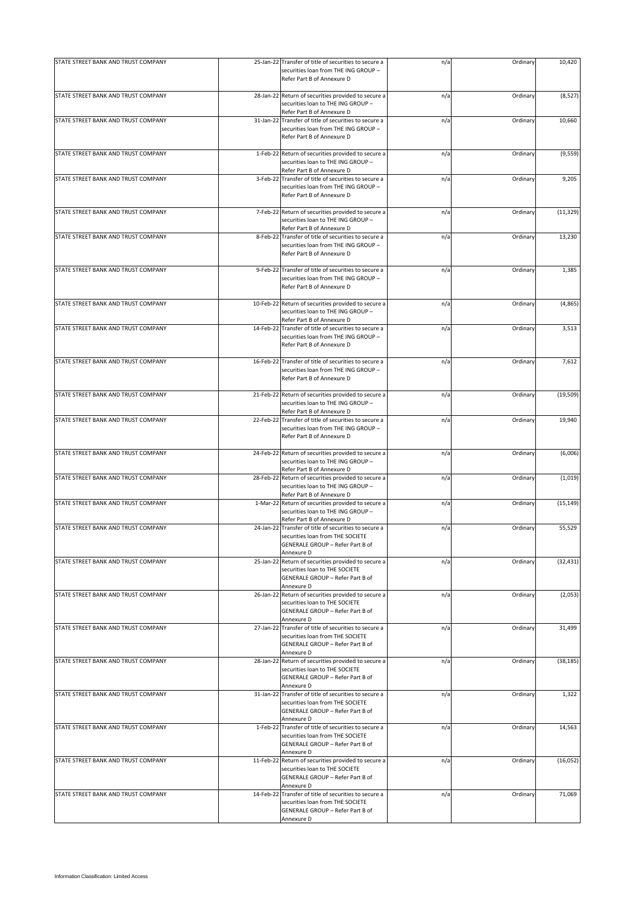| | | | | | |
|---|---|---|---|---|---|
| STATE STREET BANK AND TRUST COMPANY | 25-Jan-22 | Transfer of title of securities to secure a securities loan from THE ING GROUP – Refer Part B of Annexure D | n/a | Ordinary | 10,420 |
| STATE STREET BANK AND TRUST COMPANY | 28-Jan-22 | Return of securities provided to secure a securities loan to THE ING GROUP – Refer Part B of Annexure D | n/a | Ordinary | (8,527) |
| STATE STREET BANK AND TRUST COMPANY | 31-Jan-22 | Transfer of title of securities to secure a securities loan from THE ING GROUP – Refer Part B of Annexure D | n/a | Ordinary | 10,660 |
| STATE STREET BANK AND TRUST COMPANY | 1-Feb-22 | Return of securities provided to secure a securities loan to THE ING GROUP – Refer Part B of Annexure D | n/a | Ordinary | (9,559) |
| STATE STREET BANK AND TRUST COMPANY | 3-Feb-22 | Transfer of title of securities to secure a securities loan from THE ING GROUP – Refer Part B of Annexure D | n/a | Ordinary | 9,205 |
| STATE STREET BANK AND TRUST COMPANY | 7-Feb-22 | Return of securities provided to secure a securities loan to THE ING GROUP – Refer Part B of Annexure D | n/a | Ordinary | (11,329) |
| STATE STREET BANK AND TRUST COMPANY | 8-Feb-22 | Transfer of title of securities to secure a securities loan from THE ING GROUP – Refer Part B of Annexure D | n/a | Ordinary | 13,230 |
| STATE STREET BANK AND TRUST COMPANY | 9-Feb-22 | Transfer of title of securities to secure a securities loan from THE ING GROUP – Refer Part B of Annexure D | n/a | Ordinary | 1,385 |
| STATE STREET BANK AND TRUST COMPANY | 10-Feb-22 | Return of securities provided to secure a securities loan to THE ING GROUP – Refer Part B of Annexure D | n/a | Ordinary | (4,865) |
| STATE STREET BANK AND TRUST COMPANY | 14-Feb-22 | Transfer of title of securities to secure a securities loan from THE ING GROUP – Refer Part B of Annexure D | n/a | Ordinary | 3,513 |
| STATE STREET BANK AND TRUST COMPANY | 16-Feb-22 | Transfer of title of securities to secure a securities loan from THE ING GROUP – Refer Part B of Annexure D | n/a | Ordinary | 7,612 |
| STATE STREET BANK AND TRUST COMPANY | 21-Feb-22 | Return of securities provided to secure a securities loan to THE ING GROUP – Refer Part B of Annexure D | n/a | Ordinary | (19,509) |
| STATE STREET BANK AND TRUST COMPANY | 22-Feb-22 | Transfer of title of securities to secure a securities loan from THE ING GROUP – Refer Part B of Annexure D | n/a | Ordinary | 19,940 |
| STATE STREET BANK AND TRUST COMPANY | 24-Feb-22 | Return of securities provided to secure a securities loan to THE ING GROUP – Refer Part B of Annexure D | n/a | Ordinary | (6,006) |
| STATE STREET BANK AND TRUST COMPANY | 28-Feb-22 | Return of securities provided to secure a securities loan to THE ING GROUP – Refer Part B of Annexure D | n/a | Ordinary | (1,019) |
| STATE STREET BANK AND TRUST COMPANY | 1-Mar-22 | Return of securities provided to secure a securities loan to THE ING GROUP – Refer Part B of Annexure D | n/a | Ordinary | (15,149) |
| STATE STREET BANK AND TRUST COMPANY | 24-Jan-22 | Transfer of title of securities to secure a securities loan from THE SOCIETE GENERALE GROUP – Refer Part B of Annexure D | n/a | Ordinary | 55,529 |
| STATE STREET BANK AND TRUST COMPANY | 25-Jan-22 | Return of securities provided to secure a securities loan to THE SOCIETE GENERALE GROUP – Refer Part B of Annexure D | n/a | Ordinary | (32,431) |
| STATE STREET BANK AND TRUST COMPANY | 26-Jan-22 | Return of securities provided to secure a securities loan to THE SOCIETE GENERALE GROUP – Refer Part B of Annexure D | n/a | Ordinary | (2,053) |
| STATE STREET BANK AND TRUST COMPANY | 27-Jan-22 | Transfer of title of securities to secure a securities loan from THE SOCIETE GENERALE GROUP – Refer Part B of Annexure D | n/a | Ordinary | 31,499 |
| STATE STREET BANK AND TRUST COMPANY | 28-Jan-22 | Return of securities provided to secure a securities loan to THE SOCIETE GENERALE GROUP – Refer Part B of Annexure D | n/a | Ordinary | (38,185) |
| STATE STREET BANK AND TRUST COMPANY | 31-Jan-22 | Transfer of title of securities to secure a securities loan from THE SOCIETE GENERALE GROUP – Refer Part B of Annexure D | n/a | Ordinary | 1,322 |
| STATE STREET BANK AND TRUST COMPANY | 1-Feb-22 | Transfer of title of securities to secure a securities loan from THE SOCIETE GENERALE GROUP – Refer Part B of Annexure D | n/a | Ordinary | 14,563 |
| STATE STREET BANK AND TRUST COMPANY | 11-Feb-22 | Return of securities provided to secure a securities loan to THE SOCIETE GENERALE GROUP – Refer Part B of Annexure D | n/a | Ordinary | (16,052) |
| STATE STREET BANK AND TRUST COMPANY | 14-Feb-22 | Transfer of title of securities to secure a securities loan from THE SOCIETE GENERALE GROUP – Refer Part B of Annexure D | n/a | Ordinary | 71,069 |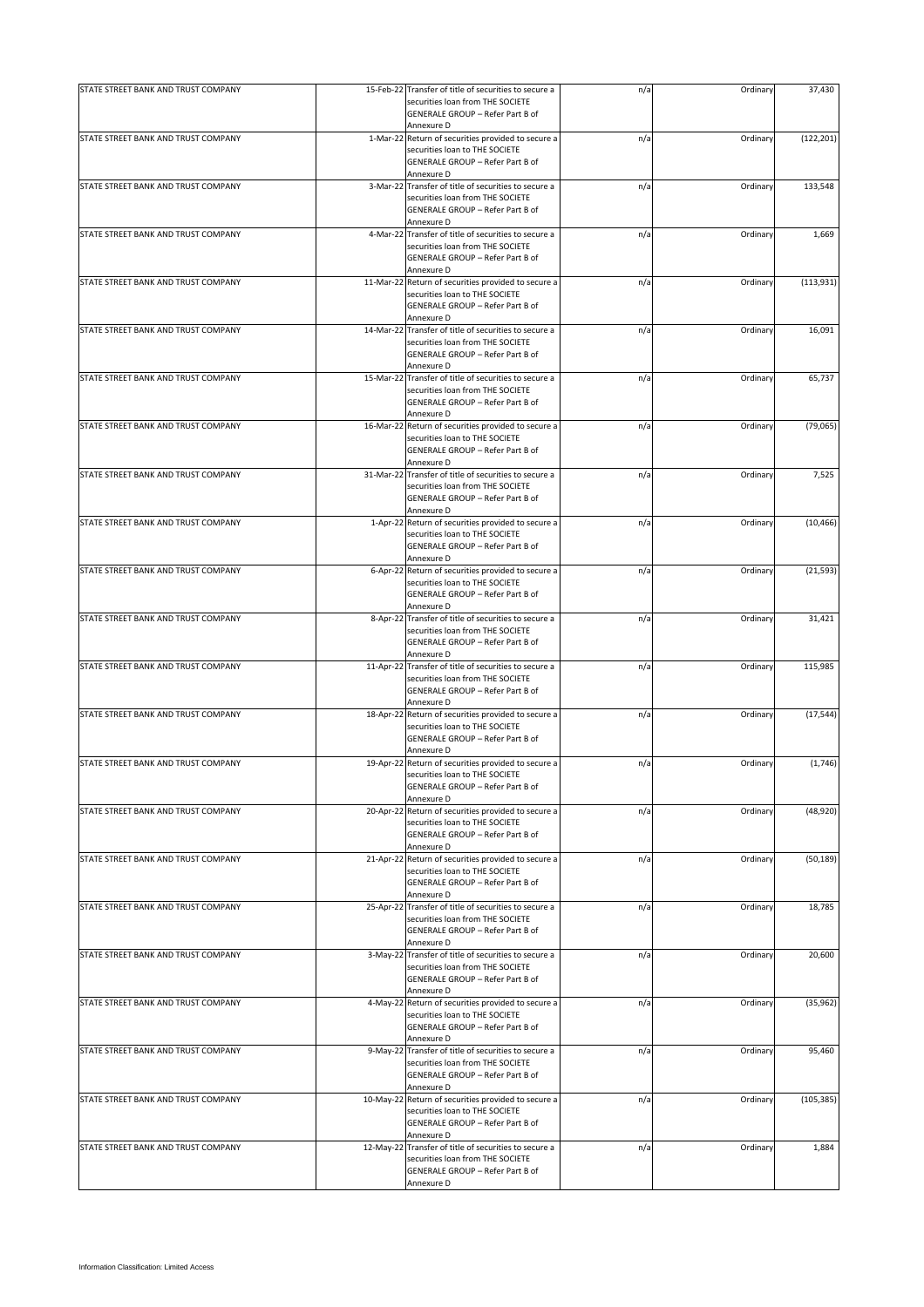| | | | | | |
|---|---|---|---|---|---|
| STATE STREET BANK AND TRUST COMPANY | 15-Feb-22 | Transfer of title of securities to secure a securities loan from THE SOCIETE GENERALE GROUP – Refer Part B of Annexure D | n/a | Ordinary | 37,430 |
| STATE STREET BANK AND TRUST COMPANY | 1-Mar-22 | Return of securities provided to secure a securities loan to THE SOCIETE GENERALE GROUP – Refer Part B of Annexure D | n/a | Ordinary | (122,201) |
| STATE STREET BANK AND TRUST COMPANY | 3-Mar-22 | Transfer of title of securities to secure a securities loan from THE SOCIETE GENERALE GROUP – Refer Part B of Annexure D | n/a | Ordinary | 133,548 |
| STATE STREET BANK AND TRUST COMPANY | 4-Mar-22 | Transfer of title of securities to secure a securities loan from THE SOCIETE GENERALE GROUP – Refer Part B of Annexure D | n/a | Ordinary | 1,669 |
| STATE STREET BANK AND TRUST COMPANY | 11-Mar-22 | Return of securities provided to secure a securities loan to THE SOCIETE GENERALE GROUP – Refer Part B of Annexure D | n/a | Ordinary | (113,931) |
| STATE STREET BANK AND TRUST COMPANY | 14-Mar-22 | Transfer of title of securities to secure a securities loan from THE SOCIETE GENERALE GROUP – Refer Part B of Annexure D | n/a | Ordinary | 16,091 |
| STATE STREET BANK AND TRUST COMPANY | 15-Mar-22 | Transfer of title of securities to secure a securities loan from THE SOCIETE GENERALE GROUP – Refer Part B of Annexure D | n/a | Ordinary | 65,737 |
| STATE STREET BANK AND TRUST COMPANY | 16-Mar-22 | Return of securities provided to secure a securities loan to THE SOCIETE GENERALE GROUP – Refer Part B of Annexure D | n/a | Ordinary | (79,065) |
| STATE STREET BANK AND TRUST COMPANY | 31-Mar-22 | Transfer of title of securities to secure a securities loan from THE SOCIETE GENERALE GROUP – Refer Part B of Annexure D | n/a | Ordinary | 7,525 |
| STATE STREET BANK AND TRUST COMPANY | 1-Apr-22 | Return of securities provided to secure a securities loan to THE SOCIETE GENERALE GROUP – Refer Part B of Annexure D | n/a | Ordinary | (10,466) |
| STATE STREET BANK AND TRUST COMPANY | 6-Apr-22 | Return of securities provided to secure a securities loan to THE SOCIETE GENERALE GROUP – Refer Part B of Annexure D | n/a | Ordinary | (21,593) |
| STATE STREET BANK AND TRUST COMPANY | 8-Apr-22 | Transfer of title of securities to secure a securities loan from THE SOCIETE GENERALE GROUP – Refer Part B of Annexure D | n/a | Ordinary | 31,421 |
| STATE STREET BANK AND TRUST COMPANY | 11-Apr-22 | Transfer of title of securities to secure a securities loan from THE SOCIETE GENERALE GROUP – Refer Part B of Annexure D | n/a | Ordinary | 115,985 |
| STATE STREET BANK AND TRUST COMPANY | 18-Apr-22 | Return of securities provided to secure a securities loan to THE SOCIETE GENERALE GROUP – Refer Part B of Annexure D | n/a | Ordinary | (17,544) |
| STATE STREET BANK AND TRUST COMPANY | 19-Apr-22 | Return of securities provided to secure a securities loan to THE SOCIETE GENERALE GROUP – Refer Part B of Annexure D | n/a | Ordinary | (1,746) |
| STATE STREET BANK AND TRUST COMPANY | 20-Apr-22 | Return of securities provided to secure a securities loan to THE SOCIETE GENERALE GROUP – Refer Part B of Annexure D | n/a | Ordinary | (48,920) |
| STATE STREET BANK AND TRUST COMPANY | 21-Apr-22 | Return of securities provided to secure a securities loan to THE SOCIETE GENERALE GROUP – Refer Part B of Annexure D | n/a | Ordinary | (50,189) |
| STATE STREET BANK AND TRUST COMPANY | 25-Apr-22 | Transfer of title of securities to secure a securities loan from THE SOCIETE GENERALE GROUP – Refer Part B of Annexure D | n/a | Ordinary | 18,785 |
| STATE STREET BANK AND TRUST COMPANY | 3-May-22 | Transfer of title of securities to secure a securities loan from THE SOCIETE GENERALE GROUP – Refer Part B of Annexure D | n/a | Ordinary | 20,600 |
| STATE STREET BANK AND TRUST COMPANY | 4-May-22 | Return of securities provided to secure a securities loan to THE SOCIETE GENERALE GROUP – Refer Part B of Annexure D | n/a | Ordinary | (35,962) |
| STATE STREET BANK AND TRUST COMPANY | 9-May-22 | Transfer of title of securities to secure a securities loan from THE SOCIETE GENERALE GROUP – Refer Part B of Annexure D | n/a | Ordinary | 95,460 |
| STATE STREET BANK AND TRUST COMPANY | 10-May-22 | Return of securities provided to secure a securities loan to THE SOCIETE GENERALE GROUP – Refer Part B of Annexure D | n/a | Ordinary | (105,385) |
| STATE STREET BANK AND TRUST COMPANY | 12-May-22 | Transfer of title of securities to secure a securities loan from THE SOCIETE GENERALE GROUP – Refer Part B of Annexure D | n/a | Ordinary | 1,884 |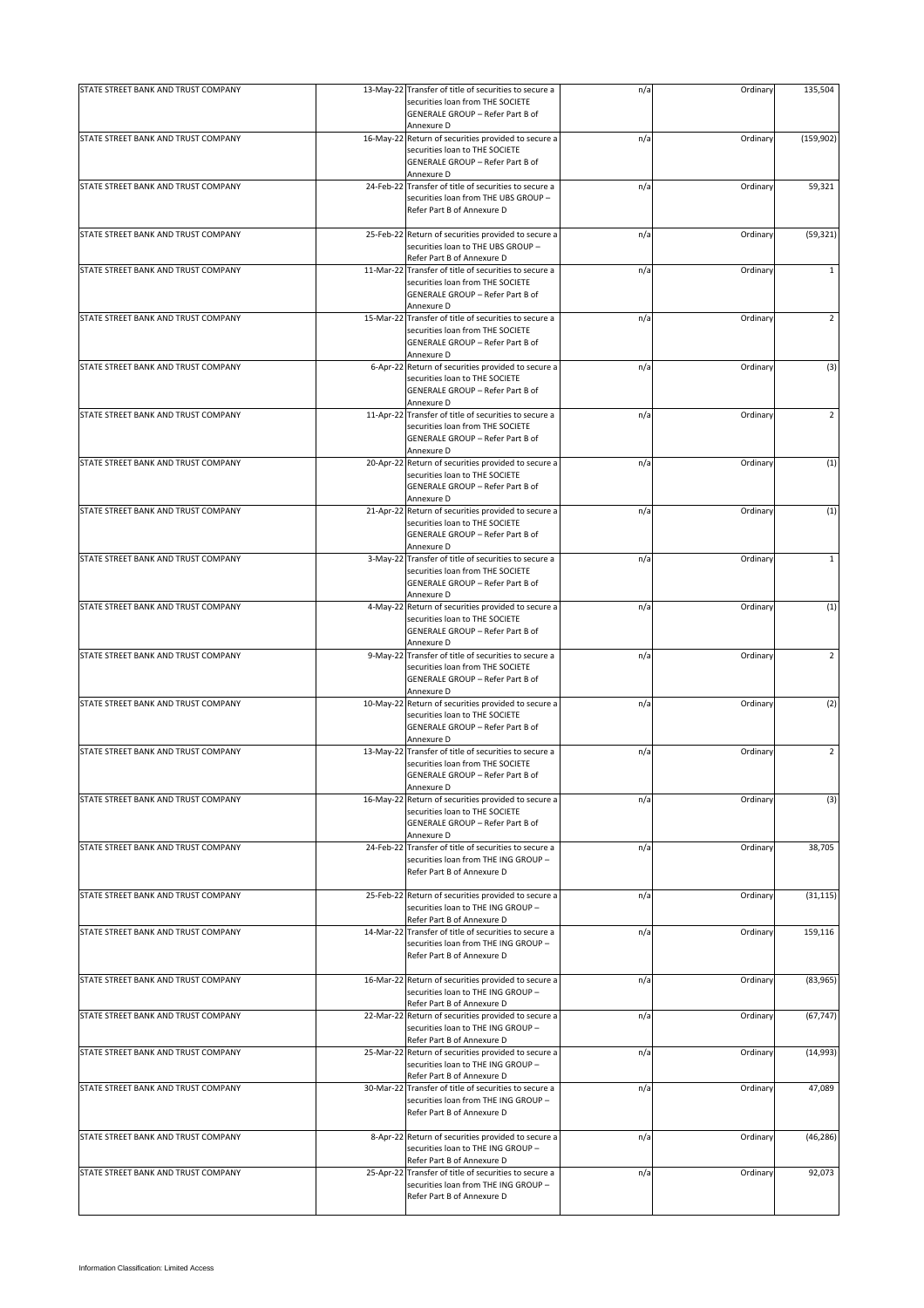| | | | | | |
|---|---|---|---|---|---|
| STATE STREET BANK AND TRUST COMPANY | 13-May-22 | Transfer of title of securities to secure a securities loan from THE SOCIETE GENERALE GROUP – Refer Part B of Annexure D | n/a | Ordinary | 135,504 |
| STATE STREET BANK AND TRUST COMPANY | 16-May-22 | Return of securities provided to secure a securities loan to THE SOCIETE GENERALE GROUP – Refer Part B of Annexure D | n/a | Ordinary | (159,902) |
| STATE STREET BANK AND TRUST COMPANY | 24-Feb-22 | Transfer of title of securities to secure a securities loan from THE UBS GROUP – Refer Part B of Annexure D | n/a | Ordinary | 59,321 |
| STATE STREET BANK AND TRUST COMPANY | 25-Feb-22 | Return of securities provided to secure a securities loan to THE UBS GROUP – Refer Part B of Annexure D | n/a | Ordinary | (59,321) |
| STATE STREET BANK AND TRUST COMPANY | 11-Mar-22 | Transfer of title of securities to secure a securities loan from THE SOCIETE GENERALE GROUP – Refer Part B of Annexure D | n/a | Ordinary | 1 |
| STATE STREET BANK AND TRUST COMPANY | 15-Mar-22 | Transfer of title of securities to secure a securities loan from THE SOCIETE GENERALE GROUP – Refer Part B of Annexure D | n/a | Ordinary | 2 |
| STATE STREET BANK AND TRUST COMPANY | 6-Apr-22 | Return of securities provided to secure a securities loan to THE SOCIETE GENERALE GROUP – Refer Part B of Annexure D | n/a | Ordinary | (3) |
| STATE STREET BANK AND TRUST COMPANY | 11-Apr-22 | Transfer of title of securities to secure a securities loan from THE SOCIETE GENERALE GROUP – Refer Part B of Annexure D | n/a | Ordinary | 2 |
| STATE STREET BANK AND TRUST COMPANY | 20-Apr-22 | Return of securities provided to secure a securities loan to THE SOCIETE GENERALE GROUP – Refer Part B of Annexure D | n/a | Ordinary | (1) |
| STATE STREET BANK AND TRUST COMPANY | 21-Apr-22 | Return of securities provided to secure a securities loan to THE SOCIETE GENERALE GROUP – Refer Part B of Annexure D | n/a | Ordinary | (1) |
| STATE STREET BANK AND TRUST COMPANY | 3-May-22 | Transfer of title of securities to secure a securities loan from THE SOCIETE GENERALE GROUP – Refer Part B of Annexure D | n/a | Ordinary | 1 |
| STATE STREET BANK AND TRUST COMPANY | 4-May-22 | Return of securities provided to secure a securities loan to THE SOCIETE GENERALE GROUP – Refer Part B of Annexure D | n/a | Ordinary | (1) |
| STATE STREET BANK AND TRUST COMPANY | 9-May-22 | Transfer of title of securities to secure a securities loan from THE SOCIETE GENERALE GROUP – Refer Part B of Annexure D | n/a | Ordinary | 2 |
| STATE STREET BANK AND TRUST COMPANY | 10-May-22 | Return of securities provided to secure a securities loan to THE SOCIETE GENERALE GROUP – Refer Part B of Annexure D | n/a | Ordinary | (2) |
| STATE STREET BANK AND TRUST COMPANY | 13-May-22 | Transfer of title of securities to secure a securities loan from THE SOCIETE GENERALE GROUP – Refer Part B of Annexure D | n/a | Ordinary | 2 |
| STATE STREET BANK AND TRUST COMPANY | 16-May-22 | Return of securities provided to secure a securities loan to THE SOCIETE GENERALE GROUP – Refer Part B of Annexure D | n/a | Ordinary | (3) |
| STATE STREET BANK AND TRUST COMPANY | 24-Feb-22 | Transfer of title of securities to secure a securities loan from THE ING GROUP – Refer Part B of Annexure D | n/a | Ordinary | 38,705 |
| STATE STREET BANK AND TRUST COMPANY | 25-Feb-22 | Return of securities provided to secure a securities loan to THE ING GROUP – Refer Part B of Annexure D | n/a | Ordinary | (31,115) |
| STATE STREET BANK AND TRUST COMPANY | 14-Mar-22 | Transfer of title of securities to secure a securities loan from THE ING GROUP – Refer Part B of Annexure D | n/a | Ordinary | 159,116 |
| STATE STREET BANK AND TRUST COMPANY | 16-Mar-22 | Return of securities provided to secure a securities loan to THE ING GROUP – Refer Part B of Annexure D | n/a | Ordinary | (83,965) |
| STATE STREET BANK AND TRUST COMPANY | 22-Mar-22 | Return of securities provided to secure a securities loan to THE ING GROUP – Refer Part B of Annexure D | n/a | Ordinary | (67,747) |
| STATE STREET BANK AND TRUST COMPANY | 25-Mar-22 | Return of securities provided to secure a securities loan to THE ING GROUP – Refer Part B of Annexure D | n/a | Ordinary | (14,993) |
| STATE STREET BANK AND TRUST COMPANY | 30-Mar-22 | Transfer of title of securities to secure a securities loan from THE ING GROUP – Refer Part B of Annexure D | n/a | Ordinary | 47,089 |
| STATE STREET BANK AND TRUST COMPANY | 8-Apr-22 | Return of securities provided to secure a securities loan to THE ING GROUP – Refer Part B of Annexure D | n/a | Ordinary | (46,286) |
| STATE STREET BANK AND TRUST COMPANY | 25-Apr-22 | Transfer of title of securities to secure a securities loan from THE ING GROUP – Refer Part B of Annexure D | n/a | Ordinary | 92,073 |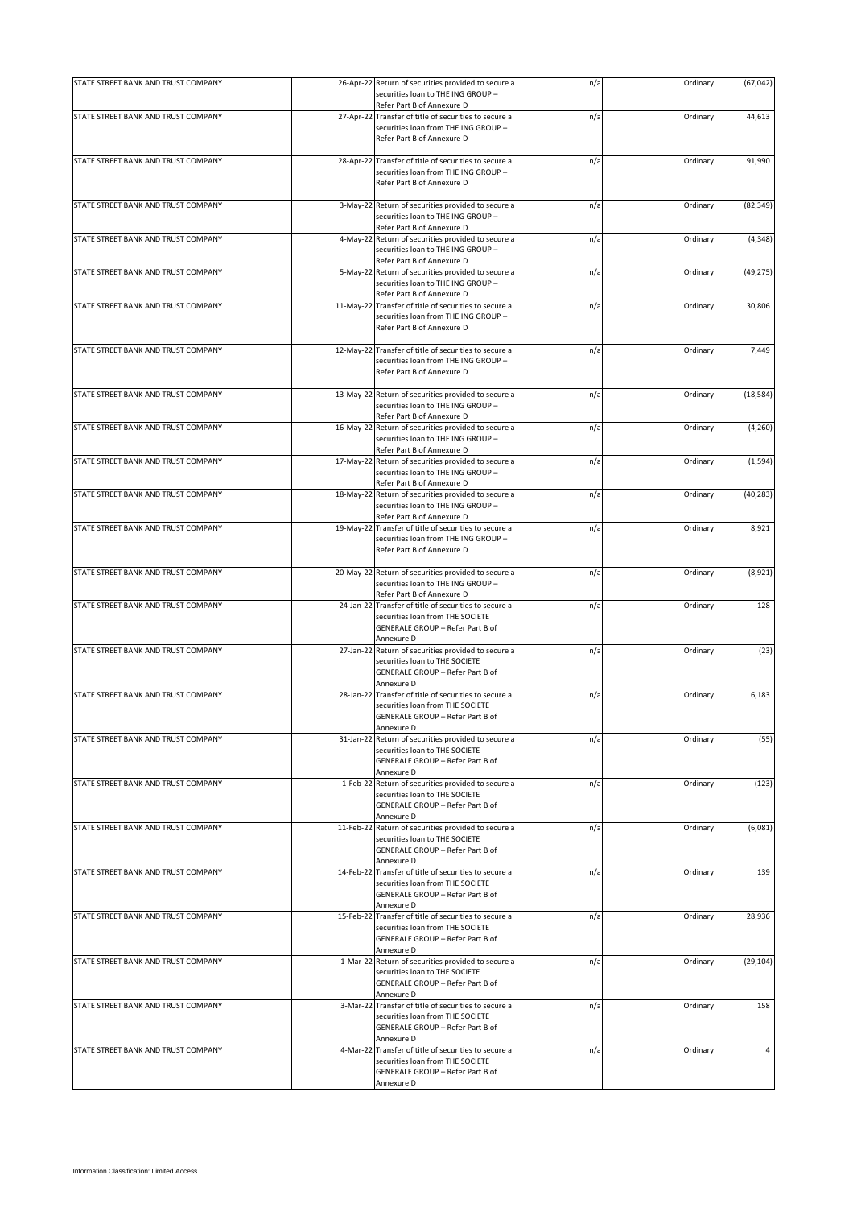| | | | | | |
|---|---|---|---|---|---|
| STATE STREET BANK AND TRUST COMPANY | 26-Apr-22 | Return of securities provided to secure a securities loan to THE ING GROUP – Refer Part B of Annexure D | n/a | Ordinary | (67,042) |
| STATE STREET BANK AND TRUST COMPANY | 27-Apr-22 | Transfer of title of securities to secure a securities loan from THE ING GROUP – Refer Part B of Annexure D | n/a | Ordinary | 44,613 |
| STATE STREET BANK AND TRUST COMPANY | 28-Apr-22 | Transfer of title of securities to secure a securities loan from THE ING GROUP – Refer Part B of Annexure D | n/a | Ordinary | 91,990 |
| STATE STREET BANK AND TRUST COMPANY | 3-May-22 | Return of securities provided to secure a securities loan to THE ING GROUP – Refer Part B of Annexure D | n/a | Ordinary | (82,349) |
| STATE STREET BANK AND TRUST COMPANY | 4-May-22 | Return of securities provided to secure a securities loan to THE ING GROUP – Refer Part B of Annexure D | n/a | Ordinary | (4,348) |
| STATE STREET BANK AND TRUST COMPANY | 5-May-22 | Return of securities provided to secure a securities loan to THE ING GROUP – Refer Part B of Annexure D | n/a | Ordinary | (49,275) |
| STATE STREET BANK AND TRUST COMPANY | 11-May-22 | Transfer of title of securities to secure a securities loan from THE ING GROUP – Refer Part B of Annexure D | n/a | Ordinary | 30,806 |
| STATE STREET BANK AND TRUST COMPANY | 12-May-22 | Transfer of title of securities to secure a securities loan from THE ING GROUP – Refer Part B of Annexure D | n/a | Ordinary | 7,449 |
| STATE STREET BANK AND TRUST COMPANY | 13-May-22 | Return of securities provided to secure a securities loan to THE ING GROUP – Refer Part B of Annexure D | n/a | Ordinary | (18,584) |
| STATE STREET BANK AND TRUST COMPANY | 16-May-22 | Return of securities provided to secure a securities loan to THE ING GROUP – Refer Part B of Annexure D | n/a | Ordinary | (4,260) |
| STATE STREET BANK AND TRUST COMPANY | 17-May-22 | Return of securities provided to secure a securities loan to THE ING GROUP – Refer Part B of Annexure D | n/a | Ordinary | (1,594) |
| STATE STREET BANK AND TRUST COMPANY | 18-May-22 | Return of securities provided to secure a securities loan to THE ING GROUP – Refer Part B of Annexure D | n/a | Ordinary | (40,283) |
| STATE STREET BANK AND TRUST COMPANY | 19-May-22 | Transfer of title of securities to secure a securities loan from THE ING GROUP – Refer Part B of Annexure D | n/a | Ordinary | 8,921 |
| STATE STREET BANK AND TRUST COMPANY | 20-May-22 | Return of securities provided to secure a securities loan to THE ING GROUP – Refer Part B of Annexure D | n/a | Ordinary | (8,921) |
| STATE STREET BANK AND TRUST COMPANY | 24-Jan-22 | Transfer of title of securities to secure a securities loan from THE SOCIETE GENERALE GROUP – Refer Part B of Annexure D | n/a | Ordinary | 128 |
| STATE STREET BANK AND TRUST COMPANY | 27-Jan-22 | Return of securities provided to secure a securities loan to THE SOCIETE GENERALE GROUP – Refer Part B of Annexure D | n/a | Ordinary | (23) |
| STATE STREET BANK AND TRUST COMPANY | 28-Jan-22 | Transfer of title of securities to secure a securities loan from THE SOCIETE GENERALE GROUP – Refer Part B of Annexure D | n/a | Ordinary | 6,183 |
| STATE STREET BANK AND TRUST COMPANY | 31-Jan-22 | Return of securities provided to secure a securities loan to THE SOCIETE GENERALE GROUP – Refer Part B of Annexure D | n/a | Ordinary | (55) |
| STATE STREET BANK AND TRUST COMPANY | 1-Feb-22 | Return of securities provided to secure a securities loan to THE SOCIETE GENERALE GROUP – Refer Part B of Annexure D | n/a | Ordinary | (123) |
| STATE STREET BANK AND TRUST COMPANY | 11-Feb-22 | Return of securities provided to secure a securities loan to THE SOCIETE GENERALE GROUP – Refer Part B of Annexure D | n/a | Ordinary | (6,081) |
| STATE STREET BANK AND TRUST COMPANY | 14-Feb-22 | Transfer of title of securities to secure a securities loan from THE SOCIETE GENERALE GROUP – Refer Part B of Annexure D | n/a | Ordinary | 139 |
| STATE STREET BANK AND TRUST COMPANY | 15-Feb-22 | Transfer of title of securities to secure a securities loan from THE SOCIETE GENERALE GROUP – Refer Part B of Annexure D | n/a | Ordinary | 28,936 |
| STATE STREET BANK AND TRUST COMPANY | 1-Mar-22 | Return of securities provided to secure a securities loan to THE SOCIETE GENERALE GROUP – Refer Part B of Annexure D | n/a | Ordinary | (29,104) |
| STATE STREET BANK AND TRUST COMPANY | 3-Mar-22 | Transfer of title of securities to secure a securities loan from THE SOCIETE GENERALE GROUP – Refer Part B of Annexure D | n/a | Ordinary | 158 |
| STATE STREET BANK AND TRUST COMPANY | 4-Mar-22 | Transfer of title of securities to secure a securities loan from THE SOCIETE GENERALE GROUP – Refer Part B of Annexure D | n/a | Ordinary | 4 |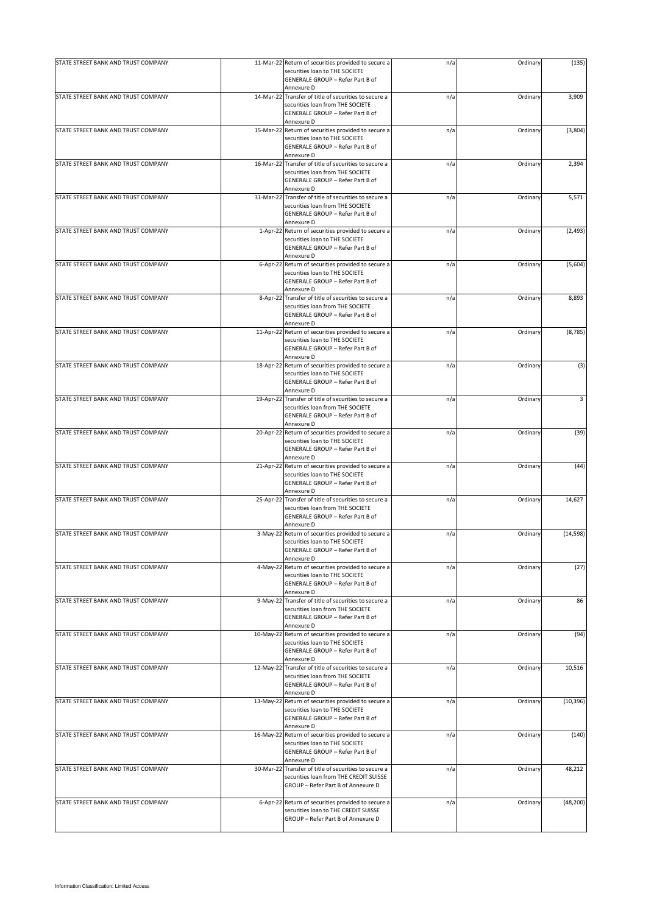| | | | | | |
|---|---|---|---|---|---|
| STATE STREET BANK AND TRUST COMPANY | 11-Mar-22 | Return of securities provided to secure a securities loan to THE SOCIETE GENERALE GROUP – Refer Part B of Annexure D | n/a | Ordinary | (135) |
| STATE STREET BANK AND TRUST COMPANY | 14-Mar-22 | Transfer of title of securities to secure a securities loan from THE SOCIETE GENERALE GROUP – Refer Part B of Annexure D | n/a | Ordinary | 3,909 |
| STATE STREET BANK AND TRUST COMPANY | 15-Mar-22 | Return of securities provided to secure a securities loan to THE SOCIETE GENERALE GROUP – Refer Part B of Annexure D | n/a | Ordinary | (3,804) |
| STATE STREET BANK AND TRUST COMPANY | 16-Mar-22 | Transfer of title of securities to secure a securities loan from THE SOCIETE GENERALE GROUP – Refer Part B of Annexure D | n/a | Ordinary | 2,394 |
| STATE STREET BANK AND TRUST COMPANY | 31-Mar-22 | Transfer of title of securities to secure a securities loan from THE SOCIETE GENERALE GROUP – Refer Part B of Annexure D | n/a | Ordinary | 5,571 |
| STATE STREET BANK AND TRUST COMPANY | 1-Apr-22 | Return of securities provided to secure a securities loan to THE SOCIETE GENERALE GROUP – Refer Part B of Annexure D | n/a | Ordinary | (2,493) |
| STATE STREET BANK AND TRUST COMPANY | 6-Apr-22 | Return of securities provided to secure a securities loan to THE SOCIETE GENERALE GROUP – Refer Part B of Annexure D | n/a | Ordinary | (5,604) |
| STATE STREET BANK AND TRUST COMPANY | 8-Apr-22 | Transfer of title of securities to secure a securities loan from THE SOCIETE GENERALE GROUP – Refer Part B of Annexure D | n/a | Ordinary | 8,893 |
| STATE STREET BANK AND TRUST COMPANY | 11-Apr-22 | Return of securities provided to secure a securities loan to THE SOCIETE GENERALE GROUP – Refer Part B of Annexure D | n/a | Ordinary | (8,785) |
| STATE STREET BANK AND TRUST COMPANY | 18-Apr-22 | Return of securities provided to secure a securities loan to THE SOCIETE GENERALE GROUP – Refer Part B of Annexure D | n/a | Ordinary | (3) |
| STATE STREET BANK AND TRUST COMPANY | 19-Apr-22 | Transfer of title of securities to secure a securities loan from THE SOCIETE GENERALE GROUP – Refer Part B of Annexure D | n/a | Ordinary | 3 |
| STATE STREET BANK AND TRUST COMPANY | 20-Apr-22 | Return of securities provided to secure a securities loan to THE SOCIETE GENERALE GROUP – Refer Part B of Annexure D | n/a | Ordinary | (39) |
| STATE STREET BANK AND TRUST COMPANY | 21-Apr-22 | Return of securities provided to secure a securities loan to THE SOCIETE GENERALE GROUP – Refer Part B of Annexure D | n/a | Ordinary | (44) |
| STATE STREET BANK AND TRUST COMPANY | 25-Apr-22 | Transfer of title of securities to secure a securities loan from THE SOCIETE GENERALE GROUP – Refer Part B of Annexure D | n/a | Ordinary | 14,627 |
| STATE STREET BANK AND TRUST COMPANY | 3-May-22 | Return of securities provided to secure a securities loan to THE SOCIETE GENERALE GROUP – Refer Part B of Annexure D | n/a | Ordinary | (14,598) |
| STATE STREET BANK AND TRUST COMPANY | 4-May-22 | Return of securities provided to secure a securities loan to THE SOCIETE GENERALE GROUP – Refer Part B of Annexure D | n/a | Ordinary | (27) |
| STATE STREET BANK AND TRUST COMPANY | 9-May-22 | Transfer of title of securities to secure a securities loan from THE SOCIETE GENERALE GROUP – Refer Part B of Annexure D | n/a | Ordinary | 86 |
| STATE STREET BANK AND TRUST COMPANY | 10-May-22 | Return of securities provided to secure a securities loan to THE SOCIETE GENERALE GROUP – Refer Part B of Annexure D | n/a | Ordinary | (94) |
| STATE STREET BANK AND TRUST COMPANY | 12-May-22 | Transfer of title of securities to secure a securities loan from THE SOCIETE GENERALE GROUP – Refer Part B of Annexure D | n/a | Ordinary | 10,516 |
| STATE STREET BANK AND TRUST COMPANY | 13-May-22 | Return of securities provided to secure a securities loan to THE SOCIETE GENERALE GROUP – Refer Part B of Annexure D | n/a | Ordinary | (10,396) |
| STATE STREET BANK AND TRUST COMPANY | 16-May-22 | Return of securities provided to secure a securities loan to THE SOCIETE GENERALE GROUP – Refer Part B of Annexure D | n/a | Ordinary | (140) |
| STATE STREET BANK AND TRUST COMPANY | 30-Mar-22 | Transfer of title of securities to secure a securities loan from THE CREDIT SUISSE GROUP – Refer Part B of Annexure D | n/a | Ordinary | 48,212 |
| STATE STREET BANK AND TRUST COMPANY | 6-Apr-22 | Return of securities provided to secure a securities loan to THE CREDIT SUISSE GROUP – Refer Part B of Annexure D | n/a | Ordinary | (48,200) |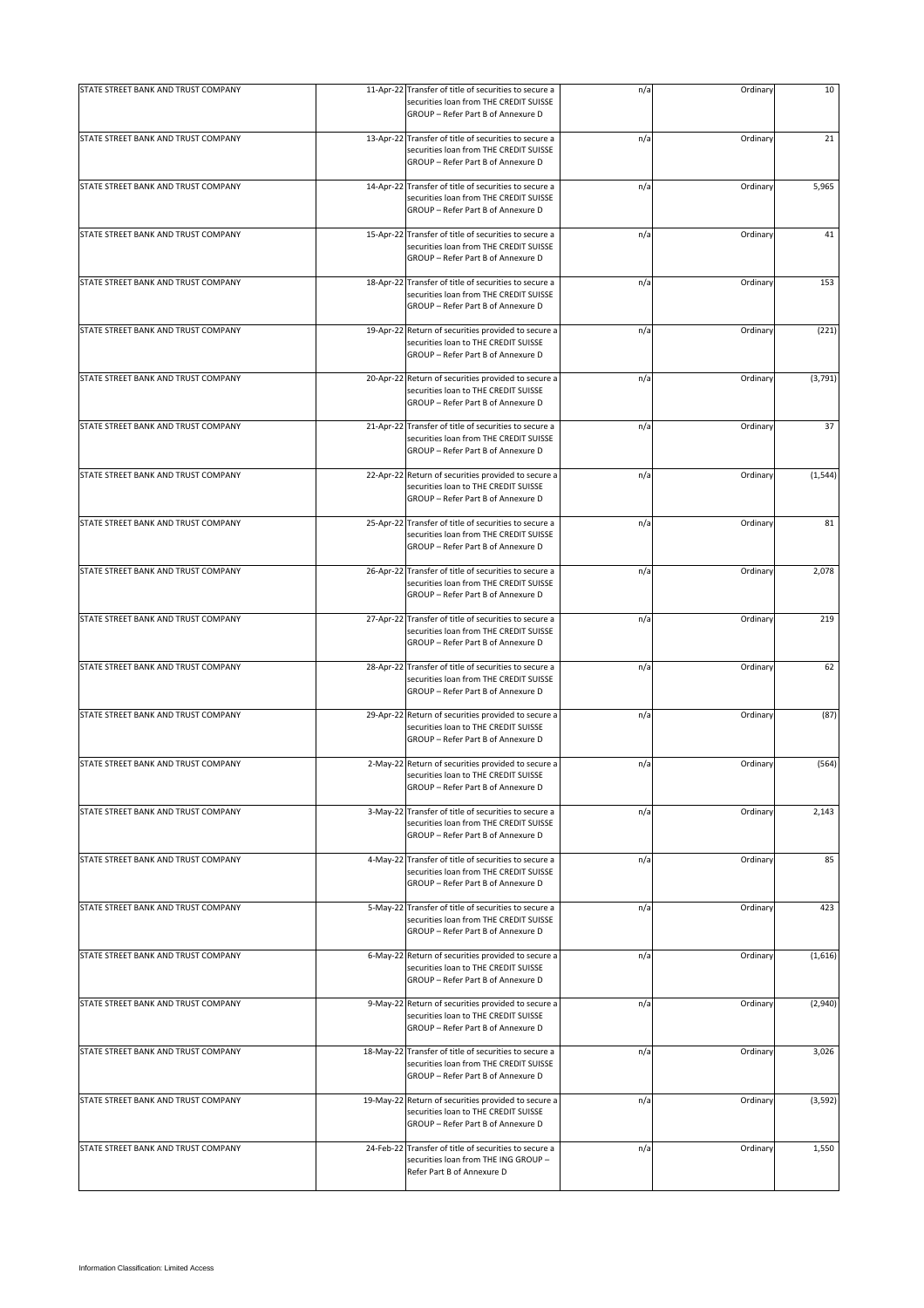| | | | | | |
|---|---|---|---|---|---|
| STATE STREET BANK AND TRUST COMPANY | 11-Apr-22 | Transfer of title of securities to secure a securities loan from THE CREDIT SUISSE GROUP – Refer Part B of Annexure D | n/a | Ordinary | 10 |
| STATE STREET BANK AND TRUST COMPANY | 13-Apr-22 | Transfer of title of securities to secure a securities loan from THE CREDIT SUISSE GROUP – Refer Part B of Annexure D | n/a | Ordinary | 21 |
| STATE STREET BANK AND TRUST COMPANY | 14-Apr-22 | Transfer of title of securities to secure a securities loan from THE CREDIT SUISSE GROUP – Refer Part B of Annexure D | n/a | Ordinary | 5,965 |
| STATE STREET BANK AND TRUST COMPANY | 15-Apr-22 | Transfer of title of securities to secure a securities loan from THE CREDIT SUISSE GROUP – Refer Part B of Annexure D | n/a | Ordinary | 41 |
| STATE STREET BANK AND TRUST COMPANY | 18-Apr-22 | Transfer of title of securities to secure a securities loan from THE CREDIT SUISSE GROUP – Refer Part B of Annexure D | n/a | Ordinary | 153 |
| STATE STREET BANK AND TRUST COMPANY | 19-Apr-22 | Return of securities provided to secure a securities loan to THE CREDIT SUISSE GROUP – Refer Part B of Annexure D | n/a | Ordinary | (221) |
| STATE STREET BANK AND TRUST COMPANY | 20-Apr-22 | Return of securities provided to secure a securities loan to THE CREDIT SUISSE GROUP – Refer Part B of Annexure D | n/a | Ordinary | (3,791) |
| STATE STREET BANK AND TRUST COMPANY | 21-Apr-22 | Transfer of title of securities to secure a securities loan from THE CREDIT SUISSE GROUP – Refer Part B of Annexure D | n/a | Ordinary | 37 |
| STATE STREET BANK AND TRUST COMPANY | 22-Apr-22 | Return of securities provided to secure a securities loan to THE CREDIT SUISSE GROUP – Refer Part B of Annexure D | n/a | Ordinary | (1,544) |
| STATE STREET BANK AND TRUST COMPANY | 25-Apr-22 | Transfer of title of securities to secure a securities loan from THE CREDIT SUISSE GROUP – Refer Part B of Annexure D | n/a | Ordinary | 81 |
| STATE STREET BANK AND TRUST COMPANY | 26-Apr-22 | Transfer of title of securities to secure a securities loan from THE CREDIT SUISSE GROUP – Refer Part B of Annexure D | n/a | Ordinary | 2,078 |
| STATE STREET BANK AND TRUST COMPANY | 27-Apr-22 | Transfer of title of securities to secure a securities loan from THE CREDIT SUISSE GROUP – Refer Part B of Annexure D | n/a | Ordinary | 219 |
| STATE STREET BANK AND TRUST COMPANY | 28-Apr-22 | Transfer of title of securities to secure a securities loan from THE CREDIT SUISSE GROUP – Refer Part B of Annexure D | n/a | Ordinary | 62 |
| STATE STREET BANK AND TRUST COMPANY | 29-Apr-22 | Return of securities provided to secure a securities loan to THE CREDIT SUISSE GROUP – Refer Part B of Annexure D | n/a | Ordinary | (87) |
| STATE STREET BANK AND TRUST COMPANY | 2-May-22 | Return of securities provided to secure a securities loan to THE CREDIT SUISSE GROUP – Refer Part B of Annexure D | n/a | Ordinary | (564) |
| STATE STREET BANK AND TRUST COMPANY | 3-May-22 | Transfer of title of securities to secure a securities loan from THE CREDIT SUISSE GROUP – Refer Part B of Annexure D | n/a | Ordinary | 2,143 |
| STATE STREET BANK AND TRUST COMPANY | 4-May-22 | Transfer of title of securities to secure a securities loan from THE CREDIT SUISSE GROUP – Refer Part B of Annexure D | n/a | Ordinary | 85 |
| STATE STREET BANK AND TRUST COMPANY | 5-May-22 | Transfer of title of securities to secure a securities loan from THE CREDIT SUISSE GROUP – Refer Part B of Annexure D | n/a | Ordinary | 423 |
| STATE STREET BANK AND TRUST COMPANY | 6-May-22 | Return of securities provided to secure a securities loan to THE CREDIT SUISSE GROUP – Refer Part B of Annexure D | n/a | Ordinary | (1,616) |
| STATE STREET BANK AND TRUST COMPANY | 9-May-22 | Return of securities provided to secure a securities loan to THE CREDIT SUISSE GROUP – Refer Part B of Annexure D | n/a | Ordinary | (2,940) |
| STATE STREET BANK AND TRUST COMPANY | 18-May-22 | Transfer of title of securities to secure a securities loan from THE CREDIT SUISSE GROUP – Refer Part B of Annexure D | n/a | Ordinary | 3,026 |
| STATE STREET BANK AND TRUST COMPANY | 19-May-22 | Return of securities provided to secure a securities loan to THE CREDIT SUISSE GROUP – Refer Part B of Annexure D | n/a | Ordinary | (3,592) |
| STATE STREET BANK AND TRUST COMPANY | 24-Feb-22 | Transfer of title of securities to secure a securities loan from THE ING GROUP – Refer Part B of Annexure D | n/a | Ordinary | 1,550 |

Information Classification: Limited Access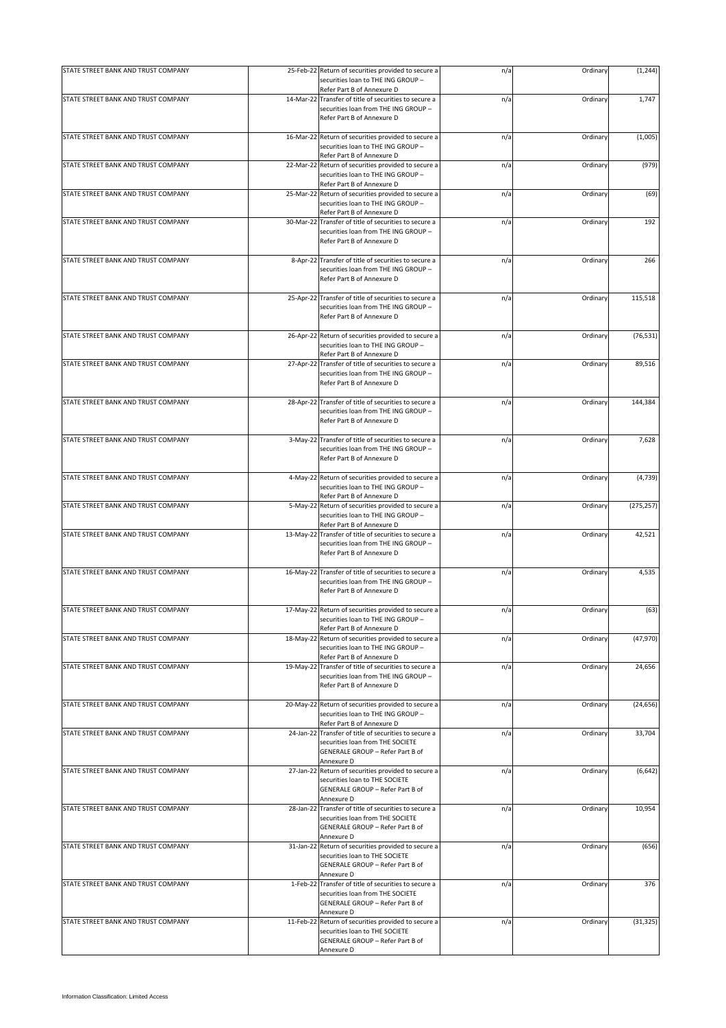| | | | | | |
|---|---|---|---|---|---|
| STATE STREET BANK AND TRUST COMPANY | 25-Feb-22 | Return of securities provided to secure a securities loan to THE ING GROUP – Refer Part B of Annexure D | n/a | Ordinary | (1,244) |
| STATE STREET BANK AND TRUST COMPANY | 14-Mar-22 | Transfer of title of securities to secure a securities loan from THE ING GROUP – Refer Part B of Annexure D | n/a | Ordinary | 1,747 |
| STATE STREET BANK AND TRUST COMPANY | 16-Mar-22 | Return of securities provided to secure a securities loan to THE ING GROUP – Refer Part B of Annexure D | n/a | Ordinary | (1,005) |
| STATE STREET BANK AND TRUST COMPANY | 22-Mar-22 | Return of securities provided to secure a securities loan to THE ING GROUP – Refer Part B of Annexure D | n/a | Ordinary | (979) |
| STATE STREET BANK AND TRUST COMPANY | 25-Mar-22 | Return of securities provided to secure a securities loan to THE ING GROUP – Refer Part B of Annexure D | n/a | Ordinary | (69) |
| STATE STREET BANK AND TRUST COMPANY | 30-Mar-22 | Transfer of title of securities to secure a securities loan from THE ING GROUP – Refer Part B of Annexure D | n/a | Ordinary | 192 |
| STATE STREET BANK AND TRUST COMPANY | 8-Apr-22 | Transfer of title of securities to secure a securities loan from THE ING GROUP – Refer Part B of Annexure D | n/a | Ordinary | 266 |
| STATE STREET BANK AND TRUST COMPANY | 25-Apr-22 | Transfer of title of securities to secure a securities loan from THE ING GROUP – Refer Part B of Annexure D | n/a | Ordinary | 115,518 |
| STATE STREET BANK AND TRUST COMPANY | 26-Apr-22 | Return of securities provided to secure a securities loan to THE ING GROUP – Refer Part B of Annexure D | n/a | Ordinary | (76,531) |
| STATE STREET BANK AND TRUST COMPANY | 27-Apr-22 | Transfer of title of securities to secure a securities loan from THE ING GROUP – Refer Part B of Annexure D | n/a | Ordinary | 89,516 |
| STATE STREET BANK AND TRUST COMPANY | 28-Apr-22 | Transfer of title of securities to secure a securities loan from THE ING GROUP – Refer Part B of Annexure D | n/a | Ordinary | 144,384 |
| STATE STREET BANK AND TRUST COMPANY | 3-May-22 | Transfer of title of securities to secure a securities loan from THE ING GROUP – Refer Part B of Annexure D | n/a | Ordinary | 7,628 |
| STATE STREET BANK AND TRUST COMPANY | 4-May-22 | Return of securities provided to secure a securities loan to THE ING GROUP – Refer Part B of Annexure D | n/a | Ordinary | (4,739) |
| STATE STREET BANK AND TRUST COMPANY | 5-May-22 | Return of securities provided to secure a securities loan to THE ING GROUP – Refer Part B of Annexure D | n/a | Ordinary | (275,257) |
| STATE STREET BANK AND TRUST COMPANY | 13-May-22 | Transfer of title of securities to secure a securities loan from THE ING GROUP – Refer Part B of Annexure D | n/a | Ordinary | 42,521 |
| STATE STREET BANK AND TRUST COMPANY | 16-May-22 | Transfer of title of securities to secure a securities loan from THE ING GROUP – Refer Part B of Annexure D | n/a | Ordinary | 4,535 |
| STATE STREET BANK AND TRUST COMPANY | 17-May-22 | Return of securities provided to secure a securities loan to THE ING GROUP – Refer Part B of Annexure D | n/a | Ordinary | (63) |
| STATE STREET BANK AND TRUST COMPANY | 18-May-22 | Return of securities provided to secure a securities loan to THE ING GROUP – Refer Part B of Annexure D | n/a | Ordinary | (47,970) |
| STATE STREET BANK AND TRUST COMPANY | 19-May-22 | Transfer of title of securities to secure a securities loan from THE ING GROUP – Refer Part B of Annexure D | n/a | Ordinary | 24,656 |
| STATE STREET BANK AND TRUST COMPANY | 20-May-22 | Return of securities provided to secure a securities loan to THE ING GROUP – Refer Part B of Annexure D | n/a | Ordinary | (24,656) |
| STATE STREET BANK AND TRUST COMPANY | 24-Jan-22 | Transfer of title of securities to secure a securities loan from THE SOCIETE GENERALE GROUP – Refer Part B of Annexure D | n/a | Ordinary | 33,704 |
| STATE STREET BANK AND TRUST COMPANY | 27-Jan-22 | Return of securities provided to secure a securities loan to THE SOCIETE GENERALE GROUP – Refer Part B of Annexure D | n/a | Ordinary | (6,642) |
| STATE STREET BANK AND TRUST COMPANY | 28-Jan-22 | Transfer of title of securities to secure a securities loan from THE SOCIETE GENERALE GROUP – Refer Part B of Annexure D | n/a | Ordinary | 10,954 |
| STATE STREET BANK AND TRUST COMPANY | 31-Jan-22 | Return of securities provided to secure a securities loan to THE SOCIETE GENERALE GROUP – Refer Part B of Annexure D | n/a | Ordinary | (656) |
| STATE STREET BANK AND TRUST COMPANY | 1-Feb-22 | Transfer of title of securities to secure a securities loan from THE SOCIETE GENERALE GROUP – Refer Part B of Annexure D | n/a | Ordinary | 376 |
| STATE STREET BANK AND TRUST COMPANY | 11-Feb-22 | Return of securities provided to secure a securities loan to THE SOCIETE GENERALE GROUP – Refer Part B of Annexure D | n/a | Ordinary | (31,325) |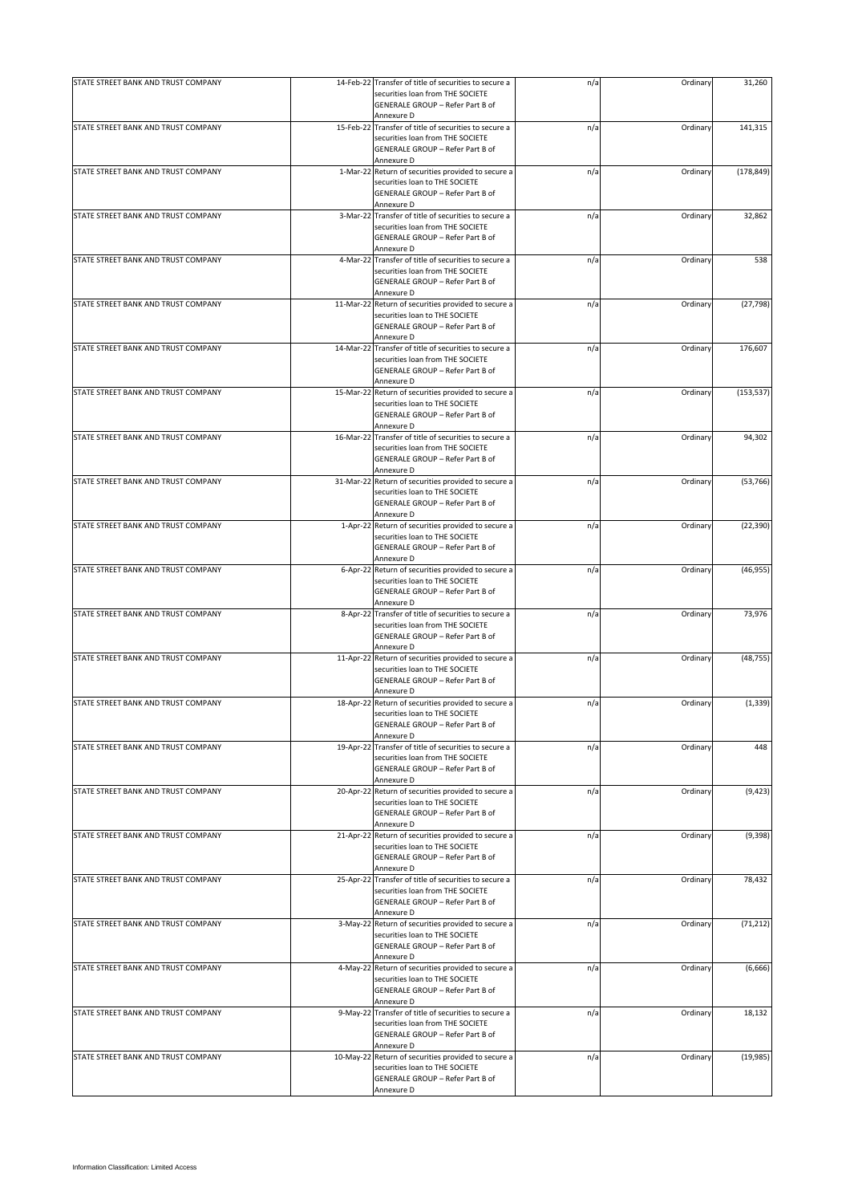| | | | | | |
|---|---|---|---|---|---|
| STATE STREET BANK AND TRUST COMPANY | 14-Feb-22 | Transfer of title of securities to secure a securities loan from THE SOCIETE GENERALE GROUP – Refer Part B of Annexure D | n/a | Ordinary | 31,260 |
| STATE STREET BANK AND TRUST COMPANY | 15-Feb-22 | Transfer of title of securities to secure a securities loan from THE SOCIETE GENERALE GROUP – Refer Part B of Annexure D | n/a | Ordinary | 141,315 |
| STATE STREET BANK AND TRUST COMPANY | 1-Mar-22 | Return of securities provided to secure a securities loan to THE SOCIETE GENERALE GROUP – Refer Part B of Annexure D | n/a | Ordinary | (178,849) |
| STATE STREET BANK AND TRUST COMPANY | 3-Mar-22 | Transfer of title of securities to secure a securities loan from THE SOCIETE GENERALE GROUP – Refer Part B of Annexure D | n/a | Ordinary | 32,862 |
| STATE STREET BANK AND TRUST COMPANY | 4-Mar-22 | Transfer of title of securities to secure a securities loan from THE SOCIETE GENERALE GROUP – Refer Part B of Annexure D | n/a | Ordinary | 538 |
| STATE STREET BANK AND TRUST COMPANY | 11-Mar-22 | Return of securities provided to secure a securities loan to THE SOCIETE GENERALE GROUP – Refer Part B of Annexure D | n/a | Ordinary | (27,798) |
| STATE STREET BANK AND TRUST COMPANY | 14-Mar-22 | Transfer of title of securities to secure a securities loan from THE SOCIETE GENERALE GROUP – Refer Part B of Annexure D | n/a | Ordinary | 176,607 |
| STATE STREET BANK AND TRUST COMPANY | 15-Mar-22 | Return of securities provided to secure a securities loan to THE SOCIETE GENERALE GROUP – Refer Part B of Annexure D | n/a | Ordinary | (153,537) |
| STATE STREET BANK AND TRUST COMPANY | 16-Mar-22 | Transfer of title of securities to secure a securities loan from THE SOCIETE GENERALE GROUP – Refer Part B of Annexure D | n/a | Ordinary | 94,302 |
| STATE STREET BANK AND TRUST COMPANY | 31-Mar-22 | Return of securities provided to secure a securities loan to THE SOCIETE GENERALE GROUP – Refer Part B of Annexure D | n/a | Ordinary | (53,766) |
| STATE STREET BANK AND TRUST COMPANY | 1-Apr-22 | Return of securities provided to secure a securities loan to THE SOCIETE GENERALE GROUP – Refer Part B of Annexure D | n/a | Ordinary | (22,390) |
| STATE STREET BANK AND TRUST COMPANY | 6-Apr-22 | Return of securities provided to secure a securities loan to THE SOCIETE GENERALE GROUP – Refer Part B of Annexure D | n/a | Ordinary | (46,955) |
| STATE STREET BANK AND TRUST COMPANY | 8-Apr-22 | Transfer of title of securities to secure a securities loan from THE SOCIETE GENERALE GROUP – Refer Part B of Annexure D | n/a | Ordinary | 73,976 |
| STATE STREET BANK AND TRUST COMPANY | 11-Apr-22 | Return of securities provided to secure a securities loan to THE SOCIETE GENERALE GROUP – Refer Part B of Annexure D | n/a | Ordinary | (48,755) |
| STATE STREET BANK AND TRUST COMPANY | 18-Apr-22 | Return of securities provided to secure a securities loan to THE SOCIETE GENERALE GROUP – Refer Part B of Annexure D | n/a | Ordinary | (1,339) |
| STATE STREET BANK AND TRUST COMPANY | 19-Apr-22 | Transfer of title of securities to secure a securities loan from THE SOCIETE GENERALE GROUP – Refer Part B of Annexure D | n/a | Ordinary | 448 |
| STATE STREET BANK AND TRUST COMPANY | 20-Apr-22 | Return of securities provided to secure a securities loan to THE SOCIETE GENERALE GROUP – Refer Part B of Annexure D | n/a | Ordinary | (9,423) |
| STATE STREET BANK AND TRUST COMPANY | 21-Apr-22 | Return of securities provided to secure a securities loan to THE SOCIETE GENERALE GROUP – Refer Part B of Annexure D | n/a | Ordinary | (9,398) |
| STATE STREET BANK AND TRUST COMPANY | 25-Apr-22 | Transfer of title of securities to secure a securities loan from THE SOCIETE GENERALE GROUP – Refer Part B of Annexure D | n/a | Ordinary | 78,432 |
| STATE STREET BANK AND TRUST COMPANY | 3-May-22 | Return of securities provided to secure a securities loan to THE SOCIETE GENERALE GROUP – Refer Part B of Annexure D | n/a | Ordinary | (71,212) |
| STATE STREET BANK AND TRUST COMPANY | 4-May-22 | Return of securities provided to secure a securities loan to THE SOCIETE GENERALE GROUP – Refer Part B of Annexure D | n/a | Ordinary | (6,666) |
| STATE STREET BANK AND TRUST COMPANY | 9-May-22 | Transfer of title of securities to secure a securities loan from THE SOCIETE GENERALE GROUP – Refer Part B of Annexure D | n/a | Ordinary | 18,132 |
| STATE STREET BANK AND TRUST COMPANY | 10-May-22 | Return of securities provided to secure a securities loan to THE SOCIETE GENERALE GROUP – Refer Part B of Annexure D | n/a | Ordinary | (19,985) |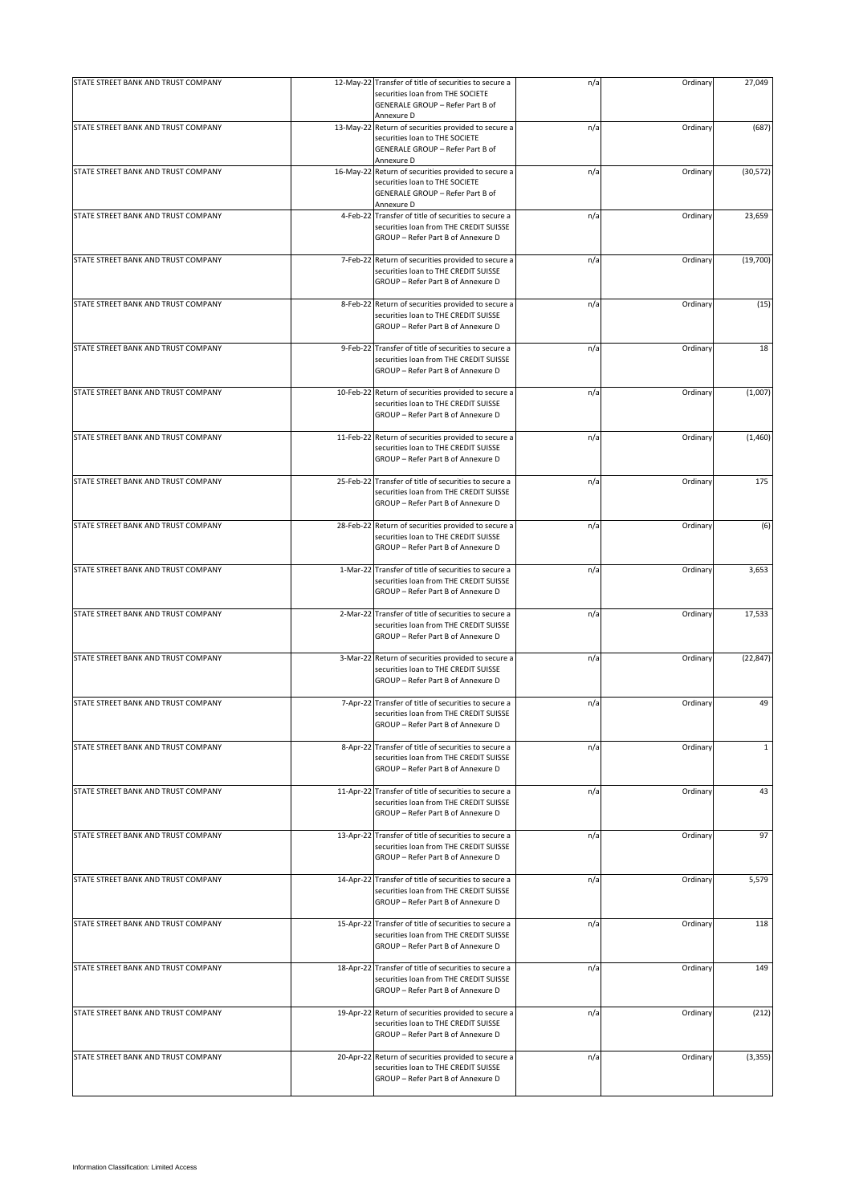| | | | | | |
|---|---|---|---|---|---|
| STATE STREET BANK AND TRUST COMPANY | 12-May-22 | Transfer of title of securities to secure a securities loan from THE SOCIETE GENERALE GROUP – Refer Part B of Annexure D | n/a | Ordinary | 27,049 |
| STATE STREET BANK AND TRUST COMPANY | 13-May-22 | Return of securities provided to secure a securities loan to THE SOCIETE GENERALE GROUP – Refer Part B of Annexure D | n/a | Ordinary | (687) |
| STATE STREET BANK AND TRUST COMPANY | 16-May-22 | Return of securities provided to secure a securities loan to THE SOCIETE GENERALE GROUP – Refer Part B of Annexure D | n/a | Ordinary | (30,572) |
| STATE STREET BANK AND TRUST COMPANY | 4-Feb-22 | Transfer of title of securities to secure a securities loan from THE CREDIT SUISSE GROUP – Refer Part B of Annexure D | n/a | Ordinary | 23,659 |
| STATE STREET BANK AND TRUST COMPANY | 7-Feb-22 | Return of securities provided to secure a securities loan to THE CREDIT SUISSE GROUP – Refer Part B of Annexure D | n/a | Ordinary | (19,700) |
| STATE STREET BANK AND TRUST COMPANY | 8-Feb-22 | Return of securities provided to secure a securities loan to THE CREDIT SUISSE GROUP – Refer Part B of Annexure D | n/a | Ordinary | (15) |
| STATE STREET BANK AND TRUST COMPANY | 9-Feb-22 | Transfer of title of securities to secure a securities loan from THE CREDIT SUISSE GROUP – Refer Part B of Annexure D | n/a | Ordinary | 18 |
| STATE STREET BANK AND TRUST COMPANY | 10-Feb-22 | Return of securities provided to secure a securities loan to THE CREDIT SUISSE GROUP – Refer Part B of Annexure D | n/a | Ordinary | (1,007) |
| STATE STREET BANK AND TRUST COMPANY | 11-Feb-22 | Return of securities provided to secure a securities loan to THE CREDIT SUISSE GROUP – Refer Part B of Annexure D | n/a | Ordinary | (1,460) |
| STATE STREET BANK AND TRUST COMPANY | 25-Feb-22 | Transfer of title of securities to secure a securities loan from THE CREDIT SUISSE GROUP – Refer Part B of Annexure D | n/a | Ordinary | 175 |
| STATE STREET BANK AND TRUST COMPANY | 28-Feb-22 | Return of securities provided to secure a securities loan to THE CREDIT SUISSE GROUP – Refer Part B of Annexure D | n/a | Ordinary | (6) |
| STATE STREET BANK AND TRUST COMPANY | 1-Mar-22 | Transfer of title of securities to secure a securities loan from THE CREDIT SUISSE GROUP – Refer Part B of Annexure D | n/a | Ordinary | 3,653 |
| STATE STREET BANK AND TRUST COMPANY | 2-Mar-22 | Transfer of title of securities to secure a securities loan from THE CREDIT SUISSE GROUP – Refer Part B of Annexure D | n/a | Ordinary | 17,533 |
| STATE STREET BANK AND TRUST COMPANY | 3-Mar-22 | Return of securities provided to secure a securities loan to THE CREDIT SUISSE GROUP – Refer Part B of Annexure D | n/a | Ordinary | (22,847) |
| STATE STREET BANK AND TRUST COMPANY | 7-Apr-22 | Transfer of title of securities to secure a securities loan from THE CREDIT SUISSE GROUP – Refer Part B of Annexure D | n/a | Ordinary | 49 |
| STATE STREET BANK AND TRUST COMPANY | 8-Apr-22 | Transfer of title of securities to secure a securities loan from THE CREDIT SUISSE GROUP – Refer Part B of Annexure D | n/a | Ordinary | 1 |
| STATE STREET BANK AND TRUST COMPANY | 11-Apr-22 | Transfer of title of securities to secure a securities loan from THE CREDIT SUISSE GROUP – Refer Part B of Annexure D | n/a | Ordinary | 43 |
| STATE STREET BANK AND TRUST COMPANY | 13-Apr-22 | Transfer of title of securities to secure a securities loan from THE CREDIT SUISSE GROUP – Refer Part B of Annexure D | n/a | Ordinary | 97 |
| STATE STREET BANK AND TRUST COMPANY | 14-Apr-22 | Transfer of title of securities to secure a securities loan from THE CREDIT SUISSE GROUP – Refer Part B of Annexure D | n/a | Ordinary | 5,579 |
| STATE STREET BANK AND TRUST COMPANY | 15-Apr-22 | Transfer of title of securities to secure a securities loan from THE CREDIT SUISSE GROUP – Refer Part B of Annexure D | n/a | Ordinary | 118 |
| STATE STREET BANK AND TRUST COMPANY | 18-Apr-22 | Transfer of title of securities to secure a securities loan from THE CREDIT SUISSE GROUP – Refer Part B of Annexure D | n/a | Ordinary | 149 |
| STATE STREET BANK AND TRUST COMPANY | 19-Apr-22 | Return of securities provided to secure a securities loan to THE CREDIT SUISSE GROUP – Refer Part B of Annexure D | n/a | Ordinary | (212) |
| STATE STREET BANK AND TRUST COMPANY | 20-Apr-22 | Return of securities provided to secure a securities loan to THE CREDIT SUISSE GROUP – Refer Part B of Annexure D | n/a | Ordinary | (3,355) |

Information Classification: Limited Access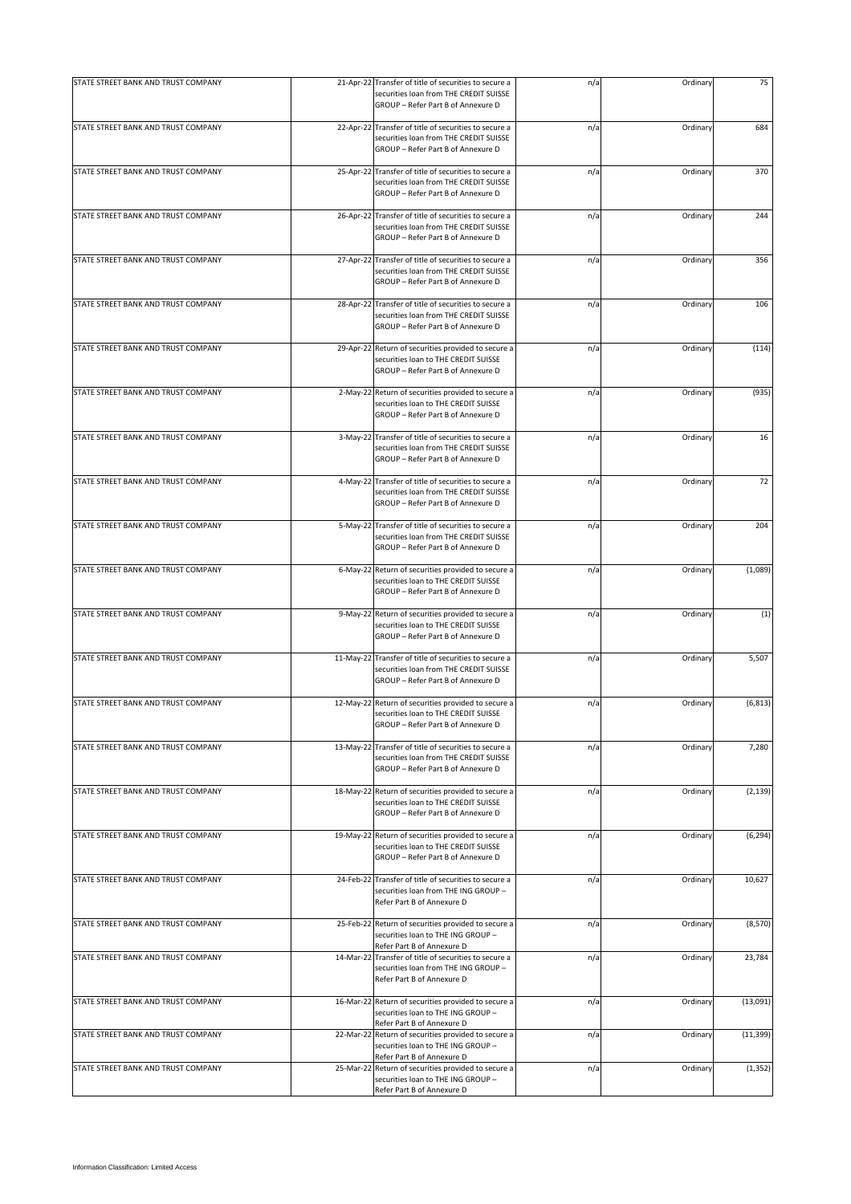| | | | | | |
|---|---|---|---|---|---|
| STATE STREET BANK AND TRUST COMPANY | 21-Apr-22 | Transfer of title of securities to secure a securities loan from THE CREDIT SUISSE GROUP – Refer Part B of Annexure D | n/a | Ordinary | 75 |
| STATE STREET BANK AND TRUST COMPANY | 22-Apr-22 | Transfer of title of securities to secure a securities loan from THE CREDIT SUISSE GROUP – Refer Part B of Annexure D | n/a | Ordinary | 684 |
| STATE STREET BANK AND TRUST COMPANY | 25-Apr-22 | Transfer of title of securities to secure a securities loan from THE CREDIT SUISSE GROUP – Refer Part B of Annexure D | n/a | Ordinary | 370 |
| STATE STREET BANK AND TRUST COMPANY | 26-Apr-22 | Transfer of title of securities to secure a securities loan from THE CREDIT SUISSE GROUP – Refer Part B of Annexure D | n/a | Ordinary | 244 |
| STATE STREET BANK AND TRUST COMPANY | 27-Apr-22 | Transfer of title of securities to secure a securities loan from THE CREDIT SUISSE GROUP – Refer Part B of Annexure D | n/a | Ordinary | 356 |
| STATE STREET BANK AND TRUST COMPANY | 28-Apr-22 | Transfer of title of securities to secure a securities loan from THE CREDIT SUISSE GROUP – Refer Part B of Annexure D | n/a | Ordinary | 106 |
| STATE STREET BANK AND TRUST COMPANY | 29-Apr-22 | Return of securities provided to secure a securities loan to THE CREDIT SUISSE GROUP – Refer Part B of Annexure D | n/a | Ordinary | (114) |
| STATE STREET BANK AND TRUST COMPANY | 2-May-22 | Return of securities provided to secure a securities loan to THE CREDIT SUISSE GROUP – Refer Part B of Annexure D | n/a | Ordinary | (935) |
| STATE STREET BANK AND TRUST COMPANY | 3-May-22 | Transfer of title of securities to secure a securities loan from THE CREDIT SUISSE GROUP – Refer Part B of Annexure D | n/a | Ordinary | 16 |
| STATE STREET BANK AND TRUST COMPANY | 4-May-22 | Transfer of title of securities to secure a securities loan from THE CREDIT SUISSE GROUP – Refer Part B of Annexure D | n/a | Ordinary | 72 |
| STATE STREET BANK AND TRUST COMPANY | 5-May-22 | Transfer of title of securities to secure a securities loan from THE CREDIT SUISSE GROUP – Refer Part B of Annexure D | n/a | Ordinary | 204 |
| STATE STREET BANK AND TRUST COMPANY | 6-May-22 | Return of securities provided to secure a securities loan to THE CREDIT SUISSE GROUP – Refer Part B of Annexure D | n/a | Ordinary | (1,089) |
| STATE STREET BANK AND TRUST COMPANY | 9-May-22 | Return of securities provided to secure a securities loan to THE CREDIT SUISSE GROUP – Refer Part B of Annexure D | n/a | Ordinary | (1) |
| STATE STREET BANK AND TRUST COMPANY | 11-May-22 | Transfer of title of securities to secure a securities loan from THE CREDIT SUISSE GROUP – Refer Part B of Annexure D | n/a | Ordinary | 5,507 |
| STATE STREET BANK AND TRUST COMPANY | 12-May-22 | Return of securities provided to secure a securities loan to THE CREDIT SUISSE GROUP – Refer Part B of Annexure D | n/a | Ordinary | (6,813) |
| STATE STREET BANK AND TRUST COMPANY | 13-May-22 | Transfer of title of securities to secure a securities loan from THE CREDIT SUISSE GROUP – Refer Part B of Annexure D | n/a | Ordinary | 7,280 |
| STATE STREET BANK AND TRUST COMPANY | 18-May-22 | Return of securities provided to secure a securities loan to THE CREDIT SUISSE GROUP – Refer Part B of Annexure D | n/a | Ordinary | (2,139) |
| STATE STREET BANK AND TRUST COMPANY | 19-May-22 | Return of securities provided to secure a securities loan to THE CREDIT SUISSE GROUP – Refer Part B of Annexure D | n/a | Ordinary | (6,294) |
| STATE STREET BANK AND TRUST COMPANY | 24-Feb-22 | Transfer of title of securities to secure a securities loan from THE ING GROUP – Refer Part B of Annexure D | n/a | Ordinary | 10,627 |
| STATE STREET BANK AND TRUST COMPANY | 25-Feb-22 | Return of securities provided to secure a securities loan to THE ING GROUP – Refer Part B of Annexure D | n/a | Ordinary | (8,570) |
| STATE STREET BANK AND TRUST COMPANY | 14-Mar-22 | Transfer of title of securities to secure a securities loan from THE ING GROUP – Refer Part B of Annexure D | n/a | Ordinary | 23,784 |
| STATE STREET BANK AND TRUST COMPANY | 16-Mar-22 | Return of securities provided to secure a securities loan to THE ING GROUP – Refer Part B of Annexure D | n/a | Ordinary | (13,091) |
| STATE STREET BANK AND TRUST COMPANY | 22-Mar-22 | Return of securities provided to secure a securities loan to THE ING GROUP – Refer Part B of Annexure D | n/a | Ordinary | (11,399) |
| STATE STREET BANK AND TRUST COMPANY | 25-Mar-22 | Return of securities provided to secure a securities loan to THE ING GROUP – Refer Part B of Annexure D | n/a | Ordinary | (1,352) |

Information Classification: Limited Access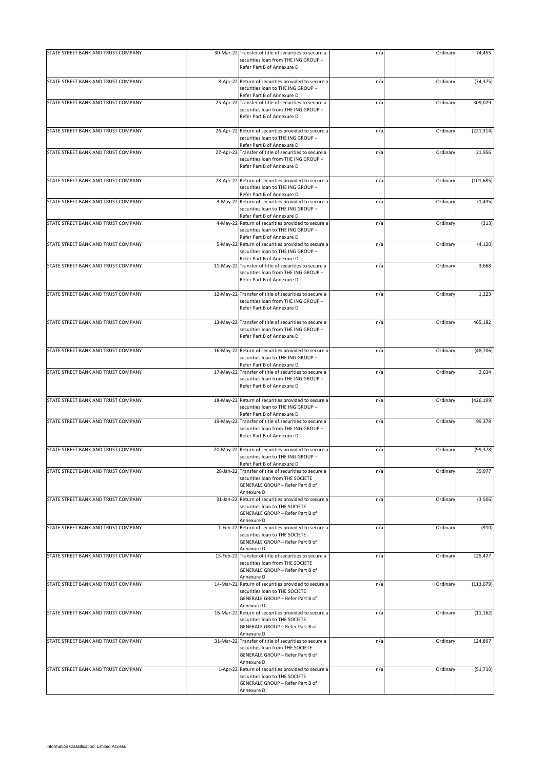| STATE STREET BANK AND TRUST COMPANY | 30-Mar-22 | Transfer of title of securities to secure a securities loan from THE ING GROUP – Refer Part B of Annexure D | n/a | Ordinary | 74,455 |
|---|---|---|---|---|---|
| STATE STREET BANK AND TRUST COMPANY | 8-Apr-22 | Return of securities provided to secure a securities loan to THE ING GROUP – Refer Part B of Annexure D | n/a | Ordinary | (74,375) |
| STATE STREET BANK AND TRUST COMPANY | 25-Apr-22 | Transfer of title of securities to secure a securities loan from THE ING GROUP – Refer Part B of Annexure D | n/a | Ordinary | 309,029 |
| STATE STREET BANK AND TRUST COMPANY | 26-Apr-22 | Return of securities provided to secure a securities loan to THE ING GROUP – Refer Part B of Annexure D | n/a | Ordinary | (221,314) |
| STATE STREET BANK AND TRUST COMPANY | 27-Apr-22 | Transfer of title of securities to secure a securities loan from THE ING GROUP – Refer Part B of Annexure D | n/a | Ordinary | 21,956 |
| STATE STREET BANK AND TRUST COMPANY | 28-Apr-22 | Return of securities provided to secure a securities loan to THE ING GROUP – Refer Part B of Annexure D | n/a | Ordinary | (101,685) |
| STATE STREET BANK AND TRUST COMPANY | 3-May-22 | Return of securities provided to secure a securities loan to THE ING GROUP – Refer Part B of Annexure D | n/a | Ordinary | (1,435) |
| STATE STREET BANK AND TRUST COMPANY | 4-May-22 | Return of securities provided to secure a securities loan to THE ING GROUP – Refer Part B of Annexure D | n/a | Ordinary | (313) |
| STATE STREET BANK AND TRUST COMPANY | 5-May-22 | Return of securities provided to secure a securities loan to THE ING GROUP – Refer Part B of Annexure D | n/a | Ordinary | (4,120) |
| STATE STREET BANK AND TRUST COMPANY | 11-May-22 | Transfer of title of securities to secure a securities loan from THE ING GROUP – Refer Part B of Annexure D | n/a | Ordinary | 3,668 |
| STATE STREET BANK AND TRUST COMPANY | 12-May-22 | Transfer of title of securities to secure a securities loan from THE ING GROUP – Refer Part B of Annexure D | n/a | Ordinary | 1,223 |
| STATE STREET BANK AND TRUST COMPANY | 13-May-22 | Transfer of title of securities to secure a securities loan from THE ING GROUP – Refer Part B of Annexure D | n/a | Ordinary | 465,182 |
| STATE STREET BANK AND TRUST COMPANY | 16-May-22 | Return of securities provided to secure a securities loan to THE ING GROUP – Refer Part B of Annexure D | n/a | Ordinary | (48,706) |
| STATE STREET BANK AND TRUST COMPANY | 17-May-22 | Transfer of title of securities to secure a securities loan from THE ING GROUP – Refer Part B of Annexure D | n/a | Ordinary | 2,634 |
| STATE STREET BANK AND TRUST COMPANY | 18-May-22 | Return of securities provided to secure a securities loan to THE ING GROUP – Refer Part B of Annexure D | n/a | Ordinary | (426,199) |
| STATE STREET BANK AND TRUST COMPANY | 19-May-22 | Transfer of title of securities to secure a securities loan from THE ING GROUP – Refer Part B of Annexure D | n/a | Ordinary | 99,378 |
| STATE STREET BANK AND TRUST COMPANY | 20-May-22 | Return of securities provided to secure a securities loan to THE ING GROUP – Refer Part B of Annexure D | n/a | Ordinary | (99,378) |
| STATE STREET BANK AND TRUST COMPANY | 28-Jan-22 | Transfer of title of securities to secure a securities loan from THE SOCIETE GENERALE GROUP – Refer Part B of Annexure D | n/a | Ordinary | 35,977 |
| STATE STREET BANK AND TRUST COMPANY | 31-Jan-22 | Return of securities provided to secure a securities loan to THE SOCIETE GENERALE GROUP – Refer Part B of Annexure D | n/a | Ordinary | (3,506) |
| STATE STREET BANK AND TRUST COMPANY | 1-Feb-22 | Return of securities provided to secure a securities loan to THE SOCIETE GENERALE GROUP – Refer Part B of Annexure D | n/a | Ordinary | (910) |
| STATE STREET BANK AND TRUST COMPANY | 15-Feb-22 | Transfer of title of securities to secure a securities loan from THE SOCIETE GENERALE GROUP – Refer Part B of Annexure D | n/a | Ordinary | 125,477 |
| STATE STREET BANK AND TRUST COMPANY | 14-Mar-22 | Return of securities provided to secure a securities loan to THE SOCIETE GENERALE GROUP – Refer Part B of Annexure D | n/a | Ordinary | (113,679) |
| STATE STREET BANK AND TRUST COMPANY | 16-Mar-22 | Return of securities provided to secure a securities loan to THE SOCIETE GENERALE GROUP – Refer Part B of Annexure D | n/a | Ordinary | (11,162) |
| STATE STREET BANK AND TRUST COMPANY | 31-Mar-22 | Transfer of title of securities to secure a securities loan from THE SOCIETE GENERALE GROUP – Refer Part B of Annexure D | n/a | Ordinary | 124,897 |
| STATE STREET BANK AND TRUST COMPANY | 1-Apr-22 | Return of securities provided to secure a securities loan to THE SOCIETE GENERALE GROUP – Refer Part B of Annexure D | n/a | Ordinary | (51,710) |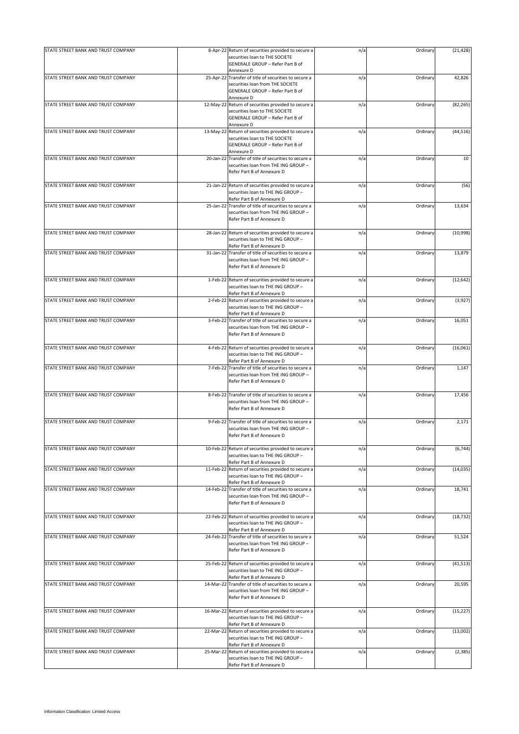| | | | | | |
|---|---|---|---|---|---|
| STATE STREET BANK AND TRUST COMPANY | 8-Apr-22 | Return of securities provided to secure a securities loan to THE SOCIETE GENERALE GROUP – Refer Part B of Annexure D | n/a | Ordinary | (21,428) |
| STATE STREET BANK AND TRUST COMPANY | 25-Apr-22 | Transfer of title of securities to secure a securities loan from THE SOCIETE GENERALE GROUP – Refer Part B of Annexure D | n/a | Ordinary | 42,826 |
| STATE STREET BANK AND TRUST COMPANY | 12-May-22 | Return of securities provided to secure a securities loan to THE SOCIETE GENERALE GROUP – Refer Part B of Annexure D | n/a | Ordinary | (82,265) |
| STATE STREET BANK AND TRUST COMPANY | 13-May-22 | Return of securities provided to secure a securities loan to THE SOCIETE GENERALE GROUP – Refer Part B of Annexure D | n/a | Ordinary | (44,516) |
| STATE STREET BANK AND TRUST COMPANY | 20-Jan-22 | Transfer of title of securities to secure a securities loan from THE ING GROUP – Refer Part B of Annexure D | n/a | Ordinary | 10 |
| STATE STREET BANK AND TRUST COMPANY | 21-Jan-22 | Return of securities provided to secure a securities loan to THE ING GROUP – Refer Part B of Annexure D | n/a | Ordinary | (56) |
| STATE STREET BANK AND TRUST COMPANY | 25-Jan-22 | Transfer of title of securities to secure a securities loan from THE ING GROUP – Refer Part B of Annexure D | n/a | Ordinary | 13,634 |
| STATE STREET BANK AND TRUST COMPANY | 28-Jan-22 | Return of securities provided to secure a securities loan to THE ING GROUP – Refer Part B of Annexure D | n/a | Ordinary | (10,998) |
| STATE STREET BANK AND TRUST COMPANY | 31-Jan-22 | Transfer of title of securities to secure a securities loan from THE ING GROUP – Refer Part B of Annexure D | n/a | Ordinary | 13,879 |
| STATE STREET BANK AND TRUST COMPANY | 1-Feb-22 | Return of securities provided to secure a securities loan to THE ING GROUP – Refer Part B of Annexure D | n/a | Ordinary | (12,642) |
| STATE STREET BANK AND TRUST COMPANY | 2-Feb-22 | Return of securities provided to secure a securities loan to THE ING GROUP – Refer Part B of Annexure D | n/a | Ordinary | (3,927) |
| STATE STREET BANK AND TRUST COMPANY | 3-Feb-22 | Transfer of title of securities to secure a securities loan from THE ING GROUP – Refer Part B of Annexure D | n/a | Ordinary | 16,051 |
| STATE STREET BANK AND TRUST COMPANY | 4-Feb-22 | Return of securities provided to secure a securities loan to THE ING GROUP – Refer Part B of Annexure D | n/a | Ordinary | (16,061) |
| STATE STREET BANK AND TRUST COMPANY | 7-Feb-22 | Transfer of title of securities to secure a securities loan from THE ING GROUP – Refer Part B of Annexure D | n/a | Ordinary | 1,147 |
| STATE STREET BANK AND TRUST COMPANY | 8-Feb-22 | Transfer of title of securities to secure a securities loan from THE ING GROUP – Refer Part B of Annexure D | n/a | Ordinary | 17,456 |
| STATE STREET BANK AND TRUST COMPANY | 9-Feb-22 | Transfer of title of securities to secure a securities loan from THE ING GROUP – Refer Part B of Annexure D | n/a | Ordinary | 2,171 |
| STATE STREET BANK AND TRUST COMPANY | 10-Feb-22 | Return of securities provided to secure a securities loan to THE ING GROUP – Refer Part B of Annexure D | n/a | Ordinary | (6,744) |
| STATE STREET BANK AND TRUST COMPANY | 11-Feb-22 | Return of securities provided to secure a securities loan to THE ING GROUP – Refer Part B of Annexure D | n/a | Ordinary | (14,035) |
| STATE STREET BANK AND TRUST COMPANY | 14-Feb-22 | Transfer of title of securities to secure a securities loan from THE ING GROUP – Refer Part B of Annexure D | n/a | Ordinary | 18,741 |
| STATE STREET BANK AND TRUST COMPANY | 22-Feb-22 | Return of securities provided to secure a securities loan to THE ING GROUP – Refer Part B of Annexure D | n/a | Ordinary | (18,732) |
| STATE STREET BANK AND TRUST COMPANY | 24-Feb-22 | Transfer of title of securities to secure a securities loan from THE ING GROUP – Refer Part B of Annexure D | n/a | Ordinary | 51,524 |
| STATE STREET BANK AND TRUST COMPANY | 25-Feb-22 | Return of securities provided to secure a securities loan to THE ING GROUP – Refer Part B of Annexure D | n/a | Ordinary | (41,513) |
| STATE STREET BANK AND TRUST COMPANY | 14-Mar-22 | Transfer of title of securities to secure a securities loan from THE ING GROUP – Refer Part B of Annexure D | n/a | Ordinary | 20,595 |
| STATE STREET BANK AND TRUST COMPANY | 16-Mar-22 | Return of securities provided to secure a securities loan to THE ING GROUP – Refer Part B of Annexure D | n/a | Ordinary | (15,227) |
| STATE STREET BANK AND TRUST COMPANY | 22-Mar-22 | Return of securities provided to secure a securities loan to THE ING GROUP – Refer Part B of Annexure D | n/a | Ordinary | (13,002) |
| STATE STREET BANK AND TRUST COMPANY | 25-Mar-22 | Return of securities provided to secure a securities loan to THE ING GROUP – Refer Part B of Annexure D | n/a | Ordinary | (2,385) |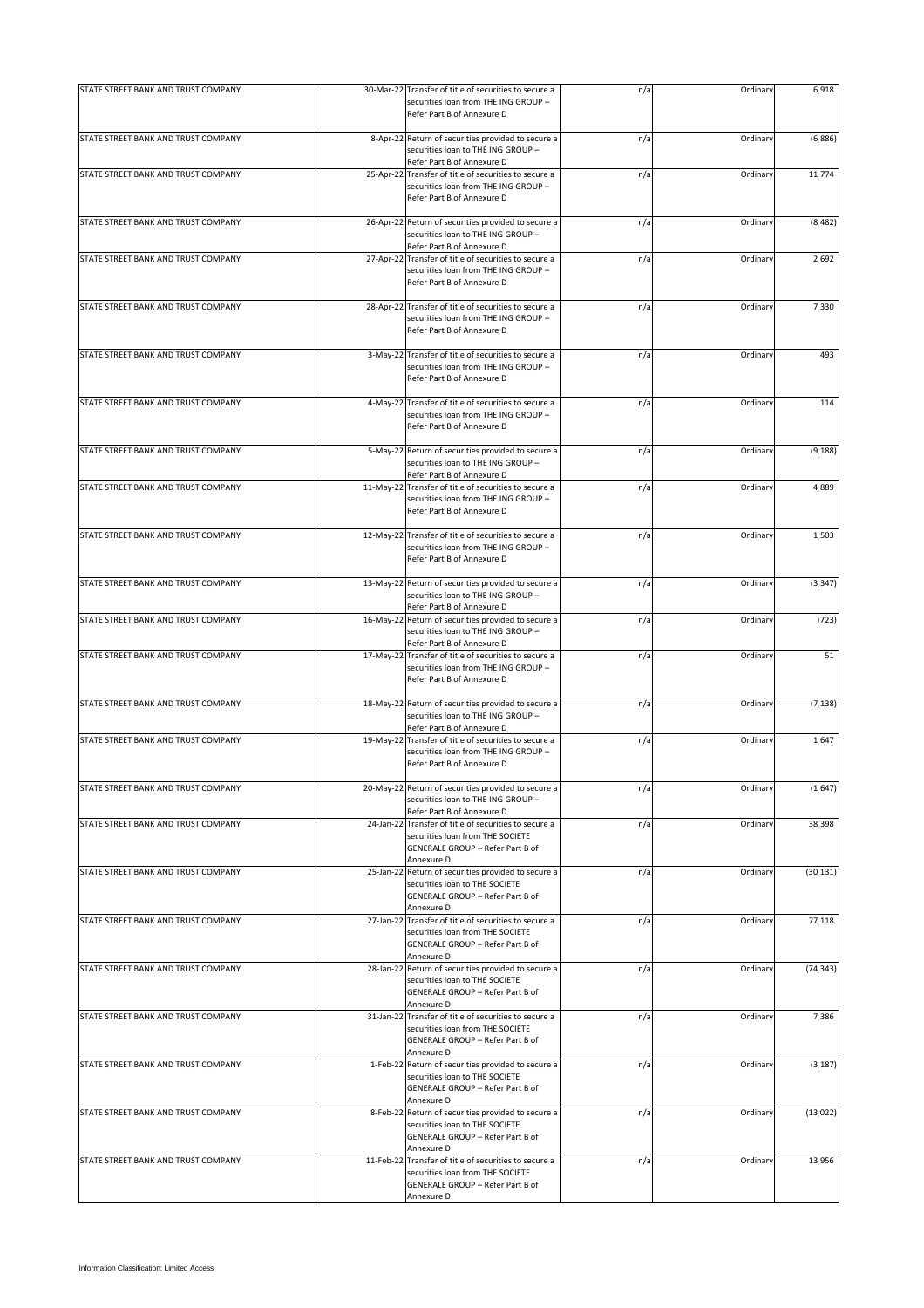| | | | | | |
|---|---|---|---|---|---|
| STATE STREET BANK AND TRUST COMPANY | 30-Mar-22 | Transfer of title of securities to secure a securities loan from THE ING GROUP – Refer Part B of Annexure D | n/a | Ordinary | 6,918 |
| STATE STREET BANK AND TRUST COMPANY | 8-Apr-22 | Return of securities provided to secure a securities loan to THE ING GROUP – Refer Part B of Annexure D | n/a | Ordinary | (6,886) |
| STATE STREET BANK AND TRUST COMPANY | 25-Apr-22 | Transfer of title of securities to secure a securities loan from THE ING GROUP – Refer Part B of Annexure D | n/a | Ordinary | 11,774 |
| STATE STREET BANK AND TRUST COMPANY | 26-Apr-22 | Return of securities provided to secure a securities loan to THE ING GROUP – Refer Part B of Annexure D | n/a | Ordinary | (8,482) |
| STATE STREET BANK AND TRUST COMPANY | 27-Apr-22 | Transfer of title of securities to secure a securities loan from THE ING GROUP – Refer Part B of Annexure D | n/a | Ordinary | 2,692 |
| STATE STREET BANK AND TRUST COMPANY | 28-Apr-22 | Transfer of title of securities to secure a securities loan from THE ING GROUP – Refer Part B of Annexure D | n/a | Ordinary | 7,330 |
| STATE STREET BANK AND TRUST COMPANY | 3-May-22 | Transfer of title of securities to secure a securities loan from THE ING GROUP – Refer Part B of Annexure D | n/a | Ordinary | 493 |
| STATE STREET BANK AND TRUST COMPANY | 4-May-22 | Transfer of title of securities to secure a securities loan from THE ING GROUP – Refer Part B of Annexure D | n/a | Ordinary | 114 |
| STATE STREET BANK AND TRUST COMPANY | 5-May-22 | Return of securities provided to secure a securities loan to THE ING GROUP – Refer Part B of Annexure D | n/a | Ordinary | (9,188) |
| STATE STREET BANK AND TRUST COMPANY | 11-May-22 | Transfer of title of securities to secure a securities loan from THE ING GROUP – Refer Part B of Annexure D | n/a | Ordinary | 4,889 |
| STATE STREET BANK AND TRUST COMPANY | 12-May-22 | Transfer of title of securities to secure a securities loan from THE ING GROUP – Refer Part B of Annexure D | n/a | Ordinary | 1,503 |
| STATE STREET BANK AND TRUST COMPANY | 13-May-22 | Return of securities provided to secure a securities loan to THE ING GROUP – Refer Part B of Annexure D | n/a | Ordinary | (3,347) |
| STATE STREET BANK AND TRUST COMPANY | 16-May-22 | Return of securities provided to secure a securities loan to THE ING GROUP – Refer Part B of Annexure D | n/a | Ordinary | (723) |
| STATE STREET BANK AND TRUST COMPANY | 17-May-22 | Transfer of title of securities to secure a securities loan from THE ING GROUP – Refer Part B of Annexure D | n/a | Ordinary | 51 |
| STATE STREET BANK AND TRUST COMPANY | 18-May-22 | Return of securities provided to secure a securities loan to THE ING GROUP – Refer Part B of Annexure D | n/a | Ordinary | (7,138) |
| STATE STREET BANK AND TRUST COMPANY | 19-May-22 | Transfer of title of securities to secure a securities loan from THE ING GROUP – Refer Part B of Annexure D | n/a | Ordinary | 1,647 |
| STATE STREET BANK AND TRUST COMPANY | 20-May-22 | Return of securities provided to secure a securities loan to THE ING GROUP – Refer Part B of Annexure D | n/a | Ordinary | (1,647) |
| STATE STREET BANK AND TRUST COMPANY | 24-Jan-22 | Transfer of title of securities to secure a securities loan from THE SOCIETE GENERALE GROUP – Refer Part B of Annexure D | n/a | Ordinary | 38,398 |
| STATE STREET BANK AND TRUST COMPANY | 25-Jan-22 | Return of securities provided to secure a securities loan to THE SOCIETE GENERALE GROUP – Refer Part B of Annexure D | n/a | Ordinary | (30,131) |
| STATE STREET BANK AND TRUST COMPANY | 27-Jan-22 | Transfer of title of securities to secure a securities loan from THE SOCIETE GENERALE GROUP – Refer Part B of Annexure D | n/a | Ordinary | 77,118 |
| STATE STREET BANK AND TRUST COMPANY | 28-Jan-22 | Return of securities provided to secure a securities loan to THE SOCIETE GENERALE GROUP – Refer Part B of Annexure D | n/a | Ordinary | (74,343) |
| STATE STREET BANK AND TRUST COMPANY | 31-Jan-22 | Transfer of title of securities to secure a securities loan from THE SOCIETE GENERALE GROUP – Refer Part B of Annexure D | n/a | Ordinary | 7,386 |
| STATE STREET BANK AND TRUST COMPANY | 1-Feb-22 | Return of securities provided to secure a securities loan to THE SOCIETE GENERALE GROUP – Refer Part B of Annexure D | n/a | Ordinary | (3,187) |
| STATE STREET BANK AND TRUST COMPANY | 8-Feb-22 | Return of securities provided to secure a securities loan to THE SOCIETE GENERALE GROUP – Refer Part B of Annexure D | n/a | Ordinary | (13,022) |
| STATE STREET BANK AND TRUST COMPANY | 11-Feb-22 | Transfer of title of securities to secure a securities loan from THE SOCIETE GENERALE GROUP – Refer Part B of Annexure D | n/a | Ordinary | 13,956 |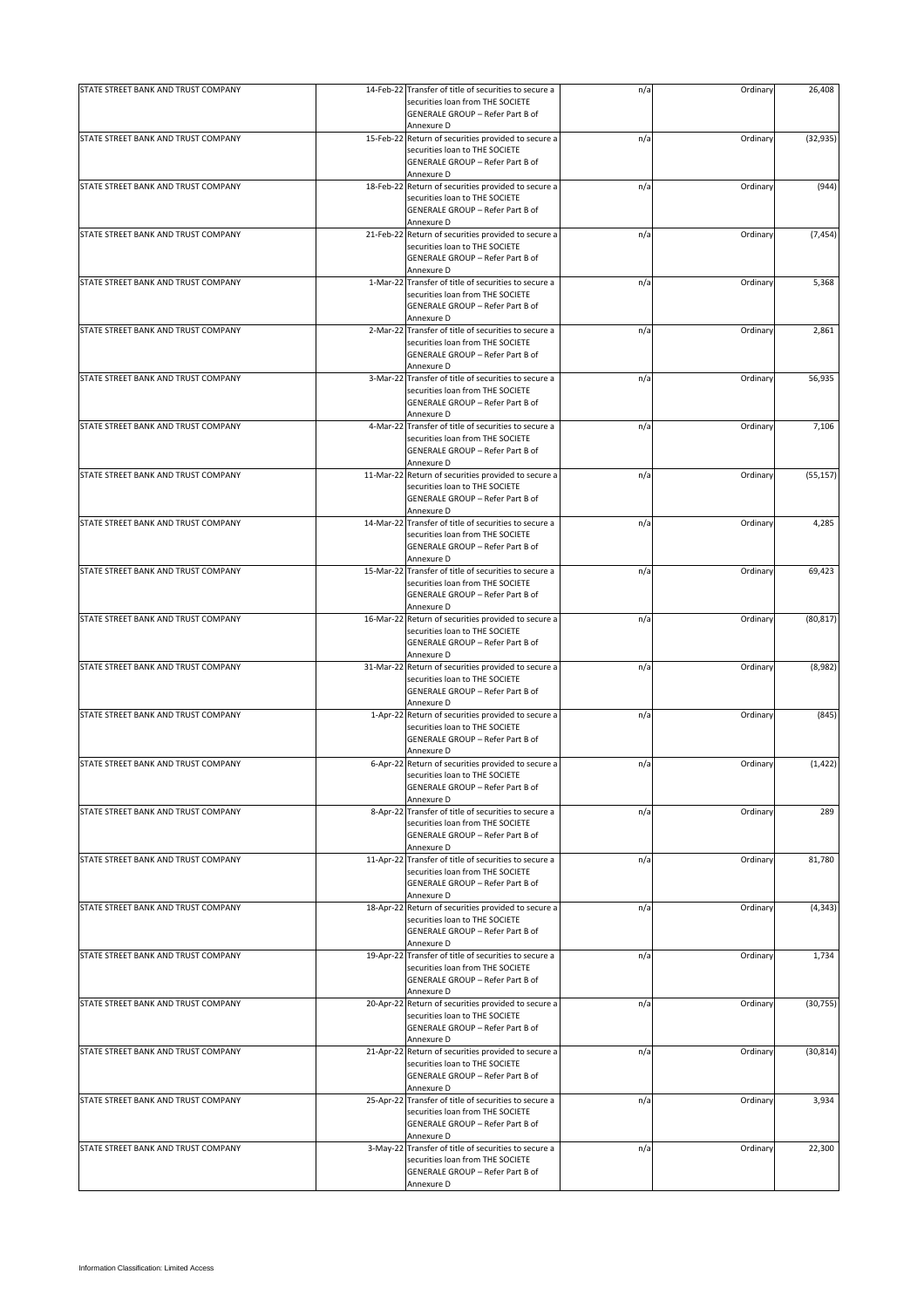| | | | | | |
|---|---|---|---|---|---|
| STATE STREET BANK AND TRUST COMPANY | 14-Feb-22 | Transfer of title of securities to secure a securities loan from THE SOCIETE GENERALE GROUP – Refer Part B of Annexure D | n/a | Ordinary | 26,408 |
| STATE STREET BANK AND TRUST COMPANY | 15-Feb-22 | Return of securities provided to secure a securities loan to THE SOCIETE GENERALE GROUP – Refer Part B of Annexure D | n/a | Ordinary | (32,935) |
| STATE STREET BANK AND TRUST COMPANY | 18-Feb-22 | Return of securities provided to secure a securities loan to THE SOCIETE GENERALE GROUP – Refer Part B of Annexure D | n/a | Ordinary | (944) |
| STATE STREET BANK AND TRUST COMPANY | 21-Feb-22 | Return of securities provided to secure a securities loan to THE SOCIETE GENERALE GROUP – Refer Part B of Annexure D | n/a | Ordinary | (7,454) |
| STATE STREET BANK AND TRUST COMPANY | 1-Mar-22 | Transfer of title of securities to secure a securities loan from THE SOCIETE GENERALE GROUP – Refer Part B of Annexure D | n/a | Ordinary | 5,368 |
| STATE STREET BANK AND TRUST COMPANY | 2-Mar-22 | Transfer of title of securities to secure a securities loan from THE SOCIETE GENERALE GROUP – Refer Part B of Annexure D | n/a | Ordinary | 2,861 |
| STATE STREET BANK AND TRUST COMPANY | 3-Mar-22 | Transfer of title of securities to secure a securities loan from THE SOCIETE GENERALE GROUP – Refer Part B of Annexure D | n/a | Ordinary | 56,935 |
| STATE STREET BANK AND TRUST COMPANY | 4-Mar-22 | Transfer of title of securities to secure a securities loan from THE SOCIETE GENERALE GROUP – Refer Part B of Annexure D | n/a | Ordinary | 7,106 |
| STATE STREET BANK AND TRUST COMPANY | 11-Mar-22 | Return of securities provided to secure a securities loan to THE SOCIETE GENERALE GROUP – Refer Part B of Annexure D | n/a | Ordinary | (55,157) |
| STATE STREET BANK AND TRUST COMPANY | 14-Mar-22 | Transfer of title of securities to secure a securities loan from THE SOCIETE GENERALE GROUP – Refer Part B of Annexure D | n/a | Ordinary | 4,285 |
| STATE STREET BANK AND TRUST COMPANY | 15-Mar-22 | Transfer of title of securities to secure a securities loan from THE SOCIETE GENERALE GROUP – Refer Part B of Annexure D | n/a | Ordinary | 69,423 |
| STATE STREET BANK AND TRUST COMPANY | 16-Mar-22 | Return of securities provided to secure a securities loan to THE SOCIETE GENERALE GROUP – Refer Part B of Annexure D | n/a | Ordinary | (80,817) |
| STATE STREET BANK AND TRUST COMPANY | 31-Mar-22 | Return of securities provided to secure a securities loan to THE SOCIETE GENERALE GROUP – Refer Part B of Annexure D | n/a | Ordinary | (8,982) |
| STATE STREET BANK AND TRUST COMPANY | 1-Apr-22 | Return of securities provided to secure a securities loan to THE SOCIETE GENERALE GROUP – Refer Part B of Annexure D | n/a | Ordinary | (845) |
| STATE STREET BANK AND TRUST COMPANY | 6-Apr-22 | Return of securities provided to secure a securities loan to THE SOCIETE GENERALE GROUP – Refer Part B of Annexure D | n/a | Ordinary | (1,422) |
| STATE STREET BANK AND TRUST COMPANY | 8-Apr-22 | Transfer of title of securities to secure a securities loan from THE SOCIETE GENERALE GROUP – Refer Part B of Annexure D | n/a | Ordinary | 289 |
| STATE STREET BANK AND TRUST COMPANY | 11-Apr-22 | Transfer of title of securities to secure a securities loan from THE SOCIETE GENERALE GROUP – Refer Part B of Annexure D | n/a | Ordinary | 81,780 |
| STATE STREET BANK AND TRUST COMPANY | 18-Apr-22 | Return of securities provided to secure a securities loan to THE SOCIETE GENERALE GROUP – Refer Part B of Annexure D | n/a | Ordinary | (4,343) |
| STATE STREET BANK AND TRUST COMPANY | 19-Apr-22 | Transfer of title of securities to secure a securities loan from THE SOCIETE GENERALE GROUP – Refer Part B of Annexure D | n/a | Ordinary | 1,734 |
| STATE STREET BANK AND TRUST COMPANY | 20-Apr-22 | Return of securities provided to secure a securities loan to THE SOCIETE GENERALE GROUP – Refer Part B of Annexure D | n/a | Ordinary | (30,755) |
| STATE STREET BANK AND TRUST COMPANY | 21-Apr-22 | Return of securities provided to secure a securities loan to THE SOCIETE GENERALE GROUP – Refer Part B of Annexure D | n/a | Ordinary | (30,814) |
| STATE STREET BANK AND TRUST COMPANY | 25-Apr-22 | Transfer of title of securities to secure a securities loan from THE SOCIETE GENERALE GROUP – Refer Part B of Annexure D | n/a | Ordinary | 3,934 |
| STATE STREET BANK AND TRUST COMPANY | 3-May-22 | Transfer of title of securities to secure a securities loan from THE SOCIETE GENERALE GROUP – Refer Part B of Annexure D | n/a | Ordinary | 22,300 |

Information Classification: Limited Access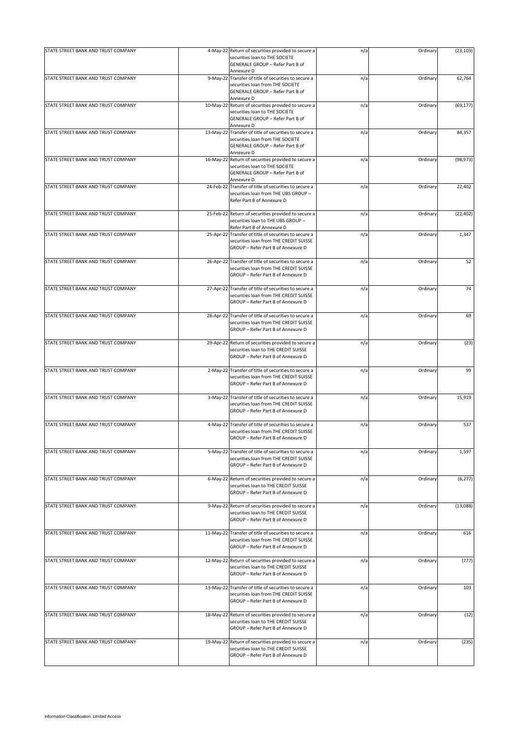| | | | | | |
|---|---|---|---|---|---|
| STATE STREET BANK AND TRUST COMPANY | 4-May-22 | Return of securities provided to secure a securities loan to THE SOCIETE GENERALE GROUP – Refer Part B of Annexure D | n/a | Ordinary | (23,103) |
| STATE STREET BANK AND TRUST COMPANY | 9-May-22 | Transfer of title of securities to secure a securities loan from THE SOCIETE GENERALE GROUP – Refer Part B of Annexure D | n/a | Ordinary | 62,764 |
| STATE STREET BANK AND TRUST COMPANY | 10-May-22 | Return of securities provided to secure a securities loan to THE SOCIETE GENERALE GROUP – Refer Part B of Annexure D | n/a | Ordinary | (69,177) |
| STATE STREET BANK AND TRUST COMPANY | 13-May-22 | Transfer of title of securities to secure a securities loan from THE SOCIETE GENERALE GROUP – Refer Part B of Annexure D | n/a | Ordinary | 84,357 |
| STATE STREET BANK AND TRUST COMPANY | 16-May-22 | Return of securities provided to secure a securities loan to THE SOCIETE GENERALE GROUP – Refer Part B of Annexure D | n/a | Ordinary | (98,973) |
| STATE STREET BANK AND TRUST COMPANY | 24-Feb-22 | Transfer of title of securities to secure a securities loan from THE UBS GROUP – Refer Part B of Annexure D | n/a | Ordinary | 22,402 |
| STATE STREET BANK AND TRUST COMPANY | 25-Feb-22 | Return of securities provided to secure a securities loan to THE UBS GROUP – Refer Part B of Annexure D | n/a | Ordinary | (22,402) |
| STATE STREET BANK AND TRUST COMPANY | 25-Apr-22 | Transfer of title of securities to secure a securities loan from THE CREDIT SUISSE GROUP – Refer Part B of Annexure D | n/a | Ordinary | 1,347 |
| STATE STREET BANK AND TRUST COMPANY | 26-Apr-22 | Transfer of title of securities to secure a securities loan from THE CREDIT SUISSE GROUP – Refer Part B of Annexure D | n/a | Ordinary | 52 |
| STATE STREET BANK AND TRUST COMPANY | 27-Apr-22 | Transfer of title of securities to secure a securities loan from THE CREDIT SUISSE GROUP – Refer Part B of Annexure D | n/a | Ordinary | 74 |
| STATE STREET BANK AND TRUST COMPANY | 28-Apr-22 | Transfer of title of securities to secure a securities loan from THE CREDIT SUISSE GROUP – Refer Part B of Annexure D | n/a | Ordinary | 69 |
| STATE STREET BANK AND TRUST COMPANY | 29-Apr-22 | Return of securities provided to secure a securities loan to THE CREDIT SUISSE GROUP – Refer Part B of Annexure D | n/a | Ordinary | (23) |
| STATE STREET BANK AND TRUST COMPANY | 2-May-22 | Transfer of title of securities to secure a securities loan from THE CREDIT SUISSE GROUP – Refer Part B of Annexure D | n/a | Ordinary | 99 |
| STATE STREET BANK AND TRUST COMPANY | 3-May-22 | Transfer of title of securities to secure a securities loan from THE CREDIT SUISSE GROUP – Refer Part B of Annexure D | n/a | Ordinary | 15,919 |
| STATE STREET BANK AND TRUST COMPANY | 4-May-22 | Transfer of title of securities to secure a securities loan from THE CREDIT SUISSE GROUP – Refer Part B of Annexure D | n/a | Ordinary | 537 |
| STATE STREET BANK AND TRUST COMPANY | 5-May-22 | Transfer of title of securities to secure a securities loan from THE CREDIT SUISSE GROUP – Refer Part B of Annexure D | n/a | Ordinary | 1,597 |
| STATE STREET BANK AND TRUST COMPANY | 6-May-22 | Return of securities provided to secure a securities loan to THE CREDIT SUISSE GROUP – Refer Part B of Annexure D | n/a | Ordinary | (6,277) |
| STATE STREET BANK AND TRUST COMPANY | 9-May-22 | Return of securities provided to secure a securities loan to THE CREDIT SUISSE GROUP – Refer Part B of Annexure D | n/a | Ordinary | (13,088) |
| STATE STREET BANK AND TRUST COMPANY | 11-May-22 | Transfer of title of securities to secure a securities loan from THE CREDIT SUISSE GROUP – Refer Part B of Annexure D | n/a | Ordinary | 616 |
| STATE STREET BANK AND TRUST COMPANY | 12-May-22 | Return of securities provided to secure a securities loan to THE CREDIT SUISSE GROUP – Refer Part B of Annexure D | n/a | Ordinary | (777) |
| STATE STREET BANK AND TRUST COMPANY | 13-May-22 | Transfer of title of securities to secure a securities loan from THE CREDIT SUISSE GROUP – Refer Part B of Annexure D | n/a | Ordinary | 103 |
| STATE STREET BANK AND TRUST COMPANY | 18-May-22 | Return of securities provided to secure a securities loan to THE CREDIT SUISSE GROUP – Refer Part B of Annexure D | n/a | Ordinary | (12) |
| STATE STREET BANK AND TRUST COMPANY | 19-May-22 | Return of securities provided to secure a securities loan to THE CREDIT SUISSE GROUP – Refer Part B of Annexure D | n/a | Ordinary | (235) |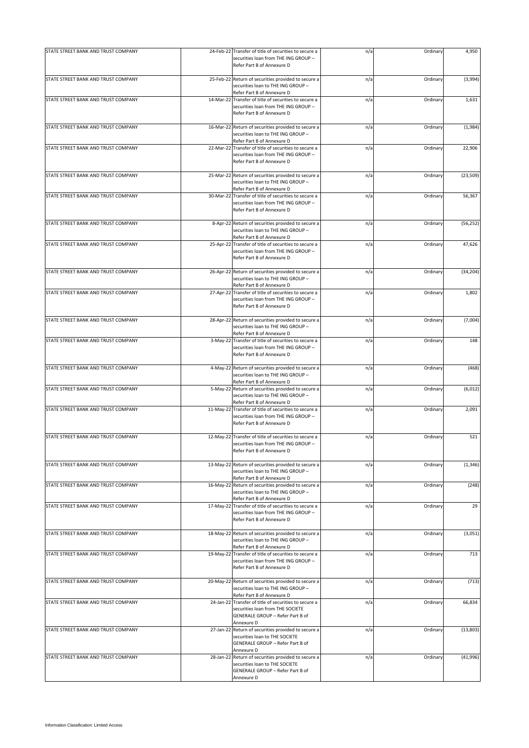| | | | | | |
|---|---|---|---|---|---|
| STATE STREET BANK AND TRUST COMPANY | 24-Feb-22 | Transfer of title of securities to secure a securities loan from THE ING GROUP – Refer Part B of Annexure D | n/a | Ordinary | 4,950 |
| STATE STREET BANK AND TRUST COMPANY | 25-Feb-22 | Return of securities provided to secure a securities loan to THE ING GROUP – Refer Part B of Annexure D | n/a | Ordinary | (3,994) |
| STATE STREET BANK AND TRUST COMPANY | 14-Mar-22 | Transfer of title of securities to secure a securities loan from THE ING GROUP – Refer Part B of Annexure D | n/a | Ordinary | 1,631 |
| STATE STREET BANK AND TRUST COMPANY | 16-Mar-22 | Return of securities provided to secure a securities loan to THE ING GROUP – Refer Part B of Annexure D | n/a | Ordinary | (1,984) |
| STATE STREET BANK AND TRUST COMPANY | 22-Mar-22 | Transfer of title of securities to secure a securities loan from THE ING GROUP – Refer Part B of Annexure D | n/a | Ordinary | 22,906 |
| STATE STREET BANK AND TRUST COMPANY | 25-Mar-22 | Return of securities provided to secure a securities loan to THE ING GROUP – Refer Part B of Annexure D | n/a | Ordinary | (23,509) |
| STATE STREET BANK AND TRUST COMPANY | 30-Mar-22 | Transfer of title of securities to secure a securities loan from THE ING GROUP – Refer Part B of Annexure D | n/a | Ordinary | 56,367 |
| STATE STREET BANK AND TRUST COMPANY | 8-Apr-22 | Return of securities provided to secure a securities loan to THE ING GROUP – Refer Part B of Annexure D | n/a | Ordinary | (56,252) |
| STATE STREET BANK AND TRUST COMPANY | 25-Apr-22 | Transfer of title of securities to secure a securities loan from THE ING GROUP – Refer Part B of Annexure D | n/a | Ordinary | 47,626 |
| STATE STREET BANK AND TRUST COMPANY | 26-Apr-22 | Return of securities provided to secure a securities loan to THE ING GROUP – Refer Part B of Annexure D | n/a | Ordinary | (34,204) |
| STATE STREET BANK AND TRUST COMPANY | 27-Apr-22 | Transfer of title of securities to secure a securities loan from THE ING GROUP – Refer Part B of Annexure D | n/a | Ordinary | 1,802 |
| STATE STREET BANK AND TRUST COMPANY | 28-Apr-22 | Return of securities provided to secure a securities loan to THE ING GROUP – Refer Part B of Annexure D | n/a | Ordinary | (7,004) |
| STATE STREET BANK AND TRUST COMPANY | 3-May-22 | Transfer of title of securities to secure a securities loan from THE ING GROUP – Refer Part B of Annexure D | n/a | Ordinary | 148 |
| STATE STREET BANK AND TRUST COMPANY | 4-May-22 | Return of securities provided to secure a securities loan to THE ING GROUP – Refer Part B of Annexure D | n/a | Ordinary | (468) |
| STATE STREET BANK AND TRUST COMPANY | 5-May-22 | Return of securities provided to secure a securities loan to THE ING GROUP – Refer Part B of Annexure D | n/a | Ordinary | (6,012) |
| STATE STREET BANK AND TRUST COMPANY | 11-May-22 | Transfer of title of securities to secure a securities loan from THE ING GROUP – Refer Part B of Annexure D | n/a | Ordinary | 2,091 |
| STATE STREET BANK AND TRUST COMPANY | 12-May-22 | Transfer of title of securities to secure a securities loan from THE ING GROUP – Refer Part B of Annexure D | n/a | Ordinary | 521 |
| STATE STREET BANK AND TRUST COMPANY | 13-May-22 | Return of securities provided to secure a securities loan to THE ING GROUP – Refer Part B of Annexure D | n/a | Ordinary | (1,346) |
| STATE STREET BANK AND TRUST COMPANY | 16-May-22 | Return of securities provided to secure a securities loan to THE ING GROUP – Refer Part B of Annexure D | n/a | Ordinary | (248) |
| STATE STREET BANK AND TRUST COMPANY | 17-May-22 | Transfer of title of securities to secure a securities loan from THE ING GROUP – Refer Part B of Annexure D | n/a | Ordinary | 29 |
| STATE STREET BANK AND TRUST COMPANY | 18-May-22 | Return of securities provided to secure a securities loan to THE ING GROUP – Refer Part B of Annexure D | n/a | Ordinary | (3,051) |
| STATE STREET BANK AND TRUST COMPANY | 19-May-22 | Transfer of title of securities to secure a securities loan from THE ING GROUP – Refer Part B of Annexure D | n/a | Ordinary | 713 |
| STATE STREET BANK AND TRUST COMPANY | 20-May-22 | Return of securities provided to secure a securities loan to THE ING GROUP – Refer Part B of Annexure D | n/a | Ordinary | (713) |
| STATE STREET BANK AND TRUST COMPANY | 24-Jan-22 | Transfer of title of securities to secure a securities loan from THE SOCIETE GENERALE GROUP – Refer Part B of Annexure D | n/a | Ordinary | 66,834 |
| STATE STREET BANK AND TRUST COMPANY | 27-Jan-22 | Return of securities provided to secure a securities loan to THE SOCIETE GENERALE GROUP – Refer Part B of Annexure D | n/a | Ordinary | (13,803) |
| STATE STREET BANK AND TRUST COMPANY | 28-Jan-22 | Return of securities provided to secure a securities loan to THE SOCIETE GENERALE GROUP – Refer Part B of Annexure D | n/a | Ordinary | (41,996) |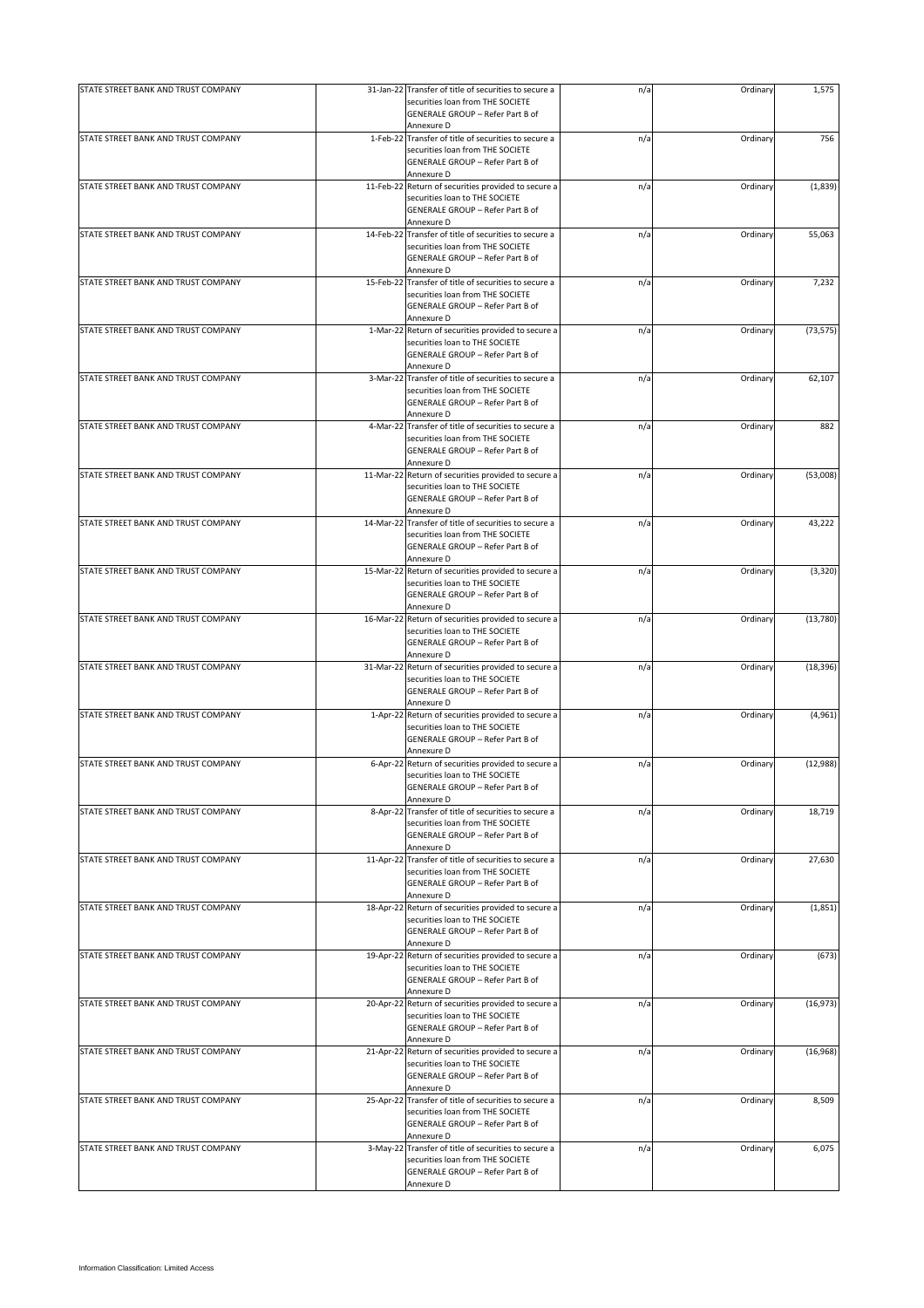| | | | | | |
|---|---|---|---|---|---|
| STATE STREET BANK AND TRUST COMPANY | 31-Jan-22 | Transfer of title of securities to secure a securities loan from THE SOCIETE GENERALE GROUP – Refer Part B of Annexure D | n/a | Ordinary | 1,575 |
| STATE STREET BANK AND TRUST COMPANY | 1-Feb-22 | Transfer of title of securities to secure a securities loan from THE SOCIETE GENERALE GROUP – Refer Part B of Annexure D | n/a | Ordinary | 756 |
| STATE STREET BANK AND TRUST COMPANY | 11-Feb-22 | Return of securities provided to secure a securities loan to THE SOCIETE GENERALE GROUP – Refer Part B of Annexure D | n/a | Ordinary | (1,839) |
| STATE STREET BANK AND TRUST COMPANY | 14-Feb-22 | Transfer of title of securities to secure a securities loan from THE SOCIETE GENERALE GROUP – Refer Part B of Annexure D | n/a | Ordinary | 55,063 |
| STATE STREET BANK AND TRUST COMPANY | 15-Feb-22 | Transfer of title of securities to secure a securities loan from THE SOCIETE GENERALE GROUP – Refer Part B of Annexure D | n/a | Ordinary | 7,232 |
| STATE STREET BANK AND TRUST COMPANY | 1-Mar-22 | Return of securities provided to secure a securities loan to THE SOCIETE GENERALE GROUP – Refer Part B of Annexure D | n/a | Ordinary | (73,575) |
| STATE STREET BANK AND TRUST COMPANY | 3-Mar-22 | Transfer of title of securities to secure a securities loan from THE SOCIETE GENERALE GROUP – Refer Part B of Annexure D | n/a | Ordinary | 62,107 |
| STATE STREET BANK AND TRUST COMPANY | 4-Mar-22 | Transfer of title of securities to secure a securities loan from THE SOCIETE GENERALE GROUP – Refer Part B of Annexure D | n/a | Ordinary | 882 |
| STATE STREET BANK AND TRUST COMPANY | 11-Mar-22 | Return of securities provided to secure a securities loan to THE SOCIETE GENERALE GROUP – Refer Part B of Annexure D | n/a | Ordinary | (53,008) |
| STATE STREET BANK AND TRUST COMPANY | 14-Mar-22 | Transfer of title of securities to secure a securities loan from THE SOCIETE GENERALE GROUP – Refer Part B of Annexure D | n/a | Ordinary | 43,222 |
| STATE STREET BANK AND TRUST COMPANY | 15-Mar-22 | Return of securities provided to secure a securities loan to THE SOCIETE GENERALE GROUP – Refer Part B of Annexure D | n/a | Ordinary | (3,320) |
| STATE STREET BANK AND TRUST COMPANY | 16-Mar-22 | Return of securities provided to secure a securities loan to THE SOCIETE GENERALE GROUP – Refer Part B of Annexure D | n/a | Ordinary | (13,780) |
| STATE STREET BANK AND TRUST COMPANY | 31-Mar-22 | Return of securities provided to secure a securities loan to THE SOCIETE GENERALE GROUP – Refer Part B of Annexure D | n/a | Ordinary | (18,396) |
| STATE STREET BANK AND TRUST COMPANY | 1-Apr-22 | Return of securities provided to secure a securities loan to THE SOCIETE GENERALE GROUP – Refer Part B of Annexure D | n/a | Ordinary | (4,961) |
| STATE STREET BANK AND TRUST COMPANY | 6-Apr-22 | Return of securities provided to secure a securities loan to THE SOCIETE GENERALE GROUP – Refer Part B of Annexure D | n/a | Ordinary | (12,988) |
| STATE STREET BANK AND TRUST COMPANY | 8-Apr-22 | Transfer of title of securities to secure a securities loan from THE SOCIETE GENERALE GROUP – Refer Part B of Annexure D | n/a | Ordinary | 18,719 |
| STATE STREET BANK AND TRUST COMPANY | 11-Apr-22 | Transfer of title of securities to secure a securities loan from THE SOCIETE GENERALE GROUP – Refer Part B of Annexure D | n/a | Ordinary | 27,630 |
| STATE STREET BANK AND TRUST COMPANY | 18-Apr-22 | Return of securities provided to secure a securities loan to THE SOCIETE GENERALE GROUP – Refer Part B of Annexure D | n/a | Ordinary | (1,851) |
| STATE STREET BANK AND TRUST COMPANY | 19-Apr-22 | Return of securities provided to secure a securities loan to THE SOCIETE GENERALE GROUP – Refer Part B of Annexure D | n/a | Ordinary | (673) |
| STATE STREET BANK AND TRUST COMPANY | 20-Apr-22 | Return of securities provided to secure a securities loan to THE SOCIETE GENERALE GROUP – Refer Part B of Annexure D | n/a | Ordinary | (16,973) |
| STATE STREET BANK AND TRUST COMPANY | 21-Apr-22 | Return of securities provided to secure a securities loan to THE SOCIETE GENERALE GROUP – Refer Part B of Annexure D | n/a | Ordinary | (16,968) |
| STATE STREET BANK AND TRUST COMPANY | 25-Apr-22 | Transfer of title of securities to secure a securities loan from THE SOCIETE GENERALE GROUP – Refer Part B of Annexure D | n/a | Ordinary | 8,509 |
| STATE STREET BANK AND TRUST COMPANY | 3-May-22 | Transfer of title of securities to secure a securities loan from THE SOCIETE GENERALE GROUP – Refer Part B of Annexure D | n/a | Ordinary | 6,075 |

Information Classification: Limited Access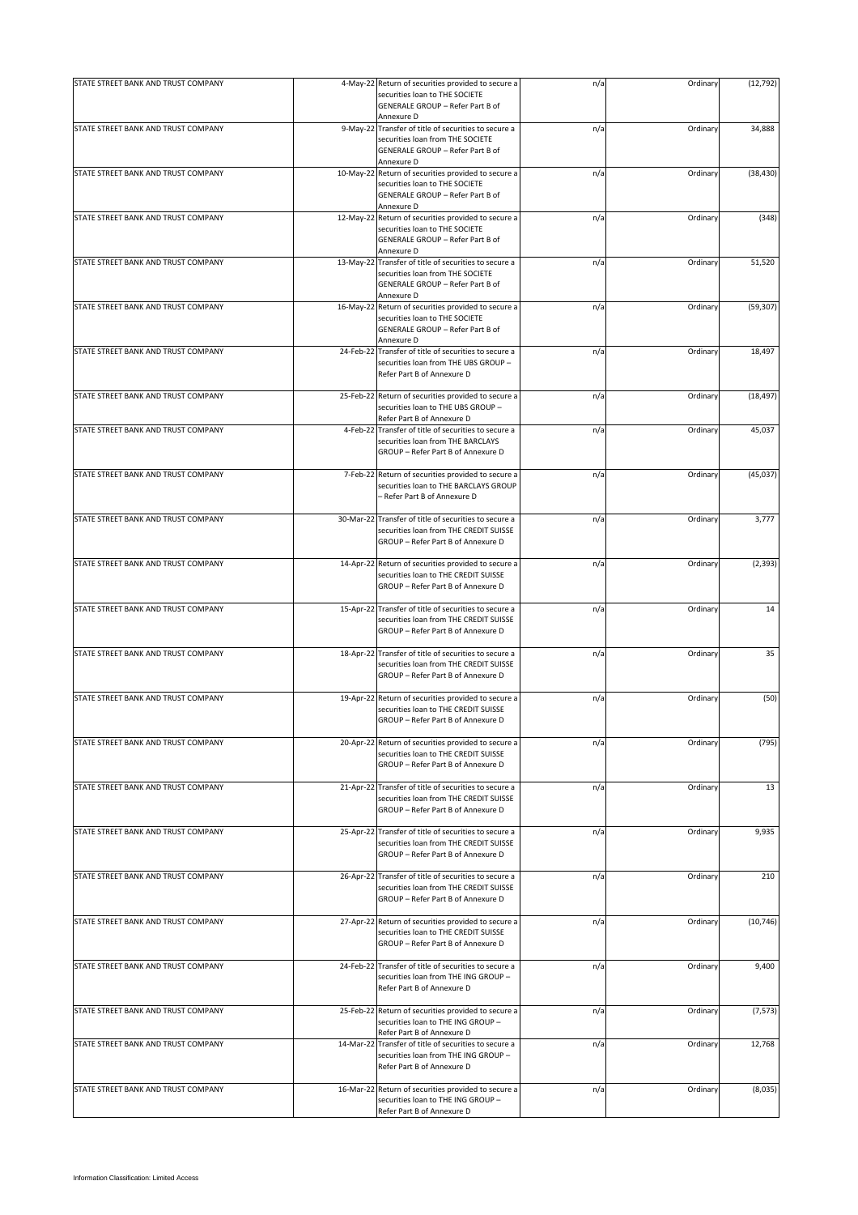| | | | | | |
|---|---|---|---|---|---|
| STATE STREET BANK AND TRUST COMPANY | 4-May-22 | Return of securities provided to secure a securities loan to THE SOCIETE GENERALE GROUP – Refer Part B of Annexure D | n/a | Ordinary | (12,792) |
| STATE STREET BANK AND TRUST COMPANY | 9-May-22 | Transfer of title of securities to secure a securities loan from THE SOCIETE GENERALE GROUP – Refer Part B of Annexure D | n/a | Ordinary | 34,888 |
| STATE STREET BANK AND TRUST COMPANY | 10-May-22 | Return of securities provided to secure a securities loan to THE SOCIETE GENERALE GROUP – Refer Part B of Annexure D | n/a | Ordinary | (38,430) |
| STATE STREET BANK AND TRUST COMPANY | 12-May-22 | Return of securities provided to secure a securities loan to THE SOCIETE GENERALE GROUP – Refer Part B of Annexure D | n/a | Ordinary | (348) |
| STATE STREET BANK AND TRUST COMPANY | 13-May-22 | Transfer of title of securities to secure a securities loan from THE SOCIETE GENERALE GROUP – Refer Part B of Annexure D | n/a | Ordinary | 51,520 |
| STATE STREET BANK AND TRUST COMPANY | 16-May-22 | Return of securities provided to secure a securities loan to THE SOCIETE GENERALE GROUP – Refer Part B of Annexure D | n/a | Ordinary | (59,307) |
| STATE STREET BANK AND TRUST COMPANY | 24-Feb-22 | Transfer of title of securities to secure a securities loan from THE UBS GROUP – Refer Part B of Annexure D | n/a | Ordinary | 18,497 |
| STATE STREET BANK AND TRUST COMPANY | 25-Feb-22 | Return of securities provided to secure a securities loan to THE UBS GROUP – Refer Part B of Annexure D | n/a | Ordinary | (18,497) |
| STATE STREET BANK AND TRUST COMPANY | 4-Feb-22 | Transfer of title of securities to secure a securities loan from THE BARCLAYS GROUP – Refer Part B of Annexure D | n/a | Ordinary | 45,037 |
| STATE STREET BANK AND TRUST COMPANY | 7-Feb-22 | Return of securities provided to secure a securities loan to THE BARCLAYS GROUP – Refer Part B of Annexure D | n/a | Ordinary | (45,037) |
| STATE STREET BANK AND TRUST COMPANY | 30-Mar-22 | Transfer of title of securities to secure a securities loan from THE CREDIT SUISSE GROUP – Refer Part B of Annexure D | n/a | Ordinary | 3,777 |
| STATE STREET BANK AND TRUST COMPANY | 14-Apr-22 | Return of securities provided to secure a securities loan to THE CREDIT SUISSE GROUP – Refer Part B of Annexure D | n/a | Ordinary | (2,393) |
| STATE STREET BANK AND TRUST COMPANY | 15-Apr-22 | Transfer of title of securities to secure a securities loan from THE CREDIT SUISSE GROUP – Refer Part B of Annexure D | n/a | Ordinary | 14 |
| STATE STREET BANK AND TRUST COMPANY | 18-Apr-22 | Transfer of title of securities to secure a securities loan from THE CREDIT SUISSE GROUP – Refer Part B of Annexure D | n/a | Ordinary | 35 |
| STATE STREET BANK AND TRUST COMPANY | 19-Apr-22 | Return of securities provided to secure a securities loan to THE CREDIT SUISSE GROUP – Refer Part B of Annexure D | n/a | Ordinary | (50) |
| STATE STREET BANK AND TRUST COMPANY | 20-Apr-22 | Return of securities provided to secure a securities loan to THE CREDIT SUISSE GROUP – Refer Part B of Annexure D | n/a | Ordinary | (795) |
| STATE STREET BANK AND TRUST COMPANY | 21-Apr-22 | Transfer of title of securities to secure a securities loan from THE CREDIT SUISSE GROUP – Refer Part B of Annexure D | n/a | Ordinary | 13 |
| STATE STREET BANK AND TRUST COMPANY | 25-Apr-22 | Transfer of title of securities to secure a securities loan from THE CREDIT SUISSE GROUP – Refer Part B of Annexure D | n/a | Ordinary | 9,935 |
| STATE STREET BANK AND TRUST COMPANY | 26-Apr-22 | Transfer of title of securities to secure a securities loan from THE CREDIT SUISSE GROUP – Refer Part B of Annexure D | n/a | Ordinary | 210 |
| STATE STREET BANK AND TRUST COMPANY | 27-Apr-22 | Return of securities provided to secure a securities loan to THE CREDIT SUISSE GROUP – Refer Part B of Annexure D | n/a | Ordinary | (10,746) |
| STATE STREET BANK AND TRUST COMPANY | 24-Feb-22 | Transfer of title of securities to secure a securities loan from THE ING GROUP – Refer Part B of Annexure D | n/a | Ordinary | 9,400 |
| STATE STREET BANK AND TRUST COMPANY | 25-Feb-22 | Return of securities provided to secure a securities loan to THE ING GROUP – Refer Part B of Annexure D | n/a | Ordinary | (7,573) |
| STATE STREET BANK AND TRUST COMPANY | 14-Mar-22 | Transfer of title of securities to secure a securities loan from THE ING GROUP – Refer Part B of Annexure D | n/a | Ordinary | 12,768 |
| STATE STREET BANK AND TRUST COMPANY | 16-Mar-22 | Return of securities provided to secure a securities loan to THE ING GROUP – Refer Part B of Annexure D | n/a | Ordinary | (8,035) |

Information Classification: Limited Access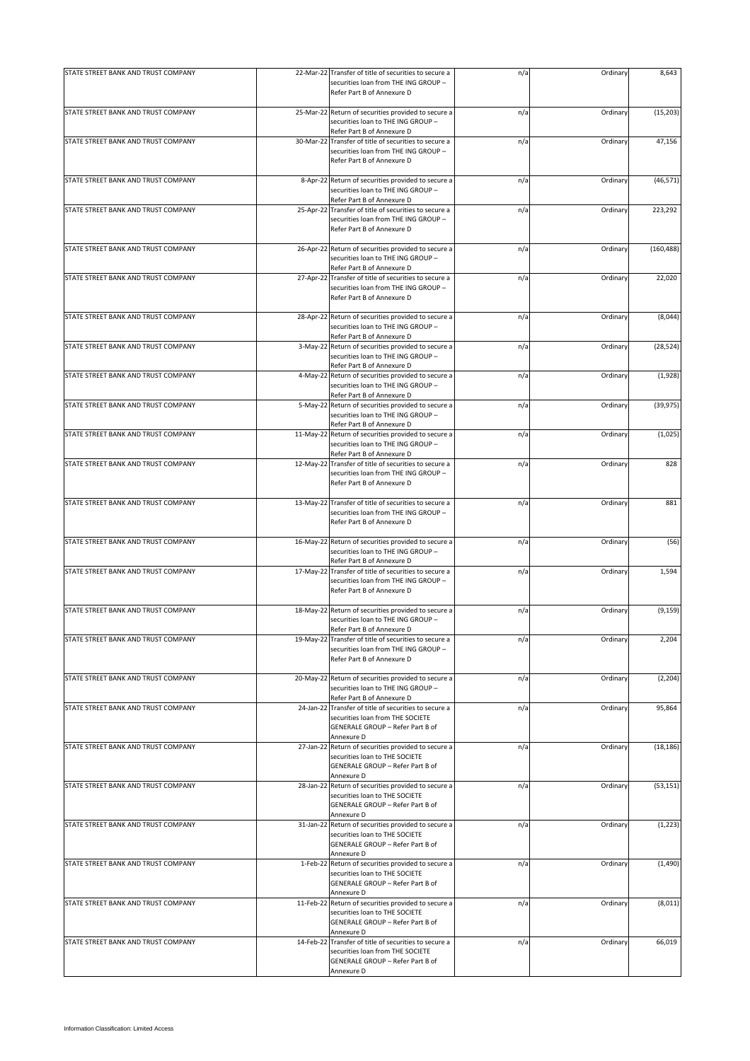| | | | | | |
|---|---|---|---|---|---|
| STATE STREET BANK AND TRUST COMPANY | 22-Mar-22 | Transfer of title of securities to secure a securities loan from THE ING GROUP – Refer Part B of Annexure D | n/a | Ordinary | 8,643 |
| STATE STREET BANK AND TRUST COMPANY | 25-Mar-22 | Return of securities provided to secure a securities loan to THE ING GROUP – Refer Part B of Annexure D | n/a | Ordinary | (15,203) |
| STATE STREET BANK AND TRUST COMPANY | 30-Mar-22 | Transfer of title of securities to secure a securities loan from THE ING GROUP – Refer Part B of Annexure D | n/a | Ordinary | 47,156 |
| STATE STREET BANK AND TRUST COMPANY | 8-Apr-22 | Return of securities provided to secure a securities loan to THE ING GROUP – Refer Part B of Annexure D | n/a | Ordinary | (46,571) |
| STATE STREET BANK AND TRUST COMPANY | 25-Apr-22 | Transfer of title of securities to secure a securities loan from THE ING GROUP – Refer Part B of Annexure D | n/a | Ordinary | 223,292 |
| STATE STREET BANK AND TRUST COMPANY | 26-Apr-22 | Return of securities provided to secure a securities loan to THE ING GROUP – Refer Part B of Annexure D | n/a | Ordinary | (160,488) |
| STATE STREET BANK AND TRUST COMPANY | 27-Apr-22 | Transfer of title of securities to secure a securities loan from THE ING GROUP – Refer Part B of Annexure D | n/a | Ordinary | 22,020 |
| STATE STREET BANK AND TRUST COMPANY | 28-Apr-22 | Return of securities provided to secure a securities loan to THE ING GROUP – Refer Part B of Annexure D | n/a | Ordinary | (8,044) |
| STATE STREET BANK AND TRUST COMPANY | 3-May-22 | Return of securities provided to secure a securities loan to THE ING GROUP – Refer Part B of Annexure D | n/a | Ordinary | (28,524) |
| STATE STREET BANK AND TRUST COMPANY | 4-May-22 | Return of securities provided to secure a securities loan to THE ING GROUP – Refer Part B of Annexure D | n/a | Ordinary | (1,928) |
| STATE STREET BANK AND TRUST COMPANY | 5-May-22 | Return of securities provided to secure a securities loan to THE ING GROUP – Refer Part B of Annexure D | n/a | Ordinary | (39,975) |
| STATE STREET BANK AND TRUST COMPANY | 11-May-22 | Return of securities provided to secure a securities loan to THE ING GROUP – Refer Part B of Annexure D | n/a | Ordinary | (1,025) |
| STATE STREET BANK AND TRUST COMPANY | 12-May-22 | Transfer of title of securities to secure a securities loan from THE ING GROUP – Refer Part B of Annexure D | n/a | Ordinary | 828 |
| STATE STREET BANK AND TRUST COMPANY | 13-May-22 | Transfer of title of securities to secure a securities loan from THE ING GROUP – Refer Part B of Annexure D | n/a | Ordinary | 881 |
| STATE STREET BANK AND TRUST COMPANY | 16-May-22 | Return of securities provided to secure a securities loan to THE ING GROUP – Refer Part B of Annexure D | n/a | Ordinary | (56) |
| STATE STREET BANK AND TRUST COMPANY | 17-May-22 | Transfer of title of securities to secure a securities loan from THE ING GROUP – Refer Part B of Annexure D | n/a | Ordinary | 1,594 |
| STATE STREET BANK AND TRUST COMPANY | 18-May-22 | Return of securities provided to secure a securities loan to THE ING GROUP – Refer Part B of Annexure D | n/a | Ordinary | (9,159) |
| STATE STREET BANK AND TRUST COMPANY | 19-May-22 | Transfer of title of securities to secure a securities loan from THE ING GROUP – Refer Part B of Annexure D | n/a | Ordinary | 2,204 |
| STATE STREET BANK AND TRUST COMPANY | 20-May-22 | Return of securities provided to secure a securities loan to THE ING GROUP – Refer Part B of Annexure D | n/a | Ordinary | (2,204) |
| STATE STREET BANK AND TRUST COMPANY | 24-Jan-22 | Transfer of title of securities to secure a securities loan from THE SOCIETE GENERALE GROUP – Refer Part B of Annexure D | n/a | Ordinary | 95,864 |
| STATE STREET BANK AND TRUST COMPANY | 27-Jan-22 | Return of securities provided to secure a securities loan to THE SOCIETE GENERALE GROUP – Refer Part B of Annexure D | n/a | Ordinary | (18,186) |
| STATE STREET BANK AND TRUST COMPANY | 28-Jan-22 | Return of securities provided to secure a securities loan to THE SOCIETE GENERALE GROUP – Refer Part B of Annexure D | n/a | Ordinary | (53,151) |
| STATE STREET BANK AND TRUST COMPANY | 31-Jan-22 | Return of securities provided to secure a securities loan to THE SOCIETE GENERALE GROUP – Refer Part B of Annexure D | n/a | Ordinary | (1,223) |
| STATE STREET BANK AND TRUST COMPANY | 1-Feb-22 | Return of securities provided to secure a securities loan to THE SOCIETE GENERALE GROUP – Refer Part B of Annexure D | n/a | Ordinary | (1,490) |
| STATE STREET BANK AND TRUST COMPANY | 11-Feb-22 | Return of securities provided to secure a securities loan to THE SOCIETE GENERALE GROUP – Refer Part B of Annexure D | n/a | Ordinary | (8,011) |
| STATE STREET BANK AND TRUST COMPANY | 14-Feb-22 | Transfer of title of securities to secure a securities loan from THE SOCIETE GENERALE GROUP – Refer Part B of Annexure D | n/a | Ordinary | 66,019 |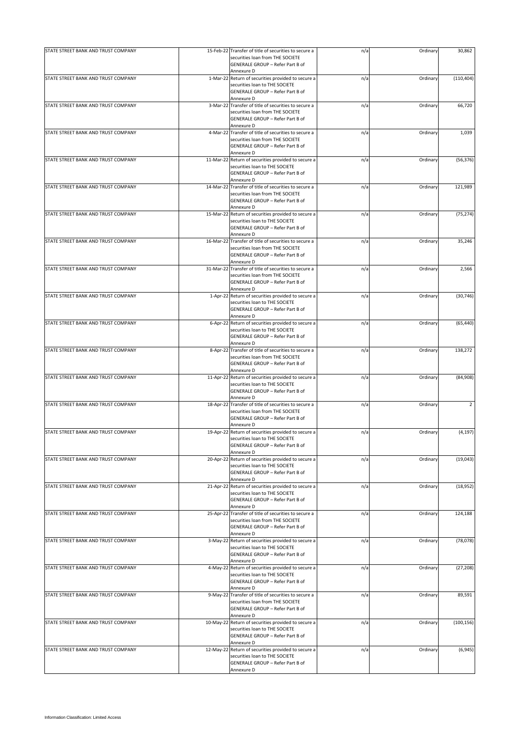| | | | | | |
|---|---|---|---|---|---|
| STATE STREET BANK AND TRUST COMPANY | 15-Feb-22 | Transfer of title of securities to secure a securities loan from THE SOCIETE GENERALE GROUP – Refer Part B of Annexure D | n/a | Ordinary | 30,862 |
| STATE STREET BANK AND TRUST COMPANY | 1-Mar-22 | Return of securities provided to secure a securities loan to THE SOCIETE GENERALE GROUP – Refer Part B of Annexure D | n/a | Ordinary | (110,404) |
| STATE STREET BANK AND TRUST COMPANY | 3-Mar-22 | Transfer of title of securities to secure a securities loan from THE SOCIETE GENERALE GROUP – Refer Part B of Annexure D | n/a | Ordinary | 66,720 |
| STATE STREET BANK AND TRUST COMPANY | 4-Mar-22 | Transfer of title of securities to secure a securities loan from THE SOCIETE GENERALE GROUP – Refer Part B of Annexure D | n/a | Ordinary | 1,039 |
| STATE STREET BANK AND TRUST COMPANY | 11-Mar-22 | Return of securities provided to secure a securities loan to THE SOCIETE GENERALE GROUP – Refer Part B of Annexure D | n/a | Ordinary | (56,376) |
| STATE STREET BANK AND TRUST COMPANY | 14-Mar-22 | Transfer of title of securities to secure a securities loan from THE SOCIETE GENERALE GROUP – Refer Part B of Annexure D | n/a | Ordinary | 121,989 |
| STATE STREET BANK AND TRUST COMPANY | 15-Mar-22 | Return of securities provided to secure a securities loan to THE SOCIETE GENERALE GROUP – Refer Part B of Annexure D | n/a | Ordinary | (75,274) |
| STATE STREET BANK AND TRUST COMPANY | 16-Mar-22 | Transfer of title of securities to secure a securities loan from THE SOCIETE GENERALE GROUP – Refer Part B of Annexure D | n/a | Ordinary | 35,246 |
| STATE STREET BANK AND TRUST COMPANY | 31-Mar-22 | Transfer of title of securities to secure a securities loan from THE SOCIETE GENERALE GROUP – Refer Part B of Annexure D | n/a | Ordinary | 2,566 |
| STATE STREET BANK AND TRUST COMPANY | 1-Apr-22 | Return of securities provided to secure a securities loan to THE SOCIETE GENERALE GROUP – Refer Part B of Annexure D | n/a | Ordinary | (30,746) |
| STATE STREET BANK AND TRUST COMPANY | 6-Apr-22 | Return of securities provided to secure a securities loan to THE SOCIETE GENERALE GROUP – Refer Part B of Annexure D | n/a | Ordinary | (65,440) |
| STATE STREET BANK AND TRUST COMPANY | 8-Apr-22 | Transfer of title of securities to secure a securities loan from THE SOCIETE GENERALE GROUP – Refer Part B of Annexure D | n/a | Ordinary | 138,272 |
| STATE STREET BANK AND TRUST COMPANY | 11-Apr-22 | Return of securities provided to secure a securities loan to THE SOCIETE GENERALE GROUP – Refer Part B of Annexure D | n/a | Ordinary | (84,908) |
| STATE STREET BANK AND TRUST COMPANY | 18-Apr-22 | Transfer of title of securities to secure a securities loan from THE SOCIETE GENERALE GROUP – Refer Part B of Annexure D | n/a | Ordinary | 2 |
| STATE STREET BANK AND TRUST COMPANY | 19-Apr-22 | Return of securities provided to secure a securities loan to THE SOCIETE GENERALE GROUP – Refer Part B of Annexure D | n/a | Ordinary | (4,197) |
| STATE STREET BANK AND TRUST COMPANY | 20-Apr-22 | Return of securities provided to secure a securities loan to THE SOCIETE GENERALE GROUP – Refer Part B of Annexure D | n/a | Ordinary | (19,043) |
| STATE STREET BANK AND TRUST COMPANY | 21-Apr-22 | Return of securities provided to secure a securities loan to THE SOCIETE GENERALE GROUP – Refer Part B of Annexure D | n/a | Ordinary | (18,952) |
| STATE STREET BANK AND TRUST COMPANY | 25-Apr-22 | Transfer of title of securities to secure a securities loan from THE SOCIETE GENERALE GROUP – Refer Part B of Annexure D | n/a | Ordinary | 124,188 |
| STATE STREET BANK AND TRUST COMPANY | 3-May-22 | Return of securities provided to secure a securities loan to THE SOCIETE GENERALE GROUP – Refer Part B of Annexure D | n/a | Ordinary | (78,078) |
| STATE STREET BANK AND TRUST COMPANY | 4-May-22 | Return of securities provided to secure a securities loan to THE SOCIETE GENERALE GROUP – Refer Part B of Annexure D | n/a | Ordinary | (27,208) |
| STATE STREET BANK AND TRUST COMPANY | 9-May-22 | Transfer of title of securities to secure a securities loan from THE SOCIETE GENERALE GROUP – Refer Part B of Annexure D | n/a | Ordinary | 89,591 |
| STATE STREET BANK AND TRUST COMPANY | 10-May-22 | Return of securities provided to secure a securities loan to THE SOCIETE GENERALE GROUP – Refer Part B of Annexure D | n/a | Ordinary | (100,156) |
| STATE STREET BANK AND TRUST COMPANY | 12-May-22 | Return of securities provided to secure a securities loan to THE SOCIETE GENERALE GROUP – Refer Part B of Annexure D | n/a | Ordinary | (6,945) |

Information Classification: Limited Access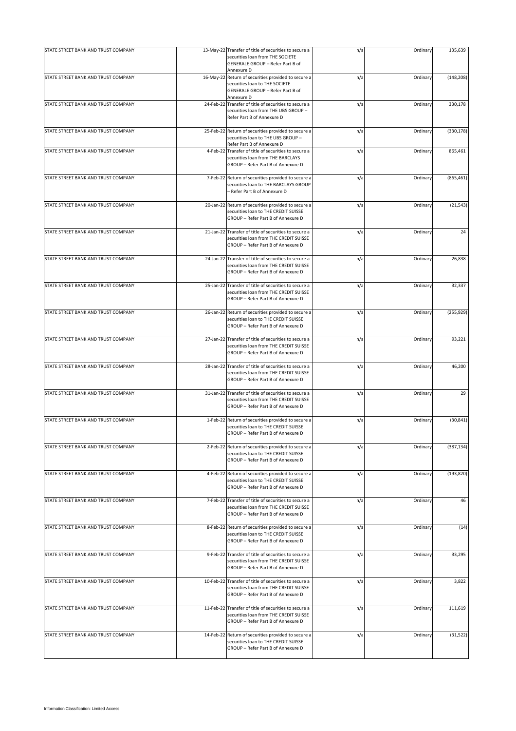| | | | | | |
|---|---|---|---|---|---|
| STATE STREET BANK AND TRUST COMPANY | 13-May-22 | Transfer of title of securities to secure a securities loan from THE SOCIETE GENERALE GROUP – Refer Part B of Annexure D | n/a | Ordinary | 135,639 |
| STATE STREET BANK AND TRUST COMPANY | 16-May-22 | Return of securities provided to secure a securities loan to THE SOCIETE GENERALE GROUP – Refer Part B of Annexure D | n/a | Ordinary | (148,208) |
| STATE STREET BANK AND TRUST COMPANY | 24-Feb-22 | Transfer of title of securities to secure a securities loan from THE UBS GROUP – Refer Part B of Annexure D | n/a | Ordinary | 330,178 |
| STATE STREET BANK AND TRUST COMPANY | 25-Feb-22 | Return of securities provided to secure a securities loan to THE UBS GROUP – Refer Part B of Annexure D | n/a | Ordinary | (330,178) |
| STATE STREET BANK AND TRUST COMPANY | 4-Feb-22 | Transfer of title of securities to secure a securities loan from THE BARCLAYS GROUP – Refer Part B of Annexure D | n/a | Ordinary | 865,461 |
| STATE STREET BANK AND TRUST COMPANY | 7-Feb-22 | Return of securities provided to secure a securities loan to THE BARCLAYS GROUP – Refer Part B of Annexure D | n/a | Ordinary | (865,461) |
| STATE STREET BANK AND TRUST COMPANY | 20-Jan-22 | Return of securities provided to secure a securities loan to THE CREDIT SUISSE GROUP – Refer Part B of Annexure D | n/a | Ordinary | (21,543) |
| STATE STREET BANK AND TRUST COMPANY | 21-Jan-22 | Transfer of title of securities to secure a securities loan from THE CREDIT SUISSE GROUP – Refer Part B of Annexure D | n/a | Ordinary | 24 |
| STATE STREET BANK AND TRUST COMPANY | 24-Jan-22 | Transfer of title of securities to secure a securities loan from THE CREDIT SUISSE GROUP – Refer Part B of Annexure D | n/a | Ordinary | 26,838 |
| STATE STREET BANK AND TRUST COMPANY | 25-Jan-22 | Transfer of title of securities to secure a securities loan from THE CREDIT SUISSE GROUP – Refer Part B of Annexure D | n/a | Ordinary | 32,337 |
| STATE STREET BANK AND TRUST COMPANY | 26-Jan-22 | Return of securities provided to secure a securities loan to THE CREDIT SUISSE GROUP – Refer Part B of Annexure D | n/a | Ordinary | (255,929) |
| STATE STREET BANK AND TRUST COMPANY | 27-Jan-22 | Transfer of title of securities to secure a securities loan from THE CREDIT SUISSE GROUP – Refer Part B of Annexure D | n/a | Ordinary | 93,221 |
| STATE STREET BANK AND TRUST COMPANY | 28-Jan-22 | Transfer of title of securities to secure a securities loan from THE CREDIT SUISSE GROUP – Refer Part B of Annexure D | n/a | Ordinary | 46,200 |
| STATE STREET BANK AND TRUST COMPANY | 31-Jan-22 | Transfer of title of securities to secure a securities loan from THE CREDIT SUISSE GROUP – Refer Part B of Annexure D | n/a | Ordinary | 29 |
| STATE STREET BANK AND TRUST COMPANY | 1-Feb-22 | Return of securities provided to secure a securities loan to THE CREDIT SUISSE GROUP – Refer Part B of Annexure D | n/a | Ordinary | (30,841) |
| STATE STREET BANK AND TRUST COMPANY | 2-Feb-22 | Return of securities provided to secure a securities loan to THE CREDIT SUISSE GROUP – Refer Part B of Annexure D | n/a | Ordinary | (387,134) |
| STATE STREET BANK AND TRUST COMPANY | 4-Feb-22 | Return of securities provided to secure a securities loan to THE CREDIT SUISSE GROUP – Refer Part B of Annexure D | n/a | Ordinary | (193,820) |
| STATE STREET BANK AND TRUST COMPANY | 7-Feb-22 | Transfer of title of securities to secure a securities loan from THE CREDIT SUISSE GROUP – Refer Part B of Annexure D | n/a | Ordinary | 46 |
| STATE STREET BANK AND TRUST COMPANY | 8-Feb-22 | Return of securities provided to secure a securities loan to THE CREDIT SUISSE GROUP – Refer Part B of Annexure D | n/a | Ordinary | (14) |
| STATE STREET BANK AND TRUST COMPANY | 9-Feb-22 | Transfer of title of securities to secure a securities loan from THE CREDIT SUISSE GROUP – Refer Part B of Annexure D | n/a | Ordinary | 33,295 |
| STATE STREET BANK AND TRUST COMPANY | 10-Feb-22 | Transfer of title of securities to secure a securities loan from THE CREDIT SUISSE GROUP – Refer Part B of Annexure D | n/a | Ordinary | 3,822 |
| STATE STREET BANK AND TRUST COMPANY | 11-Feb-22 | Transfer of title of securities to secure a securities loan from THE CREDIT SUISSE GROUP – Refer Part B of Annexure D | n/a | Ordinary | 111,619 |
| STATE STREET BANK AND TRUST COMPANY | 14-Feb-22 | Return of securities provided to secure a securities loan to THE CREDIT SUISSE GROUP – Refer Part B of Annexure D | n/a | Ordinary | (31,522) |

Information Classification: Limited Access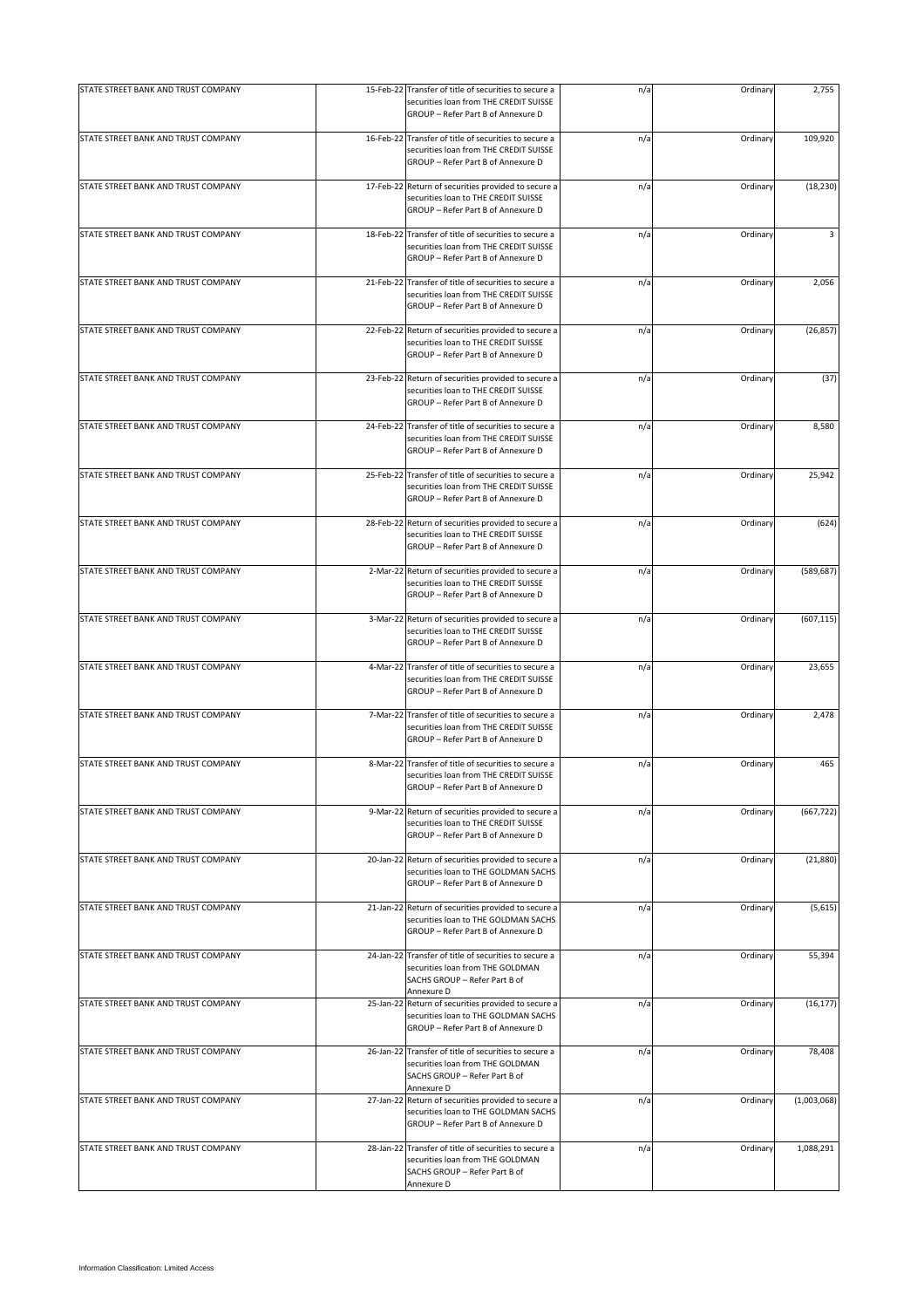| | | | | | |
|---|---|---|---|---|---|
| STATE STREET BANK AND TRUST COMPANY | 15-Feb-22 | Transfer of title of securities to secure a securities loan from THE CREDIT SUISSE GROUP – Refer Part B of Annexure D | n/a | Ordinary | 2,755 |
| STATE STREET BANK AND TRUST COMPANY | 16-Feb-22 | Transfer of title of securities to secure a securities loan from THE CREDIT SUISSE GROUP – Refer Part B of Annexure D | n/a | Ordinary | 109,920 |
| STATE STREET BANK AND TRUST COMPANY | 17-Feb-22 | Return of securities provided to secure a securities loan to THE CREDIT SUISSE GROUP – Refer Part B of Annexure D | n/a | Ordinary | (18,230) |
| STATE STREET BANK AND TRUST COMPANY | 18-Feb-22 | Transfer of title of securities to secure a securities loan from THE CREDIT SUISSE GROUP – Refer Part B of Annexure D | n/a | Ordinary | 3 |
| STATE STREET BANK AND TRUST COMPANY | 21-Feb-22 | Transfer of title of securities to secure a securities loan from THE CREDIT SUISSE GROUP – Refer Part B of Annexure D | n/a | Ordinary | 2,056 |
| STATE STREET BANK AND TRUST COMPANY | 22-Feb-22 | Return of securities provided to secure a securities loan to THE CREDIT SUISSE GROUP – Refer Part B of Annexure D | n/a | Ordinary | (26,857) |
| STATE STREET BANK AND TRUST COMPANY | 23-Feb-22 | Return of securities provided to secure a securities loan to THE CREDIT SUISSE GROUP – Refer Part B of Annexure D | n/a | Ordinary | (37) |
| STATE STREET BANK AND TRUST COMPANY | 24-Feb-22 | Transfer of title of securities to secure a securities loan from THE CREDIT SUISSE GROUP – Refer Part B of Annexure D | n/a | Ordinary | 8,580 |
| STATE STREET BANK AND TRUST COMPANY | 25-Feb-22 | Transfer of title of securities to secure a securities loan from THE CREDIT SUISSE GROUP – Refer Part B of Annexure D | n/a | Ordinary | 25,942 |
| STATE STREET BANK AND TRUST COMPANY | 28-Feb-22 | Return of securities provided to secure a securities loan to THE CREDIT SUISSE GROUP – Refer Part B of Annexure D | n/a | Ordinary | (624) |
| STATE STREET BANK AND TRUST COMPANY | 2-Mar-22 | Return of securities provided to secure a securities loan to THE CREDIT SUISSE GROUP – Refer Part B of Annexure D | n/a | Ordinary | (589,687) |
| STATE STREET BANK AND TRUST COMPANY | 3-Mar-22 | Return of securities provided to secure a securities loan to THE CREDIT SUISSE GROUP – Refer Part B of Annexure D | n/a | Ordinary | (607,115) |
| STATE STREET BANK AND TRUST COMPANY | 4-Mar-22 | Transfer of title of securities to secure a securities loan from THE CREDIT SUISSE GROUP – Refer Part B of Annexure D | n/a | Ordinary | 23,655 |
| STATE STREET BANK AND TRUST COMPANY | 7-Mar-22 | Transfer of title of securities to secure a securities loan from THE CREDIT SUISSE GROUP – Refer Part B of Annexure D | n/a | Ordinary | 2,478 |
| STATE STREET BANK AND TRUST COMPANY | 8-Mar-22 | Transfer of title of securities to secure a securities loan from THE CREDIT SUISSE GROUP – Refer Part B of Annexure D | n/a | Ordinary | 465 |
| STATE STREET BANK AND TRUST COMPANY | 9-Mar-22 | Return of securities provided to secure a securities loan to THE CREDIT SUISSE GROUP – Refer Part B of Annexure D | n/a | Ordinary | (667,722) |
| STATE STREET BANK AND TRUST COMPANY | 20-Jan-22 | Return of securities provided to secure a securities loan to THE GOLDMAN SACHS GROUP – Refer Part B of Annexure D | n/a | Ordinary | (21,880) |
| STATE STREET BANK AND TRUST COMPANY | 21-Jan-22 | Return of securities provided to secure a securities loan to THE GOLDMAN SACHS GROUP – Refer Part B of Annexure D | n/a | Ordinary | (5,615) |
| STATE STREET BANK AND TRUST COMPANY | 24-Jan-22 | Transfer of title of securities to secure a securities loan from THE GOLDMAN SACHS GROUP – Refer Part B of Annexure D | n/a | Ordinary | 55,394 |
| STATE STREET BANK AND TRUST COMPANY | 25-Jan-22 | Return of securities provided to secure a securities loan to THE GOLDMAN SACHS GROUP – Refer Part B of Annexure D | n/a | Ordinary | (16,177) |
| STATE STREET BANK AND TRUST COMPANY | 26-Jan-22 | Transfer of title of securities to secure a securities loan from THE GOLDMAN SACHS GROUP – Refer Part B of Annexure D | n/a | Ordinary | 78,408 |
| STATE STREET BANK AND TRUST COMPANY | 27-Jan-22 | Return of securities provided to secure a securities loan to THE GOLDMAN SACHS GROUP – Refer Part B of Annexure D | n/a | Ordinary | (1,003,068) |
| STATE STREET BANK AND TRUST COMPANY | 28-Jan-22 | Transfer of title of securities to secure a securities loan from THE GOLDMAN SACHS GROUP – Refer Part B of Annexure D | n/a | Ordinary | 1,088,291 |

Information Classification: Limited Access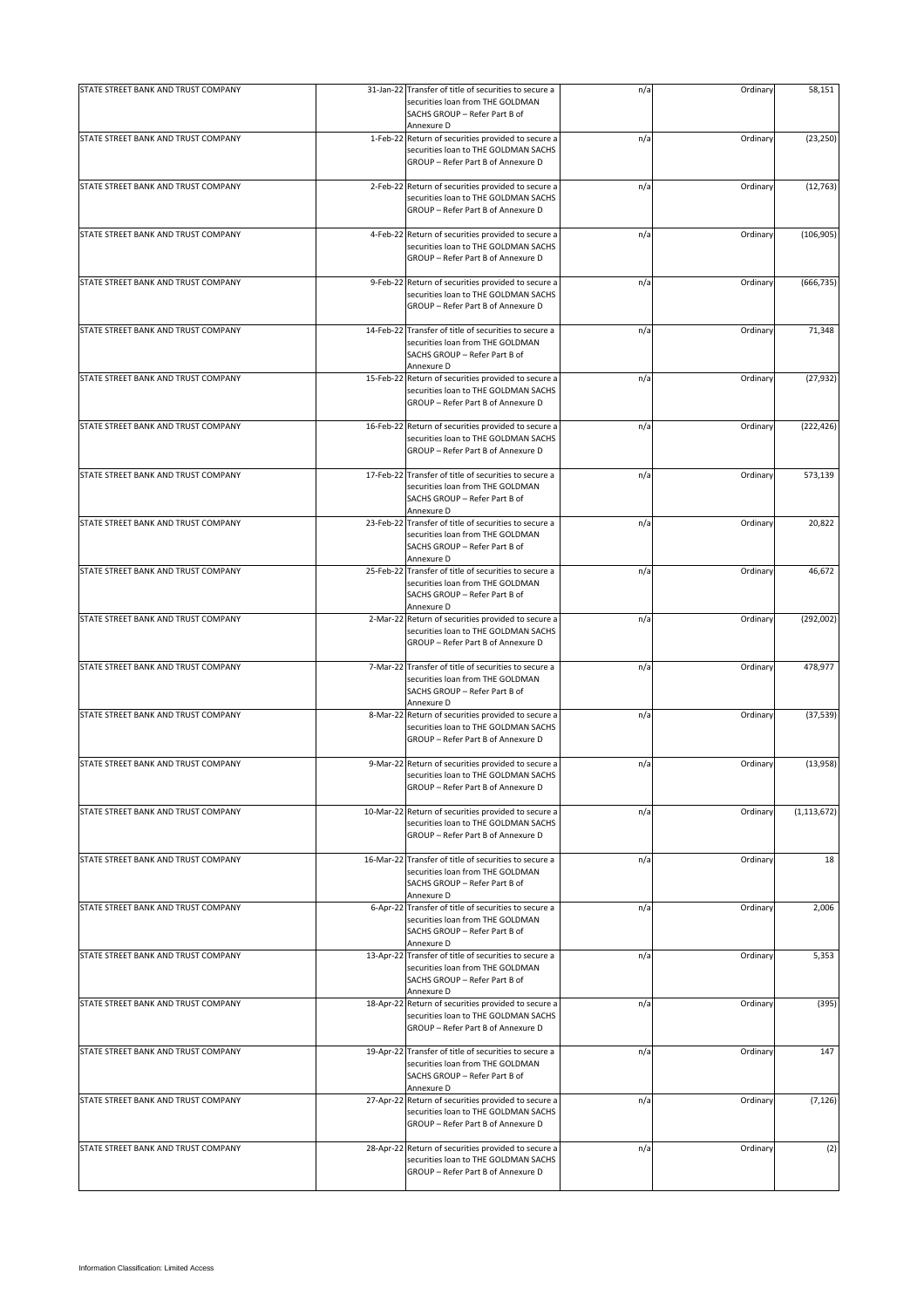| | | | | | |
|---|---|---|---|---|---|
| STATE STREET BANK AND TRUST COMPANY | 31-Jan-22 | Transfer of title of securities to secure a securities loan from THE GOLDMAN SACHS GROUP – Refer Part B of Annexure D | n/a | Ordinary | 58,151 |
| STATE STREET BANK AND TRUST COMPANY | 1-Feb-22 | Return of securities provided to secure a securities loan to THE GOLDMAN SACHS GROUP – Refer Part B of Annexure D | n/a | Ordinary | (23,250) |
| STATE STREET BANK AND TRUST COMPANY | 2-Feb-22 | Return of securities provided to secure a securities loan to THE GOLDMAN SACHS GROUP – Refer Part B of Annexure D | n/a | Ordinary | (12,763) |
| STATE STREET BANK AND TRUST COMPANY | 4-Feb-22 | Return of securities provided to secure a securities loan to THE GOLDMAN SACHS GROUP – Refer Part B of Annexure D | n/a | Ordinary | (106,905) |
| STATE STREET BANK AND TRUST COMPANY | 9-Feb-22 | Return of securities provided to secure a securities loan to THE GOLDMAN SACHS GROUP – Refer Part B of Annexure D | n/a | Ordinary | (666,735) |
| STATE STREET BANK AND TRUST COMPANY | 14-Feb-22 | Transfer of title of securities to secure a securities loan from THE GOLDMAN SACHS GROUP – Refer Part B of Annexure D | n/a | Ordinary | 71,348 |
| STATE STREET BANK AND TRUST COMPANY | 15-Feb-22 | Return of securities provided to secure a securities loan to THE GOLDMAN SACHS GROUP – Refer Part B of Annexure D | n/a | Ordinary | (27,932) |
| STATE STREET BANK AND TRUST COMPANY | 16-Feb-22 | Return of securities provided to secure a securities loan to THE GOLDMAN SACHS GROUP – Refer Part B of Annexure D | n/a | Ordinary | (222,426) |
| STATE STREET BANK AND TRUST COMPANY | 17-Feb-22 | Transfer of title of securities to secure a securities loan from THE GOLDMAN SACHS GROUP – Refer Part B of Annexure D | n/a | Ordinary | 573,139 |
| STATE STREET BANK AND TRUST COMPANY | 23-Feb-22 | Transfer of title of securities to secure a securities loan from THE GOLDMAN SACHS GROUP – Refer Part B of Annexure D | n/a | Ordinary | 20,822 |
| STATE STREET BANK AND TRUST COMPANY | 25-Feb-22 | Transfer of title of securities to secure a securities loan from THE GOLDMAN SACHS GROUP – Refer Part B of Annexure D | n/a | Ordinary | 46,672 |
| STATE STREET BANK AND TRUST COMPANY | 2-Mar-22 | Return of securities provided to secure a securities loan to THE GOLDMAN SACHS GROUP – Refer Part B of Annexure D | n/a | Ordinary | (292,002) |
| STATE STREET BANK AND TRUST COMPANY | 7-Mar-22 | Transfer of title of securities to secure a securities loan from THE GOLDMAN SACHS GROUP – Refer Part B of Annexure D | n/a | Ordinary | 478,977 |
| STATE STREET BANK AND TRUST COMPANY | 8-Mar-22 | Return of securities provided to secure a securities loan to THE GOLDMAN SACHS GROUP – Refer Part B of Annexure D | n/a | Ordinary | (37,539) |
| STATE STREET BANK AND TRUST COMPANY | 9-Mar-22 | Return of securities provided to secure a securities loan to THE GOLDMAN SACHS GROUP – Refer Part B of Annexure D | n/a | Ordinary | (13,958) |
| STATE STREET BANK AND TRUST COMPANY | 10-Mar-22 | Return of securities provided to secure a securities loan to THE GOLDMAN SACHS GROUP – Refer Part B of Annexure D | n/a | Ordinary | (1,113,672) |
| STATE STREET BANK AND TRUST COMPANY | 16-Mar-22 | Transfer of title of securities to secure a securities loan from THE GOLDMAN SACHS GROUP – Refer Part B of Annexure D | n/a | Ordinary | 18 |
| STATE STREET BANK AND TRUST COMPANY | 6-Apr-22 | Transfer of title of securities to secure a securities loan from THE GOLDMAN SACHS GROUP – Refer Part B of Annexure D | n/a | Ordinary | 2,006 |
| STATE STREET BANK AND TRUST COMPANY | 13-Apr-22 | Transfer of title of securities to secure a securities loan from THE GOLDMAN SACHS GROUP – Refer Part B of Annexure D | n/a | Ordinary | 5,353 |
| STATE STREET BANK AND TRUST COMPANY | 18-Apr-22 | Return of securities provided to secure a securities loan to THE GOLDMAN SACHS GROUP – Refer Part B of Annexure D | n/a | Ordinary | (395) |
| STATE STREET BANK AND TRUST COMPANY | 19-Apr-22 | Transfer of title of securities to secure a securities loan from THE GOLDMAN SACHS GROUP – Refer Part B of Annexure D | n/a | Ordinary | 147 |
| STATE STREET BANK AND TRUST COMPANY | 27-Apr-22 | Return of securities provided to secure a securities loan to THE GOLDMAN SACHS GROUP – Refer Part B of Annexure D | n/a | Ordinary | (7,126) |
| STATE STREET BANK AND TRUST COMPANY | 28-Apr-22 | Return of securities provided to secure a securities loan to THE GOLDMAN SACHS GROUP – Refer Part B of Annexure D | n/a | Ordinary | (2) |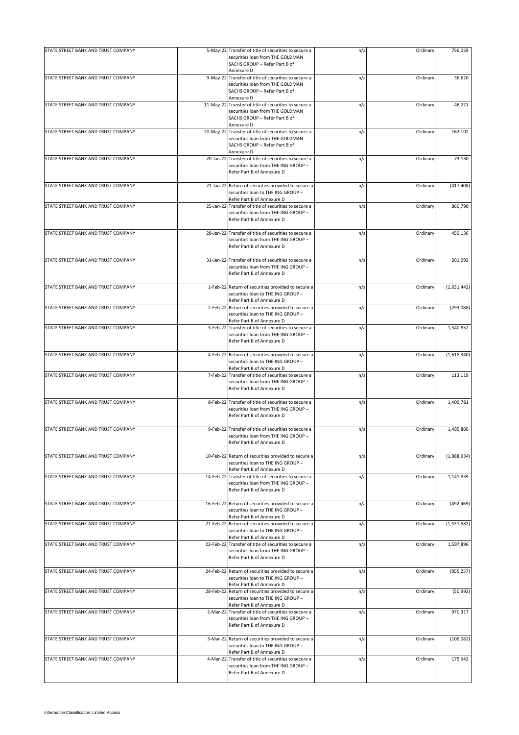| STATE STREET BANK AND TRUST COMPANY | 5-May-22 | Transfer of title of securities to secure a securities loan from THE GOLDMAN SACHS GROUP – Refer Part B of Annexure D | n/a | Ordinary | 756,059 |
|---|---|---|---|---|---|
| STATE STREET BANK AND TRUST COMPANY | 9-May-22 | Transfer of title of securities to secure a securities loan from THE GOLDMAN SACHS GROUP – Refer Part B of Annexure D | n/a | Ordinary | 36,620 |
| STATE STREET BANK AND TRUST COMPANY | 11-May-22 | Transfer of title of securities to secure a securities loan from THE GOLDMAN SACHS GROUP – Refer Part B of Annexure D | n/a | Ordinary | 46,221 |
| STATE STREET BANK AND TRUST COMPANY | 20-May-22 | Transfer of title of securities to secure a securities loan from THE GOLDMAN SACHS GROUP – Refer Part B of Annexure D | n/a | Ordinary | 162,102 |
| STATE STREET BANK AND TRUST COMPANY | 20-Jan-22 | Transfer of title of securities to secure a securities loan from THE ING GROUP – Refer Part B of Annexure D | n/a | Ordinary | 73,130 |
| STATE STREET BANK AND TRUST COMPANY | 21-Jan-22 | Return of securities provided to secure a securities loan to THE ING GROUP – Refer Part B of Annexure D | n/a | Ordinary | (417,408) |
| STATE STREET BANK AND TRUST COMPANY | 25-Jan-22 | Transfer of title of securities to secure a securities loan from THE ING GROUP – Refer Part B of Annexure D | n/a | Ordinary | 860,790 |
| STATE STREET BANK AND TRUST COMPANY | 28-Jan-22 | Transfer of title of securities to secure a securities loan from THE ING GROUP – Refer Part B of Annexure D | n/a | Ordinary | 459,136 |
| STATE STREET BANK AND TRUST COMPANY | 31-Jan-22 | Transfer of title of securities to secure a securities loan from THE ING GROUP – Refer Part B of Annexure D | n/a | Ordinary | 201,292 |
| STATE STREET BANK AND TRUST COMPANY | 1-Feb-22 | Return of securities provided to secure a securities loan to THE ING GROUP – Refer Part B of Annexure D | n/a | Ordinary | (1,631,442) |
| STATE STREET BANK AND TRUST COMPANY | 2-Feb-22 | Return of securities provided to secure a securities loan to THE ING GROUP – Refer Part B of Annexure D | n/a | Ordinary | (293,088) |
| STATE STREET BANK AND TRUST COMPANY | 3-Feb-22 | Transfer of title of securities to secure a securities loan from THE ING GROUP – Refer Part B of Annexure D | n/a | Ordinary | 1,540,852 |
| STATE STREET BANK AND TRUST COMPANY | 4-Feb-22 | Return of securities provided to secure a securities loan to THE ING GROUP – Refer Part B of Annexure D | n/a | Ordinary | (1,618,340) |
| STATE STREET BANK AND TRUST COMPANY | 7-Feb-22 | Transfer of title of securities to secure a securities loan from THE ING GROUP – Refer Part B of Annexure D | n/a | Ordinary | 113,119 |
| STATE STREET BANK AND TRUST COMPANY | 8-Feb-22 | Transfer of title of securities to secure a securities loan from THE ING GROUP – Refer Part B of Annexure D | n/a | Ordinary | 1,409,781 |
| STATE STREET BANK AND TRUST COMPANY | 9-Feb-22 | Transfer of title of securities to secure a securities loan from THE ING GROUP – Refer Part B of Annexure D | n/a | Ordinary | 1,485,806 |
| STATE STREET BANK AND TRUST COMPANY | 10-Feb-22 | Return of securities provided to secure a securities loan to THE ING GROUP – Refer Part B of Annexure D | n/a | Ordinary | (1,988,934) |
| STATE STREET BANK AND TRUST COMPANY | 14-Feb-22 | Transfer of title of securities to secure a securities loan from THE ING GROUP – Refer Part B of Annexure D | n/a | Ordinary | 1,141,839 |
| STATE STREET BANK AND TRUST COMPANY | 16-Feb-22 | Return of securities provided to secure a securities loan to THE ING GROUP – Refer Part B of Annexure D | n/a | Ordinary | (492,469) |
| STATE STREET BANK AND TRUST COMPANY | 21-Feb-22 | Return of securities provided to secure a securities loan to THE ING GROUP – Refer Part B of Annexure D | n/a | Ordinary | (1,531,582) |
| STATE STREET BANK AND TRUST COMPANY | 22-Feb-22 | Transfer of title of securities to secure a securities loan from THE ING GROUP – Refer Part B of Annexure D | n/a | Ordinary | 1,597,896 |
| STATE STREET BANK AND TRUST COMPANY | 24-Feb-22 | Return of securities provided to secure a securities loan to THE ING GROUP – Refer Part B of Annexure D | n/a | Ordinary | (955,257) |
| STATE STREET BANK AND TRUST COMPANY | 28-Feb-22 | Return of securities provided to secure a securities loan to THE ING GROUP – Refer Part B of Annexure D | n/a | Ordinary | (50,992) |
| STATE STREET BANK AND TRUST COMPANY | 2-Mar-22 | Transfer of title of securities to secure a securities loan from THE ING GROUP – Refer Part B of Annexure D | n/a | Ordinary | 970,317 |
| STATE STREET BANK AND TRUST COMPANY | 3-Mar-22 | Return of securities provided to secure a securities loan to THE ING GROUP – Refer Part B of Annexure D | n/a | Ordinary | (106,082) |
| STATE STREET BANK AND TRUST COMPANY | 4-Mar-22 | Transfer of title of securities to secure a securities loan from THE ING GROUP – Refer Part B of Annexure D | n/a | Ordinary | 175,942 |

Information Classification: Limited Access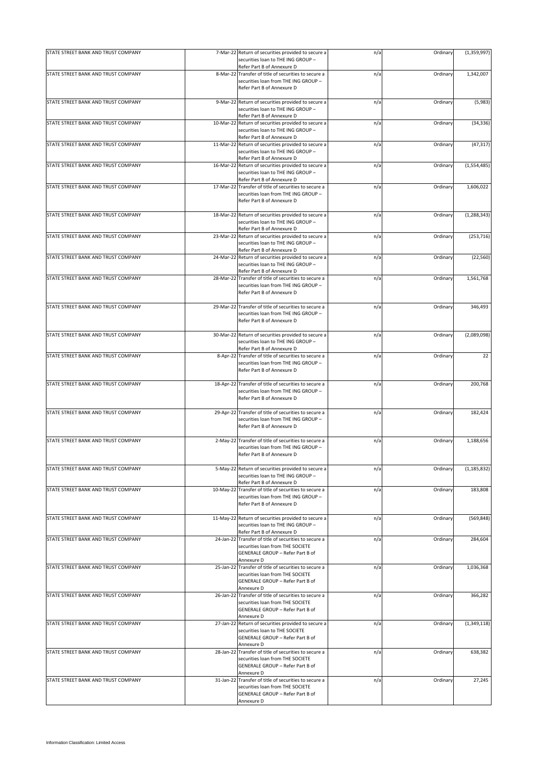| | | | | | |
|---|---|---|---|---|---|
| STATE STREET BANK AND TRUST COMPANY | 7-Mar-22 | Return of securities provided to secure a securities loan to THE ING GROUP – Refer Part B of Annexure D | n/a | Ordinary | (1,359,997) |
| STATE STREET BANK AND TRUST COMPANY | 8-Mar-22 | Transfer of title of securities to secure a securities loan from THE ING GROUP – Refer Part B of Annexure D | n/a | Ordinary | 1,342,007 |
| STATE STREET BANK AND TRUST COMPANY | 9-Mar-22 | Return of securities provided to secure a securities loan to THE ING GROUP – Refer Part B of Annexure D | n/a | Ordinary | (5,983) |
| STATE STREET BANK AND TRUST COMPANY | 10-Mar-22 | Return of securities provided to secure a securities loan to THE ING GROUP – Refer Part B of Annexure D | n/a | Ordinary | (34,336) |
| STATE STREET BANK AND TRUST COMPANY | 11-Mar-22 | Return of securities provided to secure a securities loan to THE ING GROUP – Refer Part B of Annexure D | n/a | Ordinary | (47,317) |
| STATE STREET BANK AND TRUST COMPANY | 16-Mar-22 | Return of securities provided to secure a securities loan to THE ING GROUP – Refer Part B of Annexure D | n/a | Ordinary | (1,554,485) |
| STATE STREET BANK AND TRUST COMPANY | 17-Mar-22 | Transfer of title of securities to secure a securities loan from THE ING GROUP – Refer Part B of Annexure D | n/a | Ordinary | 1,606,022 |
| STATE STREET BANK AND TRUST COMPANY | 18-Mar-22 | Return of securities provided to secure a securities loan to THE ING GROUP – Refer Part B of Annexure D | n/a | Ordinary | (1,288,343) |
| STATE STREET BANK AND TRUST COMPANY | 23-Mar-22 | Return of securities provided to secure a securities loan to THE ING GROUP – Refer Part B of Annexure D | n/a | Ordinary | (253,716) |
| STATE STREET BANK AND TRUST COMPANY | 24-Mar-22 | Return of securities provided to secure a securities loan to THE ING GROUP – Refer Part B of Annexure D | n/a | Ordinary | (22,560) |
| STATE STREET BANK AND TRUST COMPANY | 28-Mar-22 | Transfer of title of securities to secure a securities loan from THE ING GROUP – Refer Part B of Annexure D | n/a | Ordinary | 1,561,768 |
| STATE STREET BANK AND TRUST COMPANY | 29-Mar-22 | Transfer of title of securities to secure a securities loan from THE ING GROUP – Refer Part B of Annexure D | n/a | Ordinary | 346,493 |
| STATE STREET BANK AND TRUST COMPANY | 30-Mar-22 | Return of securities provided to secure a securities loan to THE ING GROUP – Refer Part B of Annexure D | n/a | Ordinary | (2,089,098) |
| STATE STREET BANK AND TRUST COMPANY | 8-Apr-22 | Transfer of title of securities to secure a securities loan from THE ING GROUP – Refer Part B of Annexure D | n/a | Ordinary | 22 |
| STATE STREET BANK AND TRUST COMPANY | 18-Apr-22 | Transfer of title of securities to secure a securities loan from THE ING GROUP – Refer Part B of Annexure D | n/a | Ordinary | 200,768 |
| STATE STREET BANK AND TRUST COMPANY | 29-Apr-22 | Transfer of title of securities to secure a securities loan from THE ING GROUP – Refer Part B of Annexure D | n/a | Ordinary | 182,424 |
| STATE STREET BANK AND TRUST COMPANY | 2-May-22 | Transfer of title of securities to secure a securities loan from THE ING GROUP – Refer Part B of Annexure D | n/a | Ordinary | 1,188,656 |
| STATE STREET BANK AND TRUST COMPANY | 5-May-22 | Return of securities provided to secure a securities loan to THE ING GROUP – Refer Part B of Annexure D | n/a | Ordinary | (1,185,832) |
| STATE STREET BANK AND TRUST COMPANY | 10-May-22 | Transfer of title of securities to secure a securities loan from THE ING GROUP – Refer Part B of Annexure D | n/a | Ordinary | 183,808 |
| STATE STREET BANK AND TRUST COMPANY | 11-May-22 | Return of securities provided to secure a securities loan to THE ING GROUP – Refer Part B of Annexure D | n/a | Ordinary | (569,848) |
| STATE STREET BANK AND TRUST COMPANY | 24-Jan-22 | Transfer of title of securities to secure a securities loan from THE SOCIETE GENERALE GROUP – Refer Part B of Annexure D | n/a | Ordinary | 284,604 |
| STATE STREET BANK AND TRUST COMPANY | 25-Jan-22 | Transfer of title of securities to secure a securities loan from THE SOCIETE GENERALE GROUP – Refer Part B of Annexure D | n/a | Ordinary | 1,036,368 |
| STATE STREET BANK AND TRUST COMPANY | 26-Jan-22 | Transfer of title of securities to secure a securities loan from THE SOCIETE GENERALE GROUP – Refer Part B of Annexure D | n/a | Ordinary | 366,282 |
| STATE STREET BANK AND TRUST COMPANY | 27-Jan-22 | Return of securities provided to secure a securities loan to THE SOCIETE GENERALE GROUP – Refer Part B of Annexure D | n/a | Ordinary | (1,349,118) |
| STATE STREET BANK AND TRUST COMPANY | 28-Jan-22 | Transfer of title of securities to secure a securities loan from THE SOCIETE GENERALE GROUP – Refer Part B of Annexure D | n/a | Ordinary | 638,382 |
| STATE STREET BANK AND TRUST COMPANY | 31-Jan-22 | Transfer of title of securities to secure a securities loan from THE SOCIETE GENERALE GROUP – Refer Part B of Annexure D | n/a | Ordinary | 27,245 |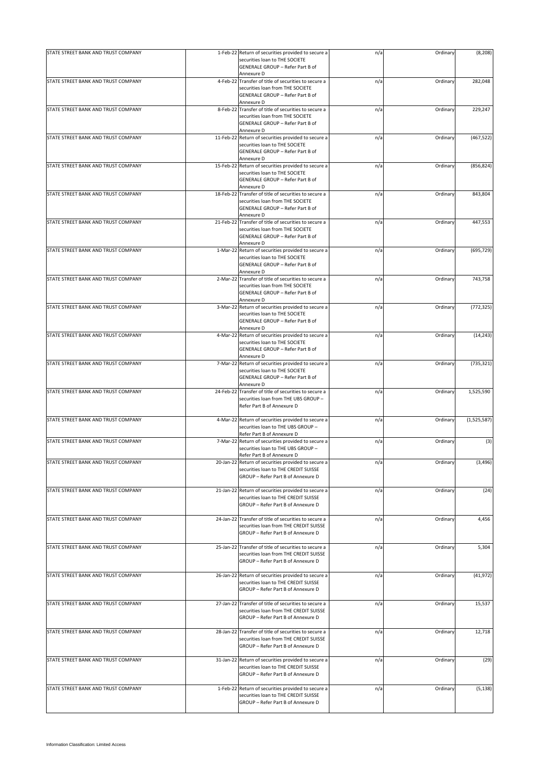| | | | | | |
|---|---|---|---|---|---|
| STATE STREET BANK AND TRUST COMPANY | 1-Feb-22 | Return of securities provided to secure a securities loan to THE SOCIETE GENERALE GROUP – Refer Part B of Annexure D | n/a | Ordinary | (8,208) |
| STATE STREET BANK AND TRUST COMPANY | 4-Feb-22 | Transfer of title of securities to secure a securities loan from THE SOCIETE GENERALE GROUP – Refer Part B of Annexure D | n/a | Ordinary | 282,048 |
| STATE STREET BANK AND TRUST COMPANY | 8-Feb-22 | Transfer of title of securities to secure a securities loan from THE SOCIETE GENERALE GROUP – Refer Part B of Annexure D | n/a | Ordinary | 229,247 |
| STATE STREET BANK AND TRUST COMPANY | 11-Feb-22 | Return of securities provided to secure a securities loan to THE SOCIETE GENERALE GROUP – Refer Part B of Annexure D | n/a | Ordinary | (467,522) |
| STATE STREET BANK AND TRUST COMPANY | 15-Feb-22 | Return of securities provided to secure a securities loan to THE SOCIETE GENERALE GROUP – Refer Part B of Annexure D | n/a | Ordinary | (856,824) |
| STATE STREET BANK AND TRUST COMPANY | 18-Feb-22 | Transfer of title of securities to secure a securities loan from THE SOCIETE GENERALE GROUP – Refer Part B of Annexure D | n/a | Ordinary | 843,804 |
| STATE STREET BANK AND TRUST COMPANY | 21-Feb-22 | Transfer of title of securities to secure a securities loan from THE SOCIETE GENERALE GROUP – Refer Part B of Annexure D | n/a | Ordinary | 447,553 |
| STATE STREET BANK AND TRUST COMPANY | 1-Mar-22 | Return of securities provided to secure a securities loan to THE SOCIETE GENERALE GROUP – Refer Part B of Annexure D | n/a | Ordinary | (695,729) |
| STATE STREET BANK AND TRUST COMPANY | 2-Mar-22 | Transfer of title of securities to secure a securities loan from THE SOCIETE GENERALE GROUP – Refer Part B of Annexure D | n/a | Ordinary | 743,758 |
| STATE STREET BANK AND TRUST COMPANY | 3-Mar-22 | Return of securities provided to secure a securities loan to THE SOCIETE GENERALE GROUP – Refer Part B of Annexure D | n/a | Ordinary | (772,325) |
| STATE STREET BANK AND TRUST COMPANY | 4-Mar-22 | Return of securities provided to secure a securities loan to THE SOCIETE GENERALE GROUP – Refer Part B of Annexure D | n/a | Ordinary | (14,243) |
| STATE STREET BANK AND TRUST COMPANY | 7-Mar-22 | Return of securities provided to secure a securities loan to THE SOCIETE GENERALE GROUP – Refer Part B of Annexure D | n/a | Ordinary | (735,321) |
| STATE STREET BANK AND TRUST COMPANY | 24-Feb-22 | Transfer of title of securities to secure a securities loan from THE UBS GROUP – Refer Part B of Annexure D | n/a | Ordinary | 1,525,590 |
| STATE STREET BANK AND TRUST COMPANY | 4-Mar-22 | Return of securities provided to secure a securities loan to THE UBS GROUP – Refer Part B of Annexure D | n/a | Ordinary | (1,525,587) |
| STATE STREET BANK AND TRUST COMPANY | 7-Mar-22 | Return of securities provided to secure a securities loan to THE UBS GROUP – Refer Part B of Annexure D | n/a | Ordinary | (3) |
| STATE STREET BANK AND TRUST COMPANY | 20-Jan-22 | Return of securities provided to secure a securities loan to THE CREDIT SUISSE GROUP – Refer Part B of Annexure D | n/a | Ordinary | (3,496) |
| STATE STREET BANK AND TRUST COMPANY | 21-Jan-22 | Return of securities provided to secure a securities loan to THE CREDIT SUISSE GROUP – Refer Part B of Annexure D | n/a | Ordinary | (24) |
| STATE STREET BANK AND TRUST COMPANY | 24-Jan-22 | Transfer of title of securities to secure a securities loan from THE CREDIT SUISSE GROUP – Refer Part B of Annexure D | n/a | Ordinary | 4,456 |
| STATE STREET BANK AND TRUST COMPANY | 25-Jan-22 | Transfer of title of securities to secure a securities loan from THE CREDIT SUISSE GROUP – Refer Part B of Annexure D | n/a | Ordinary | 5,304 |
| STATE STREET BANK AND TRUST COMPANY | 26-Jan-22 | Return of securities provided to secure a securities loan to THE CREDIT SUISSE GROUP – Refer Part B of Annexure D | n/a | Ordinary | (41,972) |
| STATE STREET BANK AND TRUST COMPANY | 27-Jan-22 | Transfer of title of securities to secure a securities loan from THE CREDIT SUISSE GROUP – Refer Part B of Annexure D | n/a | Ordinary | 15,537 |
| STATE STREET BANK AND TRUST COMPANY | 28-Jan-22 | Transfer of title of securities to secure a securities loan from THE CREDIT SUISSE GROUP – Refer Part B of Annexure D | n/a | Ordinary | 12,718 |
| STATE STREET BANK AND TRUST COMPANY | 31-Jan-22 | Return of securities provided to secure a securities loan to THE CREDIT SUISSE GROUP – Refer Part B of Annexure D | n/a | Ordinary | (29) |
| STATE STREET BANK AND TRUST COMPANY | 1-Feb-22 | Return of securities provided to secure a securities loan to THE CREDIT SUISSE GROUP – Refer Part B of Annexure D | n/a | Ordinary | (5,138) |

Information Classification: Limited Access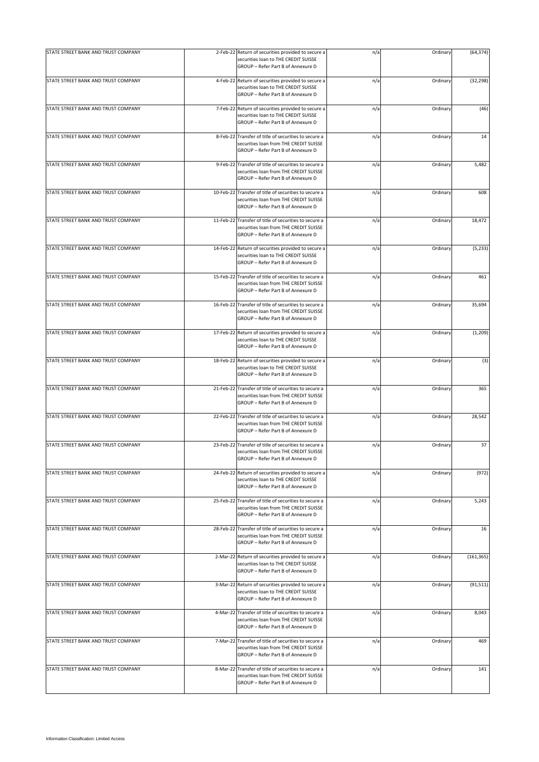| | | | | | |
|---|---|---|---|---|---|
| STATE STREET BANK AND TRUST COMPANY | 2-Feb-22 | Return of securities provided to secure a securities loan to THE CREDIT SUISSE GROUP – Refer Part B of Annexure D | n/a | Ordinary | (64,374) |
| STATE STREET BANK AND TRUST COMPANY | 4-Feb-22 | Return of securities provided to secure a securities loan to THE CREDIT SUISSE GROUP – Refer Part B of Annexure D | n/a | Ordinary | (32,298) |
| STATE STREET BANK AND TRUST COMPANY | 7-Feb-22 | Return of securities provided to secure a securities loan to THE CREDIT SUISSE GROUP – Refer Part B of Annexure D | n/a | Ordinary | (46) |
| STATE STREET BANK AND TRUST COMPANY | 8-Feb-22 | Transfer of title of securities to secure a securities loan from THE CREDIT SUISSE GROUP – Refer Part B of Annexure D | n/a | Ordinary | 14 |
| STATE STREET BANK AND TRUST COMPANY | 9-Feb-22 | Transfer of title of securities to secure a securities loan from THE CREDIT SUISSE GROUP – Refer Part B of Annexure D | n/a | Ordinary | 5,482 |
| STATE STREET BANK AND TRUST COMPANY | 10-Feb-22 | Transfer of title of securities to secure a securities loan from THE CREDIT SUISSE GROUP – Refer Part B of Annexure D | n/a | Ordinary | 608 |
| STATE STREET BANK AND TRUST COMPANY | 11-Feb-22 | Transfer of title of securities to secure a securities loan from THE CREDIT SUISSE GROUP – Refer Part B of Annexure D | n/a | Ordinary | 18,472 |
| STATE STREET BANK AND TRUST COMPANY | 14-Feb-22 | Return of securities provided to secure a securities loan to THE CREDIT SUISSE GROUP – Refer Part B of Annexure D | n/a | Ordinary | (5,233) |
| STATE STREET BANK AND TRUST COMPANY | 15-Feb-22 | Transfer of title of securities to secure a securities loan from THE CREDIT SUISSE GROUP – Refer Part B of Annexure D | n/a | Ordinary | 461 |
| STATE STREET BANK AND TRUST COMPANY | 16-Feb-22 | Transfer of title of securities to secure a securities loan from THE CREDIT SUISSE GROUP – Refer Part B of Annexure D | n/a | Ordinary | 35,694 |
| STATE STREET BANK AND TRUST COMPANY | 17-Feb-22 | Return of securities provided to secure a securities loan to THE CREDIT SUISSE GROUP – Refer Part B of Annexure D | n/a | Ordinary | (1,209) |
| STATE STREET BANK AND TRUST COMPANY | 18-Feb-22 | Return of securities provided to secure a securities loan to THE CREDIT SUISSE GROUP – Refer Part B of Annexure D | n/a | Ordinary | (3) |
| STATE STREET BANK AND TRUST COMPANY | 21-Feb-22 | Transfer of title of securities to secure a securities loan from THE CREDIT SUISSE GROUP – Refer Part B of Annexure D | n/a | Ordinary | 365 |
| STATE STREET BANK AND TRUST COMPANY | 22-Feb-22 | Transfer of title of securities to secure a securities loan from THE CREDIT SUISSE GROUP – Refer Part B of Annexure D | n/a | Ordinary | 28,542 |
| STATE STREET BANK AND TRUST COMPANY | 23-Feb-22 | Transfer of title of securities to secure a securities loan from THE CREDIT SUISSE GROUP – Refer Part B of Annexure D | n/a | Ordinary | 37 |
| STATE STREET BANK AND TRUST COMPANY | 24-Feb-22 | Return of securities provided to secure a securities loan to THE CREDIT SUISSE GROUP – Refer Part B of Annexure D | n/a | Ordinary | (972) |
| STATE STREET BANK AND TRUST COMPANY | 25-Feb-22 | Transfer of title of securities to secure a securities loan from THE CREDIT SUISSE GROUP – Refer Part B of Annexure D | n/a | Ordinary | 5,243 |
| STATE STREET BANK AND TRUST COMPANY | 28-Feb-22 | Transfer of title of securities to secure a securities loan from THE CREDIT SUISSE GROUP – Refer Part B of Annexure D | n/a | Ordinary | 16 |
| STATE STREET BANK AND TRUST COMPANY | 2-Mar-22 | Return of securities provided to secure a securities loan to THE CREDIT SUISSE GROUP – Refer Part B of Annexure D | n/a | Ordinary | (161,365) |
| STATE STREET BANK AND TRUST COMPANY | 3-Mar-22 | Return of securities provided to secure a securities loan to THE CREDIT SUISSE GROUP – Refer Part B of Annexure D | n/a | Ordinary | (91,511) |
| STATE STREET BANK AND TRUST COMPANY | 4-Mar-22 | Transfer of title of securities to secure a securities loan from THE CREDIT SUISSE GROUP – Refer Part B of Annexure D | n/a | Ordinary | 8,043 |
| STATE STREET BANK AND TRUST COMPANY | 7-Mar-22 | Transfer of title of securities to secure a securities loan from THE CREDIT SUISSE GROUP – Refer Part B of Annexure D | n/a | Ordinary | 469 |
| STATE STREET BANK AND TRUST COMPANY | 8-Mar-22 | Transfer of title of securities to secure a securities loan from THE CREDIT SUISSE GROUP – Refer Part B of Annexure D | n/a | Ordinary | 141 |

Information Classification: Limited Access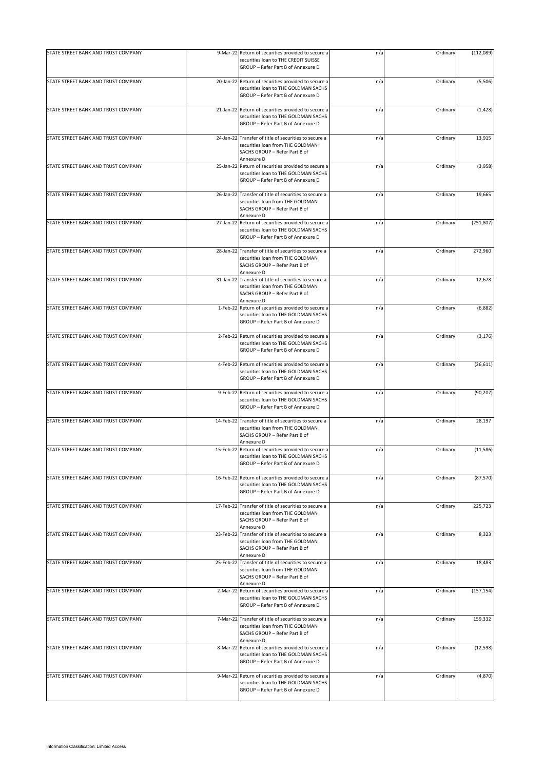| | | | | | |
|---|---|---|---|---|---|
| STATE STREET BANK AND TRUST COMPANY | 9-Mar-22 | Return of securities provided to secure a securities loan to THE CREDIT SUISSE GROUP – Refer Part B of Annexure D | n/a | Ordinary | (112,089) |
| STATE STREET BANK AND TRUST COMPANY | 20-Jan-22 | Return of securities provided to secure a securities loan to THE GOLDMAN SACHS GROUP – Refer Part B of Annexure D | n/a | Ordinary | (5,506) |
| STATE STREET BANK AND TRUST COMPANY | 21-Jan-22 | Return of securities provided to secure a securities loan to THE GOLDMAN SACHS GROUP – Refer Part B of Annexure D | n/a | Ordinary | (1,428) |
| STATE STREET BANK AND TRUST COMPANY | 24-Jan-22 | Transfer of title of securities to secure a securities loan from THE GOLDMAN SACHS GROUP – Refer Part B of Annexure D | n/a | Ordinary | 13,915 |
| STATE STREET BANK AND TRUST COMPANY | 25-Jan-22 | Return of securities provided to secure a securities loan to THE GOLDMAN SACHS GROUP – Refer Part B of Annexure D | n/a | Ordinary | (3,958) |
| STATE STREET BANK AND TRUST COMPANY | 26-Jan-22 | Transfer of title of securities to secure a securities loan from THE GOLDMAN SACHS GROUP – Refer Part B of Annexure D | n/a | Ordinary | 19,665 |
| STATE STREET BANK AND TRUST COMPANY | 27-Jan-22 | Return of securities provided to secure a securities loan to THE GOLDMAN SACHS GROUP – Refer Part B of Annexure D | n/a | Ordinary | (251,807) |
| STATE STREET BANK AND TRUST COMPANY | 28-Jan-22 | Transfer of title of securities to secure a securities loan from THE GOLDMAN SACHS GROUP – Refer Part B of Annexure D | n/a | Ordinary | 272,960 |
| STATE STREET BANK AND TRUST COMPANY | 31-Jan-22 | Transfer of title of securities to secure a securities loan from THE GOLDMAN SACHS GROUP – Refer Part B of Annexure D | n/a | Ordinary | 12,678 |
| STATE STREET BANK AND TRUST COMPANY | 1-Feb-22 | Return of securities provided to secure a securities loan to THE GOLDMAN SACHS GROUP – Refer Part B of Annexure D | n/a | Ordinary | (6,882) |
| STATE STREET BANK AND TRUST COMPANY | 2-Feb-22 | Return of securities provided to secure a securities loan to THE GOLDMAN SACHS GROUP – Refer Part B of Annexure D | n/a | Ordinary | (3,176) |
| STATE STREET BANK AND TRUST COMPANY | 4-Feb-22 | Return of securities provided to secure a securities loan to THE GOLDMAN SACHS GROUP – Refer Part B of Annexure D | n/a | Ordinary | (26,611) |
| STATE STREET BANK AND TRUST COMPANY | 9-Feb-22 | Return of securities provided to secure a securities loan to THE GOLDMAN SACHS GROUP – Refer Part B of Annexure D | n/a | Ordinary | (90,207) |
| STATE STREET BANK AND TRUST COMPANY | 14-Feb-22 | Transfer of title of securities to secure a securities loan from THE GOLDMAN SACHS GROUP – Refer Part B of Annexure D | n/a | Ordinary | 28,197 |
| STATE STREET BANK AND TRUST COMPANY | 15-Feb-22 | Return of securities provided to secure a securities loan to THE GOLDMAN SACHS GROUP – Refer Part B of Annexure D | n/a | Ordinary | (11,586) |
| STATE STREET BANK AND TRUST COMPANY | 16-Feb-22 | Return of securities provided to secure a securities loan to THE GOLDMAN SACHS GROUP – Refer Part B of Annexure D | n/a | Ordinary | (87,570) |
| STATE STREET BANK AND TRUST COMPANY | 17-Feb-22 | Transfer of title of securities to secure a securities loan from THE GOLDMAN SACHS GROUP – Refer Part B of Annexure D | n/a | Ordinary | 225,723 |
| STATE STREET BANK AND TRUST COMPANY | 23-Feb-22 | Transfer of title of securities to secure a securities loan from THE GOLDMAN SACHS GROUP – Refer Part B of Annexure D | n/a | Ordinary | 8,323 |
| STATE STREET BANK AND TRUST COMPANY | 25-Feb-22 | Transfer of title of securities to secure a securities loan from THE GOLDMAN SACHS GROUP – Refer Part B of Annexure D | n/a | Ordinary | 18,483 |
| STATE STREET BANK AND TRUST COMPANY | 2-Mar-22 | Return of securities provided to secure a securities loan to THE GOLDMAN SACHS GROUP – Refer Part B of Annexure D | n/a | Ordinary | (157,154) |
| STATE STREET BANK AND TRUST COMPANY | 7-Mar-22 | Transfer of title of securities to secure a securities loan from THE GOLDMAN SACHS GROUP – Refer Part B of Annexure D | n/a | Ordinary | 159,332 |
| STATE STREET BANK AND TRUST COMPANY | 8-Mar-22 | Return of securities provided to secure a securities loan to THE GOLDMAN SACHS GROUP – Refer Part B of Annexure D | n/a | Ordinary | (12,598) |
| STATE STREET BANK AND TRUST COMPANY | 9-Mar-22 | Return of securities provided to secure a securities loan to THE GOLDMAN SACHS GROUP – Refer Part B of Annexure D | n/a | Ordinary | (4,870) |

Information Classification: Limited Access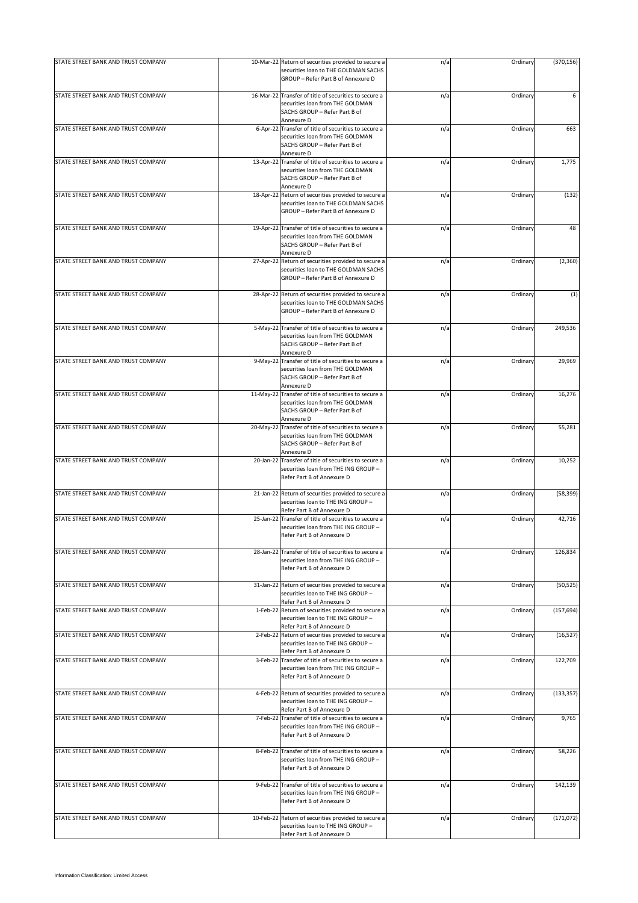| | | | | | |
|---|---|---|---|---|---|
| STATE STREET BANK AND TRUST COMPANY | 10-Mar-22 | Return of securities provided to secure a securities loan to THE GOLDMAN SACHS GROUP – Refer Part B of Annexure D | n/a | Ordinary | (370,156) |
| STATE STREET BANK AND TRUST COMPANY | 16-Mar-22 | Transfer of title of securities to secure a securities loan from THE GOLDMAN SACHS GROUP – Refer Part B of Annexure D | n/a | Ordinary | 6 |
| STATE STREET BANK AND TRUST COMPANY | 6-Apr-22 | Transfer of title of securities to secure a securities loan from THE GOLDMAN SACHS GROUP – Refer Part B of Annexure D | n/a | Ordinary | 663 |
| STATE STREET BANK AND TRUST COMPANY | 13-Apr-22 | Transfer of title of securities to secure a securities loan from THE GOLDMAN SACHS GROUP – Refer Part B of Annexure D | n/a | Ordinary | 1,775 |
| STATE STREET BANK AND TRUST COMPANY | 18-Apr-22 | Return of securities provided to secure a securities loan to THE GOLDMAN SACHS GROUP – Refer Part B of Annexure D | n/a | Ordinary | (132) |
| STATE STREET BANK AND TRUST COMPANY | 19-Apr-22 | Transfer of title of securities to secure a securities loan from THE GOLDMAN SACHS GROUP – Refer Part B of Annexure D | n/a | Ordinary | 48 |
| STATE STREET BANK AND TRUST COMPANY | 27-Apr-22 | Return of securities provided to secure a securities loan to THE GOLDMAN SACHS GROUP – Refer Part B of Annexure D | n/a | Ordinary | (2,360) |
| STATE STREET BANK AND TRUST COMPANY | 28-Apr-22 | Return of securities provided to secure a securities loan to THE GOLDMAN SACHS GROUP – Refer Part B of Annexure D | n/a | Ordinary | (1) |
| STATE STREET BANK AND TRUST COMPANY | 5-May-22 | Transfer of title of securities to secure a securities loan from THE GOLDMAN SACHS GROUP – Refer Part B of Annexure D | n/a | Ordinary | 249,536 |
| STATE STREET BANK AND TRUST COMPANY | 9-May-22 | Transfer of title of securities to secure a securities loan from THE GOLDMAN SACHS GROUP – Refer Part B of Annexure D | n/a | Ordinary | 29,969 |
| STATE STREET BANK AND TRUST COMPANY | 11-May-22 | Transfer of title of securities to secure a securities loan from THE GOLDMAN SACHS GROUP – Refer Part B of Annexure D | n/a | Ordinary | 16,276 |
| STATE STREET BANK AND TRUST COMPANY | 20-May-22 | Transfer of title of securities to secure a securities loan from THE GOLDMAN SACHS GROUP – Refer Part B of Annexure D | n/a | Ordinary | 55,281 |
| STATE STREET BANK AND TRUST COMPANY | 20-Jan-22 | Transfer of title of securities to secure a securities loan from THE ING GROUP – Refer Part B of Annexure D | n/a | Ordinary | 10,252 |
| STATE STREET BANK AND TRUST COMPANY | 21-Jan-22 | Return of securities provided to secure a securities loan to THE ING GROUP – Refer Part B of Annexure D | n/a | Ordinary | (58,399) |
| STATE STREET BANK AND TRUST COMPANY | 25-Jan-22 | Transfer of title of securities to secure a securities loan from THE ING GROUP – Refer Part B of Annexure D | n/a | Ordinary | 42,716 |
| STATE STREET BANK AND TRUST COMPANY | 28-Jan-22 | Transfer of title of securities to secure a securities loan from THE ING GROUP – Refer Part B of Annexure D | n/a | Ordinary | 126,834 |
| STATE STREET BANK AND TRUST COMPANY | 31-Jan-22 | Return of securities provided to secure a securities loan to THE ING GROUP – Refer Part B of Annexure D | n/a | Ordinary | (50,525) |
| STATE STREET BANK AND TRUST COMPANY | 1-Feb-22 | Return of securities provided to secure a securities loan to THE ING GROUP – Refer Part B of Annexure D | n/a | Ordinary | (157,694) |
| STATE STREET BANK AND TRUST COMPANY | 2-Feb-22 | Return of securities provided to secure a securities loan to THE ING GROUP – Refer Part B of Annexure D | n/a | Ordinary | (16,527) |
| STATE STREET BANK AND TRUST COMPANY | 3-Feb-22 | Transfer of title of securities to secure a securities loan from THE ING GROUP – Refer Part B of Annexure D | n/a | Ordinary | 122,709 |
| STATE STREET BANK AND TRUST COMPANY | 4-Feb-22 | Return of securities provided to secure a securities loan to THE ING GROUP – Refer Part B of Annexure D | n/a | Ordinary | (133,357) |
| STATE STREET BANK AND TRUST COMPANY | 7-Feb-22 | Transfer of title of securities to secure a securities loan from THE ING GROUP – Refer Part B of Annexure D | n/a | Ordinary | 9,765 |
| STATE STREET BANK AND TRUST COMPANY | 8-Feb-22 | Transfer of title of securities to secure a securities loan from THE ING GROUP – Refer Part B of Annexure D | n/a | Ordinary | 58,226 |
| STATE STREET BANK AND TRUST COMPANY | 9-Feb-22 | Transfer of title of securities to secure a securities loan from THE ING GROUP – Refer Part B of Annexure D | n/a | Ordinary | 142,139 |
| STATE STREET BANK AND TRUST COMPANY | 10-Feb-22 | Return of securities provided to secure a securities loan to THE ING GROUP – Refer Part B of Annexure D | n/a | Ordinary | (171,072) |

Information Classification: Limited Access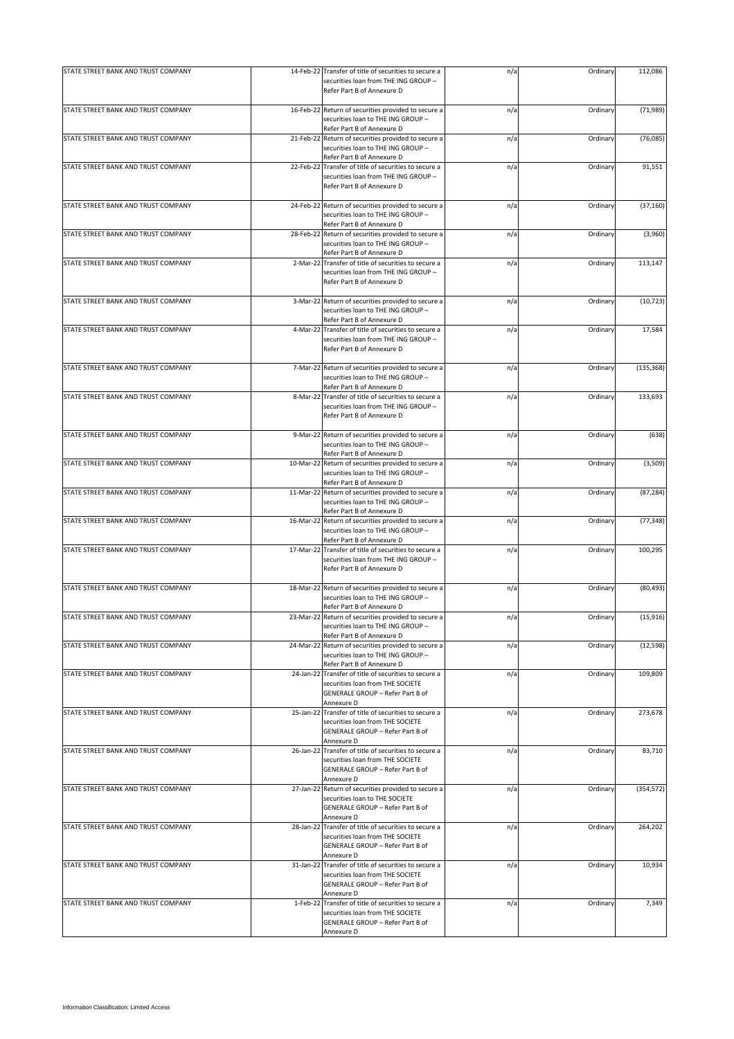| | | | | | |
|---|---|---|---|---|---|
| STATE STREET BANK AND TRUST COMPANY | 14-Feb-22 | Transfer of title of securities to secure a securities loan from THE ING GROUP – Refer Part B of Annexure D | n/a | Ordinary | 112,086 |
| STATE STREET BANK AND TRUST COMPANY | 16-Feb-22 | Return of securities provided to secure a securities loan to THE ING GROUP – Refer Part B of Annexure D | n/a | Ordinary | (71,989) |
| STATE STREET BANK AND TRUST COMPANY | 21-Feb-22 | Return of securities provided to secure a securities loan to THE ING GROUP – Refer Part B of Annexure D | n/a | Ordinary | (76,085) |
| STATE STREET BANK AND TRUST COMPANY | 22-Feb-22 | Transfer of title of securities to secure a securities loan from THE ING GROUP – Refer Part B of Annexure D | n/a | Ordinary | 91,551 |
| STATE STREET BANK AND TRUST COMPANY | 24-Feb-22 | Return of securities provided to secure a securities loan to THE ING GROUP – Refer Part B of Annexure D | n/a | Ordinary | (37,160) |
| STATE STREET BANK AND TRUST COMPANY | 28-Feb-22 | Return of securities provided to secure a securities loan to THE ING GROUP – Refer Part B of Annexure D | n/a | Ordinary | (3,960) |
| STATE STREET BANK AND TRUST COMPANY | 2-Mar-22 | Transfer of title of securities to secure a securities loan from THE ING GROUP – Refer Part B of Annexure D | n/a | Ordinary | 113,147 |
| STATE STREET BANK AND TRUST COMPANY | 3-Mar-22 | Return of securities provided to secure a securities loan to THE ING GROUP – Refer Part B of Annexure D | n/a | Ordinary | (10,723) |
| STATE STREET BANK AND TRUST COMPANY | 4-Mar-22 | Transfer of title of securities to secure a securities loan from THE ING GROUP – Refer Part B of Annexure D | n/a | Ordinary | 17,584 |
| STATE STREET BANK AND TRUST COMPANY | 7-Mar-22 | Return of securities provided to secure a securities loan to THE ING GROUP – Refer Part B of Annexure D | n/a | Ordinary | (135,368) |
| STATE STREET BANK AND TRUST COMPANY | 8-Mar-22 | Transfer of title of securities to secure a securities loan from THE ING GROUP – Refer Part B of Annexure D | n/a | Ordinary | 133,693 |
| STATE STREET BANK AND TRUST COMPANY | 9-Mar-22 | Return of securities provided to secure a securities loan to THE ING GROUP – Refer Part B of Annexure D | n/a | Ordinary | (638) |
| STATE STREET BANK AND TRUST COMPANY | 10-Mar-22 | Return of securities provided to secure a securities loan to THE ING GROUP – Refer Part B of Annexure D | n/a | Ordinary | (3,509) |
| STATE STREET BANK AND TRUST COMPANY | 11-Mar-22 | Return of securities provided to secure a securities loan to THE ING GROUP – Refer Part B of Annexure D | n/a | Ordinary | (87,284) |
| STATE STREET BANK AND TRUST COMPANY | 16-Mar-22 | Return of securities provided to secure a securities loan to THE ING GROUP – Refer Part B of Annexure D | n/a | Ordinary | (77,348) |
| STATE STREET BANK AND TRUST COMPANY | 17-Mar-22 | Transfer of title of securities to secure a securities loan from THE ING GROUP – Refer Part B of Annexure D | n/a | Ordinary | 100,295 |
| STATE STREET BANK AND TRUST COMPANY | 18-Mar-22 | Return of securities provided to secure a securities loan to THE ING GROUP – Refer Part B of Annexure D | n/a | Ordinary | (80,493) |
| STATE STREET BANK AND TRUST COMPANY | 23-Mar-22 | Return of securities provided to secure a securities loan to THE ING GROUP – Refer Part B of Annexure D | n/a | Ordinary | (15,916) |
| STATE STREET BANK AND TRUST COMPANY | 24-Mar-22 | Return of securities provided to secure a securities loan to THE ING GROUP – Refer Part B of Annexure D | n/a | Ordinary | (12,598) |
| STATE STREET BANK AND TRUST COMPANY | 24-Jan-22 | Transfer of title of securities to secure a securities loan from THE SOCIETE GENERALE GROUP – Refer Part B of Annexure D | n/a | Ordinary | 109,809 |
| STATE STREET BANK AND TRUST COMPANY | 25-Jan-22 | Transfer of title of securities to secure a securities loan from THE SOCIETE GENERALE GROUP – Refer Part B of Annexure D | n/a | Ordinary | 273,678 |
| STATE STREET BANK AND TRUST COMPANY | 26-Jan-22 | Transfer of title of securities to secure a securities loan from THE SOCIETE GENERALE GROUP – Refer Part B of Annexure D | n/a | Ordinary | 83,710 |
| STATE STREET BANK AND TRUST COMPANY | 27-Jan-22 | Return of securities provided to secure a securities loan to THE SOCIETE GENERALE GROUP – Refer Part B of Annexure D | n/a | Ordinary | (354,572) |
| STATE STREET BANK AND TRUST COMPANY | 28-Jan-22 | Transfer of title of securities to secure a securities loan from THE SOCIETE GENERALE GROUP – Refer Part B of Annexure D | n/a | Ordinary | 264,202 |
| STATE STREET BANK AND TRUST COMPANY | 31-Jan-22 | Transfer of title of securities to secure a securities loan from THE SOCIETE GENERALE GROUP – Refer Part B of Annexure D | n/a | Ordinary | 10,934 |
| STATE STREET BANK AND TRUST COMPANY | 1-Feb-22 | Transfer of title of securities to secure a securities loan from THE SOCIETE GENERALE GROUP – Refer Part B of Annexure D | n/a | Ordinary | 7,349 |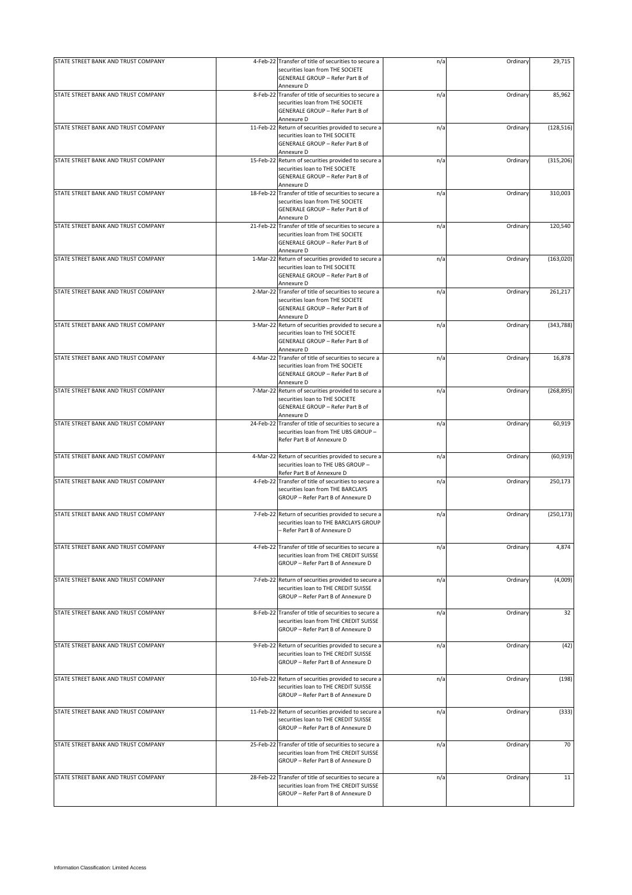| | | | | | |
|---|---|---|---|---|---|
| STATE STREET BANK AND TRUST COMPANY | 4-Feb-22 | Transfer of title of securities to secure a securities loan from THE SOCIETE GENERALE GROUP – Refer Part B of Annexure D | n/a | Ordinary | 29,715 |
| STATE STREET BANK AND TRUST COMPANY | 8-Feb-22 | Transfer of title of securities to secure a securities loan from THE SOCIETE GENERALE GROUP – Refer Part B of Annexure D | n/a | Ordinary | 85,962 |
| STATE STREET BANK AND TRUST COMPANY | 11-Feb-22 | Return of securities provided to secure a securities loan to THE SOCIETE GENERALE GROUP – Refer Part B of Annexure D | n/a | Ordinary | (128,516) |
| STATE STREET BANK AND TRUST COMPANY | 15-Feb-22 | Return of securities provided to secure a securities loan to THE SOCIETE GENERALE GROUP – Refer Part B of Annexure D | n/a | Ordinary | (315,206) |
| STATE STREET BANK AND TRUST COMPANY | 18-Feb-22 | Transfer of title of securities to secure a securities loan from THE SOCIETE GENERALE GROUP – Refer Part B of Annexure D | n/a | Ordinary | 310,003 |
| STATE STREET BANK AND TRUST COMPANY | 21-Feb-22 | Transfer of title of securities to secure a securities loan from THE SOCIETE GENERALE GROUP – Refer Part B of Annexure D | n/a | Ordinary | 120,540 |
| STATE STREET BANK AND TRUST COMPANY | 1-Mar-22 | Return of securities provided to secure a securities loan to THE SOCIETE GENERALE GROUP – Refer Part B of Annexure D | n/a | Ordinary | (163,020) |
| STATE STREET BANK AND TRUST COMPANY | 2-Mar-22 | Transfer of title of securities to secure a securities loan from THE SOCIETE GENERALE GROUP – Refer Part B of Annexure D | n/a | Ordinary | 261,217 |
| STATE STREET BANK AND TRUST COMPANY | 3-Mar-22 | Return of securities provided to secure a securities loan to THE SOCIETE GENERALE GROUP – Refer Part B of Annexure D | n/a | Ordinary | (343,788) |
| STATE STREET BANK AND TRUST COMPANY | 4-Mar-22 | Transfer of title of securities to secure a securities loan from THE SOCIETE GENERALE GROUP – Refer Part B of Annexure D | n/a | Ordinary | 16,878 |
| STATE STREET BANK AND TRUST COMPANY | 7-Mar-22 | Return of securities provided to secure a securities loan to THE SOCIETE GENERALE GROUP – Refer Part B of Annexure D | n/a | Ordinary | (268,895) |
| STATE STREET BANK AND TRUST COMPANY | 24-Feb-22 | Transfer of title of securities to secure a securities loan from THE UBS GROUP – Refer Part B of Annexure D | n/a | Ordinary | 60,919 |
| STATE STREET BANK AND TRUST COMPANY | 4-Mar-22 | Return of securities provided to secure a securities loan to THE UBS GROUP – Refer Part B of Annexure D | n/a | Ordinary | (60,919) |
| STATE STREET BANK AND TRUST COMPANY | 4-Feb-22 | Transfer of title of securities to secure a securities loan from THE BARCLAYS GROUP – Refer Part B of Annexure D | n/a | Ordinary | 250,173 |
| STATE STREET BANK AND TRUST COMPANY | 7-Feb-22 | Return of securities provided to secure a securities loan to THE BARCLAYS GROUP – Refer Part B of Annexure D | n/a | Ordinary | (250,173) |
| STATE STREET BANK AND TRUST COMPANY | 4-Feb-22 | Transfer of title of securities to secure a securities loan from THE CREDIT SUISSE GROUP – Refer Part B of Annexure D | n/a | Ordinary | 4,874 |
| STATE STREET BANK AND TRUST COMPANY | 7-Feb-22 | Return of securities provided to secure a securities loan to THE CREDIT SUISSE GROUP – Refer Part B of Annexure D | n/a | Ordinary | (4,009) |
| STATE STREET BANK AND TRUST COMPANY | 8-Feb-22 | Transfer of title of securities to secure a securities loan from THE CREDIT SUISSE GROUP – Refer Part B of Annexure D | n/a | Ordinary | 32 |
| STATE STREET BANK AND TRUST COMPANY | 9-Feb-22 | Return of securities provided to secure a securities loan to THE CREDIT SUISSE GROUP – Refer Part B of Annexure D | n/a | Ordinary | (42) |
| STATE STREET BANK AND TRUST COMPANY | 10-Feb-22 | Return of securities provided to secure a securities loan to THE CREDIT SUISSE GROUP – Refer Part B of Annexure D | n/a | Ordinary | (198) |
| STATE STREET BANK AND TRUST COMPANY | 11-Feb-22 | Return of securities provided to secure a securities loan to THE CREDIT SUISSE GROUP – Refer Part B of Annexure D | n/a | Ordinary | (333) |
| STATE STREET BANK AND TRUST COMPANY | 25-Feb-22 | Transfer of title of securities to secure a securities loan from THE CREDIT SUISSE GROUP – Refer Part B of Annexure D | n/a | Ordinary | 70 |
| STATE STREET BANK AND TRUST COMPANY | 28-Feb-22 | Transfer of title of securities to secure a securities loan from THE CREDIT SUISSE GROUP – Refer Part B of Annexure D | n/a | Ordinary | 11 |

Information Classification: Limited Access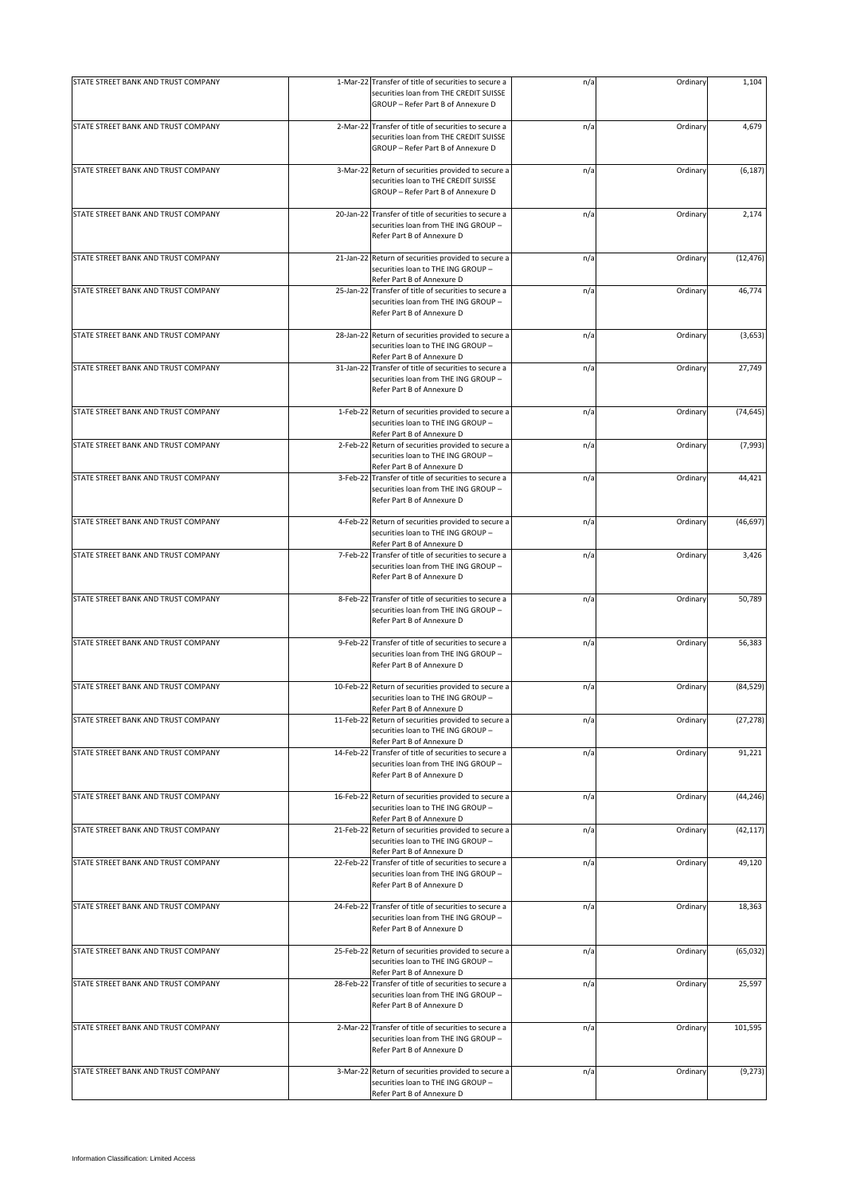| | | | | | |
|---|---|---|---|---|---|
| STATE STREET BANK AND TRUST COMPANY | 1-Mar-22 | Transfer of title of securities to secure a securities loan from THE CREDIT SUISSE GROUP – Refer Part B of Annexure D | n/a | Ordinary | 1,104 |
| STATE STREET BANK AND TRUST COMPANY | 2-Mar-22 | Transfer of title of securities to secure a securities loan from THE CREDIT SUISSE GROUP – Refer Part B of Annexure D | n/a | Ordinary | 4,679 |
| STATE STREET BANK AND TRUST COMPANY | 3-Mar-22 | Return of securities provided to secure a securities loan to THE CREDIT SUISSE GROUP – Refer Part B of Annexure D | n/a | Ordinary | (6,187) |
| STATE STREET BANK AND TRUST COMPANY | 20-Jan-22 | Transfer of title of securities to secure a securities loan from THE ING GROUP – Refer Part B of Annexure D | n/a | Ordinary | 2,174 |
| STATE STREET BANK AND TRUST COMPANY | 21-Jan-22 | Return of securities provided to secure a securities loan to THE ING GROUP – Refer Part B of Annexure D | n/a | Ordinary | (12,476) |
| STATE STREET BANK AND TRUST COMPANY | 25-Jan-22 | Transfer of title of securities to secure a securities loan from THE ING GROUP – Refer Part B of Annexure D | n/a | Ordinary | 46,774 |
| STATE STREET BANK AND TRUST COMPANY | 28-Jan-22 | Return of securities provided to secure a securities loan to THE ING GROUP – Refer Part B of Annexure D | n/a | Ordinary | (3,653) |
| STATE STREET BANK AND TRUST COMPANY | 31-Jan-22 | Transfer of title of securities to secure a securities loan from THE ING GROUP – Refer Part B of Annexure D | n/a | Ordinary | 27,749 |
| STATE STREET BANK AND TRUST COMPANY | 1-Feb-22 | Return of securities provided to secure a securities loan to THE ING GROUP – Refer Part B of Annexure D | n/a | Ordinary | (74,645) |
| STATE STREET BANK AND TRUST COMPANY | 2-Feb-22 | Return of securities provided to secure a securities loan to THE ING GROUP – Refer Part B of Annexure D | n/a | Ordinary | (7,993) |
| STATE STREET BANK AND TRUST COMPANY | 3-Feb-22 | Transfer of title of securities to secure a securities loan from THE ING GROUP – Refer Part B of Annexure D | n/a | Ordinary | 44,421 |
| STATE STREET BANK AND TRUST COMPANY | 4-Feb-22 | Return of securities provided to secure a securities loan to THE ING GROUP – Refer Part B of Annexure D | n/a | Ordinary | (46,697) |
| STATE STREET BANK AND TRUST COMPANY | 7-Feb-22 | Transfer of title of securities to secure a securities loan from THE ING GROUP – Refer Part B of Annexure D | n/a | Ordinary | 3,426 |
| STATE STREET BANK AND TRUST COMPANY | 8-Feb-22 | Transfer of title of securities to secure a securities loan from THE ING GROUP – Refer Part B of Annexure D | n/a | Ordinary | 50,789 |
| STATE STREET BANK AND TRUST COMPANY | 9-Feb-22 | Transfer of title of securities to secure a securities loan from THE ING GROUP – Refer Part B of Annexure D | n/a | Ordinary | 56,383 |
| STATE STREET BANK AND TRUST COMPANY | 10-Feb-22 | Return of securities provided to secure a securities loan to THE ING GROUP – Refer Part B of Annexure D | n/a | Ordinary | (84,529) |
| STATE STREET BANK AND TRUST COMPANY | 11-Feb-22 | Return of securities provided to secure a securities loan to THE ING GROUP – Refer Part B of Annexure D | n/a | Ordinary | (27,278) |
| STATE STREET BANK AND TRUST COMPANY | 14-Feb-22 | Transfer of title of securities to secure a securities loan from THE ING GROUP – Refer Part B of Annexure D | n/a | Ordinary | 91,221 |
| STATE STREET BANK AND TRUST COMPANY | 16-Feb-22 | Return of securities provided to secure a securities loan to THE ING GROUP – Refer Part B of Annexure D | n/a | Ordinary | (44,246) |
| STATE STREET BANK AND TRUST COMPANY | 21-Feb-22 | Return of securities provided to secure a securities loan to THE ING GROUP – Refer Part B of Annexure D | n/a | Ordinary | (42,117) |
| STATE STREET BANK AND TRUST COMPANY | 22-Feb-22 | Transfer of title of securities to secure a securities loan from THE ING GROUP – Refer Part B of Annexure D | n/a | Ordinary | 49,120 |
| STATE STREET BANK AND TRUST COMPANY | 24-Feb-22 | Transfer of title of securities to secure a securities loan from THE ING GROUP – Refer Part B of Annexure D | n/a | Ordinary | 18,363 |
| STATE STREET BANK AND TRUST COMPANY | 25-Feb-22 | Return of securities provided to secure a securities loan to THE ING GROUP – Refer Part B of Annexure D | n/a | Ordinary | (65,032) |
| STATE STREET BANK AND TRUST COMPANY | 28-Feb-22 | Transfer of title of securities to secure a securities loan from THE ING GROUP – Refer Part B of Annexure D | n/a | Ordinary | 25,597 |
| STATE STREET BANK AND TRUST COMPANY | 2-Mar-22 | Transfer of title of securities to secure a securities loan from THE ING GROUP – Refer Part B of Annexure D | n/a | Ordinary | 101,595 |
| STATE STREET BANK AND TRUST COMPANY | 3-Mar-22 | Return of securities provided to secure a securities loan to THE ING GROUP – Refer Part B of Annexure D | n/a | Ordinary | (9,273) |

Information Classification: Limited Access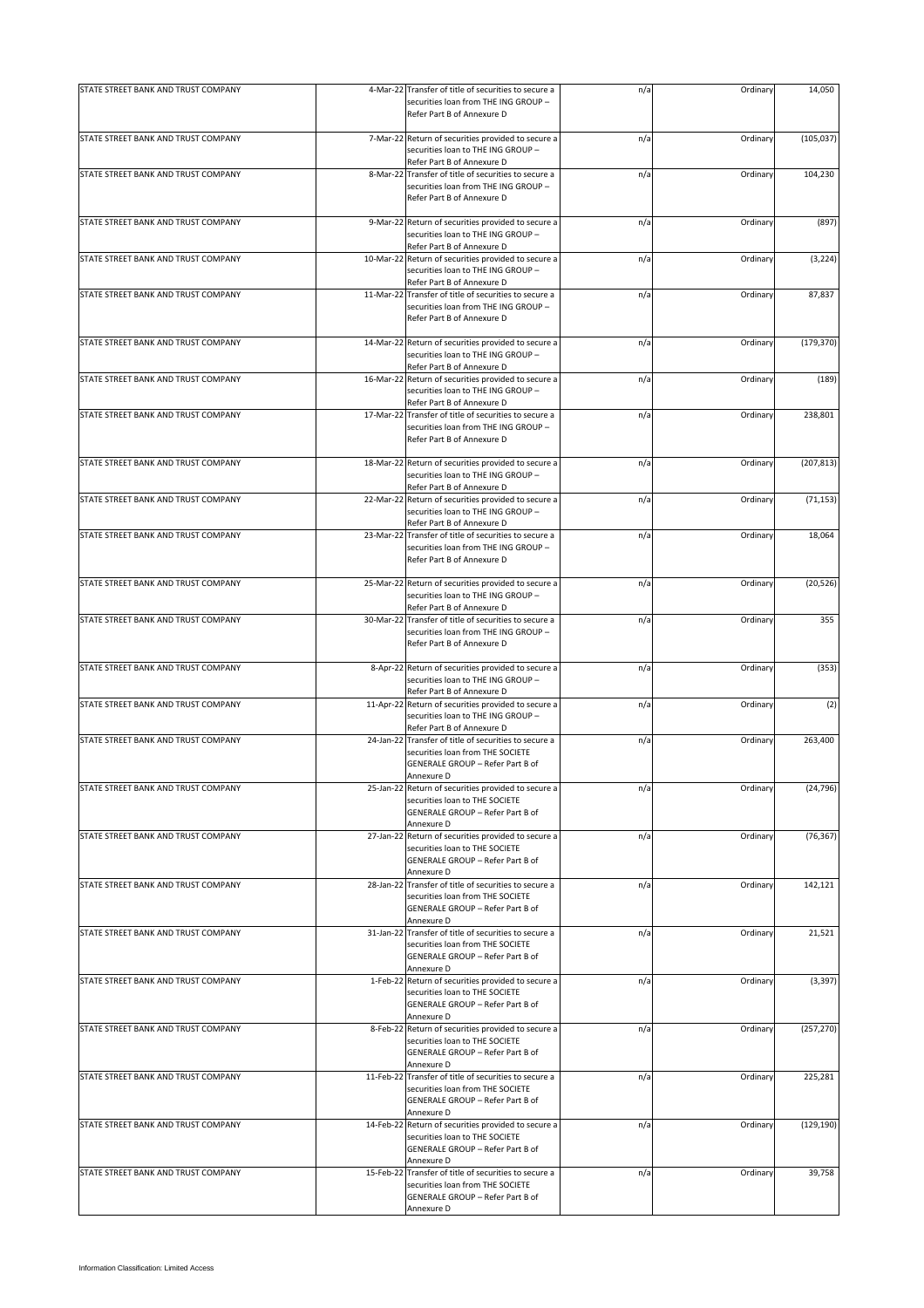| | | | | | |
|---|---|---|---|---|---|
| STATE STREET BANK AND TRUST COMPANY | 4-Mar-22 | Transfer of title of securities to secure a securities loan from THE ING GROUP – Refer Part B of Annexure D | n/a | Ordinary | 14,050 |
| STATE STREET BANK AND TRUST COMPANY | 7-Mar-22 | Return of securities provided to secure a securities loan to THE ING GROUP – Refer Part B of Annexure D | n/a | Ordinary | (105,037) |
| STATE STREET BANK AND TRUST COMPANY | 8-Mar-22 | Transfer of title of securities to secure a securities loan from THE ING GROUP – Refer Part B of Annexure D | n/a | Ordinary | 104,230 |
| STATE STREET BANK AND TRUST COMPANY | 9-Mar-22 | Return of securities provided to secure a securities loan to THE ING GROUP – Refer Part B of Annexure D | n/a | Ordinary | (897) |
| STATE STREET BANK AND TRUST COMPANY | 10-Mar-22 | Return of securities provided to secure a securities loan to THE ING GROUP – Refer Part B of Annexure D | n/a | Ordinary | (3,224) |
| STATE STREET BANK AND TRUST COMPANY | 11-Mar-22 | Transfer of title of securities to secure a securities loan from THE ING GROUP – Refer Part B of Annexure D | n/a | Ordinary | 87,837 |
| STATE STREET BANK AND TRUST COMPANY | 14-Mar-22 | Return of securities provided to secure a securities loan to THE ING GROUP – Refer Part B of Annexure D | n/a | Ordinary | (179,370) |
| STATE STREET BANK AND TRUST COMPANY | 16-Mar-22 | Return of securities provided to secure a securities loan to THE ING GROUP – Refer Part B of Annexure D | n/a | Ordinary | (189) |
| STATE STREET BANK AND TRUST COMPANY | 17-Mar-22 | Transfer of title of securities to secure a securities loan from THE ING GROUP – Refer Part B of Annexure D | n/a | Ordinary | 238,801 |
| STATE STREET BANK AND TRUST COMPANY | 18-Mar-22 | Return of securities provided to secure a securities loan to THE ING GROUP – Refer Part B of Annexure D | n/a | Ordinary | (207,813) |
| STATE STREET BANK AND TRUST COMPANY | 22-Mar-22 | Return of securities provided to secure a securities loan to THE ING GROUP – Refer Part B of Annexure D | n/a | Ordinary | (71,153) |
| STATE STREET BANK AND TRUST COMPANY | 23-Mar-22 | Transfer of title of securities to secure a securities loan from THE ING GROUP – Refer Part B of Annexure D | n/a | Ordinary | 18,064 |
| STATE STREET BANK AND TRUST COMPANY | 25-Mar-22 | Return of securities provided to secure a securities loan to THE ING GROUP – Refer Part B of Annexure D | n/a | Ordinary | (20,526) |
| STATE STREET BANK AND TRUST COMPANY | 30-Mar-22 | Transfer of title of securities to secure a securities loan from THE ING GROUP – Refer Part B of Annexure D | n/a | Ordinary | 355 |
| STATE STREET BANK AND TRUST COMPANY | 8-Apr-22 | Return of securities provided to secure a securities loan to THE ING GROUP – Refer Part B of Annexure D | n/a | Ordinary | (353) |
| STATE STREET BANK AND TRUST COMPANY | 11-Apr-22 | Return of securities provided to secure a securities loan to THE ING GROUP – Refer Part B of Annexure D | n/a | Ordinary | (2) |
| STATE STREET BANK AND TRUST COMPANY | 24-Jan-22 | Transfer of title of securities to secure a securities loan from THE SOCIETE GENERALE GROUP – Refer Part B of Annexure D | n/a | Ordinary | 263,400 |
| STATE STREET BANK AND TRUST COMPANY | 25-Jan-22 | Return of securities provided to secure a securities loan to THE SOCIETE GENERALE GROUP – Refer Part B of Annexure D | n/a | Ordinary | (24,796) |
| STATE STREET BANK AND TRUST COMPANY | 27-Jan-22 | Return of securities provided to secure a securities loan to THE SOCIETE GENERALE GROUP – Refer Part B of Annexure D | n/a | Ordinary | (76,367) |
| STATE STREET BANK AND TRUST COMPANY | 28-Jan-22 | Transfer of title of securities to secure a securities loan from THE SOCIETE GENERALE GROUP – Refer Part B of Annexure D | n/a | Ordinary | 142,121 |
| STATE STREET BANK AND TRUST COMPANY | 31-Jan-22 | Transfer of title of securities to secure a securities loan from THE SOCIETE GENERALE GROUP – Refer Part B of Annexure D | n/a | Ordinary | 21,521 |
| STATE STREET BANK AND TRUST COMPANY | 1-Feb-22 | Return of securities provided to secure a securities loan to THE SOCIETE GENERALE GROUP – Refer Part B of Annexure D | n/a | Ordinary | (3,397) |
| STATE STREET BANK AND TRUST COMPANY | 8-Feb-22 | Return of securities provided to secure a securities loan to THE SOCIETE GENERALE GROUP – Refer Part B of Annexure D | n/a | Ordinary | (257,270) |
| STATE STREET BANK AND TRUST COMPANY | 11-Feb-22 | Transfer of title of securities to secure a securities loan from THE SOCIETE GENERALE GROUP – Refer Part B of Annexure D | n/a | Ordinary | 225,281 |
| STATE STREET BANK AND TRUST COMPANY | 14-Feb-22 | Return of securities provided to secure a securities loan to THE SOCIETE GENERALE GROUP – Refer Part B of Annexure D | n/a | Ordinary | (129,190) |
| STATE STREET BANK AND TRUST COMPANY | 15-Feb-22 | Transfer of title of securities to secure a securities loan from THE SOCIETE GENERALE GROUP – Refer Part B of Annexure D | n/a | Ordinary | 39,758 |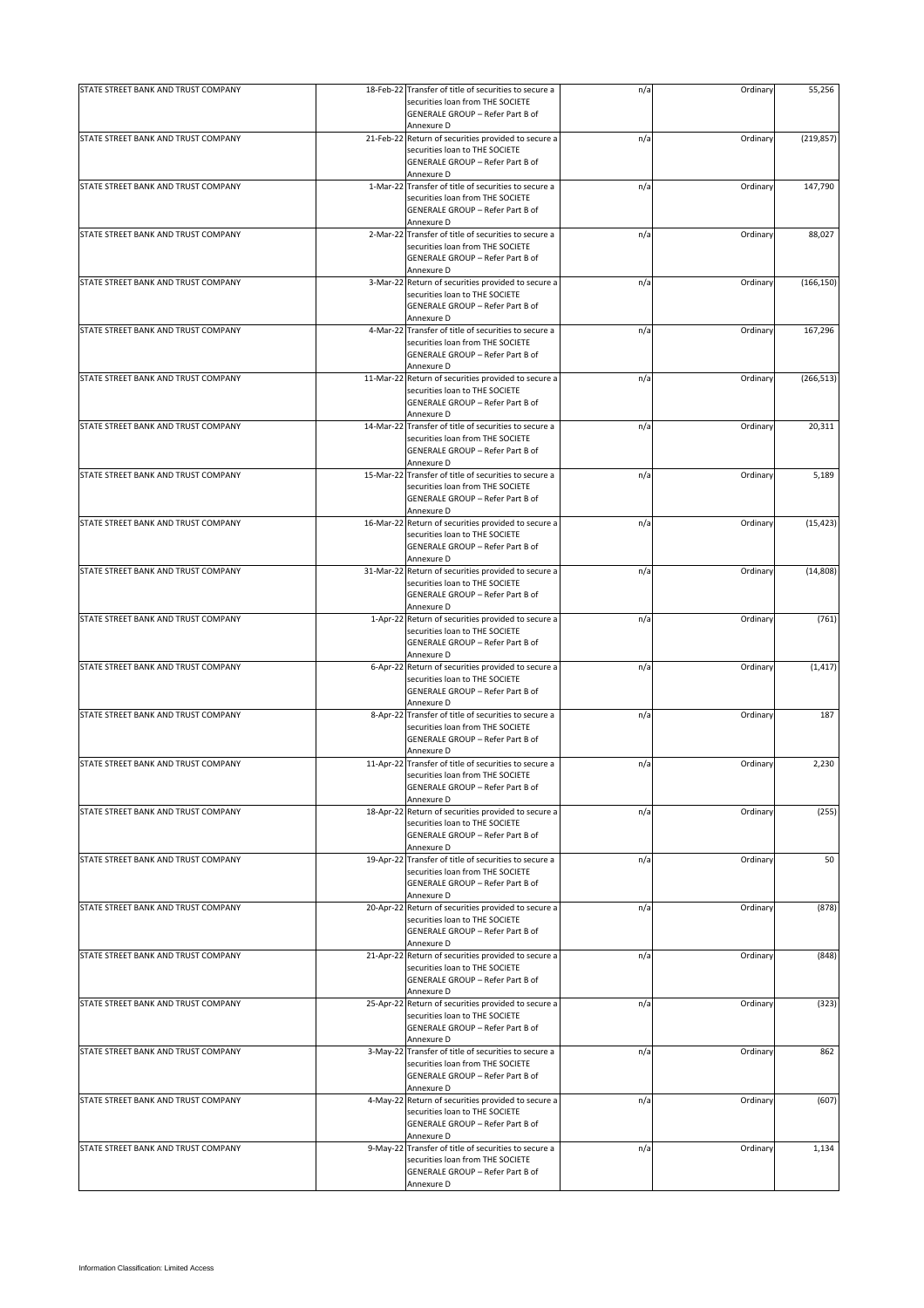| | | | | | |
|---|---|---|---|---|---|
| STATE STREET BANK AND TRUST COMPANY | 18-Feb-22 | Transfer of title of securities to secure a securities loan from THE SOCIETE GENERALE GROUP – Refer Part B of Annexure D | n/a | Ordinary | 55,256 |
| STATE STREET BANK AND TRUST COMPANY | 21-Feb-22 | Return of securities provided to secure a securities loan to THE SOCIETE GENERALE GROUP – Refer Part B of Annexure D | n/a | Ordinary | (219,857) |
| STATE STREET BANK AND TRUST COMPANY | 1-Mar-22 | Transfer of title of securities to secure a securities loan from THE SOCIETE GENERALE GROUP – Refer Part B of Annexure D | n/a | Ordinary | 147,790 |
| STATE STREET BANK AND TRUST COMPANY | 2-Mar-22 | Transfer of title of securities to secure a securities loan from THE SOCIETE GENERALE GROUP – Refer Part B of Annexure D | n/a | Ordinary | 88,027 |
| STATE STREET BANK AND TRUST COMPANY | 3-Mar-22 | Return of securities provided to secure a securities loan to THE SOCIETE GENERALE GROUP – Refer Part B of Annexure D | n/a | Ordinary | (166,150) |
| STATE STREET BANK AND TRUST COMPANY | 4-Mar-22 | Transfer of title of securities to secure a securities loan from THE SOCIETE GENERALE GROUP – Refer Part B of Annexure D | n/a | Ordinary | 167,296 |
| STATE STREET BANK AND TRUST COMPANY | 11-Mar-22 | Return of securities provided to secure a securities loan to THE SOCIETE GENERALE GROUP – Refer Part B of Annexure D | n/a | Ordinary | (266,513) |
| STATE STREET BANK AND TRUST COMPANY | 14-Mar-22 | Transfer of title of securities to secure a securities loan from THE SOCIETE GENERALE GROUP – Refer Part B of Annexure D | n/a | Ordinary | 20,311 |
| STATE STREET BANK AND TRUST COMPANY | 15-Mar-22 | Transfer of title of securities to secure a securities loan from THE SOCIETE GENERALE GROUP – Refer Part B of Annexure D | n/a | Ordinary | 5,189 |
| STATE STREET BANK AND TRUST COMPANY | 16-Mar-22 | Return of securities provided to secure a securities loan to THE SOCIETE GENERALE GROUP – Refer Part B of Annexure D | n/a | Ordinary | (15,423) |
| STATE STREET BANK AND TRUST COMPANY | 31-Mar-22 | Return of securities provided to secure a securities loan to THE SOCIETE GENERALE GROUP – Refer Part B of Annexure D | n/a | Ordinary | (14,808) |
| STATE STREET BANK AND TRUST COMPANY | 1-Apr-22 | Return of securities provided to secure a securities loan to THE SOCIETE GENERALE GROUP – Refer Part B of Annexure D | n/a | Ordinary | (761) |
| STATE STREET BANK AND TRUST COMPANY | 6-Apr-22 | Return of securities provided to secure a securities loan to THE SOCIETE GENERALE GROUP – Refer Part B of Annexure D | n/a | Ordinary | (1,417) |
| STATE STREET BANK AND TRUST COMPANY | 8-Apr-22 | Transfer of title of securities to secure a securities loan from THE SOCIETE GENERALE GROUP – Refer Part B of Annexure D | n/a | Ordinary | 187 |
| STATE STREET BANK AND TRUST COMPANY | 11-Apr-22 | Transfer of title of securities to secure a securities loan from THE SOCIETE GENERALE GROUP – Refer Part B of Annexure D | n/a | Ordinary | 2,230 |
| STATE STREET BANK AND TRUST COMPANY | 18-Apr-22 | Return of securities provided to secure a securities loan to THE SOCIETE GENERALE GROUP – Refer Part B of Annexure D | n/a | Ordinary | (255) |
| STATE STREET BANK AND TRUST COMPANY | 19-Apr-22 | Transfer of title of securities to secure a securities loan from THE SOCIETE GENERALE GROUP – Refer Part B of Annexure D | n/a | Ordinary | 50 |
| STATE STREET BANK AND TRUST COMPANY | 20-Apr-22 | Return of securities provided to secure a securities loan to THE SOCIETE GENERALE GROUP – Refer Part B of Annexure D | n/a | Ordinary | (878) |
| STATE STREET BANK AND TRUST COMPANY | 21-Apr-22 | Return of securities provided to secure a securities loan to THE SOCIETE GENERALE GROUP – Refer Part B of Annexure D | n/a | Ordinary | (848) |
| STATE STREET BANK AND TRUST COMPANY | 25-Apr-22 | Return of securities provided to secure a securities loan to THE SOCIETE GENERALE GROUP – Refer Part B of Annexure D | n/a | Ordinary | (323) |
| STATE STREET BANK AND TRUST COMPANY | 3-May-22 | Transfer of title of securities to secure a securities loan from THE SOCIETE GENERALE GROUP – Refer Part B of Annexure D | n/a | Ordinary | 862 |
| STATE STREET BANK AND TRUST COMPANY | 4-May-22 | Return of securities provided to secure a securities loan to THE SOCIETE GENERALE GROUP – Refer Part B of Annexure D | n/a | Ordinary | (607) |
| STATE STREET BANK AND TRUST COMPANY | 9-May-22 | Transfer of title of securities to secure a securities loan from THE SOCIETE GENERALE GROUP – Refer Part B of Annexure D | n/a | Ordinary | 1,134 |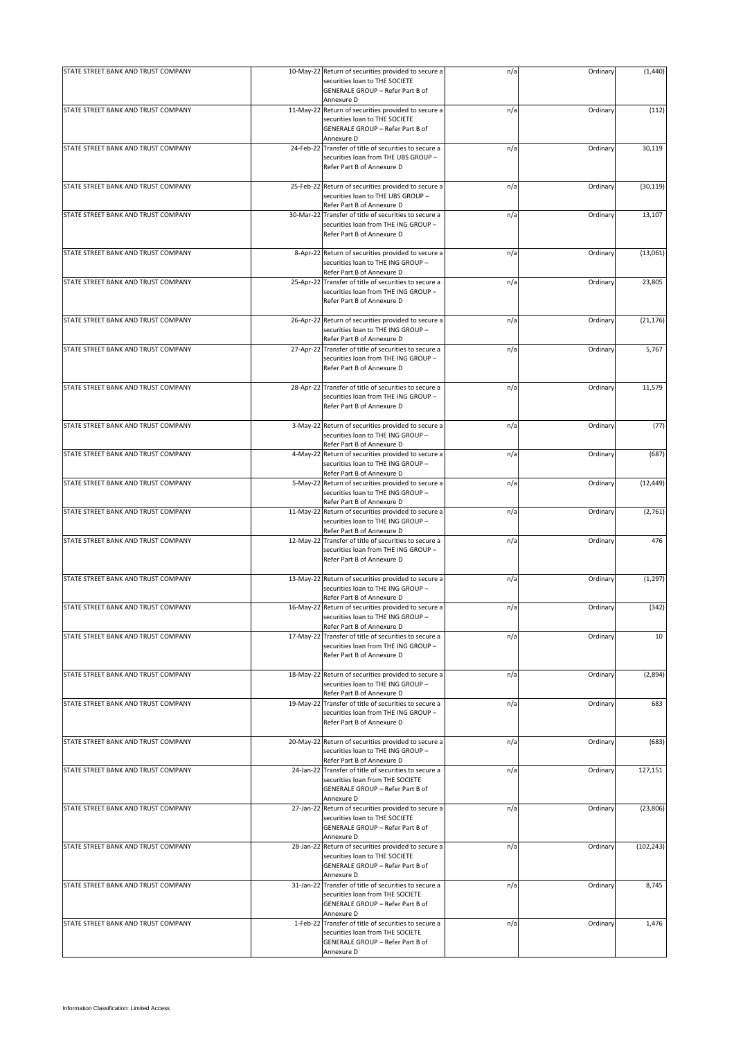| | | | | | |
|---|---|---|---|---|---|
| STATE STREET BANK AND TRUST COMPANY | 10-May-22 | Return of securities provided to secure a securities loan to THE SOCIETE GENERALE GROUP – Refer Part B of Annexure D | n/a | Ordinary | (1,440) |
| STATE STREET BANK AND TRUST COMPANY | 11-May-22 | Return of securities provided to secure a securities loan to THE SOCIETE GENERALE GROUP – Refer Part B of Annexure D | n/a | Ordinary | (112) |
| STATE STREET BANK AND TRUST COMPANY | 24-Feb-22 | Transfer of title of securities to secure a securities loan from THE UBS GROUP – Refer Part B of Annexure D | n/a | Ordinary | 30,119 |
| STATE STREET BANK AND TRUST COMPANY | 25-Feb-22 | Return of securities provided to secure a securities loan to THE UBS GROUP – Refer Part B of Annexure D | n/a | Ordinary | (30,119) |
| STATE STREET BANK AND TRUST COMPANY | 30-Mar-22 | Transfer of title of securities to secure a securities loan from THE ING GROUP – Refer Part B of Annexure D | n/a | Ordinary | 13,107 |
| STATE STREET BANK AND TRUST COMPANY | 8-Apr-22 | Return of securities provided to secure a securities loan to THE ING GROUP – Refer Part B of Annexure D | n/a | Ordinary | (13,061) |
| STATE STREET BANK AND TRUST COMPANY | 25-Apr-22 | Transfer of title of securities to secure a securities loan from THE ING GROUP – Refer Part B of Annexure D | n/a | Ordinary | 23,805 |
| STATE STREET BANK AND TRUST COMPANY | 26-Apr-22 | Return of securities provided to secure a securities loan to THE ING GROUP – Refer Part B of Annexure D | n/a | Ordinary | (21,176) |
| STATE STREET BANK AND TRUST COMPANY | 27-Apr-22 | Transfer of title of securities to secure a securities loan from THE ING GROUP – Refer Part B of Annexure D | n/a | Ordinary | 5,767 |
| STATE STREET BANK AND TRUST COMPANY | 28-Apr-22 | Transfer of title of securities to secure a securities loan from THE ING GROUP – Refer Part B of Annexure D | n/a | Ordinary | 11,579 |
| STATE STREET BANK AND TRUST COMPANY | 3-May-22 | Return of securities provided to secure a securities loan to THE ING GROUP – Refer Part B of Annexure D | n/a | Ordinary | (77) |
| STATE STREET BANK AND TRUST COMPANY | 4-May-22 | Return of securities provided to secure a securities loan to THE ING GROUP – Refer Part B of Annexure D | n/a | Ordinary | (687) |
| STATE STREET BANK AND TRUST COMPANY | 5-May-22 | Return of securities provided to secure a securities loan to THE ING GROUP – Refer Part B of Annexure D | n/a | Ordinary | (12,449) |
| STATE STREET BANK AND TRUST COMPANY | 11-May-22 | Return of securities provided to secure a securities loan to THE ING GROUP – Refer Part B of Annexure D | n/a | Ordinary | (2,761) |
| STATE STREET BANK AND TRUST COMPANY | 12-May-22 | Transfer of title of securities to secure a securities loan from THE ING GROUP – Refer Part B of Annexure D | n/a | Ordinary | 476 |
| STATE STREET BANK AND TRUST COMPANY | 13-May-22 | Return of securities provided to secure a securities loan to THE ING GROUP – Refer Part B of Annexure D | n/a | Ordinary | (1,297) |
| STATE STREET BANK AND TRUST COMPANY | 16-May-22 | Return of securities provided to secure a securities loan to THE ING GROUP – Refer Part B of Annexure D | n/a | Ordinary | (342) |
| STATE STREET BANK AND TRUST COMPANY | 17-May-22 | Transfer of title of securities to secure a securities loan from THE ING GROUP – Refer Part B of Annexure D | n/a | Ordinary | 10 |
| STATE STREET BANK AND TRUST COMPANY | 18-May-22 | Return of securities provided to secure a securities loan to THE ING GROUP – Refer Part B of Annexure D | n/a | Ordinary | (2,894) |
| STATE STREET BANK AND TRUST COMPANY | 19-May-22 | Transfer of title of securities to secure a securities loan from THE ING GROUP – Refer Part B of Annexure D | n/a | Ordinary | 683 |
| STATE STREET BANK AND TRUST COMPANY | 20-May-22 | Return of securities provided to secure a securities loan to THE ING GROUP – Refer Part B of Annexure D | n/a | Ordinary | (683) |
| STATE STREET BANK AND TRUST COMPANY | 24-Jan-22 | Transfer of title of securities to secure a securities loan from THE SOCIETE GENERALE GROUP – Refer Part B of Annexure D | n/a | Ordinary | 127,151 |
| STATE STREET BANK AND TRUST COMPANY | 27-Jan-22 | Return of securities provided to secure a securities loan to THE SOCIETE GENERALE GROUP – Refer Part B of Annexure D | n/a | Ordinary | (23,806) |
| STATE STREET BANK AND TRUST COMPANY | 28-Jan-22 | Return of securities provided to secure a securities loan to THE SOCIETE GENERALE GROUP – Refer Part B of Annexure D | n/a | Ordinary | (102,243) |
| STATE STREET BANK AND TRUST COMPANY | 31-Jan-22 | Transfer of title of securities to secure a securities loan from THE SOCIETE GENERALE GROUP – Refer Part B of Annexure D | n/a | Ordinary | 8,745 |
| STATE STREET BANK AND TRUST COMPANY | 1-Feb-22 | Transfer of title of securities to secure a securities loan from THE SOCIETE GENERALE GROUP – Refer Part B of Annexure D | n/a | Ordinary | 1,476 |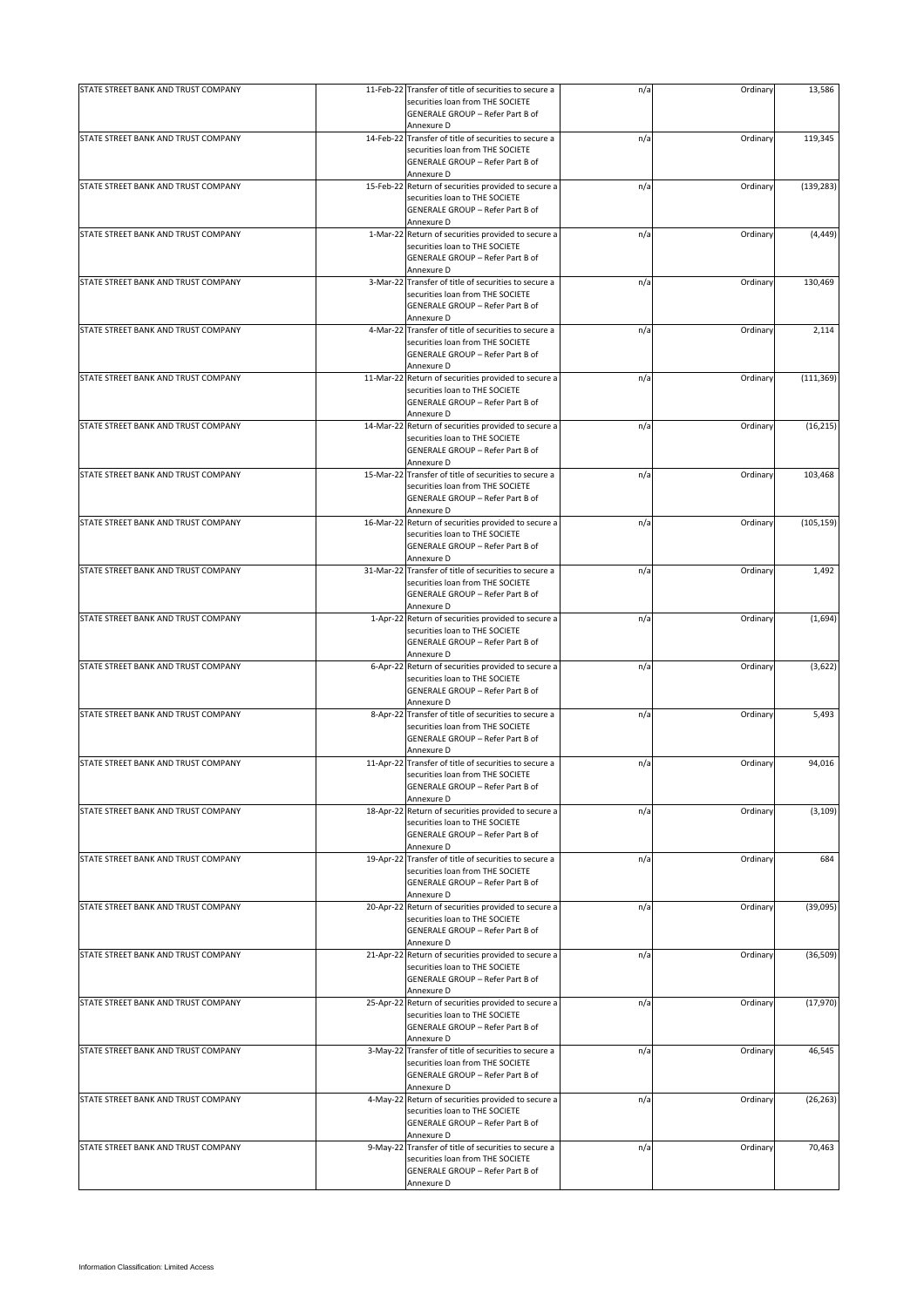| | | | | | |
|---|---|---|---|---|---|
| STATE STREET BANK AND TRUST COMPANY | 11-Feb-22 | Transfer of title of securities to secure a securities loan from THE SOCIETE GENERALE GROUP – Refer Part B of Annexure D | n/a | Ordinary | 13,586 |
| STATE STREET BANK AND TRUST COMPANY | 14-Feb-22 | Transfer of title of securities to secure a securities loan from THE SOCIETE GENERALE GROUP – Refer Part B of Annexure D | n/a | Ordinary | 119,345 |
| STATE STREET BANK AND TRUST COMPANY | 15-Feb-22 | Return of securities provided to secure a securities loan to THE SOCIETE GENERALE GROUP – Refer Part B of Annexure D | n/a | Ordinary | (139,283) |
| STATE STREET BANK AND TRUST COMPANY | 1-Mar-22 | Return of securities provided to secure a securities loan to THE SOCIETE GENERALE GROUP – Refer Part B of Annexure D | n/a | Ordinary | (4,449) |
| STATE STREET BANK AND TRUST COMPANY | 3-Mar-22 | Transfer of title of securities to secure a securities loan from THE SOCIETE GENERALE GROUP – Refer Part B of Annexure D | n/a | Ordinary | 130,469 |
| STATE STREET BANK AND TRUST COMPANY | 4-Mar-22 | Transfer of title of securities to secure a securities loan from THE SOCIETE GENERALE GROUP – Refer Part B of Annexure D | n/a | Ordinary | 2,114 |
| STATE STREET BANK AND TRUST COMPANY | 11-Mar-22 | Return of securities provided to secure a securities loan to THE SOCIETE GENERALE GROUP – Refer Part B of Annexure D | n/a | Ordinary | (111,369) |
| STATE STREET BANK AND TRUST COMPANY | 14-Mar-22 | Return of securities provided to secure a securities loan to THE SOCIETE GENERALE GROUP – Refer Part B of Annexure D | n/a | Ordinary | (16,215) |
| STATE STREET BANK AND TRUST COMPANY | 15-Mar-22 | Transfer of title of securities to secure a securities loan from THE SOCIETE GENERALE GROUP – Refer Part B of Annexure D | n/a | Ordinary | 103,468 |
| STATE STREET BANK AND TRUST COMPANY | 16-Mar-22 | Return of securities provided to secure a securities loan to THE SOCIETE GENERALE GROUP – Refer Part B of Annexure D | n/a | Ordinary | (105,159) |
| STATE STREET BANK AND TRUST COMPANY | 31-Mar-22 | Transfer of title of securities to secure a securities loan from THE SOCIETE GENERALE GROUP – Refer Part B of Annexure D | n/a | Ordinary | 1,492 |
| STATE STREET BANK AND TRUST COMPANY | 1-Apr-22 | Return of securities provided to secure a securities loan to THE SOCIETE GENERALE GROUP – Refer Part B of Annexure D | n/a | Ordinary | (1,694) |
| STATE STREET BANK AND TRUST COMPANY | 6-Apr-22 | Return of securities provided to secure a securities loan to THE SOCIETE GENERALE GROUP – Refer Part B of Annexure D | n/a | Ordinary | (3,622) |
| STATE STREET BANK AND TRUST COMPANY | 8-Apr-22 | Transfer of title of securities to secure a securities loan from THE SOCIETE GENERALE GROUP – Refer Part B of Annexure D | n/a | Ordinary | 5,493 |
| STATE STREET BANK AND TRUST COMPANY | 11-Apr-22 | Transfer of title of securities to secure a securities loan from THE SOCIETE GENERALE GROUP – Refer Part B of Annexure D | n/a | Ordinary | 94,016 |
| STATE STREET BANK AND TRUST COMPANY | 18-Apr-22 | Return of securities provided to secure a securities loan to THE SOCIETE GENERALE GROUP – Refer Part B of Annexure D | n/a | Ordinary | (3,109) |
| STATE STREET BANK AND TRUST COMPANY | 19-Apr-22 | Transfer of title of securities to secure a securities loan from THE SOCIETE GENERALE GROUP – Refer Part B of Annexure D | n/a | Ordinary | 684 |
| STATE STREET BANK AND TRUST COMPANY | 20-Apr-22 | Return of securities provided to secure a securities loan to THE SOCIETE GENERALE GROUP – Refer Part B of Annexure D | n/a | Ordinary | (39,095) |
| STATE STREET BANK AND TRUST COMPANY | 21-Apr-22 | Return of securities provided to secure a securities loan to THE SOCIETE GENERALE GROUP – Refer Part B of Annexure D | n/a | Ordinary | (36,509) |
| STATE STREET BANK AND TRUST COMPANY | 25-Apr-22 | Return of securities provided to secure a securities loan to THE SOCIETE GENERALE GROUP – Refer Part B of Annexure D | n/a | Ordinary | (17,970) |
| STATE STREET BANK AND TRUST COMPANY | 3-May-22 | Transfer of title of securities to secure a securities loan from THE SOCIETE GENERALE GROUP – Refer Part B of Annexure D | n/a | Ordinary | 46,545 |
| STATE STREET BANK AND TRUST COMPANY | 4-May-22 | Return of securities provided to secure a securities loan to THE SOCIETE GENERALE GROUP – Refer Part B of Annexure D | n/a | Ordinary | (26,263) |
| STATE STREET BANK AND TRUST COMPANY | 9-May-22 | Transfer of title of securities to secure a securities loan from THE SOCIETE GENERALE GROUP – Refer Part B of Annexure D | n/a | Ordinary | 70,463 |

Information Classification: Limited Access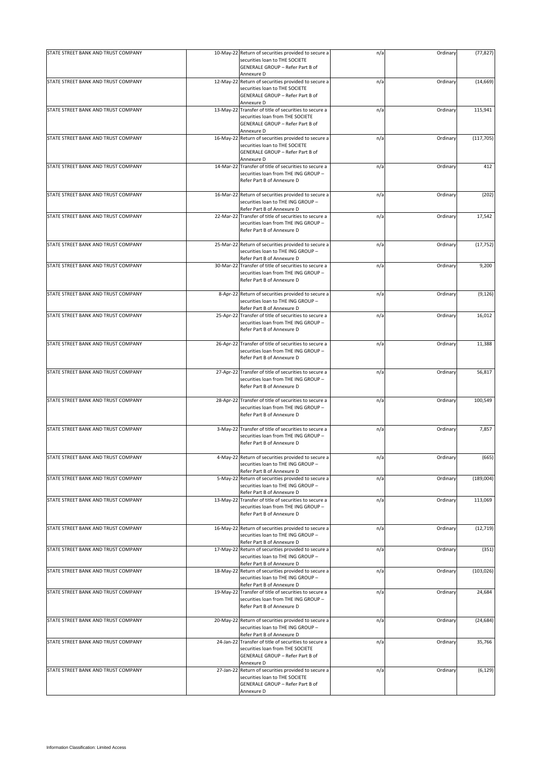| | | | | | |
|---|---|---|---|---|---|
| STATE STREET BANK AND TRUST COMPANY | 10-May-22 | Return of securities provided to secure a securities loan to THE SOCIETE GENERALE GROUP – Refer Part B of Annexure D | n/a | Ordinary | (77,827) |
| STATE STREET BANK AND TRUST COMPANY | 12-May-22 | Return of securities provided to secure a securities loan to THE SOCIETE GENERALE GROUP – Refer Part B of Annexure D | n/a | Ordinary | (14,669) |
| STATE STREET BANK AND TRUST COMPANY | 13-May-22 | Transfer of title of securities to secure a securities loan from THE SOCIETE GENERALE GROUP – Refer Part B of Annexure D | n/a | Ordinary | 115,941 |
| STATE STREET BANK AND TRUST COMPANY | 16-May-22 | Return of securities provided to secure a securities loan to THE SOCIETE GENERALE GROUP – Refer Part B of Annexure D | n/a | Ordinary | (117,705) |
| STATE STREET BANK AND TRUST COMPANY | 14-Mar-22 | Transfer of title of securities to secure a securities loan from THE ING GROUP – Refer Part B of Annexure D | n/a | Ordinary | 412 |
| STATE STREET BANK AND TRUST COMPANY | 16-Mar-22 | Return of securities provided to secure a securities loan to THE ING GROUP – Refer Part B of Annexure D | n/a | Ordinary | (202) |
| STATE STREET BANK AND TRUST COMPANY | 22-Mar-22 | Transfer of title of securities to secure a securities loan from THE ING GROUP – Refer Part B of Annexure D | n/a | Ordinary | 17,542 |
| STATE STREET BANK AND TRUST COMPANY | 25-Mar-22 | Return of securities provided to secure a securities loan to THE ING GROUP – Refer Part B of Annexure D | n/a | Ordinary | (17,752) |
| STATE STREET BANK AND TRUST COMPANY | 30-Mar-22 | Transfer of title of securities to secure a securities loan from THE ING GROUP – Refer Part B of Annexure D | n/a | Ordinary | 9,200 |
| STATE STREET BANK AND TRUST COMPANY | 8-Apr-22 | Return of securities provided to secure a securities loan to THE ING GROUP – Refer Part B of Annexure D | n/a | Ordinary | (9,126) |
| STATE STREET BANK AND TRUST COMPANY | 25-Apr-22 | Transfer of title of securities to secure a securities loan from THE ING GROUP – Refer Part B of Annexure D | n/a | Ordinary | 16,012 |
| STATE STREET BANK AND TRUST COMPANY | 26-Apr-22 | Transfer of title of securities to secure a securities loan from THE ING GROUP – Refer Part B of Annexure D | n/a | Ordinary | 11,388 |
| STATE STREET BANK AND TRUST COMPANY | 27-Apr-22 | Transfer of title of securities to secure a securities loan from THE ING GROUP – Refer Part B of Annexure D | n/a | Ordinary | 56,817 |
| STATE STREET BANK AND TRUST COMPANY | 28-Apr-22 | Transfer of title of securities to secure a securities loan from THE ING GROUP – Refer Part B of Annexure D | n/a | Ordinary | 100,549 |
| STATE STREET BANK AND TRUST COMPANY | 3-May-22 | Transfer of title of securities to secure a securities loan from THE ING GROUP – Refer Part B of Annexure D | n/a | Ordinary | 7,857 |
| STATE STREET BANK AND TRUST COMPANY | 4-May-22 | Return of securities provided to secure a securities loan to THE ING GROUP – Refer Part B of Annexure D | n/a | Ordinary | (665) |
| STATE STREET BANK AND TRUST COMPANY | 5-May-22 | Return of securities provided to secure a securities loan to THE ING GROUP – Refer Part B of Annexure D | n/a | Ordinary | (189,004) |
| STATE STREET BANK AND TRUST COMPANY | 13-May-22 | Transfer of title of securities to secure a securities loan from THE ING GROUP – Refer Part B of Annexure D | n/a | Ordinary | 113,069 |
| STATE STREET BANK AND TRUST COMPANY | 16-May-22 | Return of securities provided to secure a securities loan to THE ING GROUP – Refer Part B of Annexure D | n/a | Ordinary | (12,719) |
| STATE STREET BANK AND TRUST COMPANY | 17-May-22 | Return of securities provided to secure a securities loan to THE ING GROUP – Refer Part B of Annexure D | n/a | Ordinary | (351) |
| STATE STREET BANK AND TRUST COMPANY | 18-May-22 | Return of securities provided to secure a securities loan to THE ING GROUP – Refer Part B of Annexure D | n/a | Ordinary | (103,026) |
| STATE STREET BANK AND TRUST COMPANY | 19-May-22 | Transfer of title of securities to secure a securities loan from THE ING GROUP – Refer Part B of Annexure D | n/a | Ordinary | 24,684 |
| STATE STREET BANK AND TRUST COMPANY | 20-May-22 | Return of securities provided to secure a securities loan to THE ING GROUP – Refer Part B of Annexure D | n/a | Ordinary | (24,684) |
| STATE STREET BANK AND TRUST COMPANY | 24-Jan-22 | Transfer of title of securities to secure a securities loan from THE SOCIETE GENERALE GROUP – Refer Part B of Annexure D | n/a | Ordinary | 35,766 |
| STATE STREET BANK AND TRUST COMPANY | 27-Jan-22 | Return of securities provided to secure a securities loan to THE SOCIETE GENERALE GROUP – Refer Part B of Annexure D | n/a | Ordinary | (6,129) |

Information Classification: Limited Access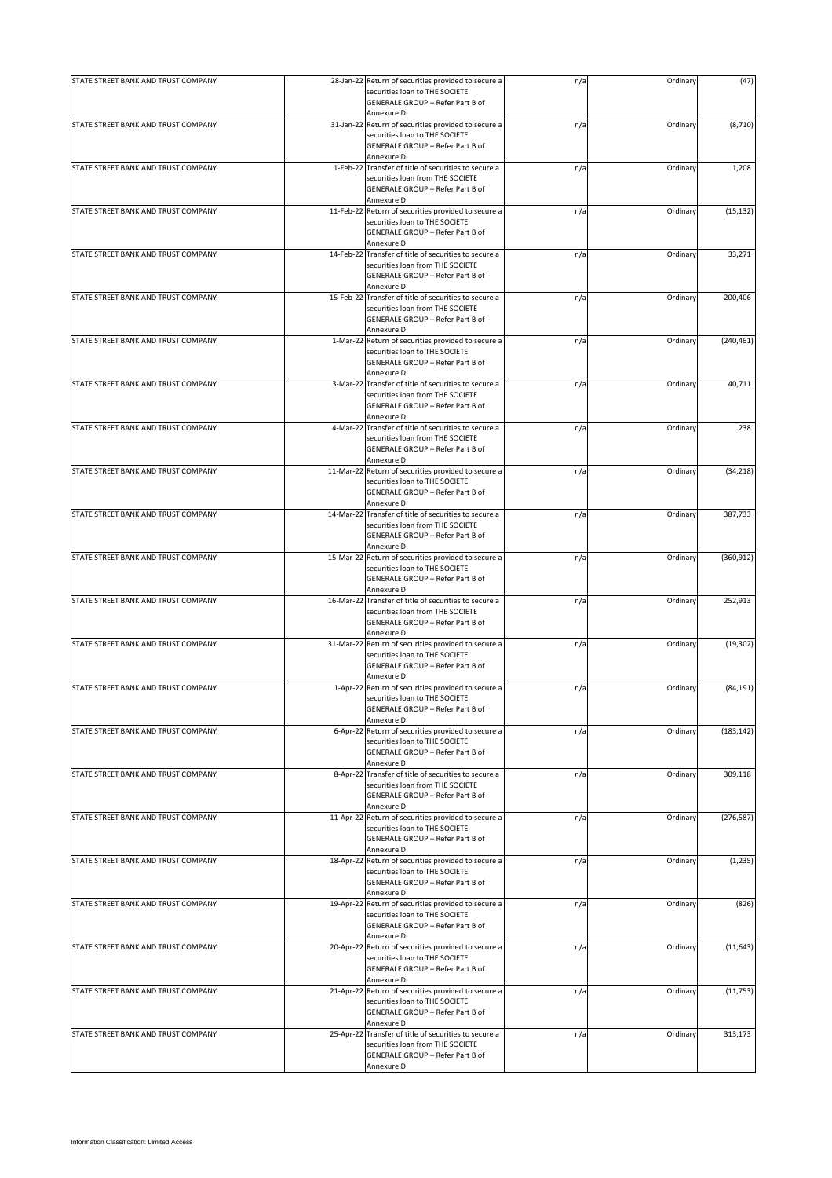| | | | | | |
|---|---|---|---|---|---|
| STATE STREET BANK AND TRUST COMPANY | 28-Jan-22 | Return of securities provided to secure a securities loan to THE SOCIETE GENERALE GROUP – Refer Part B of Annexure D | n/a | Ordinary | (47) |
| STATE STREET BANK AND TRUST COMPANY | 31-Jan-22 | Return of securities provided to secure a securities loan to THE SOCIETE GENERALE GROUP – Refer Part B of Annexure D | n/a | Ordinary | (8,710) |
| STATE STREET BANK AND TRUST COMPANY | 1-Feb-22 | Transfer of title of securities to secure a securities loan from THE SOCIETE GENERALE GROUP – Refer Part B of Annexure D | n/a | Ordinary | 1,208 |
| STATE STREET BANK AND TRUST COMPANY | 11-Feb-22 | Return of securities provided to secure a securities loan to THE SOCIETE GENERALE GROUP – Refer Part B of Annexure D | n/a | Ordinary | (15,132) |
| STATE STREET BANK AND TRUST COMPANY | 14-Feb-22 | Transfer of title of securities to secure a securities loan from THE SOCIETE GENERALE GROUP – Refer Part B of Annexure D | n/a | Ordinary | 33,271 |
| STATE STREET BANK AND TRUST COMPANY | 15-Feb-22 | Transfer of title of securities to secure a securities loan from THE SOCIETE GENERALE GROUP – Refer Part B of Annexure D | n/a | Ordinary | 200,406 |
| STATE STREET BANK AND TRUST COMPANY | 1-Mar-22 | Return of securities provided to secure a securities loan to THE SOCIETE GENERALE GROUP – Refer Part B of Annexure D | n/a | Ordinary | (240,461) |
| STATE STREET BANK AND TRUST COMPANY | 3-Mar-22 | Transfer of title of securities to secure a securities loan from THE SOCIETE GENERALE GROUP – Refer Part B of Annexure D | n/a | Ordinary | 40,711 |
| STATE STREET BANK AND TRUST COMPANY | 4-Mar-22 | Transfer of title of securities to secure a securities loan from THE SOCIETE GENERALE GROUP – Refer Part B of Annexure D | n/a | Ordinary | 238 |
| STATE STREET BANK AND TRUST COMPANY | 11-Mar-22 | Return of securities provided to secure a securities loan to THE SOCIETE GENERALE GROUP – Refer Part B of Annexure D | n/a | Ordinary | (34,218) |
| STATE STREET BANK AND TRUST COMPANY | 14-Mar-22 | Transfer of title of securities to secure a securities loan from THE SOCIETE GENERALE GROUP – Refer Part B of Annexure D | n/a | Ordinary | 387,733 |
| STATE STREET BANK AND TRUST COMPANY | 15-Mar-22 | Return of securities provided to secure a securities loan to THE SOCIETE GENERALE GROUP – Refer Part B of Annexure D | n/a | Ordinary | (360,912) |
| STATE STREET BANK AND TRUST COMPANY | 16-Mar-22 | Transfer of title of securities to secure a securities loan from THE SOCIETE GENERALE GROUP – Refer Part B of Annexure D | n/a | Ordinary | 252,913 |
| STATE STREET BANK AND TRUST COMPANY | 31-Mar-22 | Return of securities provided to secure a securities loan to THE SOCIETE GENERALE GROUP – Refer Part B of Annexure D | n/a | Ordinary | (19,302) |
| STATE STREET BANK AND TRUST COMPANY | 1-Apr-22 | Return of securities provided to secure a securities loan to THE SOCIETE GENERALE GROUP – Refer Part B of Annexure D | n/a | Ordinary | (84,191) |
| STATE STREET BANK AND TRUST COMPANY | 6-Apr-22 | Return of securities provided to secure a securities loan to THE SOCIETE GENERALE GROUP – Refer Part B of Annexure D | n/a | Ordinary | (183,142) |
| STATE STREET BANK AND TRUST COMPANY | 8-Apr-22 | Transfer of title of securities to secure a securities loan from THE SOCIETE GENERALE GROUP – Refer Part B of Annexure D | n/a | Ordinary | 309,118 |
| STATE STREET BANK AND TRUST COMPANY | 11-Apr-22 | Return of securities provided to secure a securities loan to THE SOCIETE GENERALE GROUP – Refer Part B of Annexure D | n/a | Ordinary | (276,587) |
| STATE STREET BANK AND TRUST COMPANY | 18-Apr-22 | Return of securities provided to secure a securities loan to THE SOCIETE GENERALE GROUP – Refer Part B of Annexure D | n/a | Ordinary | (1,235) |
| STATE STREET BANK AND TRUST COMPANY | 19-Apr-22 | Return of securities provided to secure a securities loan to THE SOCIETE GENERALE GROUP – Refer Part B of Annexure D | n/a | Ordinary | (826) |
| STATE STREET BANK AND TRUST COMPANY | 20-Apr-22 | Return of securities provided to secure a securities loan to THE SOCIETE GENERALE GROUP – Refer Part B of Annexure D | n/a | Ordinary | (11,643) |
| STATE STREET BANK AND TRUST COMPANY | 21-Apr-22 | Return of securities provided to secure a securities loan to THE SOCIETE GENERALE GROUP – Refer Part B of Annexure D | n/a | Ordinary | (11,753) |
| STATE STREET BANK AND TRUST COMPANY | 25-Apr-22 | Transfer of title of securities to secure a securities loan from THE SOCIETE GENERALE GROUP – Refer Part B of Annexure D | n/a | Ordinary | 313,173 |

Information Classification: Limited Access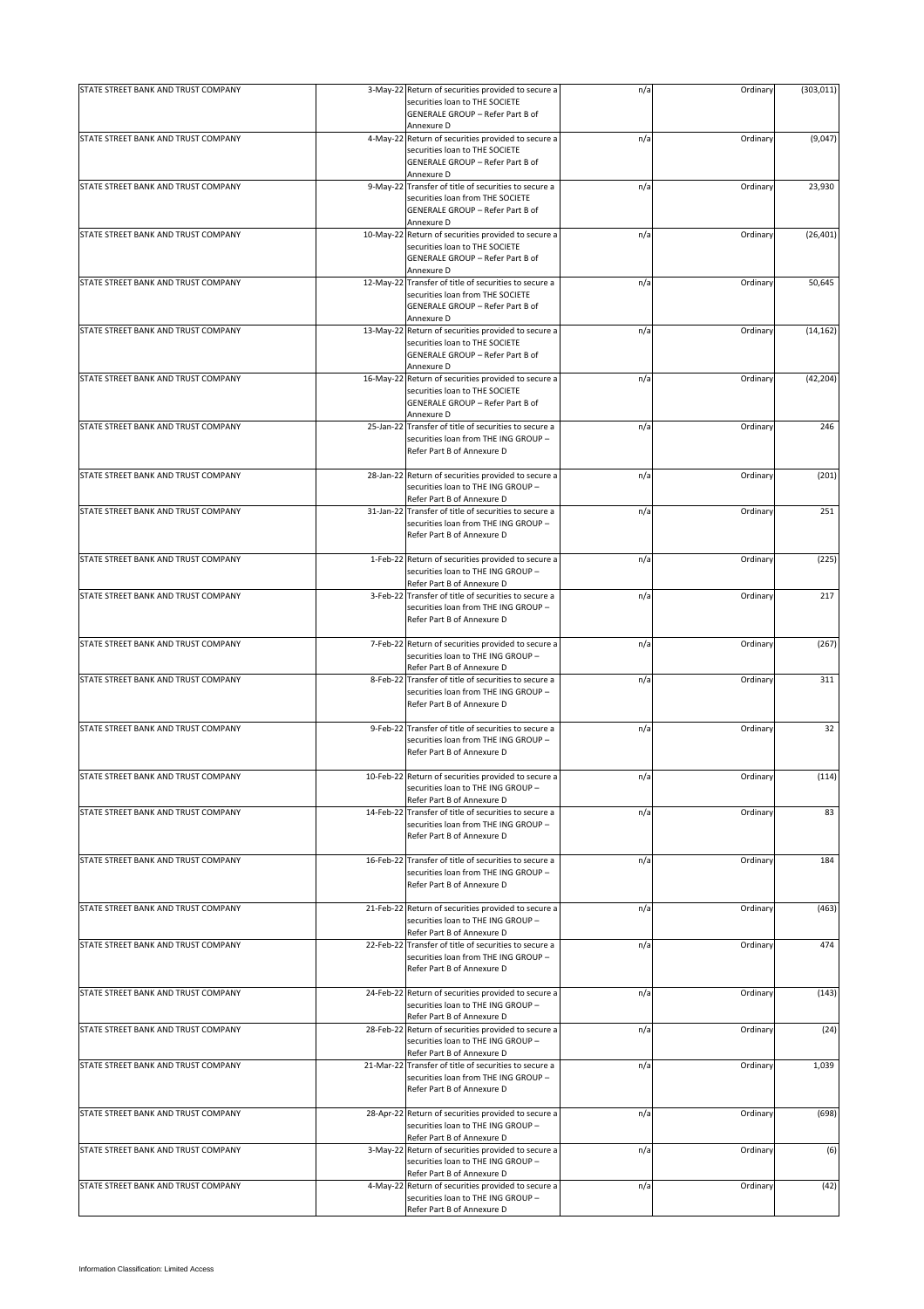| | | | | | |
|---|---|---|---|---|---|
| STATE STREET BANK AND TRUST COMPANY | 3-May-22 | Return of securities provided to secure a securities loan to THE SOCIETE GENERALE GROUP – Refer Part B of Annexure D | n/a | Ordinary | (303,011) |
| STATE STREET BANK AND TRUST COMPANY | 4-May-22 | Return of securities provided to secure a securities loan to THE SOCIETE GENERALE GROUP – Refer Part B of Annexure D | n/a | Ordinary | (9,047) |
| STATE STREET BANK AND TRUST COMPANY | 9-May-22 | Transfer of title of securities to secure a securities loan from THE SOCIETE GENERALE GROUP – Refer Part B of Annexure D | n/a | Ordinary | 23,930 |
| STATE STREET BANK AND TRUST COMPANY | 10-May-22 | Return of securities provided to secure a securities loan to THE SOCIETE GENERALE GROUP – Refer Part B of Annexure D | n/a | Ordinary | (26,401) |
| STATE STREET BANK AND TRUST COMPANY | 12-May-22 | Transfer of title of securities to secure a securities loan from THE SOCIETE GENERALE GROUP – Refer Part B of Annexure D | n/a | Ordinary | 50,645 |
| STATE STREET BANK AND TRUST COMPANY | 13-May-22 | Return of securities provided to secure a securities loan to THE SOCIETE GENERALE GROUP – Refer Part B of Annexure D | n/a | Ordinary | (14,162) |
| STATE STREET BANK AND TRUST COMPANY | 16-May-22 | Return of securities provided to secure a securities loan to THE SOCIETE GENERALE GROUP – Refer Part B of Annexure D | n/a | Ordinary | (42,204) |
| STATE STREET BANK AND TRUST COMPANY | 25-Jan-22 | Transfer of title of securities to secure a securities loan from THE ING GROUP – Refer Part B of Annexure D | n/a | Ordinary | 246 |
| STATE STREET BANK AND TRUST COMPANY | 28-Jan-22 | Return of securities provided to secure a securities loan to THE ING GROUP – Refer Part B of Annexure D | n/a | Ordinary | (201) |
| STATE STREET BANK AND TRUST COMPANY | 31-Jan-22 | Transfer of title of securities to secure a securities loan from THE ING GROUP – Refer Part B of Annexure D | n/a | Ordinary | 251 |
| STATE STREET BANK AND TRUST COMPANY | 1-Feb-22 | Return of securities provided to secure a securities loan to THE ING GROUP – Refer Part B of Annexure D | n/a | Ordinary | (225) |
| STATE STREET BANK AND TRUST COMPANY | 3-Feb-22 | Transfer of title of securities to secure a securities loan from THE ING GROUP – Refer Part B of Annexure D | n/a | Ordinary | 217 |
| STATE STREET BANK AND TRUST COMPANY | 7-Feb-22 | Return of securities provided to secure a securities loan to THE ING GROUP – Refer Part B of Annexure D | n/a | Ordinary | (267) |
| STATE STREET BANK AND TRUST COMPANY | 8-Feb-22 | Transfer of title of securities to secure a securities loan from THE ING GROUP – Refer Part B of Annexure D | n/a | Ordinary | 311 |
| STATE STREET BANK AND TRUST COMPANY | 9-Feb-22 | Transfer of title of securities to secure a securities loan from THE ING GROUP – Refer Part B of Annexure D | n/a | Ordinary | 32 |
| STATE STREET BANK AND TRUST COMPANY | 10-Feb-22 | Return of securities provided to secure a securities loan to THE ING GROUP – Refer Part B of Annexure D | n/a | Ordinary | (114) |
| STATE STREET BANK AND TRUST COMPANY | 14-Feb-22 | Transfer of title of securities to secure a securities loan from THE ING GROUP – Refer Part B of Annexure D | n/a | Ordinary | 83 |
| STATE STREET BANK AND TRUST COMPANY | 16-Feb-22 | Transfer of title of securities to secure a securities loan from THE ING GROUP – Refer Part B of Annexure D | n/a | Ordinary | 184 |
| STATE STREET BANK AND TRUST COMPANY | 21-Feb-22 | Return of securities provided to secure a securities loan to THE ING GROUP – Refer Part B of Annexure D | n/a | Ordinary | (463) |
| STATE STREET BANK AND TRUST COMPANY | 22-Feb-22 | Transfer of title of securities to secure a securities loan from THE ING GROUP – Refer Part B of Annexure D | n/a | Ordinary | 474 |
| STATE STREET BANK AND TRUST COMPANY | 24-Feb-22 | Return of securities provided to secure a securities loan to THE ING GROUP – Refer Part B of Annexure D | n/a | Ordinary | (143) |
| STATE STREET BANK AND TRUST COMPANY | 28-Feb-22 | Return of securities provided to secure a securities loan to THE ING GROUP – Refer Part B of Annexure D | n/a | Ordinary | (24) |
| STATE STREET BANK AND TRUST COMPANY | 21-Mar-22 | Transfer of title of securities to secure a securities loan from THE ING GROUP – Refer Part B of Annexure D | n/a | Ordinary | 1,039 |
| STATE STREET BANK AND TRUST COMPANY | 28-Apr-22 | Return of securities provided to secure a securities loan to THE ING GROUP – Refer Part B of Annexure D | n/a | Ordinary | (698) |
| STATE STREET BANK AND TRUST COMPANY | 3-May-22 | Return of securities provided to secure a securities loan to THE ING GROUP – Refer Part B of Annexure D | n/a | Ordinary | (6) |
| STATE STREET BANK AND TRUST COMPANY | 4-May-22 | Return of securities provided to secure a securities loan to THE ING GROUP – Refer Part B of Annexure D | n/a | Ordinary | (42) |

Information Classification: Limited Access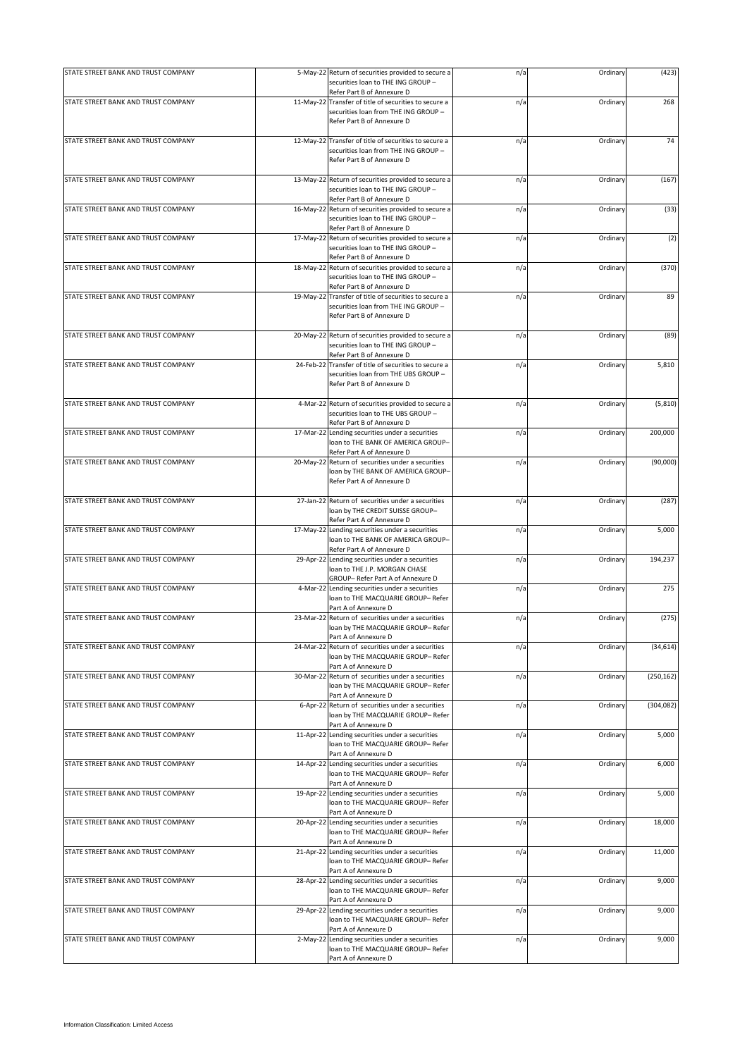| | | | | | |
|---|---|---|---|---|---|
| STATE STREET BANK AND TRUST COMPANY | 5-May-22 | Return of securities provided to secure a securities loan to THE ING GROUP – Refer Part B of Annexure D | n/a | Ordinary | (423) |
| STATE STREET BANK AND TRUST COMPANY | 11-May-22 | Transfer of title of securities to secure a securities loan from THE ING GROUP – Refer Part B of Annexure D | n/a | Ordinary | 268 |
| STATE STREET BANK AND TRUST COMPANY | 12-May-22 | Transfer of title of securities to secure a securities loan from THE ING GROUP – Refer Part B of Annexure D | n/a | Ordinary | 74 |
| STATE STREET BANK AND TRUST COMPANY | 13-May-22 | Return of securities provided to secure a securities loan to THE ING GROUP – Refer Part B of Annexure D | n/a | Ordinary | (167) |
| STATE STREET BANK AND TRUST COMPANY | 16-May-22 | Return of securities provided to secure a securities loan to THE ING GROUP – Refer Part B of Annexure D | n/a | Ordinary | (33) |
| STATE STREET BANK AND TRUST COMPANY | 17-May-22 | Return of securities provided to secure a securities loan to THE ING GROUP – Refer Part B of Annexure D | n/a | Ordinary | (2) |
| STATE STREET BANK AND TRUST COMPANY | 18-May-22 | Return of securities provided to secure a securities loan to THE ING GROUP – Refer Part B of Annexure D | n/a | Ordinary | (370) |
| STATE STREET BANK AND TRUST COMPANY | 19-May-22 | Transfer of title of securities to secure a securities loan from THE ING GROUP – Refer Part B of Annexure D | n/a | Ordinary | 89 |
| STATE STREET BANK AND TRUST COMPANY | 20-May-22 | Return of securities provided to secure a securities loan to THE ING GROUP – Refer Part B of Annexure D | n/a | Ordinary | (89) |
| STATE STREET BANK AND TRUST COMPANY | 24-Feb-22 | Transfer of title of securities to secure a securities loan from THE UBS GROUP – Refer Part B of Annexure D | n/a | Ordinary | 5,810 |
| STATE STREET BANK AND TRUST COMPANY | 4-Mar-22 | Return of securities provided to secure a securities loan to THE UBS GROUP – Refer Part B of Annexure D | n/a | Ordinary | (5,810) |
| STATE STREET BANK AND TRUST COMPANY | 17-Mar-22 | Lending securities under a securities loan to THE BANK OF AMERICA GROUP– Refer Part A of Annexure D | n/a | Ordinary | 200,000 |
| STATE STREET BANK AND TRUST COMPANY | 20-May-22 | Return of securities under a securities loan by THE BANK OF AMERICA GROUP– Refer Part A of Annexure D | n/a | Ordinary | (90,000) |
| STATE STREET BANK AND TRUST COMPANY | 27-Jan-22 | Return of securities under a securities loan by THE CREDIT SUISSE GROUP– Refer Part A of Annexure D | n/a | Ordinary | (287) |
| STATE STREET BANK AND TRUST COMPANY | 17-May-22 | Lending securities under a securities loan to THE BANK OF AMERICA GROUP– Refer Part A of Annexure D | n/a | Ordinary | 5,000 |
| STATE STREET BANK AND TRUST COMPANY | 29-Apr-22 | Lending securities under a securities loan to THE J.P. MORGAN CHASE GROUP– Refer Part A of Annexure D | n/a | Ordinary | 194,237 |
| STATE STREET BANK AND TRUST COMPANY | 4-Mar-22 | Lending securities under a securities loan to THE MACQUARIE GROUP– Refer Part A of Annexure D | n/a | Ordinary | 275 |
| STATE STREET BANK AND TRUST COMPANY | 23-Mar-22 | Return of securities under a securities loan by THE MACQUARIE GROUP– Refer Part A of Annexure D | n/a | Ordinary | (275) |
| STATE STREET BANK AND TRUST COMPANY | 24-Mar-22 | Return of securities under a securities loan by THE MACQUARIE GROUP– Refer Part A of Annexure D | n/a | Ordinary | (34,614) |
| STATE STREET BANK AND TRUST COMPANY | 30-Mar-22 | Return of securities under a securities loan by THE MACQUARIE GROUP– Refer Part A of Annexure D | n/a | Ordinary | (250,162) |
| STATE STREET BANK AND TRUST COMPANY | 6-Apr-22 | Return of securities under a securities loan by THE MACQUARIE GROUP– Refer Part A of Annexure D | n/a | Ordinary | (304,082) |
| STATE STREET BANK AND TRUST COMPANY | 11-Apr-22 | Lending securities under a securities loan to THE MACQUARIE GROUP– Refer Part A of Annexure D | n/a | Ordinary | 5,000 |
| STATE STREET BANK AND TRUST COMPANY | 14-Apr-22 | Lending securities under a securities loan to THE MACQUARIE GROUP– Refer Part A of Annexure D | n/a | Ordinary | 6,000 |
| STATE STREET BANK AND TRUST COMPANY | 19-Apr-22 | Lending securities under a securities loan to THE MACQUARIE GROUP– Refer Part A of Annexure D | n/a | Ordinary | 5,000 |
| STATE STREET BANK AND TRUST COMPANY | 20-Apr-22 | Lending securities under a securities loan to THE MACQUARIE GROUP– Refer Part A of Annexure D | n/a | Ordinary | 18,000 |
| STATE STREET BANK AND TRUST COMPANY | 21-Apr-22 | Lending securities under a securities loan to THE MACQUARIE GROUP– Refer Part A of Annexure D | n/a | Ordinary | 11,000 |
| STATE STREET BANK AND TRUST COMPANY | 28-Apr-22 | Lending securities under a securities loan to THE MACQUARIE GROUP– Refer Part A of Annexure D | n/a | Ordinary | 9,000 |
| STATE STREET BANK AND TRUST COMPANY | 29-Apr-22 | Lending securities under a securities loan to THE MACQUARIE GROUP– Refer Part A of Annexure D | n/a | Ordinary | 9,000 |
| STATE STREET BANK AND TRUST COMPANY | 2-May-22 | Lending securities under a securities loan to THE MACQUARIE GROUP– Refer Part A of Annexure D | n/a | Ordinary | 9,000 |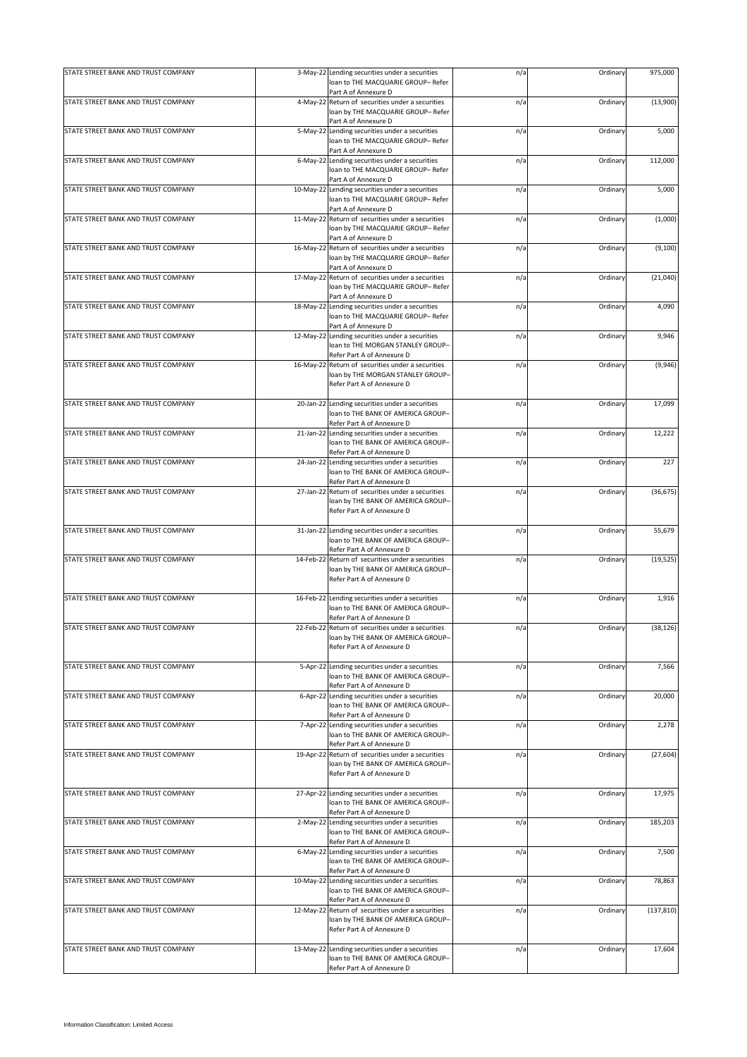| | | | | | |
|---|---|---|---|---|---|
| STATE STREET BANK AND TRUST COMPANY | 3-May-22 | Lending securities under a securities loan to THE MACQUARIE GROUP– Refer Part A of Annexure D | n/a | Ordinary | 975,000 |
| STATE STREET BANK AND TRUST COMPANY | 4-May-22 | Return of securities under a securities loan by THE MACQUARIE GROUP– Refer Part A of Annexure D | n/a | Ordinary | (13,900) |
| STATE STREET BANK AND TRUST COMPANY | 5-May-22 | Lending securities under a securities loan to THE MACQUARIE GROUP– Refer Part A of Annexure D | n/a | Ordinary | 5,000 |
| STATE STREET BANK AND TRUST COMPANY | 6-May-22 | Lending securities under a securities loan to THE MACQUARIE GROUP– Refer Part A of Annexure D | n/a | Ordinary | 112,000 |
| STATE STREET BANK AND TRUST COMPANY | 10-May-22 | Lending securities under a securities loan to THE MACQUARIE GROUP– Refer Part A of Annexure D | n/a | Ordinary | 5,000 |
| STATE STREET BANK AND TRUST COMPANY | 11-May-22 | Return of securities under a securities loan by THE MACQUARIE GROUP– Refer Part A of Annexure D | n/a | Ordinary | (1,000) |
| STATE STREET BANK AND TRUST COMPANY | 16-May-22 | Return of securities under a securities loan by THE MACQUARIE GROUP– Refer Part A of Annexure D | n/a | Ordinary | (9,100) |
| STATE STREET BANK AND TRUST COMPANY | 17-May-22 | Return of securities under a securities loan by THE MACQUARIE GROUP– Refer Part A of Annexure D | n/a | Ordinary | (21,040) |
| STATE STREET BANK AND TRUST COMPANY | 18-May-22 | Lending securities under a securities loan to THE MACQUARIE GROUP– Refer Part A of Annexure D | n/a | Ordinary | 4,090 |
| STATE STREET BANK AND TRUST COMPANY | 12-May-22 | Lending securities under a securities loan to THE MORGAN STANLEY GROUP– Refer Part A of Annexure D | n/a | Ordinary | 9,946 |
| STATE STREET BANK AND TRUST COMPANY | 16-May-22 | Return of securities under a securities loan by THE MORGAN STANLEY GROUP– Refer Part A of Annexure D | n/a | Ordinary | (9,946) |
| STATE STREET BANK AND TRUST COMPANY | 20-Jan-22 | Lending securities under a securities loan to THE BANK OF AMERICA GROUP– Refer Part A of Annexure D | n/a | Ordinary | 17,099 |
| STATE STREET BANK AND TRUST COMPANY | 21-Jan-22 | Lending securities under a securities loan to THE BANK OF AMERICA GROUP– Refer Part A of Annexure D | n/a | Ordinary | 12,222 |
| STATE STREET BANK AND TRUST COMPANY | 24-Jan-22 | Lending securities under a securities loan to THE BANK OF AMERICA GROUP– Refer Part A of Annexure D | n/a | Ordinary | 227 |
| STATE STREET BANK AND TRUST COMPANY | 27-Jan-22 | Return of securities under a securities loan by THE BANK OF AMERICA GROUP– Refer Part A of Annexure D | n/a | Ordinary | (36,675) |
| STATE STREET BANK AND TRUST COMPANY | 31-Jan-22 | Lending securities under a securities loan to THE BANK OF AMERICA GROUP– Refer Part A of Annexure D | n/a | Ordinary | 55,679 |
| STATE STREET BANK AND TRUST COMPANY | 14-Feb-22 | Return of securities under a securities loan by THE BANK OF AMERICA GROUP– Refer Part A of Annexure D | n/a | Ordinary | (19,525) |
| STATE STREET BANK AND TRUST COMPANY | 16-Feb-22 | Lending securities under a securities loan to THE BANK OF AMERICA GROUP– Refer Part A of Annexure D | n/a | Ordinary | 1,916 |
| STATE STREET BANK AND TRUST COMPANY | 22-Feb-22 | Return of securities under a securities loan by THE BANK OF AMERICA GROUP– Refer Part A of Annexure D | n/a | Ordinary | (38,126) |
| STATE STREET BANK AND TRUST COMPANY | 5-Apr-22 | Lending securities under a securities loan to THE BANK OF AMERICA GROUP– Refer Part A of Annexure D | n/a | Ordinary | 7,566 |
| STATE STREET BANK AND TRUST COMPANY | 6-Apr-22 | Lending securities under a securities loan to THE BANK OF AMERICA GROUP– Refer Part A of Annexure D | n/a | Ordinary | 20,000 |
| STATE STREET BANK AND TRUST COMPANY | 7-Apr-22 | Lending securities under a securities loan to THE BANK OF AMERICA GROUP– Refer Part A of Annexure D | n/a | Ordinary | 2,278 |
| STATE STREET BANK AND TRUST COMPANY | 19-Apr-22 | Return of securities under a securities loan by THE BANK OF AMERICA GROUP– Refer Part A of Annexure D | n/a | Ordinary | (27,604) |
| STATE STREET BANK AND TRUST COMPANY | 27-Apr-22 | Lending securities under a securities loan to THE BANK OF AMERICA GROUP– Refer Part A of Annexure D | n/a | Ordinary | 17,975 |
| STATE STREET BANK AND TRUST COMPANY | 2-May-22 | Lending securities under a securities loan to THE BANK OF AMERICA GROUP– Refer Part A of Annexure D | n/a | Ordinary | 185,203 |
| STATE STREET BANK AND TRUST COMPANY | 6-May-22 | Lending securities under a securities loan to THE BANK OF AMERICA GROUP– Refer Part A of Annexure D | n/a | Ordinary | 7,500 |
| STATE STREET BANK AND TRUST COMPANY | 10-May-22 | Lending securities under a securities loan to THE BANK OF AMERICA GROUP– Refer Part A of Annexure D | n/a | Ordinary | 78,863 |
| STATE STREET BANK AND TRUST COMPANY | 12-May-22 | Return of securities under a securities loan by THE BANK OF AMERICA GROUP– Refer Part A of Annexure D | n/a | Ordinary | (137,810) |
| STATE STREET BANK AND TRUST COMPANY | 13-May-22 | Lending securities under a securities loan to THE BANK OF AMERICA GROUP– Refer Part A of Annexure D | n/a | Ordinary | 17,604 |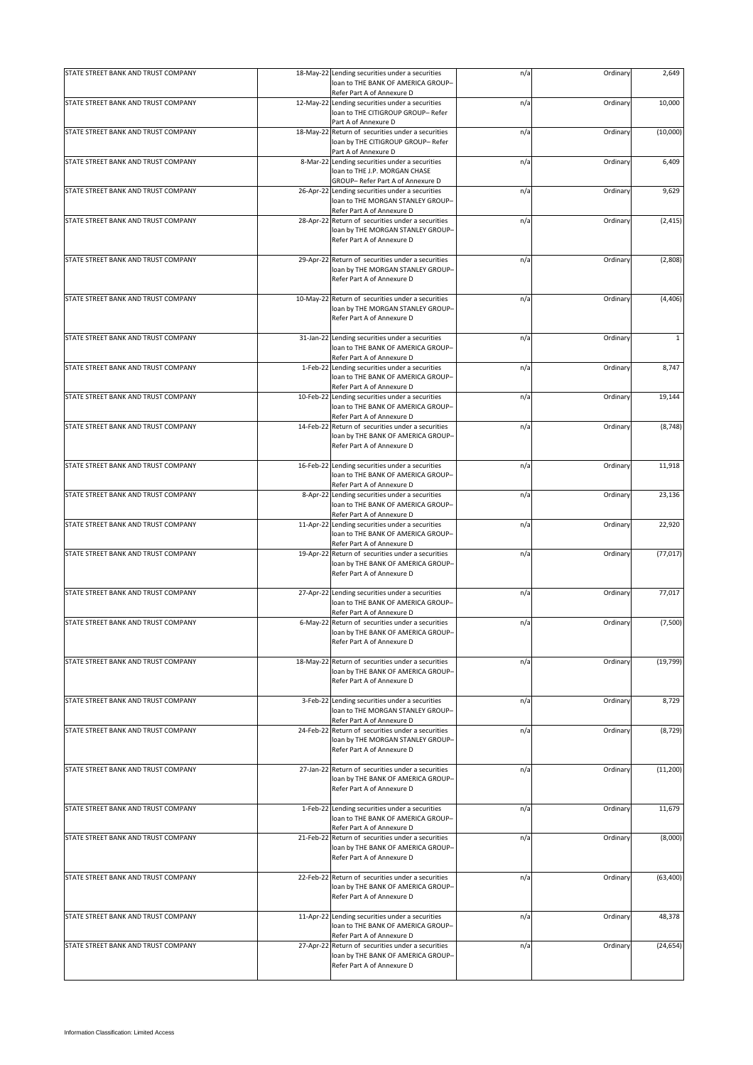| | | | | | |
|---|---|---|---|---|---|
| STATE STREET BANK AND TRUST COMPANY | 18-May-22 | Lending securities under a securities loan to THE BANK OF AMERICA GROUP– Refer Part A of Annexure D | n/a | Ordinary | 2,649 |
| STATE STREET BANK AND TRUST COMPANY | 12-May-22 | Lending securities under a securities loan to THE CITIGROUP GROUP– Refer Part A of Annexure D | n/a | Ordinary | 10,000 |
| STATE STREET BANK AND TRUST COMPANY | 18-May-22 | Return of securities under a securities loan by THE CITIGROUP GROUP– Refer Part A of Annexure D | n/a | Ordinary | (10,000) |
| STATE STREET BANK AND TRUST COMPANY | 8-Mar-22 | Lending securities under a securities loan to THE J.P. MORGAN CHASE GROUP– Refer Part A of Annexure D | n/a | Ordinary | 6,409 |
| STATE STREET BANK AND TRUST COMPANY | 26-Apr-22 | Lending securities under a securities loan to THE MORGAN STANLEY GROUP– Refer Part A of Annexure D | n/a | Ordinary | 9,629 |
| STATE STREET BANK AND TRUST COMPANY | 28-Apr-22 | Return of securities under a securities loan by THE MORGAN STANLEY GROUP– Refer Part A of Annexure D | n/a | Ordinary | (2,415) |
| STATE STREET BANK AND TRUST COMPANY | 29-Apr-22 | Return of securities under a securities loan by THE MORGAN STANLEY GROUP– Refer Part A of Annexure D | n/a | Ordinary | (2,808) |
| STATE STREET BANK AND TRUST COMPANY | 10-May-22 | Return of securities under a securities loan by THE MORGAN STANLEY GROUP– Refer Part A of Annexure D | n/a | Ordinary | (4,406) |
| STATE STREET BANK AND TRUST COMPANY | 31-Jan-22 | Lending securities under a securities loan to THE BANK OF AMERICA GROUP– Refer Part A of Annexure D | n/a | Ordinary | 1 |
| STATE STREET BANK AND TRUST COMPANY | 1-Feb-22 | Lending securities under a securities loan to THE BANK OF AMERICA GROUP– Refer Part A of Annexure D | n/a | Ordinary | 8,747 |
| STATE STREET BANK AND TRUST COMPANY | 10-Feb-22 | Lending securities under a securities loan to THE BANK OF AMERICA GROUP– Refer Part A of Annexure D | n/a | Ordinary | 19,144 |
| STATE STREET BANK AND TRUST COMPANY | 14-Feb-22 | Return of securities under a securities loan by THE BANK OF AMERICA GROUP– Refer Part A of Annexure D | n/a | Ordinary | (8,748) |
| STATE STREET BANK AND TRUST COMPANY | 16-Feb-22 | Lending securities under a securities loan to THE BANK OF AMERICA GROUP– Refer Part A of Annexure D | n/a | Ordinary | 11,918 |
| STATE STREET BANK AND TRUST COMPANY | 8-Apr-22 | Lending securities under a securities loan to THE BANK OF AMERICA GROUP– Refer Part A of Annexure D | n/a | Ordinary | 23,136 |
| STATE STREET BANK AND TRUST COMPANY | 11-Apr-22 | Lending securities under a securities loan to THE BANK OF AMERICA GROUP– Refer Part A of Annexure D | n/a | Ordinary | 22,920 |
| STATE STREET BANK AND TRUST COMPANY | 19-Apr-22 | Return of securities under a securities loan by THE BANK OF AMERICA GROUP– Refer Part A of Annexure D | n/a | Ordinary | (77,017) |
| STATE STREET BANK AND TRUST COMPANY | 27-Apr-22 | Lending securities under a securities loan to THE BANK OF AMERICA GROUP– Refer Part A of Annexure D | n/a | Ordinary | 77,017 |
| STATE STREET BANK AND TRUST COMPANY | 6-May-22 | Return of securities under a securities loan by THE BANK OF AMERICA GROUP– Refer Part A of Annexure D | n/a | Ordinary | (7,500) |
| STATE STREET BANK AND TRUST COMPANY | 18-May-22 | Return of securities under a securities loan by THE BANK OF AMERICA GROUP– Refer Part A of Annexure D | n/a | Ordinary | (19,799) |
| STATE STREET BANK AND TRUST COMPANY | 3-Feb-22 | Lending securities under a securities loan to THE MORGAN STANLEY GROUP– Refer Part A of Annexure D | n/a | Ordinary | 8,729 |
| STATE STREET BANK AND TRUST COMPANY | 24-Feb-22 | Return of securities under a securities loan by THE MORGAN STANLEY GROUP– Refer Part A of Annexure D | n/a | Ordinary | (8,729) |
| STATE STREET BANK AND TRUST COMPANY | 27-Jan-22 | Return of securities under a securities loan by THE BANK OF AMERICA GROUP– Refer Part A of Annexure D | n/a | Ordinary | (11,200) |
| STATE STREET BANK AND TRUST COMPANY | 1-Feb-22 | Lending securities under a securities loan to THE BANK OF AMERICA GROUP– Refer Part A of Annexure D | n/a | Ordinary | 11,679 |
| STATE STREET BANK AND TRUST COMPANY | 21-Feb-22 | Return of securities under a securities loan by THE BANK OF AMERICA GROUP– Refer Part A of Annexure D | n/a | Ordinary | (8,000) |
| STATE STREET BANK AND TRUST COMPANY | 22-Feb-22 | Return of securities under a securities loan by THE BANK OF AMERICA GROUP– Refer Part A of Annexure D | n/a | Ordinary | (63,400) |
| STATE STREET BANK AND TRUST COMPANY | 11-Apr-22 | Lending securities under a securities loan to THE BANK OF AMERICA GROUP– Refer Part A of Annexure D | n/a | Ordinary | 48,378 |
| STATE STREET BANK AND TRUST COMPANY | 27-Apr-22 | Return of securities under a securities loan by THE BANK OF AMERICA GROUP– Refer Part A of Annexure D | n/a | Ordinary | (24,654) |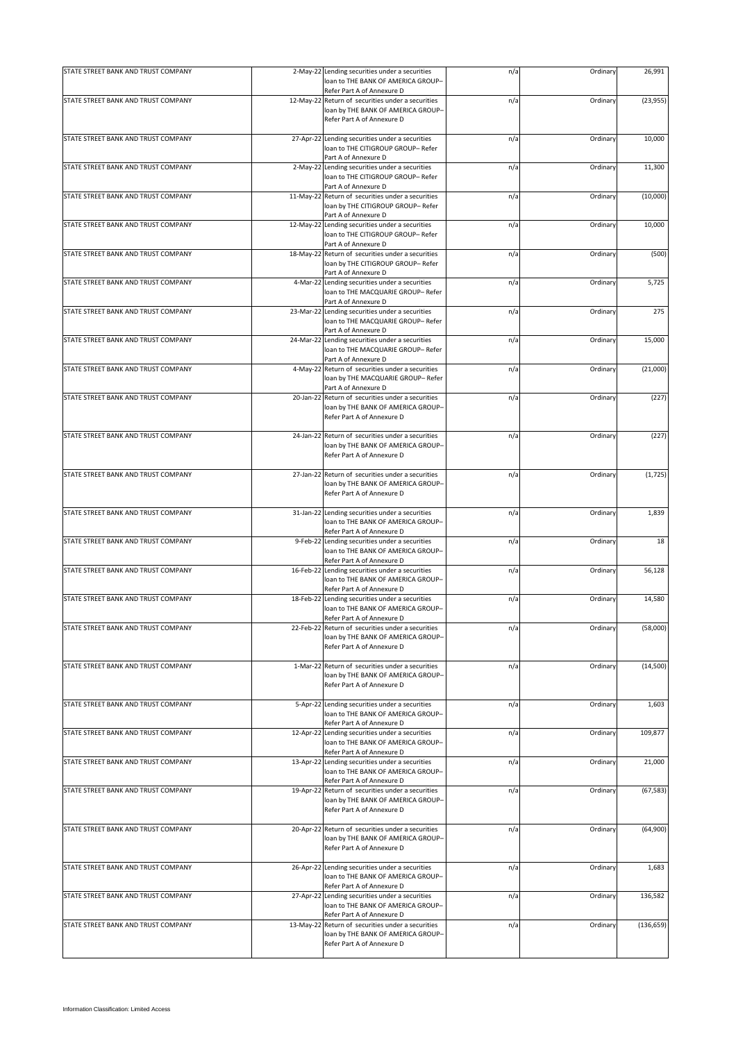| | | | | | |
|---|---|---|---|---|---|
| STATE STREET BANK AND TRUST COMPANY | 2-May-22 | Lending securities under a securities loan to THE BANK OF AMERICA GROUP– Refer Part A of Annexure D | n/a | Ordinary | 26,991 |
| STATE STREET BANK AND TRUST COMPANY | 12-May-22 | Return of securities under a securities loan by THE BANK OF AMERICA GROUP– Refer Part A of Annexure D | n/a | Ordinary | (23,955) |
| STATE STREET BANK AND TRUST COMPANY | 27-Apr-22 | Lending securities under a securities loan to THE CITIGROUP GROUP– Refer Part A of Annexure D | n/a | Ordinary | 10,000 |
| STATE STREET BANK AND TRUST COMPANY | 2-May-22 | Lending securities under a securities loan to THE CITIGROUP GROUP– Refer Part A of Annexure D | n/a | Ordinary | 11,300 |
| STATE STREET BANK AND TRUST COMPANY | 11-May-22 | Return of securities under a securities loan by THE CITIGROUP GROUP– Refer Part A of Annexure D | n/a | Ordinary | (10,000) |
| STATE STREET BANK AND TRUST COMPANY | 12-May-22 | Lending securities under a securities loan to THE CITIGROUP GROUP– Refer Part A of Annexure D | n/a | Ordinary | 10,000 |
| STATE STREET BANK AND TRUST COMPANY | 18-May-22 | Return of securities under a securities loan by THE CITIGROUP GROUP– Refer Part A of Annexure D | n/a | Ordinary | (500) |
| STATE STREET BANK AND TRUST COMPANY | 4-Mar-22 | Lending securities under a securities loan to THE MACQUARIE GROUP– Refer Part A of Annexure D | n/a | Ordinary | 5,725 |
| STATE STREET BANK AND TRUST COMPANY | 23-Mar-22 | Lending securities under a securities loan to THE MACQUARIE GROUP– Refer Part A of Annexure D | n/a | Ordinary | 275 |
| STATE STREET BANK AND TRUST COMPANY | 24-Mar-22 | Lending securities under a securities loan to THE MACQUARIE GROUP– Refer Part A of Annexure D | n/a | Ordinary | 15,000 |
| STATE STREET BANK AND TRUST COMPANY | 4-May-22 | Return of securities under a securities loan by THE MACQUARIE GROUP– Refer Part A of Annexure D | n/a | Ordinary | (21,000) |
| STATE STREET BANK AND TRUST COMPANY | 20-Jan-22 | Return of securities under a securities loan by THE BANK OF AMERICA GROUP– Refer Part A of Annexure D | n/a | Ordinary | (227) |
| STATE STREET BANK AND TRUST COMPANY | 24-Jan-22 | Return of securities under a securities loan by THE BANK OF AMERICA GROUP– Refer Part A of Annexure D | n/a | Ordinary | (227) |
| STATE STREET BANK AND TRUST COMPANY | 27-Jan-22 | Return of securities under a securities loan by THE BANK OF AMERICA GROUP– Refer Part A of Annexure D | n/a | Ordinary | (1,725) |
| STATE STREET BANK AND TRUST COMPANY | 31-Jan-22 | Lending securities under a securities loan to THE BANK OF AMERICA GROUP– Refer Part A of Annexure D | n/a | Ordinary | 1,839 |
| STATE STREET BANK AND TRUST COMPANY | 9-Feb-22 | Lending securities under a securities loan to THE BANK OF AMERICA GROUP– Refer Part A of Annexure D | n/a | Ordinary | 18 |
| STATE STREET BANK AND TRUST COMPANY | 16-Feb-22 | Lending securities under a securities loan to THE BANK OF AMERICA GROUP– Refer Part A of Annexure D | n/a | Ordinary | 56,128 |
| STATE STREET BANK AND TRUST COMPANY | 18-Feb-22 | Lending securities under a securities loan to THE BANK OF AMERICA GROUP– Refer Part A of Annexure D | n/a | Ordinary | 14,580 |
| STATE STREET BANK AND TRUST COMPANY | 22-Feb-22 | Return of securities under a securities loan by THE BANK OF AMERICA GROUP– Refer Part A of Annexure D | n/a | Ordinary | (58,000) |
| STATE STREET BANK AND TRUST COMPANY | 1-Mar-22 | Return of securities under a securities loan by THE BANK OF AMERICA GROUP– Refer Part A of Annexure D | n/a | Ordinary | (14,500) |
| STATE STREET BANK AND TRUST COMPANY | 5-Apr-22 | Lending securities under a securities loan to THE BANK OF AMERICA GROUP– Refer Part A of Annexure D | n/a | Ordinary | 1,603 |
| STATE STREET BANK AND TRUST COMPANY | 12-Apr-22 | Lending securities under a securities loan to THE BANK OF AMERICA GROUP– Refer Part A of Annexure D | n/a | Ordinary | 109,877 |
| STATE STREET BANK AND TRUST COMPANY | 13-Apr-22 | Lending securities under a securities loan to THE BANK OF AMERICA GROUP– Refer Part A of Annexure D | n/a | Ordinary | 21,000 |
| STATE STREET BANK AND TRUST COMPANY | 19-Apr-22 | Return of securities under a securities loan by THE BANK OF AMERICA GROUP– Refer Part A of Annexure D | n/a | Ordinary | (67,583) |
| STATE STREET BANK AND TRUST COMPANY | 20-Apr-22 | Return of securities under a securities loan by THE BANK OF AMERICA GROUP– Refer Part A of Annexure D | n/a | Ordinary | (64,900) |
| STATE STREET BANK AND TRUST COMPANY | 26-Apr-22 | Lending securities under a securities loan to THE BANK OF AMERICA GROUP– Refer Part A of Annexure D | n/a | Ordinary | 1,683 |
| STATE STREET BANK AND TRUST COMPANY | 27-Apr-22 | Lending securities under a securities loan to THE BANK OF AMERICA GROUP– Refer Part A of Annexure D | n/a | Ordinary | 136,582 |
| STATE STREET BANK AND TRUST COMPANY | 13-May-22 | Return of securities under a securities loan by THE BANK OF AMERICA GROUP– Refer Part A of Annexure D | n/a | Ordinary | (136,659) |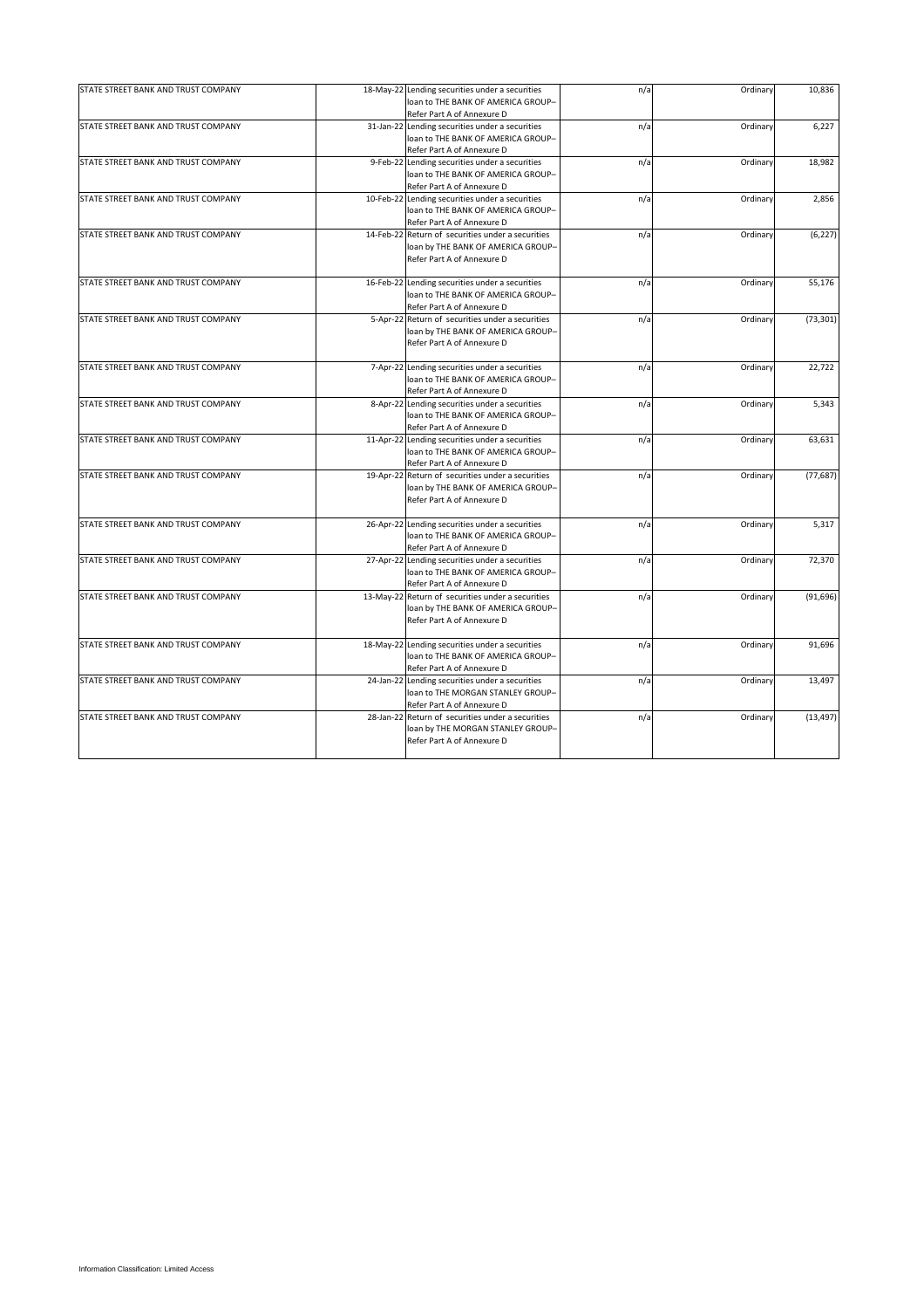| | | | | | |
|---|---|---|---|---|---|
| STATE STREET BANK AND TRUST COMPANY | 18-May-22 | Lending securities under a securities loan to THE BANK OF AMERICA GROUP– Refer Part A of Annexure D | n/a | Ordinary | 10,836 |
| STATE STREET BANK AND TRUST COMPANY | 31-Jan-22 | Lending securities under a securities loan to THE BANK OF AMERICA GROUP– Refer Part A of Annexure D | n/a | Ordinary | 6,227 |
| STATE STREET BANK AND TRUST COMPANY | 9-Feb-22 | Lending securities under a securities loan to THE BANK OF AMERICA GROUP– Refer Part A of Annexure D | n/a | Ordinary | 18,982 |
| STATE STREET BANK AND TRUST COMPANY | 10-Feb-22 | Lending securities under a securities loan to THE BANK OF AMERICA GROUP– Refer Part A of Annexure D | n/a | Ordinary | 2,856 |
| STATE STREET BANK AND TRUST COMPANY | 14-Feb-22 | Return of securities under a securities loan by THE BANK OF AMERICA GROUP– Refer Part A of Annexure D | n/a | Ordinary | (6,227) |
| STATE STREET BANK AND TRUST COMPANY | 16-Feb-22 | Lending securities under a securities loan to THE BANK OF AMERICA GROUP– Refer Part A of Annexure D | n/a | Ordinary | 55,176 |
| STATE STREET BANK AND TRUST COMPANY | 5-Apr-22 | Return of securities under a securities loan by THE BANK OF AMERICA GROUP– Refer Part A of Annexure D | n/a | Ordinary | (73,301) |
| STATE STREET BANK AND TRUST COMPANY | 7-Apr-22 | Lending securities under a securities loan to THE BANK OF AMERICA GROUP– Refer Part A of Annexure D | n/a | Ordinary | 22,722 |
| STATE STREET BANK AND TRUST COMPANY | 8-Apr-22 | Lending securities under a securities loan to THE BANK OF AMERICA GROUP– Refer Part A of Annexure D | n/a | Ordinary | 5,343 |
| STATE STREET BANK AND TRUST COMPANY | 11-Apr-22 | Lending securities under a securities loan to THE BANK OF AMERICA GROUP– Refer Part A of Annexure D | n/a | Ordinary | 63,631 |
| STATE STREET BANK AND TRUST COMPANY | 19-Apr-22 | Return of securities under a securities loan by THE BANK OF AMERICA GROUP– Refer Part A of Annexure D | n/a | Ordinary | (77,687) |
| STATE STREET BANK AND TRUST COMPANY | 26-Apr-22 | Lending securities under a securities loan to THE BANK OF AMERICA GROUP– Refer Part A of Annexure D | n/a | Ordinary | 5,317 |
| STATE STREET BANK AND TRUST COMPANY | 27-Apr-22 | Lending securities under a securities loan to THE BANK OF AMERICA GROUP– Refer Part A of Annexure D | n/a | Ordinary | 72,370 |
| STATE STREET BANK AND TRUST COMPANY | 13-May-22 | Return of securities under a securities loan by THE BANK OF AMERICA GROUP– Refer Part A of Annexure D | n/a | Ordinary | (91,696) |
| STATE STREET BANK AND TRUST COMPANY | 18-May-22 | Lending securities under a securities loan to THE BANK OF AMERICA GROUP– Refer Part A of Annexure D | n/a | Ordinary | 91,696 |
| STATE STREET BANK AND TRUST COMPANY | 24-Jan-22 | Lending securities under a securities loan to THE MORGAN STANLEY GROUP– Refer Part A of Annexure D | n/a | Ordinary | 13,497 |
| STATE STREET BANK AND TRUST COMPANY | 28-Jan-22 | Return of securities under a securities loan by THE MORGAN STANLEY GROUP– Refer Part A of Annexure D | n/a | Ordinary | (13,497) |

Information Classification: Limited Access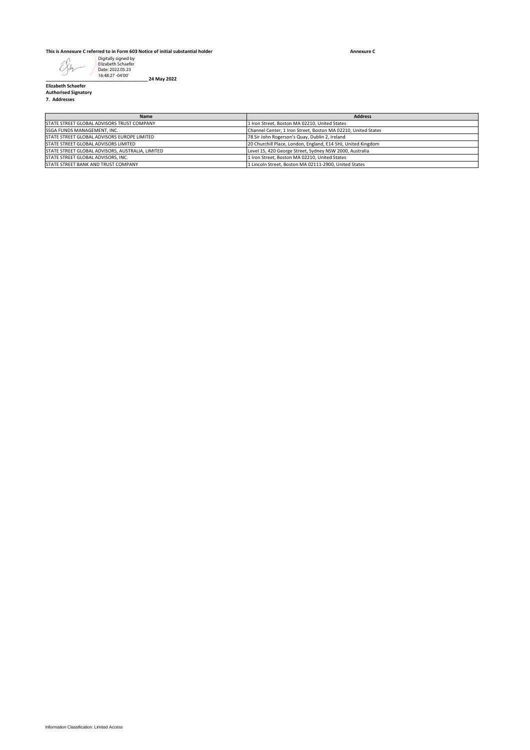**This is Annexure C referred to in Form 603 Notice of initial substantial holder** **Annexure C**

Digitally signed by Elizabeth Schaefer
Date: 2022.05.23 16:48:27 -04'00'

\_\_\_\_\_\_\_\_\_\_\_\_\_\_\_\_\_\_\_\_\_\_\_\_\_\_\_\_\_\_\_\_\_\_\_\_\_\_\_\_ **24 May 2022**

**Elizabeth Schaefer**
**Authorised Signatory**
**7. Addresses**

| Name | Address |
|---|---|
| STATE STREET GLOBAL ADVISORS TRUST COMPANY | 1 Iron Street, Boston MA 02210, United States |
| SSGA FUNDS MANAGEMENT, INC. | Channel Center, 1 Iron Street, Boston MA 02210, United States |
| STATE STREET GLOBAL ADVISORS EUROPE LIMITED | 78 Sir John Rogerson's Quay, Dublin 2, Ireland |
| STATE STREET GLOBAL ADVISORS LIMITED | 20 Churchill Place, London, England, E14 5HJ, United Kingdom |
| STATE STREET GLOBAL ADVISORS, AUSTRALIA, LIMITED | Level 15, 420 George Street, Sydney NSW 2000, Australia |
| STATE STREET GLOBAL ADVISORS, INC. | 1 Iron Street, Boston MA 02210, United States |
| STATE STREET BANK AND TRUST COMPANY | 1 Lincoln Street, Boston MA 02111-2900, United States |

Information Classification: Limited Access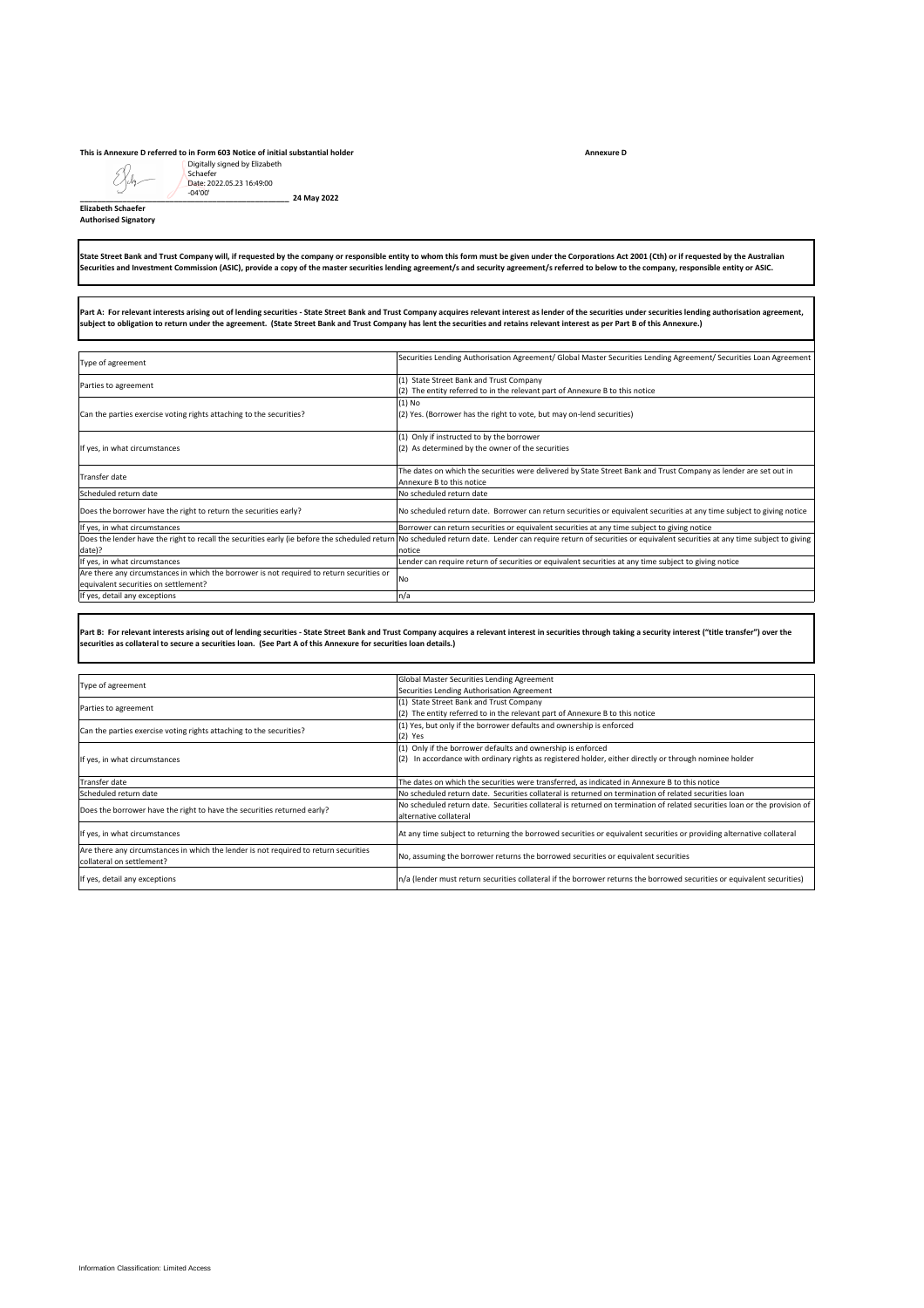**This is Annexure D referred to in Form 603 Notice of initial substantial holder** **Annexure D**

Digitally signed by Elizabeth Schaefer
Date: 2022.05.23 16:49:00 -04'00'

_______________________________ **24 May 2022**

**Elizabeth Schaefer**
**Authorised Signatory**

**State Street Bank and Trust Company will, if requested by the company or responsible entity to whom this form must be given under the Corporations Act 2001 (Cth) or if requested by the Australian Securities and Investment Commission (ASIC), provide a copy of the master securities lending agreement/s and security agreement/s referred to below to the company, responsible entity or ASIC.**

**Part A: For relevant interests arising out of lending securities - State Street Bank and Trust Company acquires relevant interest as lender of the securities under securities lending authorisation agreement, subject to obligation to return under the agreement. (State Street Bank and Trust Company has lent the securities and retains relevant interest as per Part B of this Annexure.)**

| | |
|---|---|
| Type of agreement | Securities Lending Authorisation Agreement/ Global Master Securities Lending Agreement/ Securities Loan Agreement |
| Parties to agreement | (1) State Street Bank and Trust Company<br>(2) The entity referred to in the relevant part of Annexure B to this notice |
| Can the parties exercise voting rights attaching to the securities? | (1) No<br>(2) Yes. (Borrower has the right to vote, but may on-lend securities) |
| If yes, in what circumstances | (1) Only if instructed to by the borrower<br>(2) As determined by the owner of the securities |
| Transfer date | The dates on which the securities were delivered by State Street Bank and Trust Company as lender are set out in Annexure B to this notice |
| Scheduled return date | No scheduled return date |
| Does the borrower have the right to return the securities early? | No scheduled return date. Borrower can return securities or equivalent securities at any time subject to giving notice |
| If yes, in what circumstances | Borrower can return securities or equivalent securities at any time subject to giving notice |
| Does the lender have the right to recall the securities early (ie before the scheduled return date)? | No scheduled return date. Lender can require return of securities or equivalent securities at any time subject to giving notice |
| If yes, in what circumstances | Lender can require return of securities or equivalent securities at any time subject to giving notice |
| Are there any circumstances in which the borrower is not required to return securities or equivalent securities on settlement? | No |
| If yes, detail any exceptions | n/a |

**Part B: For relevant interests arising out of lending securities - State Street Bank and Trust Company acquires a relevant interest in securities through taking a security interest ("title transfer") over the securities as collateral to secure a securities loan. (See Part A of this Annexure for securities loan details.)**

| | |
|---|---|
| Type of agreement | Global Master Securities Lending Agreement<br>Securities Lending Authorisation Agreement |
| Parties to agreement | (1) State Street Bank and Trust Company<br>(2) The entity referred to in the relevant part of Annexure B to this notice |
| Can the parties exercise voting rights attaching to the securities? | (1) Yes, but only if the borrower defaults and ownership is enforced<br>(2) Yes |
| If yes, in what circumstances | (1) Only if the borrower defaults and ownership is enforced<br>(2) In accordance with ordinary rights as registered holder, either directly or through nominee holder |
| Transfer date | The dates on which the securities were transferred, as indicated in Annexure B to this notice |
| Scheduled return date | No scheduled return date. Securities collateral is returned on termination of related securities loan |
| Does the borrower have the right to have the securities returned early? | No scheduled return date. Securities collateral is returned on termination of related securities loan or the provision of alternative collateral |
| If yes, in what circumstances | At any time subject to returning the borrowed securities or equivalent securities or providing alternative collateral |
| Are there any circumstances in which the lender is not required to return securities collateral on settlement? | No, assuming the borrower returns the borrowed securities or equivalent securities |
| If yes, detail any exceptions | n/a (lender must return securities collateral if the borrower returns the borrowed securities or equivalent securities) |

Information Classification: Limited Access